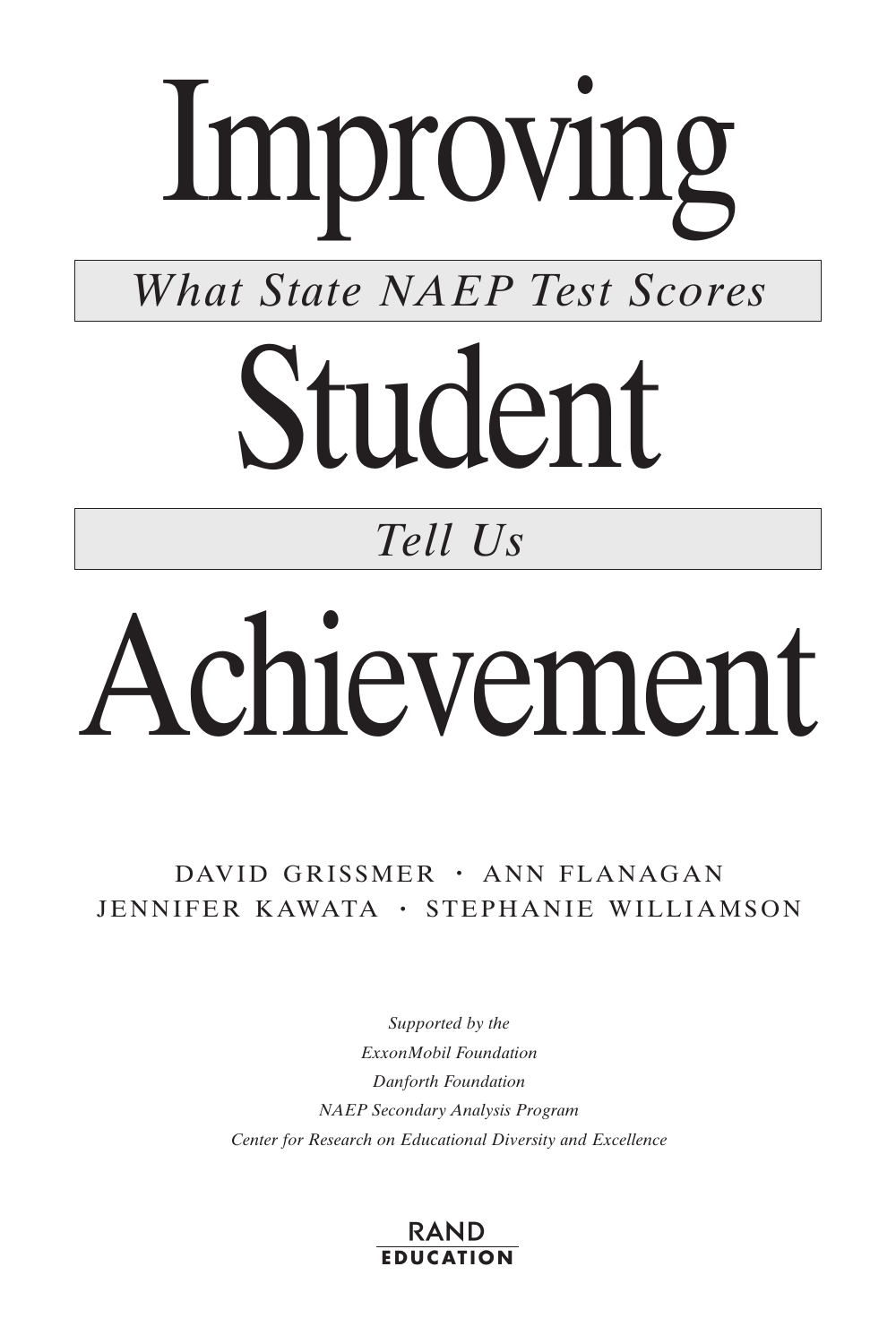# Improving Student Achievement

*What State NAEP Test Scores Tell Us*

DAVID GRISSMER · ANN FLANAGAN
JENNIFER KAWATA · STEPHANIE WILLIAMSON

*Supported by the*
*ExxonMobil Foundation*
*Danforth Foundation*
*NAEP Secondary Analysis Program*
*Center for Research on Educational Diversity and Excellence*

RAND
EDUCATION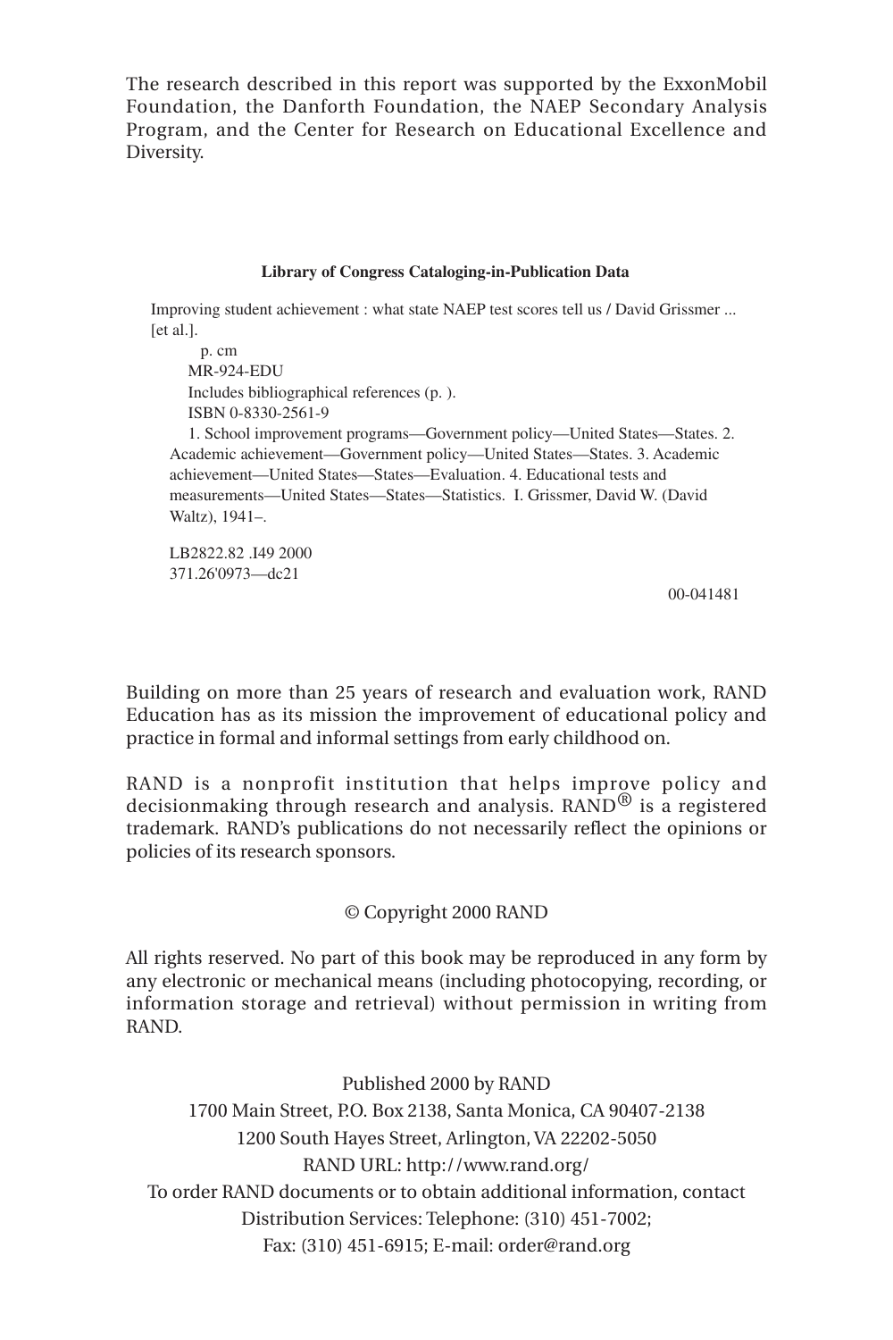The research described in this report was supported by the ExxonMobil Foundation, the Danforth Foundation, the NAEP Secondary Analysis Program, and the Center for Research on Educational Excellence and Diversity.

**Library of Congress Cataloging-in-Publication Data**

Improving student achievement : what state NAEP test scores tell us / David Grissmer ... [et al.].

p. cm

MR-924-EDU

Includes bibliographical references (p. ).

ISBN 0-8330-2561-9

1. School improvement programs—Government policy—United States—States. 2. Academic achievement—Government policy—United States—States. 3. Academic achievement—United States—States—Evaluation. 4. Educational tests and measurements—United States—States—Statistics. I. Grissmer, David W. (David Waltz), 1941–.

LB2822.82 .I49 2000
371.26'0973—dc21

00-041481

Building on more than 25 years of research and evaluation work, RAND Education has as its mission the improvement of educational policy and practice in formal and informal settings from early childhood on.

RAND is a nonprofit institution that helps improve policy and decisionmaking through research and analysis. RAND® is a registered trademark. RAND's publications do not necessarily reflect the opinions or policies of its research sponsors.

© Copyright 2000 RAND

All rights reserved. No part of this book may be reproduced in any form by any electronic or mechanical means (including photocopying, recording, or information storage and retrieval) without permission in writing from RAND.

Published 2000 by RAND
1700 Main Street, P.O. Box 2138, Santa Monica, CA 90407-2138
1200 South Hayes Street, Arlington, VA 22202-5050
RAND URL: http://www.rand.org/
To order RAND documents or to obtain additional information, contact
Distribution Services: Telephone: (310) 451-7002;
Fax: (310) 451-6915; E-mail: order@rand.org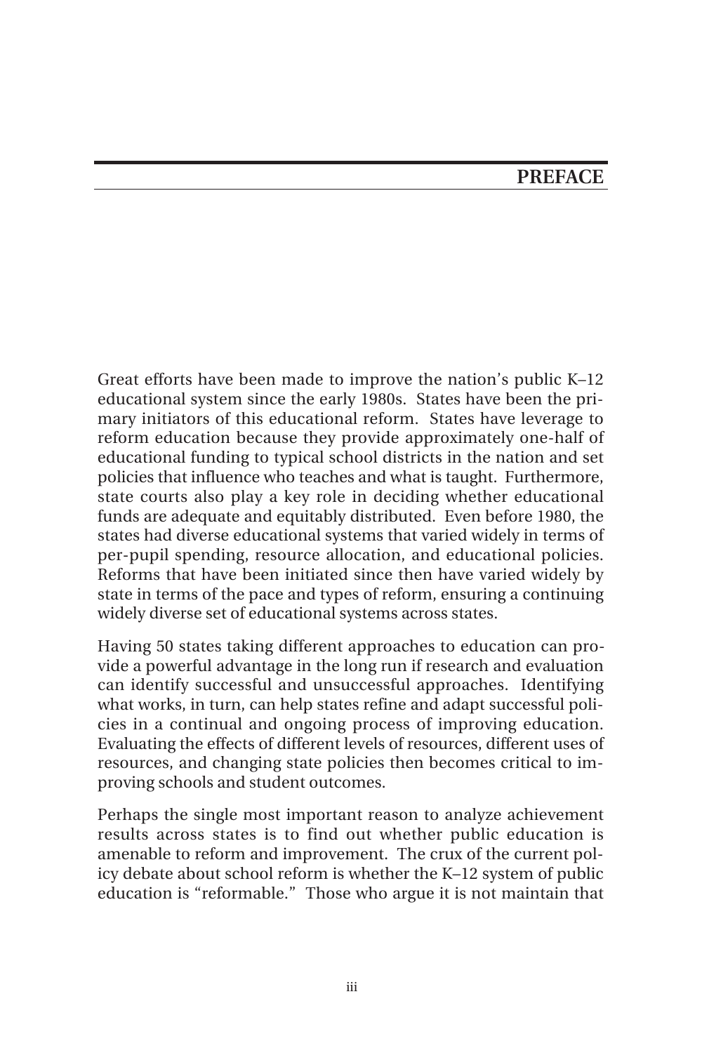# PREFACE

Great efforts have been made to improve the nation's public K–12 educational system since the early 1980s. States have been the primary initiators of this educational reform. States have leverage to reform education because they provide approximately one-half of educational funding to typical school districts in the nation and set policies that influence who teaches and what is taught. Furthermore, state courts also play a key role in deciding whether educational funds are adequate and equitably distributed. Even before 1980, the states had diverse educational systems that varied widely in terms of per-pupil spending, resource allocation, and educational policies. Reforms that have been initiated since then have varied widely by state in terms of the pace and types of reform, ensuring a continuing widely diverse set of educational systems across states.

Having 50 states taking different approaches to education can provide a powerful advantage in the long run if research and evaluation can identify successful and unsuccessful approaches. Identifying what works, in turn, can help states refine and adapt successful policies in a continual and ongoing process of improving education. Evaluating the effects of different levels of resources, different uses of resources, and changing state policies then becomes critical to improving schools and student outcomes.

Perhaps the single most important reason to analyze achievement results across states is to find out whether public education is amenable to reform and improvement. The crux of the current policy debate about school reform is whether the K–12 system of public education is "reformable." Those who argue it is not maintain that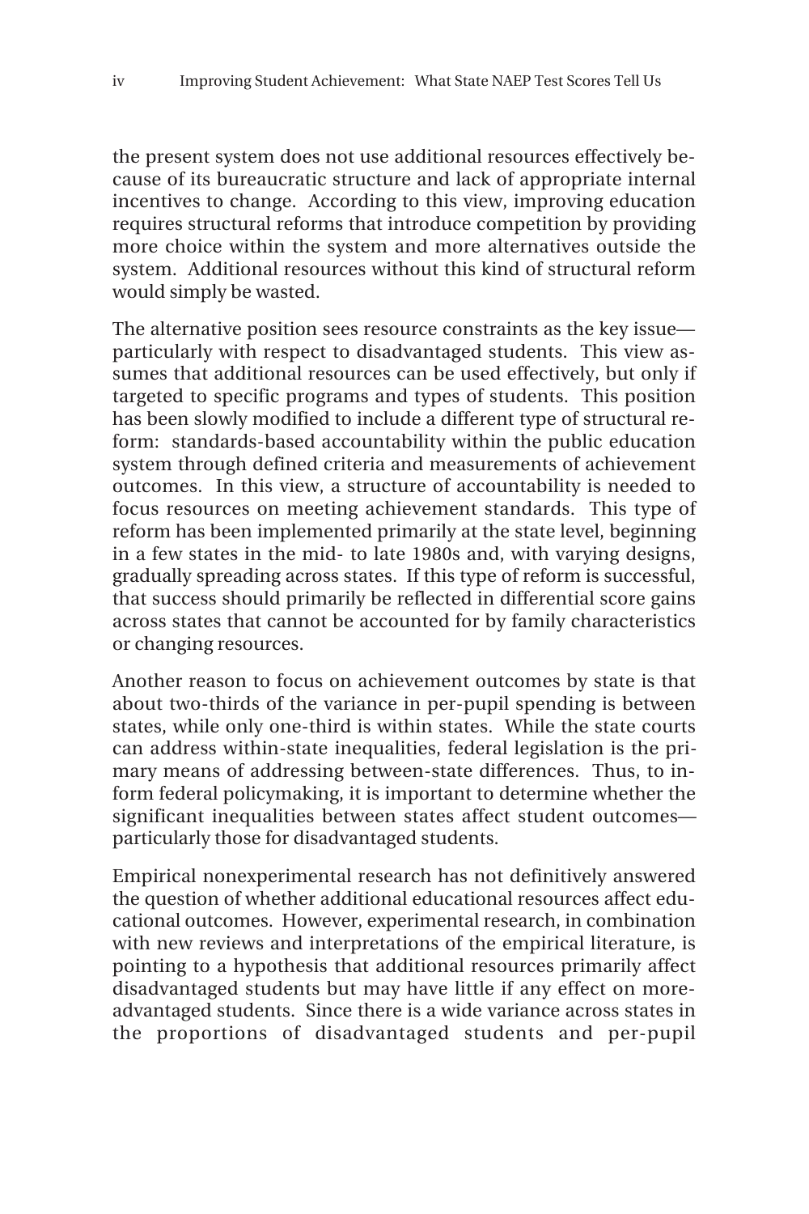the present system does not use additional resources effectively because of its bureaucratic structure and lack of appropriate internal incentives to change. According to this view, improving education requires structural reforms that introduce competition by providing more choice within the system and more alternatives outside the system. Additional resources without this kind of structural reform would simply be wasted.

The alternative position sees resource constraints as the key issue—particularly with respect to disadvantaged students. This view assumes that additional resources can be used effectively, but only if targeted to specific programs and types of students. This position has been slowly modified to include a different type of structural reform: standards-based accountability within the public education system through defined criteria and measurements of achievement outcomes. In this view, a structure of accountability is needed to focus resources on meeting achievement standards. This type of reform has been implemented primarily at the state level, beginning in a few states in the mid- to late 1980s and, with varying designs, gradually spreading across states. If this type of reform is successful, that success should primarily be reflected in differential score gains across states that cannot be accounted for by family characteristics or changing resources.

Another reason to focus on achievement outcomes by state is that about two-thirds of the variance in per-pupil spending is between states, while only one-third is within states. While the state courts can address within-state inequalities, federal legislation is the primary means of addressing between-state differences. Thus, to inform federal policymaking, it is important to determine whether the significant inequalities between states affect student outcomes—particularly those for disadvantaged students.

Empirical nonexperimental research has not definitively answered the question of whether additional educational resources affect educational outcomes. However, experimental research, in combination with new reviews and interpretations of the empirical literature, is pointing to a hypothesis that additional resources primarily affect disadvantaged students but may have little if any effect on more-advantaged students. Since there is a wide variance across states in the proportions of disadvantaged students and per-pupil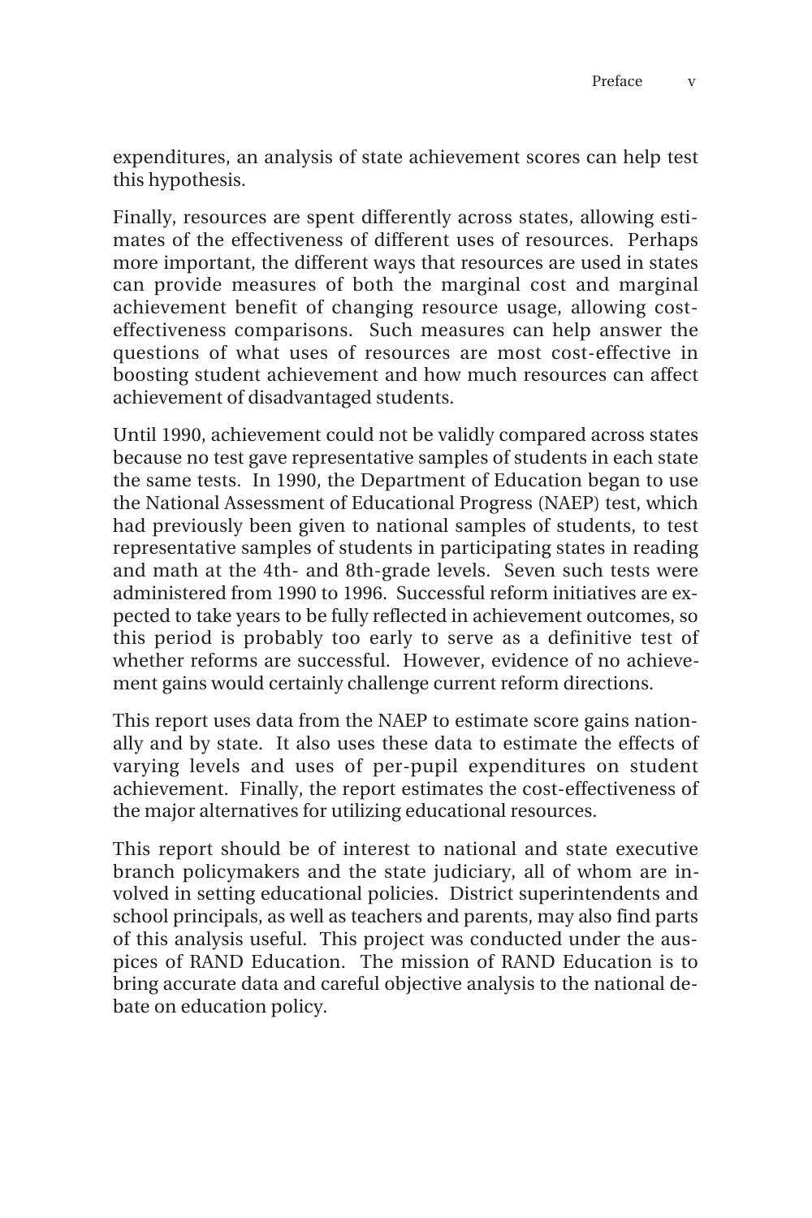expenditures, an analysis of state achievement scores can help test this hypothesis.

Finally, resources are spent differently across states, allowing estimates of the effectiveness of different uses of resources. Perhaps more important, the different ways that resources are used in states can provide measures of both the marginal cost and marginal achievement benefit of changing resource usage, allowing cost-effectiveness comparisons. Such measures can help answer the questions of what uses of resources are most cost-effective in boosting student achievement and how much resources can affect achievement of disadvantaged students.

Until 1990, achievement could not be validly compared across states because no test gave representative samples of students in each state the same tests. In 1990, the Department of Education began to use the National Assessment of Educational Progress (NAEP) test, which had previously been given to national samples of students, to test representative samples of students in participating states in reading and math at the 4th- and 8th-grade levels. Seven such tests were administered from 1990 to 1996. Successful reform initiatives are expected to take years to be fully reflected in achievement outcomes, so this period is probably too early to serve as a definitive test of whether reforms are successful. However, evidence of no achievement gains would certainly challenge current reform directions.

This report uses data from the NAEP to estimate score gains nationally and by state. It also uses these data to estimate the effects of varying levels and uses of per-pupil expenditures on student achievement. Finally, the report estimates the cost-effectiveness of the major alternatives for utilizing educational resources.

This report should be of interest to national and state executive branch policymakers and the state judiciary, all of whom are involved in setting educational policies. District superintendents and school principals, as well as teachers and parents, may also find parts of this analysis useful. This project was conducted under the auspices of RAND Education. The mission of RAND Education is to bring accurate data and careful objective analysis to the national debate on education policy.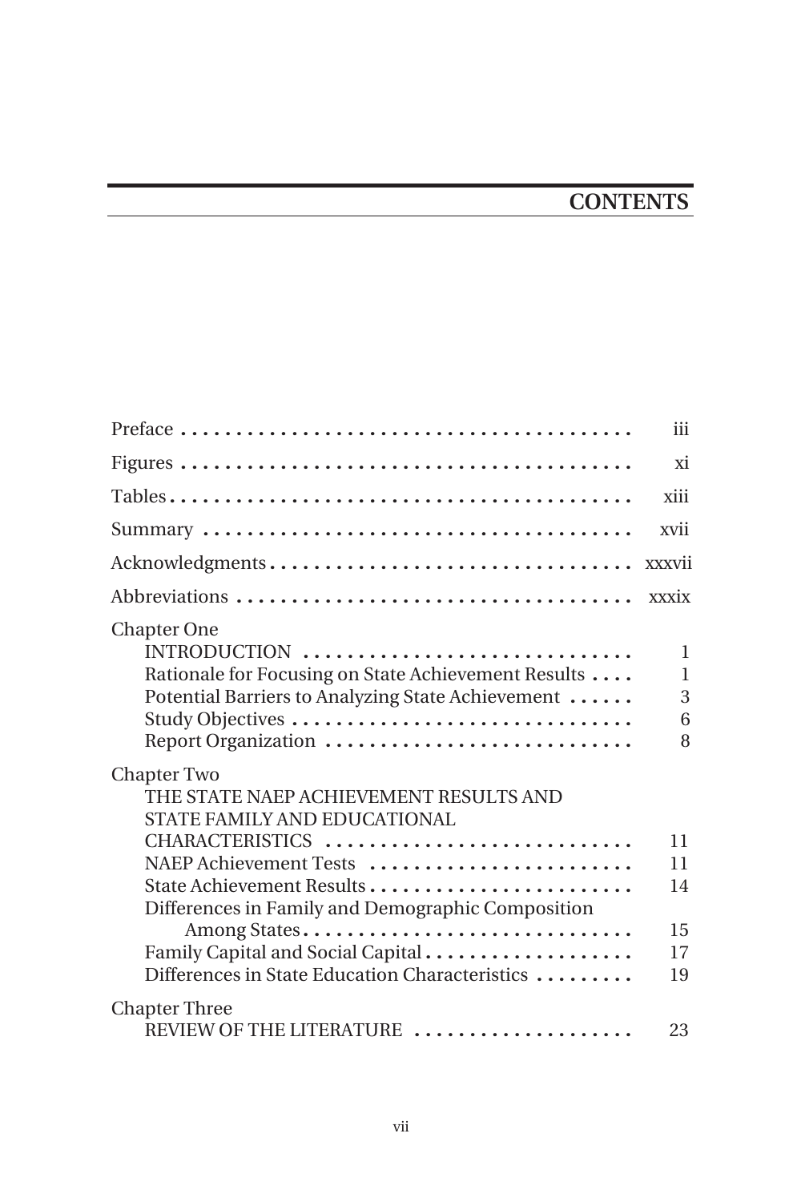# CONTENTS

| | |
|---|---|
| Preface | iii |
| Figures | xi |
| Tables | xiii |
| Summary | xvii |
| Acknowledgments | xxxvii |
| Abbreviations | xxxix |
| Chapter One | |
| INTRODUCTION | 1 |
| Rationale for Focusing on State Achievement Results | 1 |
| Potential Barriers to Analyzing State Achievement | 3 |
| Study Objectives | 6 |
| Report Organization | 8 |
| Chapter Two | |
| THE STATE NAEP ACHIEVEMENT RESULTS AND STATE FAMILY AND EDUCATIONAL CHARACTERISTICS | 11 |
| NAEP Achievement Tests | 11 |
| State Achievement Results | 14 |
| Differences in Family and Demographic Composition Among States | 15 |
| Family Capital and Social Capital | 17 |
| Differences in State Education Characteristics | 19 |
| Chapter Three | |
| REVIEW OF THE LITERATURE | 23 |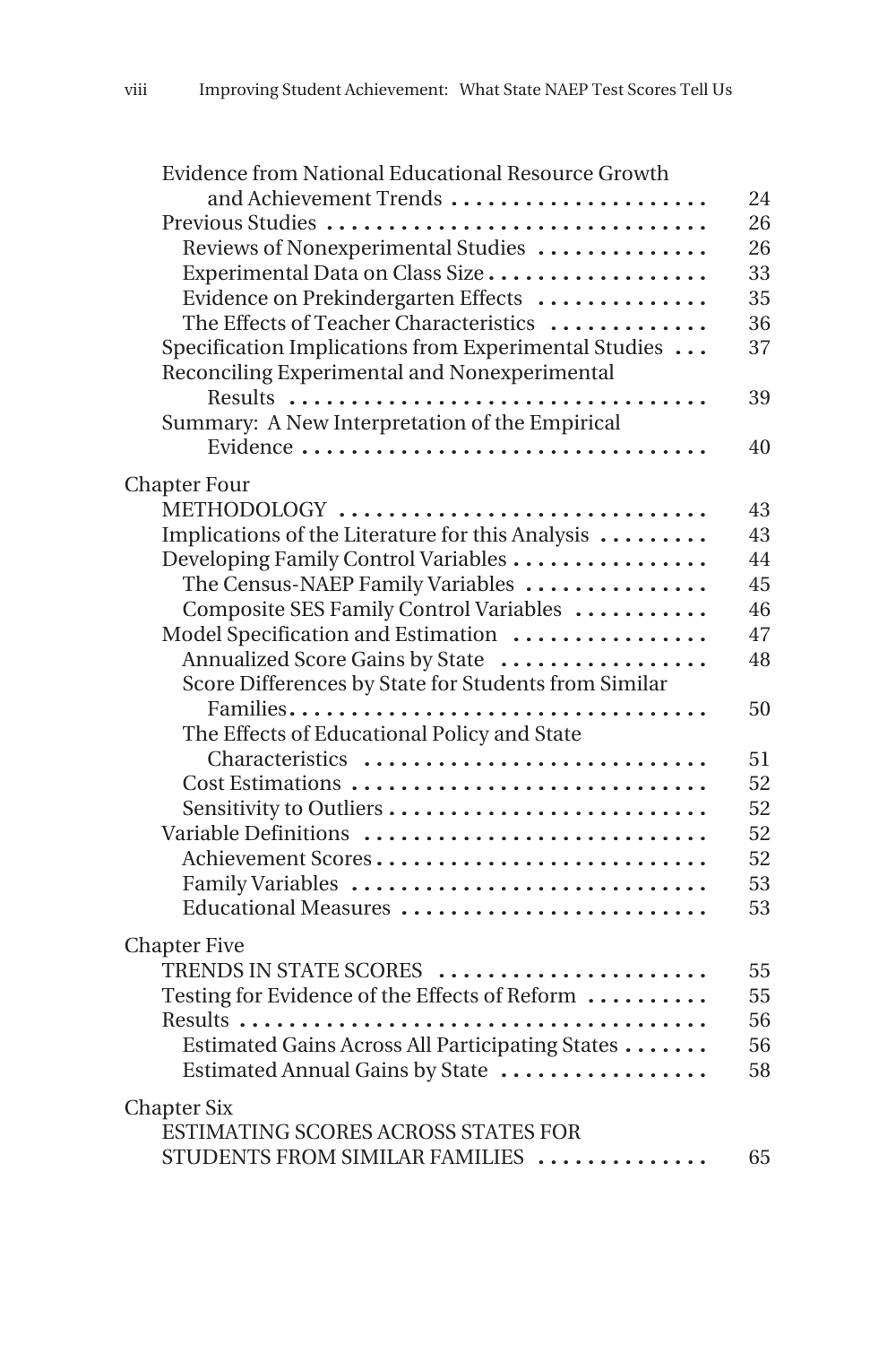Evidence from National Educational Resource Growth and Achievement Trends ..................... 24
Previous Studies ............................... 26
  Reviews of Nonexperimental Studies .............. 26
  Experimental Data on Class Size .................. 33
  Evidence on Prekindergarten Effects .............. 35
  The Effects of Teacher Characteristics ............. 36
Specification Implications from Experimental Studies ... 37
Reconciling Experimental and Nonexperimental Results ................................... 39
Summary: A New Interpretation of the Empirical Evidence .................................. 40

Chapter Four
METHODOLOGY .............................. 43
Implications of the Literature for this Analysis ......... 43
Developing Family Control Variables ................ 44
  The Census-NAEP Family Variables ............... 45
  Composite SES Family Control Variables ........... 46
Model Specification and Estimation ................ 47
  Annualized Score Gains by State ................. 48
  Score Differences by State for Students from Similar Families.................................. 50
  The Effects of Educational Policy and State Characteristics ............................ 51
  Cost Estimations ............................ 52
  Sensitivity to Outliers .......................... 52
Variable Definitions ............................ 52
  Achievement Scores ........................... 52
  Family Variables ............................ 53
  Educational Measures ......................... 53

Chapter Five
TRENDS IN STATE SCORES ...................... 55
Testing for Evidence of the Effects of Reform .......... 55
Results ....................................... 56
  Estimated Gains Across All Participating States ....... 56
  Estimated Annual Gains by State ................. 58

Chapter Six
ESTIMATING SCORES ACROSS STATES FOR STUDENTS FROM SIMILAR FAMILIES .............. 65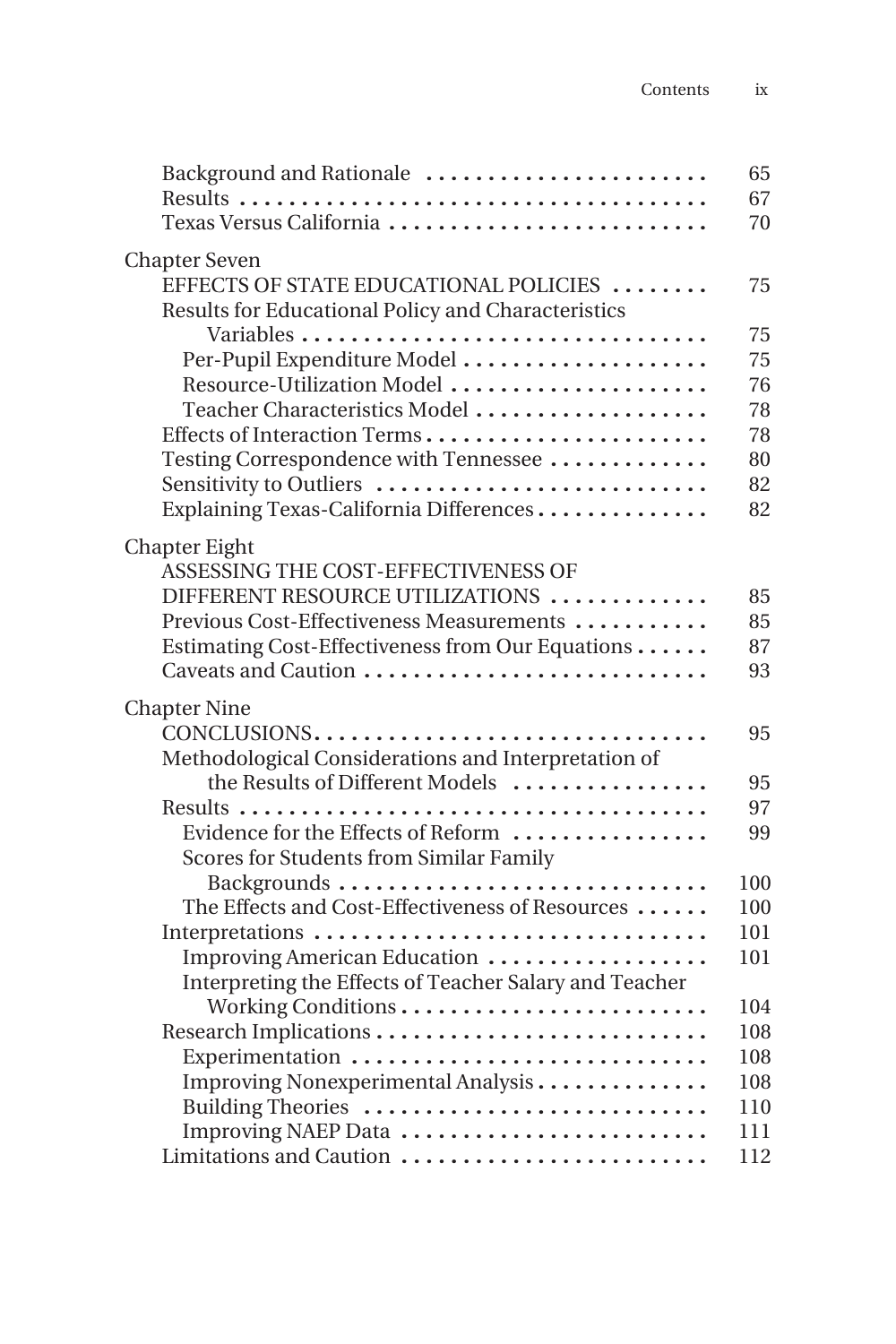| | |
|---|---|
| Background and Rationale | 65 |
| Results | 67 |
| Texas Versus California | 70 |
| **Chapter Seven** | |
| EFFECTS OF STATE EDUCATIONAL POLICIES | 75 |
| Results for Educational Policy and Characteristics Variables | 75 |
| Per-Pupil Expenditure Model | 75 |
| Resource-Utilization Model | 76 |
| Teacher Characteristics Model | 78 |
| Effects of Interaction Terms | 78 |
| Testing Correspondence with Tennessee | 80 |
| Sensitivity to Outliers | 82 |
| Explaining Texas-California Differences | 82 |
| **Chapter Eight** | |
| ASSESSING THE COST-EFFECTIVENESS OF DIFFERENT RESOURCE UTILIZATIONS | 85 |
| Previous Cost-Effectiveness Measurements | 85 |
| Estimating Cost-Effectiveness from Our Equations | 87 |
| Caveats and Caution | 93 |
| **Chapter Nine** | |
| CONCLUSIONS | 95 |
| Methodological Considerations and Interpretation of the Results of Different Models | 95 |
| Results | 97 |
| Evidence for the Effects of Reform | 99 |
| Scores for Students from Similar Family Backgrounds | 100 |
| The Effects and Cost-Effectiveness of Resources | 100 |
| Interpretations | 101 |
| Improving American Education | 101 |
| Interpreting the Effects of Teacher Salary and Teacher Working Conditions | 104 |
| Research Implications | 108 |
| Experimentation | 108 |
| Improving Nonexperimental Analysis | 108 |
| Building Theories | 110 |
| Improving NAEP Data | 111 |
| Limitations and Caution | 112 |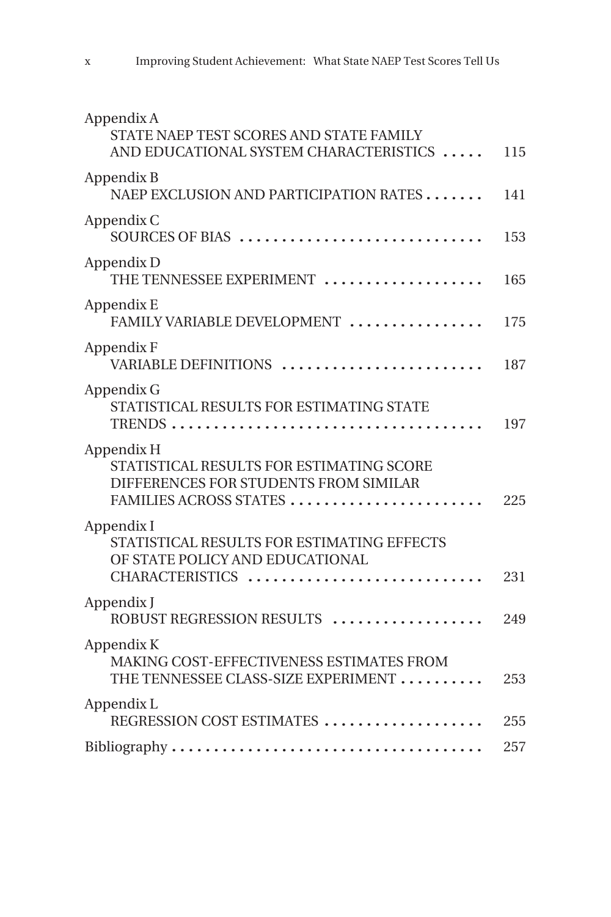Appendix A
STATE NAEP TEST SCORES AND STATE FAMILY AND EDUCATIONAL SYSTEM CHARACTERISTICS ..... 115

Appendix B
NAEP EXCLUSION AND PARTICIPATION RATES ....... 141

Appendix C
SOURCES OF BIAS ............................ 153

Appendix D
THE TENNESSEE EXPERIMENT ................... 165

Appendix E
FAMILY VARIABLE DEVELOPMENT ................ 175

Appendix F
VARIABLE DEFINITIONS ........................ 187

Appendix G
STATISTICAL RESULTS FOR ESTIMATING STATE TRENDS ..................................... 197

Appendix H
STATISTICAL RESULTS FOR ESTIMATING SCORE DIFFERENCES FOR STUDENTS FROM SIMILAR FAMILIES ACROSS STATES ....................... 225

Appendix I
STATISTICAL RESULTS FOR ESTIMATING EFFECTS OF STATE POLICY AND EDUCATIONAL CHARACTERISTICS ............................ 231

Appendix J
ROBUST REGRESSION RESULTS .................. 249

Appendix K
MAKING COST-EFFECTIVENESS ESTIMATES FROM THE TENNESSEE CLASS-SIZE EXPERIMENT .......... 253

Appendix L
REGRESSION COST ESTIMATES ................... 255

Bibliography ..................................... 257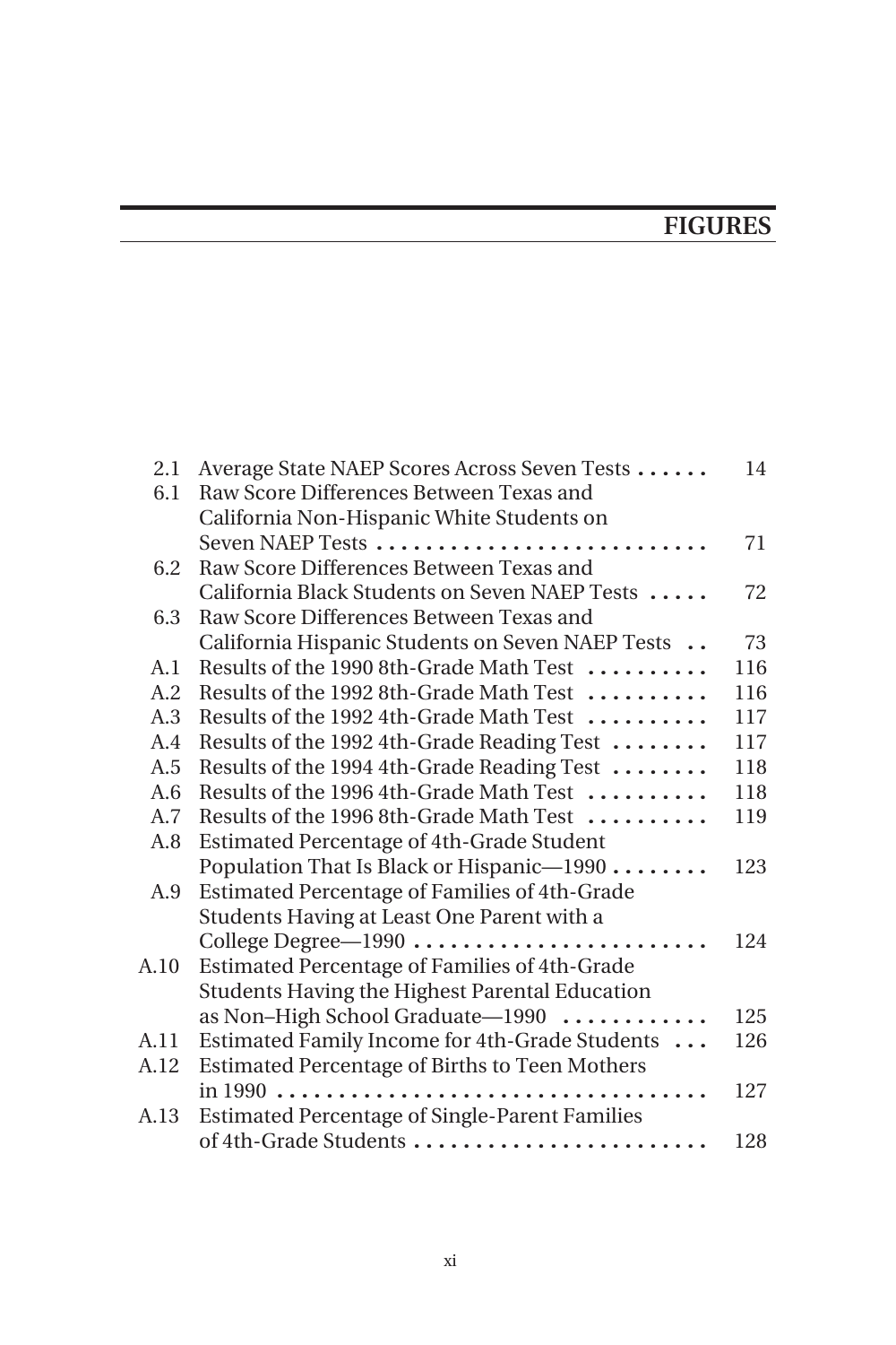# FIGURES

| | | |
|---|---|---|
| 2.1 | Average State NAEP Scores Across Seven Tests | 14 |
| 6.1 | Raw Score Differences Between Texas and California Non-Hispanic White Students on Seven NAEP Tests | 71 |
| 6.2 | Raw Score Differences Between Texas and California Black Students on Seven NAEP Tests | 72 |
| 6.3 | Raw Score Differences Between Texas and California Hispanic Students on Seven NAEP Tests | 73 |
| A.1 | Results of the 1990 8th-Grade Math Test | 116 |
| A.2 | Results of the 1992 8th-Grade Math Test | 116 |
| A.3 | Results of the 1992 4th-Grade Math Test | 117 |
| A.4 | Results of the 1992 4th-Grade Reading Test | 117 |
| A.5 | Results of the 1994 4th-Grade Reading Test | 118 |
| A.6 | Results of the 1996 4th-Grade Math Test | 118 |
| A.7 | Results of the 1996 8th-Grade Math Test | 119 |
| A.8 | Estimated Percentage of 4th-Grade Student Population That Is Black or Hispanic—1990 | 123 |
| A.9 | Estimated Percentage of Families of 4th-Grade Students Having at Least One Parent with a College Degree—1990 | 124 |
| A.10 | Estimated Percentage of Families of 4th-Grade Students Having the Highest Parental Education as Non–High School Graduate—1990 | 125 |
| A.11 | Estimated Family Income for 4th-Grade Students | 126 |
| A.12 | Estimated Percentage of Births to Teen Mothers in 1990 | 127 |
| A.13 | Estimated Percentage of Single-Parent Families of 4th-Grade Students | 128 |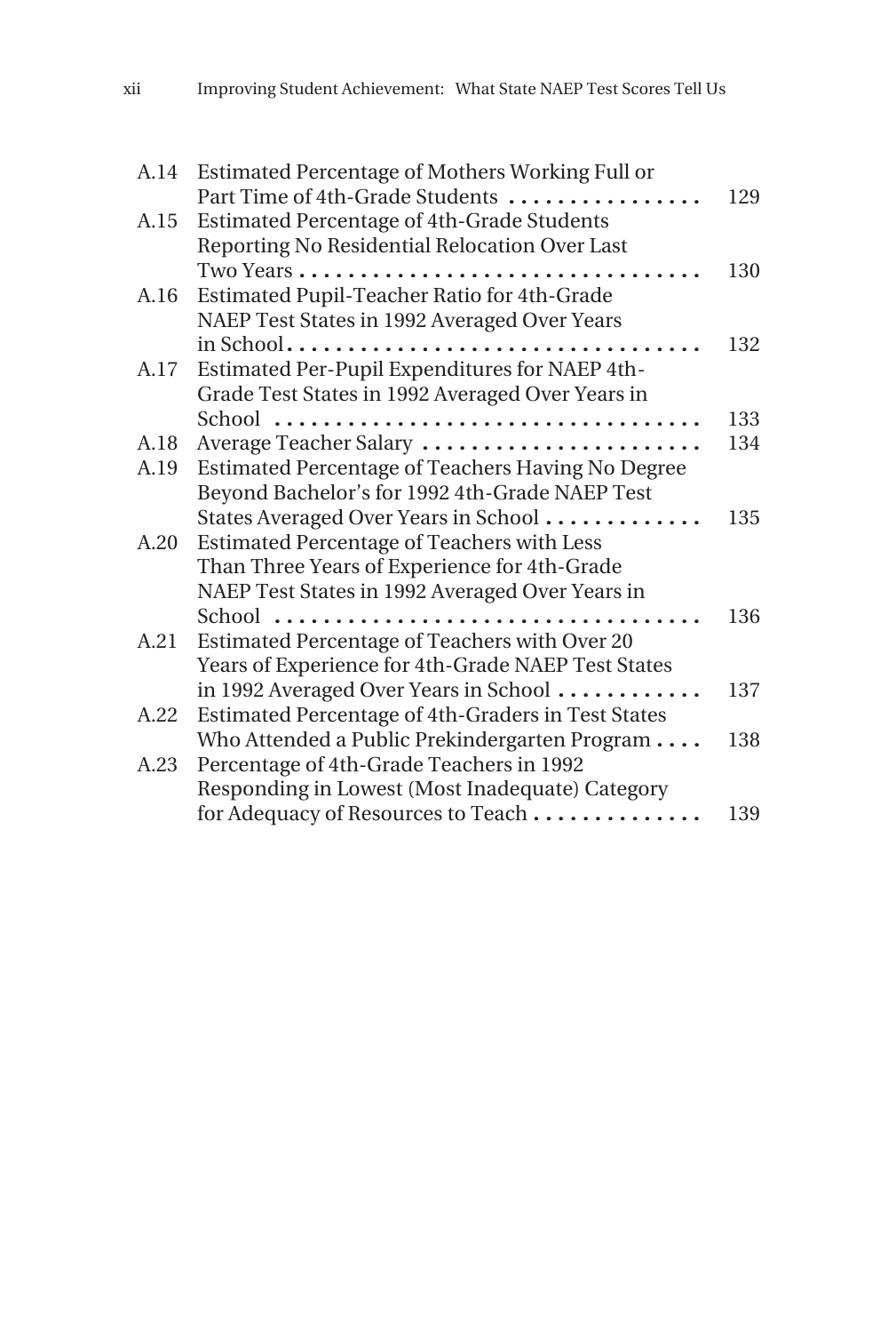| | | |
|---|---|---|
| A.14 | Estimated Percentage of Mothers Working Full or Part Time of 4th-Grade Students | 129 |
| A.15 | Estimated Percentage of 4th-Grade Students Reporting No Residential Relocation Over Last Two Years | 130 |
| A.16 | Estimated Pupil-Teacher Ratio for 4th-Grade NAEP Test States in 1992 Averaged Over Years in School | 132 |
| A.17 | Estimated Per-Pupil Expenditures for NAEP 4th-Grade Test States in 1992 Averaged Over Years in School | 133 |
| A.18 | Average Teacher Salary | 134 |
| A.19 | Estimated Percentage of Teachers Having No Degree Beyond Bachelor's for 1992 4th-Grade NAEP Test States Averaged Over Years in School | 135 |
| A.20 | Estimated Percentage of Teachers with Less Than Three Years of Experience for 4th-Grade NAEP Test States in 1992 Averaged Over Years in School | 136 |
| A.21 | Estimated Percentage of Teachers with Over 20 Years of Experience for 4th-Grade NAEP Test States in 1992 Averaged Over Years in School | 137 |
| A.22 | Estimated Percentage of 4th-Graders in Test States Who Attended a Public Prekindergarten Program | 138 |
| A.23 | Percentage of 4th-Grade Teachers in 1992 Responding in Lowest (Most Inadequate) Category for Adequacy of Resources to Teach | 139 |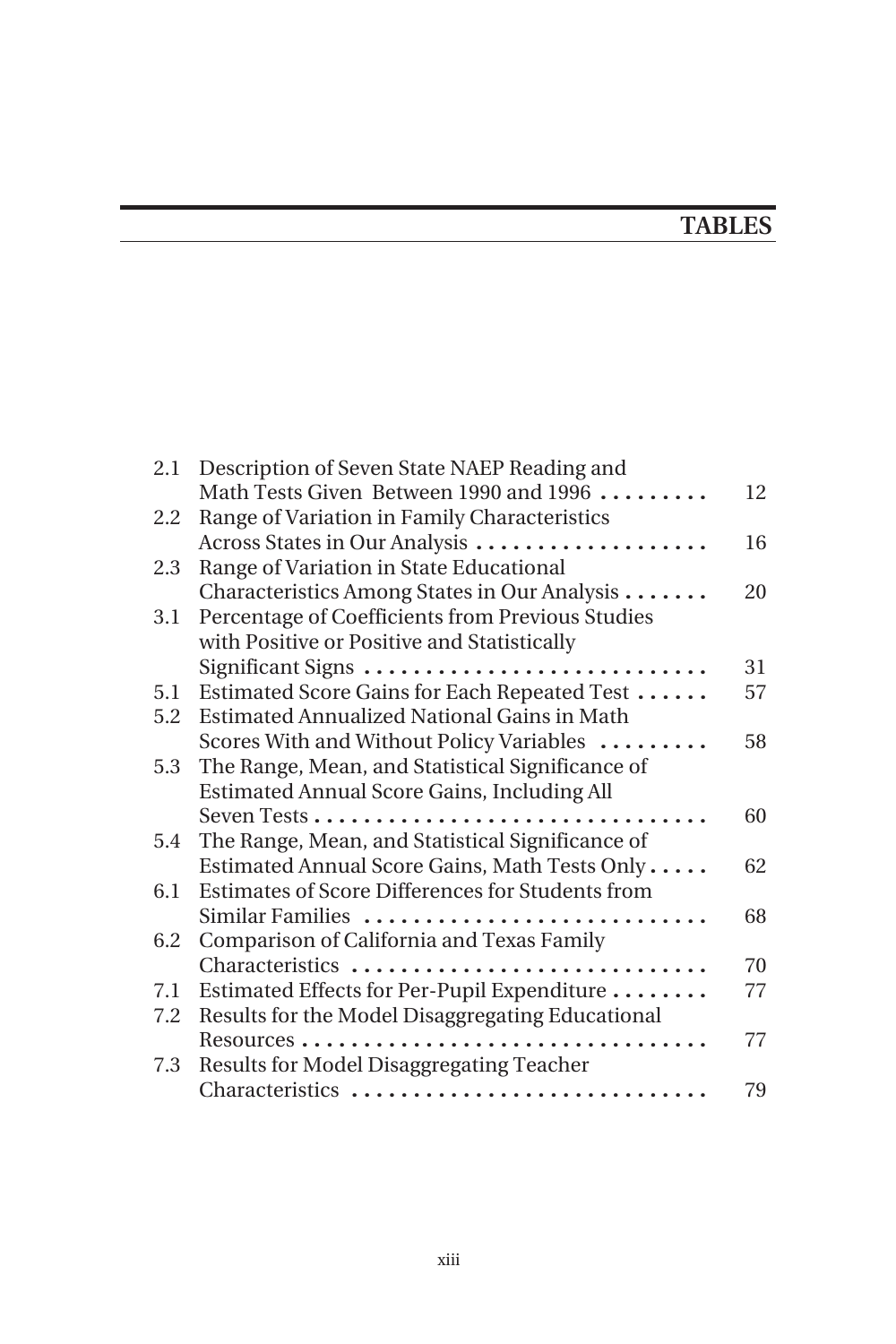# TABLES

| | | |
|---|---|---|
| 2.1 | Description of Seven State NAEP Reading and Math Tests Given Between 1990 and 1996 | 12 |
| 2.2 | Range of Variation in Family Characteristics Across States in Our Analysis | 16 |
| 2.3 | Range of Variation in State Educational Characteristics Among States in Our Analysis | 20 |
| 3.1 | Percentage of Coefficients from Previous Studies with Positive or Positive and Statistically Significant Signs | 31 |
| 5.1 | Estimated Score Gains for Each Repeated Test | 57 |
| 5.2 | Estimated Annualized National Gains in Math Scores With and Without Policy Variables | 58 |
| 5.3 | The Range, Mean, and Statistical Significance of Estimated Annual Score Gains, Including All Seven Tests | 60 |
| 5.4 | The Range, Mean, and Statistical Significance of Estimated Annual Score Gains, Math Tests Only | 62 |
| 6.1 | Estimates of Score Differences for Students from Similar Families | 68 |
| 6.2 | Comparison of California and Texas Family Characteristics | 70 |
| 7.1 | Estimated Effects for Per-Pupil Expenditure | 77 |
| 7.2 | Results for the Model Disaggregating Educational Resources | 77 |
| 7.3 | Results for Model Disaggregating Teacher Characteristics | 79 |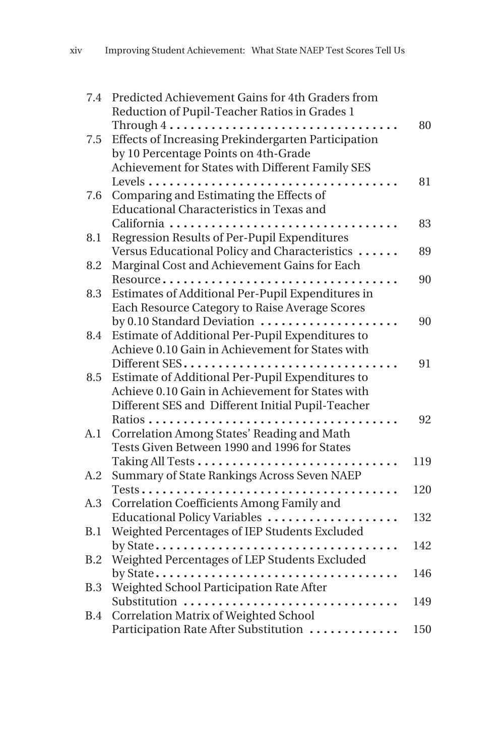| | | |
|---|---|---|
| 7.4 | Predicted Achievement Gains for 4th Graders from Reduction of Pupil-Teacher Ratios in Grades 1 Through 4 | 80 |
| 7.5 | Effects of Increasing Prekindergarten Participation by 10 Percentage Points on 4th-Grade Achievement for States with Different Family SES Levels | 81 |
| 7.6 | Comparing and Estimating the Effects of Educational Characteristics in Texas and California | 83 |
| 8.1 | Regression Results of Per-Pupil Expenditures Versus Educational Policy and Characteristics | 89 |
| 8.2 | Marginal Cost and Achievement Gains for Each Resource | 90 |
| 8.3 | Estimates of Additional Per-Pupil Expenditures in Each Resource Category to Raise Average Scores by 0.10 Standard Deviation | 90 |
| 8.4 | Estimate of Additional Per-Pupil Expenditures to Achieve 0.10 Gain in Achievement for States with Different SES | 91 |
| 8.5 | Estimate of Additional Per-Pupil Expenditures to Achieve 0.10 Gain in Achievement for States with Different SES and Different Initial Pupil-Teacher Ratios | 92 |
| A.1 | Correlation Among States' Reading and Math Tests Given Between 1990 and 1996 for States Taking All Tests | 119 |
| A.2 | Summary of State Rankings Across Seven NAEP Tests | 120 |
| A.3 | Correlation Coefficients Among Family and Educational Policy Variables | 132 |
| B.1 | Weighted Percentages of IEP Students Excluded by State | 142 |
| B.2 | Weighted Percentages of LEP Students Excluded by State | 146 |
| B.3 | Weighted School Participation Rate After Substitution | 149 |
| B.4 | Correlation Matrix of Weighted School Participation Rate After Substitution | 150 |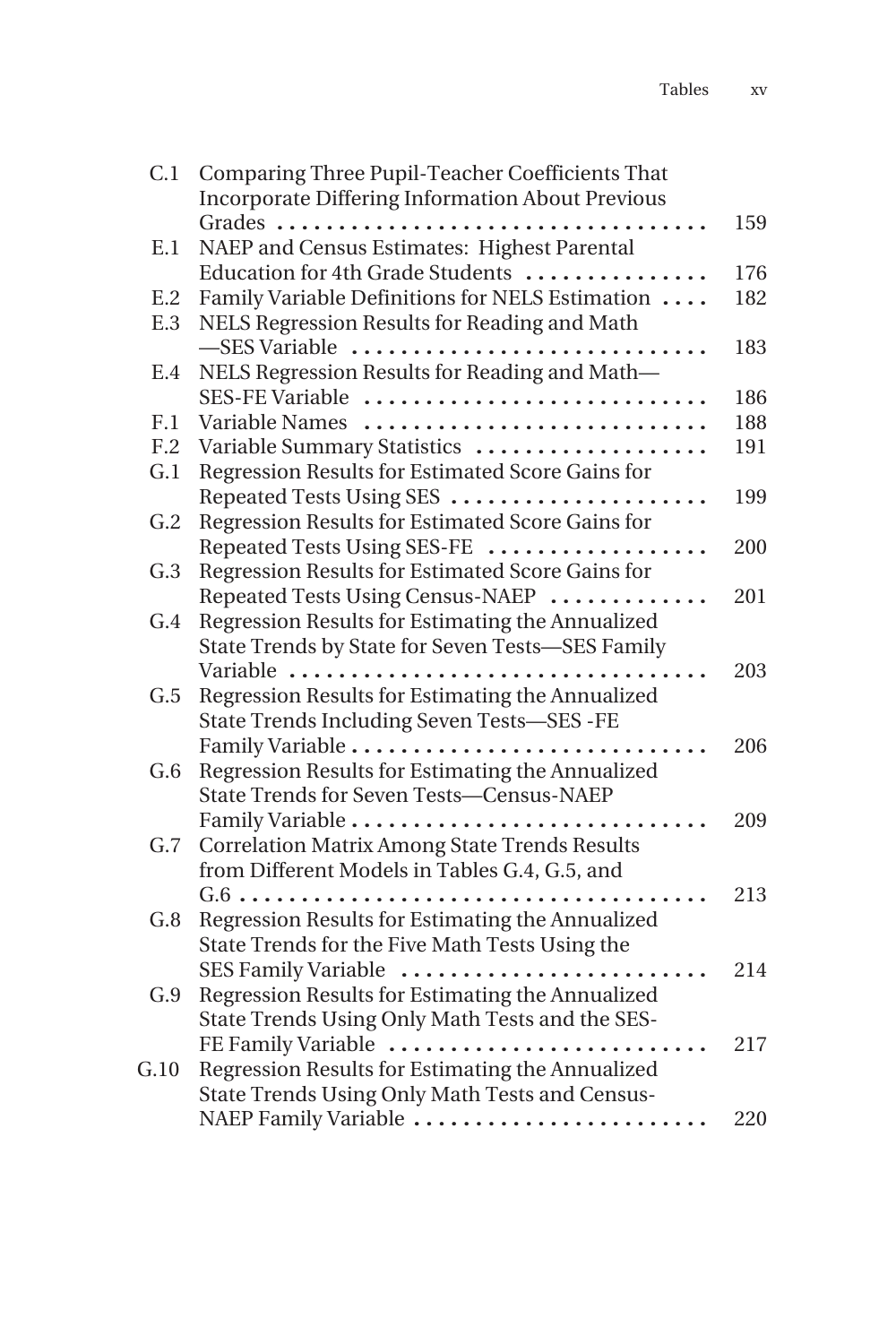| | | |
|---|---|---|
| C.1 | Comparing Three Pupil-Teacher Coefficients That Incorporate Differing Information About Previous Grades | 159 |
| E.1 | NAEP and Census Estimates: Highest Parental Education for 4th Grade Students | 176 |
| E.2 | Family Variable Definitions for NELS Estimation | 182 |
| E.3 | NELS Regression Results for Reading and Math —SES Variable | 183 |
| E.4 | NELS Regression Results for Reading and Math— SES-FE Variable | 186 |
| F.1 | Variable Names | 188 |
| F.2 | Variable Summary Statistics | 191 |
| G.1 | Regression Results for Estimated Score Gains for Repeated Tests Using SES | 199 |
| G.2 | Regression Results for Estimated Score Gains for Repeated Tests Using SES-FE | 200 |
| G.3 | Regression Results for Estimated Score Gains for Repeated Tests Using Census-NAEP | 201 |
| G.4 | Regression Results for Estimating the Annualized State Trends by State for Seven Tests—SES Family Variable | 203 |
| G.5 | Regression Results for Estimating the Annualized State Trends Including Seven Tests—SES -FE Family Variable | 206 |
| G.6 | Regression Results for Estimating the Annualized State Trends for Seven Tests—Census-NAEP Family Variable | 209 |
| G.7 | Correlation Matrix Among State Trends Results from Different Models in Tables G.4, G.5, and G.6 | 213 |
| G.8 | Regression Results for Estimating the Annualized State Trends for the Five Math Tests Using the SES Family Variable | 214 |
| G.9 | Regression Results for Estimating the Annualized State Trends Using Only Math Tests and the SES-FE Family Variable | 217 |
| G.10 | Regression Results for Estimating the Annualized State Trends Using Only Math Tests and Census-NAEP Family Variable | 220 |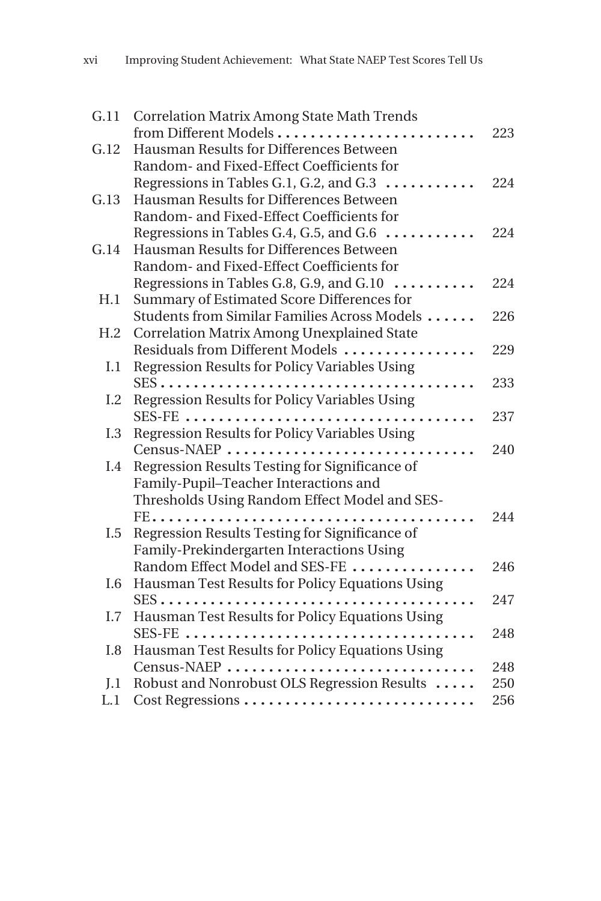| | | |
|---|---|---|
| G.11 | Correlation Matrix Among State Math Trends from Different Models | 223 |
| G.12 | Hausman Results for Differences Between Random- and Fixed-Effect Coefficients for Regressions in Tables G.1, G.2, and G.3 | 224 |
| G.13 | Hausman Results for Differences Between Random- and Fixed-Effect Coefficients for Regressions in Tables G.4, G.5, and G.6 | 224 |
| G.14 | Hausman Results for Differences Between Random- and Fixed-Effect Coefficients for Regressions in Tables G.8, G.9, and G.10 | 224 |
| H.1 | Summary of Estimated Score Differences for Students from Similar Families Across Models | 226 |
| H.2 | Correlation Matrix Among Unexplained State Residuals from Different Models | 229 |
| I.1 | Regression Results for Policy Variables Using SES | 233 |
| I.2 | Regression Results for Policy Variables Using SES-FE | 237 |
| I.3 | Regression Results for Policy Variables Using Census-NAEP | 240 |
| I.4 | Regression Results Testing for Significance of Family-Pupil–Teacher Interactions and Thresholds Using Random Effect Model and SES-FE | 244 |
| I.5 | Regression Results Testing for Significance of Family-Prekindergarten Interactions Using Random Effect Model and SES-FE | 246 |
| I.6 | Hausman Test Results for Policy Equations Using SES | 247 |
| I.7 | Hausman Test Results for Policy Equations Using SES-FE | 248 |
| I.8 | Hausman Test Results for Policy Equations Using Census-NAEP | 248 |
| J.1 | Robust and Nonrobust OLS Regression Results | 250 |
| L.1 | Cost Regressions | 256 |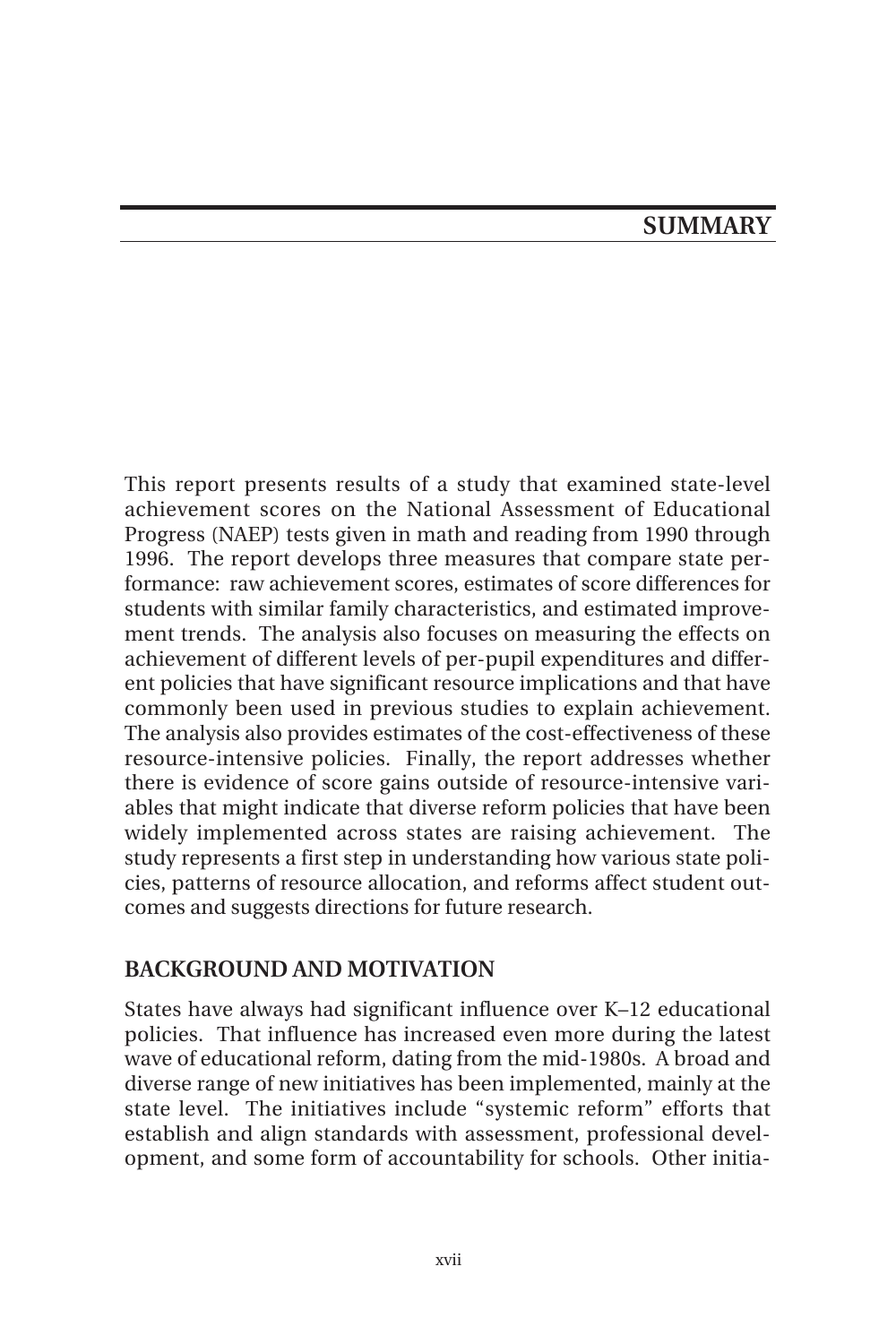# SUMMARY

This report presents results of a study that examined state-level achievement scores on the National Assessment of Educational Progress (NAEP) tests given in math and reading from 1990 through 1996. The report develops three measures that compare state performance: raw achievement scores, estimates of score differences for students with similar family characteristics, and estimated improvement trends. The analysis also focuses on measuring the effects on achievement of different levels of per-pupil expenditures and different policies that have significant resource implications and that have commonly been used in previous studies to explain achievement. The analysis also provides estimates of the cost-effectiveness of these resource-intensive policies. Finally, the report addresses whether there is evidence of score gains outside of resource-intensive variables that might indicate that diverse reform policies that have been widely implemented across states are raising achievement. The study represents a first step in understanding how various state policies, patterns of resource allocation, and reforms affect student outcomes and suggests directions for future research.

## BACKGROUND AND MOTIVATION

States have always had significant influence over K–12 educational policies. That influence has increased even more during the latest wave of educational reform, dating from the mid-1980s. A broad and diverse range of new initiatives has been implemented, mainly at the state level. The initiatives include "systemic reform" efforts that establish and align standards with assessment, professional development, and some form of accountability for schools. Other initia-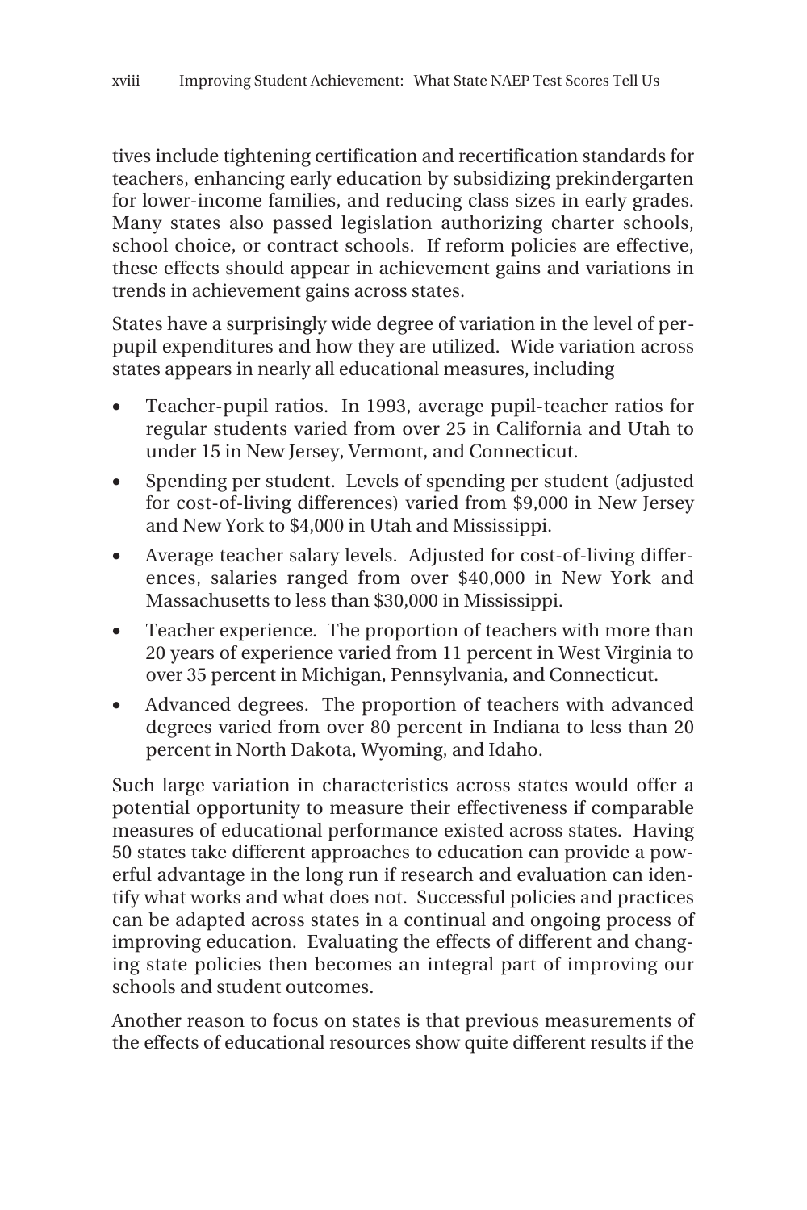tives include tightening certification and recertification standards for teachers, enhancing early education by subsidizing prekindergarten for lower-income families, and reducing class sizes in early grades. Many states also passed legislation authorizing charter schools, school choice, or contract schools. If reform policies are effective, these effects should appear in achievement gains and variations in trends in achievement gains across states.

States have a surprisingly wide degree of variation in the level of per-pupil expenditures and how they are utilized. Wide variation across states appears in nearly all educational measures, including

- Teacher-pupil ratios. In 1993, average pupil-teacher ratios for regular students varied from over 25 in California and Utah to under 15 in New Jersey, Vermont, and Connecticut.
- Spending per student. Levels of spending per student (adjusted for cost-of-living differences) varied from $9,000 in New Jersey and New York to $4,000 in Utah and Mississippi.
- Average teacher salary levels. Adjusted for cost-of-living differences, salaries ranged from over $40,000 in New York and Massachusetts to less than $30,000 in Mississippi.
- Teacher experience. The proportion of teachers with more than 20 years of experience varied from 11 percent in West Virginia to over 35 percent in Michigan, Pennsylvania, and Connecticut.
- Advanced degrees. The proportion of teachers with advanced degrees varied from over 80 percent in Indiana to less than 20 percent in North Dakota, Wyoming, and Idaho.

Such large variation in characteristics across states would offer a potential opportunity to measure their effectiveness if comparable measures of educational performance existed across states. Having 50 states take different approaches to education can provide a powerful advantage in the long run if research and evaluation can identify what works and what does not. Successful policies and practices can be adapted across states in a continual and ongoing process of improving education. Evaluating the effects of different and changing state policies then becomes an integral part of improving our schools and student outcomes.

Another reason to focus on states is that previous measurements of the effects of educational resources show quite different results if the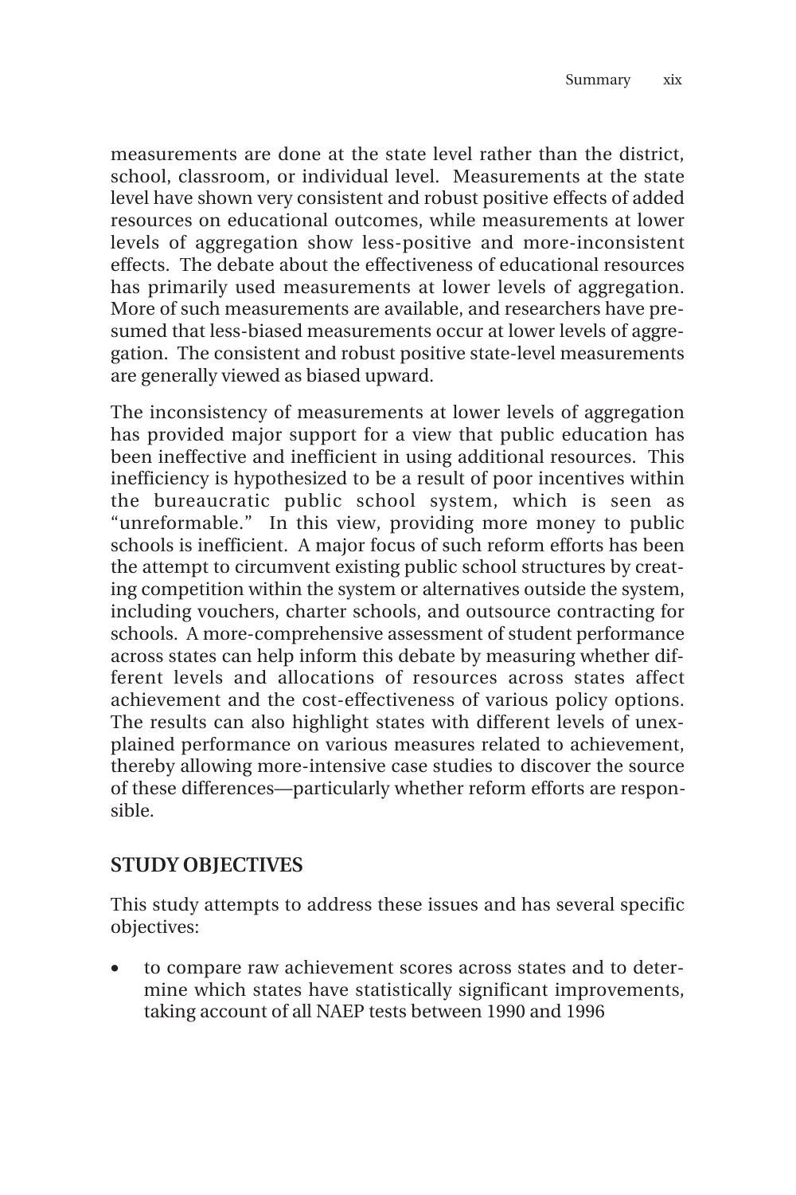measurements are done at the state level rather than the district, school, classroom, or individual level. Measurements at the state level have shown very consistent and robust positive effects of added resources on educational outcomes, while measurements at lower levels of aggregation show less-positive and more-inconsistent effects. The debate about the effectiveness of educational resources has primarily used measurements at lower levels of aggregation. More of such measurements are available, and researchers have presumed that less-biased measurements occur at lower levels of aggregation. The consistent and robust positive state-level measurements are generally viewed as biased upward.

The inconsistency of measurements at lower levels of aggregation has provided major support for a view that public education has been ineffective and inefficient in using additional resources. This inefficiency is hypothesized to be a result of poor incentives within the bureaucratic public school system, which is seen as "unreformable." In this view, providing more money to public schools is inefficient. A major focus of such reform efforts has been the attempt to circumvent existing public school structures by creating competition within the system or alternatives outside the system, including vouchers, charter schools, and outsource contracting for schools. A more-comprehensive assessment of student performance across states can help inform this debate by measuring whether different levels and allocations of resources across states affect achievement and the cost-effectiveness of various policy options. The results can also highlight states with different levels of unexplained performance on various measures related to achievement, thereby allowing more-intensive case studies to discover the source of these differences—particularly whether reform efforts are responsible.

## STUDY OBJECTIVES

This study attempts to address these issues and has several specific objectives:

- to compare raw achievement scores across states and to determine which states have statistically significant improvements, taking account of all NAEP tests between 1990 and 1996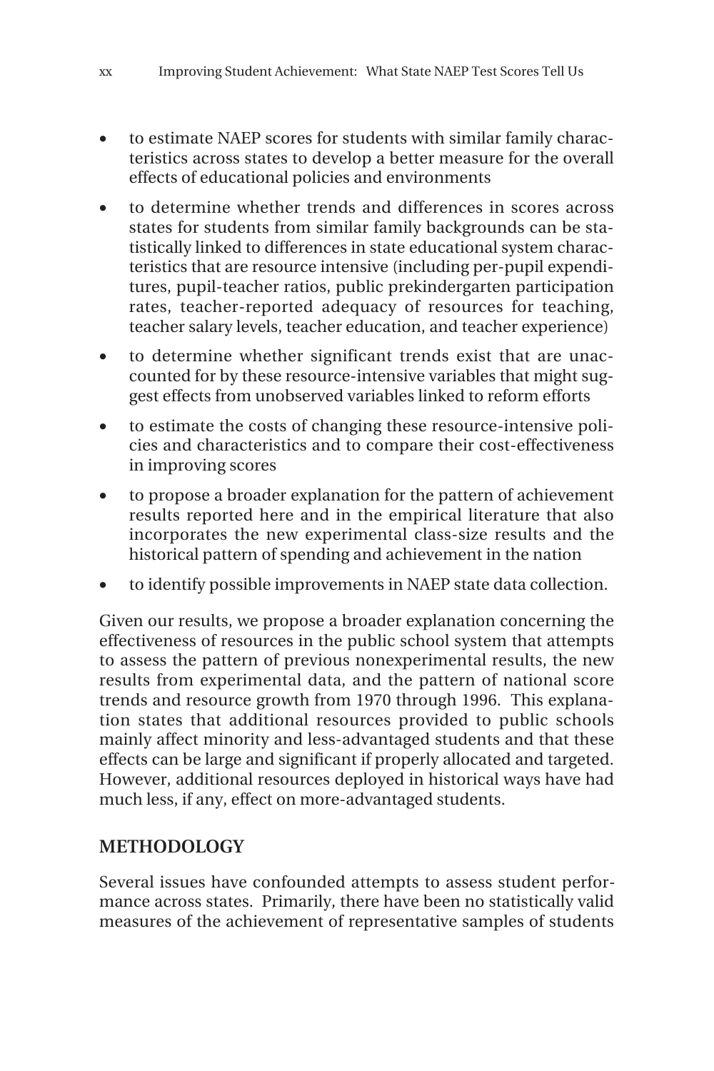- to estimate NAEP scores for students with similar family characteristics across states to develop a better measure for the overall effects of educational policies and environments
- to determine whether trends and differences in scores across states for students from similar family backgrounds can be statistically linked to differences in state educational system characteristics that are resource intensive (including per-pupil expenditures, pupil-teacher ratios, public prekindergarten participation rates, teacher-reported adequacy of resources for teaching, teacher salary levels, teacher education, and teacher experience)
- to determine whether significant trends exist that are unaccounted for by these resource-intensive variables that might suggest effects from unobserved variables linked to reform efforts
- to estimate the costs of changing these resource-intensive policies and characteristics and to compare their cost-effectiveness in improving scores
- to propose a broader explanation for the pattern of achievement results reported here and in the empirical literature that also incorporates the new experimental class-size results and the historical pattern of spending and achievement in the nation
- to identify possible improvements in NAEP state data collection.

Given our results, we propose a broader explanation concerning the effectiveness of resources in the public school system that attempts to assess the pattern of previous nonexperimental results, the new results from experimental data, and the pattern of national score trends and resource growth from 1970 through 1996. This explanation states that additional resources provided to public schools mainly affect minority and less-advantaged students and that these effects can be large and significant if properly allocated and targeted. However, additional resources deployed in historical ways have had much less, if any, effect on more-advantaged students.

## METHODOLOGY

Several issues have confounded attempts to assess student performance across states. Primarily, there have been no statistically valid measures of the achievement of representative samples of students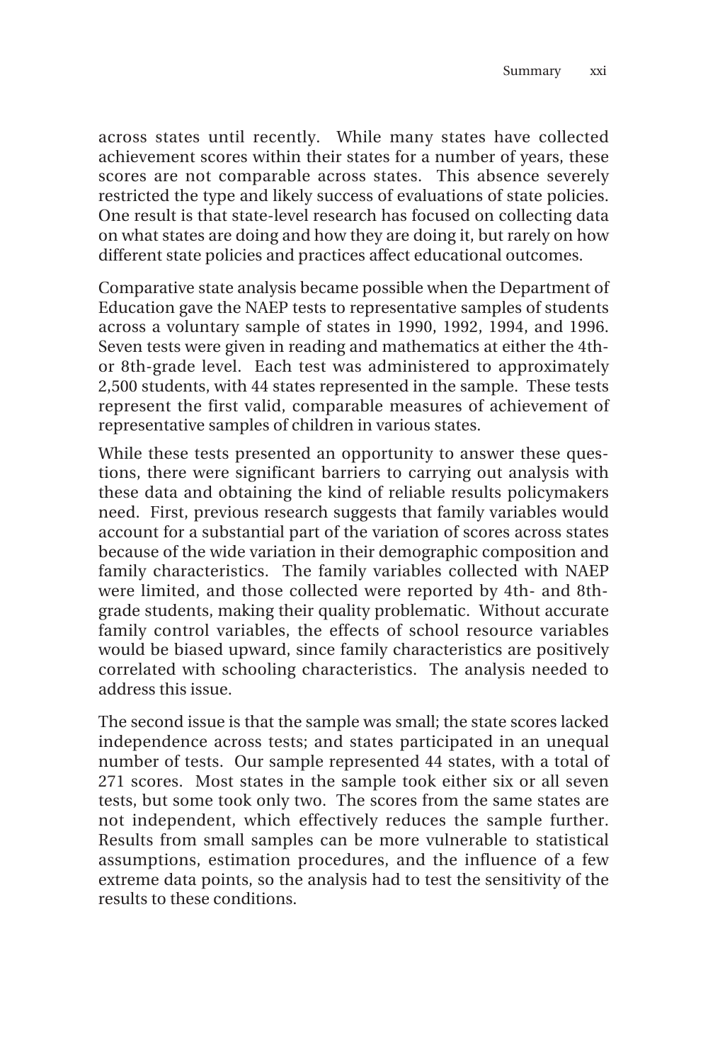across states until recently. While many states have collected achievement scores within their states for a number of years, these scores are not comparable across states. This absence severely restricted the type and likely success of evaluations of state policies. One result is that state-level research has focused on collecting data on what states are doing and how they are doing it, but rarely on how different state policies and practices affect educational outcomes.

Comparative state analysis became possible when the Department of Education gave the NAEP tests to representative samples of students across a voluntary sample of states in 1990, 1992, 1994, and 1996. Seven tests were given in reading and mathematics at either the 4th- or 8th-grade level. Each test was administered to approximately 2,500 students, with 44 states represented in the sample. These tests represent the first valid, comparable measures of achievement of representative samples of children in various states.

While these tests presented an opportunity to answer these questions, there were significant barriers to carrying out analysis with these data and obtaining the kind of reliable results policymakers need. First, previous research suggests that family variables would account for a substantial part of the variation of scores across states because of the wide variation in their demographic composition and family characteristics. The family variables collected with NAEP were limited, and those collected were reported by 4th- and 8th-grade students, making their quality problematic. Without accurate family control variables, the effects of school resource variables would be biased upward, since family characteristics are positively correlated with schooling characteristics. The analysis needed to address this issue.

The second issue is that the sample was small; the state scores lacked independence across tests; and states participated in an unequal number of tests. Our sample represented 44 states, with a total of 271 scores. Most states in the sample took either six or all seven tests, but some took only two. The scores from the same states are not independent, which effectively reduces the sample further. Results from small samples can be more vulnerable to statistical assumptions, estimation procedures, and the influence of a few extreme data points, so the analysis had to test the sensitivity of the results to these conditions.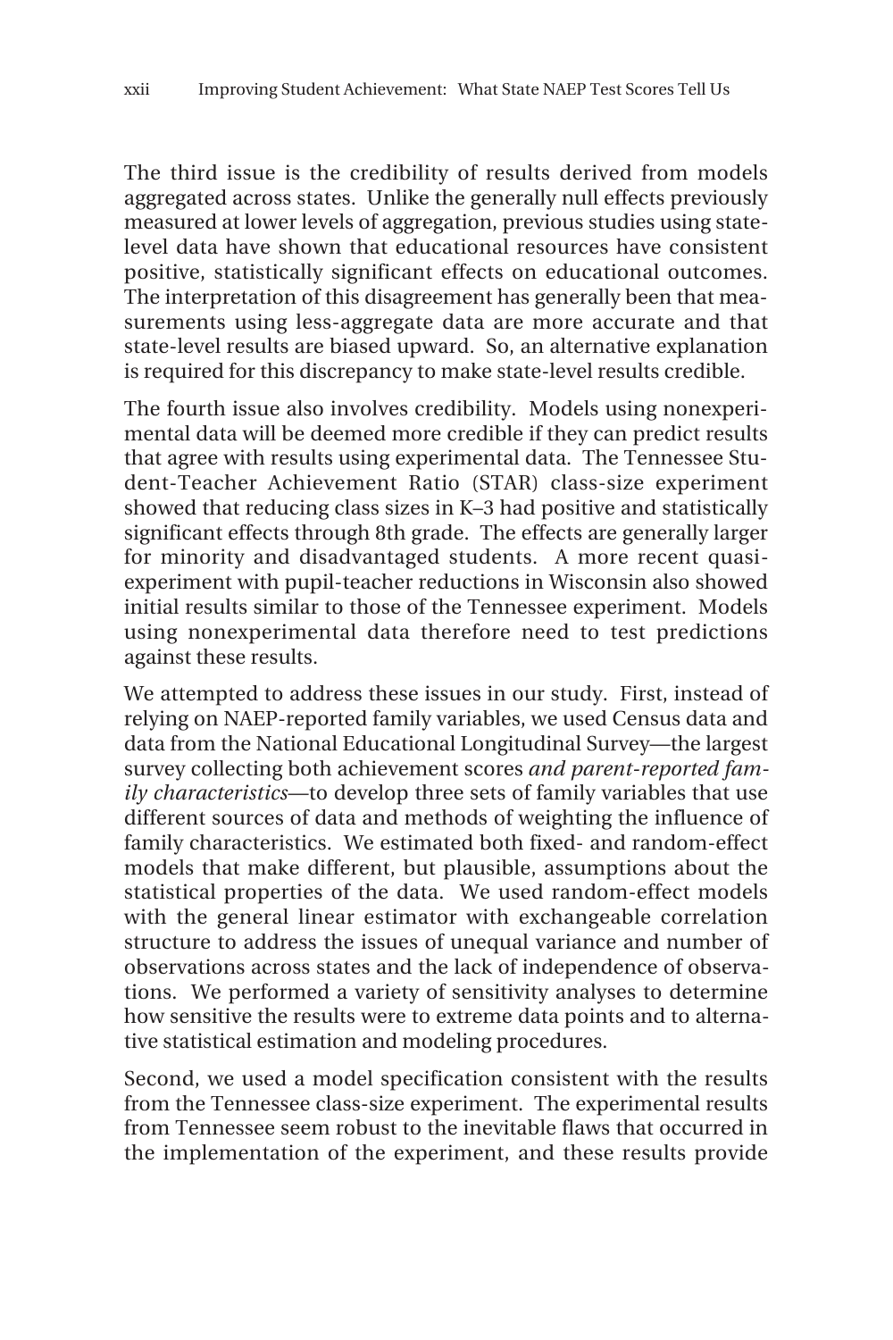The third issue is the credibility of results derived from models aggregated across states. Unlike the generally null effects previously measured at lower levels of aggregation, previous studies using state-level data have shown that educational resources have consistent positive, statistically significant effects on educational outcomes. The interpretation of this disagreement has generally been that measurements using less-aggregate data are more accurate and that state-level results are biased upward. So, an alternative explanation is required for this discrepancy to make state-level results credible.

The fourth issue also involves credibility. Models using nonexperimental data will be deemed more credible if they can predict results that agree with results using experimental data. The Tennessee Student-Teacher Achievement Ratio (STAR) class-size experiment showed that reducing class sizes in K–3 had positive and statistically significant effects through 8th grade. The effects are generally larger for minority and disadvantaged students. A more recent quasi-experiment with pupil-teacher reductions in Wisconsin also showed initial results similar to those of the Tennessee experiment. Models using nonexperimental data therefore need to test predictions against these results.

We attempted to address these issues in our study. First, instead of relying on NAEP-reported family variables, we used Census data and data from the National Educational Longitudinal Survey—the largest survey collecting both achievement scores *and parent-reported family characteristics*—to develop three sets of family variables that use different sources of data and methods of weighting the influence of family characteristics. We estimated both fixed- and random-effect models that make different, but plausible, assumptions about the statistical properties of the data. We used random-effect models with the general linear estimator with exchangeable correlation structure to address the issues of unequal variance and number of observations across states and the lack of independence of observations. We performed a variety of sensitivity analyses to determine how sensitive the results were to extreme data points and to alternative statistical estimation and modeling procedures.

Second, we used a model specification consistent with the results from the Tennessee class-size experiment. The experimental results from Tennessee seem robust to the inevitable flaws that occurred in the implementation of the experiment, and these results provide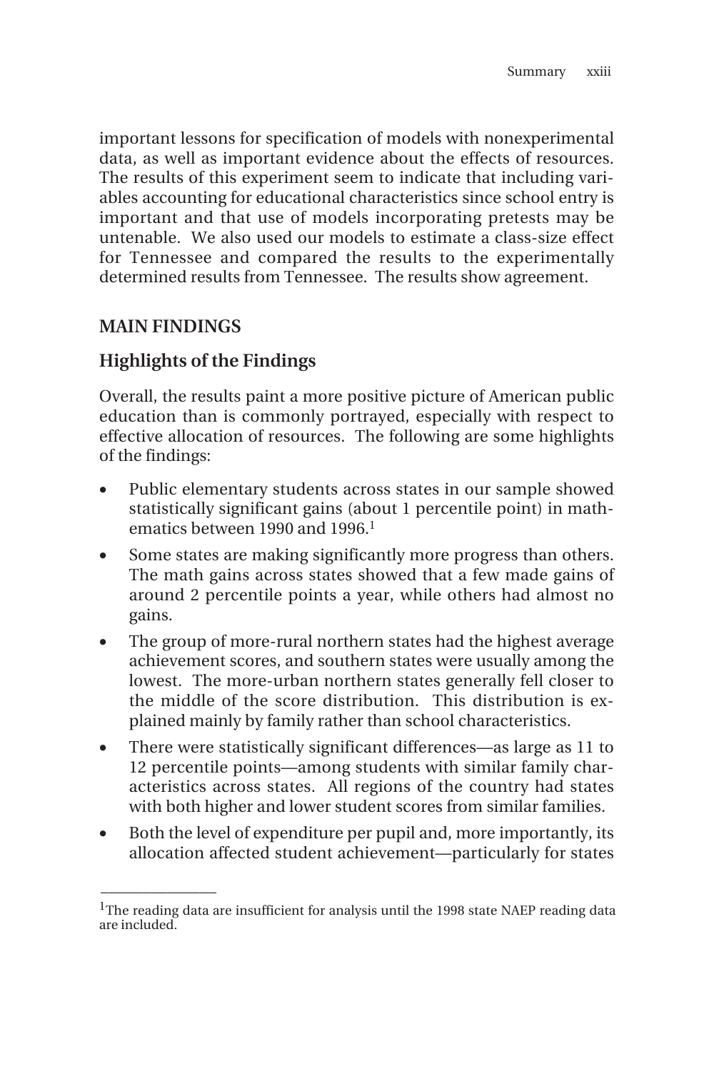important lessons for specification of models with nonexperimental data, as well as important evidence about the effects of resources. The results of this experiment seem to indicate that including variables accounting for educational characteristics since school entry is important and that use of models incorporating pretests may be untenable. We also used our models to estimate a class-size effect for Tennessee and compared the results to the experimentally determined results from Tennessee. The results show agreement.

## MAIN FINDINGS

### Highlights of the Findings

Overall, the results paint a more positive picture of American public education than is commonly portrayed, especially with respect to effective allocation of resources. The following are some highlights of the findings:

- Public elementary students across states in our sample showed statistically significant gains (about 1 percentile point) in mathematics between 1990 and 1996.[1]
- Some states are making significantly more progress than others. The math gains across states showed that a few made gains of around 2 percentile points a year, while others had almost no gains.
- The group of more-rural northern states had the highest average achievement scores, and southern states were usually among the lowest. The more-urban northern states generally fell closer to the middle of the score distribution. This distribution is explained mainly by family rather than school characteristics.
- There were statistically significant differences—as large as 11 to 12 percentile points—among students with similar family characteristics across states. All regions of the country had states with both higher and lower student scores from similar families.
- Both the level of expenditure per pupil and, more importantly, its allocation affected student achievement—particularly for states

---

[1]The reading data are insufficient for analysis until the 1998 state NAEP reading data are included.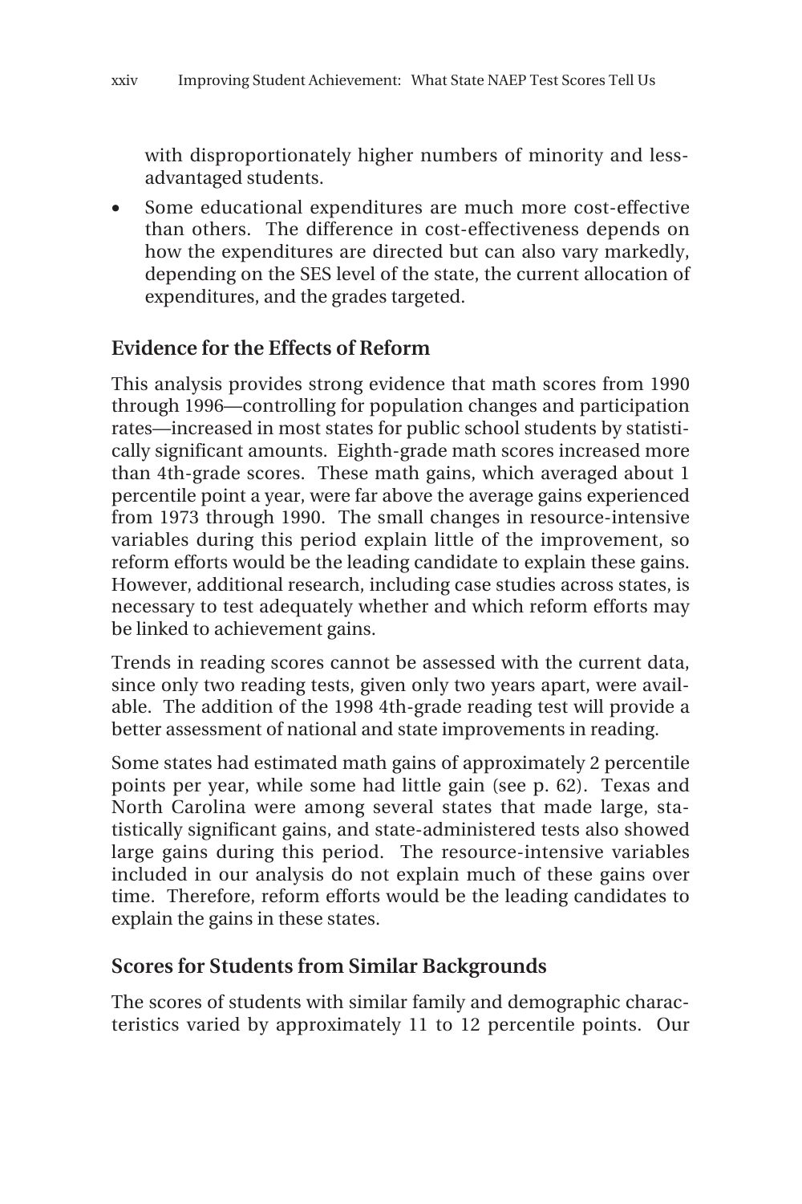with disproportionately higher numbers of minority and less-advantaged students.

- Some educational expenditures are much more cost-effective than others. The difference in cost-effectiveness depends on how the expenditures are directed but can also vary markedly, depending on the SES level of the state, the current allocation of expenditures, and the grades targeted.

## Evidence for the Effects of Reform

This analysis provides strong evidence that math scores from 1990 through 1996—controlling for population changes and participation rates—increased in most states for public school students by statistically significant amounts. Eighth-grade math scores increased more than 4th-grade scores. These math gains, which averaged about 1 percentile point a year, were far above the average gains experienced from 1973 through 1990. The small changes in resource-intensive variables during this period explain little of the improvement, so reform efforts would be the leading candidate to explain these gains. However, additional research, including case studies across states, is necessary to test adequately whether and which reform efforts may be linked to achievement gains.

Trends in reading scores cannot be assessed with the current data, since only two reading tests, given only two years apart, were available. The addition of the 1998 4th-grade reading test will provide a better assessment of national and state improvements in reading.

Some states had estimated math gains of approximately 2 percentile points per year, while some had little gain (see p. 62). Texas and North Carolina were among several states that made large, statistically significant gains, and state-administered tests also showed large gains during this period. The resource-intensive variables included in our analysis do not explain much of these gains over time. Therefore, reform efforts would be the leading candidates to explain the gains in these states.

## Scores for Students from Similar Backgrounds

The scores of students with similar family and demographic characteristics varied by approximately 11 to 12 percentile points. Our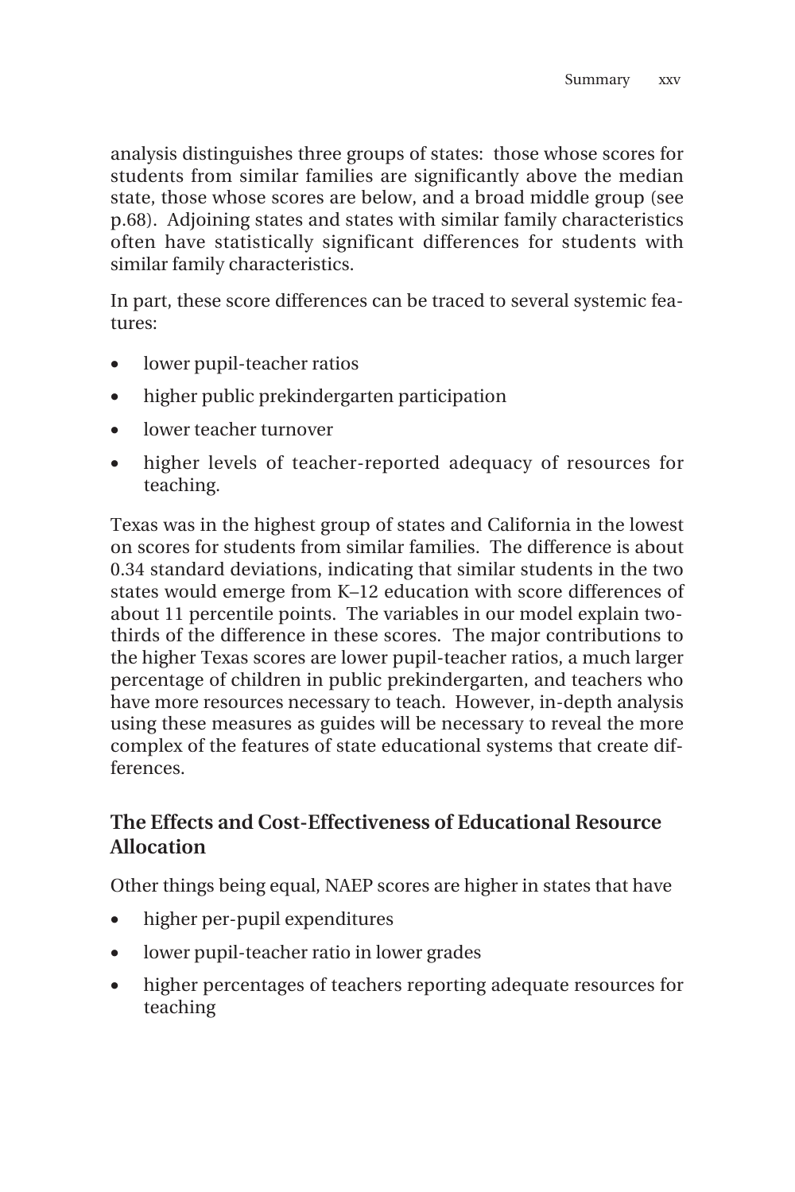analysis distinguishes three groups of states: those whose scores for students from similar families are significantly above the median state, those whose scores are below, and a broad middle group (see p.68). Adjoining states and states with similar family characteristics often have statistically significant differences for students with similar family characteristics.

In part, these score differences can be traced to several systemic features:

- lower pupil-teacher ratios
- higher public prekindergarten participation
- lower teacher turnover
- higher levels of teacher-reported adequacy of resources for teaching.

Texas was in the highest group of states and California in the lowest on scores for students from similar families. The difference is about 0.34 standard deviations, indicating that similar students in the two states would emerge from K–12 education with score differences of about 11 percentile points. The variables in our model explain two-thirds of the difference in these scores. The major contributions to the higher Texas scores are lower pupil-teacher ratios, a much larger percentage of children in public prekindergarten, and teachers who have more resources necessary to teach. However, in-depth analysis using these measures as guides will be necessary to reveal the more complex of the features of state educational systems that create differences.

## The Effects and Cost-Effectiveness of Educational Resource Allocation

Other things being equal, NAEP scores are higher in states that have

- higher per-pupil expenditures
- lower pupil-teacher ratio in lower grades
- higher percentages of teachers reporting adequate resources for teaching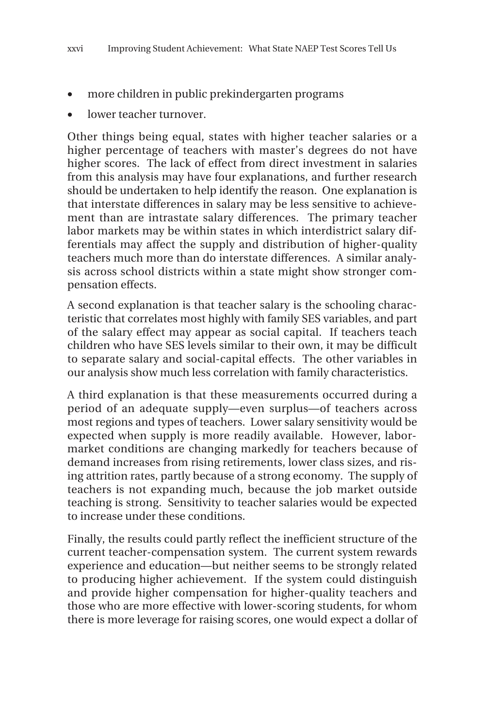- more children in public prekindergarten programs
- lower teacher turnover.

Other things being equal, states with higher teacher salaries or a higher percentage of teachers with master's degrees do not have higher scores. The lack of effect from direct investment in salaries from this analysis may have four explanations, and further research should be undertaken to help identify the reason. One explanation is that interstate differences in salary may be less sensitive to achievement than are intrastate salary differences. The primary teacher labor markets may be within states in which interdistrict salary differentials may affect the supply and distribution of higher-quality teachers much more than do interstate differences. A similar analysis across school districts within a state might show stronger compensation effects.

A second explanation is that teacher salary is the schooling characteristic that correlates most highly with family SES variables, and part of the salary effect may appear as social capital. If teachers teach children who have SES levels similar to their own, it may be difficult to separate salary and social-capital effects. The other variables in our analysis show much less correlation with family characteristics.

A third explanation is that these measurements occurred during a period of an adequate supply—even surplus—of teachers across most regions and types of teachers. Lower salary sensitivity would be expected when supply is more readily available. However, labor-market conditions are changing markedly for teachers because of demand increases from rising retirements, lower class sizes, and rising attrition rates, partly because of a strong economy. The supply of teachers is not expanding much, because the job market outside teaching is strong. Sensitivity to teacher salaries would be expected to increase under these conditions.

Finally, the results could partly reflect the inefficient structure of the current teacher-compensation system. The current system rewards experience and education—but neither seems to be strongly related to producing higher achievement. If the system could distinguish and provide higher compensation for higher-quality teachers and those who are more effective with lower-scoring students, for whom there is more leverage for raising scores, one would expect a dollar of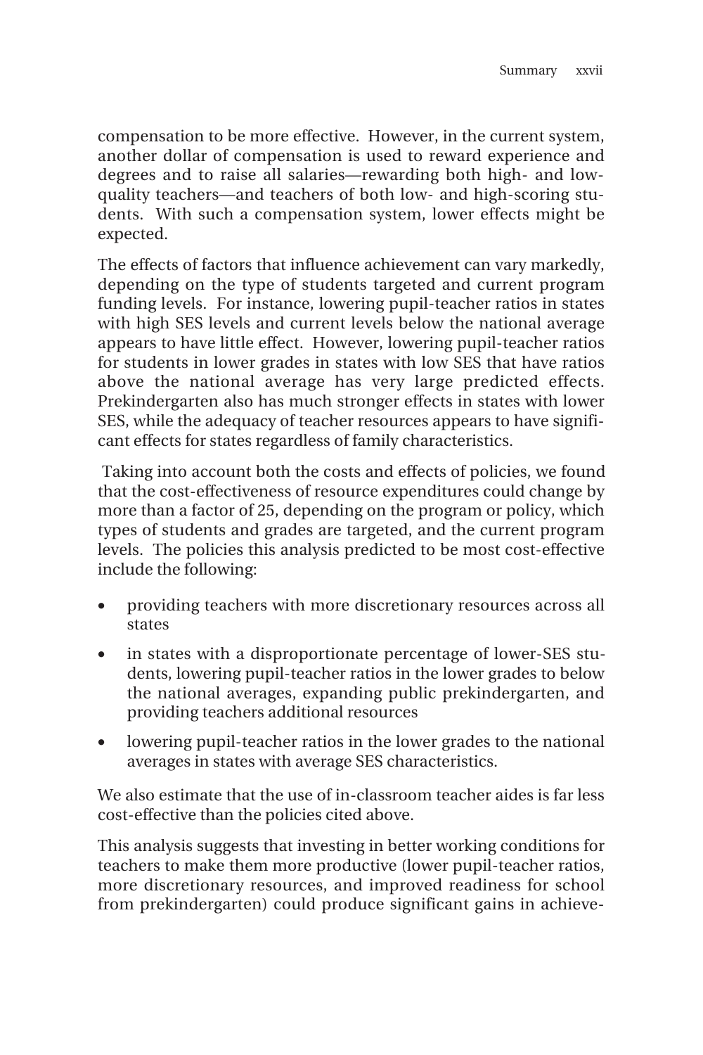compensation to be more effective. However, in the current system, another dollar of compensation is used to reward experience and degrees and to raise all salaries—rewarding both high- and low-quality teachers—and teachers of both low- and high-scoring students. With such a compensation system, lower effects might be expected.

The effects of factors that influence achievement can vary markedly, depending on the type of students targeted and current program funding levels. For instance, lowering pupil-teacher ratios in states with high SES levels and current levels below the national average appears to have little effect. However, lowering pupil-teacher ratios for students in lower grades in states with low SES that have ratios above the national average has very large predicted effects. Prekindergarten also has much stronger effects in states with lower SES, while the adequacy of teacher resources appears to have significant effects for states regardless of family characteristics.

Taking into account both the costs and effects of policies, we found that the cost-effectiveness of resource expenditures could change by more than a factor of 25, depending on the program or policy, which types of students and grades are targeted, and the current program levels. The policies this analysis predicted to be most cost-effective include the following:

- providing teachers with more discretionary resources across all states
- in states with a disproportionate percentage of lower-SES students, lowering pupil-teacher ratios in the lower grades to below the national averages, expanding public prekindergarten, and providing teachers additional resources
- lowering pupil-teacher ratios in the lower grades to the national averages in states with average SES characteristics.

We also estimate that the use of in-classroom teacher aides is far less cost-effective than the policies cited above.

This analysis suggests that investing in better working conditions for teachers to make them more productive (lower pupil-teacher ratios, more discretionary resources, and improved readiness for school from prekindergarten) could produce significant gains in achieve-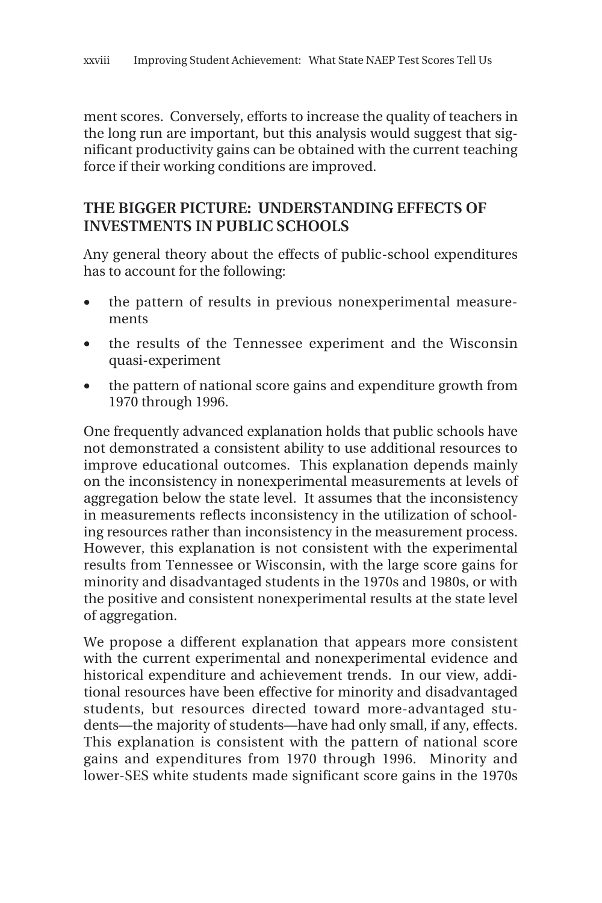ment scores. Conversely, efforts to increase the quality of teachers in the long run are important, but this analysis would suggest that significant productivity gains can be obtained with the current teaching force if their working conditions are improved.

## THE BIGGER PICTURE: UNDERSTANDING EFFECTS OF INVESTMENTS IN PUBLIC SCHOOLS

Any general theory about the effects of public-school expenditures has to account for the following:

- the pattern of results in previous nonexperimental measurements
- the results of the Tennessee experiment and the Wisconsin quasi-experiment
- the pattern of national score gains and expenditure growth from 1970 through 1996.

One frequently advanced explanation holds that public schools have not demonstrated a consistent ability to use additional resources to improve educational outcomes. This explanation depends mainly on the inconsistency in nonexperimental measurements at levels of aggregation below the state level. It assumes that the inconsistency in measurements reflects inconsistency in the utilization of schooling resources rather than inconsistency in the measurement process. However, this explanation is not consistent with the experimental results from Tennessee or Wisconsin, with the large score gains for minority and disadvantaged students in the 1970s and 1980s, or with the positive and consistent nonexperimental results at the state level of aggregation.

We propose a different explanation that appears more consistent with the current experimental and nonexperimental evidence and historical expenditure and achievement trends. In our view, additional resources have been effective for minority and disadvantaged students, but resources directed toward more-advantaged students—the majority of students—have had only small, if any, effects. This explanation is consistent with the pattern of national score gains and expenditures from 1970 through 1996. Minority and lower-SES white students made significant score gains in the 1970s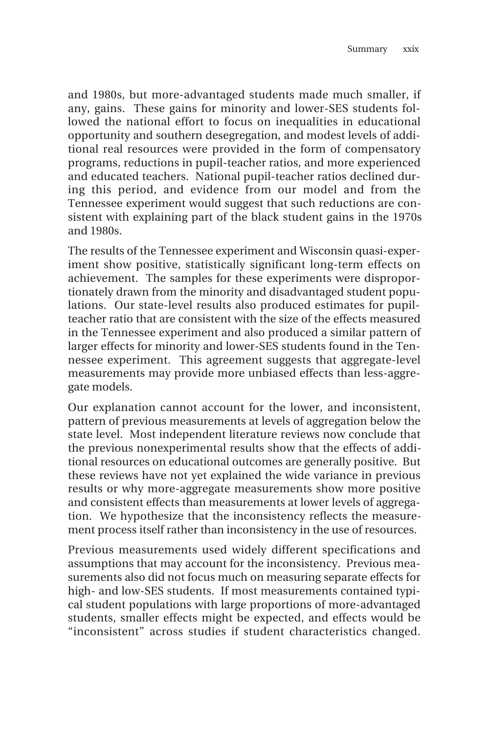and 1980s, but more-advantaged students made much smaller, if any, gains. These gains for minority and lower-SES students followed the national effort to focus on inequalities in educational opportunity and southern desegregation, and modest levels of additional real resources were provided in the form of compensatory programs, reductions in pupil-teacher ratios, and more experienced and educated teachers. National pupil-teacher ratios declined during this period, and evidence from our model and from the Tennessee experiment would suggest that such reductions are consistent with explaining part of the black student gains in the 1970s and 1980s.

The results of the Tennessee experiment and Wisconsin quasi-experiment show positive, statistically significant long-term effects on achievement. The samples for these experiments were disproportionately drawn from the minority and disadvantaged student populations. Our state-level results also produced estimates for pupil-teacher ratio that are consistent with the size of the effects measured in the Tennessee experiment and also produced a similar pattern of larger effects for minority and lower-SES students found in the Tennessee experiment. This agreement suggests that aggregate-level measurements may provide more unbiased effects than less-aggregate models.

Our explanation cannot account for the lower, and inconsistent, pattern of previous measurements at levels of aggregation below the state level. Most independent literature reviews now conclude that the previous nonexperimental results show that the effects of additional resources on educational outcomes are generally positive. But these reviews have not yet explained the wide variance in previous results or why more-aggregate measurements show more positive and consistent effects than measurements at lower levels of aggregation. We hypothesize that the inconsistency reflects the measurement process itself rather than inconsistency in the use of resources.

Previous measurements used widely different specifications and assumptions that may account for the inconsistency. Previous measurements also did not focus much on measuring separate effects for high- and low-SES students. If most measurements contained typical student populations with large proportions of more-advantaged students, smaller effects might be expected, and effects would be "inconsistent" across studies if student characteristics changed.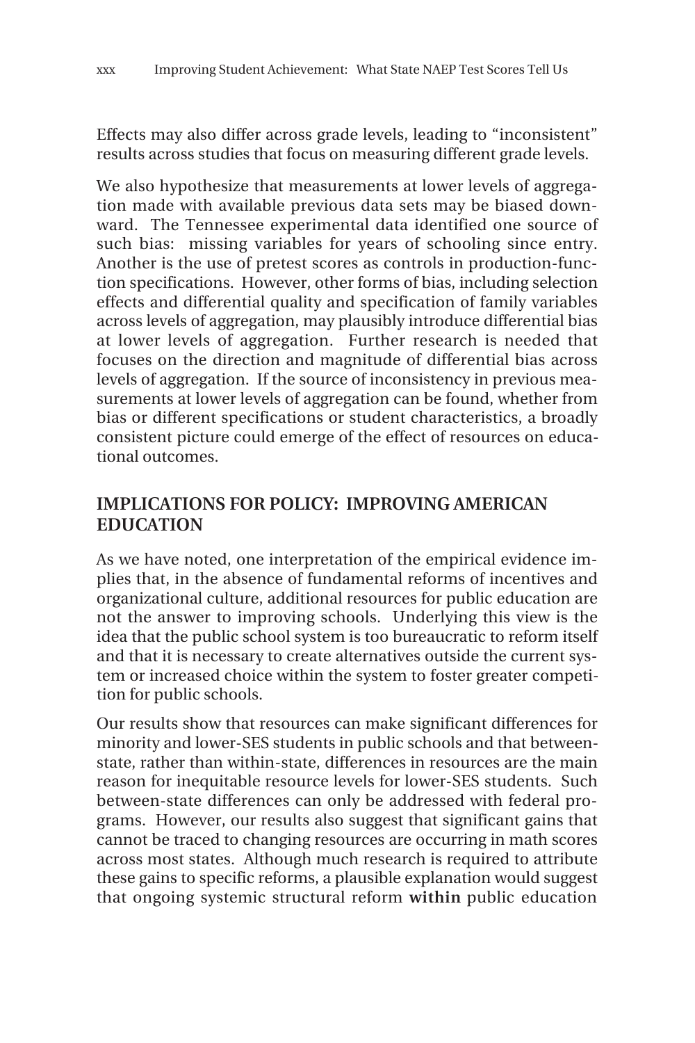Effects may also differ across grade levels, leading to "inconsistent" results across studies that focus on measuring different grade levels.

We also hypothesize that measurements at lower levels of aggregation made with available previous data sets may be biased downward. The Tennessee experimental data identified one source of such bias: missing variables for years of schooling since entry. Another is the use of pretest scores as controls in production-function specifications. However, other forms of bias, including selection effects and differential quality and specification of family variables across levels of aggregation, may plausibly introduce differential bias at lower levels of aggregation. Further research is needed that focuses on the direction and magnitude of differential bias across levels of aggregation. If the source of inconsistency in previous measurements at lower levels of aggregation can be found, whether from bias or different specifications or student characteristics, a broadly consistent picture could emerge of the effect of resources on educational outcomes.

## IMPLICATIONS FOR POLICY: IMPROVING AMERICAN EDUCATION

As we have noted, one interpretation of the empirical evidence implies that, in the absence of fundamental reforms of incentives and organizational culture, additional resources for public education are not the answer to improving schools. Underlying this view is the idea that the public school system is too bureaucratic to reform itself and that it is necessary to create alternatives outside the current system or increased choice within the system to foster greater competition for public schools.

Our results show that resources can make significant differences for minority and lower-SES students in public schools and that between-state, rather than within-state, differences in resources are the main reason for inequitable resource levels for lower-SES students. Such between-state differences can only be addressed with federal programs. However, our results also suggest that significant gains that cannot be traced to changing resources are occurring in math scores across most states. Although much research is required to attribute these gains to specific reforms, a plausible explanation would suggest that ongoing systemic structural reform **within** public education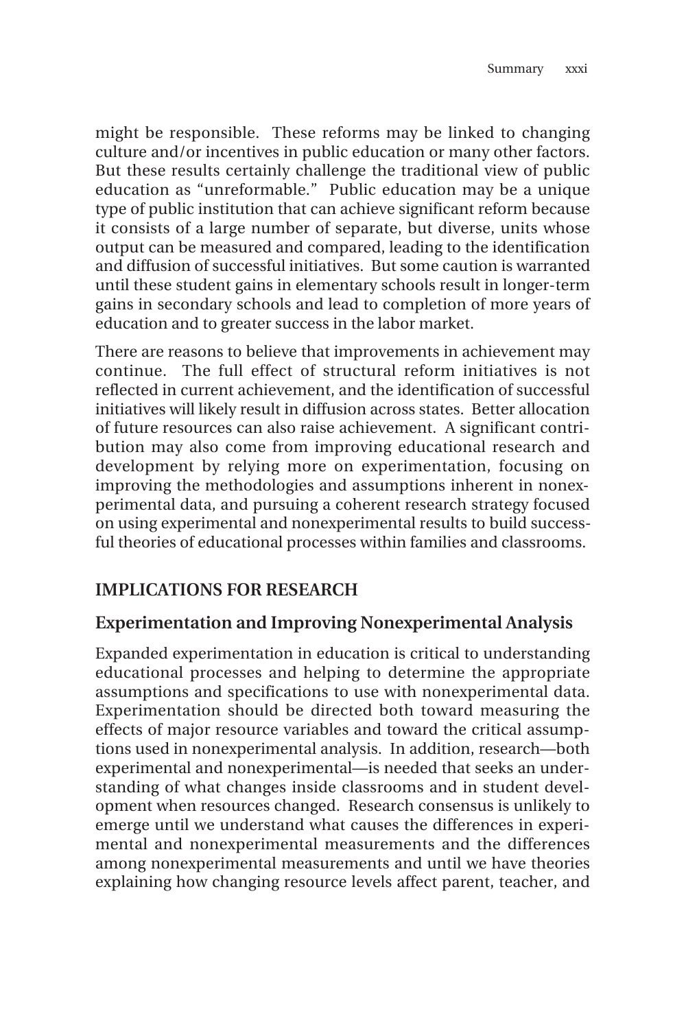might be responsible. These reforms may be linked to changing culture and/or incentives in public education or many other factors. But these results certainly challenge the traditional view of public education as "unreformable." Public education may be a unique type of public institution that can achieve significant reform because it consists of a large number of separate, but diverse, units whose output can be measured and compared, leading to the identification and diffusion of successful initiatives. But some caution is warranted until these student gains in elementary schools result in longer-term gains in secondary schools and lead to completion of more years of education and to greater success in the labor market.

There are reasons to believe that improvements in achievement may continue. The full effect of structural reform initiatives is not reflected in current achievement, and the identification of successful initiatives will likely result in diffusion across states. Better allocation of future resources can also raise achievement. A significant contribution may also come from improving educational research and development by relying more on experimentation, focusing on improving the methodologies and assumptions inherent in nonexperimental data, and pursuing a coherent research strategy focused on using experimental and nonexperimental results to build successful theories of educational processes within families and classrooms.

## IMPLICATIONS FOR RESEARCH

### Experimentation and Improving Nonexperimental Analysis

Expanded experimentation in education is critical to understanding educational processes and helping to determine the appropriate assumptions and specifications to use with nonexperimental data. Experimentation should be directed both toward measuring the effects of major resource variables and toward the critical assumptions used in nonexperimental analysis. In addition, research—both experimental and nonexperimental—is needed that seeks an understanding of what changes inside classrooms and in student development when resources changed. Research consensus is unlikely to emerge until we understand what causes the differences in experimental and nonexperimental measurements and the differences among nonexperimental measurements and until we have theories explaining how changing resource levels affect parent, teacher, and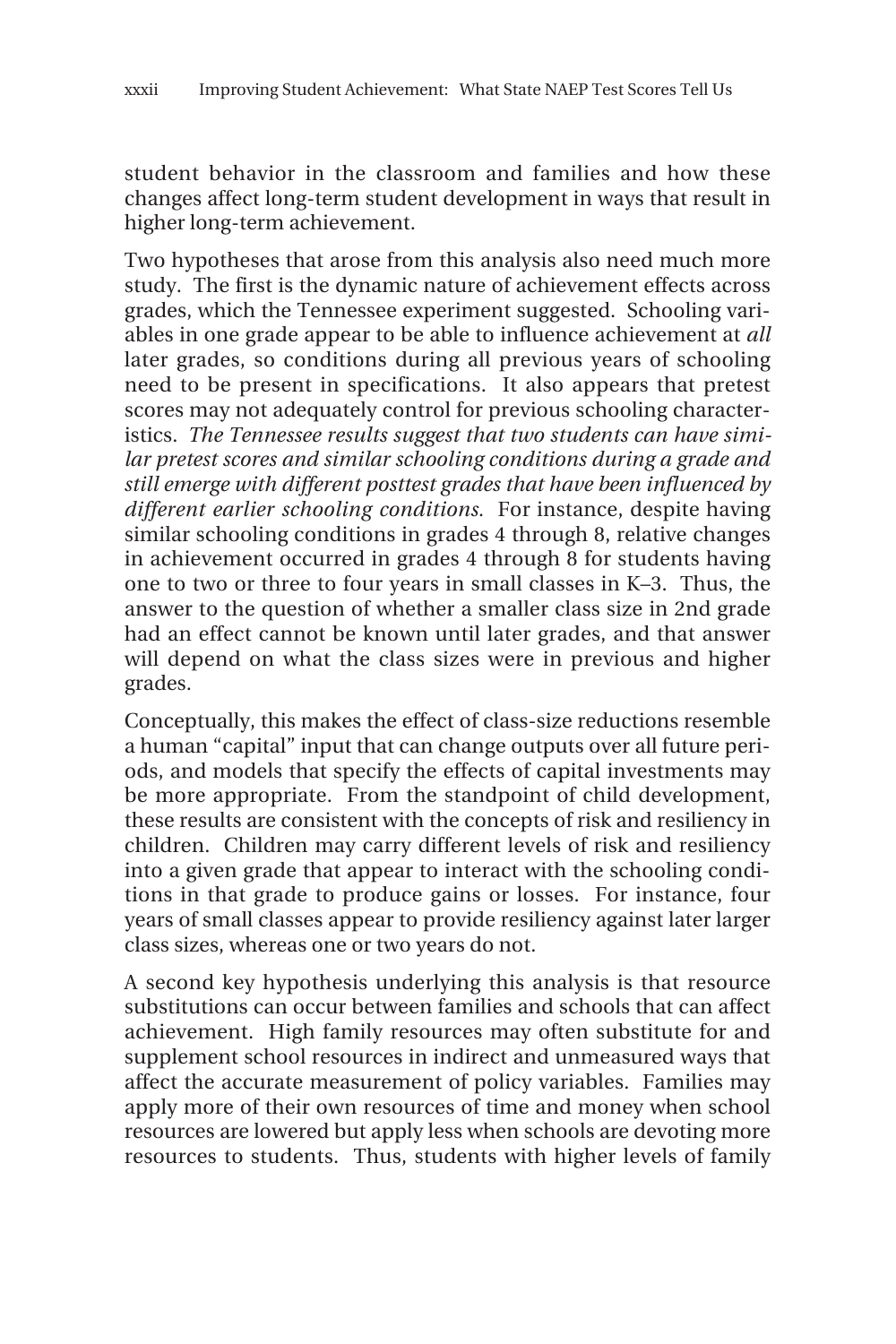student behavior in the classroom and families and how these changes affect long-term student development in ways that result in higher long-term achievement.

Two hypotheses that arose from this analysis also need much more study. The first is the dynamic nature of achievement effects across grades, which the Tennessee experiment suggested. Schooling variables in one grade appear to be able to influence achievement at *all* later grades, so conditions during all previous years of schooling need to be present in specifications. It also appears that pretest scores may not adequately control for previous schooling characteristics. *The Tennessee results suggest that two students can have similar pretest scores and similar schooling conditions during a grade and still emerge with different posttest grades that have been influenced by different earlier schooling conditions.* For instance, despite having similar schooling conditions in grades 4 through 8, relative changes in achievement occurred in grades 4 through 8 for students having one to two or three to four years in small classes in K–3. Thus, the answer to the question of whether a smaller class size in 2nd grade had an effect cannot be known until later grades, and that answer will depend on what the class sizes were in previous and higher grades.

Conceptually, this makes the effect of class-size reductions resemble a human "capital" input that can change outputs over all future periods, and models that specify the effects of capital investments may be more appropriate. From the standpoint of child development, these results are consistent with the concepts of risk and resiliency in children. Children may carry different levels of risk and resiliency into a given grade that appear to interact with the schooling conditions in that grade to produce gains or losses. For instance, four years of small classes appear to provide resiliency against later larger class sizes, whereas one or two years do not.

A second key hypothesis underlying this analysis is that resource substitutions can occur between families and schools that can affect achievement. High family resources may often substitute for and supplement school resources in indirect and unmeasured ways that affect the accurate measurement of policy variables. Families may apply more of their own resources of time and money when school resources are lowered but apply less when schools are devoting more resources to students. Thus, students with higher levels of family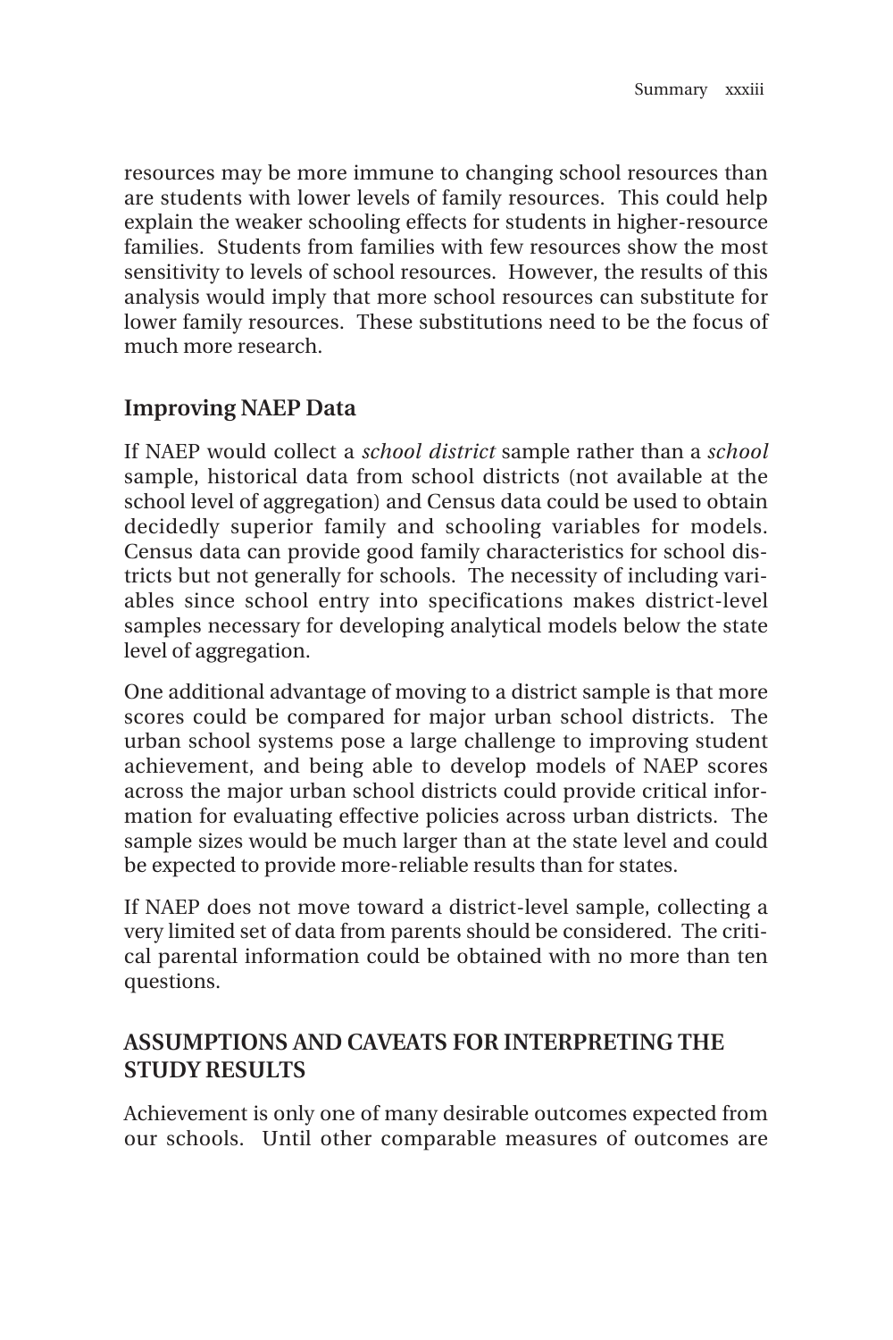resources may be more immune to changing school resources than are students with lower levels of family resources. This could help explain the weaker schooling effects for students in higher-resource families. Students from families with few resources show the most sensitivity to levels of school resources. However, the results of this analysis would imply that more school resources can substitute for lower family resources. These substitutions need to be the focus of much more research.

### Improving NAEP Data

If NAEP would collect a *school district* sample rather than a *school* sample, historical data from school districts (not available at the school level of aggregation) and Census data could be used to obtain decidedly superior family and schooling variables for models. Census data can provide good family characteristics for school districts but not generally for schools. The necessity of including variables since school entry into specifications makes district-level samples necessary for developing analytical models below the state level of aggregation.

One additional advantage of moving to a district sample is that more scores could be compared for major urban school districts. The urban school systems pose a large challenge to improving student achievement, and being able to develop models of NAEP scores across the major urban school districts could provide critical information for evaluating effective policies across urban districts. The sample sizes would be much larger than at the state level and could be expected to provide more-reliable results than for states.

If NAEP does not move toward a district-level sample, collecting a very limited set of data from parents should be considered. The critical parental information could be obtained with no more than ten questions.

## ASSUMPTIONS AND CAVEATS FOR INTERPRETING THE STUDY RESULTS

Achievement is only one of many desirable outcomes expected from our schools. Until other comparable measures of outcomes are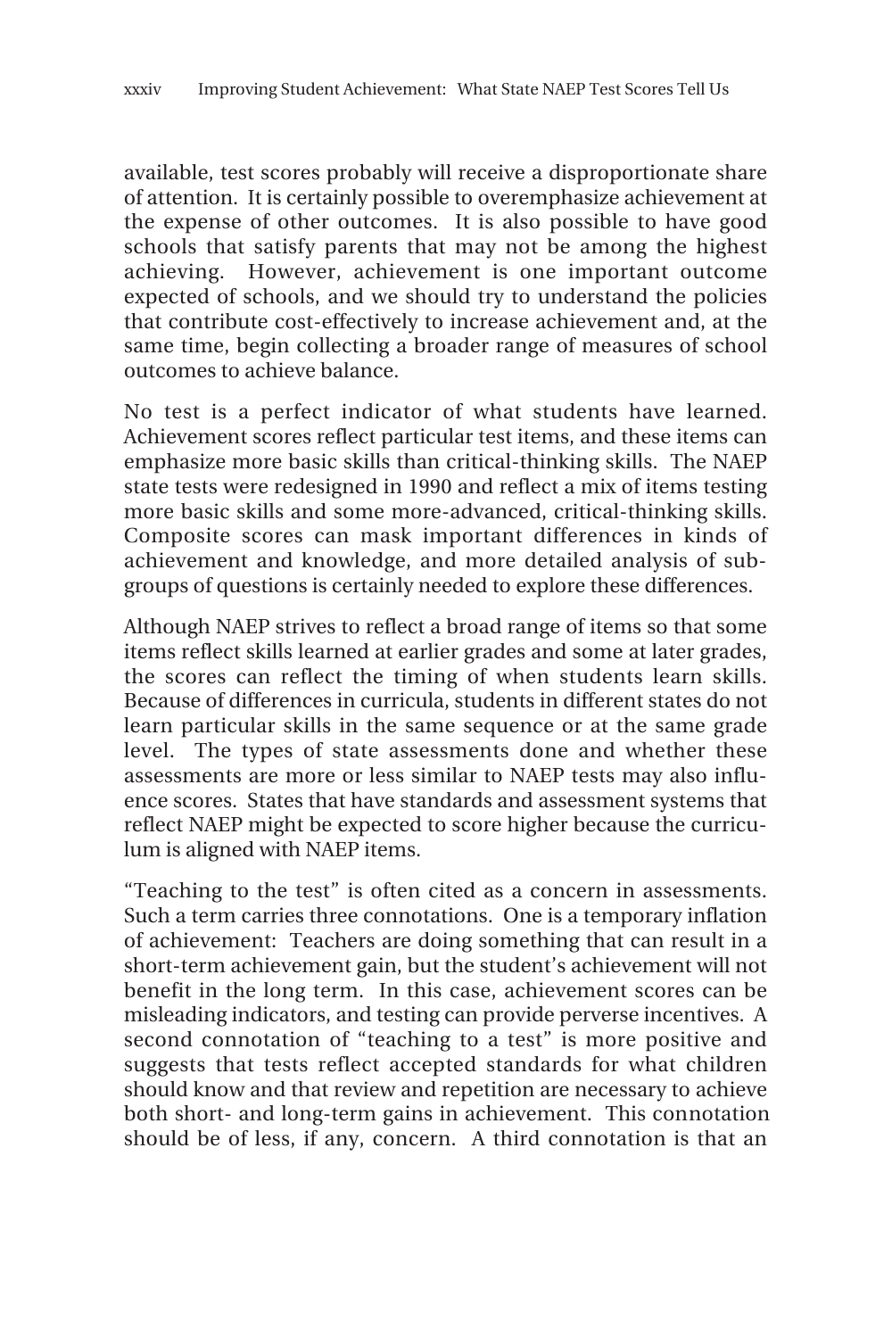available, test scores probably will receive a disproportionate share of attention. It is certainly possible to overemphasize achievement at the expense of other outcomes. It is also possible to have good schools that satisfy parents that may not be among the highest achieving. However, achievement is one important outcome expected of schools, and we should try to understand the policies that contribute cost-effectively to increase achievement and, at the same time, begin collecting a broader range of measures of school outcomes to achieve balance.

No test is a perfect indicator of what students have learned. Achievement scores reflect particular test items, and these items can emphasize more basic skills than critical-thinking skills. The NAEP state tests were redesigned in 1990 and reflect a mix of items testing more basic skills and some more-advanced, critical-thinking skills. Composite scores can mask important differences in kinds of achievement and knowledge, and more detailed analysis of subgroups of questions is certainly needed to explore these differences.

Although NAEP strives to reflect a broad range of items so that some items reflect skills learned at earlier grades and some at later grades, the scores can reflect the timing of when students learn skills. Because of differences in curricula, students in different states do not learn particular skills in the same sequence or at the same grade level. The types of state assessments done and whether these assessments are more or less similar to NAEP tests may also influence scores. States that have standards and assessment systems that reflect NAEP might be expected to score higher because the curriculum is aligned with NAEP items.

"Teaching to the test" is often cited as a concern in assessments. Such a term carries three connotations. One is a temporary inflation of achievement: Teachers are doing something that can result in a short-term achievement gain, but the student's achievement will not benefit in the long term. In this case, achievement scores can be misleading indicators, and testing can provide perverse incentives. A second connotation of "teaching to a test" is more positive and suggests that tests reflect accepted standards for what children should know and that review and repetition are necessary to achieve both short- and long-term gains in achievement. This connotation should be of less, if any, concern. A third connotation is that an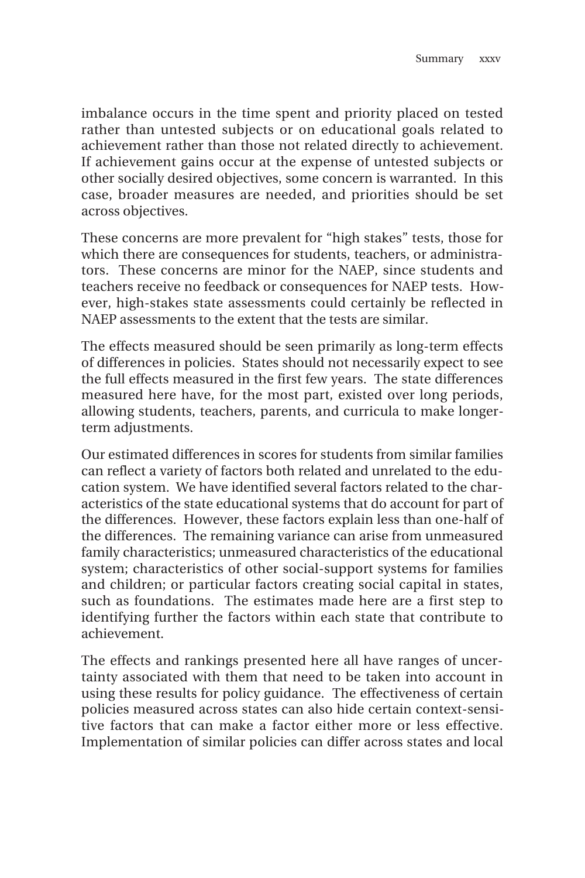imbalance occurs in the time spent and priority placed on tested rather than untested subjects or on educational goals related to achievement rather than those not related directly to achievement. If achievement gains occur at the expense of untested subjects or other socially desired objectives, some concern is warranted. In this case, broader measures are needed, and priorities should be set across objectives.

These concerns are more prevalent for "high stakes" tests, those for which there are consequences for students, teachers, or administrators. These concerns are minor for the NAEP, since students and teachers receive no feedback or consequences for NAEP tests. However, high-stakes state assessments could certainly be reflected in NAEP assessments to the extent that the tests are similar.

The effects measured should be seen primarily as long-term effects of differences in policies. States should not necessarily expect to see the full effects measured in the first few years. The state differences measured here have, for the most part, existed over long periods, allowing students, teachers, parents, and curricula to make longer-term adjustments.

Our estimated differences in scores for students from similar families can reflect a variety of factors both related and unrelated to the education system. We have identified several factors related to the characteristics of the state educational systems that do account for part of the differences. However, these factors explain less than one-half of the differences. The remaining variance can arise from unmeasured family characteristics; unmeasured characteristics of the educational system; characteristics of other social-support systems for families and children; or particular factors creating social capital in states, such as foundations. The estimates made here are a first step to identifying further the factors within each state that contribute to achievement.

The effects and rankings presented here all have ranges of uncertainty associated with them that need to be taken into account in using these results for policy guidance. The effectiveness of certain policies measured across states can also hide certain context-sensitive factors that can make a factor either more or less effective. Implementation of similar policies can differ across states and local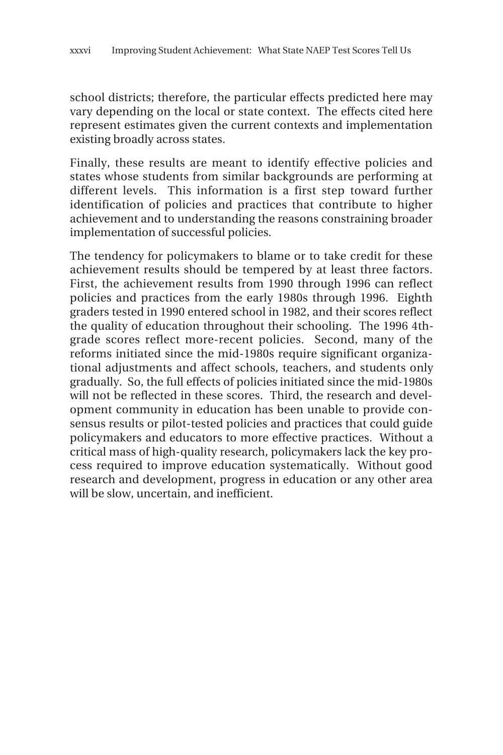school districts; therefore, the particular effects predicted here may vary depending on the local or state context. The effects cited here represent estimates given the current contexts and implementation existing broadly across states.

Finally, these results are meant to identify effective policies and states whose students from similar backgrounds are performing at different levels. This information is a first step toward further identification of policies and practices that contribute to higher achievement and to understanding the reasons constraining broader implementation of successful policies.

The tendency for policymakers to blame or to take credit for these achievement results should be tempered by at least three factors. First, the achievement results from 1990 through 1996 can reflect policies and practices from the early 1980s through 1996. Eighth graders tested in 1990 entered school in 1982, and their scores reflect the quality of education throughout their schooling. The 1996 4th-grade scores reflect more-recent policies. Second, many of the reforms initiated since the mid-1980s require significant organizational adjustments and affect schools, teachers, and students only gradually. So, the full effects of policies initiated since the mid-1980s will not be reflected in these scores. Third, the research and development community in education has been unable to provide consensus results or pilot-tested policies and practices that could guide policymakers and educators to more effective practices. Without a critical mass of high-quality research, policymakers lack the key process required to improve education systematically. Without good research and development, progress in education or any other area will be slow, uncertain, and inefficient.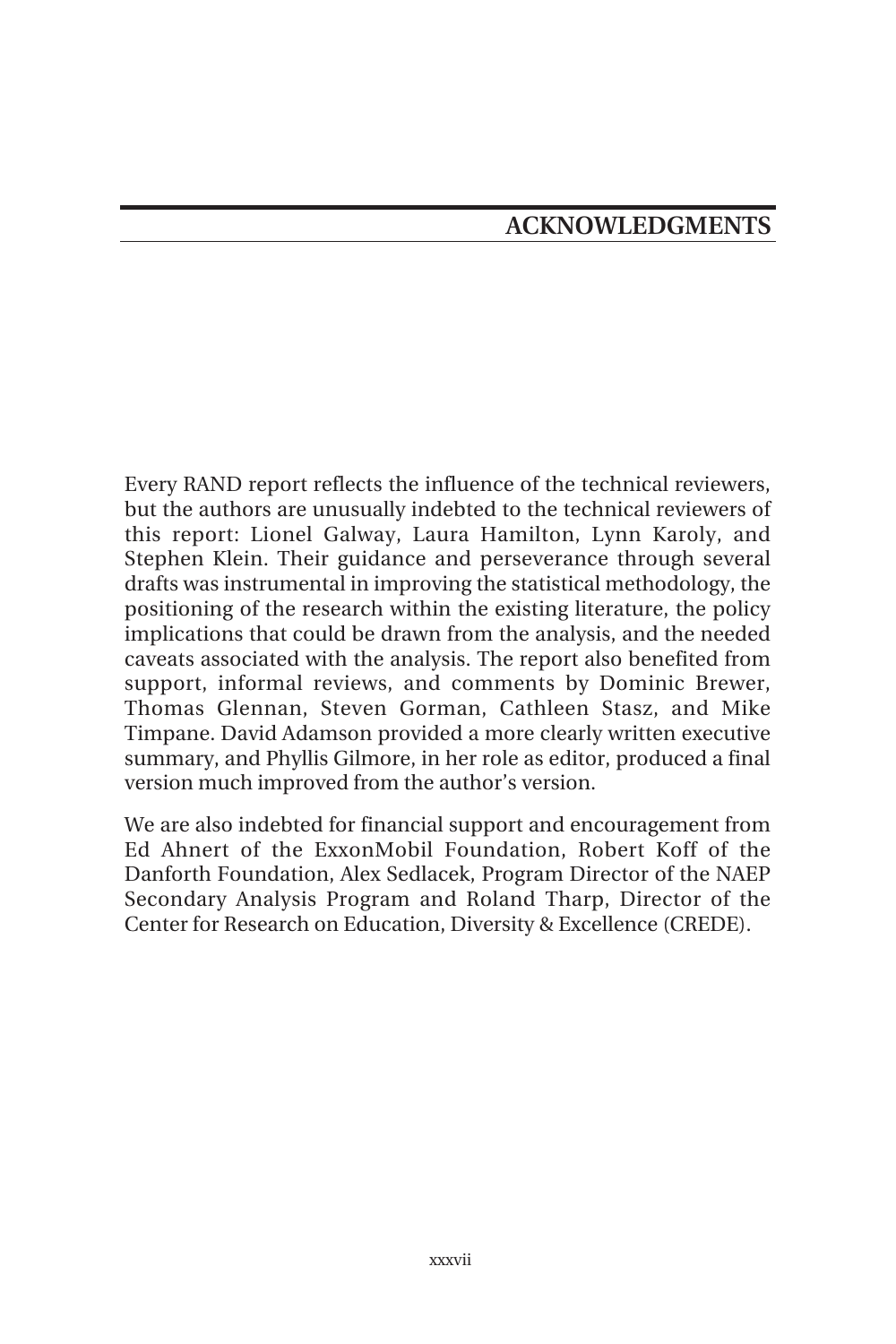## ACKNOWLEDGMENTS

Every RAND report reflects the influence of the technical reviewers, but the authors are unusually indebted to the technical reviewers of this report: Lionel Galway, Laura Hamilton, Lynn Karoly, and Stephen Klein. Their guidance and perseverance through several drafts was instrumental in improving the statistical methodology, the positioning of the research within the existing literature, the policy implications that could be drawn from the analysis, and the needed caveats associated with the analysis. The report also benefited from support, informal reviews, and comments by Dominic Brewer, Thomas Glennan, Steven Gorman, Cathleen Stasz, and Mike Timpane. David Adamson provided a more clearly written executive summary, and Phyllis Gilmore, in her role as editor, produced a final version much improved from the author's version.

We are also indebted for financial support and encouragement from Ed Ahnert of the ExxonMobil Foundation, Robert Koff of the Danforth Foundation, Alex Sedlacek, Program Director of the NAEP Secondary Analysis Program and Roland Tharp, Director of the Center for Research on Education, Diversity & Excellence (CREDE).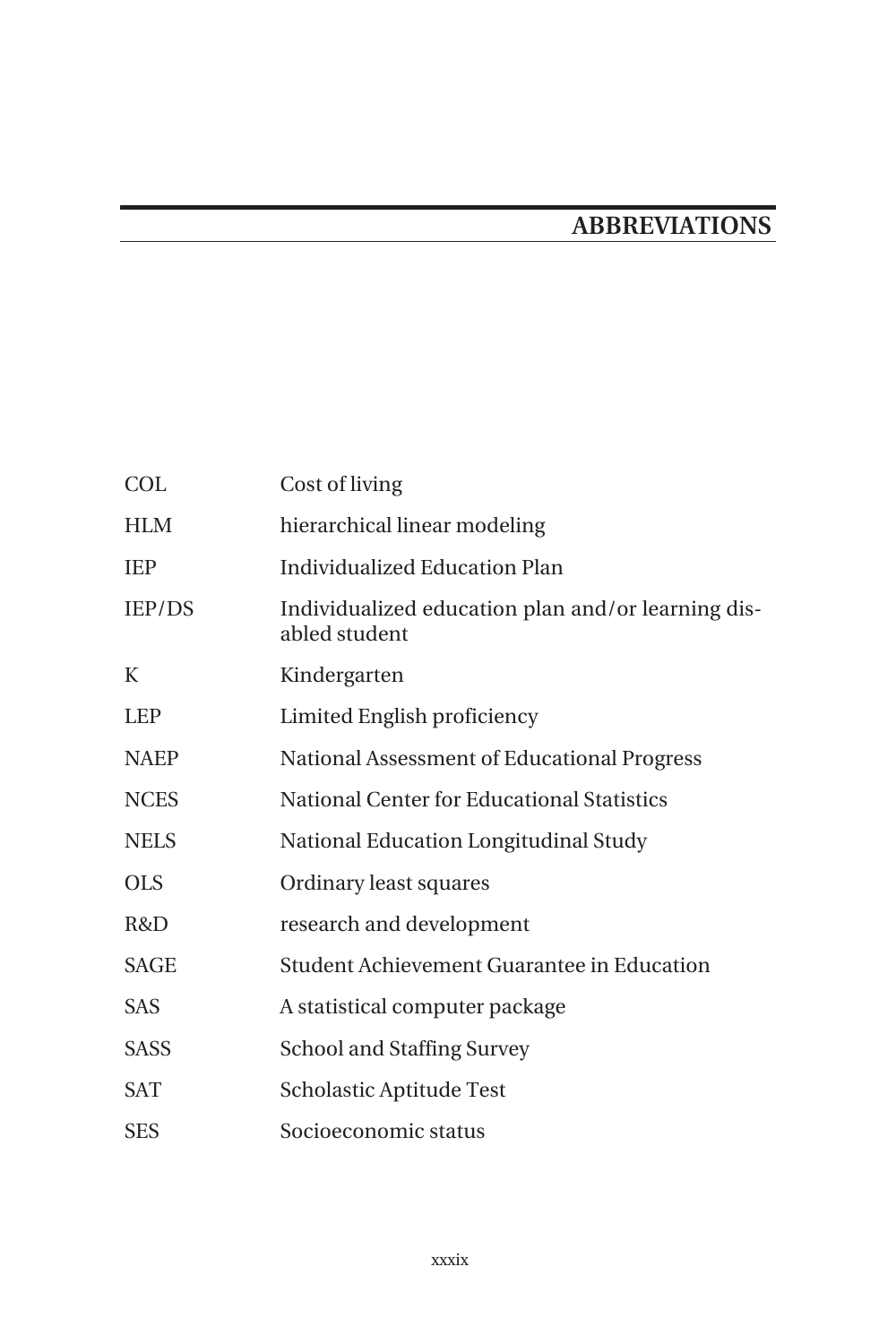# ABBREVIATIONS

| | |
|---|---|
| COL | Cost of living |
| HLM | hierarchical linear modeling |
| IEP | Individualized Education Plan |
| IEP/DS | Individualized education plan and/or learning disabled student |
| K | Kindergarten |
| LEP | Limited English proficiency |
| NAEP | National Assessment of Educational Progress |
| NCES | National Center for Educational Statistics |
| NELS | National Education Longitudinal Study |
| OLS | Ordinary least squares |
| R&D | research and development |
| SAGE | Student Achievement Guarantee in Education |
| SAS | A statistical computer package |
| SASS | School and Staffing Survey |
| SAT | Scholastic Aptitude Test |
| SES | Socioeconomic status |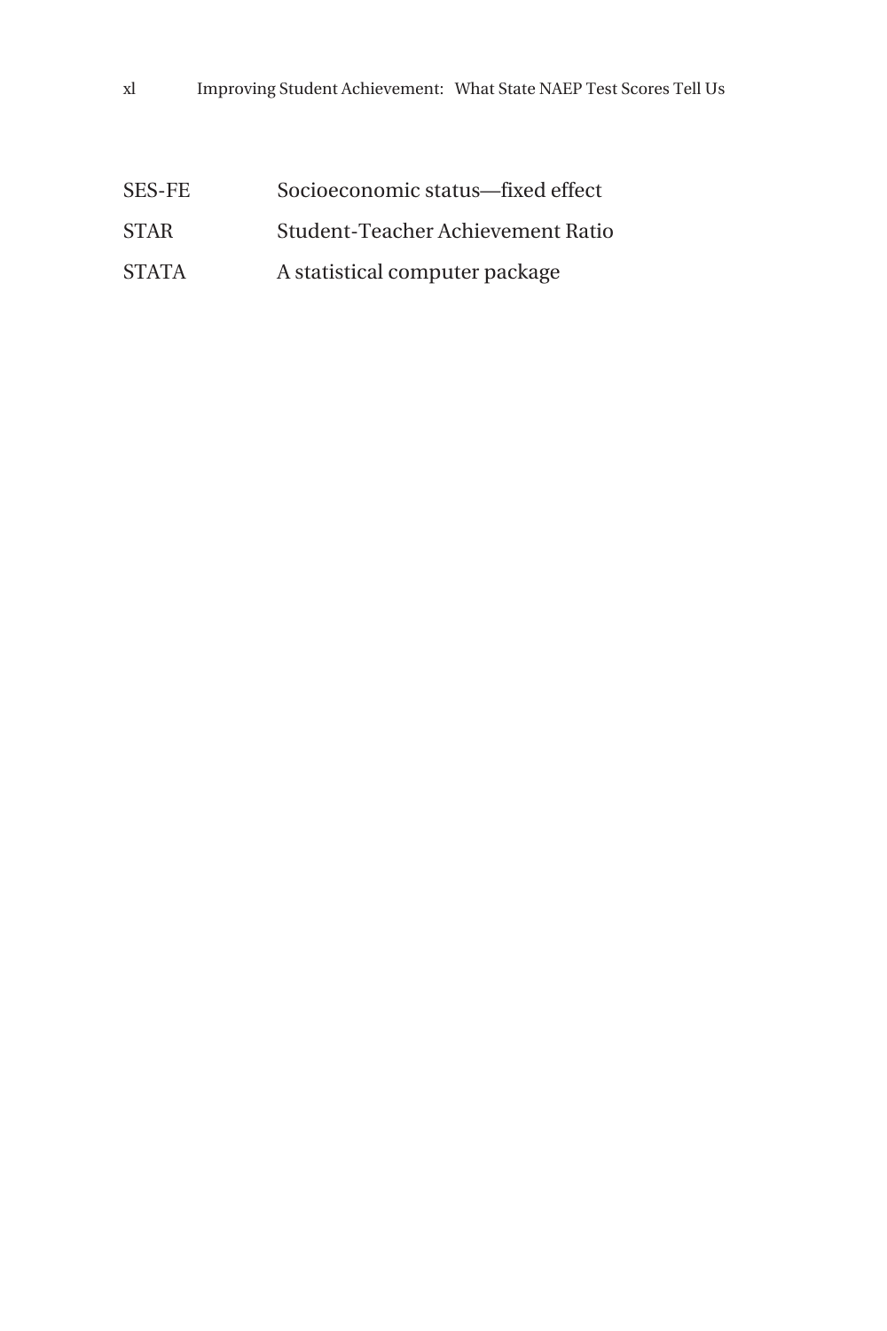| | |
|---|---|
| SES-FE | Socioeconomic status—fixed effect |
| STAR | Student-Teacher Achievement Ratio |
| STATA | A statistical computer package |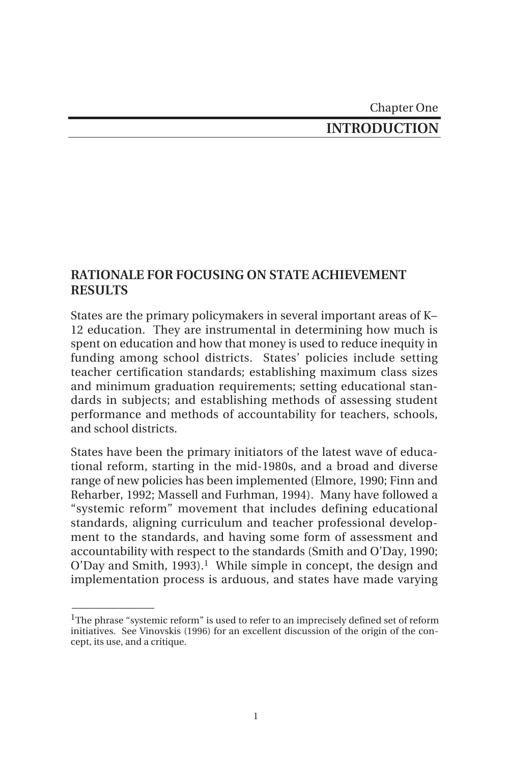Chapter One

# INTRODUCTION

## RATIONALE FOR FOCUSING ON STATE ACHIEVEMENT RESULTS

States are the primary policymakers in several important areas of K–12 education. They are instrumental in determining how much is spent on education and how that money is used to reduce inequity in funding among school districts. States' policies include setting teacher certification standards; establishing maximum class sizes and minimum graduation requirements; setting educational standards in subjects; and establishing methods of assessing student performance and methods of accountability for teachers, schools, and school districts.

States have been the primary initiators of the latest wave of educational reform, starting in the mid-1980s, and a broad and diverse range of new policies has been implemented (Elmore, 1990; Finn and Reharber, 1992; Massell and Furhman, 1994). Many have followed a "systemic reform" movement that includes defining educational standards, aligning curriculum and teacher professional development to the standards, and having some form of assessment and accountability with respect to the standards (Smith and O'Day, 1990; O'Day and Smith, 1993).[1] While simple in concept, the design and implementation process is arduous, and states have made varying

---

[1]The phrase "systemic reform" is used to refer to an imprecisely defined set of reform initiatives. See Vinovskis (1996) for an excellent discussion of the origin of the concept, its use, and a critique.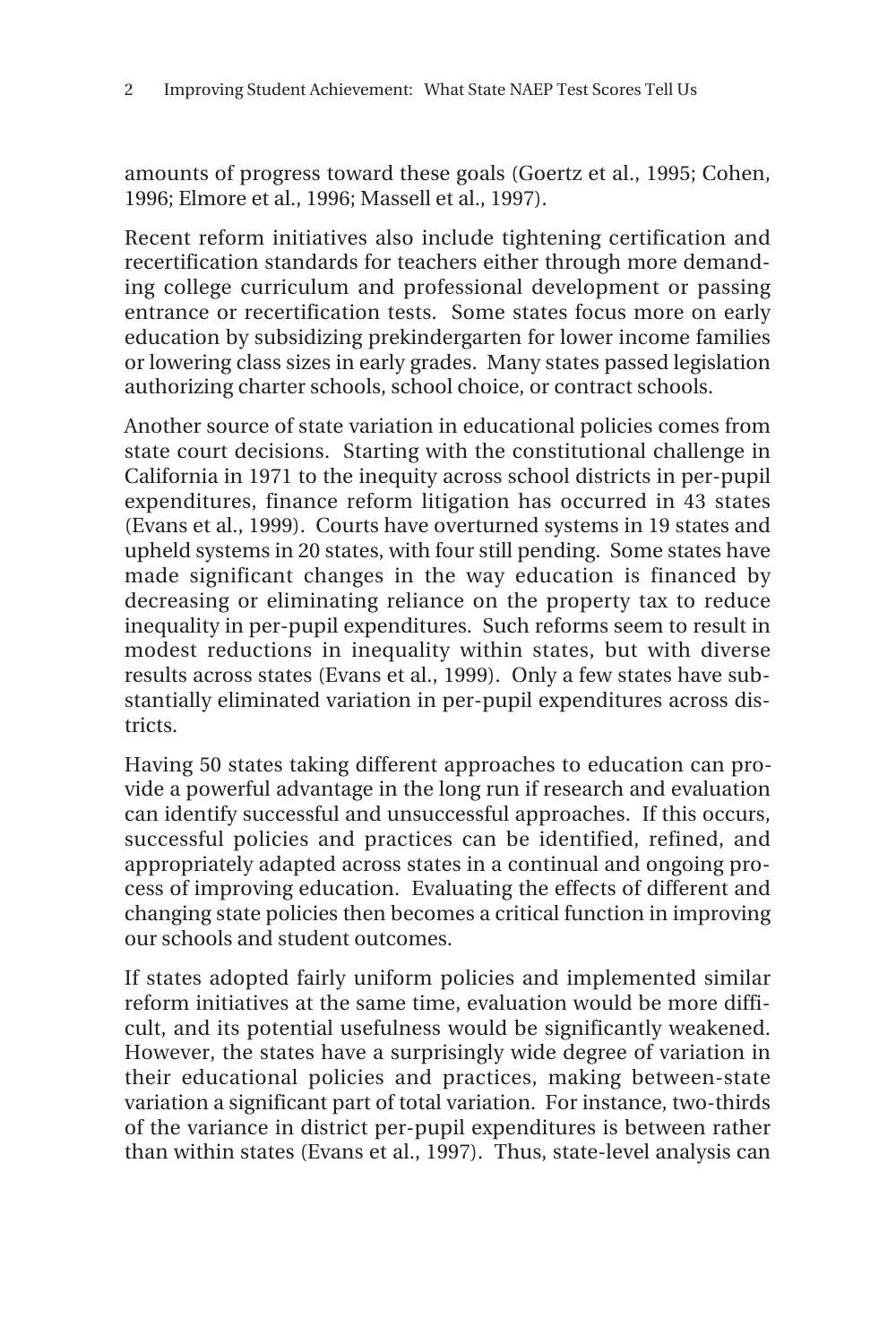amounts of progress toward these goals (Goertz et al., 1995; Cohen, 1996; Elmore et al., 1996; Massell et al., 1997).

Recent reform initiatives also include tightening certification and recertification standards for teachers either through more demanding college curriculum and professional development or passing entrance or recertification tests. Some states focus more on early education by subsidizing prekindergarten for lower income families or lowering class sizes in early grades. Many states passed legislation authorizing charter schools, school choice, or contract schools.

Another source of state variation in educational policies comes from state court decisions. Starting with the constitutional challenge in California in 1971 to the inequity across school districts in per-pupil expenditures, finance reform litigation has occurred in 43 states (Evans et al., 1999). Courts have overturned systems in 19 states and upheld systems in 20 states, with four still pending. Some states have made significant changes in the way education is financed by decreasing or eliminating reliance on the property tax to reduce inequality in per-pupil expenditures. Such reforms seem to result in modest reductions in inequality within states, but with diverse results across states (Evans et al., 1999). Only a few states have substantially eliminated variation in per-pupil expenditures across districts.

Having 50 states taking different approaches to education can provide a powerful advantage in the long run if research and evaluation can identify successful and unsuccessful approaches. If this occurs, successful policies and practices can be identified, refined, and appropriately adapted across states in a continual and ongoing process of improving education. Evaluating the effects of different and changing state policies then becomes a critical function in improving our schools and student outcomes.

If states adopted fairly uniform policies and implemented similar reform initiatives at the same time, evaluation would be more difficult, and its potential usefulness would be significantly weakened. However, the states have a surprisingly wide degree of variation in their educational policies and practices, making between-state variation a significant part of total variation. For instance, two-thirds of the variance in district per-pupil expenditures is between rather than within states (Evans et al., 1997). Thus, state-level analysis can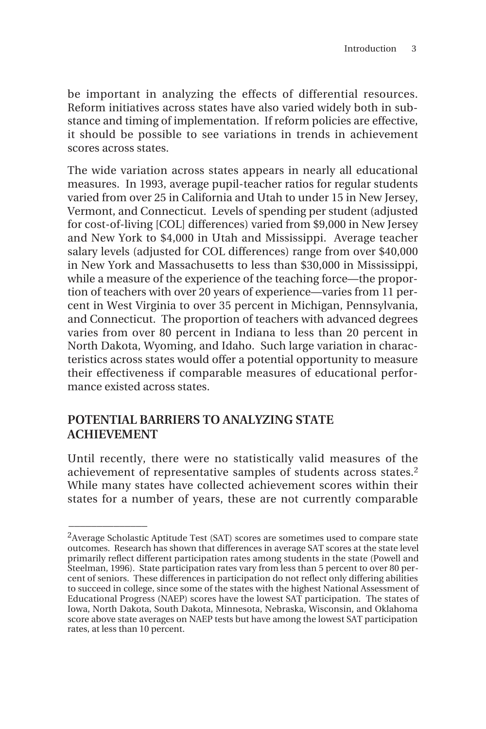be important in analyzing the effects of differential resources. Reform initiatives across states have also varied widely both in substance and timing of implementation. If reform policies are effective, it should be possible to see variations in trends in achievement scores across states.

The wide variation across states appears in nearly all educational measures. In 1993, average pupil-teacher ratios for regular students varied from over 25 in California and Utah to under 15 in New Jersey, Vermont, and Connecticut. Levels of spending per student (adjusted for cost-of-living [COL] differences) varied from $9,000 in New Jersey and New York to $4,000 in Utah and Mississippi. Average teacher salary levels (adjusted for COL differences) range from over $40,000 in New York and Massachusetts to less than $30,000 in Mississippi, while a measure of the experience of the teaching force—the proportion of teachers with over 20 years of experience—varies from 11 percent in West Virginia to over 35 percent in Michigan, Pennsylvania, and Connecticut. The proportion of teachers with advanced degrees varies from over 80 percent in Indiana to less than 20 percent in North Dakota, Wyoming, and Idaho. Such large variation in characteristics across states would offer a potential opportunity to measure their effectiveness if comparable measures of educational performance existed across states.

## POTENTIAL BARRIERS TO ANALYZING STATE ACHIEVEMENT

Until recently, there were no statistically valid measures of the achievement of representative samples of students across states.[2] While many states have collected achievement scores within their states for a number of years, these are not currently comparable

---

[2]Average Scholastic Aptitude Test (SAT) scores are sometimes used to compare state outcomes. Research has shown that differences in average SAT scores at the state level primarily reflect different participation rates among students in the state (Powell and Steelman, 1996). State participation rates vary from less than 5 percent to over 80 percent of seniors. These differences in participation do not reflect only differing abilities to succeed in college, since some of the states with the highest National Assessment of Educational Progress (NAEP) scores have the lowest SAT participation. The states of Iowa, North Dakota, South Dakota, Minnesota, Nebraska, Wisconsin, and Oklahoma score above state averages on NAEP tests but have among the lowest SAT participation rates, at less than 10 percent.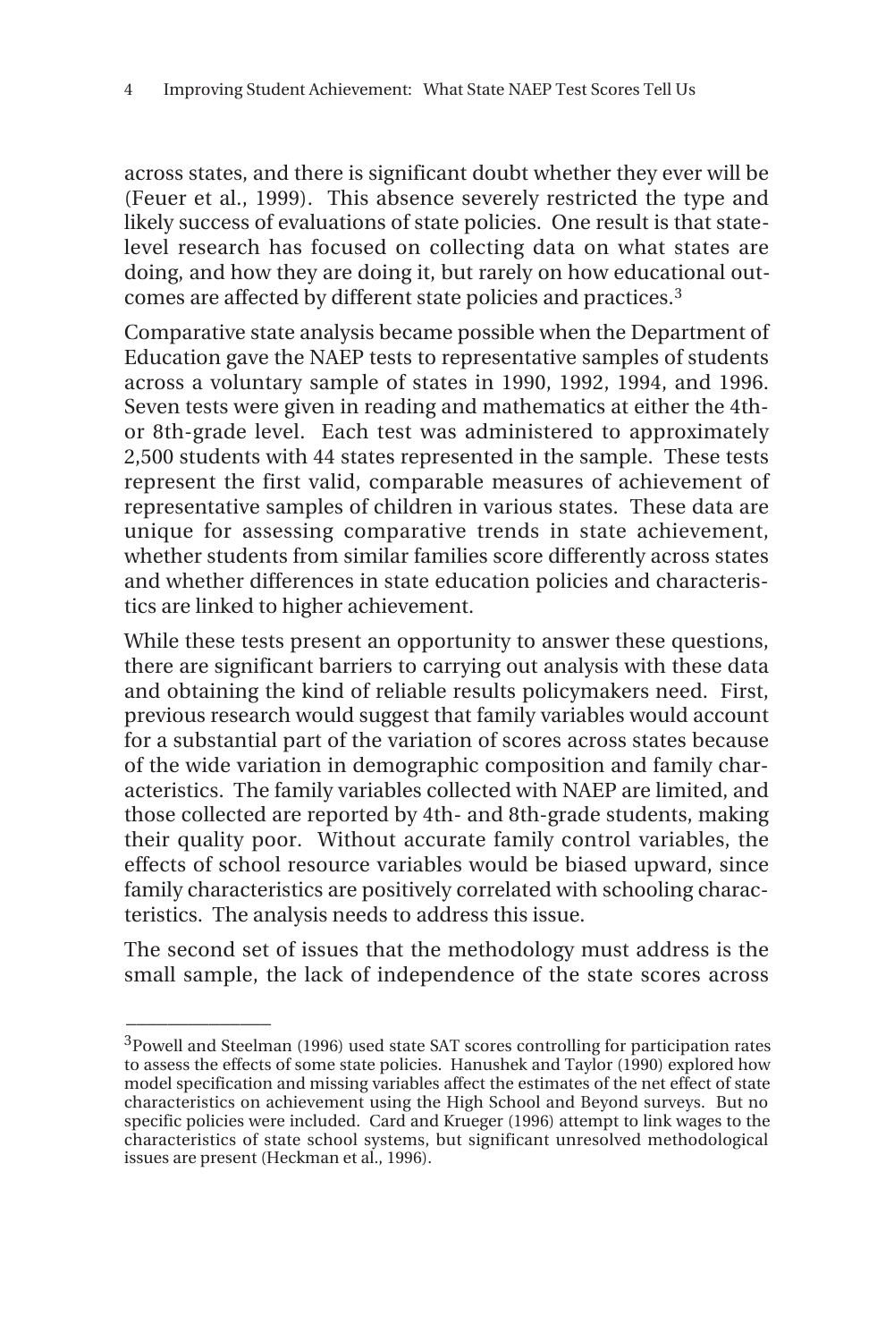across states, and there is significant doubt whether they ever will be (Feuer et al., 1999). This absence severely restricted the type and likely success of evaluations of state policies. One result is that state-level research has focused on collecting data on what states are doing, and how they are doing it, but rarely on how educational outcomes are affected by different state policies and practices.[3]

Comparative state analysis became possible when the Department of Education gave the NAEP tests to representative samples of students across a voluntary sample of states in 1990, 1992, 1994, and 1996. Seven tests were given in reading and mathematics at either the 4th- or 8th-grade level. Each test was administered to approximately 2,500 students with 44 states represented in the sample. These tests represent the first valid, comparable measures of achievement of representative samples of children in various states. These data are unique for assessing comparative trends in state achievement, whether students from similar families score differently across states and whether differences in state education policies and characteristics are linked to higher achievement.

While these tests present an opportunity to answer these questions, there are significant barriers to carrying out analysis with these data and obtaining the kind of reliable results policymakers need. First, previous research would suggest that family variables would account for a substantial part of the variation of scores across states because of the wide variation in demographic composition and family characteristics. The family variables collected with NAEP are limited, and those collected are reported by 4th- and 8th-grade students, making their quality poor. Without accurate family control variables, the effects of school resource variables would be biased upward, since family characteristics are positively correlated with schooling characteristics. The analysis needs to address this issue.

The second set of issues that the methodology must address is the small sample, the lack of independence of the state scores across

---

[3]Powell and Steelman (1996) used state SAT scores controlling for participation rates to assess the effects of some state policies. Hanushek and Taylor (1990) explored how model specification and missing variables affect the estimates of the net effect of state characteristics on achievement using the High School and Beyond surveys. But no specific policies were included. Card and Krueger (1996) attempt to link wages to the characteristics of state school systems, but significant unresolved methodological issues are present (Heckman et al., 1996).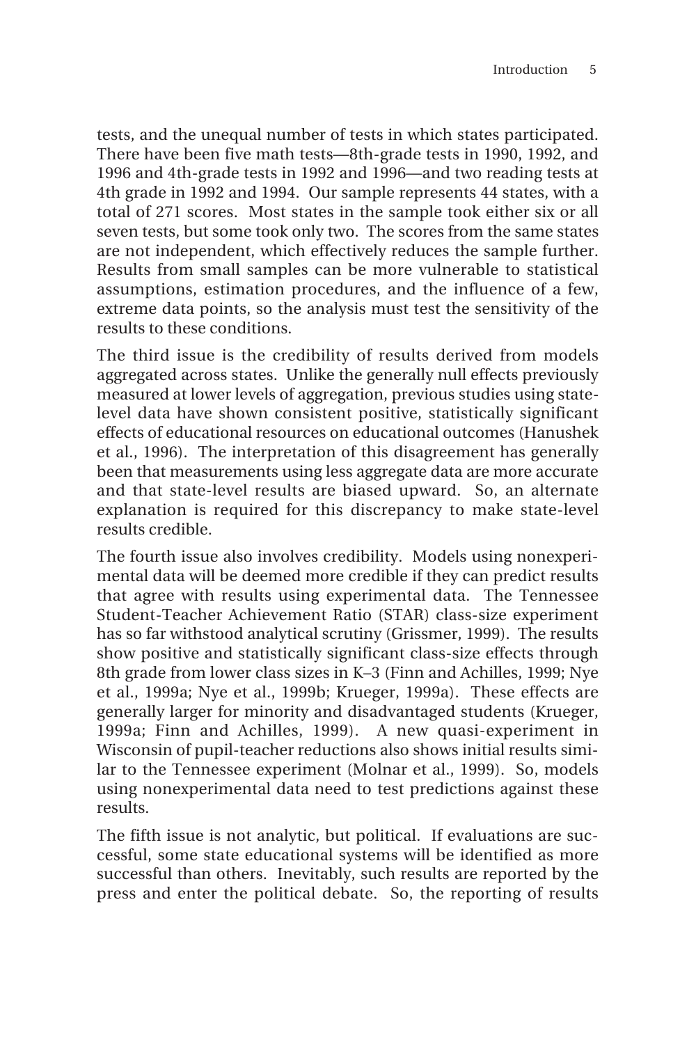tests, and the unequal number of tests in which states participated. There have been five math tests—8th-grade tests in 1990, 1992, and 1996 and 4th-grade tests in 1992 and 1996—and two reading tests at 4th grade in 1992 and 1994. Our sample represents 44 states, with a total of 271 scores. Most states in the sample took either six or all seven tests, but some took only two. The scores from the same states are not independent, which effectively reduces the sample further. Results from small samples can be more vulnerable to statistical assumptions, estimation procedures, and the influence of a few, extreme data points, so the analysis must test the sensitivity of the results to these conditions.

The third issue is the credibility of results derived from models aggregated across states. Unlike the generally null effects previously measured at lower levels of aggregation, previous studies using state-level data have shown consistent positive, statistically significant effects of educational resources on educational outcomes (Hanushek et al., 1996). The interpretation of this disagreement has generally been that measurements using less aggregate data are more accurate and that state-level results are biased upward. So, an alternate explanation is required for this discrepancy to make state-level results credible.

The fourth issue also involves credibility. Models using nonexperimental data will be deemed more credible if they can predict results that agree with results using experimental data. The Tennessee Student-Teacher Achievement Ratio (STAR) class-size experiment has so far withstood analytical scrutiny (Grissmer, 1999). The results show positive and statistically significant class-size effects through 8th grade from lower class sizes in K–3 (Finn and Achilles, 1999; Nye et al., 1999a; Nye et al., 1999b; Krueger, 1999a). These effects are generally larger for minority and disadvantaged students (Krueger, 1999a; Finn and Achilles, 1999). A new quasi-experiment in Wisconsin of pupil-teacher reductions also shows initial results similar to the Tennessee experiment (Molnar et al., 1999). So, models using nonexperimental data need to test predictions against these results.

The fifth issue is not analytic, but political. If evaluations are successful, some state educational systems will be identified as more successful than others. Inevitably, such results are reported by the press and enter the political debate. So, the reporting of results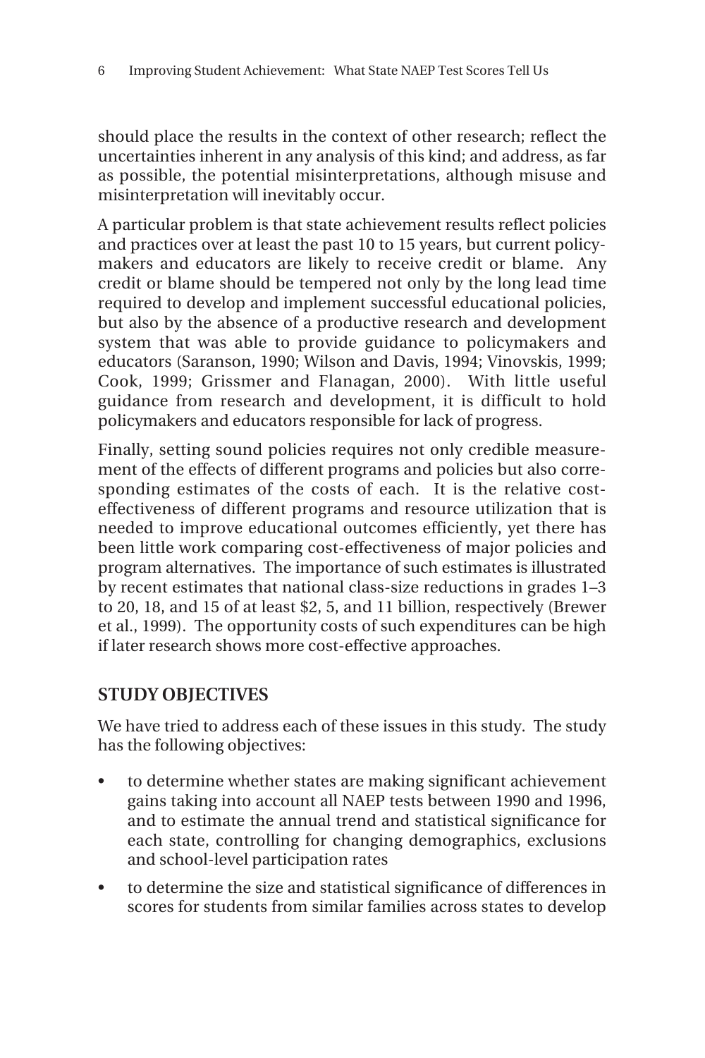should place the results in the context of other research; reflect the uncertainties inherent in any analysis of this kind; and address, as far as possible, the potential misinterpretations, although misuse and misinterpretation will inevitably occur.

A particular problem is that state achievement results reflect policies and practices over at least the past 10 to 15 years, but current policymakers and educators are likely to receive credit or blame. Any credit or blame should be tempered not only by the long lead time required to develop and implement successful educational policies, but also by the absence of a productive research and development system that was able to provide guidance to policymakers and educators (Saranson, 1990; Wilson and Davis, 1994; Vinovskis, 1999; Cook, 1999; Grissmer and Flanagan, 2000). With little useful guidance from research and development, it is difficult to hold policymakers and educators responsible for lack of progress.

Finally, setting sound policies requires not only credible measurement of the effects of different programs and policies but also corresponding estimates of the costs of each. It is the relative cost-effectiveness of different programs and resource utilization that is needed to improve educational outcomes efficiently, yet there has been little work comparing cost-effectiveness of major policies and program alternatives. The importance of such estimates is illustrated by recent estimates that national class-size reductions in grades 1–3 to 20, 18, and 15 of at least $2, 5, and 11 billion, respectively (Brewer et al., 1999). The opportunity costs of such expenditures can be high if later research shows more cost-effective approaches.

## STUDY OBJECTIVES

We have tried to address each of these issues in this study. The study has the following objectives:

- to determine whether states are making significant achievement gains taking into account all NAEP tests between 1990 and 1996, and to estimate the annual trend and statistical significance for each state, controlling for changing demographics, exclusions and school-level participation rates
- to determine the size and statistical significance of differences in scores for students from similar families across states to develop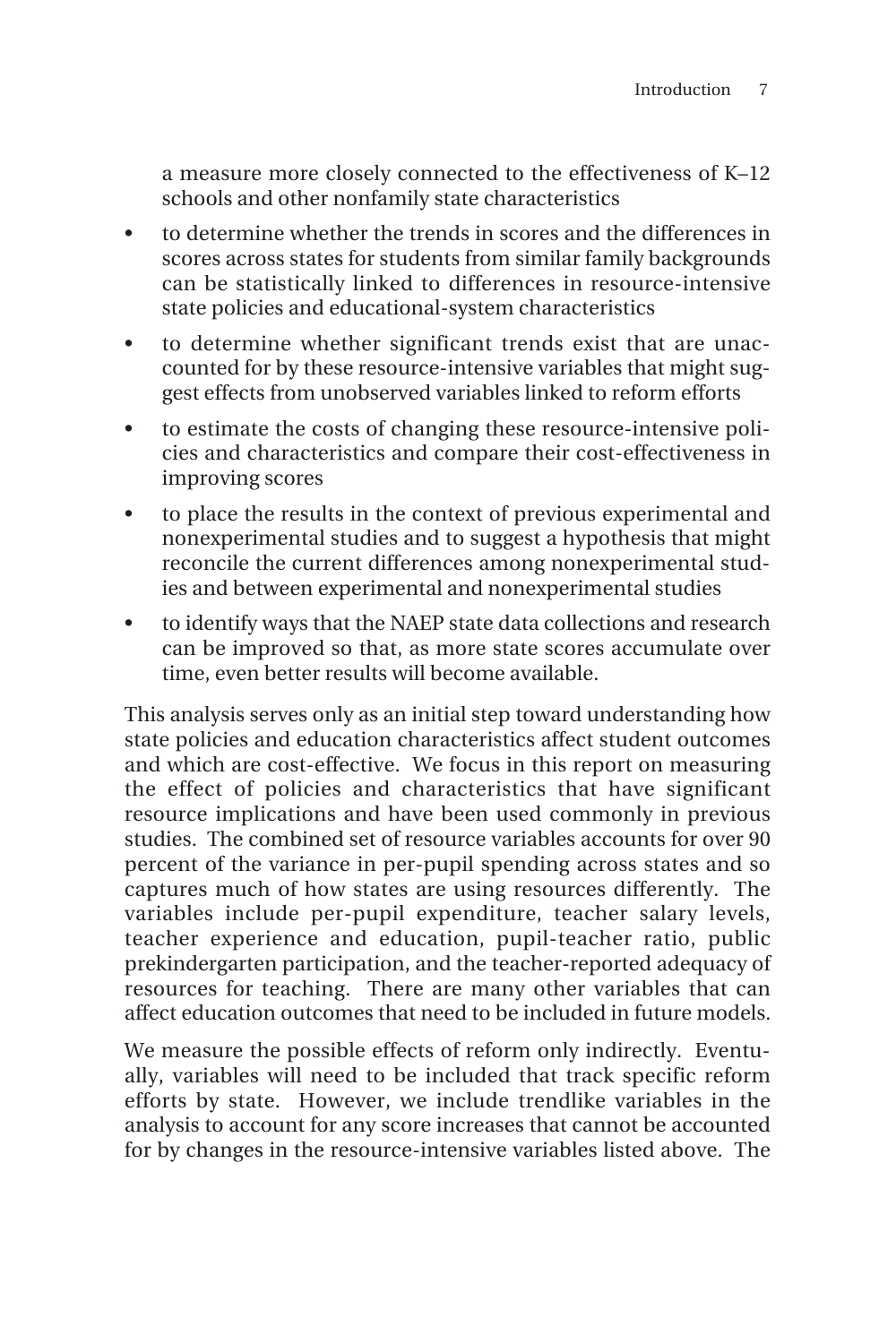a measure more closely connected to the effectiveness of K–12 schools and other nonfamily state characteristics

- to determine whether the trends in scores and the differences in scores across states for students from similar family backgrounds can be statistically linked to differences in resource-intensive state policies and educational-system characteristics
- to determine whether significant trends exist that are unaccounted for by these resource-intensive variables that might suggest effects from unobserved variables linked to reform efforts
- to estimate the costs of changing these resource-intensive policies and characteristics and compare their cost-effectiveness in improving scores
- to place the results in the context of previous experimental and nonexperimental studies and to suggest a hypothesis that might reconcile the current differences among nonexperimental studies and between experimental and nonexperimental studies
- to identify ways that the NAEP state data collections and research can be improved so that, as more state scores accumulate over time, even better results will become available.

This analysis serves only as an initial step toward understanding how state policies and education characteristics affect student outcomes and which are cost-effective. We focus in this report on measuring the effect of policies and characteristics that have significant resource implications and have been used commonly in previous studies. The combined set of resource variables accounts for over 90 percent of the variance in per-pupil spending across states and so captures much of how states are using resources differently. The variables include per-pupil expenditure, teacher salary levels, teacher experience and education, pupil-teacher ratio, public prekindergarten participation, and the teacher-reported adequacy of resources for teaching. There are many other variables that can affect education outcomes that need to be included in future models.

We measure the possible effects of reform only indirectly. Eventually, variables will need to be included that track specific reform efforts by state. However, we include trendlike variables in the analysis to account for any score increases that cannot be accounted for by changes in the resource-intensive variables listed above. The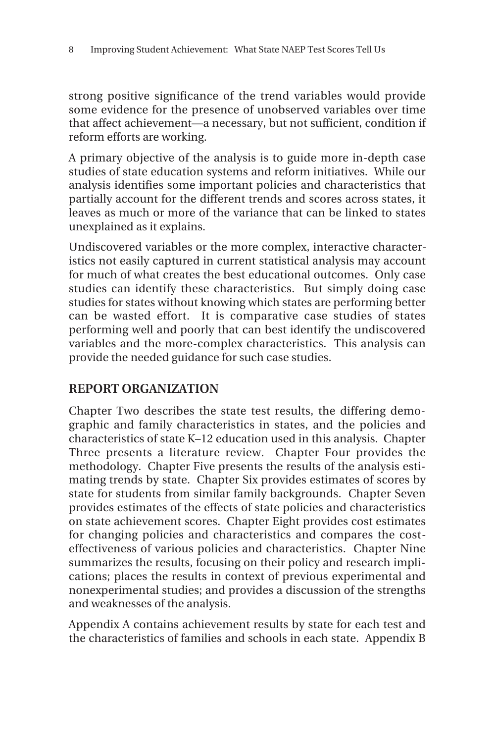strong positive significance of the trend variables would provide some evidence for the presence of unobserved variables over time that affect achievement—a necessary, but not sufficient, condition if reform efforts are working.

A primary objective of the analysis is to guide more in-depth case studies of state education systems and reform initiatives. While our analysis identifies some important policies and characteristics that partially account for the different trends and scores across states, it leaves as much or more of the variance that can be linked to states unexplained as it explains.

Undiscovered variables or the more complex, interactive characteristics not easily captured in current statistical analysis may account for much of what creates the best educational outcomes. Only case studies can identify these characteristics. But simply doing case studies for states without knowing which states are performing better can be wasted effort. It is comparative case studies of states performing well and poorly that can best identify the undiscovered variables and the more-complex characteristics. This analysis can provide the needed guidance for such case studies.

## REPORT ORGANIZATION

Chapter Two describes the state test results, the differing demographic and family characteristics in states, and the policies and characteristics of state K–12 education used in this analysis. Chapter Three presents a literature review. Chapter Four provides the methodology. Chapter Five presents the results of the analysis estimating trends by state. Chapter Six provides estimates of scores by state for students from similar family backgrounds. Chapter Seven provides estimates of the effects of state policies and characteristics on state achievement scores. Chapter Eight provides cost estimates for changing policies and characteristics and compares the cost-effectiveness of various policies and characteristics. Chapter Nine summarizes the results, focusing on their policy and research implications; places the results in context of previous experimental and nonexperimental studies; and provides a discussion of the strengths and weaknesses of the analysis.

Appendix A contains achievement results by state for each test and the characteristics of families and schools in each state. Appendix B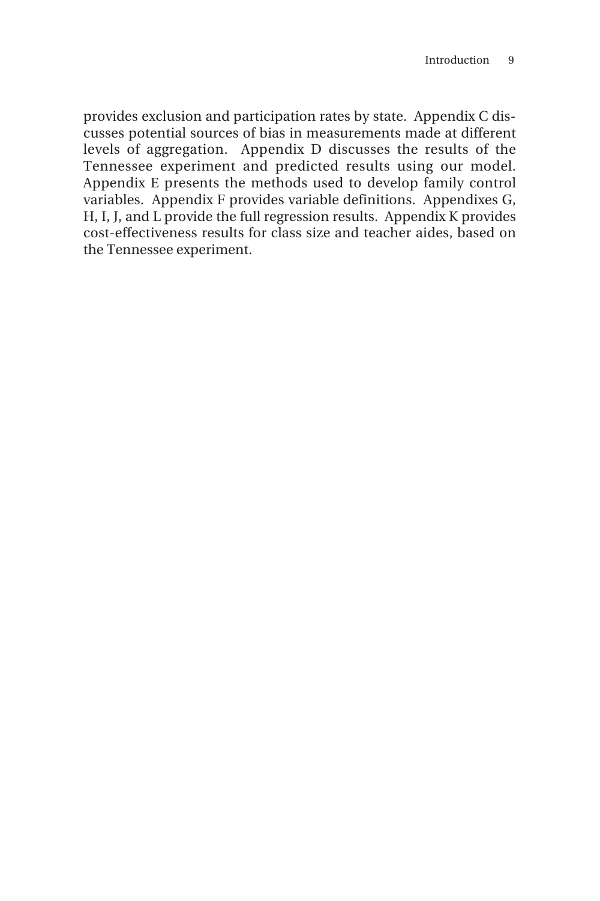provides exclusion and participation rates by state. Appendix C discusses potential sources of bias in measurements made at different levels of aggregation. Appendix D discusses the results of the Tennessee experiment and predicted results using our model. Appendix E presents the methods used to develop family control variables. Appendix F provides variable definitions. Appendixes G, H, I, J, and L provide the full regression results. Appendix K provides cost-effectiveness results for class size and teacher aides, based on the Tennessee experiment.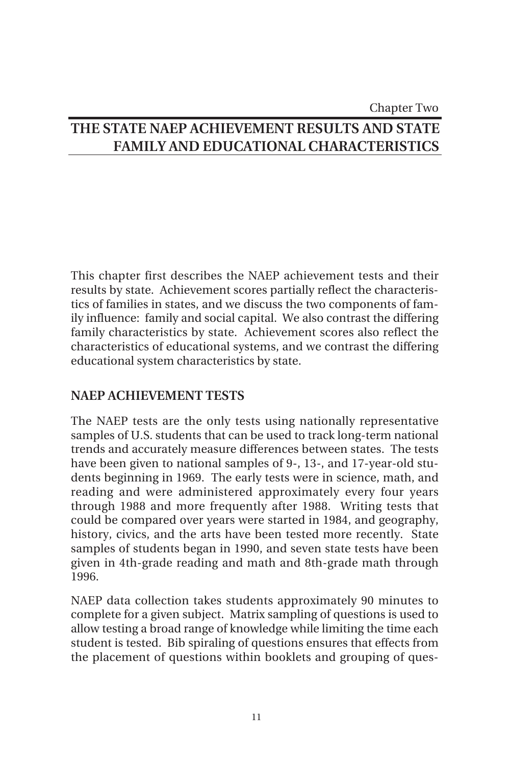Chapter Two

# THE STATE NAEP ACHIEVEMENT RESULTS AND STATE FAMILY AND EDUCATIONAL CHARACTERISTICS

This chapter first describes the NAEP achievement tests and their results by state. Achievement scores partially reflect the characteristics of families in states, and we discuss the two components of family influence: family and social capital. We also contrast the differing family characteristics by state. Achievement scores also reflect the characteristics of educational systems, and we contrast the differing educational system characteristics by state.

## NAEP ACHIEVEMENT TESTS

The NAEP tests are the only tests using nationally representative samples of U.S. students that can be used to track long-term national trends and accurately measure differences between states. The tests have been given to national samples of 9-, 13-, and 17-year-old students beginning in 1969. The early tests were in science, math, and reading and were administered approximately every four years through 1988 and more frequently after 1988. Writing tests that could be compared over years were started in 1984, and geography, history, civics, and the arts have been tested more recently. State samples of students began in 1990, and seven state tests have been given in 4th-grade reading and math and 8th-grade math through 1996.

NAEP data collection takes students approximately 90 minutes to complete for a given subject. Matrix sampling of questions is used to allow testing a broad range of knowledge while limiting the time each student is tested. Bib spiraling of questions ensures that effects from the placement of questions within booklets and grouping of ques-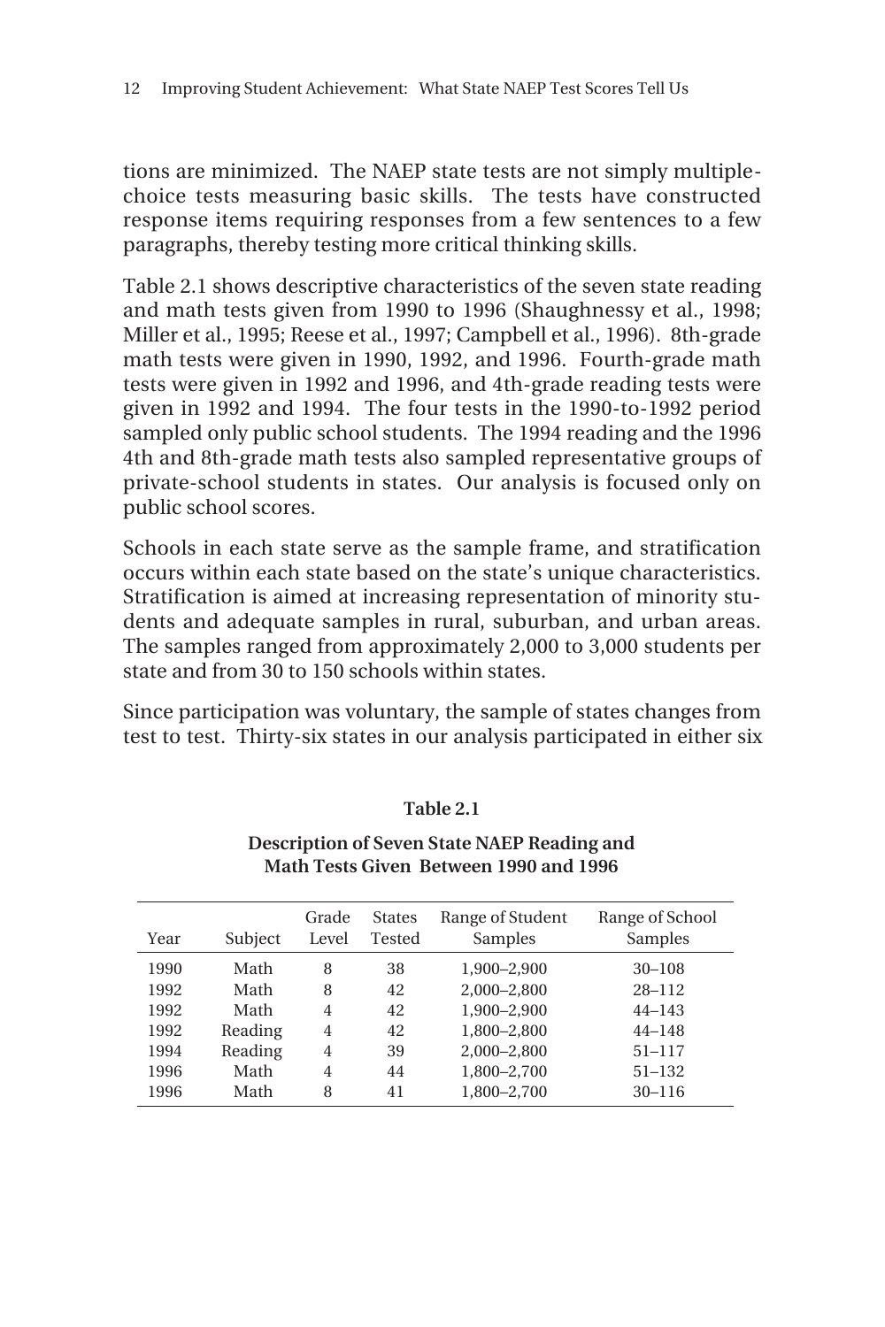tions are minimized. The NAEP state tests are not simply multiple-choice tests measuring basic skills. The tests have constructed response items requiring responses from a few sentences to a few paragraphs, thereby testing more critical thinking skills.

Table 2.1 shows descriptive characteristics of the seven state reading and math tests given from 1990 to 1996 (Shaughnessy et al., 1998; Miller et al., 1995; Reese et al., 1997; Campbell et al., 1996). 8th-grade math tests were given in 1990, 1992, and 1996. Fourth-grade math tests were given in 1992 and 1996, and 4th-grade reading tests were given in 1992 and 1994. The four tests in the 1990-to-1992 period sampled only public school students. The 1994 reading and the 1996 4th and 8th-grade math tests also sampled representative groups of private-school students in states. Our analysis is focused only on public school scores.

Schools in each state serve as the sample frame, and stratification occurs within each state based on the state's unique characteristics. Stratification is aimed at increasing representation of minority students and adequate samples in rural, suburban, and urban areas. The samples ranged from approximately 2,000 to 3,000 students per state and from 30 to 150 schools within states.

Since participation was voluntary, the sample of states changes from test to test. Thirty-six states in our analysis participated in either six

**Table 2.1**

**Description of Seven State NAEP Reading and Math Tests Given Between 1990 and 1996**

| Year | Subject | Grade Level | States Tested | Range of Student Samples | Range of School Samples |
|---|---|---|---|---|---|
| 1990 | Math | 8 | 38 | 1,900–2,900 | 30–108 |
| 1992 | Math | 8 | 42 | 2,000–2,800 | 28–112 |
| 1992 | Math | 4 | 42 | 1,900–2,900 | 44–143 |
| 1992 | Reading | 4 | 42 | 1,800–2,800 | 44–148 |
| 1994 | Reading | 4 | 39 | 2,000–2,800 | 51–117 |
| 1996 | Math | 4 | 44 | 1,800–2,700 | 51–132 |
| 1996 | Math | 8 | 41 | 1,800–2,700 | 30–116 |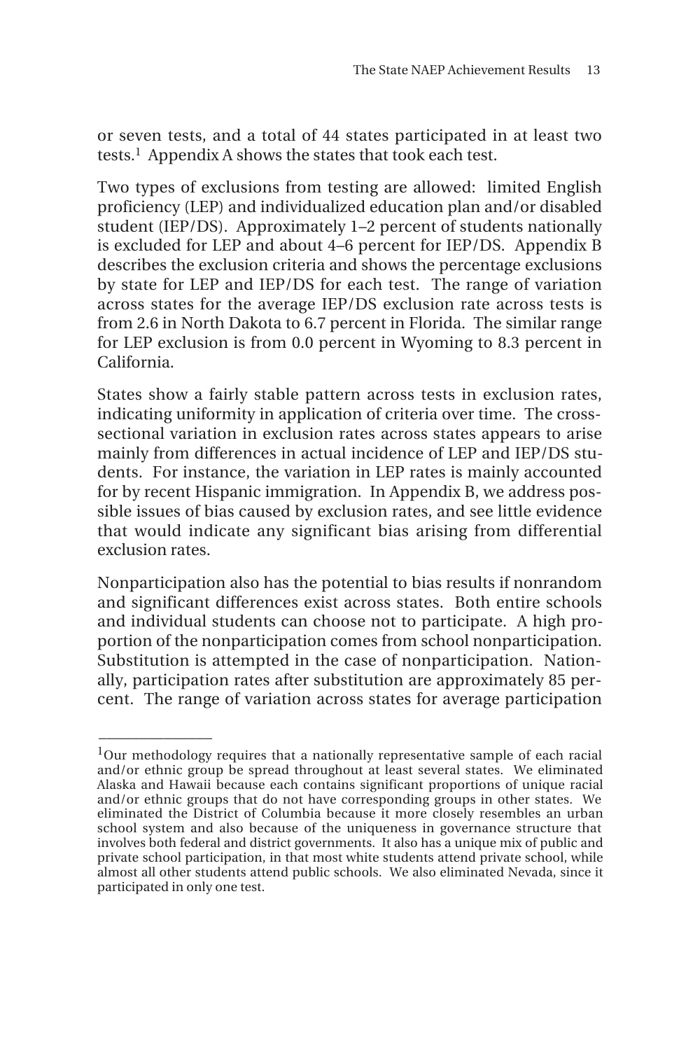or seven tests, and a total of 44 states participated in at least two tests.[1] Appendix A shows the states that took each test.

Two types of exclusions from testing are allowed: limited English proficiency (LEP) and individualized education plan and/or disabled student (IEP/DS). Approximately 1–2 percent of students nationally is excluded for LEP and about 4–6 percent for IEP/DS. Appendix B describes the exclusion criteria and shows the percentage exclusions by state for LEP and IEP/DS for each test. The range of variation across states for the average IEP/DS exclusion rate across tests is from 2.6 in North Dakota to 6.7 percent in Florida. The similar range for LEP exclusion is from 0.0 percent in Wyoming to 8.3 percent in California.

States show a fairly stable pattern across tests in exclusion rates, indicating uniformity in application of criteria over time. The cross-sectional variation in exclusion rates across states appears to arise mainly from differences in actual incidence of LEP and IEP/DS students. For instance, the variation in LEP rates is mainly accounted for by recent Hispanic immigration. In Appendix B, we address possible issues of bias caused by exclusion rates, and see little evidence that would indicate any significant bias arising from differential exclusion rates.

Nonparticipation also has the potential to bias results if nonrandom and significant differences exist across states. Both entire schools and individual students can choose not to participate. A high proportion of the nonparticipation comes from school nonparticipation. Substitution is attempted in the case of nonparticipation. Nationally, participation rates after substitution are approximately 85 percent. The range of variation across states for average participation

---

[1]Our methodology requires that a nationally representative sample of each racial and/or ethnic group be spread throughout at least several states. We eliminated Alaska and Hawaii because each contains significant proportions of unique racial and/or ethnic groups that do not have corresponding groups in other states. We eliminated the District of Columbia because it more closely resembles an urban school system and also because of the uniqueness in governance structure that involves both federal and district governments. It also has a unique mix of public and private school participation, in that most white students attend private school, while almost all other students attend public schools. We also eliminated Nevada, since it participated in only one test.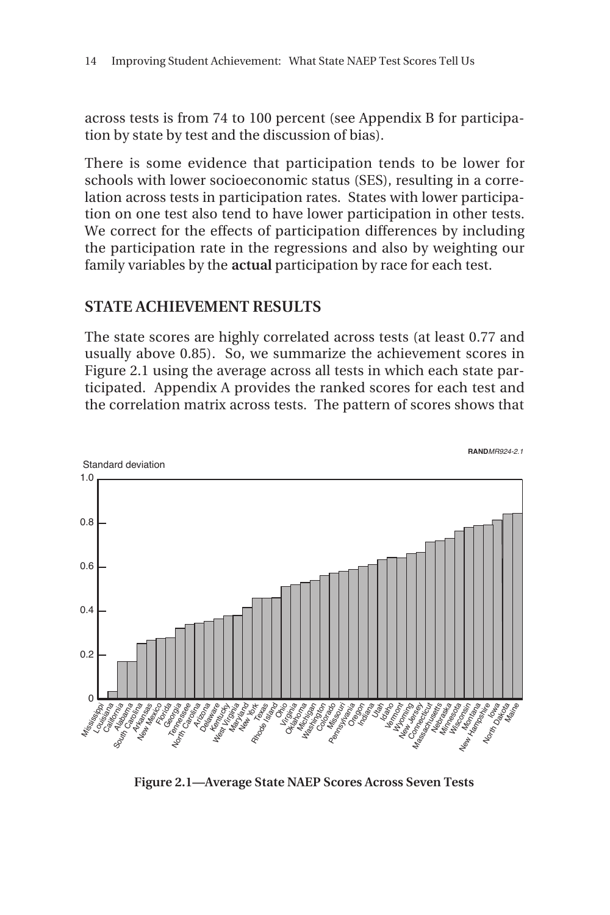across tests is from 74 to 100 percent (see Appendix B for participation by state by test and the discussion of bias).

There is some evidence that participation tends to be lower for schools with lower socioeconomic status (SES), resulting in a correlation across tests in participation rates. States with lower participation on one test also tend to have lower participation in other tests. We correct for the effects of participation differences by including the participation rate in the regressions and also by weighting our family variables by the **actual** participation by race for each test.

## STATE ACHIEVEMENT RESULTS

The state scores are highly correlated across tests (at least 0.77 and usually above 0.85). So, we summarize the achievement scores in Figure 2.1 using the average across all tests in which each state participated. Appendix A provides the ranked scores for each test and the correlation matrix across tests. The pattern of scores shows that

**Figure 2.1—Average State NAEP Scores Across Seven Tests**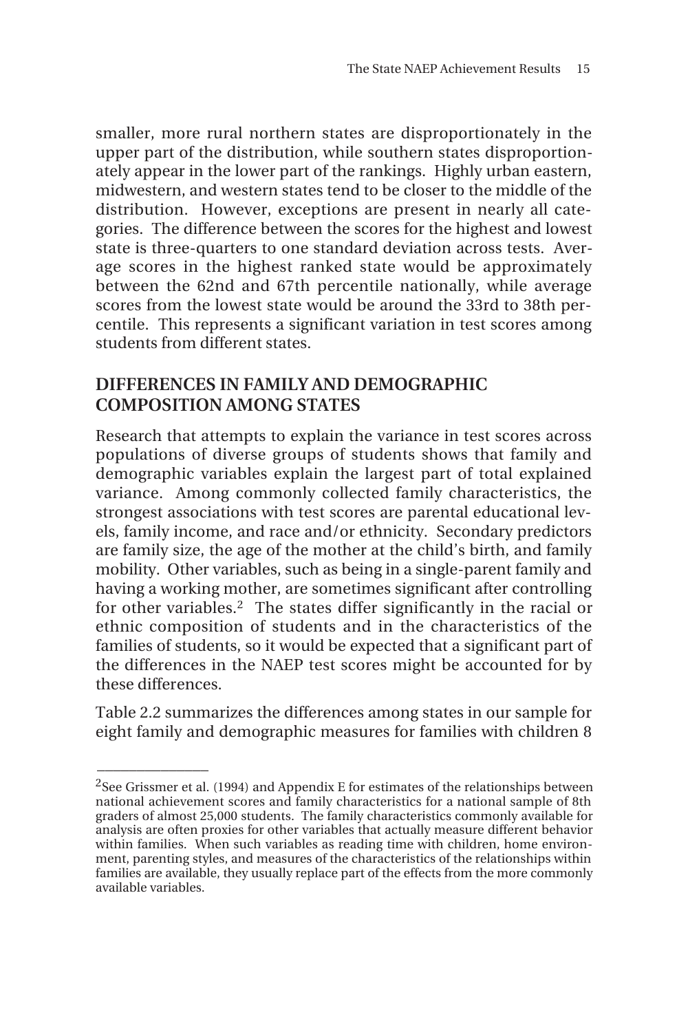smaller, more rural northern states are disproportionately in the upper part of the distribution, while southern states disproportionately appear in the lower part of the rankings. Highly urban eastern, midwestern, and western states tend to be closer to the middle of the distribution. However, exceptions are present in nearly all categories. The difference between the scores for the highest and lowest state is three-quarters to one standard deviation across tests. Average scores in the highest ranked state would be approximately between the 62nd and 67th percentile nationally, while average scores from the lowest state would be around the 33rd to 38th percentile. This represents a significant variation in test scores among students from different states.

## DIFFERENCES IN FAMILY AND DEMOGRAPHIC COMPOSITION AMONG STATES

Research that attempts to explain the variance in test scores across populations of diverse groups of students shows that family and demographic variables explain the largest part of total explained variance. Among commonly collected family characteristics, the strongest associations with test scores are parental educational levels, family income, and race and/or ethnicity. Secondary predictors are family size, the age of the mother at the child's birth, and family mobility. Other variables, such as being in a single-parent family and having a working mother, are sometimes significant after controlling for other variables.[2] The states differ significantly in the racial or ethnic composition of students and in the characteristics of the families of students, so it would be expected that a significant part of the differences in the NAEP test scores might be accounted for by these differences.

Table 2.2 summarizes the differences among states in our sample for eight family and demographic measures for families with children 8

---

[2]See Grissmer et al. (1994) and Appendix E for estimates of the relationships between national achievement scores and family characteristics for a national sample of 8th graders of almost 25,000 students. The family characteristics commonly available for analysis are often proxies for other variables that actually measure different behavior within families. When such variables as reading time with children, home environment, parenting styles, and measures of the characteristics of the relationships within families are available, they usually replace part of the effects from the more commonly available variables.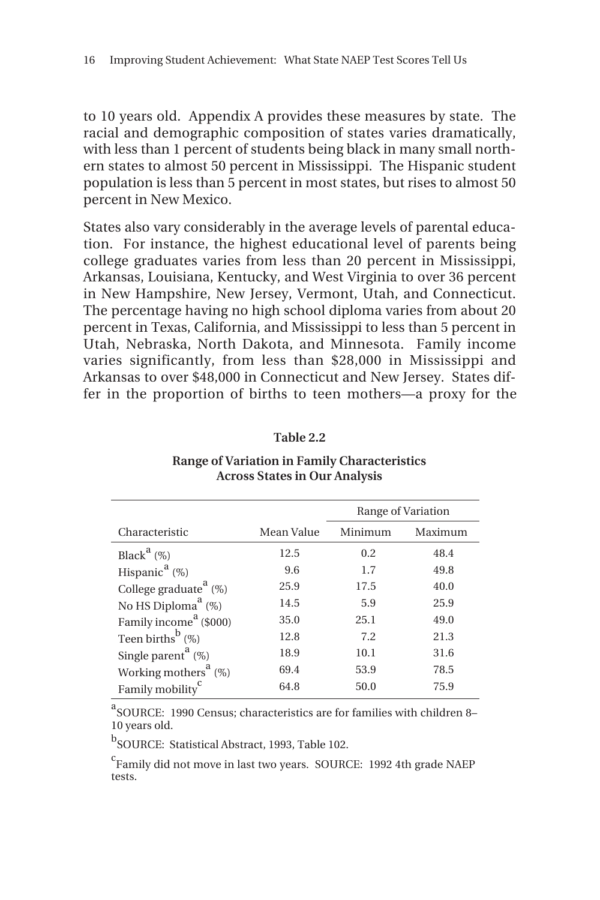to 10 years old. Appendix A provides these measures by state. The racial and demographic composition of states varies dramatically, with less than 1 percent of students being black in many small northern states to almost 50 percent in Mississippi. The Hispanic student population is less than 5 percent in most states, but rises to almost 50 percent in New Mexico.

States also vary considerably in the average levels of parental education. For instance, the highest educational level of parents being college graduates varies from less than 20 percent in Mississippi, Arkansas, Louisiana, Kentucky, and West Virginia to over 36 percent in New Hampshire, New Jersey, Vermont, Utah, and Connecticut. The percentage having no high school diploma varies from about 20 percent in Texas, California, and Mississippi to less than 5 percent in Utah, Nebraska, North Dakota, and Minnesota. Family income varies significantly, from less than $28,000 in Mississippi and Arkansas to over $48,000 in Connecticut and New Jersey. States differ in the proportion of births to teen mothers—a proxy for the

**Table 2.2**

**Range of Variation in Family Characteristics Across States in Our Analysis**

| | | Range of Variation | |
|---|---|---|---|
| Characteristic | Mean Value | Minimum | Maximum |
| Black[a] (%) | 12.5 | 0.2 | 48.4 |
| Hispanic[a] (%) | 9.6 | 1.7 | 49.8 |
| College graduate[a] (%) | 25.9 | 17.5 | 40.0 |
| No HS Diploma[a] (%) | 14.5 | 5.9 | 25.9 |
| Family income[a] ($000) | 35.0 | 25.1 | 49.0 |
| Teen births[b] (%) | 12.8 | 7.2 | 21.3 |
| Single parent[a] (%) | 18.9 | 10.1 | 31.6 |
| Working mothers[a] (%) | 69.4 | 53.9 | 78.5 |
| Family mobility[c] | 64.8 | 50.0 | 75.9 |

[a]SOURCE: 1990 Census; characteristics are for families with children 8–10 years old.

[b]SOURCE: Statistical Abstract, 1993, Table 102.

[c]Family did not move in last two years. SOURCE: 1992 4th grade NAEP tests.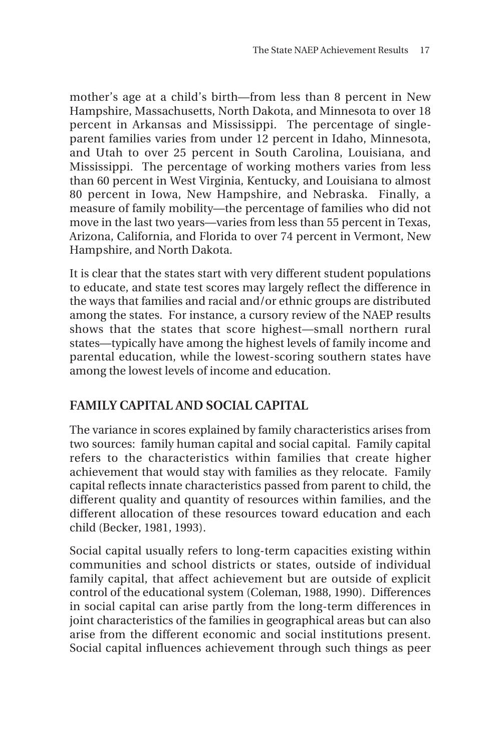mother's age at a child's birth—from less than 8 percent in New Hampshire, Massachusetts, North Dakota, and Minnesota to over 18 percent in Arkansas and Mississippi. The percentage of single-parent families varies from under 12 percent in Idaho, Minnesota, and Utah to over 25 percent in South Carolina, Louisiana, and Mississippi. The percentage of working mothers varies from less than 60 percent in West Virginia, Kentucky, and Louisiana to almost 80 percent in Iowa, New Hampshire, and Nebraska. Finally, a measure of family mobility—the percentage of families who did not move in the last two years—varies from less than 55 percent in Texas, Arizona, California, and Florida to over 74 percent in Vermont, New Hampshire, and North Dakota.

It is clear that the states start with very different student populations to educate, and state test scores may largely reflect the difference in the ways that families and racial/or ethnic groups are distributed among the states. For instance, a cursory review of the NAEP results shows that the states that score highest—small northern rural states—typically have among the highest levels of family income and parental education, while the lowest-scoring southern states have among the lowest levels of income and education.

## FAMILY CAPITAL AND SOCIAL CAPITAL

The variance in scores explained by family characteristics arises from two sources: family human capital and social capital. Family capital refers to the characteristics within families that create higher achievement that would stay with families as they relocate. Family capital reflects innate characteristics passed from parent to child, the different quality and quantity of resources within families, and the different allocation of these resources toward education and each child (Becker, 1981, 1993).

Social capital usually refers to long-term capacities existing within communities and school districts or states, outside of individual family capital, that affect achievement but are outside of explicit control of the educational system (Coleman, 1988, 1990). Differences in social capital can arise partly from the long-term differences in joint characteristics of the families in geographical areas but can also arise from the different economic and social institutions present. Social capital influences achievement through such things as peer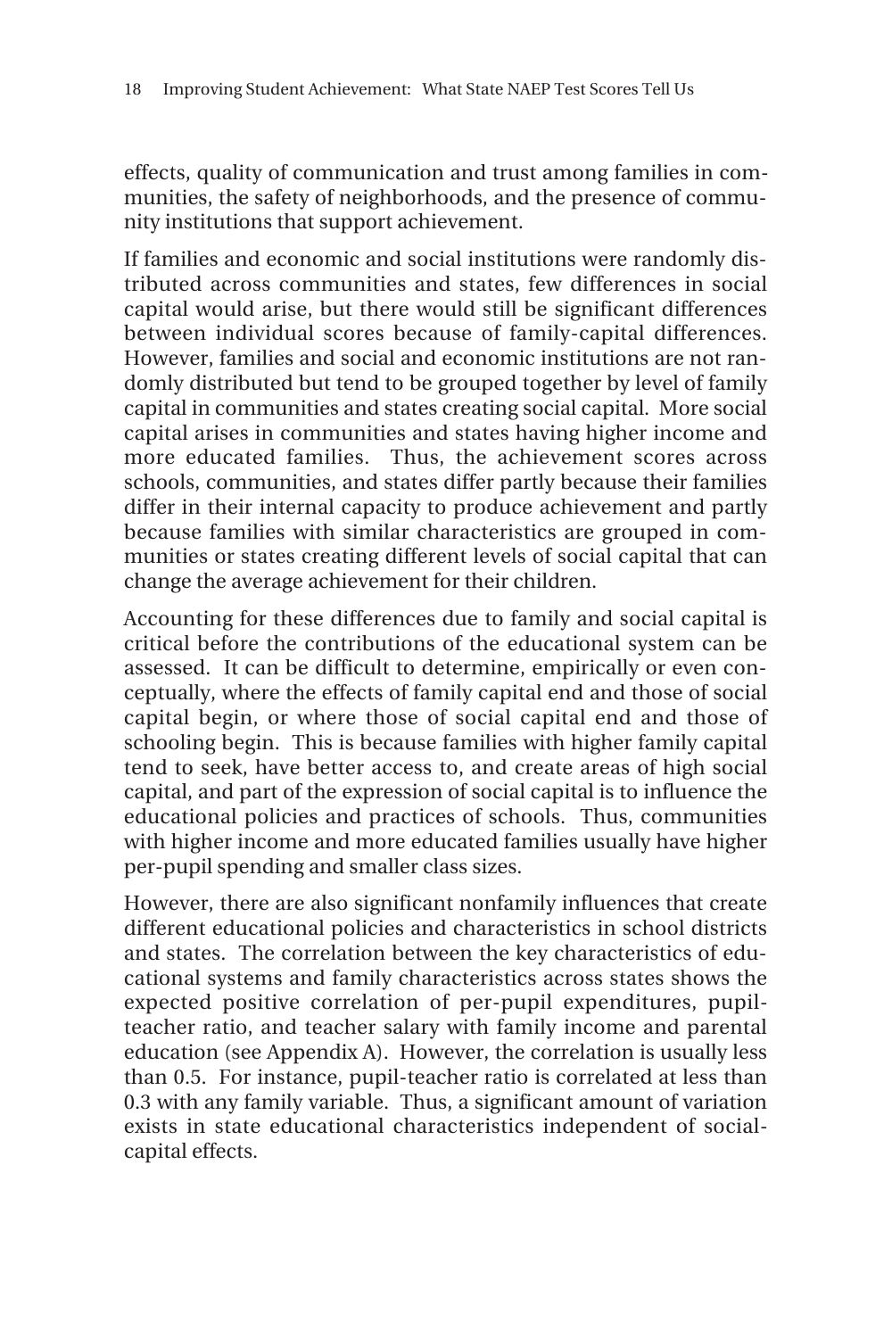effects, quality of communication and trust among families in communities, the safety of neighborhoods, and the presence of community institutions that support achievement.

If families and economic and social institutions were randomly distributed across communities and states, few differences in social capital would arise, but there would still be significant differences between individual scores because of family-capital differences. However, families and social and economic institutions are not randomly distributed but tend to be grouped together by level of family capital in communities and states creating social capital. More social capital arises in communities and states having higher income and more educated families. Thus, the achievement scores across schools, communities, and states differ partly because their families differ in their internal capacity to produce achievement and partly because families with similar characteristics are grouped in communities or states creating different levels of social capital that can change the average achievement for their children.

Accounting for these differences due to family and social capital is critical before the contributions of the educational system can be assessed. It can be difficult to determine, empirically or even conceptually, where the effects of family capital end and those of social capital begin, or where those of social capital end and those of schooling begin. This is because families with higher family capital tend to seek, have better access to, and create areas of high social capital, and part of the expression of social capital is to influence the educational policies and practices of schools. Thus, communities with higher income and more educated families usually have higher per-pupil spending and smaller class sizes.

However, there are also significant nonfamily influences that create different educational policies and characteristics in school districts and states. The correlation between the key characteristics of educational systems and family characteristics across states shows the expected positive correlation of per-pupil expenditures, pupil-teacher ratio, and teacher salary with family income and parental education (see Appendix A). However, the correlation is usually less than 0.5. For instance, pupil-teacher ratio is correlated at less than 0.3 with any family variable. Thus, a significant amount of variation exists in state educational characteristics independent of social-capital effects.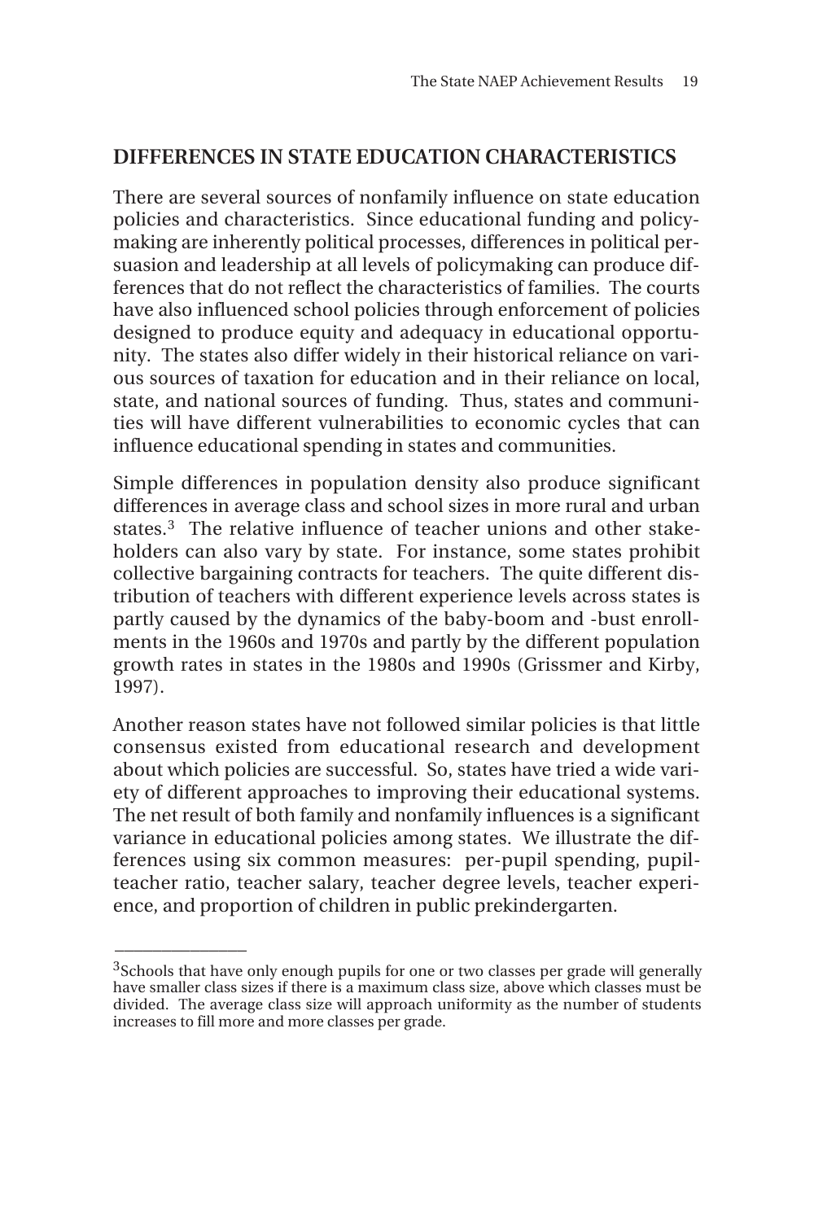## DIFFERENCES IN STATE EDUCATION CHARACTERISTICS

There are several sources of nonfamily influence on state education policies and characteristics. Since educational funding and policymaking are inherently political processes, differences in political persuasion and leadership at all levels of policymaking can produce differences that do not reflect the characteristics of families. The courts have also influenced school policies through enforcement of policies designed to produce equity and adequacy in educational opportunity. The states also differ widely in their historical reliance on various sources of taxation for education and in their reliance on local, state, and national sources of funding. Thus, states and communities will have different vulnerabilities to economic cycles that can influence educational spending in states and communities.

Simple differences in population density also produce significant differences in average class and school sizes in more rural and urban states.[3] The relative influence of teacher unions and other stakeholders can also vary by state. For instance, some states prohibit collective bargaining contracts for teachers. The quite different distribution of teachers with different experience levels across states is partly caused by the dynamics of the baby-boom and -bust enrollments in the 1960s and 1970s and partly by the different population growth rates in states in the 1980s and 1990s (Grissmer and Kirby, 1997).

Another reason states have not followed similar policies is that little consensus existed from educational research and development about which policies are successful. So, states have tried a wide variety of different approaches to improving their educational systems. The net result of both family and nonfamily influences is a significant variance in educational policies among states. We illustrate the differences using six common measures: per-pupil spending, pupil-teacher ratio, teacher salary, teacher degree levels, teacher experience, and proportion of children in public prekindergarten.

---

[3]Schools that have only enough pupils for one or two classes per grade will generally have smaller class sizes if there is a maximum class size, above which classes must be divided. The average class size will approach uniformity as the number of students increases to fill more and more classes per grade.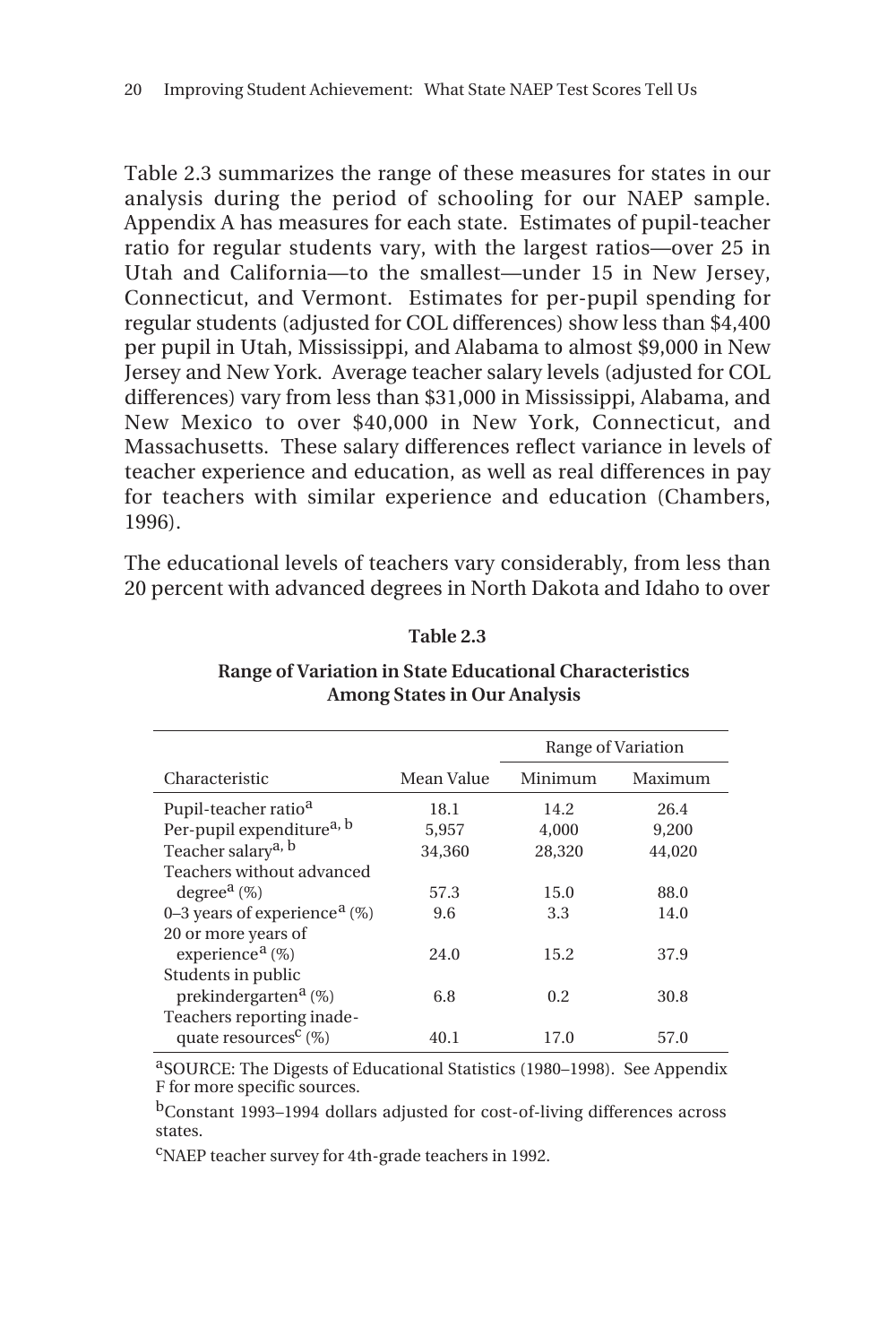Table 2.3 summarizes the range of these measures for states in our analysis during the period of schooling for our NAEP sample. Appendix A has measures for each state. Estimates of pupil-teacher ratio for regular students vary, with the largest ratios—over 25 in Utah and California—to the smallest—under 15 in New Jersey, Connecticut, and Vermont. Estimates for per-pupil spending for regular students (adjusted for COL differences) show less than $4,400 per pupil in Utah, Mississippi, and Alabama to almost $9,000 in New Jersey and New York. Average teacher salary levels (adjusted for COL differences) vary from less than $31,000 in Mississippi, Alabama, and New Mexico to over $40,000 in New York, Connecticut, and Massachusetts. These salary differences reflect variance in levels of teacher experience and education, as well as real differences in pay for teachers with similar experience and education (Chambers, 1996).

The educational levels of teachers vary considerably, from less than 20 percent with advanced degrees in North Dakota and Idaho to over

**Table 2.3**

**Range of Variation in State Educational Characteristics Among States in Our Analysis**

| | | Range of Variation | |
|---|---|---|---|
| Characteristic | Mean Value | Minimum | Maximum |
| Pupil-teacher ratio[a] | 18.1 | 14.2 | 26.4 |
| Per-pupil expenditure[a, b] | 5,957 | 4,000 | 9,200 |
| Teacher salary[a, b] | 34,360 | 28,320 | 44,020 |
| Teachers without advanced degree[a] (%) | 57.3 | 15.0 | 88.0 |
| 0–3 years of experience[a] (%) | 9.6 | 3.3 | 14.0 |
| 20 or more years of experience[a] (%) | 24.0 | 15.2 | 37.9 |
| Students in public prekindergarten[a] (%) | 6.8 | 0.2 | 30.8 |
| Teachers reporting inadequate resources[c] (%) | 40.1 | 17.0 | 57.0 |

[a]SOURCE: The Digests of Educational Statistics (1980–1998). See Appendix F for more specific sources.

[b]Constant 1993–1994 dollars adjusted for cost-of-living differences across states.

[c]NAEP teacher survey for 4th-grade teachers in 1992.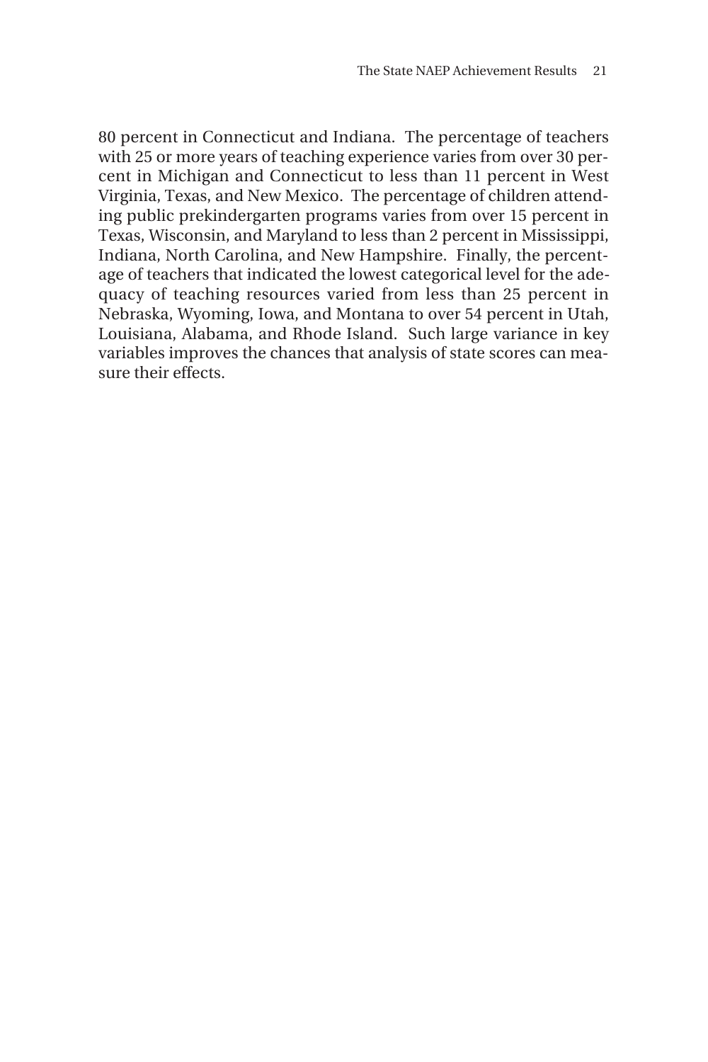80 percent in Connecticut and Indiana. The percentage of teachers with 25 or more years of teaching experience varies from over 30 percent in Michigan and Connecticut to less than 11 percent in West Virginia, Texas, and New Mexico. The percentage of children attending public prekindergarten programs varies from over 15 percent in Texas, Wisconsin, and Maryland to less than 2 percent in Mississippi, Indiana, North Carolina, and New Hampshire. Finally, the percentage of teachers that indicated the lowest categorical level for the adequacy of teaching resources varied from less than 25 percent in Nebraska, Wyoming, Iowa, and Montana to over 54 percent in Utah, Louisiana, Alabama, and Rhode Island. Such large variance in key variables improves the chances that analysis of state scores can measure their effects.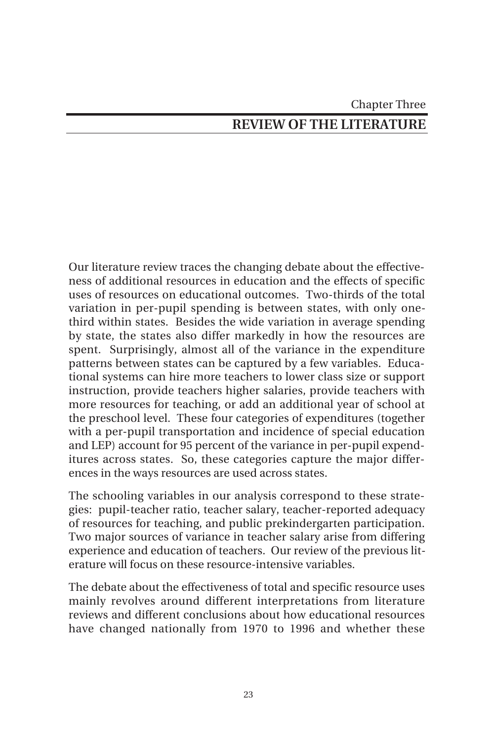Chapter Three

# REVIEW OF THE LITERATURE

Our literature review traces the changing debate about the effectiveness of additional resources in education and the effects of specific uses of resources on educational outcomes. Two-thirds of the total variation in per-pupil spending is between states, with only one-third within states. Besides the wide variation in average spending by state, the states also differ markedly in how the resources are spent. Surprisingly, almost all of the variance in the expenditure patterns between states can be captured by a few variables. Educational systems can hire more teachers to lower class size or support instruction, provide teachers higher salaries, provide teachers with more resources for teaching, or add an additional year of school at the preschool level. These four categories of expenditures (together with a per-pupil transportation and incidence of special education and LEP) account for 95 percent of the variance in per-pupil expenditures across states. So, these categories capture the major differences in the ways resources are used across states.

The schooling variables in our analysis correspond to these strategies: pupil-teacher ratio, teacher salary, teacher-reported adequacy of resources for teaching, and public prekindergarten participation. Two major sources of variance in teacher salary arise from differing experience and education of teachers. Our review of the previous literature will focus on these resource-intensive variables.

The debate about the effectiveness of total and specific resource uses mainly revolves around different interpretations from literature reviews and different conclusions about how educational resources have changed nationally from 1970 to 1996 and whether these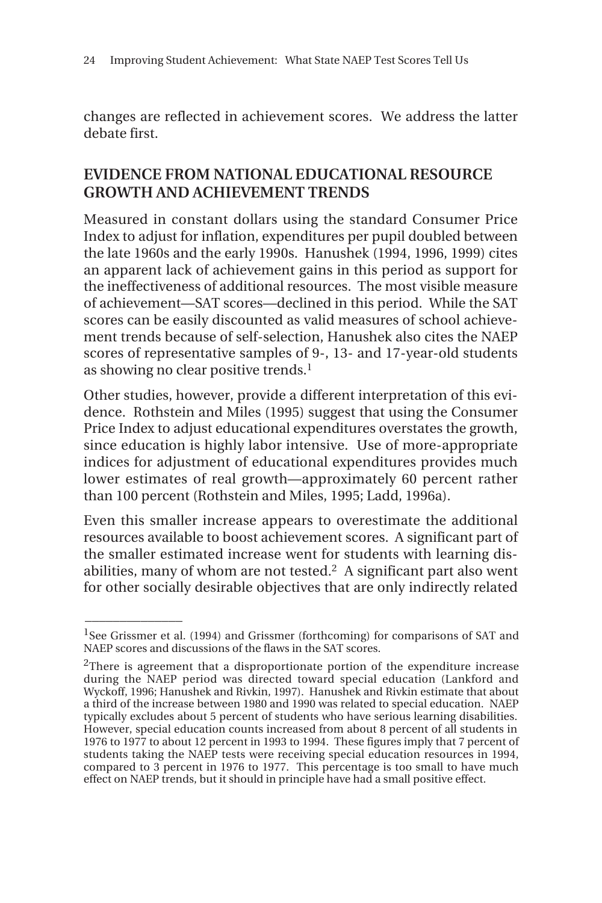changes are reflected in achievement scores. We address the latter debate first.

## EVIDENCE FROM NATIONAL EDUCATIONAL RESOURCE GROWTH AND ACHIEVEMENT TRENDS

Measured in constant dollars using the standard Consumer Price Index to adjust for inflation, expenditures per pupil doubled between the late 1960s and the early 1990s. Hanushek (1994, 1996, 1999) cites an apparent lack of achievement gains in this period as support for the ineffectiveness of additional resources. The most visible measure of achievement—SAT scores—declined in this period. While the SAT scores can be easily discounted as valid measures of school achievement trends because of self-selection, Hanushek also cites the NAEP scores of representative samples of 9-, 13- and 17-year-old students as showing no clear positive trends.[1]

Other studies, however, provide a different interpretation of this evidence. Rothstein and Miles (1995) suggest that using the Consumer Price Index to adjust educational expenditures overstates the growth, since education is highly labor intensive. Use of more-appropriate indices for adjustment of educational expenditures provides much lower estimates of real growth—approximately 60 percent rather than 100 percent (Rothstein and Miles, 1995; Ladd, 1996a).

Even this smaller increase appears to overestimate the additional resources available to boost achievement scores. A significant part of the smaller estimated increase went for students with learning disabilities, many of whom are not tested.[2] A significant part also went for other socially desirable objectives that are only indirectly related

---

[1] See Grissmer et al. (1994) and Grissmer (forthcoming) for comparisons of SAT and NAEP scores and discussions of the flaws in the SAT scores.

[2] There is agreement that a disproportionate portion of the expenditure increase during the NAEP period was directed toward special education (Lankford and Wyckoff, 1996; Hanushek and Rivkin, 1997). Hanushek and Rivkin estimate that about a third of the increase between 1980 and 1990 was related to special education. NAEP typically excludes about 5 percent of students who have serious learning disabilities. However, special education counts increased from about 8 percent of all students in 1976 to 1977 to about 12 percent in 1993 to 1994. These figures imply that 7 percent of students taking the NAEP tests were receiving special education resources in 1994, compared to 3 percent in 1976 to 1977. This percentage is too small to have much effect on NAEP trends, but it should in principle have had a small positive effect.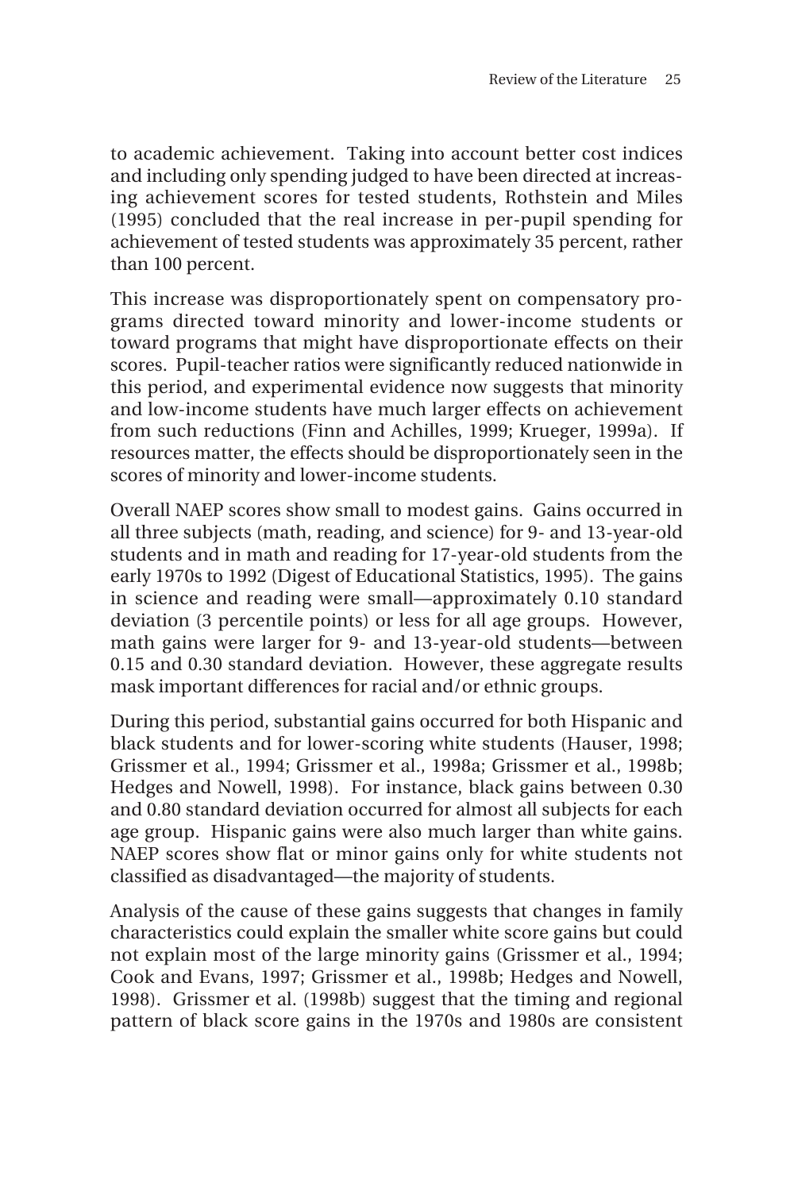to academic achievement. Taking into account better cost indices and including only spending judged to have been directed at increasing achievement scores for tested students, Rothstein and Miles (1995) concluded that the real increase in per-pupil spending for achievement of tested students was approximately 35 percent, rather than 100 percent.

This increase was disproportionately spent on compensatory programs directed toward minority and lower-income students or toward programs that might have disproportionate effects on their scores. Pupil-teacher ratios were significantly reduced nationwide in this period, and experimental evidence now suggests that minority and low-income students have much larger effects on achievement from such reductions (Finn and Achilles, 1999; Krueger, 1999a). If resources matter, the effects should be disproportionately seen in the scores of minority and lower-income students.

Overall NAEP scores show small to modest gains. Gains occurred in all three subjects (math, reading, and science) for 9- and 13-year-old students and in math and reading for 17-year-old students from the early 1970s to 1992 (Digest of Educational Statistics, 1995). The gains in science and reading were small—approximately 0.10 standard deviation (3 percentile points) or less for all age groups. However, math gains were larger for 9- and 13-year-old students—between 0.15 and 0.30 standard deviation. However, these aggregate results mask important differences for racial and/or ethnic groups.

During this period, substantial gains occurred for both Hispanic and black students and for lower-scoring white students (Hauser, 1998; Grissmer et al., 1994; Grissmer et al., 1998a; Grissmer et al., 1998b; Hedges and Nowell, 1998). For instance, black gains between 0.30 and 0.80 standard deviation occurred for almost all subjects for each age group. Hispanic gains were also much larger than white gains. NAEP scores show flat or minor gains only for white students not classified as disadvantaged—the majority of students.

Analysis of the cause of these gains suggests that changes in family characteristics could explain the smaller white score gains but could not explain most of the large minority gains (Grissmer et al., 1994; Cook and Evans, 1997; Grissmer et al., 1998b; Hedges and Nowell, 1998). Grissmer et al. (1998b) suggest that the timing and regional pattern of black score gains in the 1970s and 1980s are consistent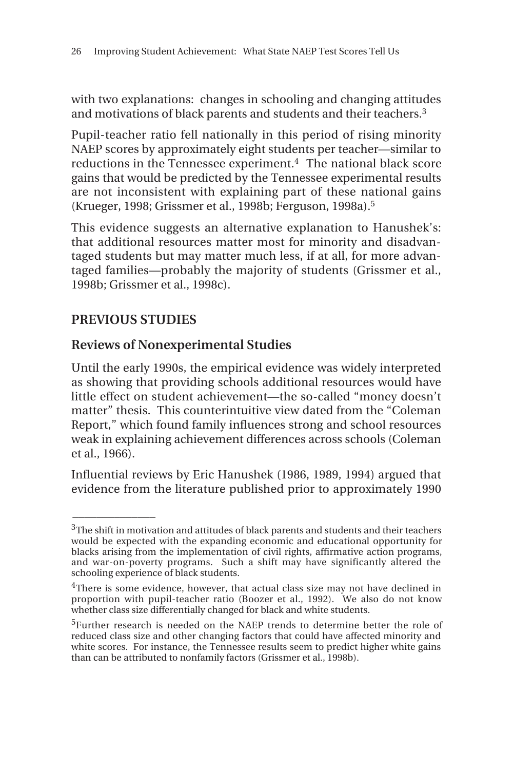with two explanations: changes in schooling and changing attitudes and motivations of black parents and students and their teachers.[3]

Pupil-teacher ratio fell nationally in this period of rising minority NAEP scores by approximately eight students per teacher—similar to reductions in the Tennessee experiment.[4] The national black score gains that would be predicted by the Tennessee experimental results are not inconsistent with explaining part of these national gains (Krueger, 1998; Grissmer et al., 1998b; Ferguson, 1998a).[5]

This evidence suggests an alternative explanation to Hanushek's: that additional resources matter most for minority and disadvantaged students but may matter much less, if at all, for more advantaged families—probably the majority of students (Grissmer et al., 1998b; Grissmer et al., 1998c).

## PREVIOUS STUDIES

### Reviews of Nonexperimental Studies

Until the early 1990s, the empirical evidence was widely interpreted as showing that providing schools additional resources would have little effect on student achievement—the so-called "money doesn't matter" thesis. This counterintuitive view dated from the "Coleman Report," which found family influences strong and school resources weak in explaining achievement differences across schools (Coleman et al., 1966).

Influential reviews by Eric Hanushek (1986, 1989, 1994) argued that evidence from the literature published prior to approximately 1990

---

[3]The shift in motivation and attitudes of black parents and students and their teachers would be expected with the expanding economic and educational opportunity for blacks arising from the implementation of civil rights, affirmative action programs, and war-on-poverty programs. Such a shift may have significantly altered the schooling experience of black students.

[4]There is some evidence, however, that actual class size may not have declined in proportion with pupil-teacher ratio (Boozer et al., 1992). We also do not know whether class size differentially changed for black and white students.

[5]Further research is needed on the NAEP trends to determine better the role of reduced class size and other changing factors that could have affected minority and white scores. For instance, the Tennessee results seem to predict higher white gains than can be attributed to nonfamily factors (Grissmer et al., 1998b).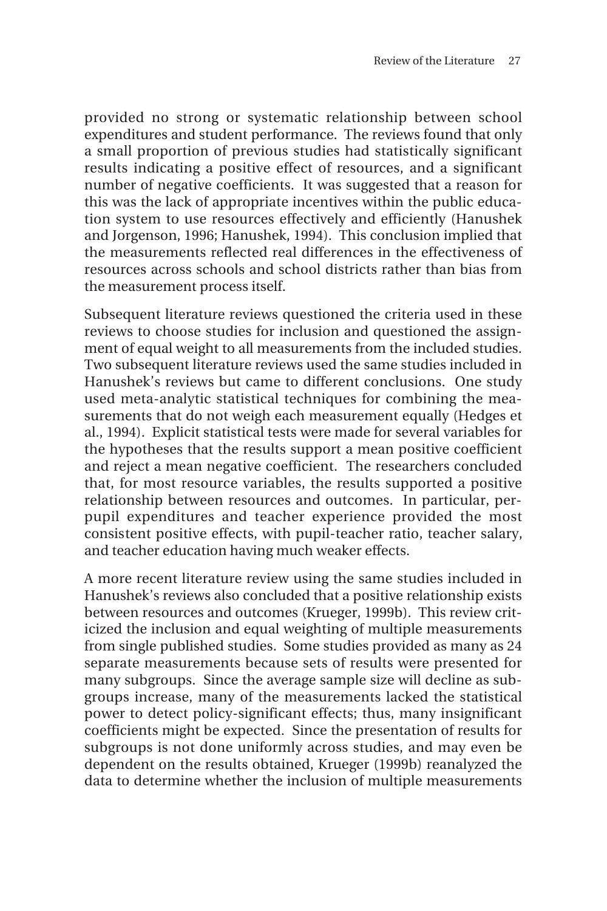provided no strong or systematic relationship between school expenditures and student performance. The reviews found that only a small proportion of previous studies had statistically significant results indicating a positive effect of resources, and a significant number of negative coefficients. It was suggested that a reason for this was the lack of appropriate incentives within the public education system to use resources effectively and efficiently (Hanushek and Jorgenson, 1996; Hanushek, 1994). This conclusion implied that the measurements reflected real differences in the effectiveness of resources across schools and school districts rather than bias from the measurement process itself.

Subsequent literature reviews questioned the criteria used in these reviews to choose studies for inclusion and questioned the assignment of equal weight to all measurements from the included studies. Two subsequent literature reviews used the same studies included in Hanushek's reviews but came to different conclusions. One study used meta-analytic statistical techniques for combining the measurements that do not weigh each measurement equally (Hedges et al., 1994). Explicit statistical tests were made for several variables for the hypotheses that the results support a mean positive coefficient and reject a mean negative coefficient. The researchers concluded that, for most resource variables, the results supported a positive relationship between resources and outcomes. In particular, per-pupil expenditures and teacher experience provided the most consistent positive effects, with pupil-teacher ratio, teacher salary, and teacher education having much weaker effects.

A more recent literature review using the same studies included in Hanushek's reviews also concluded that a positive relationship exists between resources and outcomes (Krueger, 1999b). This review criticized the inclusion and equal weighting of multiple measurements from single published studies. Some studies provided as many as 24 separate measurements because sets of results were presented for many subgroups. Since the average sample size will decline as subgroups increase, many of the measurements lacked the statistical power to detect policy-significant effects; thus, many insignificant coefficients might be expected. Since the presentation of results for subgroups is not done uniformly across studies, and may even be dependent on the results obtained, Krueger (1999b) reanalyzed the data to determine whether the inclusion of multiple measurements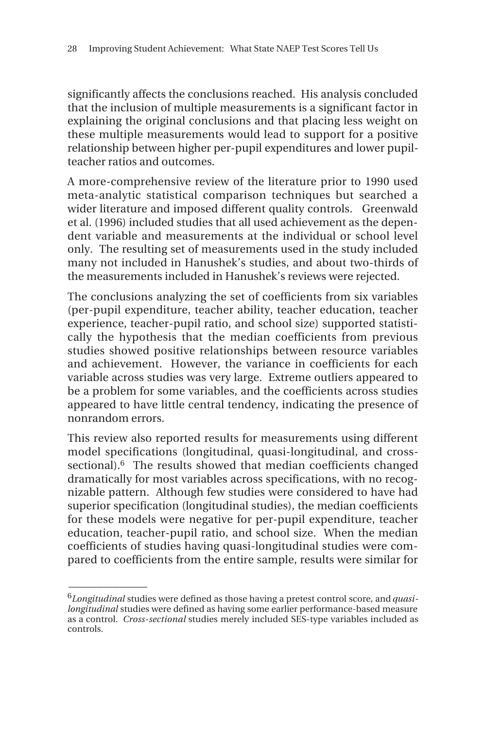significantly affects the conclusions reached. His analysis concluded that the inclusion of multiple measurements is a significant factor in explaining the original conclusions and that placing less weight on these multiple measurements would lead to support for a positive relationship between higher per-pupil expenditures and lower pupil-teacher ratios and outcomes.

A more-comprehensive review of the literature prior to 1990 used meta-analytic statistical comparison techniques but searched a wider literature and imposed different quality controls. Greenwald et al. (1996) included studies that all used achievement as the dependent variable and measurements at the individual or school level only. The resulting set of measurements used in the study included many not included in Hanushek's studies, and about two-thirds of the measurements included in Hanushek's reviews were rejected.

The conclusions analyzing the set of coefficients from six variables (per-pupil expenditure, teacher ability, teacher education, teacher experience, teacher-pupil ratio, and school size) supported statistically the hypothesis that the median coefficients from previous studies showed positive relationships between resource variables and achievement. However, the variance in coefficients for each variable across studies was very large. Extreme outliers appeared to be a problem for some variables, and the coefficients across studies appeared to have little central tendency, indicating the presence of nonrandom errors.

This review also reported results for measurements using different model specifications (longitudinal, quasi-longitudinal, and cross-sectional).[6] The results showed that median coefficients changed dramatically for most variables across specifications, with no recognizable pattern. Although few studies were considered to have had superior specification (longitudinal studies), the median coefficients for these models were negative for per-pupil expenditure, teacher education, teacher-pupil ratio, and school size. When the median coefficients of studies having quasi-longitudinal studies were compared to coefficients from the entire sample, results were similar for

---

[6]*Longitudinal* studies were defined as those having a pretest control score, and *quasi-longitudinal* studies were defined as having some earlier performance-based measure as a control. *Cross-sectional* studies merely included SES-type variables included as controls.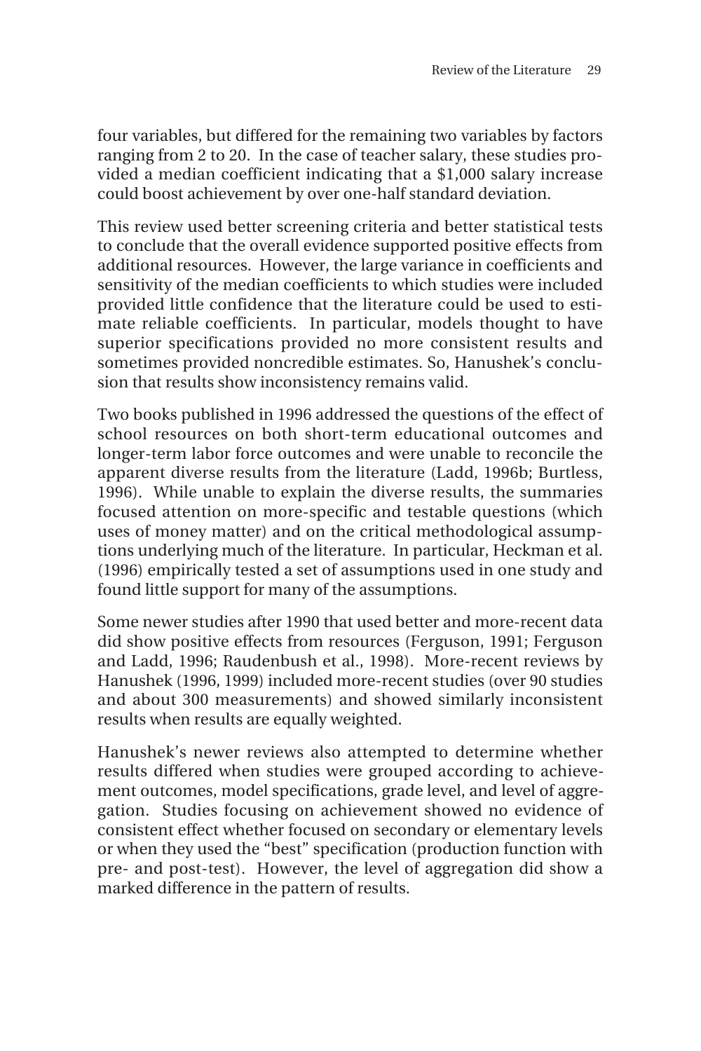four variables, but differed for the remaining two variables by factors ranging from 2 to 20. In the case of teacher salary, these studies provided a median coefficient indicating that a $1,000 salary increase could boost achievement by over one-half standard deviation.

This review used better screening criteria and better statistical tests to conclude that the overall evidence supported positive effects from additional resources. However, the large variance in coefficients and sensitivity of the median coefficients to which studies were included provided little confidence that the literature could be used to estimate reliable coefficients. In particular, models thought to have superior specifications provided no more consistent results and sometimes provided noncredible estimates. So, Hanushek's conclusion that results show inconsistency remains valid.

Two books published in 1996 addressed the questions of the effect of school resources on both short-term educational outcomes and longer-term labor force outcomes and were unable to reconcile the apparent diverse results from the literature (Ladd, 1996b; Burtless, 1996). While unable to explain the diverse results, the summaries focused attention on more-specific and testable questions (which uses of money matter) and on the critical methodological assumptions underlying much of the literature. In particular, Heckman et al. (1996) empirically tested a set of assumptions used in one study and found little support for many of the assumptions.

Some newer studies after 1990 that used better and more-recent data did show positive effects from resources (Ferguson, 1991; Ferguson and Ladd, 1996; Raudenbush et al., 1998). More-recent reviews by Hanushek (1996, 1999) included more-recent studies (over 90 studies and about 300 measurements) and showed similarly inconsistent results when results are equally weighted.

Hanushek's newer reviews also attempted to determine whether results differed when studies were grouped according to achievement outcomes, model specifications, grade level, and level of aggregation. Studies focusing on achievement showed no evidence of consistent effect whether focused on secondary or elementary levels or when they used the "best" specification (production function with pre- and post-test). However, the level of aggregation did show a marked difference in the pattern of results.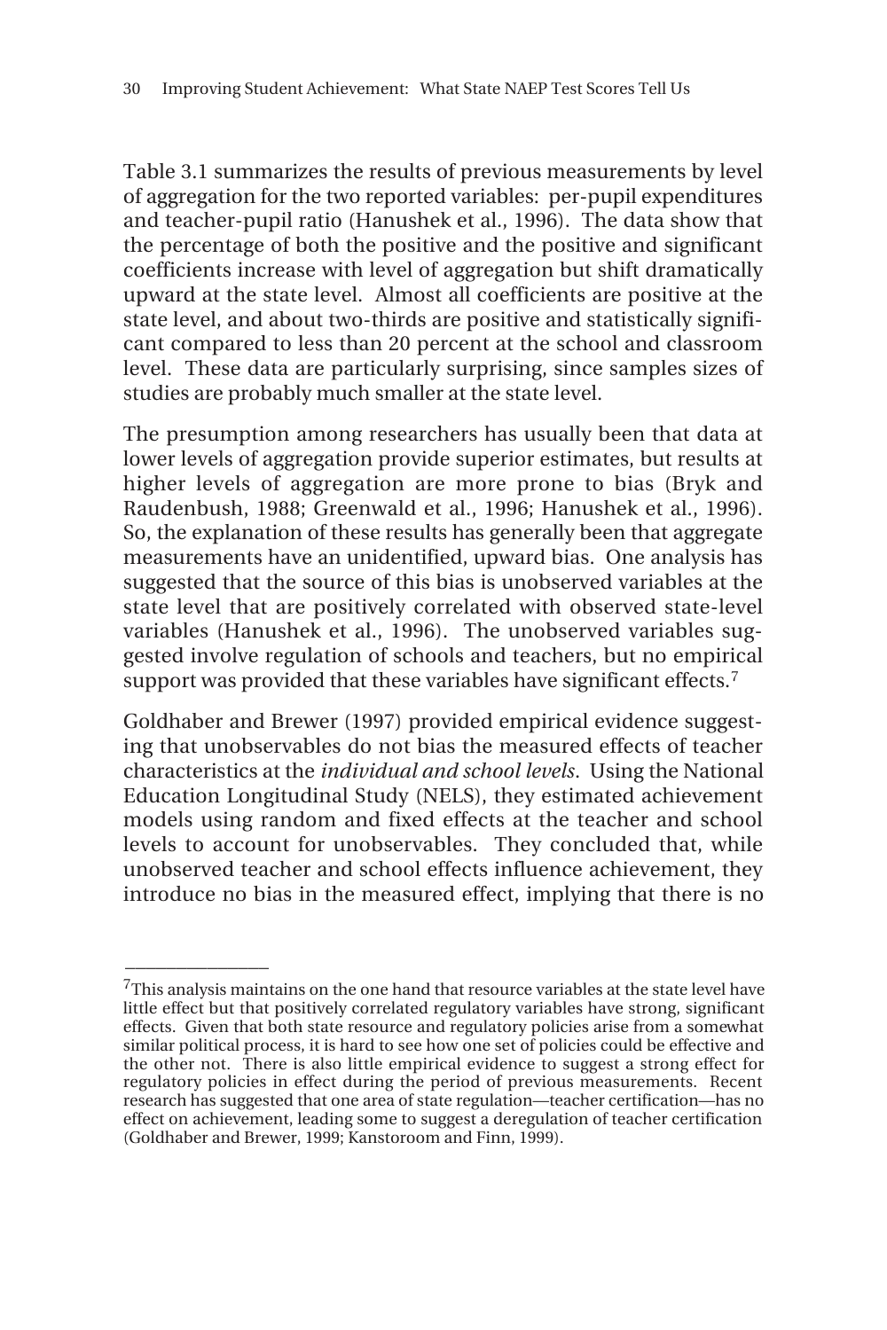Table 3.1 summarizes the results of previous measurements by level of aggregation for the two reported variables: per-pupil expenditures and teacher-pupil ratio (Hanushek et al., 1996). The data show that the percentage of both the positive and the positive and significant coefficients increase with level of aggregation but shift dramatically upward at the state level. Almost all coefficients are positive at the state level, and about two-thirds are positive and statistically significant compared to less than 20 percent at the school and classroom level. These data are particularly surprising, since samples sizes of studies are probably much smaller at the state level.

The presumption among researchers has usually been that data at lower levels of aggregation provide superior estimates, but results at higher levels of aggregation are more prone to bias (Bryk and Raudenbush, 1988; Greenwald et al., 1996; Hanushek et al., 1996). So, the explanation of these results has generally been that aggregate measurements have an unidentified, upward bias. One analysis has suggested that the source of this bias is unobserved variables at the state level that are positively correlated with observed state-level variables (Hanushek et al., 1996). The unobserved variables suggested involve regulation of schools and teachers, but no empirical support was provided that these variables have significant effects.[7]

Goldhaber and Brewer (1997) provided empirical evidence suggesting that unobservables do not bias the measured effects of teacher characteristics at the *individual and school levels*. Using the National Education Longitudinal Study (NELS), they estimated achievement models using random and fixed effects at the teacher and school levels to account for unobservables. They concluded that, while unobserved teacher and school effects influence achievement, they introduce no bias in the measured effect, implying that there is no

---

[7]This analysis maintains on the one hand that resource variables at the state level have little effect but that positively correlated regulatory variables have strong, significant effects. Given that both state resource and regulatory policies arise from a somewhat similar political process, it is hard to see how one set of policies could be effective and the other not. There is also little empirical evidence to suggest a strong effect for regulatory policies in effect during the period of previous measurements. Recent research has suggested that one area of state regulation—teacher certification—has no effect on achievement, leading some to suggest a deregulation of teacher certification (Goldhaber and Brewer, 1999; Kanstoroom and Finn, 1999).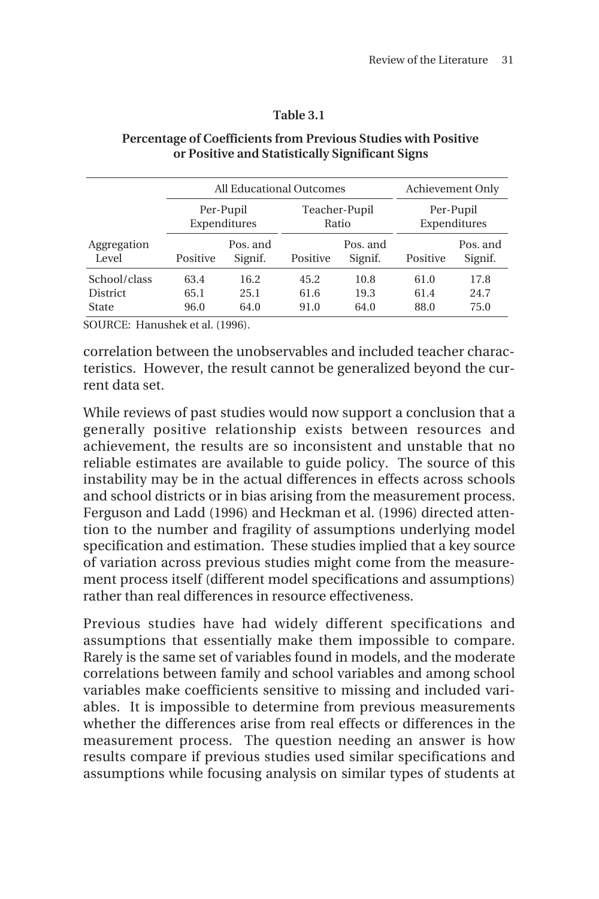**Table 3.1**

**Percentage of Coefficients from Previous Studies with Positive or Positive and Statistically Significant Signs**

| | All Educational Outcomes | | | | Achievement Only | |
|---|---|---|---|---|---|---|
| | Per-Pupil Expenditures | | Teacher-Pupil Ratio | | Per-Pupil Expenditures | |
| Aggregation Level | Positive | Pos. and Signif. | Positive | Pos. and Signif. | Positive | Pos. and Signif. |
| School/class | 63.4 | 16.2 | 45.2 | 10.8 | 61.0 | 17.8 |
| District | 65.1 | 25.1 | 61.6 | 19.3 | 61.4 | 24.7 |
| State | 96.0 | 64.0 | 91.0 | 64.0 | 88.0 | 75.0 |

SOURCE: Hanushek et al. (1996).

correlation between the unobservables and included teacher characteristics. However, the result cannot be generalized beyond the current data set.

While reviews of past studies would now support a conclusion that a generally positive relationship exists between resources and achievement, the results are so inconsistent and unstable that no reliable estimates are available to guide policy. The source of this instability may be in the actual differences in effects across schools and school districts or in bias arising from the measurement process. Ferguson and Ladd (1996) and Heckman et al. (1996) directed attention to the number and fragility of assumptions underlying model specification and estimation. These studies implied that a key source of variation across previous studies might come from the measurement process itself (different model specifications and assumptions) rather than real differences in resource effectiveness.

Previous studies have had widely different specifications and assumptions that essentially make them impossible to compare. Rarely is the same set of variables found in models, and the moderate correlations between family and school variables and among school variables make coefficients sensitive to missing and included variables. It is impossible to determine from previous measurements whether the differences arise from real effects or differences in the measurement process. The question needing an answer is how results compare if previous studies used similar specifications and assumptions while focusing analysis on similar types of students at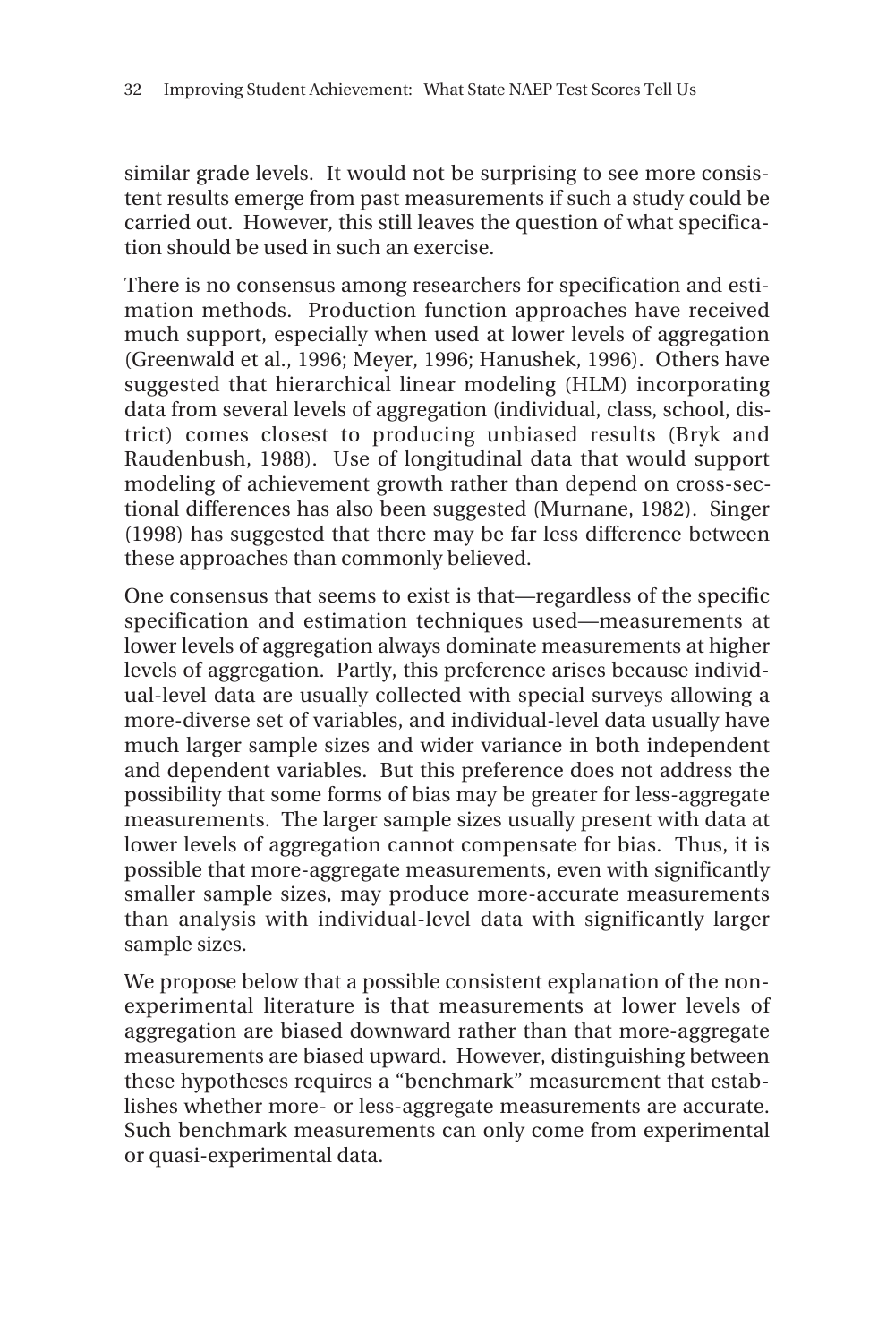similar grade levels. It would not be surprising to see more consistent results emerge from past measurements if such a study could be carried out. However, this still leaves the question of what specification should be used in such an exercise.

There is no consensus among researchers for specification and estimation methods. Production function approaches have received much support, especially when used at lower levels of aggregation (Greenwald et al., 1996; Meyer, 1996; Hanushek, 1996). Others have suggested that hierarchical linear modeling (HLM) incorporating data from several levels of aggregation (individual, class, school, district) comes closest to producing unbiased results (Bryk and Raudenbush, 1988). Use of longitudinal data that would support modeling of achievement growth rather than depend on cross-sectional differences has also been suggested (Murnane, 1982). Singer (1998) has suggested that there may be far less difference between these approaches than commonly believed.

One consensus that seems to exist is that—regardless of the specific specification and estimation techniques used—measurements at lower levels of aggregation always dominate measurements at higher levels of aggregation. Partly, this preference arises because individual-level data are usually collected with special surveys allowing a more-diverse set of variables, and individual-level data usually have much larger sample sizes and wider variance in both independent and dependent variables. But this preference does not address the possibility that some forms of bias may be greater for less-aggregate measurements. The larger sample sizes usually present with data at lower levels of aggregation cannot compensate for bias. Thus, it is possible that more-aggregate measurements, even with significantly smaller sample sizes, may produce more-accurate measurements than analysis with individual-level data with significantly larger sample sizes.

We propose below that a possible consistent explanation of the nonexperimental literature is that measurements at lower levels of aggregation are biased downward rather than that more-aggregate measurements are biased upward. However, distinguishing between these hypotheses requires a "benchmark" measurement that establishes whether more- or less-aggregate measurements are accurate. Such benchmark measurements can only come from experimental or quasi-experimental data.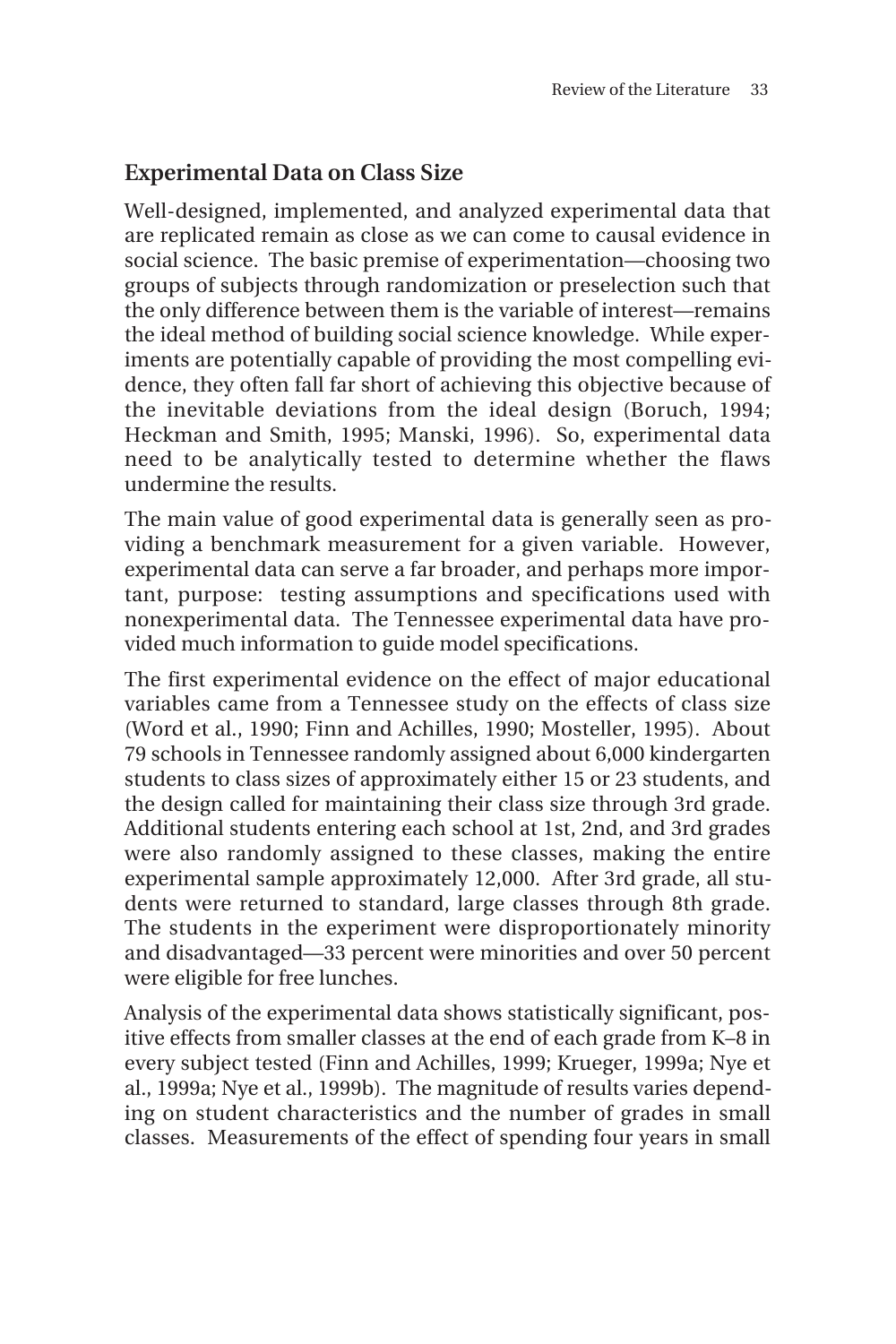## Experimental Data on Class Size

Well-designed, implemented, and analyzed experimental data that are replicated remain as close as we can come to causal evidence in social science. The basic premise of experimentation—choosing two groups of subjects through randomization or preselection such that the only difference between them is the variable of interest—remains the ideal method of building social science knowledge. While experiments are potentially capable of providing the most compelling evidence, they often fall far short of achieving this objective because of the inevitable deviations from the ideal design (Boruch, 1994; Heckman and Smith, 1995; Manski, 1996). So, experimental data need to be analytically tested to determine whether the flaws undermine the results.

The main value of good experimental data is generally seen as providing a benchmark measurement for a given variable. However, experimental data can serve a far broader, and perhaps more important, purpose: testing assumptions and specifications used with nonexperimental data. The Tennessee experimental data have provided much information to guide model specifications.

The first experimental evidence on the effect of major educational variables came from a Tennessee study on the effects of class size (Word et al., 1990; Finn and Achilles, 1990; Mosteller, 1995). About 79 schools in Tennessee randomly assigned about 6,000 kindergarten students to class sizes of approximately either 15 or 23 students, and the design called for maintaining their class size through 3rd grade. Additional students entering each school at 1st, 2nd, and 3rd grades were also randomly assigned to these classes, making the entire experimental sample approximately 12,000. After 3rd grade, all students were returned to standard, large classes through 8th grade. The students in the experiment were disproportionately minority and disadvantaged—33 percent were minorities and over 50 percent were eligible for free lunches.

Analysis of the experimental data shows statistically significant, positive effects from smaller classes at the end of each grade from K–8 in every subject tested (Finn and Achilles, 1999; Krueger, 1999a; Nye et al., 1999a; Nye et al., 1999b). The magnitude of results varies depending on student characteristics and the number of grades in small classes. Measurements of the effect of spending four years in small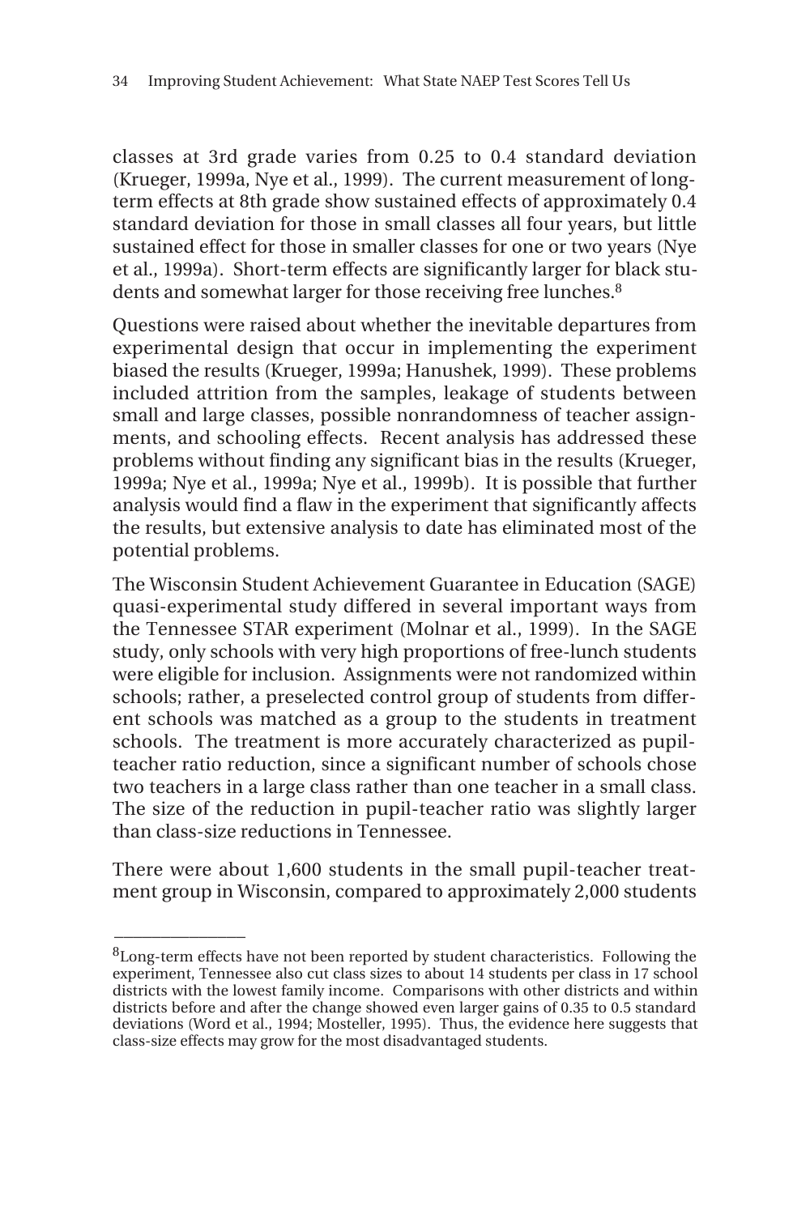classes at 3rd grade varies from 0.25 to 0.4 standard deviation (Krueger, 1999a, Nye et al., 1999). The current measurement of long-term effects at 8th grade show sustained effects of approximately 0.4 standard deviation for those in small classes all four years, but little sustained effect for those in smaller classes for one or two years (Nye et al., 1999a). Short-term effects are significantly larger for black students and somewhat larger for those receiving free lunches.[8]

Questions were raised about whether the inevitable departures from experimental design that occur in implementing the experiment biased the results (Krueger, 1999a; Hanushek, 1999). These problems included attrition from the samples, leakage of students between small and large classes, possible nonrandomness of teacher assignments, and schooling effects. Recent analysis has addressed these problems without finding any significant bias in the results (Krueger, 1999a; Nye et al., 1999a; Nye et al., 1999b). It is possible that further analysis would find a flaw in the experiment that significantly affects the results, but extensive analysis to date has eliminated most of the potential problems.

The Wisconsin Student Achievement Guarantee in Education (SAGE) quasi-experimental study differed in several important ways from the Tennessee STAR experiment (Molnar et al., 1999). In the SAGE study, only schools with very high proportions of free-lunch students were eligible for inclusion. Assignments were not randomized within schools; rather, a preselected control group of students from different schools was matched as a group to the students in treatment schools. The treatment is more accurately characterized as pupil-teacher ratio reduction, since a significant number of schools chose two teachers in a large class rather than one teacher in a small class. The size of the reduction in pupil-teacher ratio was slightly larger than class-size reductions in Tennessee.

There were about 1,600 students in the small pupil-teacher treatment group in Wisconsin, compared to approximately 2,000 students

---

[8]Long-term effects have not been reported by student characteristics. Following the experiment, Tennessee also cut class sizes to about 14 students per class in 17 school districts with the lowest family income. Comparisons with other districts and within districts before and after the change showed even larger gains of 0.35 to 0.5 standard deviations (Word et al., 1994; Mosteller, 1995). Thus, the evidence here suggests that class-size effects may grow for the most disadvantaged students.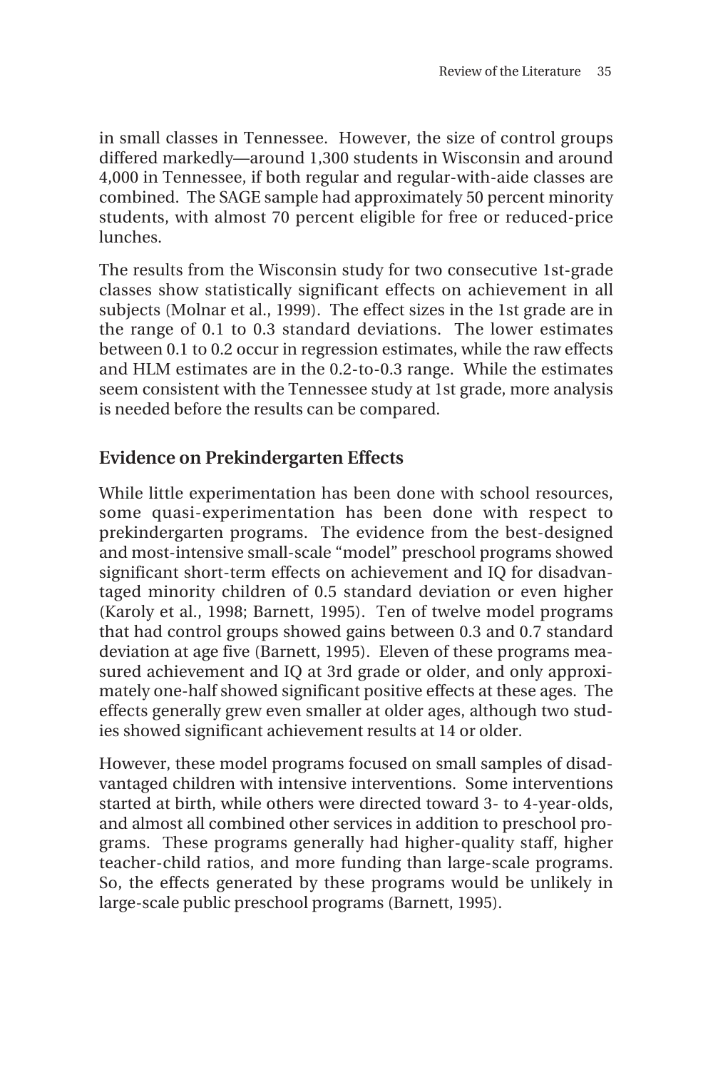in small classes in Tennessee. However, the size of control groups differed markedly—around 1,300 students in Wisconsin and around 4,000 in Tennessee, if both regular and regular-with-aide classes are combined. The SAGE sample had approximately 50 percent minority students, with almost 70 percent eligible for free or reduced-price lunches.

The results from the Wisconsin study for two consecutive 1st-grade classes show statistically significant effects on achievement in all subjects (Molnar et al., 1999). The effect sizes in the 1st grade are in the range of 0.1 to 0.3 standard deviations. The lower estimates between 0.1 to 0.2 occur in regression estimates, while the raw effects and HLM estimates are in the 0.2-to-0.3 range. While the estimates seem consistent with the Tennessee study at 1st grade, more analysis is needed before the results can be compared.

## Evidence on Prekindergarten Effects

While little experimentation has been done with school resources, some quasi-experimentation has been done with respect to prekindergarten programs. The evidence from the best-designed and most-intensive small-scale "model" preschool programs showed significant short-term effects on achievement and IQ for disadvantaged minority children of 0.5 standard deviation or even higher (Karoly et al., 1998; Barnett, 1995). Ten of twelve model programs that had control groups showed gains between 0.3 and 0.7 standard deviation at age five (Barnett, 1995). Eleven of these programs measured achievement and IQ at 3rd grade or older, and only approximately one-half showed significant positive effects at these ages. The effects generally grew even smaller at older ages, although two studies showed significant achievement results at 14 or older.

However, these model programs focused on small samples of disadvantaged children with intensive interventions. Some interventions started at birth, while others were directed toward 3- to 4-year-olds, and almost all combined other services in addition to preschool programs. These programs generally had higher-quality staff, higher teacher-child ratios, and more funding than large-scale programs. So, the effects generated by these programs would be unlikely in large-scale public preschool programs (Barnett, 1995).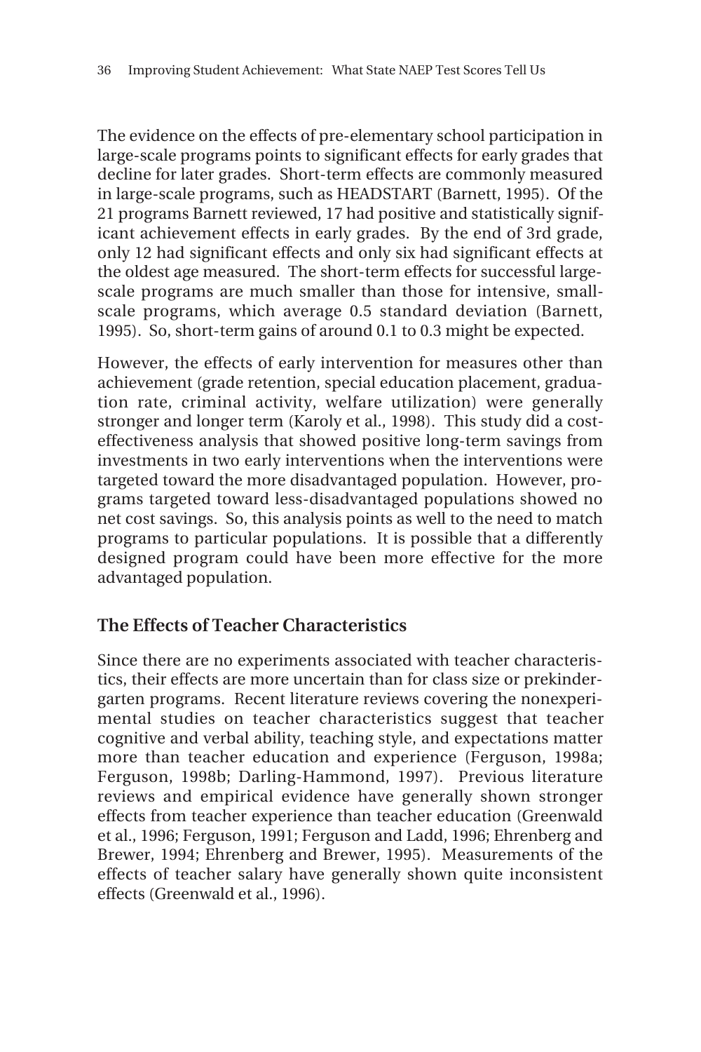The evidence on the effects of pre-elementary school participation in large-scale programs points to significant effects for early grades that decline for later grades. Short-term effects are commonly measured in large-scale programs, such as HEADSTART (Barnett, 1995). Of the 21 programs Barnett reviewed, 17 had positive and statistically significant achievement effects in early grades. By the end of 3rd grade, only 12 had significant effects and only six had significant effects at the oldest age measured. The short-term effects for successful large-scale programs are much smaller than those for intensive, small-scale programs, which average 0.5 standard deviation (Barnett, 1995). So, short-term gains of around 0.1 to 0.3 might be expected.

However, the effects of early intervention for measures other than achievement (grade retention, special education placement, graduation rate, criminal activity, welfare utilization) were generally stronger and longer term (Karoly et al., 1998). This study did a cost-effectiveness analysis that showed positive long-term savings from investments in two early interventions when the interventions were targeted toward the more disadvantaged population. However, programs targeted toward less-disadvantaged populations showed no net cost savings. So, this analysis points as well to the need to match programs to particular populations. It is possible that a differently designed program could have been more effective for the more advantaged population.

## The Effects of Teacher Characteristics

Since there are no experiments associated with teacher characteristics, their effects are more uncertain than for class size or prekindergarten programs. Recent literature reviews covering the nonexperimental studies on teacher characteristics suggest that teacher cognitive and verbal ability, teaching style, and expectations matter more than teacher education and experience (Ferguson, 1998a; Ferguson, 1998b; Darling-Hammond, 1997). Previous literature reviews and empirical evidence have generally shown stronger effects from teacher experience than teacher education (Greenwald et al., 1996; Ferguson, 1991; Ferguson and Ladd, 1996; Ehrenberg and Brewer, 1994; Ehrenberg and Brewer, 1995). Measurements of the effects of teacher salary have generally shown quite inconsistent effects (Greenwald et al., 1996).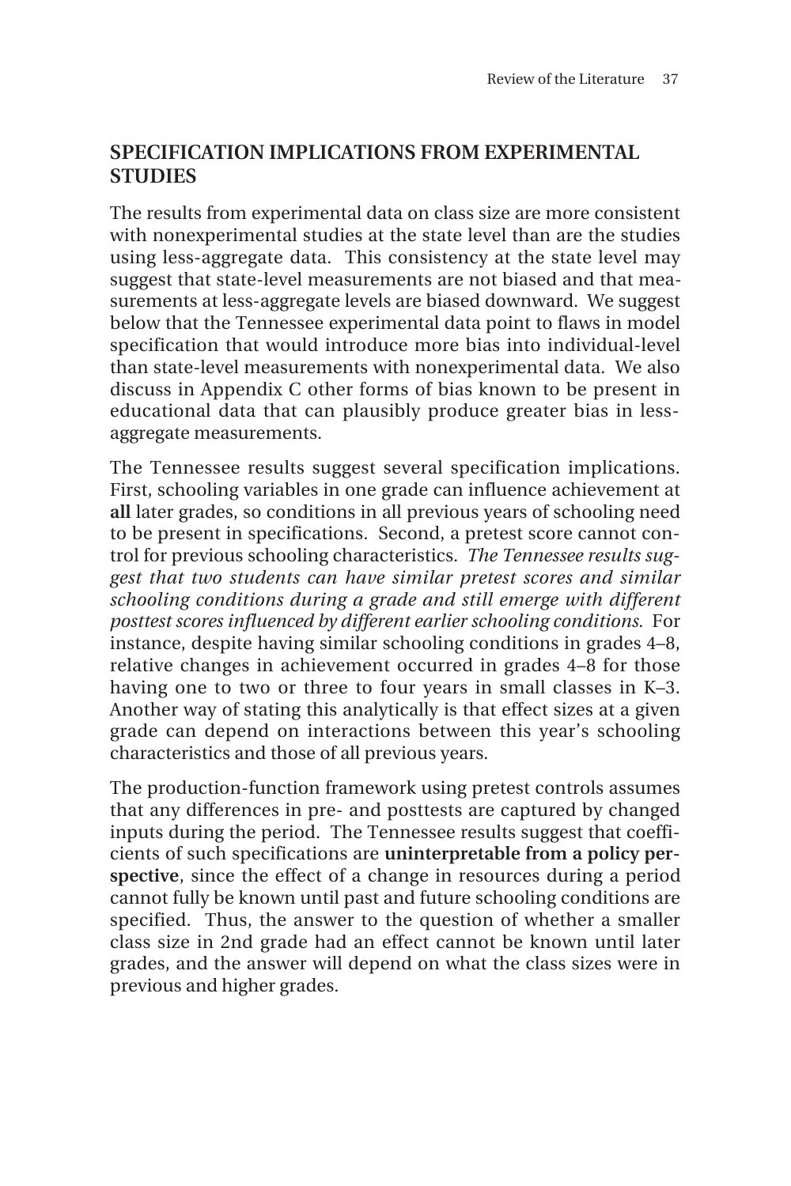## SPECIFICATION IMPLICATIONS FROM EXPERIMENTAL STUDIES

The results from experimental data on class size are more consistent with nonexperimental studies at the state level than are the studies using less-aggregate data. This consistency at the state level may suggest that state-level measurements are not biased and that measurements at less-aggregate levels are biased downward. We suggest below that the Tennessee experimental data point to flaws in model specification that would introduce more bias into individual-level than state-level measurements with nonexperimental data. We also discuss in Appendix C other forms of bias known to be present in educational data that can plausibly produce greater bias in less-aggregate measurements.

The Tennessee results suggest several specification implications. First, schooling variables in one grade can influence achievement at **all** later grades, so conditions in all previous years of schooling need to be present in specifications. Second, a pretest score cannot control for previous schooling characteristics. *The Tennessee results suggest that two students can have similar pretest scores and similar schooling conditions during a grade and still emerge with different posttest scores influenced by different earlier schooling conditions.* For instance, despite having similar schooling conditions in grades 4–8, relative changes in achievement occurred in grades 4–8 for those having one to two or three to four years in small classes in K–3. Another way of stating this analytically is that effect sizes at a given grade can depend on interactions between this year's schooling characteristics and those of all previous years.

The production-function framework using pretest controls assumes that any differences in pre- and posttests are captured by changed inputs during the period. The Tennessee results suggest that coefficients of such specifications are **uninterpretable from a policy perspective**, since the effect of a change in resources during a period cannot fully be known until past and future schooling conditions are specified. Thus, the answer to the question of whether a smaller class size in 2nd grade had an effect cannot be known until later grades, and the answer will depend on what the class sizes were in previous and higher grades.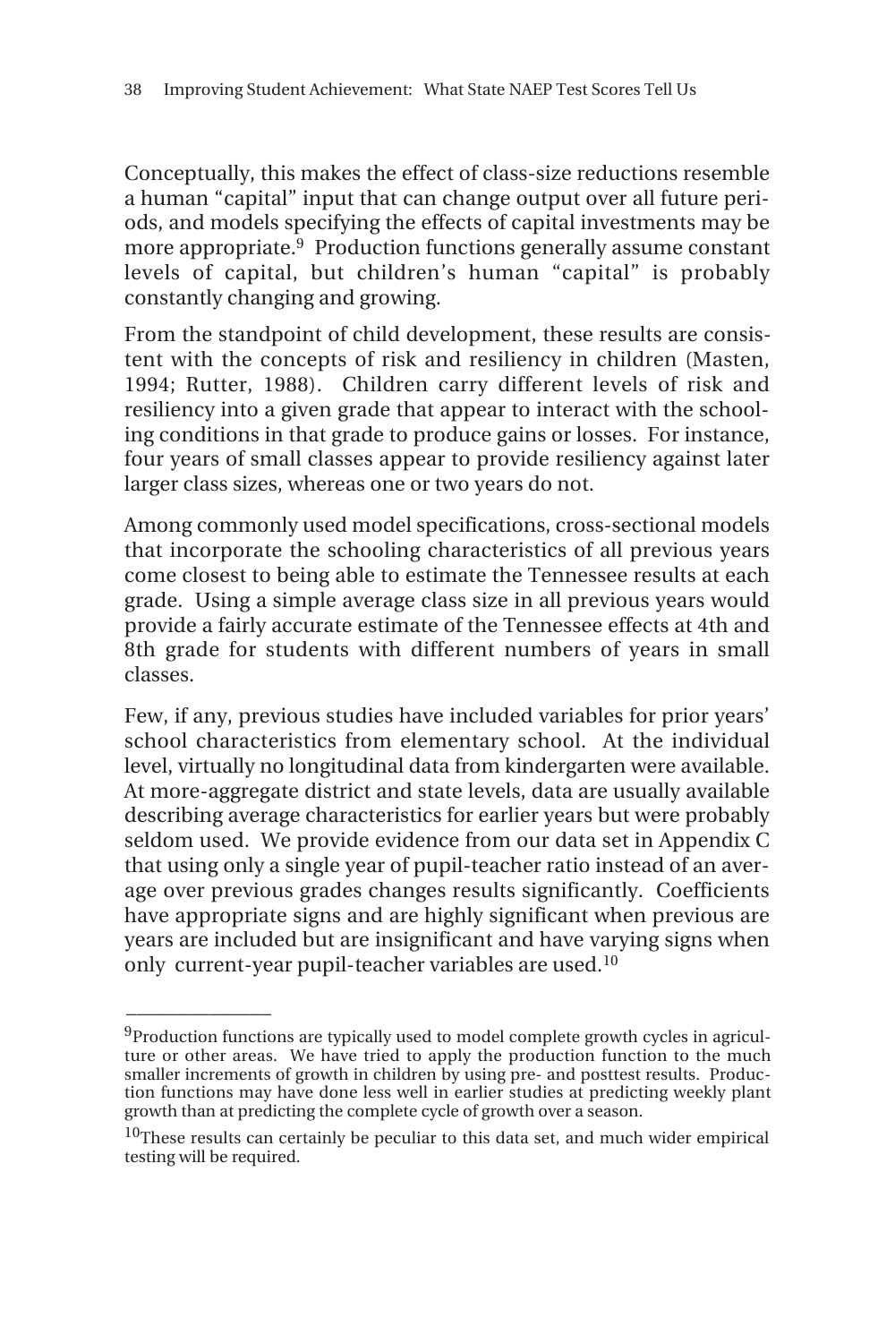Conceptually, this makes the effect of class-size reductions resemble a human "capital" input that can change output over all future periods, and models specifying the effects of capital investments may be more appropriate.[9] Production functions generally assume constant levels of capital, but children's human "capital" is probably constantly changing and growing.

From the standpoint of child development, these results are consistent with the concepts of risk and resiliency in children (Masten, 1994; Rutter, 1988). Children carry different levels of risk and resiliency into a given grade that appear to interact with the schooling conditions in that grade to produce gains or losses. For instance, four years of small classes appear to provide resiliency against later larger class sizes, whereas one or two years do not.

Among commonly used model specifications, cross-sectional models that incorporate the schooling characteristics of all previous years come closest to being able to estimate the Tennessee results at each grade. Using a simple average class size in all previous years would provide a fairly accurate estimate of the Tennessee effects at 4th and 8th grade for students with different numbers of years in small classes.

Few, if any, previous studies have included variables for prior years' school characteristics from elementary school. At the individual level, virtually no longitudinal data from kindergarten were available. At more-aggregate district and state levels, data are usually available describing average characteristics for earlier years but were probably seldom used. We provide evidence from our data set in Appendix C that using only a single year of pupil-teacher ratio instead of an average over previous grades changes results significantly. Coefficients have appropriate signs and are highly significant when previous are years are included but are insignificant and have varying signs when only current-year pupil-teacher variables are used.[10]

---

[9]Production functions are typically used to model complete growth cycles in agriculture or other areas. We have tried to apply the production function to the much smaller increments of growth in children by using pre- and posttest results. Production functions may have done less well in earlier studies at predicting weekly plant growth than at predicting the complete cycle of growth over a season.

[10]These results can certainly be peculiar to this data set, and much wider empirical testing will be required.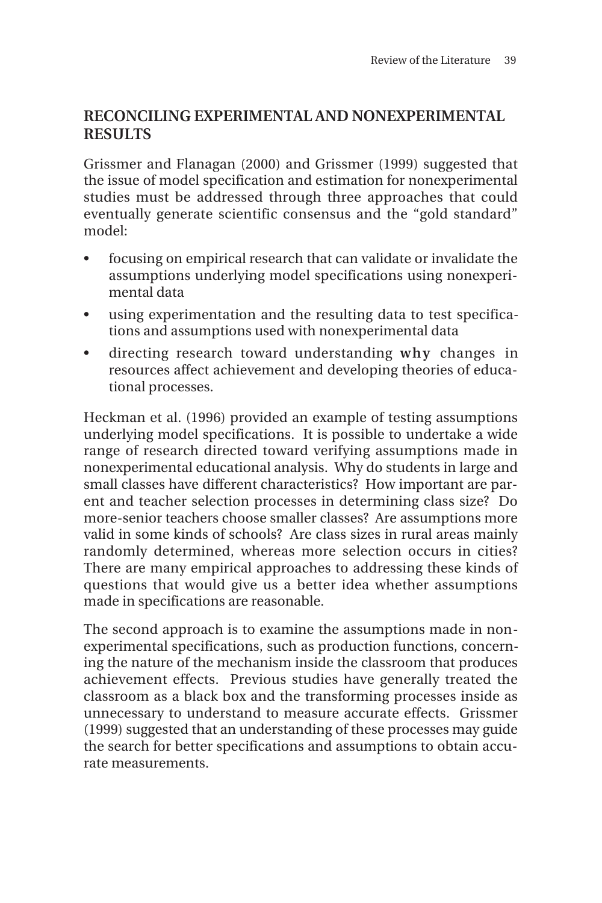## RECONCILING EXPERIMENTAL AND NONEXPERIMENTAL RESULTS

Grissmer and Flanagan (2000) and Grissmer (1999) suggested that the issue of model specification and estimation for nonexperimental studies must be addressed through three approaches that could eventually generate scientific consensus and the "gold standard" model:

- focusing on empirical research that can validate or invalidate the assumptions underlying model specifications using nonexperimental data
- using experimentation and the resulting data to test specifications and assumptions used with nonexperimental data
- directing research toward understanding **why** changes in resources affect achievement and developing theories of educational processes.

Heckman et al. (1996) provided an example of testing assumptions underlying model specifications. It is possible to undertake a wide range of research directed toward verifying assumptions made in nonexperimental educational analysis. Why do students in large and small classes have different characteristics? How important are parent and teacher selection processes in determining class size? Do more-senior teachers choose smaller classes? Are assumptions more valid in some kinds of schools? Are class sizes in rural areas mainly randomly determined, whereas more selection occurs in cities? There are many empirical approaches to addressing these kinds of questions that would give us a better idea whether assumptions made in specifications are reasonable.

The second approach is to examine the assumptions made in nonexperimental specifications, such as production functions, concerning the nature of the mechanism inside the classroom that produces achievement effects. Previous studies have generally treated the classroom as a black box and the transforming processes inside as unnecessary to understand to measure accurate effects. Grissmer (1999) suggested that an understanding of these processes may guide the search for better specifications and assumptions to obtain accurate measurements.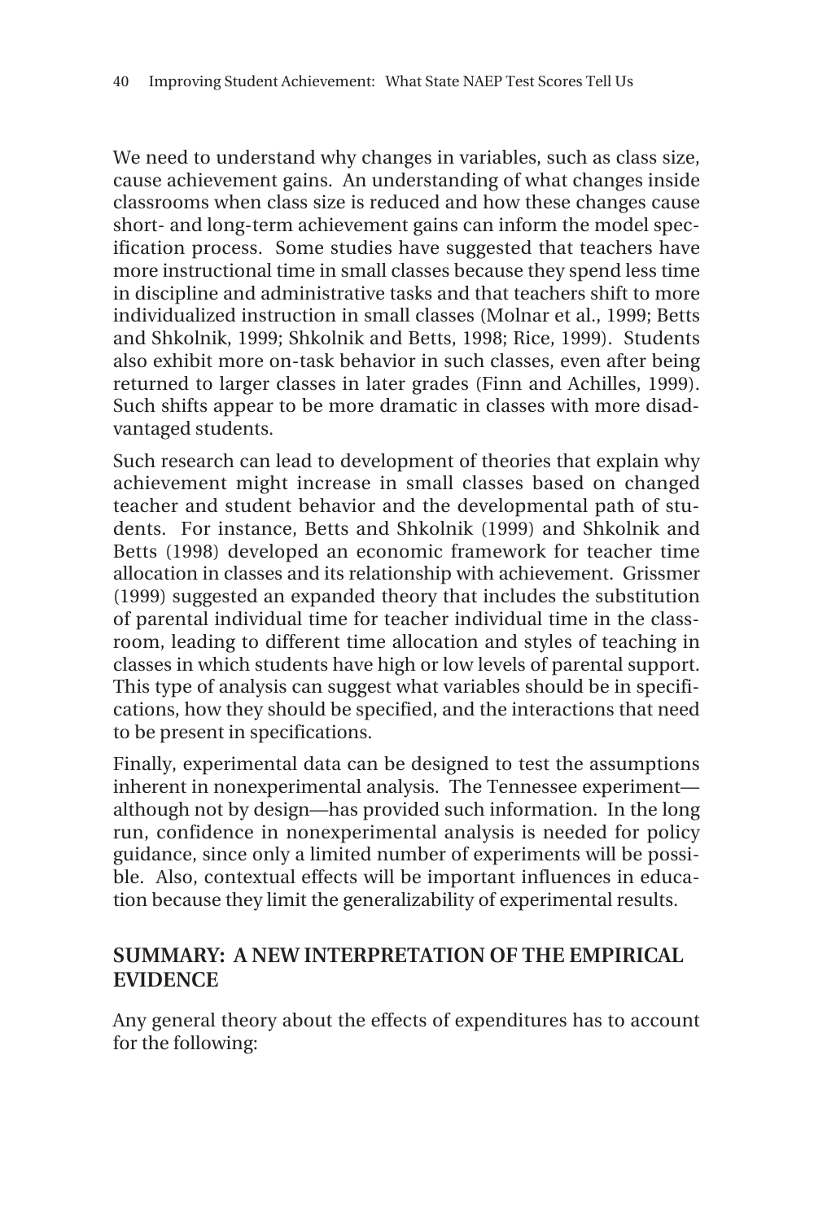We need to understand why changes in variables, such as class size, cause achievement gains. An understanding of what changes inside classrooms when class size is reduced and how these changes cause short- and long-term achievement gains can inform the model specification process. Some studies have suggested that teachers have more instructional time in small classes because they spend less time in discipline and administrative tasks and that teachers shift to more individualized instruction in small classes (Molnar et al., 1999; Betts and Shkolnik, 1999; Shkolnik and Betts, 1998; Rice, 1999). Students also exhibit more on-task behavior in such classes, even after being returned to larger classes in later grades (Finn and Achilles, 1999). Such shifts appear to be more dramatic in classes with more disadvantaged students.

Such research can lead to development of theories that explain why achievement might increase in small classes based on changed teacher and student behavior and the developmental path of students. For instance, Betts and Shkolnik (1999) and Shkolnik and Betts (1998) developed an economic framework for teacher time allocation in classes and its relationship with achievement. Grissmer (1999) suggested an expanded theory that includes the substitution of parental individual time for teacher individual time in the classroom, leading to different time allocation and styles of teaching in classes in which students have high or low levels of parental support. This type of analysis can suggest what variables should be in specifications, how they should be specified, and the interactions that need to be present in specifications.

Finally, experimental data can be designed to test the assumptions inherent in nonexperimental analysis. The Tennessee experiment—although not by design—has provided such information. In the long run, confidence in nonexperimental analysis is needed for policy guidance, since only a limited number of experiments will be possible. Also, contextual effects will be important influences in education because they limit the generalizability of experimental results.

## SUMMARY: A NEW INTERPRETATION OF THE EMPIRICAL EVIDENCE

Any general theory about the effects of expenditures has to account for the following: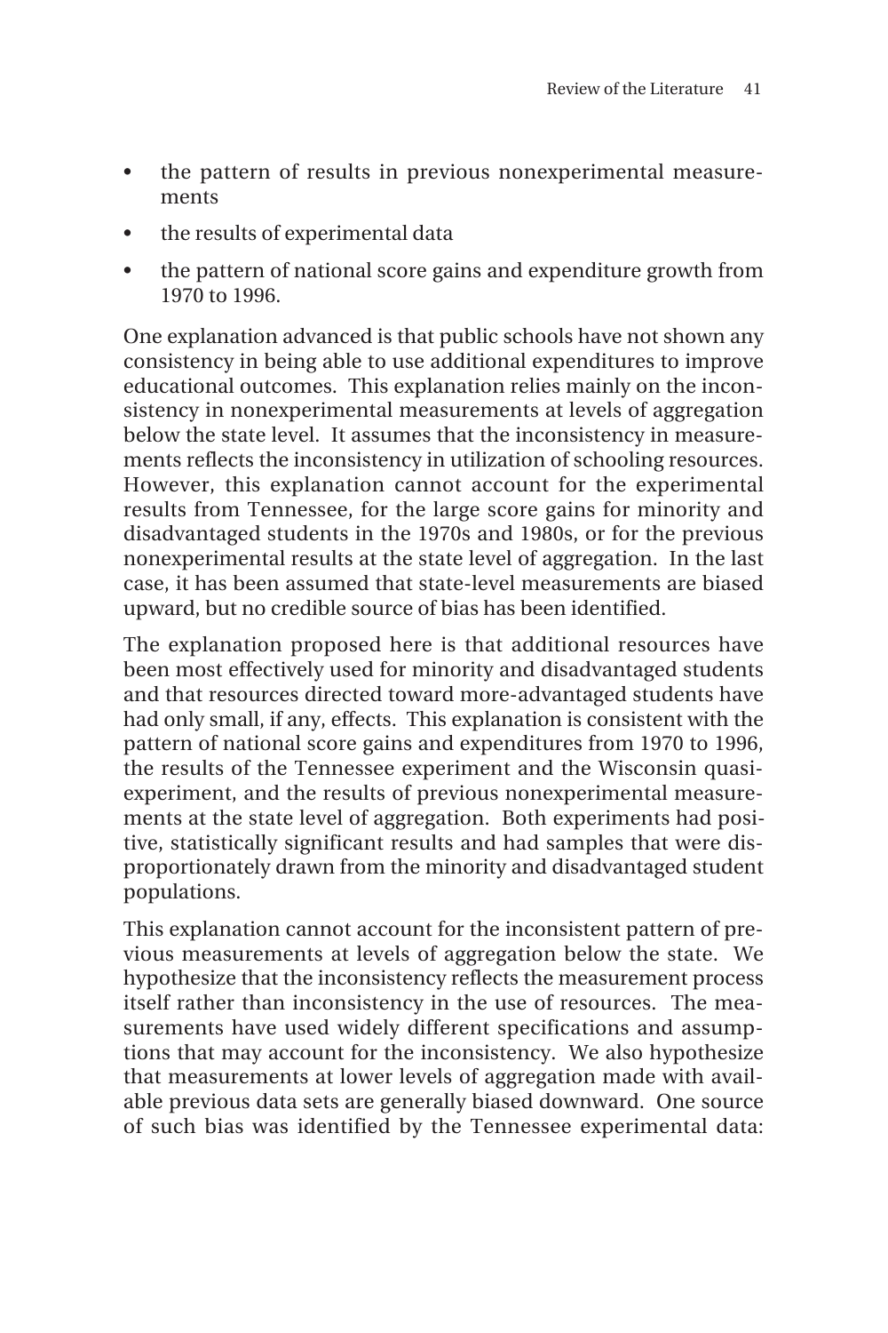- the pattern of results in previous nonexperimental measurements
- the results of experimental data
- the pattern of national score gains and expenditure growth from 1970 to 1996.

One explanation advanced is that public schools have not shown any consistency in being able to use additional expenditures to improve educational outcomes. This explanation relies mainly on the inconsistency in nonexperimental measurements at levels of aggregation below the state level. It assumes that the inconsistency in measurements reflects the inconsistency in utilization of schooling resources. However, this explanation cannot account for the experimental results from Tennessee, for the large score gains for minority and disadvantaged students in the 1970s and 1980s, or for the previous nonexperimental results at the state level of aggregation. In the last case, it has been assumed that state-level measurements are biased upward, but no credible source of bias has been identified.

The explanation proposed here is that additional resources have been most effectively used for minority and disadvantaged students and that resources directed toward more-advantaged students have had only small, if any, effects. This explanation is consistent with the pattern of national score gains and expenditures from 1970 to 1996, the results of the Tennessee experiment and the Wisconsin quasi-experiment, and the results of previous nonexperimental measurements at the state level of aggregation. Both experiments had positive, statistically significant results and had samples that were disproportionately drawn from the minority and disadvantaged student populations.

This explanation cannot account for the inconsistent pattern of previous measurements at levels of aggregation below the state. We hypothesize that the inconsistency reflects the measurement process itself rather than inconsistency in the use of resources. The measurements have used widely different specifications and assumptions that may account for the inconsistency. We also hypothesize that measurements at lower levels of aggregation made with available previous data sets are generally biased downward. One source of such bias was identified by the Tennessee experimental data: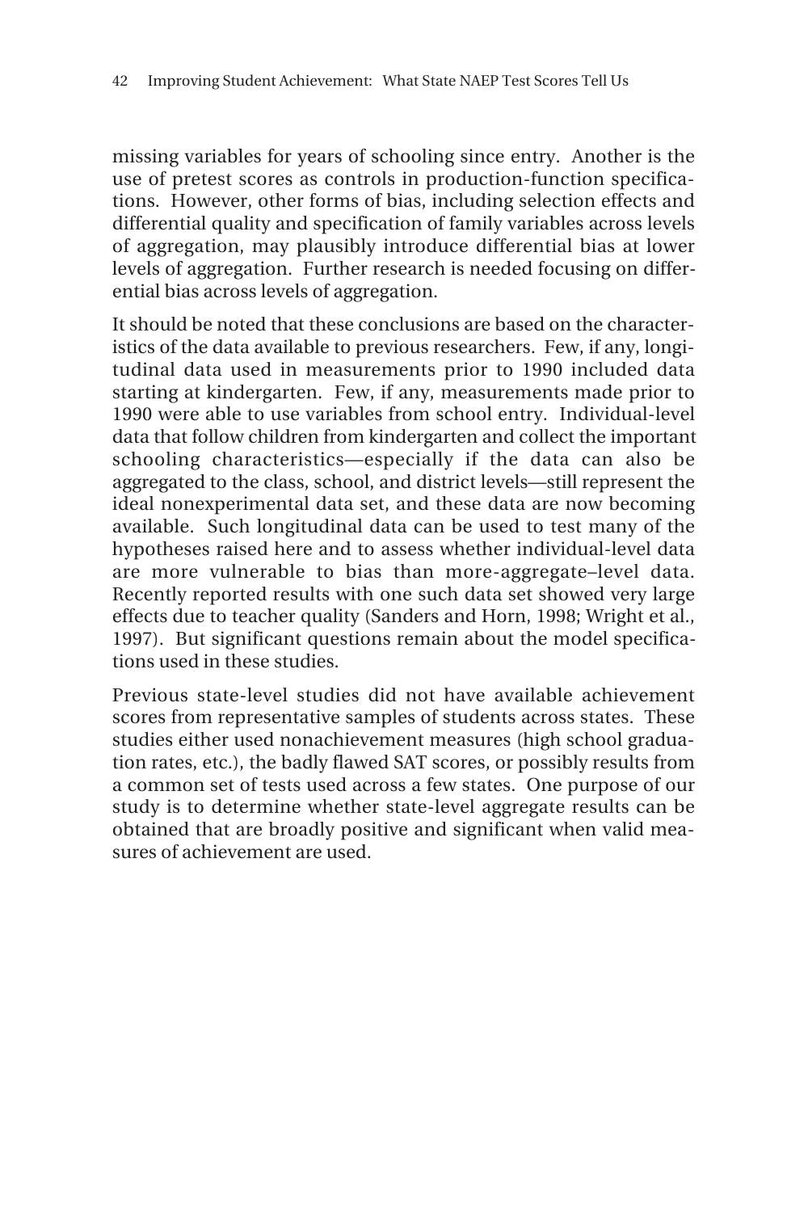missing variables for years of schooling since entry. Another is the use of pretest scores as controls in production-function specifications. However, other forms of bias, including selection effects and differential quality and specification of family variables across levels of aggregation, may plausibly introduce differential bias at lower levels of aggregation. Further research is needed focusing on differential bias across levels of aggregation.

It should be noted that these conclusions are based on the characteristics of the data available to previous researchers. Few, if any, longitudinal data used in measurements prior to 1990 included data starting at kindergarten. Few, if any, measurements made prior to 1990 were able to use variables from school entry. Individual-level data that follow children from kindergarten and collect the important schooling characteristics—especially if the data can also be aggregated to the class, school, and district levels—still represent the ideal nonexperimental data set, and these data are now becoming available. Such longitudinal data can be used to test many of the hypotheses raised here and to assess whether individual-level data are more vulnerable to bias than more-aggregate–level data. Recently reported results with one such data set showed very large effects due to teacher quality (Sanders and Horn, 1998; Wright et al., 1997). But significant questions remain about the model specifications used in these studies.

Previous state-level studies did not have available achievement scores from representative samples of students across states. These studies either used nonachievement measures (high school graduation rates, etc.), the badly flawed SAT scores, or possibly results from a common set of tests used across a few states. One purpose of our study is to determine whether state-level aggregate results can be obtained that are broadly positive and significant when valid measures of achievement are used.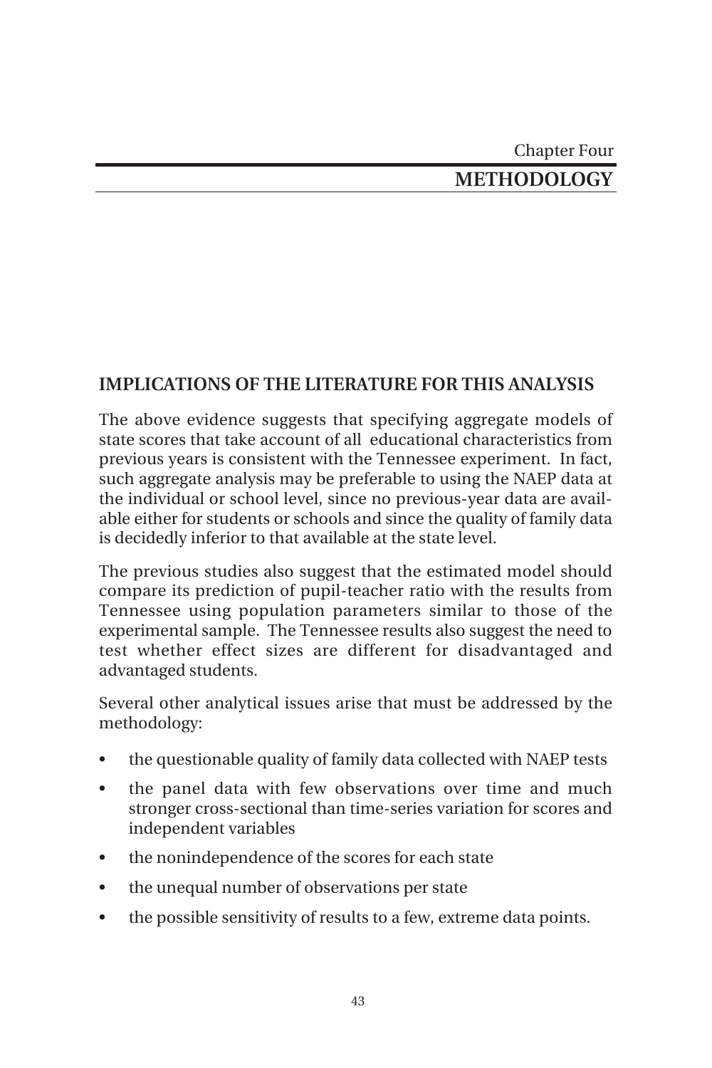Chapter Four

# METHODOLOGY

## IMPLICATIONS OF THE LITERATURE FOR THIS ANALYSIS

The above evidence suggests that specifying aggregate models of state scores that take account of all educational characteristics from previous years is consistent with the Tennessee experiment. In fact, such aggregate analysis may be preferable to using the NAEP data at the individual or school level, since no previous-year data are available either for students or schools and since the quality of family data is decidedly inferior to that available at the state level.

The previous studies also suggest that the estimated model should compare its prediction of pupil-teacher ratio with the results from Tennessee using population parameters similar to those of the experimental sample. The Tennessee results also suggest the need to test whether effect sizes are different for disadvantaged and advantaged students.

Several other analytical issues arise that must be addressed by the methodology:

- the questionable quality of family data collected with NAEP tests
- the panel data with few observations over time and much stronger cross-sectional than time-series variation for scores and independent variables
- the nonindependence of the scores for each state
- the unequal number of observations per state
- the possible sensitivity of results to a few, extreme data points.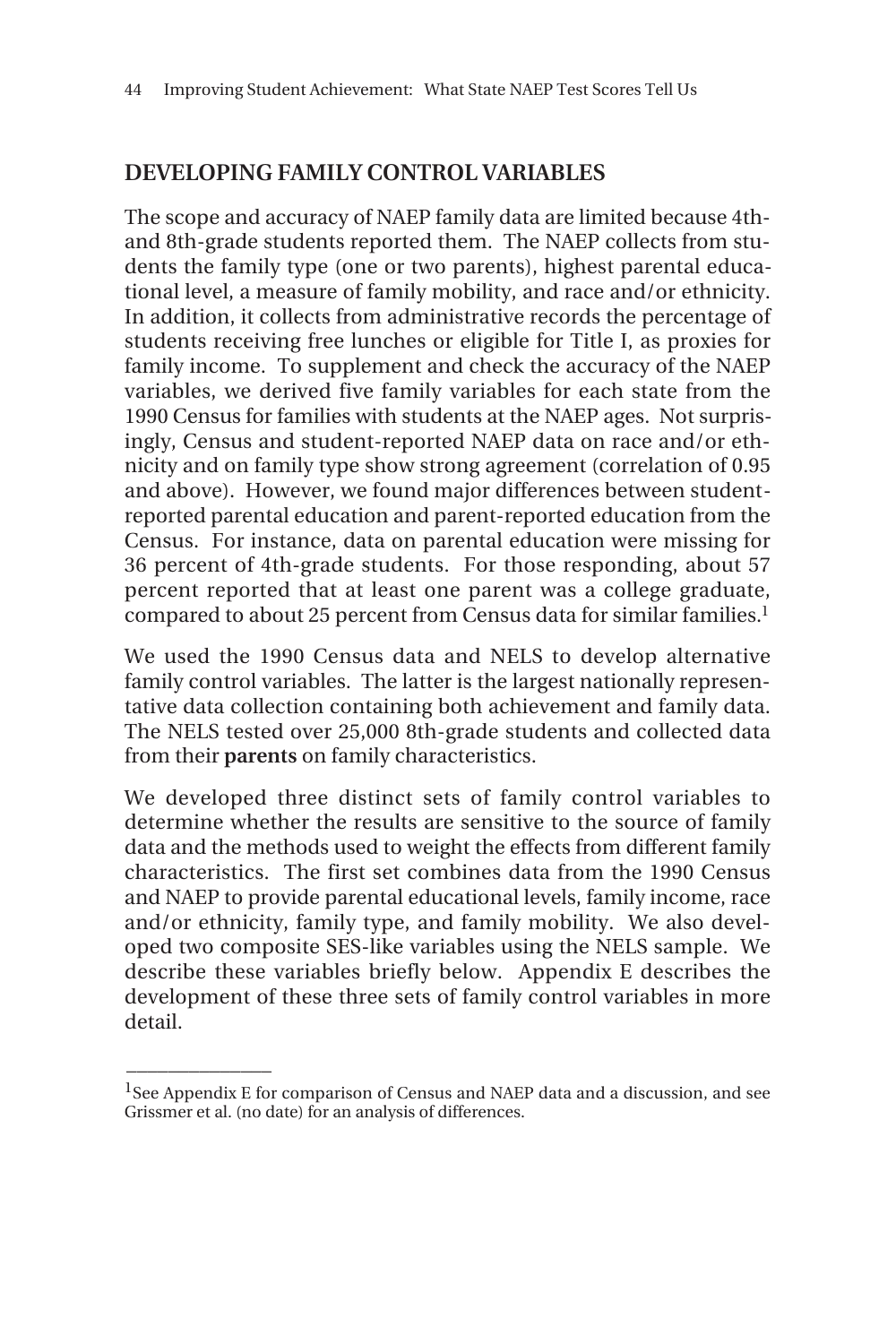## DEVELOPING FAMILY CONTROL VARIABLES

The scope and accuracy of NAEP family data are limited because 4th- and 8th-grade students reported them. The NAEP collects from students the family type (one or two parents), highest parental educational level, a measure of family mobility, and race and/or ethnicity. In addition, it collects from administrative records the percentage of students receiving free lunches or eligible for Title I, as proxies for family income. To supplement and check the accuracy of the NAEP variables, we derived five family variables for each state from the 1990 Census for families with students at the NAEP ages. Not surprisingly, Census and student-reported NAEP data on race and/or ethnicity and on family type show strong agreement (correlation of 0.95 and above). However, we found major differences between student-reported parental education and parent-reported education from the Census. For instance, data on parental education were missing for 36 percent of 4th-grade students. For those responding, about 57 percent reported that at least one parent was a college graduate, compared to about 25 percent from Census data for similar families.[1]

We used the 1990 Census data and NELS to develop alternative family control variables. The latter is the largest nationally representative data collection containing both achievement and family data. The NELS tested over 25,000 8th-grade students and collected data from their **parents** on family characteristics.

We developed three distinct sets of family control variables to determine whether the results are sensitive to the source of family data and the methods used to weight the effects from different family characteristics. The first set combines data from the 1990 Census and NAEP to provide parental educational levels, family income, race and/or ethnicity, family type, and family mobility. We also developed two composite SES-like variables using the NELS sample. We describe these variables briefly below. Appendix E describes the development of these three sets of family control variables in more detail.

---

[1]See Appendix E for comparison of Census and NAEP data and a discussion, and see Grissmer et al. (no date) for an analysis of differences.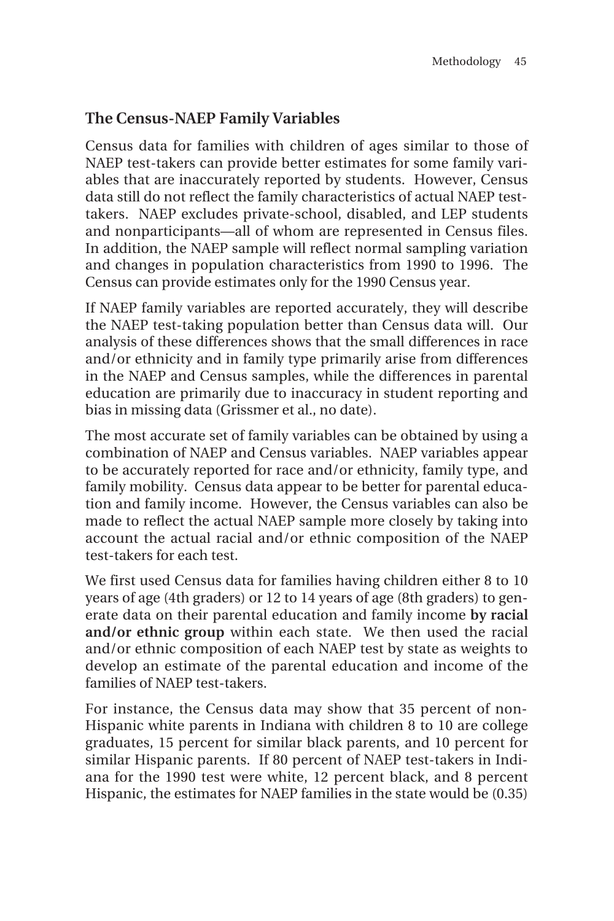## The Census-NAEP Family Variables

Census data for families with children of ages similar to those of NAEP test-takers can provide better estimates for some family variables that are inaccurately reported by students. However, Census data still do not reflect the family characteristics of actual NAEP test-takers. NAEP excludes private-school, disabled, and LEP students and nonparticipants—all of whom are represented in Census files. In addition, the NAEP sample will reflect normal sampling variation and changes in population characteristics from 1990 to 1996. The Census can provide estimates only for the 1990 Census year.

If NAEP family variables are reported accurately, they will describe the NAEP test-taking population better than Census data will. Our analysis of these differences shows that the small differences in race and/or ethnicity and in family type primarily arise from differences in the NAEP and Census samples, while the differences in parental education are primarily due to inaccuracy in student reporting and bias in missing data (Grissmer et al., no date).

The most accurate set of family variables can be obtained by using a combination of NAEP and Census variables. NAEP variables appear to be accurately reported for race and/or ethnicity, family type, and family mobility. Census data appear to be better for parental education and family income. However, the Census variables can also be made to reflect the actual NAEP sample more closely by taking into account the actual racial and/or ethnic composition of the NAEP test-takers for each test.

We first used Census data for families having children either 8 to 10 years of age (4th graders) or 12 to 14 years of age (8th graders) to generate data on their parental education and family income **by racial and/or ethnic group** within each state. We then used the racial and/or ethnic composition of each NAEP test by state as weights to develop an estimate of the parental education and income of the families of NAEP test-takers.

For instance, the Census data may show that 35 percent of non-Hispanic white parents in Indiana with children 8 to 10 are college graduates, 15 percent for similar black parents, and 10 percent for similar Hispanic parents. If 80 percent of NAEP test-takers in Indiana for the 1990 test were white, 12 percent black, and 8 percent Hispanic, the estimates for NAEP families in the state would be (0.35)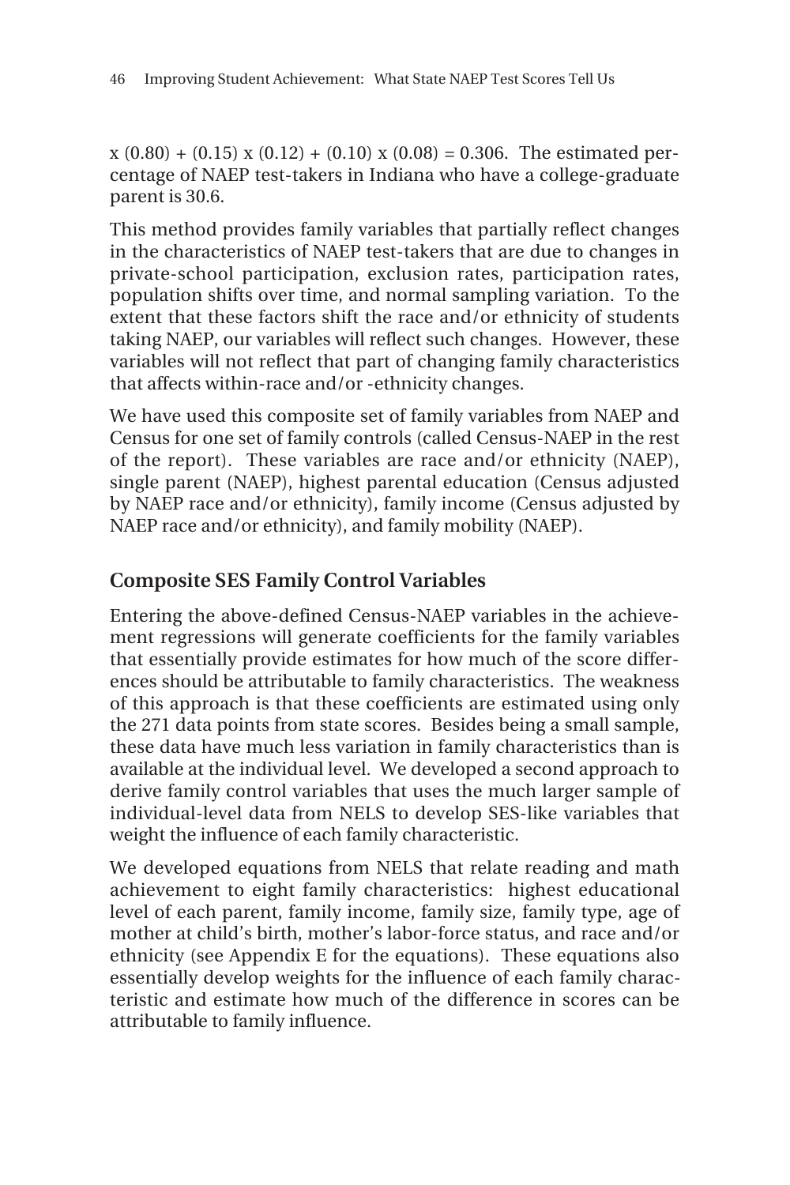x (0.80) + (0.15) x (0.12) + (0.10) x (0.08) = 0.306. The estimated percentage of NAEP test-takers in Indiana who have a college-graduate parent is 30.6.

This method provides family variables that partially reflect changes in the characteristics of NAEP test-takers that are due to changes in private-school participation, exclusion rates, participation rates, population shifts over time, and normal sampling variation. To the extent that these factors shift the race and/or ethnicity of students taking NAEP, our variables will reflect such changes. However, these variables will not reflect that part of changing family characteristics that affects within-race and/or -ethnicity changes.

We have used this composite set of family variables from NAEP and Census for one set of family controls (called Census-NAEP in the rest of the report). These variables are race and/or ethnicity (NAEP), single parent (NAEP), highest parental education (Census adjusted by NAEP race and/or ethnicity), family income (Census adjusted by NAEP race and/or ethnicity), and family mobility (NAEP).

## Composite SES Family Control Variables

Entering the above-defined Census-NAEP variables in the achievement regressions will generate coefficients for the family variables that essentially provide estimates for how much of the score differences should be attributable to family characteristics. The weakness of this approach is that these coefficients are estimated using only the 271 data points from state scores. Besides being a small sample, these data have much less variation in family characteristics than is available at the individual level. We developed a second approach to derive family control variables that uses the much larger sample of individual-level data from NELS to develop SES-like variables that weight the influence of each family characteristic.

We developed equations from NELS that relate reading and math achievement to eight family characteristics: highest educational level of each parent, family income, family size, family type, age of mother at child's birth, mother's labor-force status, and race and/or ethnicity (see Appendix E for the equations). These equations also essentially develop weights for the influence of each family characteristic and estimate how much of the difference in scores can be attributable to family influence.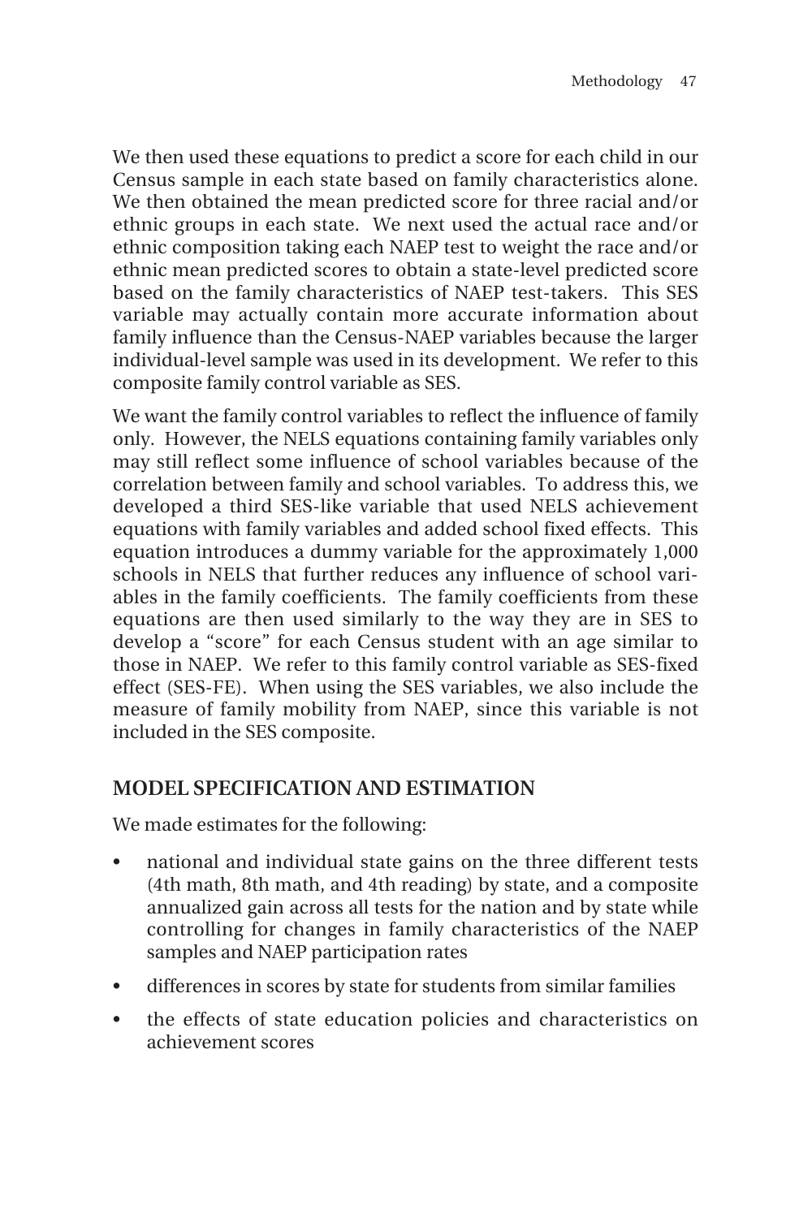We then used these equations to predict a score for each child in our Census sample in each state based on family characteristics alone. We then obtained the mean predicted score for three racial and/or ethnic groups in each state. We next used the actual race and/or ethnic composition taking each NAEP test to weight the race and/or ethnic mean predicted scores to obtain a state-level predicted score based on the family characteristics of NAEP test-takers. This SES variable may actually contain more accurate information about family influence than the Census-NAEP variables because the larger individual-level sample was used in its development. We refer to this composite family control variable as SES.

We want the family control variables to reflect the influence of family only. However, the NELS equations containing family variables only may still reflect some influence of school variables because of the correlation between family and school variables. To address this, we developed a third SES-like variable that used NELS achievement equations with family variables and added school fixed effects. This equation introduces a dummy variable for the approximately 1,000 schools in NELS that further reduces any influence of school variables in the family coefficients. The family coefficients from these equations are then used similarly to the way they are in SES to develop a "score" for each Census student with an age similar to those in NAEP. We refer to this family control variable as SES-fixed effect (SES-FE). When using the SES variables, we also include the measure of family mobility from NAEP, since this variable is not included in the SES composite.

## MODEL SPECIFICATION AND ESTIMATION

We made estimates for the following:

- national and individual state gains on the three different tests (4th math, 8th math, and 4th reading) by state, and a composite annualized gain across all tests for the nation and by state while controlling for changes in family characteristics of the NAEP samples and NAEP participation rates
- differences in scores by state for students from similar families
- the effects of state education policies and characteristics on achievement scores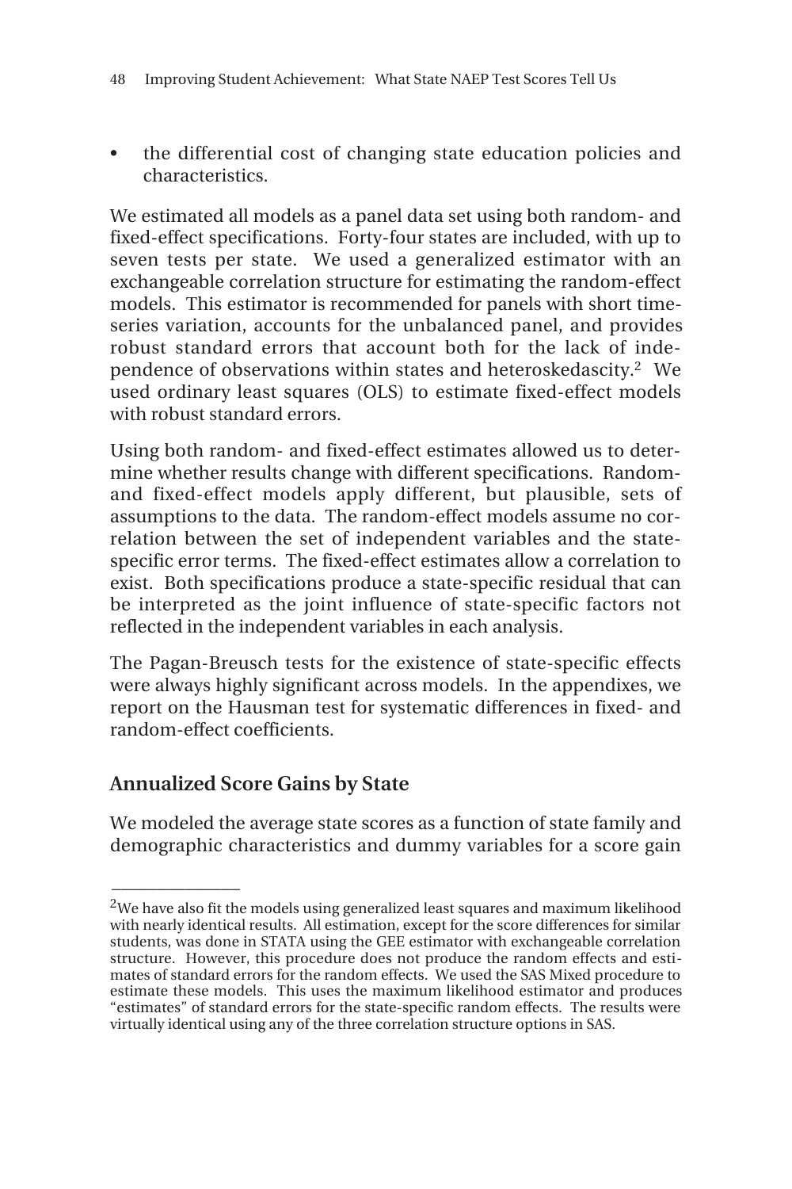- the differential cost of changing state education policies and characteristics.

We estimated all models as a panel data set using both random- and fixed-effect specifications. Forty-four states are included, with up to seven tests per state. We used a generalized estimator with an exchangeable correlation structure for estimating the random-effect models. This estimator is recommended for panels with short time-series variation, accounts for the unbalanced panel, and provides robust standard errors that account both for the lack of independence of observations within states and heteroskedascity.[2] We used ordinary least squares (OLS) to estimate fixed-effect models with robust standard errors.

Using both random- and fixed-effect estimates allowed us to determine whether results change with different specifications. Random- and fixed-effect models apply different, but plausible, sets of assumptions to the data. The random-effect models assume no correlation between the set of independent variables and the state-specific error terms. The fixed-effect estimates allow a correlation to exist. Both specifications produce a state-specific residual that can be interpreted as the joint influence of state-specific factors not reflected in the independent variables in each analysis.

The Pagan-Breusch tests for the existence of state-specific effects were always highly significant across models. In the appendixes, we report on the Hausman test for systematic differences in fixed- and random-effect coefficients.

## Annualized Score Gains by State

We modeled the average state scores as a function of state family and demographic characteristics and dummy variables for a score gain

---

[2]We have also fit the models using generalized least squares and maximum likelihood with nearly identical results. All estimation, except for the score differences for similar students, was done in STATA using the GEE estimator with exchangeable correlation structure. However, this procedure does not produce the random effects and estimates of standard errors for the random effects. We used the SAS Mixed procedure to estimate these models. This uses the maximum likelihood estimator and produces "estimates" of standard errors for the state-specific random effects. The results were virtually identical using any of the three correlation structure options in SAS.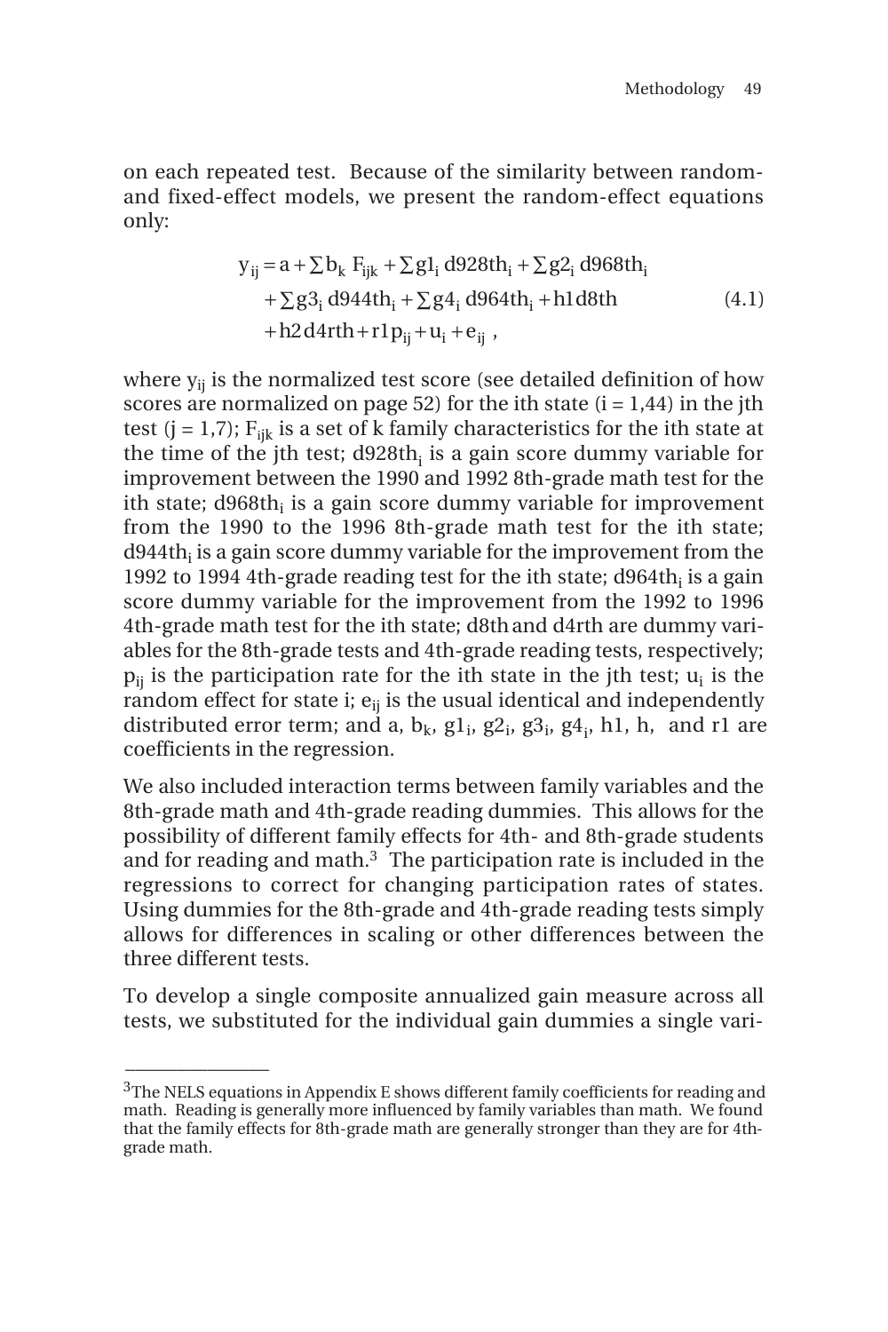on each repeated test. Because of the similarity between random- and fixed-effect models, we present the random-effect equations only:

$$
\begin{aligned}
y_{ij} = a + \sum b_k\, F_{ijk} + \sum g1_i\, d928th_i + \sum g2_i\, d968th_i \\
+ \sum g3_i\, d944th_i + \sum g4_i\, d964th_i + h1 d8th \\
+ h2 d4rth + r1 p_{ij} + u_i + e_{ij}\ ,
\end{aligned}
\tag{4.1}
$$

where $y_{ij}$ is the normalized test score (see detailed definition of how scores are normalized on page 52) for the ith state ($i = 1,44$) in the jth test ($j = 1,7$); $F_{ijk}$ is a set of k family characteristics for the ith state at the time of the jth test; $d928th_i$ is a gain score dummy variable for improvement between the 1990 and 1992 8th-grade math test for the ith state; $d968th_i$ is a gain score dummy variable for improvement from the 1990 to the 1996 8th-grade math test for the ith state; $d944th_i$ is a gain score dummy variable for the improvement from the 1992 to 1994 4th-grade reading test for the ith state; $d964th_i$ is a gain score dummy variable for the improvement from the 1992 to 1996 4th-grade math test for the ith state; d8th and d4rth are dummy variables for the 8th-grade tests and 4th-grade reading tests, respectively; $p_{ij}$ is the participation rate for the ith state in the jth test; $u_i$ is the random effect for state i; $e_{ij}$ is the usual identical and independently distributed error term; and a, $b_k$, $g1_i$, $g2_i$, $g3_i$, $g4_i$, h1, h, and r1 are coefficients in the regression.

We also included interaction terms between family variables and the 8th-grade math and 4th-grade reading dummies. This allows for the possibility of different family effects for 4th- and 8th-grade students and for reading and math.[3] The participation rate is included in the regressions to correct for changing participation rates of states. Using dummies for the 8th-grade and 4th-grade reading tests simply allows for differences in scaling or other differences between the three different tests.

To develop a single composite annualized gain measure across all tests, we substituted for the individual gain dummies a single vari-

---

[3]The NELS equations in Appendix E shows different family coefficients for reading and math. Reading is generally more influenced by family variables than math. We found that the family effects for 8th-grade math are generally stronger than they are for 4th-grade math.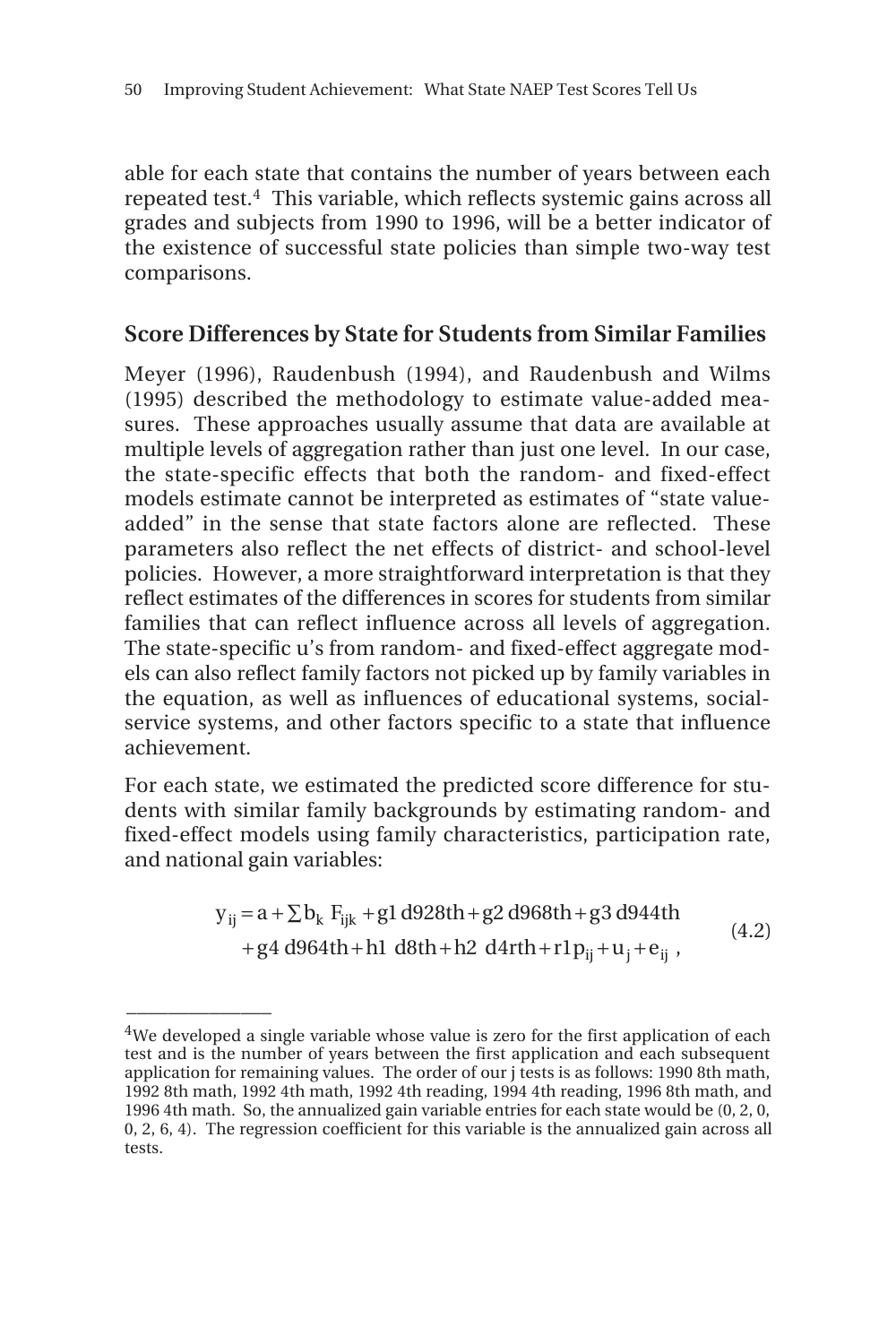able for each state that contains the number of years between each repeated test.[4] This variable, which reflects systemic gains across all grades and subjects from 1990 to 1996, will be a better indicator of the existence of successful state policies than simple two-way test comparisons.

## Score Differences by State for Students from Similar Families

Meyer (1996), Raudenbush (1994), and Raudenbush and Wilms (1995) described the methodology to estimate value-added measures. These approaches usually assume that data are available at multiple levels of aggregation rather than just one level. In our case, the state-specific effects that both the random- and fixed-effect models estimate cannot be interpreted as estimates of "state value-added" in the sense that state factors alone are reflected. These parameters also reflect the net effects of district- and school-level policies. However, a more straightforward interpretation is that they reflect estimates of the differences in scores for students from similar families that can reflect influence across all levels of aggregation. The state-specific u's from random- and fixed-effect aggregate models can also reflect family factors not picked up by family variables in the equation, as well as influences of educational systems, social-service systems, and other factors specific to a state that influence achievement.

For each state, we estimated the predicted score difference for students with similar family backgrounds by estimating random- and fixed-effect models using family characteristics, participation rate, and national gain variables:

$$y_{ij} = a + \sum b_k \, F_{ijk} + g1\, d928th + g2\, d968th + g3\, d944th + g4\, d964th + h1\, d8th + h2\, d4rth + r1 p_{ij} + u_j + e_{ij}\,, \tag{4.2}$$

---

[4] We developed a single variable whose value is zero for the first application of each test and is the number of years between the first application and each subsequent application for remaining values. The order of our j tests is as follows: 1990 8th math, 1992 8th math, 1992 4th math, 1992 4th reading, 1994 4th reading, 1996 8th math, and 1996 4th math. So, the annualized gain variable entries for each state would be (0, 2, 0, 0, 2, 6, 4). The regression coefficient for this variable is the annualized gain across all tests.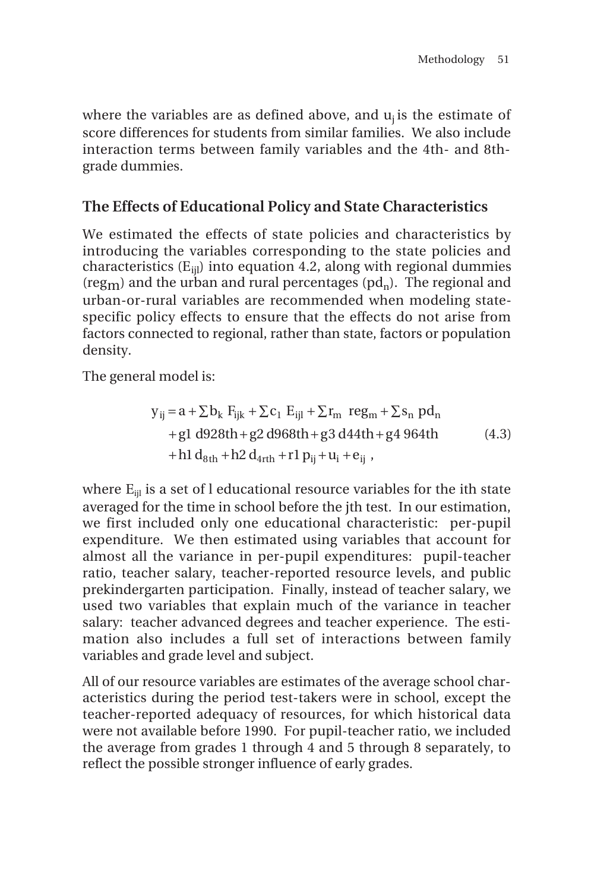where the variables are as defined above, and $u_j$ is the estimate of score differences for students from similar families. We also include interaction terms between family variables and the 4th- and 8th-grade dummies.

## The Effects of Educational Policy and State Characteristics

We estimated the effects of state policies and characteristics by introducing the variables corresponding to the state policies and characteristics ($E_{ijl}$) into equation 4.2, along with regional dummies ($reg_m$) and the urban and rural percentages ($pd_n$). The regional and urban-or-rural variables are recommended when modeling state-specific policy effects to ensure that the effects do not arise from factors connected to regional, rather than state, factors or population density.

The general model is:

$$
\begin{aligned}
y_{ij} &= a + \sum b_k\ F_{ijk} + \sum c_1\ E_{ijl} + \sum r_m\ \ reg_m + \sum s_n\ pd_n \\
&\quad + g1\ d928th + g2\ d968th + g3\ d44th + g4\ 964th \\
&\quad + h1\ d_{8th} + h2\ d_{4rth} + r1\ p_{ij} + u_i + e_{ij}\ ,
\end{aligned}
\tag{4.3}
$$

where $E_{ijl}$ is a set of l educational resource variables for the ith state averaged for the time in school before the jth test. In our estimation, we first included only one educational characteristic: per-pupil expenditure. We then estimated using variables that account for almost all the variance in per-pupil expenditures: pupil-teacher ratio, teacher salary, teacher-reported resource levels, and public prekindergarten participation. Finally, instead of teacher salary, we used two variables that explain much of the variance in teacher salary: teacher advanced degrees and teacher experience. The estimation also includes a full set of interactions between family variables and grade level and subject.

All of our resource variables are estimates of the average school characteristics during the period test-takers were in school, except the teacher-reported adequacy of resources, for which historical data were not available before 1990. For pupil-teacher ratio, we included the average from grades 1 through 4 and 5 through 8 separately, to reflect the possible stronger influence of early grades.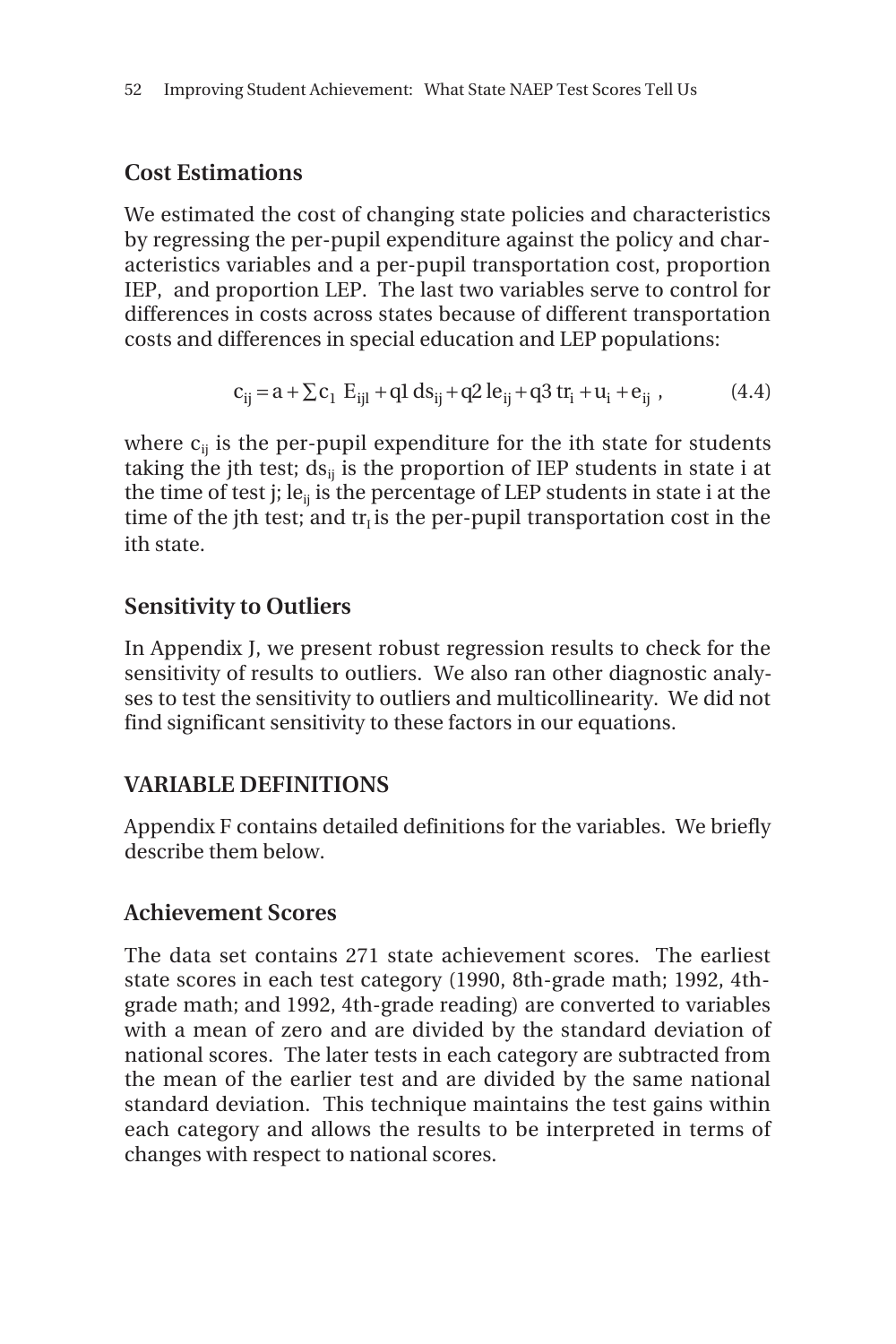### Cost Estimations

We estimated the cost of changing state policies and characteristics by regressing the per-pupil expenditure against the policy and characteristics variables and a per-pupil transportation cost, proportion IEP, and proportion LEP. The last two variables serve to control for differences in costs across states because of different transportation costs and differences in special education and LEP populations:

$$c_{ij} = a + \sum c_1 \; E_{ijl} + q1\, ds_{ij} + q2\, le_{ij} + q3\, tr_i + u_i + e_{ij} \,, \qquad (4.4)$$

where $c_{ij}$ is the per-pupil expenditure for the ith state for students taking the jth test; $ds_{ij}$ is the proportion of IEP students in state i at the time of test j; $le_{ij}$ is the percentage of LEP students in state i at the time of the jth test; and $tr_I$ is the per-pupil transportation cost in the ith state.

### Sensitivity to Outliers

In Appendix J, we present robust regression results to check for the sensitivity of results to outliers. We also ran other diagnostic analyses to test the sensitivity to outliers and multicollinearity. We did not find significant sensitivity to these factors in our equations.

## VARIABLE DEFINITIONS

Appendix F contains detailed definitions for the variables. We briefly describe them below.

### Achievement Scores

The data set contains 271 state achievement scores. The earliest state scores in each test category (1990, 8th-grade math; 1992, 4th-grade math; and 1992, 4th-grade reading) are converted to variables with a mean of zero and are divided by the standard deviation of national scores. The later tests in each category are subtracted from the mean of the earlier test and are divided by the same national standard deviation. This technique maintains the test gains within each category and allows the results to be interpreted in terms of changes with respect to national scores.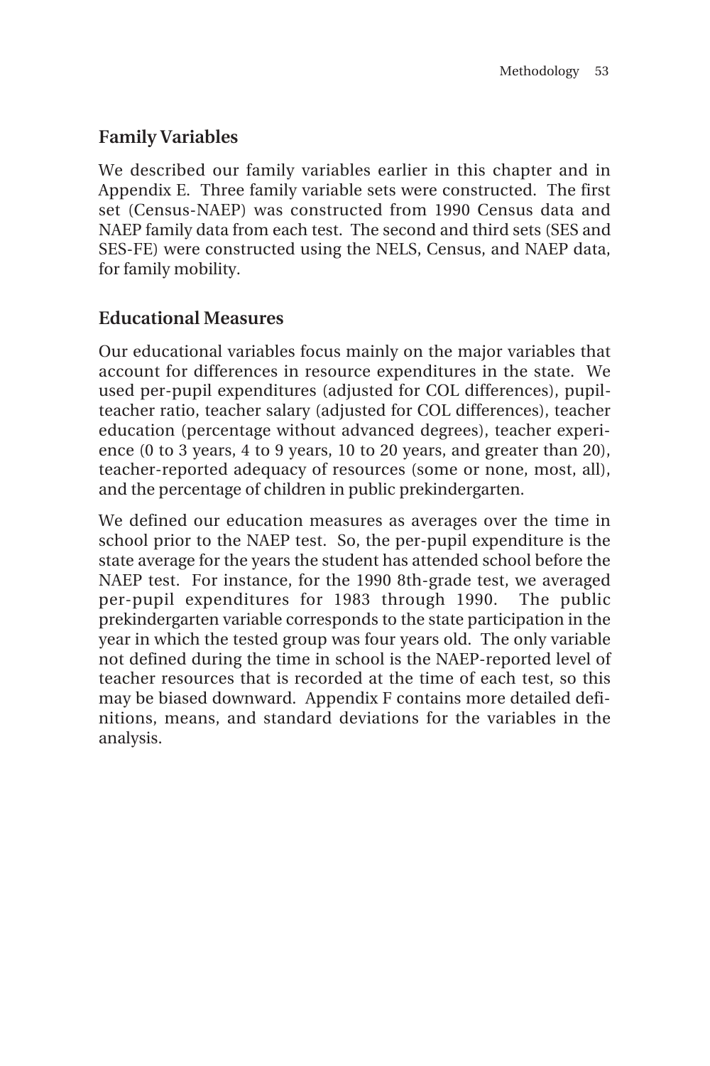## Family Variables

We described our family variables earlier in this chapter and in Appendix E. Three family variable sets were constructed. The first set (Census-NAEP) was constructed from 1990 Census data and NAEP family data from each test. The second and third sets (SES and SES-FE) were constructed using the NELS, Census, and NAEP data, for family mobility.

## Educational Measures

Our educational variables focus mainly on the major variables that account for differences in resource expenditures in the state. We used per-pupil expenditures (adjusted for COL differences), pupil-teacher ratio, teacher salary (adjusted for COL differences), teacher education (percentage without advanced degrees), teacher experience (0 to 3 years, 4 to 9 years, 10 to 20 years, and greater than 20), teacher-reported adequacy of resources (some or none, most, all), and the percentage of children in public prekindergarten.

We defined our education measures as averages over the time in school prior to the NAEP test. So, the per-pupil expenditure is the state average for the years the student has attended school before the NAEP test. For instance, for the 1990 8th-grade test, we averaged per-pupil expenditures for 1983 through 1990. The public prekindergarten variable corresponds to the state participation in the year in which the tested group was four years old. The only variable not defined during the time in school is the NAEP-reported level of teacher resources that is recorded at the time of each test, so this may be biased downward. Appendix F contains more detailed definitions, means, and standard deviations for the variables in the analysis.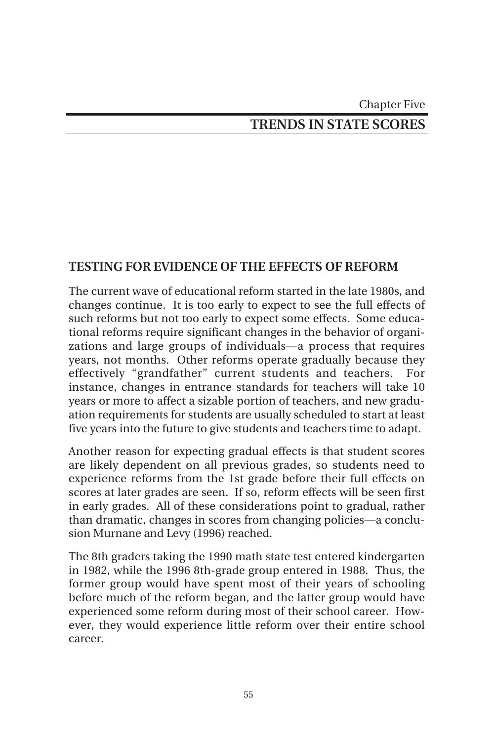Chapter Five

# TRENDS IN STATE SCORES

## TESTING FOR EVIDENCE OF THE EFFECTS OF REFORM

The current wave of educational reform started in the late 1980s, and changes continue. It is too early to expect to see the full effects of such reforms but not too early to expect some effects. Some educational reforms require significant changes in the behavior of organizations and large groups of individuals—a process that requires years, not months. Other reforms operate gradually because they effectively "grandfather" current students and teachers. For instance, changes in entrance standards for teachers will take 10 years or more to affect a sizable portion of teachers, and new graduation requirements for students are usually scheduled to start at least five years into the future to give students and teachers time to adapt.

Another reason for expecting gradual effects is that student scores are likely dependent on all previous grades, so students need to experience reforms from the 1st grade before their full effects on scores at later grades are seen. If so, reform effects will be seen first in early grades. All of these considerations point to gradual, rather than dramatic, changes in scores from changing policies—a conclusion Murnane and Levy (1996) reached.

The 8th graders taking the 1990 math state test entered kindergarten in 1982, while the 1996 8th-grade group entered in 1988. Thus, the former group would have spent most of their years of schooling before much of the reform began, and the latter group would have experienced some reform during most of their school career. However, they would experience little reform over their entire school career.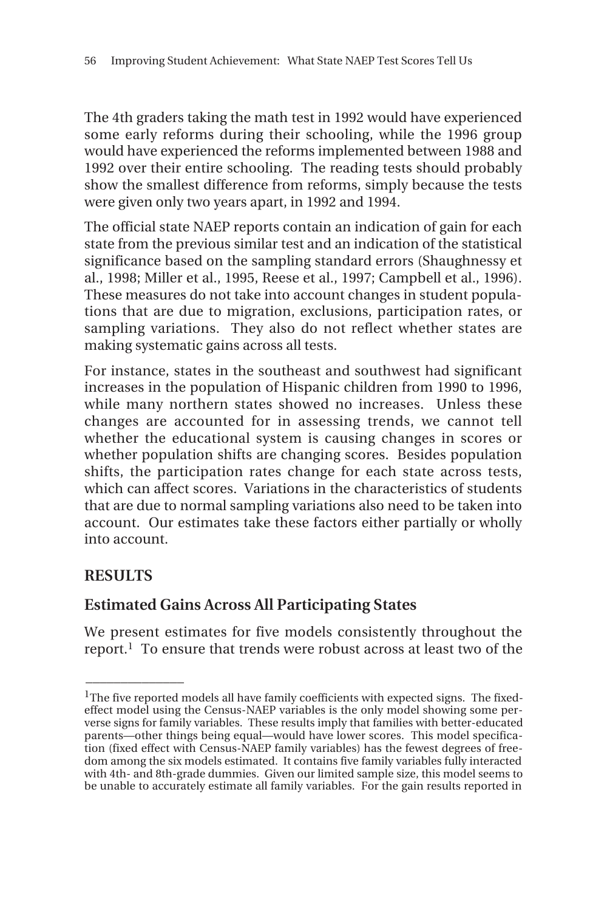The 4th graders taking the math test in 1992 would have experienced some early reforms during their schooling, while the 1996 group would have experienced the reforms implemented between 1988 and 1992 over their entire schooling. The reading tests should probably show the smallest difference from reforms, simply because the tests were given only two years apart, in 1992 and 1994.

The official state NAEP reports contain an indication of gain for each state from the previous similar test and an indication of the statistical significance based on the sampling standard errors (Shaughnessy et al., 1998; Miller et al., 1995, Reese et al., 1997; Campbell et al., 1996). These measures do not take into account changes in student populations that are due to migration, exclusions, participation rates, or sampling variations. They also do not reflect whether states are making systematic gains across all tests.

For instance, states in the southeast and southwest had significant increases in the population of Hispanic children from 1990 to 1996, while many northern states showed no increases. Unless these changes are accounted for in assessing trends, we cannot tell whether the educational system is causing changes in scores or whether population shifts are changing scores. Besides population shifts, the participation rates change for each state across tests, which can affect scores. Variations in the characteristics of students that are due to normal sampling variations also need to be taken into account. Our estimates take these factors either partially or wholly into account.

## RESULTS

### Estimated Gains Across All Participating States

We present estimates for five models consistently throughout the report.[1] To ensure that trends were robust across at least two of the

---

[1]The five reported models all have family coefficients with expected signs. The fixed-effect model using the Census-NAEP variables is the only model showing some perverse signs for family variables. These results imply that families with better-educated parents—other things being equal—would have lower scores. This model specification (fixed effect with Census-NAEP family variables) has the fewest degrees of freedom among the six models estimated. It contains five family variables fully interacted with 4th- and 8th-grade dummies. Given our limited sample size, this model seems to be unable to accurately estimate all family variables. For the gain results reported in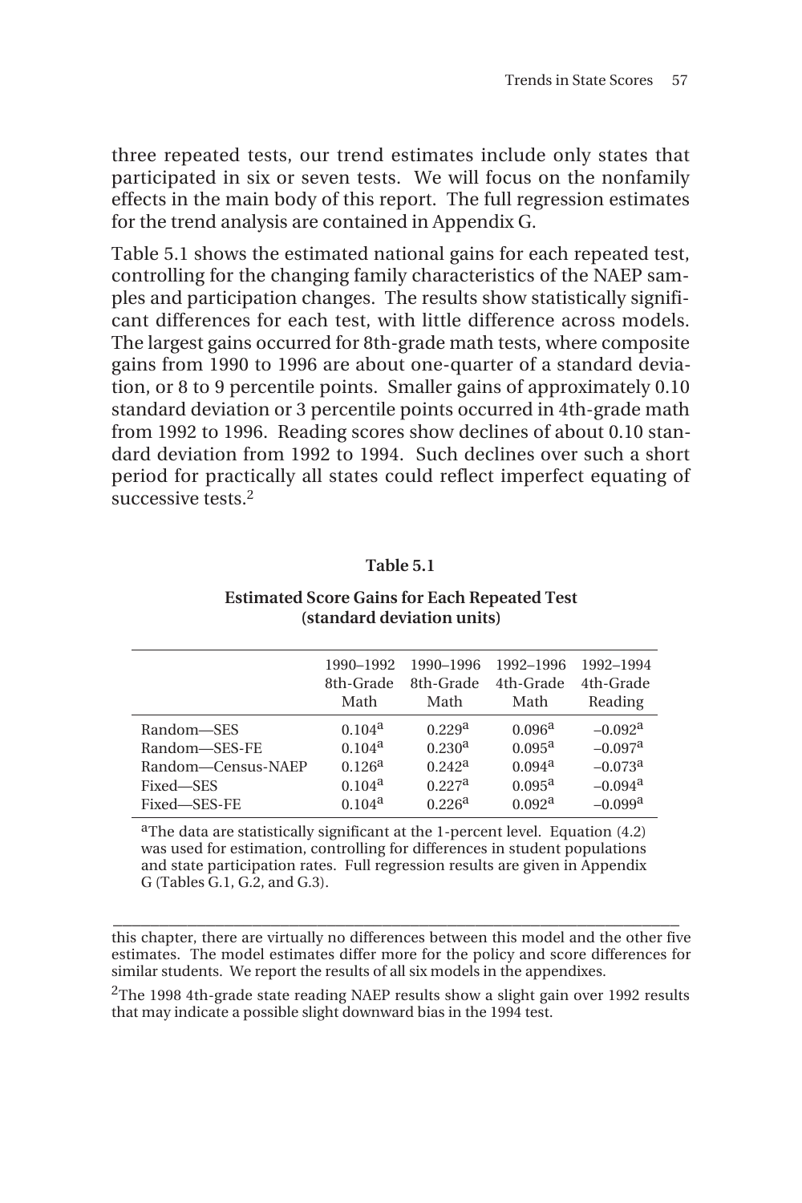three repeated tests, our trend estimates include only states that participated in six or seven tests. We will focus on the nonfamily effects in the main body of this report. The full regression estimates for the trend analysis are contained in Appendix G.

Table 5.1 shows the estimated national gains for each repeated test, controlling for the changing family characteristics of the NAEP samples and participation changes. The results show statistically significant differences for each test, with little difference across models. The largest gains occurred for 8th-grade math tests, where composite gains from 1990 to 1996 are about one-quarter of a standard deviation, or 8 to 9 percentile points. Smaller gains of approximately 0.10 standard deviation or 3 percentile points occurred in 4th-grade math from 1992 to 1996. Reading scores show declines of about 0.10 standard deviation from 1992 to 1994. Such declines over such a short period for practically all states could reflect imperfect equating of successive tests.[2]

**Table 5.1**

**Estimated Score Gains for Each Repeated Test (standard deviation units)**

| | 1990–1992 8th-Grade Math | 1990–1996 8th-Grade Math | 1992–1996 4th-Grade Math | 1992–1994 4th-Grade Reading |
|---|---|---|---|---|
| Random—SES | 0.104[a] | 0.229[a] | 0.096[a] | –0.092[a] |
| Random—SES-FE | 0.104[a] | 0.230[a] | 0.095[a] | –0.097[a] |
| Random—Census-NAEP | 0.126[a] | 0.242[a] | 0.094[a] | –0.073[a] |
| Fixed—SES | 0.104[a] | 0.227[a] | 0.095[a] | –0.094[a] |
| Fixed—SES-FE | 0.104[a] | 0.226[a] | 0.092[a] | –0.099[a] |

[a]The data are statistically significant at the 1-percent level. Equation (4.2) was used for estimation, controlling for differences in student populations and state participation rates. Full regression results are given in Appendix G (Tables G.1, G.2, and G.3).

---

this chapter, there are virtually no differences between this model and the other five estimates. The model estimates differ more for the policy and score differences for similar students. We report the results of all six models in the appendixes.

[2]The 1998 4th-grade state reading NAEP results show a slight gain over 1992 results that may indicate a possible slight downward bias in the 1994 test.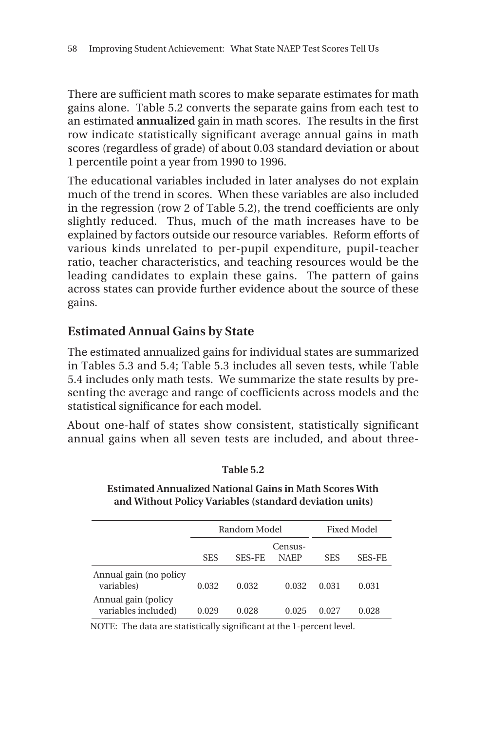There are sufficient math scores to make separate estimates for math gains alone. Table 5.2 converts the separate gains from each test to an estimated **annualized** gain in math scores. The results in the first row indicate statistically significant average annual gains in math scores (regardless of grade) of about 0.03 standard deviation or about 1 percentile point a year from 1990 to 1996.

The educational variables included in later analyses do not explain much of the trend in scores. When these variables are also included in the regression (row 2 of Table 5.2), the trend coefficients are only slightly reduced. Thus, much of the math increases have to be explained by factors outside our resource variables. Reform efforts of various kinds unrelated to per-pupil expenditure, pupil-teacher ratio, teacher characteristics, and teaching resources would be the leading candidates to explain these gains. The pattern of gains across states can provide further evidence about the source of these gains.

## Estimated Annual Gains by State

The estimated annualized gains for individual states are summarized in Tables 5.3 and 5.4; Table 5.3 includes all seven tests, while Table 5.4 includes only math tests. We summarize the state results by presenting the average and range of coefficients across models and the statistical significance for each model.

About one-half of states show consistent, statistically significant annual gains when all seven tests are included, and about three-

**Table 5.2**

**Estimated Annualized National Gains in Math Scores With and Without Policy Variables (standard deviation units)**

| | Random Model | | | Fixed Model | |
|---|---|---|---|---|---|
| | SES | SES-FE | Census-NAEP | SES | SES-FE |
| Annual gain (no policy variables) | 0.032 | 0.032 | 0.032 | 0.031 | 0.031 |
| Annual gain (policy variables included) | 0.029 | 0.028 | 0.025 | 0.027 | 0.028 |

NOTE: The data are statistically significant at the 1-percent level.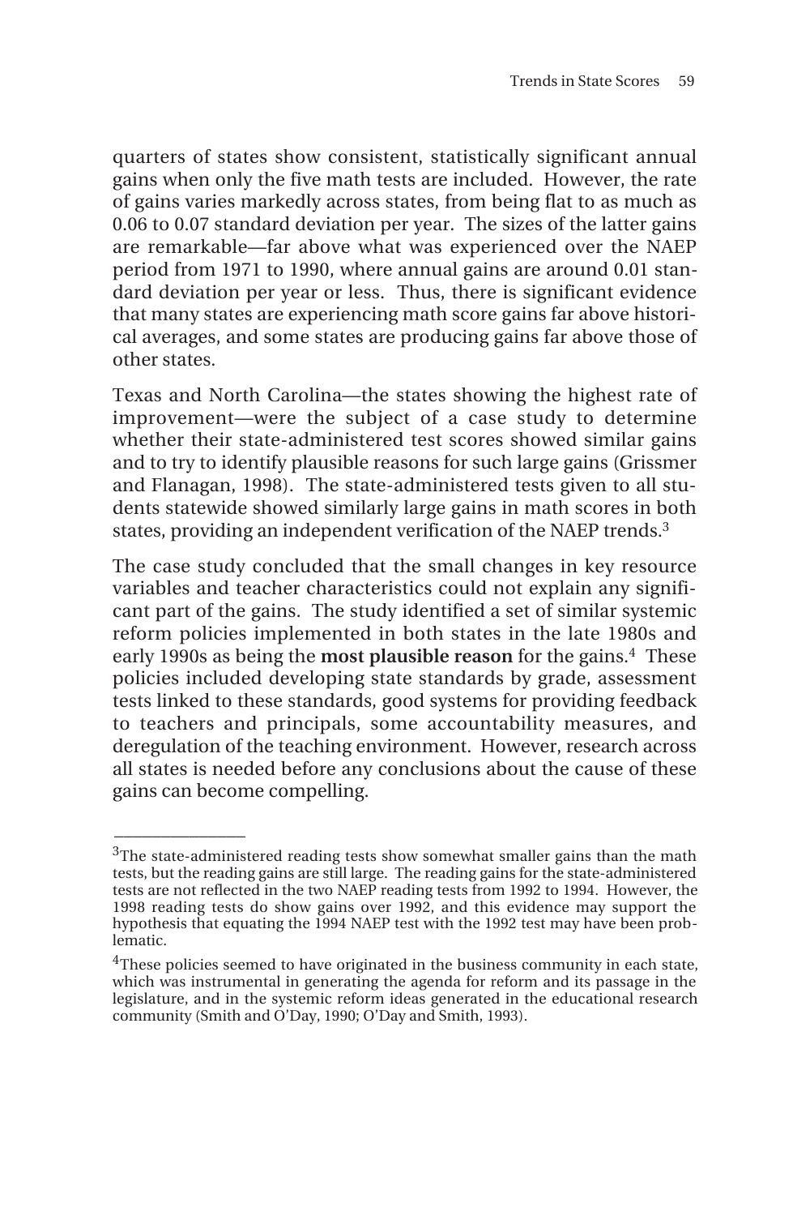quarters of states show consistent, statistically significant annual gains when only the five math tests are included. However, the rate of gains varies markedly across states, from being flat to as much as 0.06 to 0.07 standard deviation per year. The sizes of the latter gains are remarkable—far above what was experienced over the NAEP period from 1971 to 1990, where annual gains are around 0.01 standard deviation per year or less. Thus, there is significant evidence that many states are experiencing math score gains far above historical averages, and some states are producing gains far above those of other states.

Texas and North Carolina—the states showing the highest rate of improvement—were the subject of a case study to determine whether their state-administered test scores showed similar gains and to try to identify plausible reasons for such large gains (Grissmer and Flanagan, 1998). The state-administered tests given to all students statewide showed similarly large gains in math scores in both states, providing an independent verification of the NAEP trends.[3]

The case study concluded that the small changes in key resource variables and teacher characteristics could not explain any significant part of the gains. The study identified a set of similar systemic reform policies implemented in both states in the late 1980s and early 1990s as being the **most plausible reason** for the gains.[4] These policies included developing state standards by grade, assessment tests linked to these standards, good systems for providing feedback to teachers and principals, some accountability measures, and deregulation of the teaching environment. However, research across all states is needed before any conclusions about the cause of these gains can become compelling.

---

[3]The state-administered reading tests show somewhat smaller gains than the math tests, but the reading gains are still large. The reading gains for the state-administered tests are not reflected in the two NAEP reading tests from 1992 to 1994. However, the 1998 reading tests do show gains over 1992, and this evidence may support the hypothesis that equating the 1994 NAEP test with the 1992 test may have been problematic.

[4]These policies seemed to have originated in the business community in each state, which was instrumental in generating the agenda for reform and its passage in the legislature, and in the systemic reform ideas generated in the educational research community (Smith and O'Day, 1990; O'Day and Smith, 1993).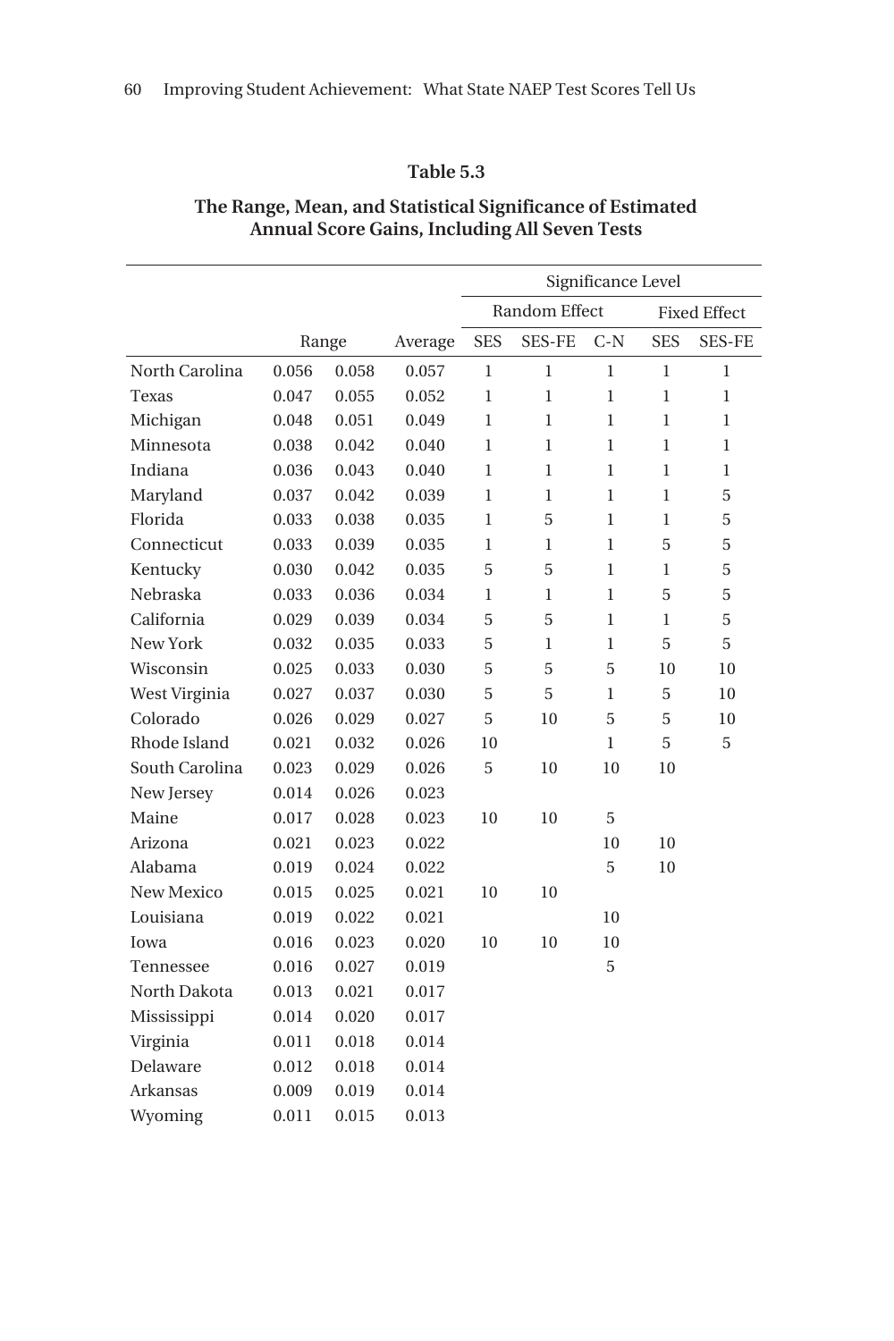**Table 5.3**

**The Range, Mean, and Statistical Significance of Estimated Annual Score Gains, Including All Seven Tests**

| | Range | | Average | Significance Level | | | | |
|---|---|---|---|---|---|---|---|---|
| | | | | Random Effect | | | Fixed Effect | |
| | | | | SES | SES-FE | C-N | SES | SES-FE |
| North Carolina | 0.056 | 0.058 | 0.057 | 1 | 1 | 1 | 1 | 1 |
| Texas | 0.047 | 0.055 | 0.052 | 1 | 1 | 1 | 1 | 1 |
| Michigan | 0.048 | 0.051 | 0.049 | 1 | 1 | 1 | 1 | 1 |
| Minnesota | 0.038 | 0.042 | 0.040 | 1 | 1 | 1 | 1 | 1 |
| Indiana | 0.036 | 0.043 | 0.040 | 1 | 1 | 1 | 1 | 1 |
| Maryland | 0.037 | 0.042 | 0.039 | 1 | 1 | 1 | 1 | 5 |
| Florida | 0.033 | 0.038 | 0.035 | 1 | 5 | 1 | 1 | 5 |
| Connecticut | 0.033 | 0.039 | 0.035 | 1 | 1 | 1 | 5 | 5 |
| Kentucky | 0.030 | 0.042 | 0.035 | 5 | 5 | 1 | 1 | 5 |
| Nebraska | 0.033 | 0.036 | 0.034 | 1 | 1 | 1 | 5 | 5 |
| California | 0.029 | 0.039 | 0.034 | 5 | 5 | 1 | 1 | 5 |
| New York | 0.032 | 0.035 | 0.033 | 5 | 1 | 1 | 5 | 5 |
| Wisconsin | 0.025 | 0.033 | 0.030 | 5 | 5 | 5 | 10 | 10 |
| West Virginia | 0.027 | 0.037 | 0.030 | 5 | 5 | 1 | 5 | 10 |
| Colorado | 0.026 | 0.029 | 0.027 | 5 | 10 | 5 | 5 | 10 |
| Rhode Island | 0.021 | 0.032 | 0.026 | 10 | | 1 | 5 | 5 |
| South Carolina | 0.023 | 0.029 | 0.026 | 5 | 10 | 10 | 10 | |
| New Jersey | 0.014 | 0.026 | 0.023 | | | | | |
| Maine | 0.017 | 0.028 | 0.023 | 10 | 10 | 5 | | |
| Arizona | 0.021 | 0.023 | 0.022 | | | 10 | 10 | |
| Alabama | 0.019 | 0.024 | 0.022 | | | 5 | 10 | |
| New Mexico | 0.015 | 0.025 | 0.021 | 10 | 10 | | | |
| Louisiana | 0.019 | 0.022 | 0.021 | | | 10 | | |
| Iowa | 0.016 | 0.023 | 0.020 | 10 | 10 | 10 | | |
| Tennessee | 0.016 | 0.027 | 0.019 | | | 5 | | |
| North Dakota | 0.013 | 0.021 | 0.017 | | | | | |
| Mississippi | 0.014 | 0.020 | 0.017 | | | | | |
| Virginia | 0.011 | 0.018 | 0.014 | | | | | |
| Delaware | 0.012 | 0.018 | 0.014 | | | | | |
| Arkansas | 0.009 | 0.019 | 0.014 | | | | | |
| Wyoming | 0.011 | 0.015 | 0.013 | | | | | |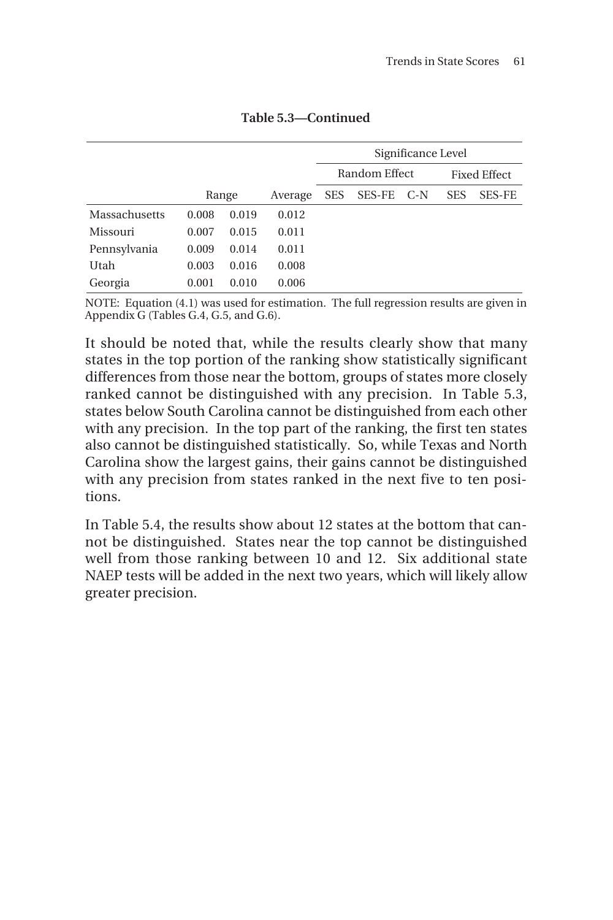**Table 5.3—Continued**

| | Range | | Average | Significance Level | | | | |
|---|---|---|---|---|---|---|---|---|
| | | | | Random Effect | | | Fixed Effect | |
| | | | | SES | SES-FE | C-N | SES | SES-FE |
| Massachusetts | 0.008 | 0.019 | 0.012 | | | | | |
| Missouri | 0.007 | 0.015 | 0.011 | | | | | |
| Pennsylvania | 0.009 | 0.014 | 0.011 | | | | | |
| Utah | 0.003 | 0.016 | 0.008 | | | | | |
| Georgia | 0.001 | 0.010 | 0.006 | | | | | |

NOTE: Equation (4.1) was used for estimation. The full regression results are given in Appendix G (Tables G.4, G.5, and G.6).

It should be noted that, while the results clearly show that many states in the top portion of the ranking show statistically significant differences from those near the bottom, groups of states more closely ranked cannot be distinguished with any precision. In Table 5.3, states below South Carolina cannot be distinguished from each other with any precision. In the top part of the ranking, the first ten states also cannot be distinguished statistically. So, while Texas and North Carolina show the largest gains, their gains cannot be distinguished with any precision from states ranked in the next five to ten positions.

In Table 5.4, the results show about 12 states at the bottom that cannot be distinguished. States near the top cannot be distinguished well from those ranking between 10 and 12. Six additional state NAEP tests will be added in the next two years, which will likely allow greater precision.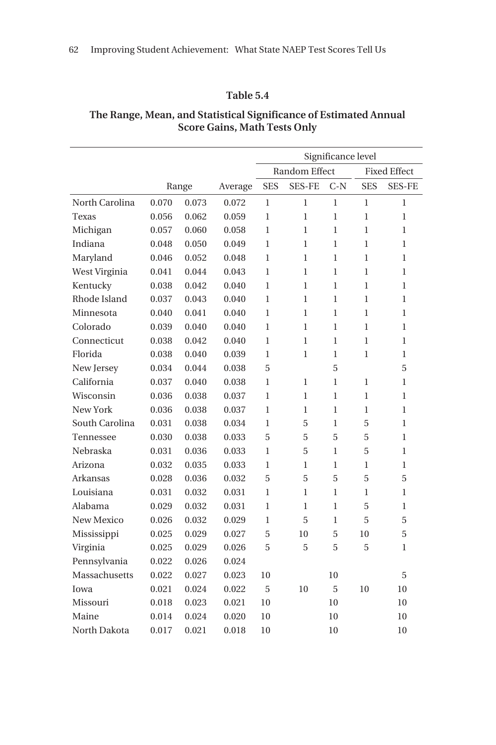**Table 5.4**

**The Range, Mean, and Statistical Significance of Estimated Annual Score Gains, Math Tests Only**

| | | | | Significance level | | | | |
|---|---|---|---|---|---|---|---|---|
| | | | | Random Effect | | | Fixed Effect | |
| | Range | | Average | SES | SES-FE | C-N | SES | SES-FE |
| North Carolina | 0.070 | 0.073 | 0.072 | 1 | 1 | 1 | 1 | 1 |
| Texas | 0.056 | 0.062 | 0.059 | 1 | 1 | 1 | 1 | 1 |
| Michigan | 0.057 | 0.060 | 0.058 | 1 | 1 | 1 | 1 | 1 |
| Indiana | 0.048 | 0.050 | 0.049 | 1 | 1 | 1 | 1 | 1 |
| Maryland | 0.046 | 0.052 | 0.048 | 1 | 1 | 1 | 1 | 1 |
| West Virginia | 0.041 | 0.044 | 0.043 | 1 | 1 | 1 | 1 | 1 |
| Kentucky | 0.038 | 0.042 | 0.040 | 1 | 1 | 1 | 1 | 1 |
| Rhode Island | 0.037 | 0.043 | 0.040 | 1 | 1 | 1 | 1 | 1 |
| Minnesota | 0.040 | 0.041 | 0.040 | 1 | 1 | 1 | 1 | 1 |
| Colorado | 0.039 | 0.040 | 0.040 | 1 | 1 | 1 | 1 | 1 |
| Connecticut | 0.038 | 0.042 | 0.040 | 1 | 1 | 1 | 1 | 1 |
| Florida | 0.038 | 0.040 | 0.039 | 1 | 1 | 1 | 1 | 1 |
| New Jersey | 0.034 | 0.044 | 0.038 | 5 | | 5 | | 5 |
| California | 0.037 | 0.040 | 0.038 | 1 | 1 | 1 | 1 | 1 |
| Wisconsin | 0.036 | 0.038 | 0.037 | 1 | 1 | 1 | 1 | 1 |
| New York | 0.036 | 0.038 | 0.037 | 1 | 1 | 1 | 1 | 1 |
| South Carolina | 0.031 | 0.038 | 0.034 | 1 | 5 | 1 | 5 | 1 |
| Tennessee | 0.030 | 0.038 | 0.033 | 5 | 5 | 5 | 5 | 1 |
| Nebraska | 0.031 | 0.036 | 0.033 | 1 | 5 | 1 | 5 | 1 |
| Arizona | 0.032 | 0.035 | 0.033 | 1 | 1 | 1 | 1 | 1 |
| Arkansas | 0.028 | 0.036 | 0.032 | 5 | 5 | 5 | 5 | 5 |
| Louisiana | 0.031 | 0.032 | 0.031 | 1 | 1 | 1 | 1 | 1 |
| Alabama | 0.029 | 0.032 | 0.031 | 1 | 1 | 1 | 5 | 1 |
| New Mexico | 0.026 | 0.032 | 0.029 | 1 | 5 | 1 | 5 | 5 |
| Mississippi | 0.025 | 0.029 | 0.027 | 5 | 10 | 5 | 10 | 5 |
| Virginia | 0.025 | 0.029 | 0.026 | 5 | 5 | 5 | 5 | 1 |
| Pennsylvania | 0.022 | 0.026 | 0.024 | | | | | |
| Massachusetts | 0.022 | 0.027 | 0.023 | 10 | | 10 | | 5 |
| Iowa | 0.021 | 0.024 | 0.022 | 5 | 10 | 5 | 10 | 10 |
| Missouri | 0.018 | 0.023 | 0.021 | 10 | | 10 | | 10 |
| Maine | 0.014 | 0.024 | 0.020 | 10 | | 10 | | 10 |
| North Dakota | 0.017 | 0.021 | 0.018 | 10 | | 10 | | 10 |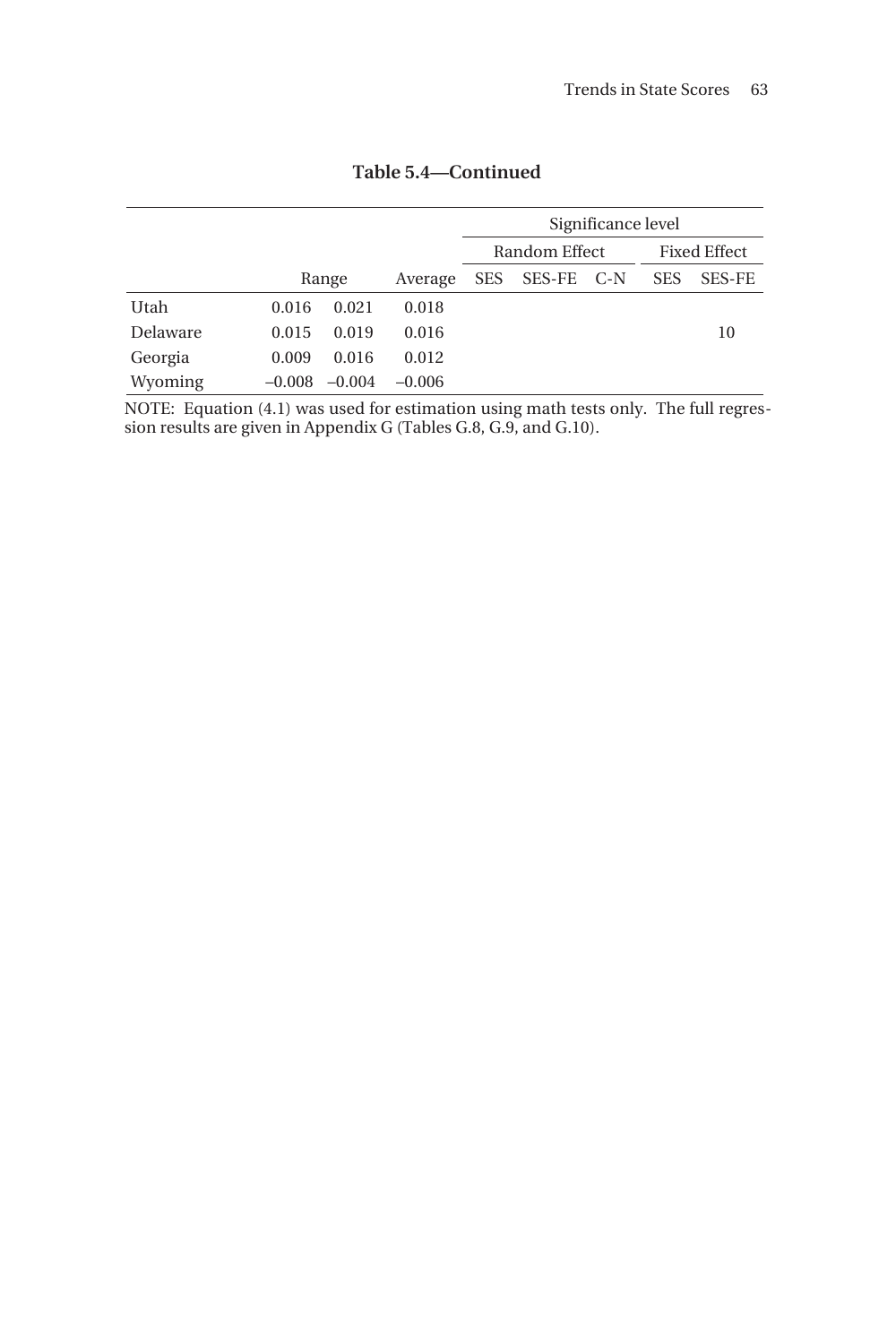**Table 5.4—Continued**

| | Range | | Average | Significance level | | | | |
|---|---|---|---|---|---|---|---|---|
| | | | | Random Effect | | | Fixed Effect | |
| | | | | SES | SES-FE | C-N | SES | SES-FE |
| Utah | 0.016 | 0.021 | 0.018 | | | | | |
| Delaware | 0.015 | 0.019 | 0.016 | | | | | 10 |
| Georgia | 0.009 | 0.016 | 0.012 | | | | | |
| Wyoming | –0.008 | –0.004 | –0.006 | | | | | |

NOTE: Equation (4.1) was used for estimation using math tests only. The full regression results are given in Appendix G (Tables G.8, G.9, and G.10).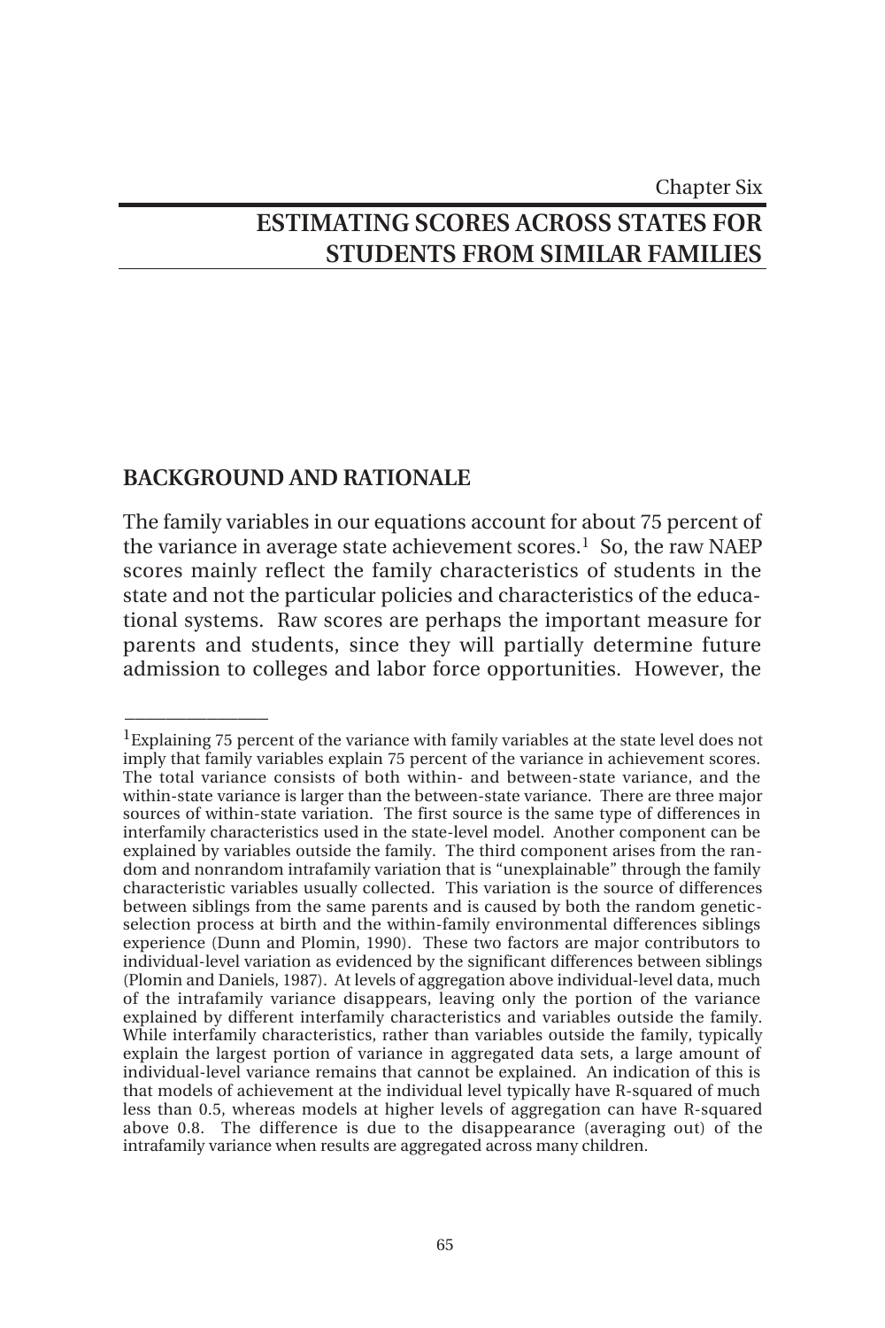Chapter Six

# ESTIMATING SCORES ACROSS STATES FOR STUDENTS FROM SIMILAR FAMILIES

## BACKGROUND AND RATIONALE

The family variables in our equations account for about 75 percent of the variance in average state achievement scores.[1] So, the raw NAEP scores mainly reflect the family characteristics of students in the state and not the particular policies and characteristics of the educational systems. Raw scores are perhaps the important measure for parents and students, since they will partially determine future admission to colleges and labor force opportunities. However, the

---

[1]Explaining 75 percent of the variance with family variables at the state level does not imply that family variables explain 75 percent of the variance in achievement scores. The total variance consists of both within- and between-state variance, and the within-state variance is larger than the between-state variance. There are three major sources of within-state variation. The first source is the same type of differences in interfamily characteristics used in the state-level model. Another component can be explained by variables outside the family. The third component arises from the random and nonrandom intrafamily variation that is "unexplainable" through the family characteristic variables usually collected. This variation is the source of differences between siblings from the same parents and is caused by both the random genetic-selection process at birth and the within-family environmental differences siblings experience (Dunn and Plomin, 1990). These two factors are major contributors to individual-level variation as evidenced by the significant differences between siblings (Plomin and Daniels, 1987). At levels of aggregation above individual-level data, much of the intrafamily variance disappears, leaving only the portion of the variance explained by different interfamily characteristics and variables outside the family. While interfamily characteristics, rather than variables outside the family, typically explain the largest portion of variance in aggregated data sets, a large amount of individual-level variance remains that cannot be explained. An indication of this is that models of achievement at the individual level typically have R-squared of much less than 0.5, whereas models at higher levels of aggregation can have R-squared above 0.8. The difference is due to the disappearance (averaging out) of the intrafamily variance when results are aggregated across many children.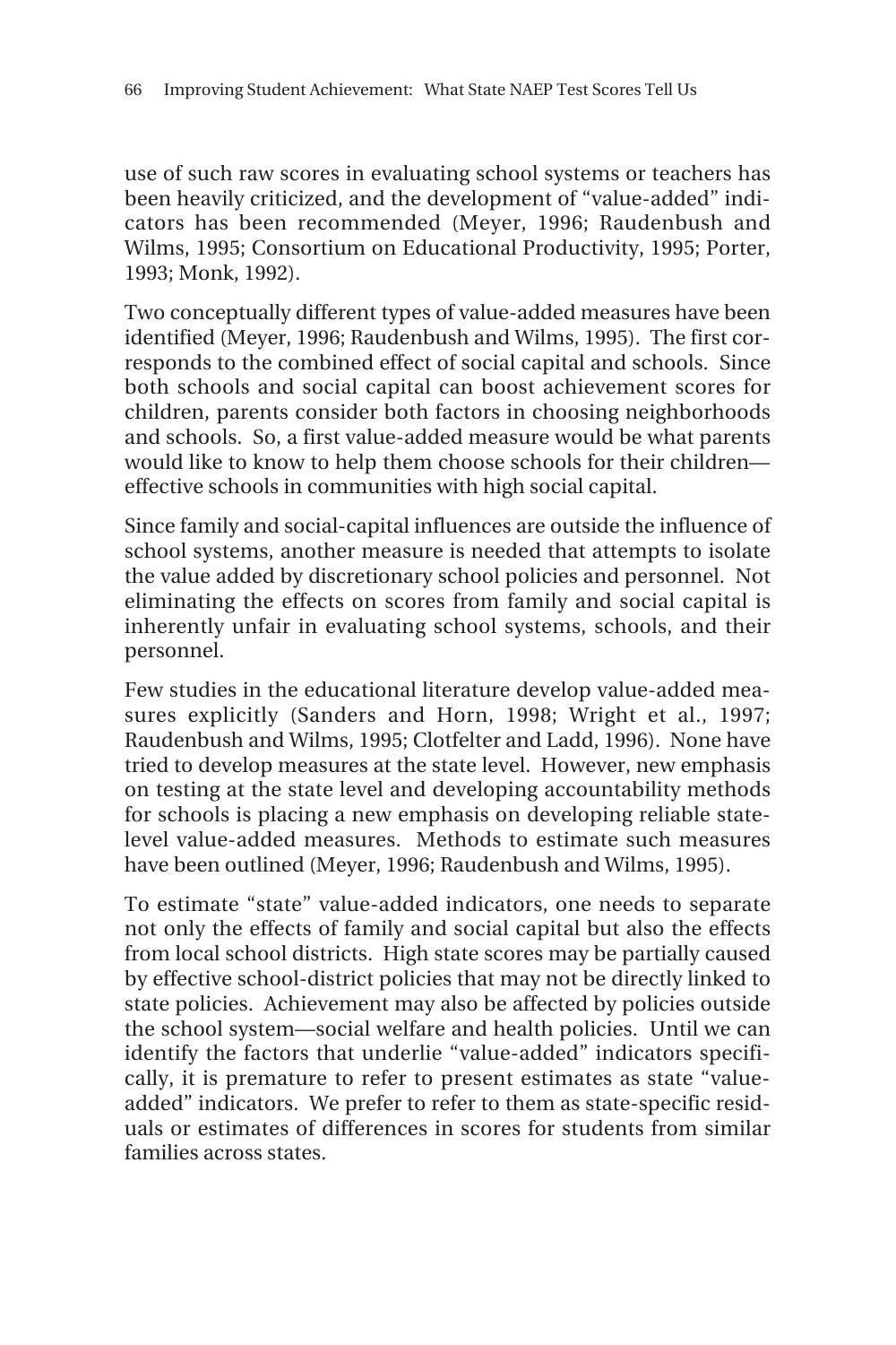use of such raw scores in evaluating school systems or teachers has been heavily criticized, and the development of "value-added" indicators has been recommended (Meyer, 1996; Raudenbush and Wilms, 1995; Consortium on Educational Productivity, 1995; Porter, 1993; Monk, 1992).

Two conceptually different types of value-added measures have been identified (Meyer, 1996; Raudenbush and Wilms, 1995). The first corresponds to the combined effect of social capital and schools. Since both schools and social capital can boost achievement scores for children, parents consider both factors in choosing neighborhoods and schools. So, a first value-added measure would be what parents would like to know to help them choose schools for their children—effective schools in communities with high social capital.

Since family and social-capital influences are outside the influence of school systems, another measure is needed that attempts to isolate the value added by discretionary school policies and personnel. Not eliminating the effects on scores from family and social capital is inherently unfair in evaluating school systems, schools, and their personnel.

Few studies in the educational literature develop value-added measures explicitly (Sanders and Horn, 1998; Wright et al., 1997; Raudenbush and Wilms, 1995; Clotfelter and Ladd, 1996). None have tried to develop measures at the state level. However, new emphasis on testing at the state level and developing accountability methods for schools is placing a new emphasis on developing reliable state-level value-added measures. Methods to estimate such measures have been outlined (Meyer, 1996; Raudenbush and Wilms, 1995).

To estimate "state" value-added indicators, one needs to separate not only the effects of family and social capital but also the effects from local school districts. High state scores may be partially caused by effective school-district policies that may not be directly linked to state policies. Achievement may also be affected by policies outside the school system—social welfare and health policies. Until we can identify the factors that underlie "value-added" indicators specifically, it is premature to refer to present estimates as state "value-added" indicators. We prefer to refer to them as state-specific residuals or estimates of differences in scores for students from similar families across states.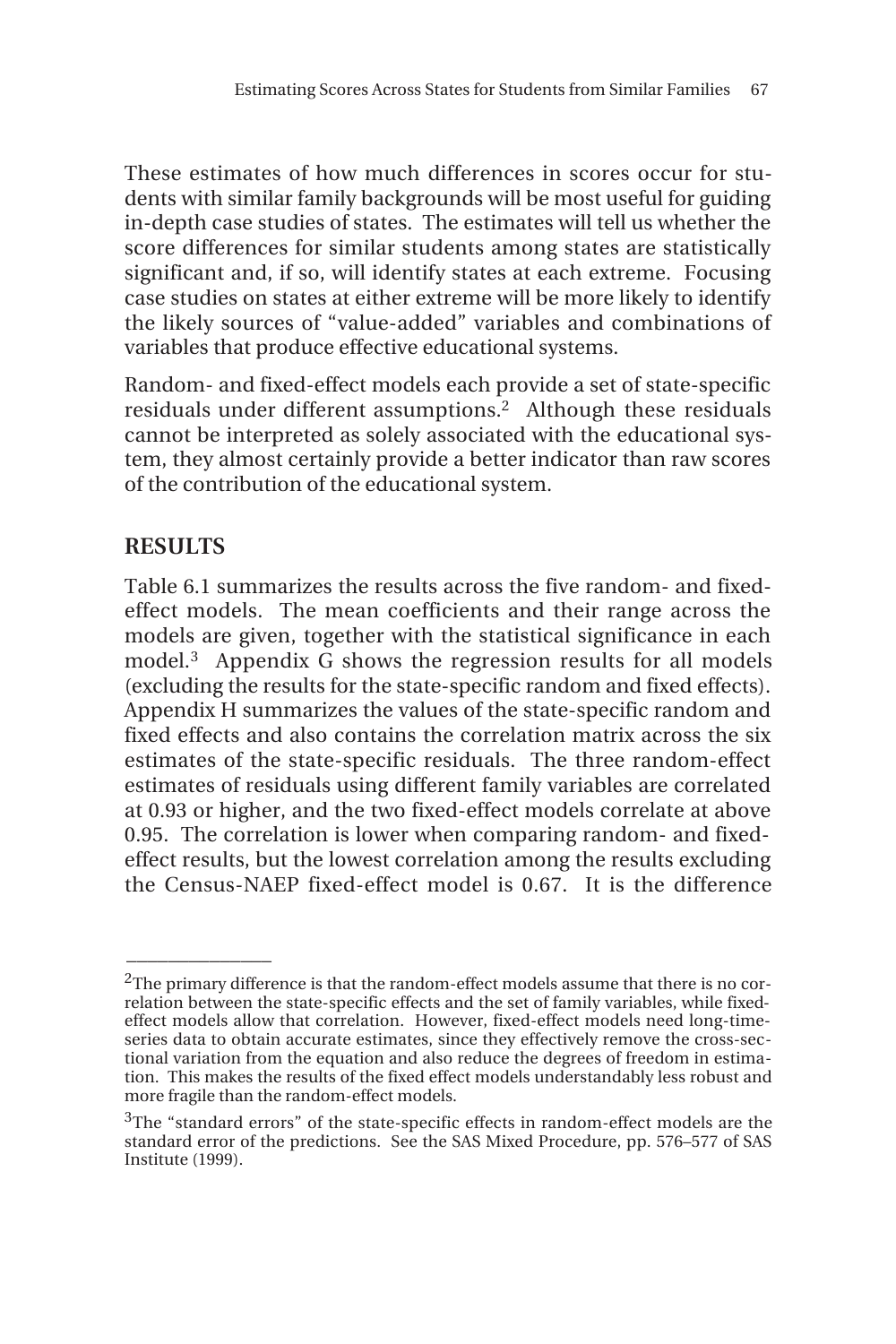These estimates of how much differences in scores occur for students with similar family backgrounds will be most useful for guiding in-depth case studies of states. The estimates will tell us whether the score differences for similar students among states are statistically significant and, if so, will identify states at each extreme. Focusing case studies on states at either extreme will be more likely to identify the likely sources of "value-added" variables and combinations of variables that produce effective educational systems.

Random- and fixed-effect models each provide a set of state-specific residuals under different assumptions.[2] Although these residuals cannot be interpreted as solely associated with the educational system, they almost certainly provide a better indicator than raw scores of the contribution of the educational system.

## RESULTS

Table 6.1 summarizes the results across the five random- and fixed-effect models. The mean coefficients and their range across the models are given, together with the statistical significance in each model.[3] Appendix G shows the regression results for all models (excluding the results for the state-specific random and fixed effects). Appendix H summarizes the values of the state-specific random and fixed effects and also contains the correlation matrix across the six estimates of the state-specific residuals. The three random-effect estimates of residuals using different family variables are correlated at 0.93 or higher, and the two fixed-effect models correlate at above 0.95. The correlation is lower when comparing random- and fixed-effect results, but the lowest correlation among the results excluding the Census-NAEP fixed-effect model is 0.67. It is the difference

---

[2]The primary difference is that the random-effect models assume that there is no correlation between the state-specific effects and the set of family variables, while fixed-effect models allow that correlation. However, fixed-effect models need long-time-series data to obtain accurate estimates, since they effectively remove the cross-sectional variation from the equation and also reduce the degrees of freedom in estimation. This makes the results of the fixed effect models understandably less robust and more fragile than the random-effect models.

[3]The "standard errors" of the state-specific effects in random-effect models are the standard error of the predictions. See the SAS Mixed Procedure, pp. 576–577 of SAS Institute (1999).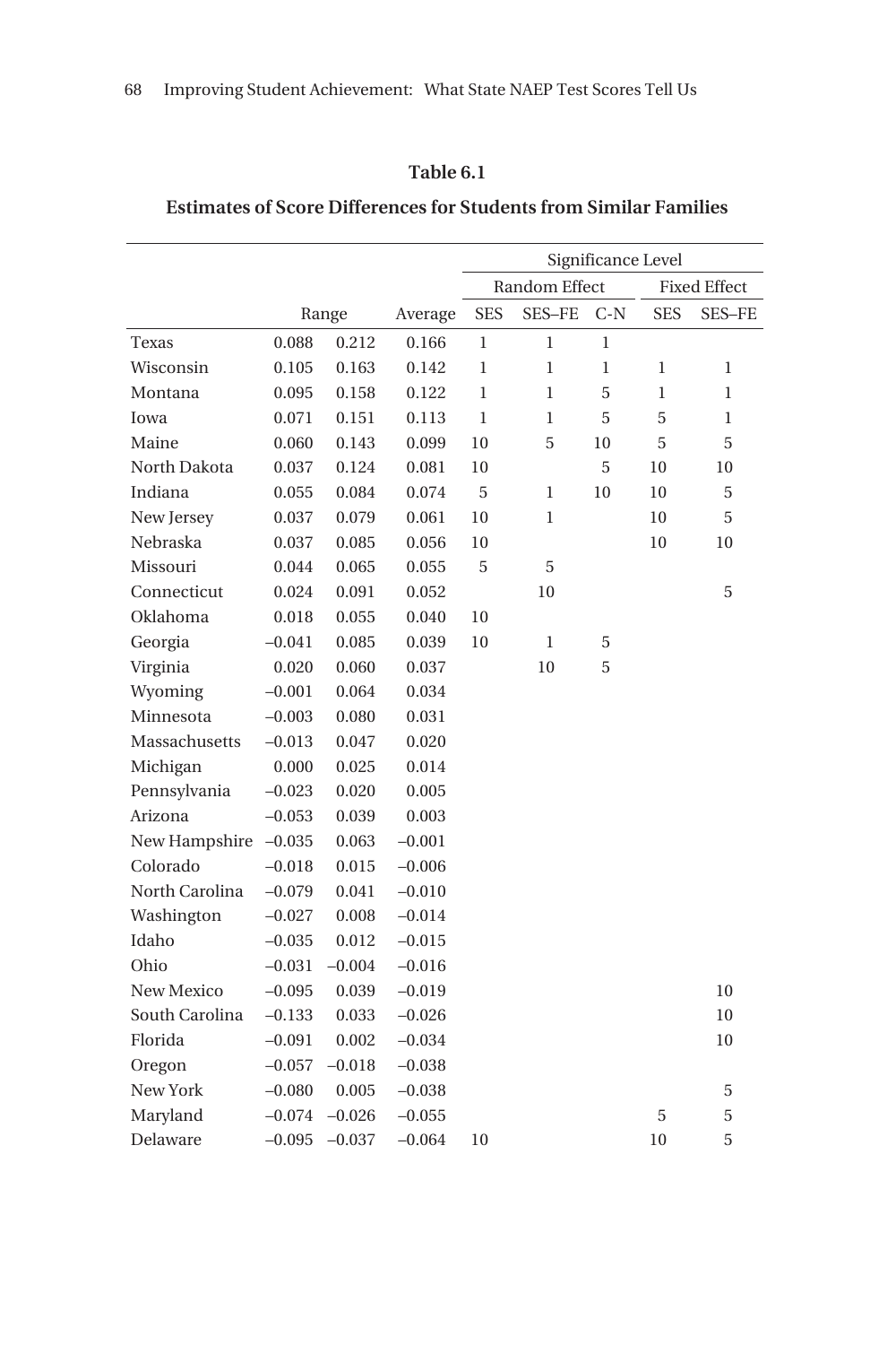**Table 6.1**

**Estimates of Score Differences for Students from Similar Families**

| | Range | | Average | Significance Level | | | | |
|---|---|---|---|---|---|---|---|---|
| | | | | Random Effect | | | Fixed Effect | |
| | | | | SES | SES–FE | C-N | SES | SES–FE |
| Texas | 0.088 | 0.212 | 0.166 | 1 | 1 | 1 | | |
| Wisconsin | 0.105 | 0.163 | 0.142 | 1 | 1 | 1 | 1 | 1 |
| Montana | 0.095 | 0.158 | 0.122 | 1 | 1 | 5 | 1 | 1 |
| Iowa | 0.071 | 0.151 | 0.113 | 1 | 1 | 5 | 5 | 1 |
| Maine | 0.060 | 0.143 | 0.099 | 10 | 5 | 10 | 5 | 5 |
| North Dakota | 0.037 | 0.124 | 0.081 | 10 | | 5 | 10 | 10 |
| Indiana | 0.055 | 0.084 | 0.074 | 5 | 1 | 10 | 10 | 5 |
| New Jersey | 0.037 | 0.079 | 0.061 | 10 | 1 | | 10 | 5 |
| Nebraska | 0.037 | 0.085 | 0.056 | 10 | | | 10 | 10 |
| Missouri | 0.044 | 0.065 | 0.055 | 5 | 5 | | | |
| Connecticut | 0.024 | 0.091 | 0.052 | | 10 | | | 5 |
| Oklahoma | 0.018 | 0.055 | 0.040 | 10 | | | | |
| Georgia | –0.041 | 0.085 | 0.039 | 10 | 1 | 5 | | |
| Virginia | 0.020 | 0.060 | 0.037 | | 10 | 5 | | |
| Wyoming | –0.001 | 0.064 | 0.034 | | | | | |
| Minnesota | –0.003 | 0.080 | 0.031 | | | | | |
| Massachusetts | –0.013 | 0.047 | 0.020 | | | | | |
| Michigan | 0.000 | 0.025 | 0.014 | | | | | |
| Pennsylvania | –0.023 | 0.020 | 0.005 | | | | | |
| Arizona | –0.053 | 0.039 | 0.003 | | | | | |
| New Hampshire | –0.035 | 0.063 | –0.001 | | | | | |
| Colorado | –0.018 | 0.015 | –0.006 | | | | | |
| North Carolina | –0.079 | 0.041 | –0.010 | | | | | |
| Washington | –0.027 | 0.008 | –0.014 | | | | | |
| Idaho | –0.035 | 0.012 | –0.015 | | | | | |
| Ohio | –0.031 | –0.004 | –0.016 | | | | | |
| New Mexico | –0.095 | 0.039 | –0.019 | | | | | 10 |
| South Carolina | –0.133 | 0.033 | –0.026 | | | | | 10 |
| Florida | –0.091 | 0.002 | –0.034 | | | | | 10 |
| Oregon | –0.057 | –0.018 | –0.038 | | | | | |
| New York | –0.080 | 0.005 | –0.038 | | | | | 5 |
| Maryland | –0.074 | –0.026 | –0.055 | | | | 5 | 5 |
| Delaware | –0.095 | –0.037 | –0.064 | 10 | | | 10 | 5 |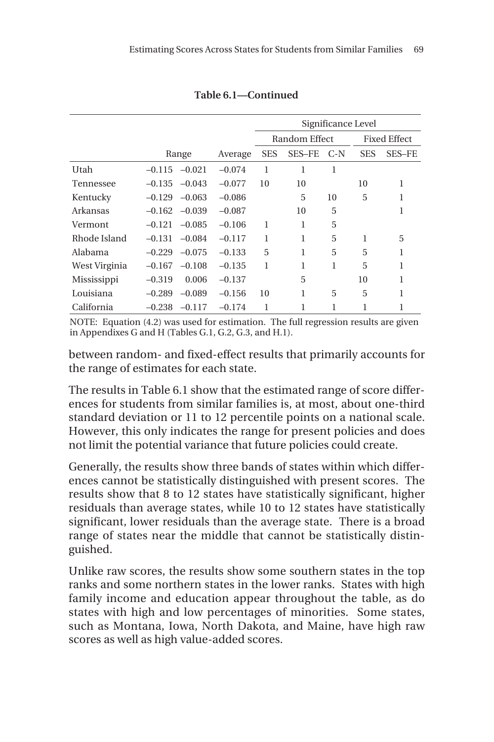**Table 6.1—Continued**

| | Range | | Average | Significance Level | | | | |
|---|---|---|---|---|---|---|---|---|
| | | | | Random Effect | | | Fixed Effect | |
| | | | | SES | SES–FE | C-N | SES | SES–FE |
| Utah | –0.115 | –0.021 | –0.074 | 1 | 1 | 1 | | |
| Tennessee | –0.135 | –0.043 | –0.077 | 10 | 10 | | 10 | 1 |
| Kentucky | –0.129 | –0.063 | –0.086 | | 5 | 10 | 5 | 1 |
| Arkansas | –0.162 | –0.039 | –0.087 | | 10 | 5 | | 1 |
| Vermont | –0.121 | –0.085 | –0.106 | 1 | 1 | 5 | | |
| Rhode Island | –0.131 | –0.084 | –0.117 | 1 | 1 | 5 | 1 | 5 |
| Alabama | –0.229 | –0.075 | –0.133 | 5 | 1 | 5 | 5 | 1 |
| West Virginia | –0.167 | –0.108 | –0.135 | 1 | 1 | 1 | 5 | 1 |
| Mississippi | –0.319 | 0.006 | –0.137 | | 5 | | 10 | 1 |
| Louisiana | –0.289 | –0.089 | –0.156 | 10 | 1 | 5 | 5 | 1 |
| California | –0.238 | –0.117 | –0.174 | 1 | 1 | 1 | 1 | 1 |

NOTE: Equation (4.2) was used for estimation. The full regression results are given in Appendixes G and H (Tables G.1, G.2, G.3, and H.1).

between random- and fixed-effect results that primarily accounts for the range of estimates for each state.

The results in Table 6.1 show that the estimated range of score differences for students from similar families is, at most, about one-third standard deviation or 11 to 12 percentile points on a national scale. However, this only indicates the range for present policies and does not limit the potential variance that future policies could create.

Generally, the results show three bands of states within which differences cannot be statistically distinguished with present scores. The results show that 8 to 12 states have statistically significant, higher residuals than average states, while 10 to 12 states have statistically significant, lower residuals than the average state. There is a broad range of states near the middle that cannot be statistically distinguished.

Unlike raw scores, the results show some southern states in the top ranks and some northern states in the lower ranks. States with high family income and education appear throughout the table, as do states with high and low percentages of minorities. Some states, such as Montana, Iowa, North Dakota, and Maine, have high raw scores as well as high value-added scores.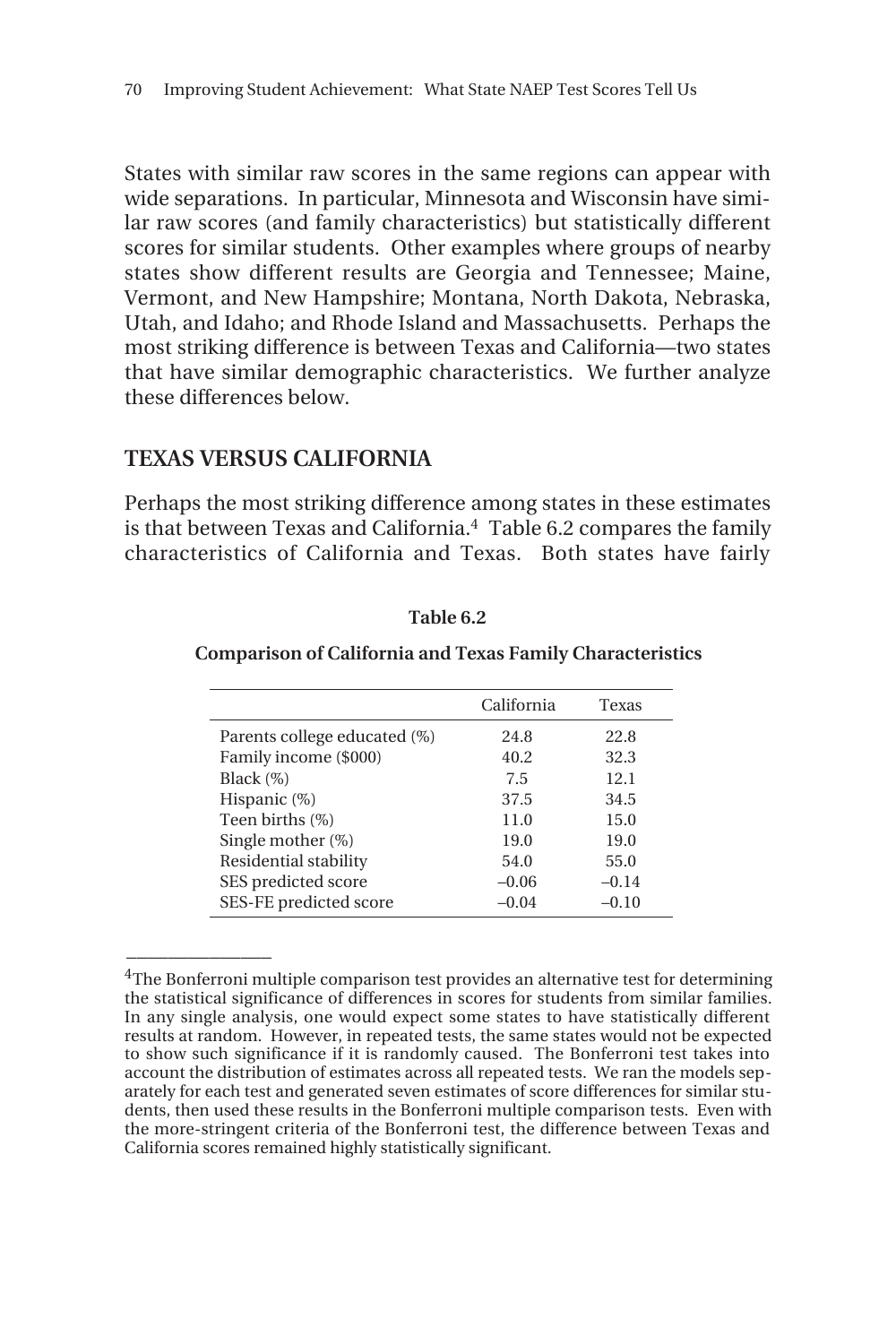States with similar raw scores in the same regions can appear with wide separations. In particular, Minnesota and Wisconsin have similar raw scores (and family characteristics) but statistically different scores for similar students. Other examples where groups of nearby states show different results are Georgia and Tennessee; Maine, Vermont, and New Hampshire; Montana, North Dakota, Nebraska, Utah, and Idaho; and Rhode Island and Massachusetts. Perhaps the most striking difference is between Texas and California—two states that have similar demographic characteristics. We further analyze these differences below.

## TEXAS VERSUS CALIFORNIA

Perhaps the most striking difference among states in these estimates is that between Texas and California.[4] Table 6.2 compares the family characteristics of California and Texas. Both states have fairly

**Table 6.2**

**Comparison of California and Texas Family Characteristics**

| | California | Texas |
|---|---|---|
| Parents college educated (%) | 24.8 | 22.8 |
| Family income ($000) | 40.2 | 32.3 |
| Black (%) | 7.5 | 12.1 |
| Hispanic (%) | 37.5 | 34.5 |
| Teen births (%) | 11.0 | 15.0 |
| Single mother (%) | 19.0 | 19.0 |
| Residential stability | 54.0 | 55.0 |
| SES predicted score | –0.06 | –0.14 |
| SES-FE predicted score | –0.04 | –0.10 |

---

[4]The Bonferroni multiple comparison test provides an alternative test for determining the statistical significance of differences in scores for students from similar families. In any single analysis, one would expect some states to have statistically different results at random. However, in repeated tests, the same states would not be expected to show such significance if it is randomly caused. The Bonferroni test takes into account the distribution of estimates across all repeated tests. We ran the models separately for each test and generated seven estimates of score differences for similar students, then used these results in the Bonferroni multiple comparison tests. Even with the more-stringent criteria of the Bonferroni test, the difference between Texas and California scores remained highly statistically significant.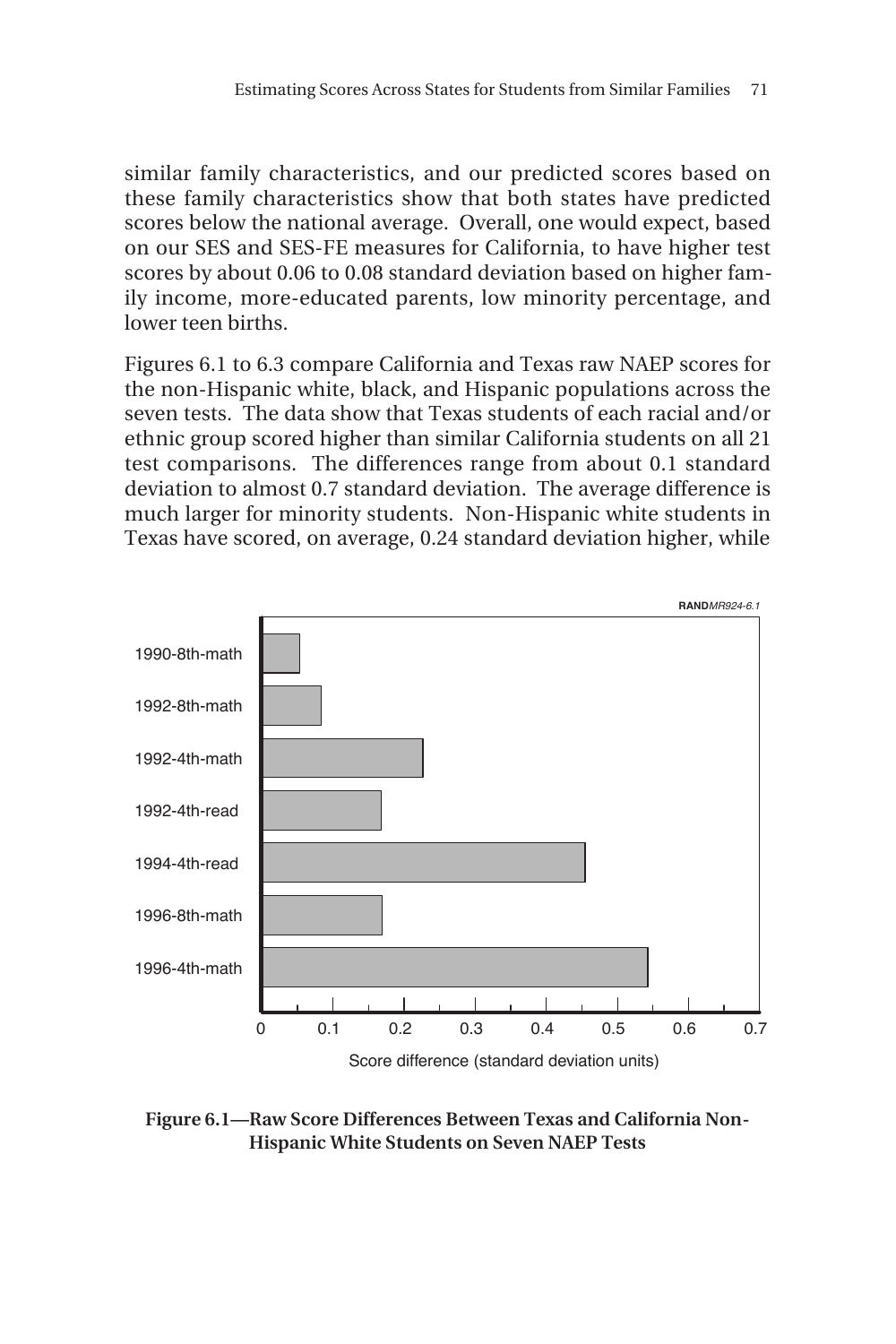similar family characteristics, and our predicted scores based on these family characteristics show that both states have predicted scores below the national average. Overall, one would expect, based on our SES and SES-FE measures for California, to have higher test scores by about 0.06 to 0.08 standard deviation based on higher family income, more-educated parents, low minority percentage, and lower teen births.

Figures 6.1 to 6.3 compare California and Texas raw NAEP scores for the non-Hispanic white, black, and Hispanic populations across the seven tests. The data show that Texas students of each racial and/or ethnic group scored higher than similar California students on all 21 test comparisons. The differences range from about 0.1 standard deviation to almost 0.7 standard deviation. The average difference is much larger for minority students. Non-Hispanic white students in Texas have scored, on average, 0.24 standard deviation higher, while

**Figure 6.1—Raw Score Differences Between Texas and California Non-Hispanic White Students on Seven NAEP Tests**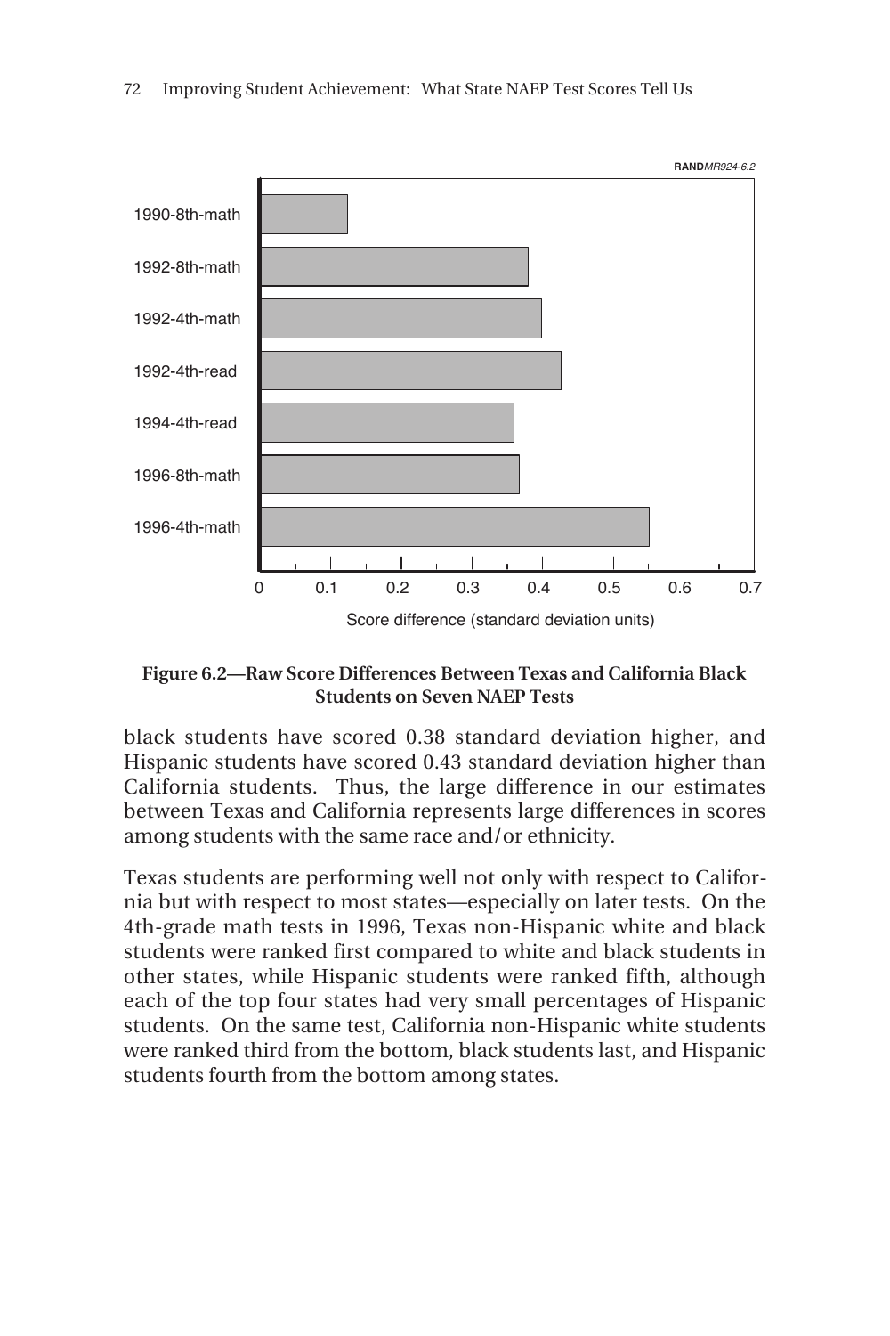**Figure 6.2—Raw Score Differences Between Texas and California Black Students on Seven NAEP Tests**

black students have scored 0.38 standard deviation higher, and Hispanic students have scored 0.43 standard deviation higher than California students. Thus, the large difference in our estimates between Texas and California represents large differences in scores among students with the same race and/or ethnicity.

Texas students are performing well not only with respect to California but with respect to most states—especially on later tests. On the 4th-grade math tests in 1996, Texas non-Hispanic white and black students were ranked first compared to white and black students in other states, while Hispanic students were ranked fifth, although each of the top four states had very small percentages of Hispanic students. On the same test, California non-Hispanic white students were ranked third from the bottom, black students last, and Hispanic students fourth from the bottom among states.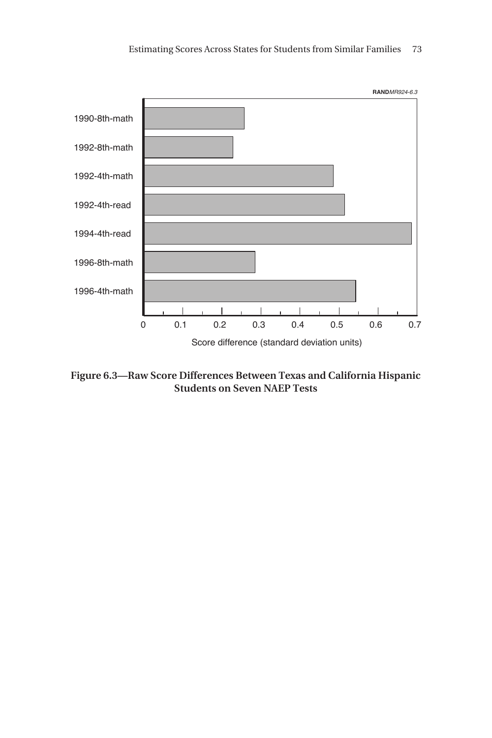RANDMR924-6.3

| Test | Score difference (standard deviation units) |
| --- | --- |
| 1990-8th-math | |
| 1992-8th-math | |
| 1992-4th-math | |
| 1992-4th-read | |
| 1994-4th-read | |
| 1996-8th-math | |
| 1996-4th-math | |

Score difference (standard deviation units): 0, 0.1, 0.2, 0.3, 0.4, 0.5, 0.6, 0.7

**Figure 6.3—Raw Score Differences Between Texas and California Hispanic Students on Seven NAEP Tests**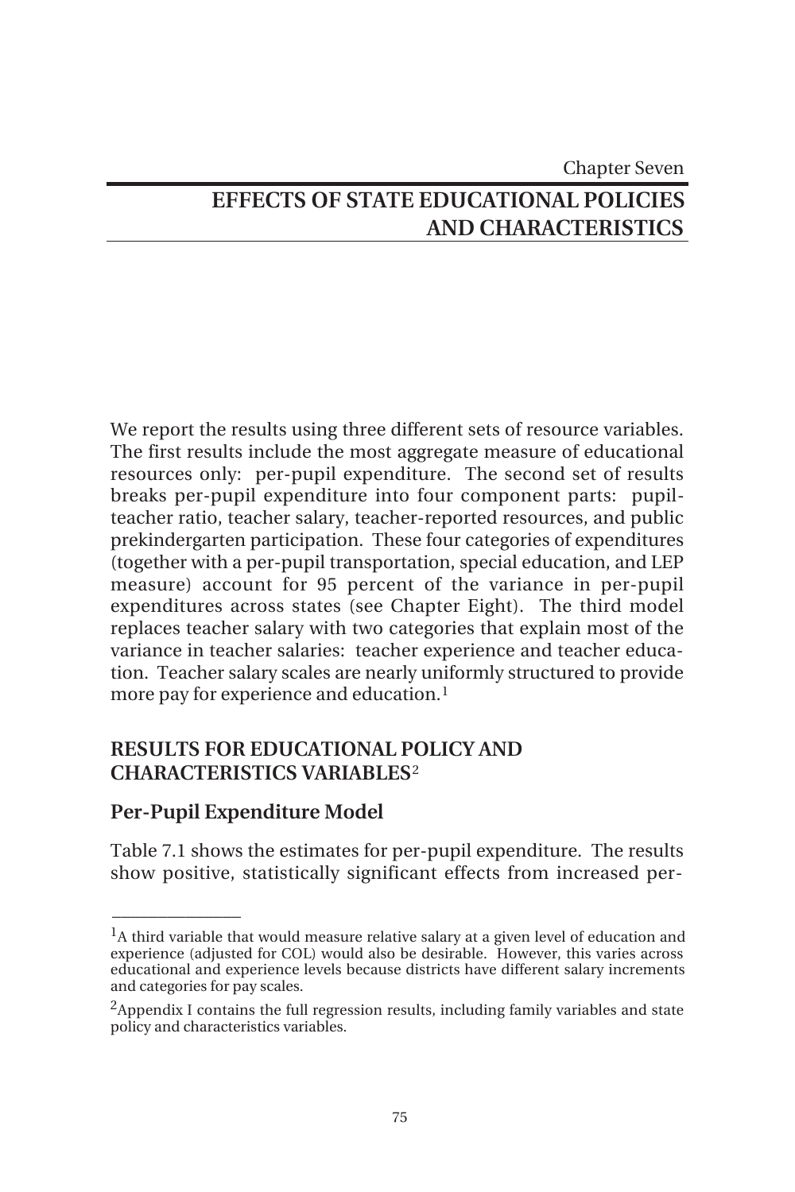Chapter Seven

# EFFECTS OF STATE EDUCATIONAL POLICIES AND CHARACTERISTICS

We report the results using three different sets of resource variables. The first results include the most aggregate measure of educational resources only: per-pupil expenditure. The second set of results breaks per-pupil expenditure into four component parts: pupil-teacher ratio, teacher salary, teacher-reported resources, and public prekindergarten participation. These four categories of expenditures (together with a per-pupil transportation, special education, and LEP measure) account for 95 percent of the variance in per-pupil expenditures across states (see Chapter Eight). The third model replaces teacher salary with two categories that explain most of the variance in teacher salaries: teacher experience and teacher education. Teacher salary scales are nearly uniformly structured to provide more pay for experience and education.[1]

## RESULTS FOR EDUCATIONAL POLICY AND CHARACTERISTICS VARIABLES[2]

### Per-Pupil Expenditure Model

Table 7.1 shows the estimates for per-pupil expenditure. The results show positive, statistically significant effects from increased per-

---

[1]A third variable that would measure relative salary at a given level of education and experience (adjusted for COL) would also be desirable. However, this varies across educational and experience levels because districts have different salary increments and categories for pay scales.

[2]Appendix I contains the full regression results, including family variables and state policy and characteristics variables.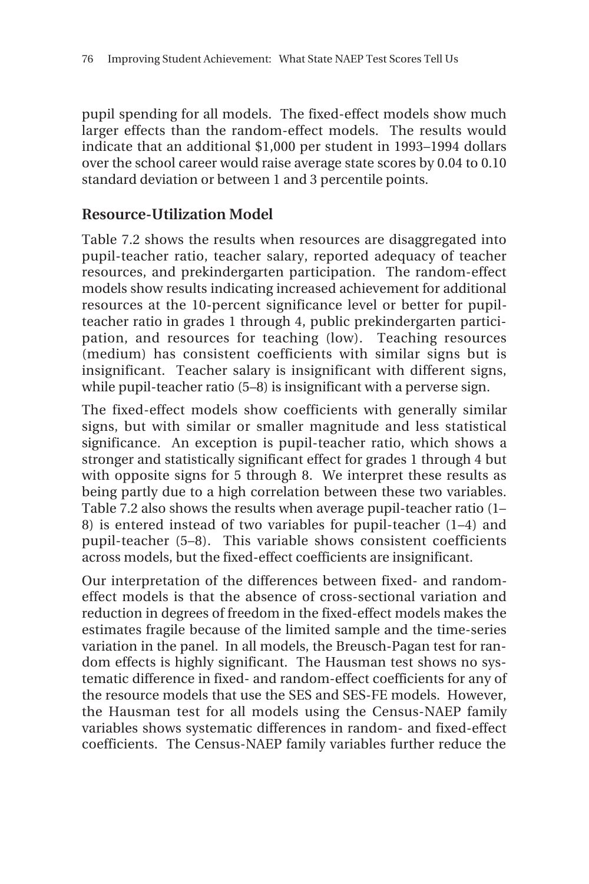pupil spending for all models. The fixed-effect models show much larger effects than the random-effect models. The results would indicate that an additional $1,000 per student in 1993–1994 dollars over the school career would raise average state scores by 0.04 to 0.10 standard deviation or between 1 and 3 percentile points.

## Resource-Utilization Model

Table 7.2 shows the results when resources are disaggregated into pupil-teacher ratio, teacher salary, reported adequacy of teacher resources, and prekindergarten participation. The random-effect models show results indicating increased achievement for additional resources at the 10-percent significance level or better for pupil-teacher ratio in grades 1 through 4, public prekindergarten participation, and resources for teaching (low). Teaching resources (medium) has consistent coefficients with similar signs but is insignificant. Teacher salary is insignificant with different signs, while pupil-teacher ratio (5–8) is insignificant with a perverse sign.

The fixed-effect models show coefficients with generally similar signs, but with similar or smaller magnitude and less statistical significance. An exception is pupil-teacher ratio, which shows a stronger and statistically significant effect for grades 1 through 4 but with opposite signs for 5 through 8. We interpret these results as being partly due to a high correlation between these two variables. Table 7.2 also shows the results when average pupil-teacher ratio (1–8) is entered instead of two variables for pupil-teacher (1–4) and pupil-teacher (5–8). This variable shows consistent coefficients across models, but the fixed-effect coefficients are insignificant.

Our interpretation of the differences between fixed- and random-effect models is that the absence of cross-sectional variation and reduction in degrees of freedom in the fixed-effect models makes the estimates fragile because of the limited sample and the time-series variation in the panel. In all models, the Breusch-Pagan test for random effects is highly significant. The Hausman test shows no systematic difference in fixed- and random-effect coefficients for any of the resource models that use the SES and SES-FE models. However, the Hausman test for all models using the Census-NAEP family variables shows systematic differences in random- and fixed-effect coefficients. The Census-NAEP family variables further reduce the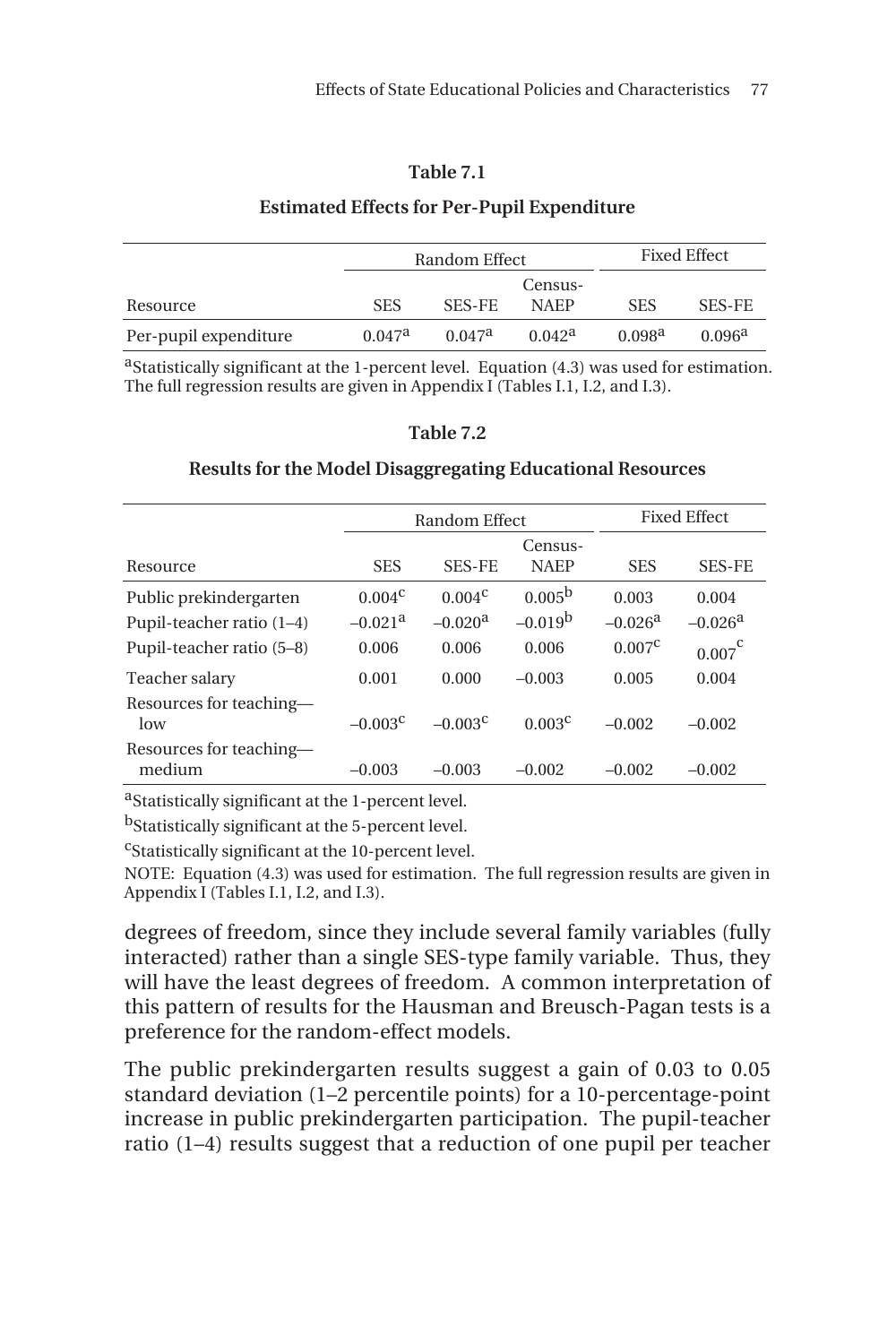**Table 7.1**

**Estimated Effects for Per-Pupil Expenditure**

| | Random Effect | | | Fixed Effect | |
|---|---|---|---|---|---|
| Resource | SES | SES-FE | Census-NAEP | SES | SES-FE |
| Per-pupil expenditure | 0.047[a] | 0.047[a] | 0.042[a] | 0.098[a] | 0.096[a] |

[a]Statistically significant at the 1-percent level. Equation (4.3) was used for estimation. The full regression results are given in Appendix I (Tables I.1, I.2, and I.3).

**Table 7.2**

**Results for the Model Disaggregating Educational Resources**

| | Random Effect | | | Fixed Effect | |
|---|---|---|---|---|---|
| Resource | SES | SES-FE | Census-NAEP | SES | SES-FE |
| Public prekindergarten | 0.004[c] | 0.004[c] | 0.005[b] | 0.003 | 0.004 |
| Pupil-teacher ratio (1–4) | –0.021[a] | –0.020[a] | –0.019[b] | –0.026[a] | –0.026[a] |
| Pupil-teacher ratio (5–8) | 0.006 | 0.006 | 0.006 | 0.007[c] | 0.007[c] |
| Teacher salary | 0.001 | 0.000 | –0.003 | 0.005 | 0.004 |
| Resources for teaching—low | –0.003[c] | –0.003[c] | 0.003[c] | –0.002 | –0.002 |
| Resources for teaching—medium | –0.003 | –0.003 | –0.002 | –0.002 | –0.002 |

[a]Statistically significant at the 1-percent level.

[b]Statistically significant at the 5-percent level.

[c]Statistically significant at the 10-percent level.

NOTE: Equation (4.3) was used for estimation. The full regression results are given in Appendix I (Tables I.1, I.2, and I.3).

degrees of freedom, since they include several family variables (fully interacted) rather than a single SES-type family variable. Thus, they will have the least degrees of freedom. A common interpretation of this pattern of results for the Hausman and Breusch-Pagan tests is a preference for the random-effect models.

The public prekindergarten results suggest a gain of 0.03 to 0.05 standard deviation (1–2 percentile points) for a 10-percentage-point increase in public prekindergarten participation. The pupil-teacher ratio (1–4) results suggest that a reduction of one pupil per teacher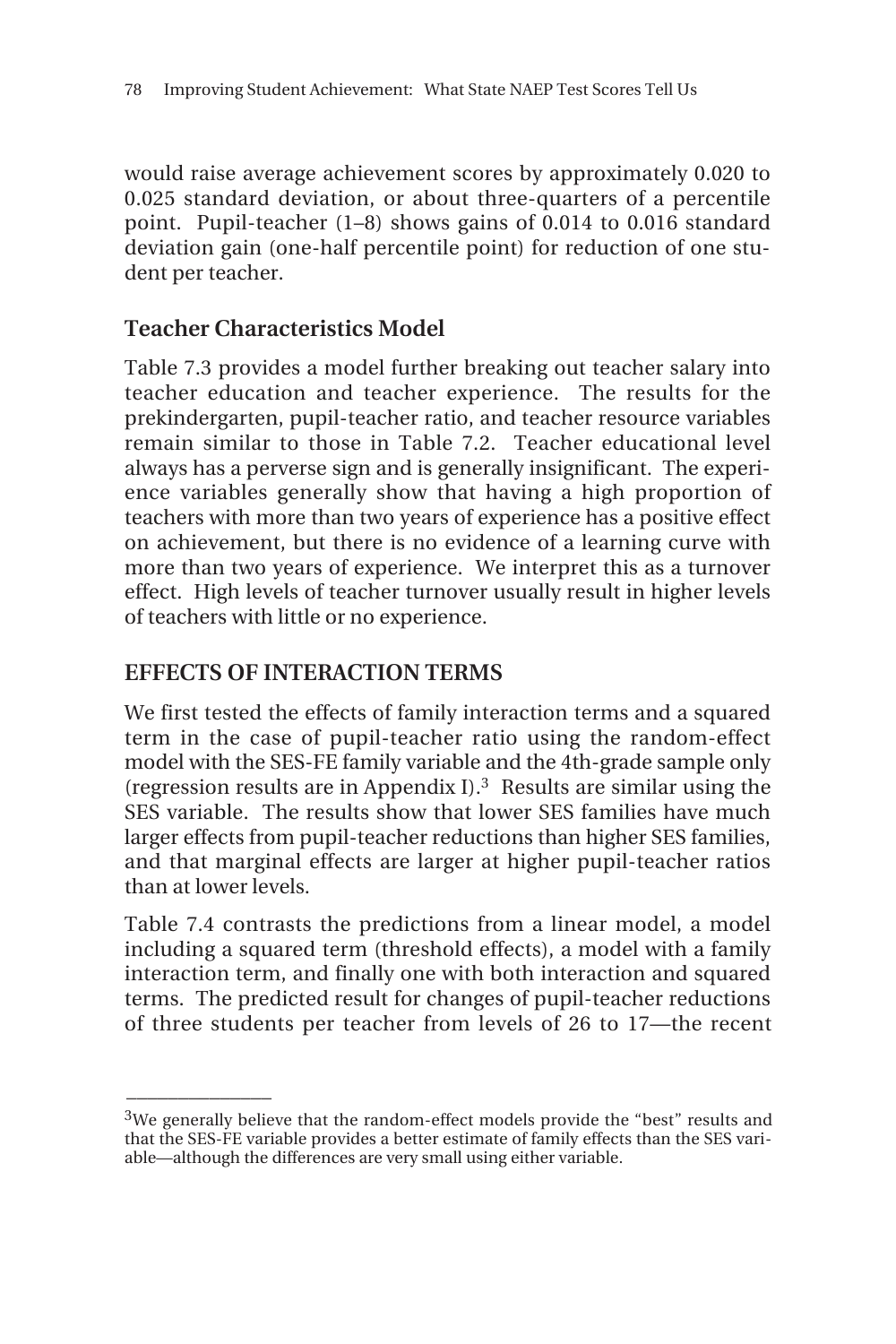would raise average achievement scores by approximately 0.020 to 0.025 standard deviation, or about three-quarters of a percentile point. Pupil-teacher (1–8) shows gains of 0.014 to 0.016 standard deviation gain (one-half percentile point) for reduction of one student per teacher.

### Teacher Characteristics Model

Table 7.3 provides a model further breaking out teacher salary into teacher education and teacher experience. The results for the prekindergarten, pupil-teacher ratio, and teacher resource variables remain similar to those in Table 7.2. Teacher educational level always has a perverse sign and is generally insignificant. The experience variables generally show that having a high proportion of teachers with more than two years of experience has a positive effect on achievement, but there is no evidence of a learning curve with more than two years of experience. We interpret this as a turnover effect. High levels of teacher turnover usually result in higher levels of teachers with little or no experience.

## EFFECTS OF INTERACTION TERMS

We first tested the effects of family interaction terms and a squared term in the case of pupil-teacher ratio using the random-effect model with the SES-FE family variable and the 4th-grade sample only (regression results are in Appendix I).[3] Results are similar using the SES variable. The results show that lower SES families have much larger effects from pupil-teacher reductions than higher SES families, and that marginal effects are larger at higher pupil-teacher ratios than at lower levels.

Table 7.4 contrasts the predictions from a linear model, a model including a squared term (threshold effects), a model with a family interaction term, and finally one with both interaction and squared terms. The predicted result for changes of pupil-teacher reductions of three students per teacher from levels of 26 to 17—the recent

---

[3]We generally believe that the random-effect models provide the "best" results and that the SES-FE variable provides a better estimate of family effects than the SES variable—although the differences are very small using either variable.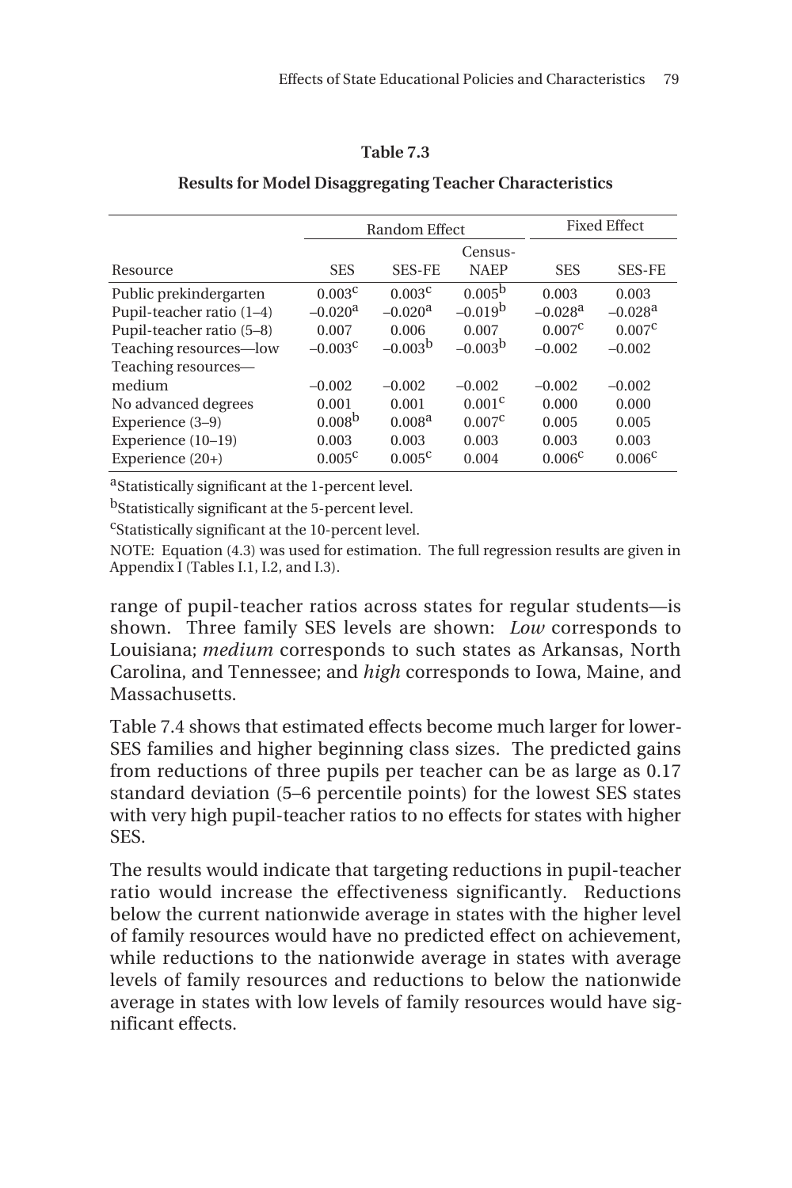**Table 7.3**

**Results for Model Disaggregating Teacher Characteristics**

| | Random Effect | | | Fixed Effect | |
|---|---|---|---|---|---|
| Resource | SES | SES-FE | Census-NAEP | SES | SES-FE |
| Public prekindergarten | 0.003[c] | 0.003[c] | 0.005[b] | 0.003 | 0.003 |
| Pupil-teacher ratio (1–4) | –0.020[a] | –0.020[a] | –0.019[b] | –0.028[a] | –0.028[a] |
| Pupil-teacher ratio (5–8) | 0.007 | 0.006 | 0.007 | 0.007[c] | 0.007[c] |
| Teaching resources—low | –0.003[c] | –0.003[b] | –0.003[b] | –0.002 | –0.002 |
| Teaching resources—medium | –0.002 | –0.002 | –0.002 | –0.002 | –0.002 |
| No advanced degrees | 0.001 | 0.001 | 0.001[c] | 0.000 | 0.000 |
| Experience (3–9) | 0.008[b] | 0.008[a] | 0.007[c] | 0.005 | 0.005 |
| Experience (10–19) | 0.003 | 0.003 | 0.003 | 0.003 | 0.003 |
| Experience (20+) | 0.005[c] | 0.005[c] | 0.004 | 0.006[c] | 0.006[c] |

[a]Statistically significant at the 1-percent level.

[b]Statistically significant at the 5-percent level.

[c]Statistically significant at the 10-percent level.

NOTE: Equation (4.3) was used for estimation. The full regression results are given in Appendix I (Tables I.1, I.2, and I.3).

range of pupil-teacher ratios across states for regular students—is shown. Three family SES levels are shown: *Low* corresponds to Louisiana; *medium* corresponds to such states as Arkansas, North Carolina, and Tennessee; and *high* corresponds to Iowa, Maine, and Massachusetts.

Table 7.4 shows that estimated effects become much larger for lower-SES families and higher beginning class sizes. The predicted gains from reductions of three pupils per teacher can be as large as 0.17 standard deviation (5–6 percentile points) for the lowest SES states with very high pupil-teacher ratios to no effects for states with higher SES.

The results would indicate that targeting reductions in pupil-teacher ratio would increase the effectiveness significantly. Reductions below the current nationwide average in states with the higher level of family resources would have no predicted effect on achievement, while reductions to the nationwide average in states with average levels of family resources and reductions to below the nationwide average in states with low levels of family resources would have significant effects.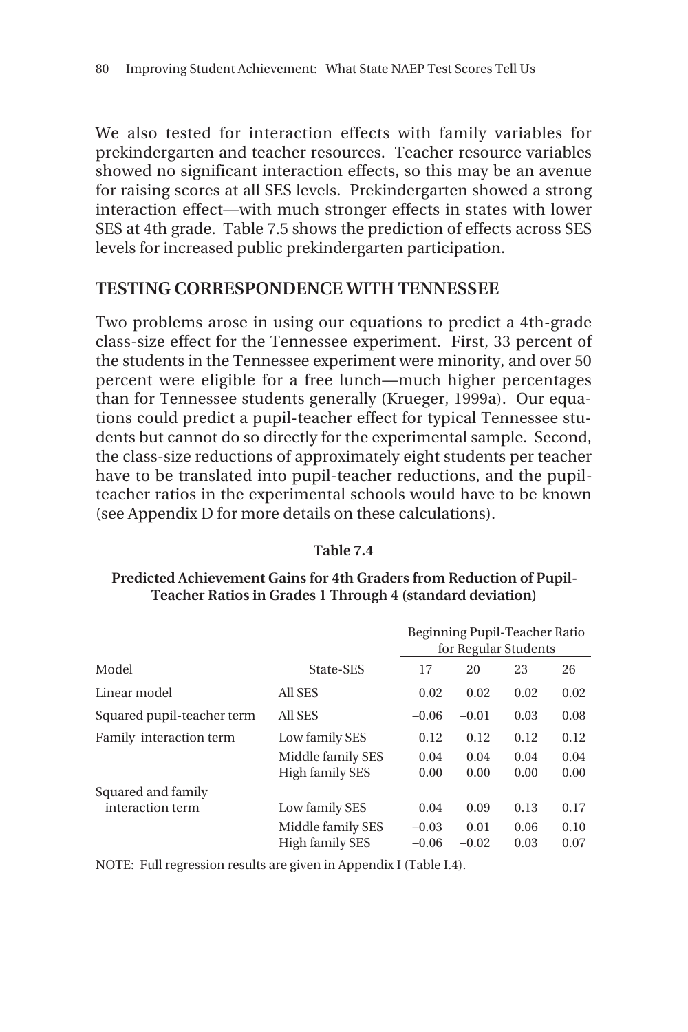We also tested for interaction effects with family variables for prekindergarten and teacher resources. Teacher resource variables showed no significant interaction effects, so this may be an avenue for raising scores at all SES levels. Prekindergarten showed a strong interaction effect—with much stronger effects in states with lower SES at 4th grade. Table 7.5 shows the prediction of effects across SES levels for increased public prekindergarten participation.

## TESTING CORRESPONDENCE WITH TENNESSEE

Two problems arose in using our equations to predict a 4th-grade class-size effect for the Tennessee experiment. First, 33 percent of the students in the Tennessee experiment were minority, and over 50 percent were eligible for a free lunch—much higher percentages than for Tennessee students generally (Krueger, 1999a). Our equations could predict a pupil-teacher effect for typical Tennessee students but cannot do so directly for the experimental sample. Second, the class-size reductions of approximately eight students per teacher have to be translated into pupil-teacher reductions, and the pupil-teacher ratios in the experimental schools would have to be known (see Appendix D for more details on these calculations).

**Table 7.4**

**Predicted Achievement Gains for 4th Graders from Reduction of Pupil-Teacher Ratios in Grades 1 Through 4 (standard deviation)**

| | | Beginning Pupil-Teacher Ratio for Regular Students | | | |
|---|---|---|---|---|---|
| Model | State-SES | 17 | 20 | 23 | 26 |
| Linear model | All SES | 0.02 | 0.02 | 0.02 | 0.02 |
| Squared pupil-teacher term | All SES | –0.06 | –0.01 | 0.03 | 0.08 |
| Family interaction term | Low family SES | 0.12 | 0.12 | 0.12 | 0.12 |
| | Middle family SES | 0.04 | 0.04 | 0.04 | 0.04 |
| | High family SES | 0.00 | 0.00 | 0.00 | 0.00 |
| Squared and family interaction term | Low family SES | 0.04 | 0.09 | 0.13 | 0.17 |
| | Middle family SES | –0.03 | 0.01 | 0.06 | 0.10 |
| | High family SES | –0.06 | –0.02 | 0.03 | 0.07 |

NOTE: Full regression results are given in Appendix I (Table I.4).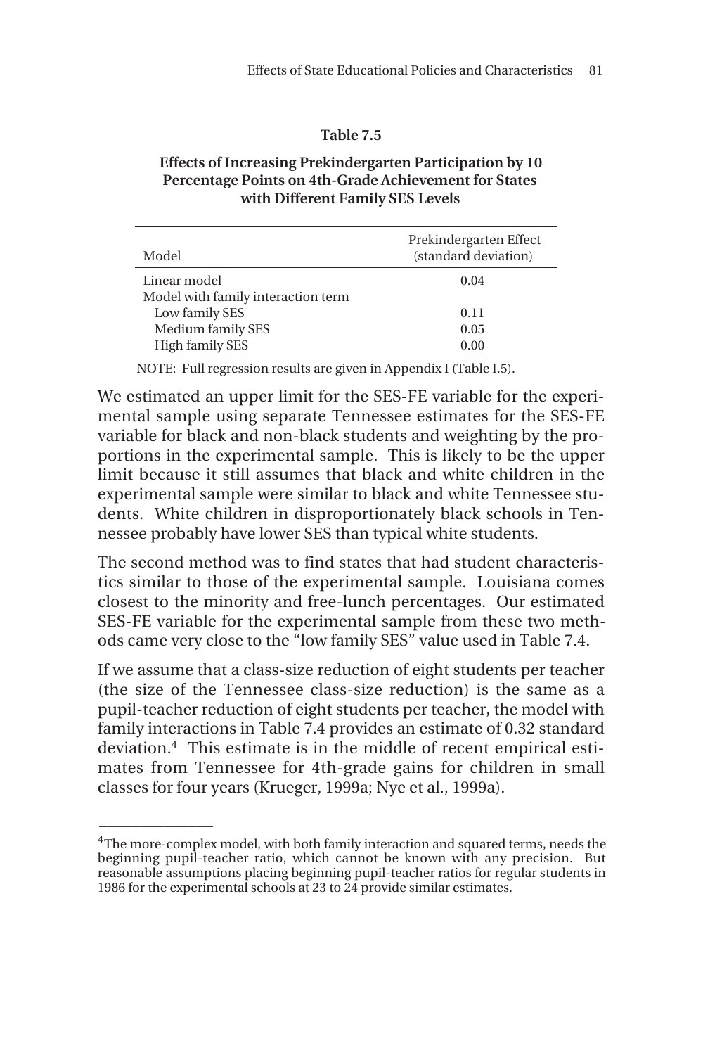**Table 7.5**

**Effects of Increasing Prekindergarten Participation by 10 Percentage Points on 4th-Grade Achievement for States with Different Family SES Levels**

| Model | Prekindergarten Effect (standard deviation) |
|---|---|
| Linear model | 0.04 |
| Model with family interaction term | |
| Low family SES | 0.11 |
| Medium family SES | 0.05 |
| High family SES | 0.00 |

NOTE: Full regression results are given in Appendix I (Table I.5).

We estimated an upper limit for the SES-FE variable for the experimental sample using separate Tennessee estimates for the SES-FE variable for black and non-black students and weighting by the proportions in the experimental sample. This is likely to be the upper limit because it still assumes that black and white children in the experimental sample were similar to black and white Tennessee students. White children in disproportionately black schools in Tennessee probably have lower SES than typical white students.

The second method was to find states that had student characteristics similar to those of the experimental sample. Louisiana comes closest to the minority and free-lunch percentages. Our estimated SES-FE variable for the experimental sample from these two methods came very close to the "low family SES" value used in Table 7.4.

If we assume that a class-size reduction of eight students per teacher (the size of the Tennessee class-size reduction) is the same as a pupil-teacher reduction of eight students per teacher, the model with family interactions in Table 7.4 provides an estimate of 0.32 standard deviation.[4] This estimate is in the middle of recent empirical estimates from Tennessee for 4th-grade gains for children in small classes for four years (Krueger, 1999a; Nye et al., 1999a).

---

[4]The more-complex model, with both family interaction and squared terms, needs the beginning pupil-teacher ratio, which cannot be known with any precision. But reasonable assumptions placing beginning pupil-teacher ratios for regular students in 1986 for the experimental schools at 23 to 24 provide similar estimates.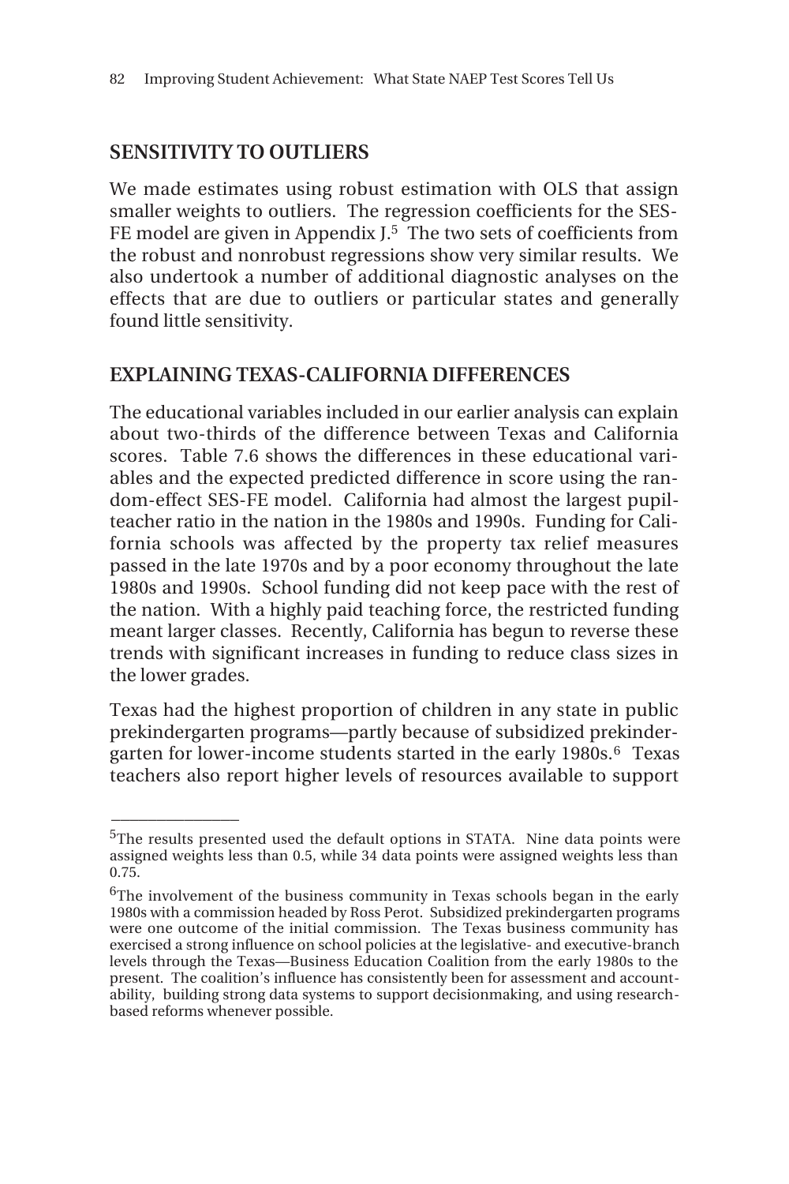## SENSITIVITY TO OUTLIERS

We made estimates using robust estimation with OLS that assign smaller weights to outliers. The regression coefficients for the SES-FE model are given in Appendix J.[5] The two sets of coefficients from the robust and nonrobust regressions show very similar results. We also undertook a number of additional diagnostic analyses on the effects that are due to outliers or particular states and generally found little sensitivity.

## EXPLAINING TEXAS-CALIFORNIA DIFFERENCES

The educational variables included in our earlier analysis can explain about two-thirds of the difference between Texas and California scores. Table 7.6 shows the differences in these educational variables and the expected predicted difference in score using the random-effect SES-FE model. California had almost the largest pupil-teacher ratio in the nation in the 1980s and 1990s. Funding for California schools was affected by the property tax relief measures passed in the late 1970s and by a poor economy throughout the late 1980s and 1990s. School funding did not keep pace with the rest of the nation. With a highly paid teaching force, the restricted funding meant larger classes. Recently, California has begun to reverse these trends with significant increases in funding to reduce class sizes in the lower grades.

Texas had the highest proportion of children in any state in public prekindergarten programs—partly because of subsidized prekindergarten for lower-income students started in the early 1980s.[6] Texas teachers also report higher levels of resources available to support

---

[5]The results presented used the default options in STATA. Nine data points were assigned weights less than 0.5, while 34 data points were assigned weights less than 0.75.

[6]The involvement of the business community in Texas schools began in the early 1980s with a commission headed by Ross Perot. Subsidized prekindergarten programs were one outcome of the initial commission. The Texas business community has exercised a strong influence on school policies at the legislative- and executive-branch levels through the Texas—Business Education Coalition from the early 1980s to the present. The coalition's influence has consistently been for assessment and accountability, building strong data systems to support decisionmaking, and using research-based reforms whenever possible.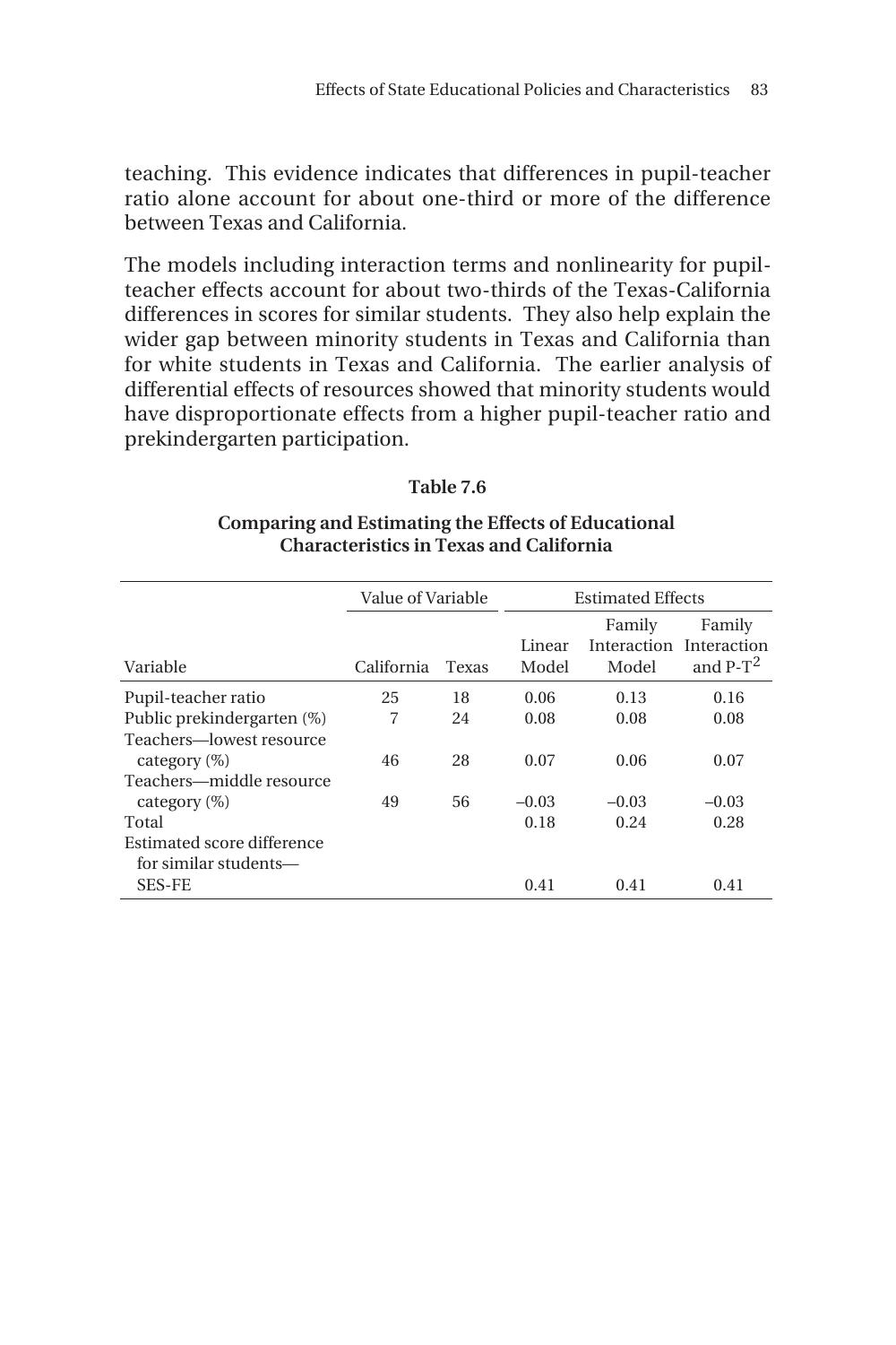teaching. This evidence indicates that differences in pupil-teacher ratio alone account for about one-third or more of the difference between Texas and California.

The models including interaction terms and nonlinearity for pupil-teacher effects account for about two-thirds of the Texas-California differences in scores for similar students. They also help explain the wider gap between minority students in Texas and California than for white students in Texas and California. The earlier analysis of differential effects of resources showed that minority students would have disproportionate effects from a higher pupil-teacher ratio and prekindergarten participation.

**Table 7.6**

**Comparing and Estimating the Effects of Educational Characteristics in Texas and California**

| | Value of Variable | | Estimated Effects | | |
|---|---|---|---|---|---|
| Variable | California | Texas | Linear Model | Family Interaction Model | Family Interaction and P-T$^2$ |
| Pupil-teacher ratio | 25 | 18 | 0.06 | 0.13 | 0.16 |
| Public prekindergarten (%) | 7 | 24 | 0.08 | 0.08 | 0.08 |
| Teachers—lowest resource category (%) | 46 | 28 | 0.07 | 0.06 | 0.07 |
| Teachers—middle resource category (%) | 49 | 56 | –0.03 | –0.03 | –0.03 |
| Total | | | 0.18 | 0.24 | 0.28 |
| Estimated score difference for similar students—SES-FE | | | 0.41 | 0.41 | 0.41 |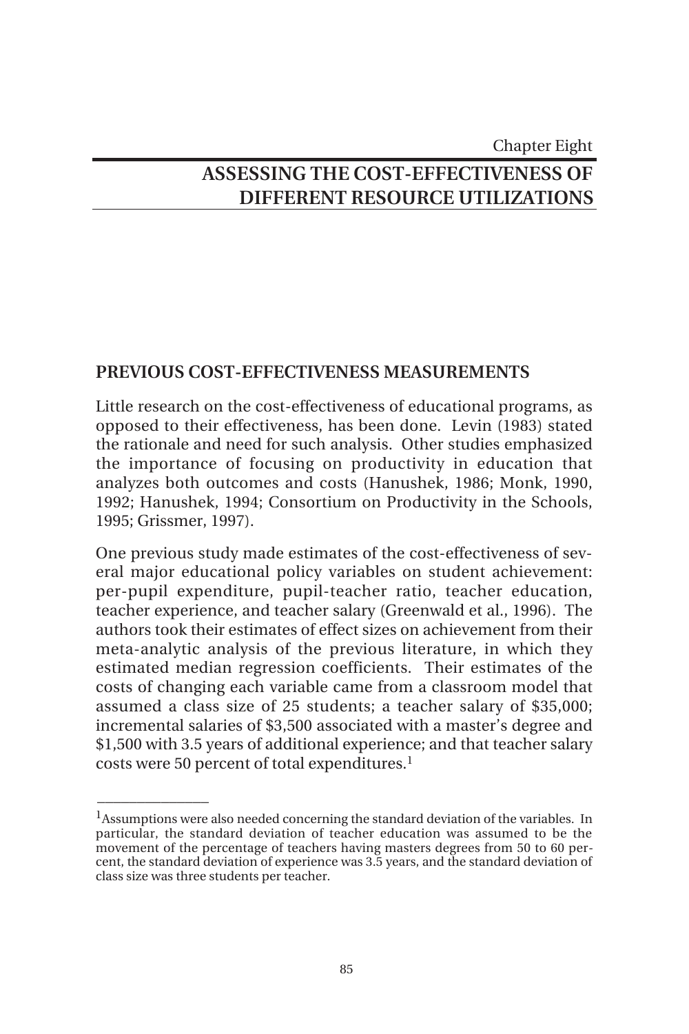Chapter Eight

# ASSESSING THE COST-EFFECTIVENESS OF DIFFERENT RESOURCE UTILIZATIONS

## PREVIOUS COST-EFFECTIVENESS MEASUREMENTS

Little research on the cost-effectiveness of educational programs, as opposed to their effectiveness, has been done. Levin (1983) stated the rationale and need for such analysis. Other studies emphasized the importance of focusing on productivity in education that analyzes both outcomes and costs (Hanushek, 1986; Monk, 1990, 1992; Hanushek, 1994; Consortium on Productivity in the Schools, 1995; Grissmer, 1997).

One previous study made estimates of the cost-effectiveness of several major educational policy variables on student achievement: per-pupil expenditure, pupil-teacher ratio, teacher education, teacher experience, and teacher salary (Greenwald et al., 1996). The authors took their estimates of effect sizes on achievement from their meta-analytic analysis of the previous literature, in which they estimated median regression coefficients. Their estimates of the costs of changing each variable came from a classroom model that assumed a class size of 25 students; a teacher salary of $35,000; incremental salaries of $3,500 associated with a master's degree and $1,500 with 3.5 years of additional experience; and that teacher salary costs were 50 percent of total expenditures.[1]

---

[1]Assumptions were also needed concerning the standard deviation of the variables. In particular, the standard deviation of teacher education was assumed to be the movement of the percentage of teachers having masters degrees from 50 to 60 percent, the standard deviation of experience was 3.5 years, and the standard deviation of class size was three students per teacher.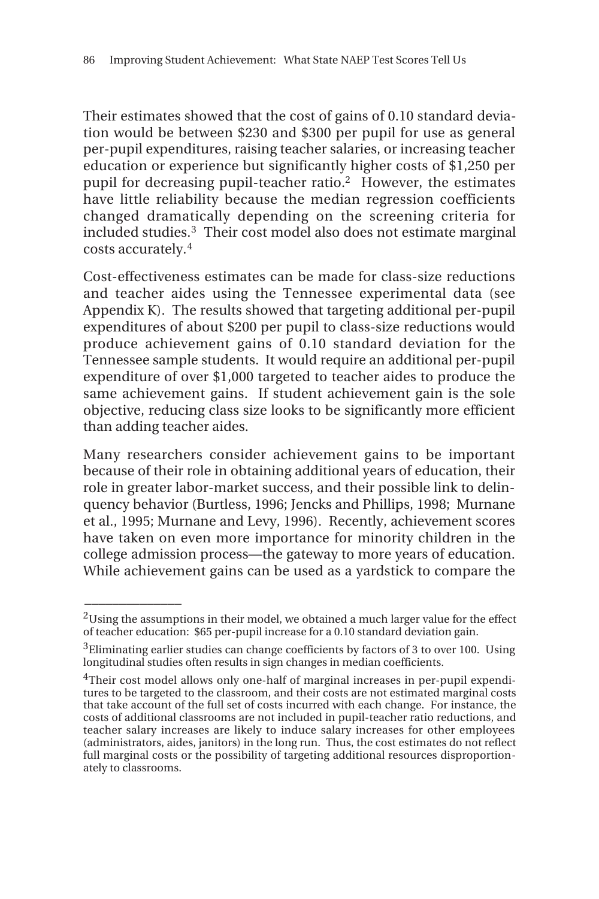Their estimates showed that the cost of gains of 0.10 standard deviation would be between $230 and $300 per pupil for use as general per-pupil expenditures, raising teacher salaries, or increasing teacher education or experience but significantly higher costs of $1,250 per pupil for decreasing pupil-teacher ratio.[2] However, the estimates have little reliability because the median regression coefficients changed dramatically depending on the screening criteria for included studies.[3] Their cost model also does not estimate marginal costs accurately.[4]

Cost-effectiveness estimates can be made for class-size reductions and teacher aides using the Tennessee experimental data (see Appendix K). The results showed that targeting additional per-pupil expenditures of about $200 per pupil to class-size reductions would produce achievement gains of 0.10 standard deviation for the Tennessee sample students. It would require an additional per-pupil expenditure of over $1,000 targeted to teacher aides to produce the same achievement gains. If student achievement gain is the sole objective, reducing class size looks to be significantly more efficient than adding teacher aides.

Many researchers consider achievement gains to be important because of their role in obtaining additional years of education, their role in greater labor-market success, and their possible link to delinquency behavior (Burtless, 1996; Jencks and Phillips, 1998; Murnane et al., 1995; Murnane and Levy, 1996). Recently, achievement scores have taken on even more importance for minority children in the college admission process—the gateway to more years of education. While achievement gains can be used as a yardstick to compare the

---

[2]Using the assumptions in their model, we obtained a much larger value for the effect of teacher education: $65 per-pupil increase for a 0.10 standard deviation gain.

[3]Eliminating earlier studies can change coefficients by factors of 3 to over 100. Using longitudinal studies often results in sign changes in median coefficients.

[4]Their cost model allows only one-half of marginal increases in per-pupil expenditures to be targeted to the classroom, and their costs are not estimated marginal costs that take account of the full set of costs incurred with each change. For instance, the costs of additional classrooms are not included in pupil-teacher ratio reductions, and teacher salary increases are likely to induce salary increases for other employees (administrators, aides, janitors) in the long run. Thus, the cost estimates do not reflect full marginal costs or the possibility of targeting additional resources disproportionately to classrooms.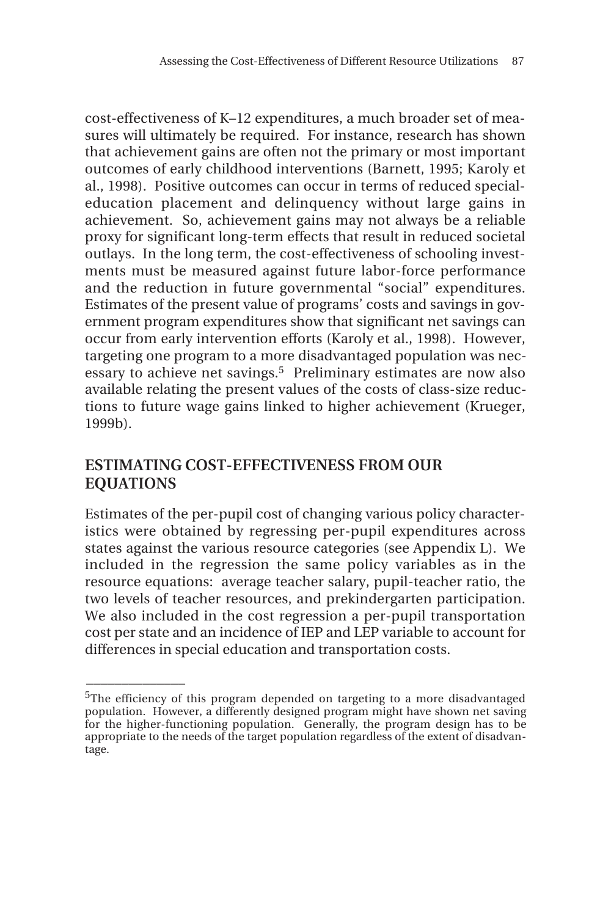cost-effectiveness of K–12 expenditures, a much broader set of measures will ultimately be required. For instance, research has shown that achievement gains are often not the primary or most important outcomes of early childhood interventions (Barnett, 1995; Karoly et al., 1998). Positive outcomes can occur in terms of reduced special-education placement and delinquency without large gains in achievement. So, achievement gains may not always be a reliable proxy for significant long-term effects that result in reduced societal outlays. In the long term, the cost-effectiveness of schooling investments must be measured against future labor-force performance and the reduction in future governmental "social" expenditures. Estimates of the present value of programs' costs and savings in government program expenditures show that significant net savings can occur from early intervention efforts (Karoly et al., 1998). However, targeting one program to a more disadvantaged population was necessary to achieve net savings.[5] Preliminary estimates are now also available relating the present values of the costs of class-size reductions to future wage gains linked to higher achievement (Krueger, 1999b).

## ESTIMATING COST-EFFECTIVENESS FROM OUR EQUATIONS

Estimates of the per-pupil cost of changing various policy characteristics were obtained by regressing per-pupil expenditures across states against the various resource categories (see Appendix L). We included in the regression the same policy variables as in the resource equations: average teacher salary, pupil-teacher ratio, the two levels of teacher resources, and prekindergarten participation. We also included in the cost regression a per-pupil transportation cost per state and an incidence of IEP and LEP variable to account for differences in special education and transportation costs.

---

[5]The efficiency of this program depended on targeting to a more disadvantaged population. However, a differently designed program might have shown net saving for the higher-functioning population. Generally, the program design has to be appropriate to the needs of the target population regardless of the extent of disadvantage.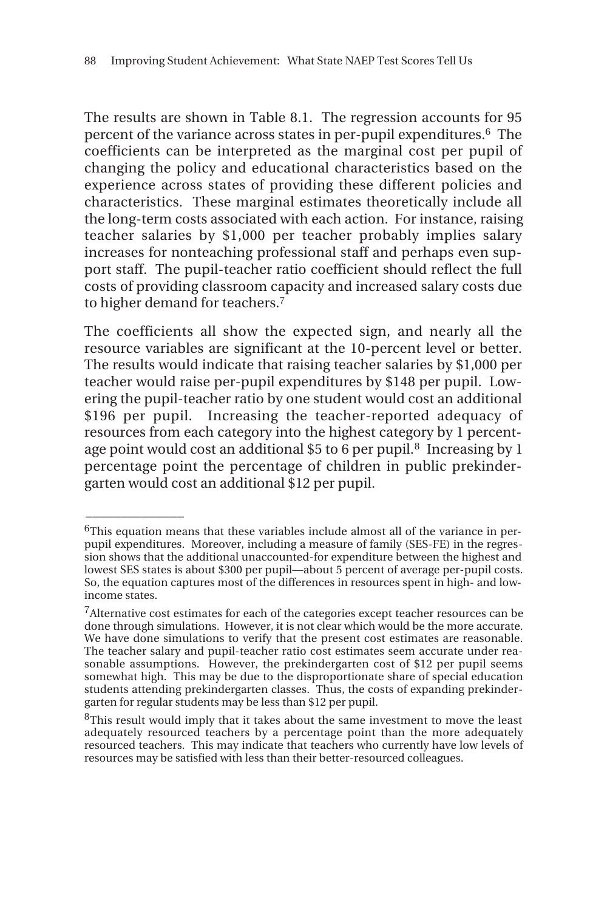The results are shown in Table 8.1. The regression accounts for 95 percent of the variance across states in per-pupil expenditures.[6] The coefficients can be interpreted as the marginal cost per pupil of changing the policy and educational characteristics based on the experience across states of providing these different policies and characteristics. These marginal estimates theoretically include all the long-term costs associated with each action. For instance, raising teacher salaries by $1,000 per teacher probably implies salary increases for nonteaching professional staff and perhaps even support staff. The pupil-teacher ratio coefficient should reflect the full costs of providing classroom capacity and increased salary costs due to higher demand for teachers.[7]

The coefficients all show the expected sign, and nearly all the resource variables are significant at the 10-percent level or better. The results would indicate that raising teacher salaries by $1,000 per teacher would raise per-pupil expenditures by $148 per pupil. Lowering the pupil-teacher ratio by one student would cost an additional $196 per pupil. Increasing the teacher-reported adequacy of resources from each category into the highest category by 1 percentage point would cost an additional $5 to 6 per pupil.[8] Increasing by 1 percentage point the percentage of children in public prekindergarten would cost an additional $12 per pupil.

---

[6]This equation means that these variables include almost all of the variance in per-pupil expenditures. Moreover, including a measure of family (SES-FE) in the regression shows that the additional unaccounted-for expenditure between the highest and lowest SES states is about $300 per pupil—about 5 percent of average per-pupil costs. So, the equation captures most of the differences in resources spent in high- and low-income states.

[7]Alternative cost estimates for each of the categories except teacher resources can be done through simulations. However, it is not clear which would be the more accurate. We have done simulations to verify that the present cost estimates are reasonable. The teacher salary and pupil-teacher ratio cost estimates seem accurate under reasonable assumptions. However, the prekindergarten cost of $12 per pupil seems somewhat high. This may be due to the disproportionate share of special education students attending prekindergarten classes. Thus, the costs of expanding prekindergarten for regular students may be less than $12 per pupil.

[8]This result would imply that it takes about the same investment to move the least adequately resourced teachers by a percentage point than the more adequately resourced teachers. This may indicate that teachers who currently have low levels of resources may be satisfied with less than their better-resourced colleagues.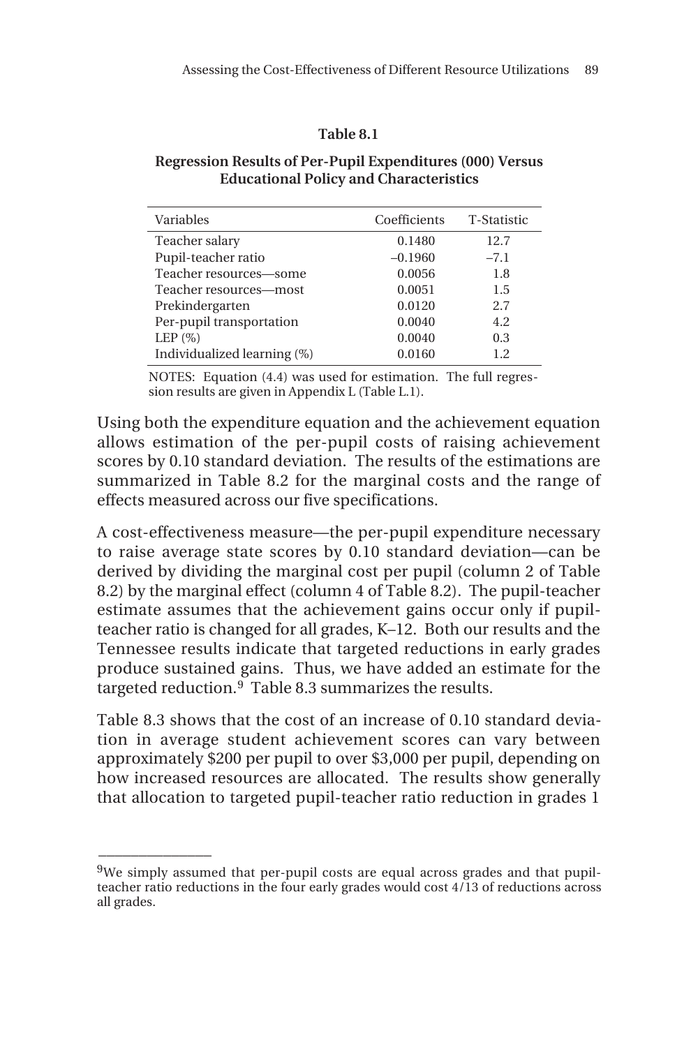**Table 8.1**

**Regression Results of Per-Pupil Expenditures (000) Versus Educational Policy and Characteristics**

| Variables | Coefficients | T-Statistic |
|---|---|---|
| Teacher salary | 0.1480 | 12.7 |
| Pupil-teacher ratio | –0.1960 | –7.1 |
| Teacher resources—some | 0.0056 | 1.8 |
| Teacher resources—most | 0.0051 | 1.5 |
| Prekindergarten | 0.0120 | 2.7 |
| Per-pupil transportation | 0.0040 | 4.2 |
| LEP (%) | 0.0040 | 0.3 |
| Individualized learning (%) | 0.0160 | 1.2 |

NOTES: Equation (4.4) was used for estimation. The full regression results are given in Appendix L (Table L.1).

Using both the expenditure equation and the achievement equation allows estimation of the per-pupil costs of raising achievement scores by 0.10 standard deviation. The results of the estimations are summarized in Table 8.2 for the marginal costs and the range of effects measured across our five specifications.

A cost-effectiveness measure—the per-pupil expenditure necessary to raise average state scores by 0.10 standard deviation—can be derived by dividing the marginal cost per pupil (column 2 of Table 8.2) by the marginal effect (column 4 of Table 8.2). The pupil-teacher estimate assumes that the achievement gains occur only if pupil-teacher ratio is changed for all grades, K–12. Both our results and the Tennessee results indicate that targeted reductions in early grades produce sustained gains. Thus, we have added an estimate for the targeted reduction.[9] Table 8.3 summarizes the results.

Table 8.3 shows that the cost of an increase of 0.10 standard deviation in average student achievement scores can vary between approximately $200 per pupil to over $3,000 per pupil, depending on how increased resources are allocated. The results show generally that allocation to targeted pupil-teacher ratio reduction in grades 1

---

[9]We simply assumed that per-pupil costs are equal across grades and that pupil-teacher ratio reductions in the four early grades would cost 4/13 of reductions across all grades.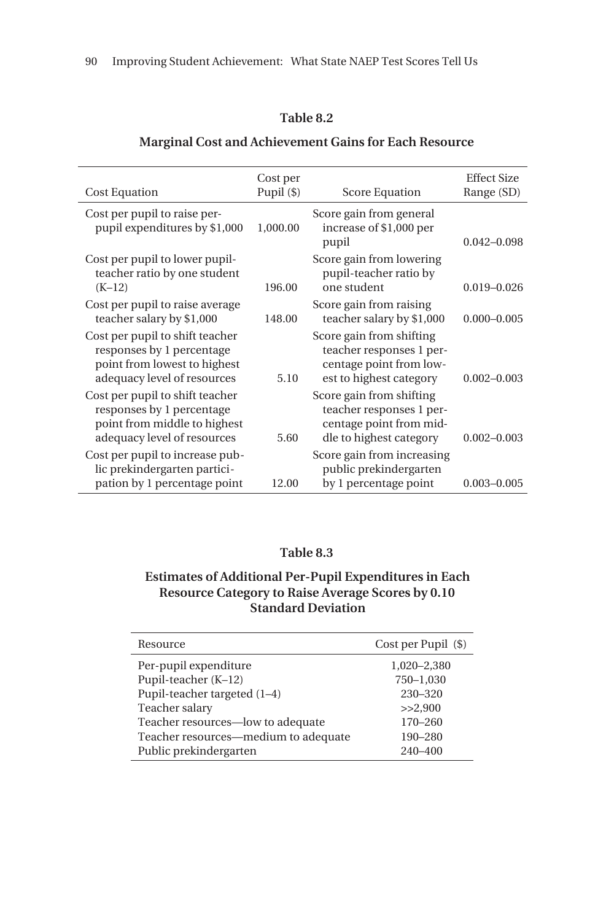**Table 8.2**

**Marginal Cost and Achievement Gains for Each Resource**

| Cost Equation | Cost per Pupil ($) | Score Equation | Effect Size Range (SD) |
|---|---|---|---|
| Cost per pupil to raise per-pupil expenditures by $1,000 | 1,000.00 | Score gain from general increase of $1,000 per pupil | 0.042–0.098 |
| Cost per pupil to lower pupil-teacher ratio by one student (K–12) | 196.00 | Score gain from lowering pupil-teacher ratio by one student | 0.019–0.026 |
| Cost per pupil to raise average teacher salary by $1,000 | 148.00 | Score gain from raising teacher salary by $1,000 | 0.000–0.005 |
| Cost per pupil to shift teacher responses by 1 percentage point from lowest to highest adequacy level of resources | 5.10 | Score gain from shifting teacher responses 1 percentage point from lowest to highest category | 0.002–0.003 |
| Cost per pupil to shift teacher responses by 1 percentage point from middle to highest adequacy level of resources | 5.60 | Score gain from shifting teacher responses 1 percentage point from middle to highest category | 0.002–0.003 |
| Cost per pupil to increase public prekindergarten participation by 1 percentage point | 12.00 | Score gain from increasing public prekindergarten by 1 percentage point | 0.003–0.005 |

**Table 8.3**

**Estimates of Additional Per-Pupil Expenditures in Each Resource Category to Raise Average Scores by 0.10 Standard Deviation**

| Resource | Cost per Pupil ($) |
|---|---|
| Per-pupil expenditure | 1,020–2,380 |
| Pupil-teacher (K–12) | 750–1,030 |
| Pupil-teacher targeted (1–4) | 230–320 |
| Teacher salary | >>2,900 |
| Teacher resources—low to adequate | 170–260 |
| Teacher resources—medium to adequate | 190–280 |
| Public prekindergarten | 240–400 |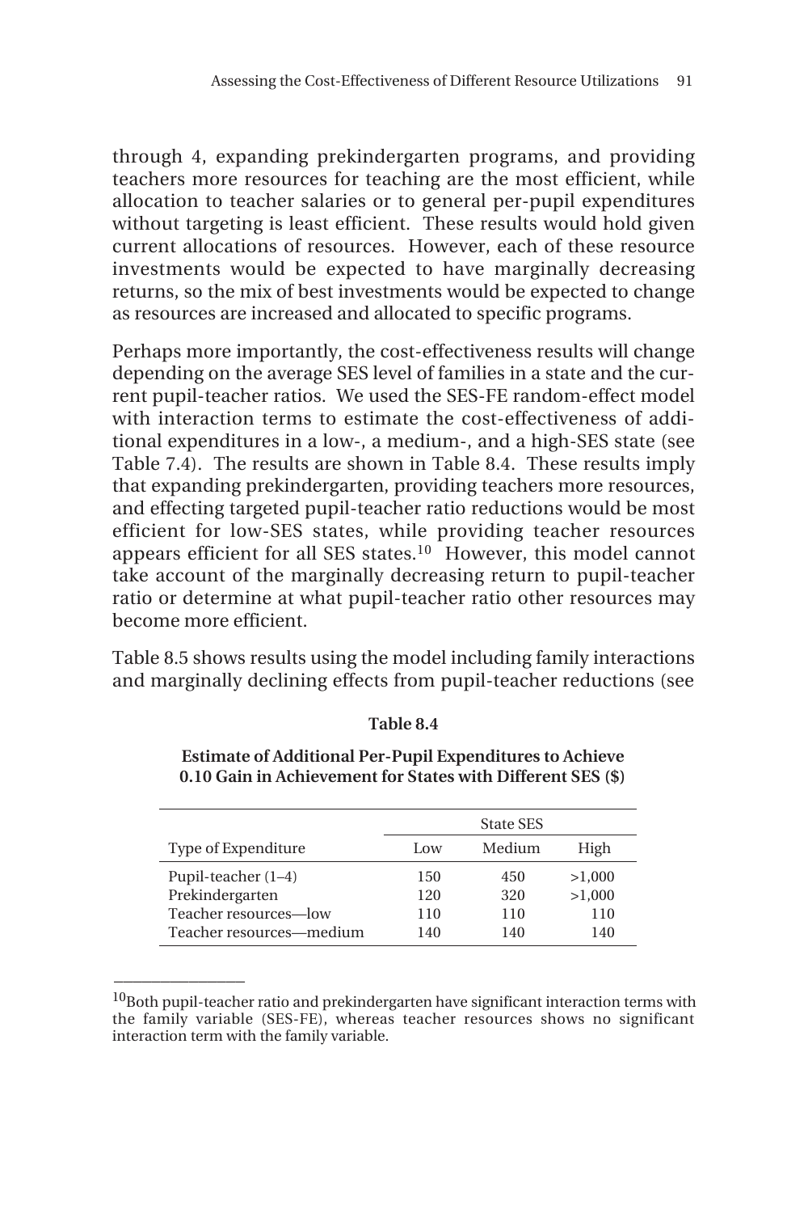through 4, expanding prekindergarten programs, and providing teachers more resources for teaching are the most efficient, while allocation to teacher salaries or to general per-pupil expenditures without targeting is least efficient. These results would hold given current allocations of resources. However, each of these resource investments would be expected to have marginally decreasing returns, so the mix of best investments would be expected to change as resources are increased and allocated to specific programs.

Perhaps more importantly, the cost-effectiveness results will change depending on the average SES level of families in a state and the current pupil-teacher ratios. We used the SES-FE random-effect model with interaction terms to estimate the cost-effectiveness of additional expenditures in a low-, a medium-, and a high-SES state (see Table 7.4). The results are shown in Table 8.4. These results imply that expanding prekindergarten, providing teachers more resources, and effecting targeted pupil-teacher ratio reductions would be most efficient for low-SES states, while providing teacher resources appears efficient for all SES states.[10] However, this model cannot take account of the marginally decreasing return to pupil-teacher ratio or determine at what pupil-teacher ratio other resources may become more efficient.

Table 8.5 shows results using the model including family interactions and marginally declining effects from pupil-teacher reductions (see

**Table 8.4**

**Estimate of Additional Per-Pupil Expenditures to Achieve 0.10 Gain in Achievement for States with Different SES ($)**

| | State SES | | |
|---|---|---|---|
| Type of Expenditure | Low | Medium | High |
| Pupil-teacher (1–4) | 150 | 450 | >1,000 |
| Prekindergarten | 120 | 320 | >1,000 |
| Teacher resources—low | 110 | 110 | 110 |
| Teacher resources—medium | 140 | 140 | 140 |

[10] Both pupil-teacher ratio and prekindergarten have significant interaction terms with the family variable (SES-FE), whereas teacher resources shows no significant interaction term with the family variable.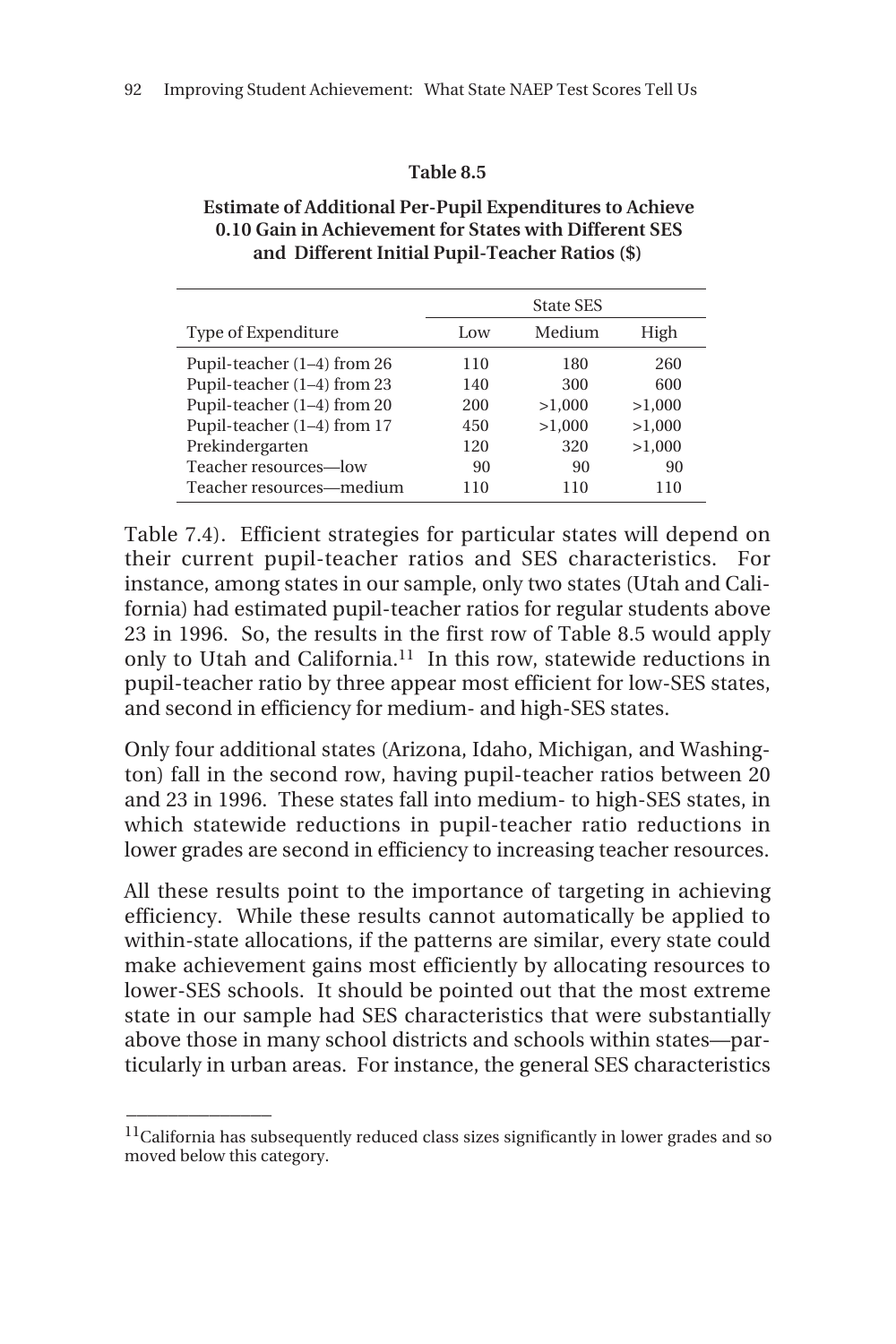**Table 8.5**

**Estimate of Additional Per-Pupil Expenditures to Achieve 0.10 Gain in Achievement for States with Different SES and Different Initial Pupil-Teacher Ratios ($)**

| | State SES | | |
|---|---|---|---|
| Type of Expenditure | Low | Medium | High |
| Pupil-teacher (1–4) from 26 | 110 | 180 | 260 |
| Pupil-teacher (1–4) from 23 | 140 | 300 | 600 |
| Pupil-teacher (1–4) from 20 | 200 | >1,000 | >1,000 |
| Pupil-teacher (1–4) from 17 | 450 | >1,000 | >1,000 |
| Prekindergarten | 120 | 320 | >1,000 |
| Teacher resources—low | 90 | 90 | 90 |
| Teacher resources—medium | 110 | 110 | 110 |

Table 7.4). Efficient strategies for particular states will depend on their current pupil-teacher ratios and SES characteristics. For instance, among states in our sample, only two states (Utah and California) had estimated pupil-teacher ratios for regular students above 23 in 1996. So, the results in the first row of Table 8.5 would apply only to Utah and California.[11] In this row, statewide reductions in pupil-teacher ratio by three appear most efficient for low-SES states, and second in efficiency for medium- and high-SES states.

Only four additional states (Arizona, Idaho, Michigan, and Washington) fall in the second row, having pupil-teacher ratios between 20 and 23 in 1996. These states fall into medium- to high-SES states, in which statewide reductions in pupil-teacher ratio reductions in lower grades are second in efficiency to increasing teacher resources.

All these results point to the importance of targeting in achieving efficiency. While these results cannot automatically be applied to within-state allocations, if the patterns are similar, every state could make achievement gains most efficiently by allocating resources to lower-SES schools. It should be pointed out that the most extreme state in our sample had SES characteristics that were substantially above those in many school districts and schools within states—particularly in urban areas. For instance, the general SES characteristics

[11]California has subsequently reduced class sizes significantly in lower grades and so moved below this category.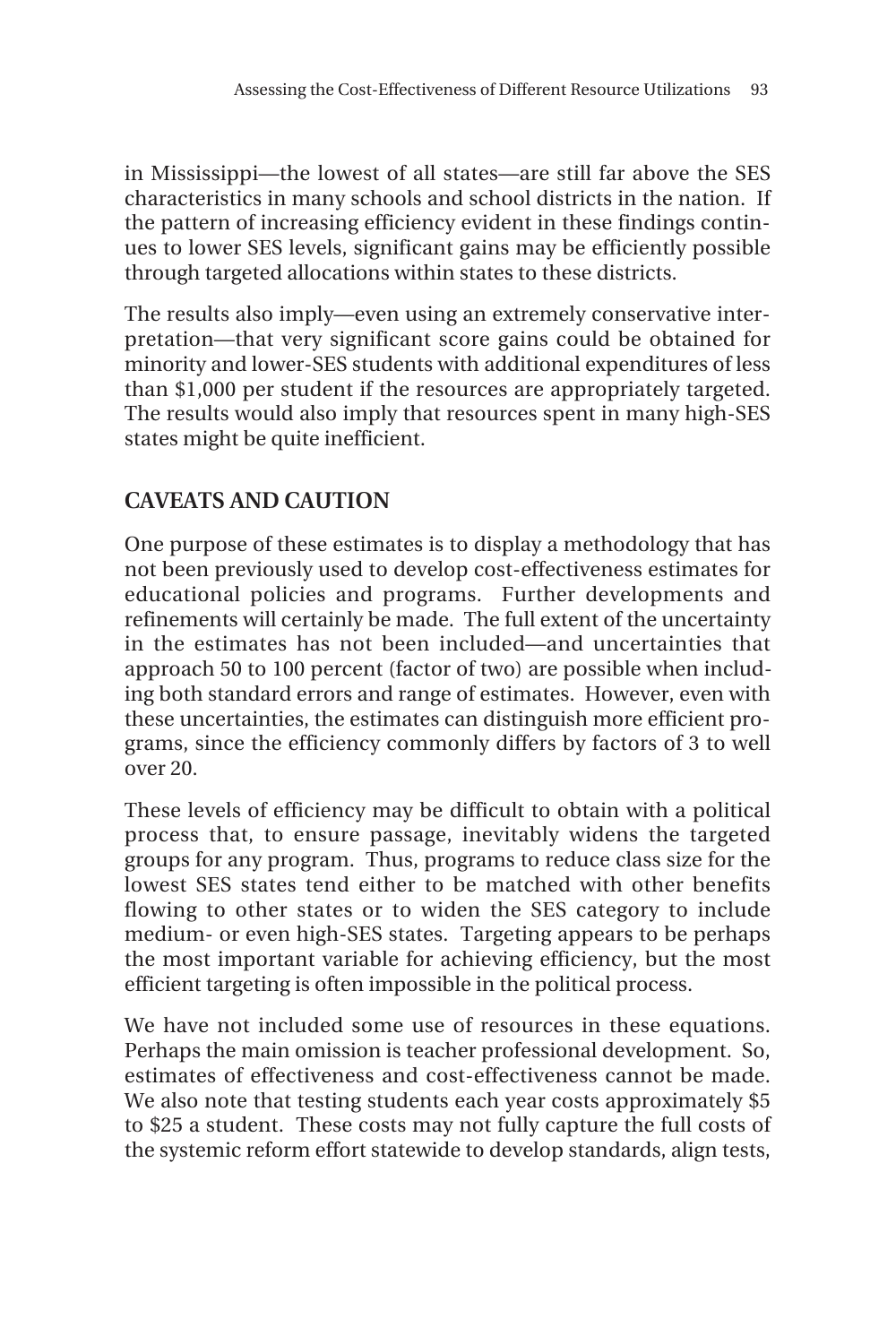in Mississippi—the lowest of all states—are still far above the SES characteristics in many schools and school districts in the nation. If the pattern of increasing efficiency evident in these findings continues to lower SES levels, significant gains may be efficiently possible through targeted allocations within states to these districts.

The results also imply—even using an extremely conservative interpretation—that very significant score gains could be obtained for minority and lower-SES students with additional expenditures of less than $1,000 per student if the resources are appropriately targeted. The results would also imply that resources spent in many high-SES states might be quite inefficient.

## CAVEATS AND CAUTION

One purpose of these estimates is to display a methodology that has not been previously used to develop cost-effectiveness estimates for educational policies and programs. Further developments and refinements will certainly be made. The full extent of the uncertainty in the estimates has not been included—and uncertainties that approach 50 to 100 percent (factor of two) are possible when including both standard errors and range of estimates. However, even with these uncertainties, the estimates can distinguish more efficient programs, since the efficiency commonly differs by factors of 3 to well over 20.

These levels of efficiency may be difficult to obtain with a political process that, to ensure passage, inevitably widens the targeted groups for any program. Thus, programs to reduce class size for the lowest SES states tend either to be matched with other benefits flowing to other states or to widen the SES category to include medium- or even high-SES states. Targeting appears to be perhaps the most important variable for achieving efficiency, but the most efficient targeting is often impossible in the political process.

We have not included some use of resources in these equations. Perhaps the main omission is teacher professional development. So, estimates of effectiveness and cost-effectiveness cannot be made. We also note that testing students each year costs approximately $5 to $25 a student. These costs may not fully capture the full costs of the systemic reform effort statewide to develop standards, align tests,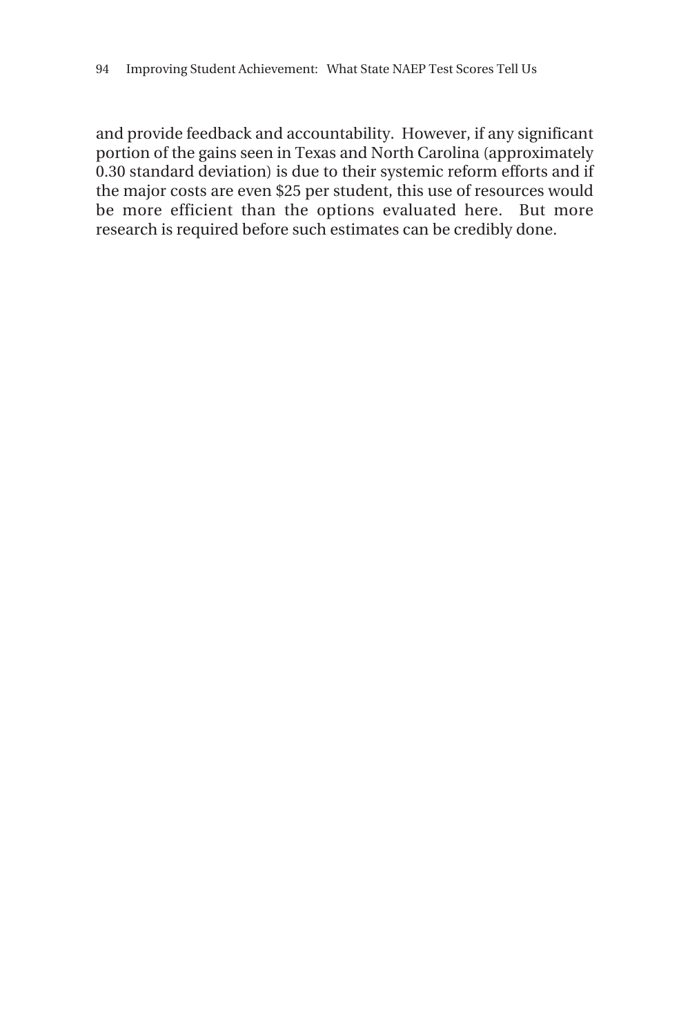and provide feedback and accountability. However, if any significant portion of the gains seen in Texas and North Carolina (approximately 0.30 standard deviation) is due to their systemic reform efforts and if the major costs are even $25 per student, this use of resources would be more efficient than the options evaluated here. But more research is required before such estimates can be credibly done.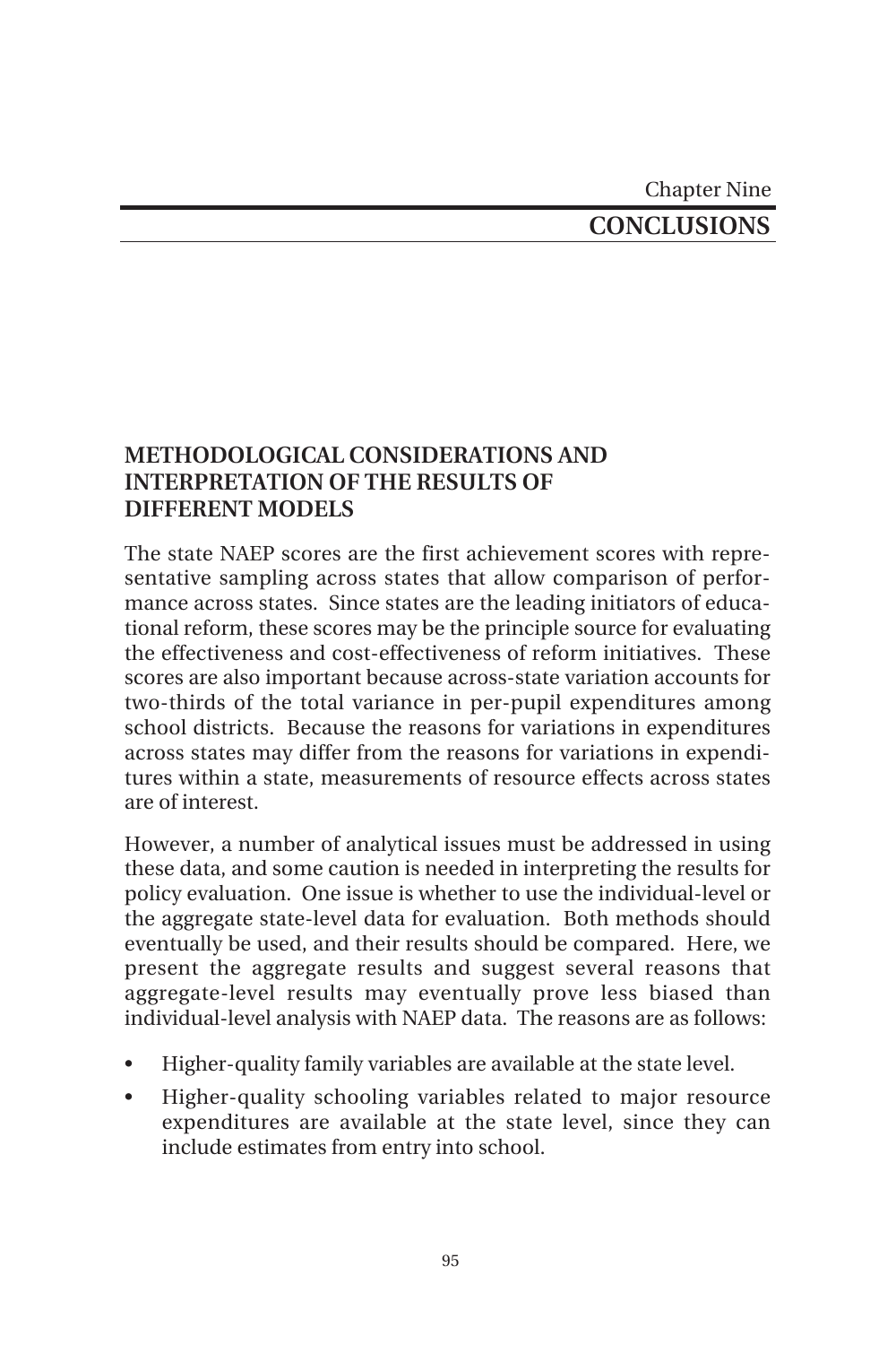Chapter Nine

# CONCLUSIONS

## METHODOLOGICAL CONSIDERATIONS AND INTERPRETATION OF THE RESULTS OF DIFFERENT MODELS

The state NAEP scores are the first achievement scores with representative sampling across states that allow comparison of performance across states. Since states are the leading initiators of educational reform, these scores may be the principle source for evaluating the effectiveness and cost-effectiveness of reform initiatives. These scores are also important because across-state variation accounts for two-thirds of the total variance in per-pupil expenditures among school districts. Because the reasons for variations in expenditures across states may differ from the reasons for variations in expenditures within a state, measurements of resource effects across states are of interest.

However, a number of analytical issues must be addressed in using these data, and some caution is needed in interpreting the results for policy evaluation. One issue is whether to use the individual-level or the aggregate state-level data for evaluation. Both methods should eventually be used, and their results should be compared. Here, we present the aggregate results and suggest several reasons that aggregate-level results may eventually prove less biased than individual-level analysis with NAEP data. The reasons are as follows:

- Higher-quality family variables are available at the state level.
- Higher-quality schooling variables related to major resource expenditures are available at the state level, since they can include estimates from entry into school.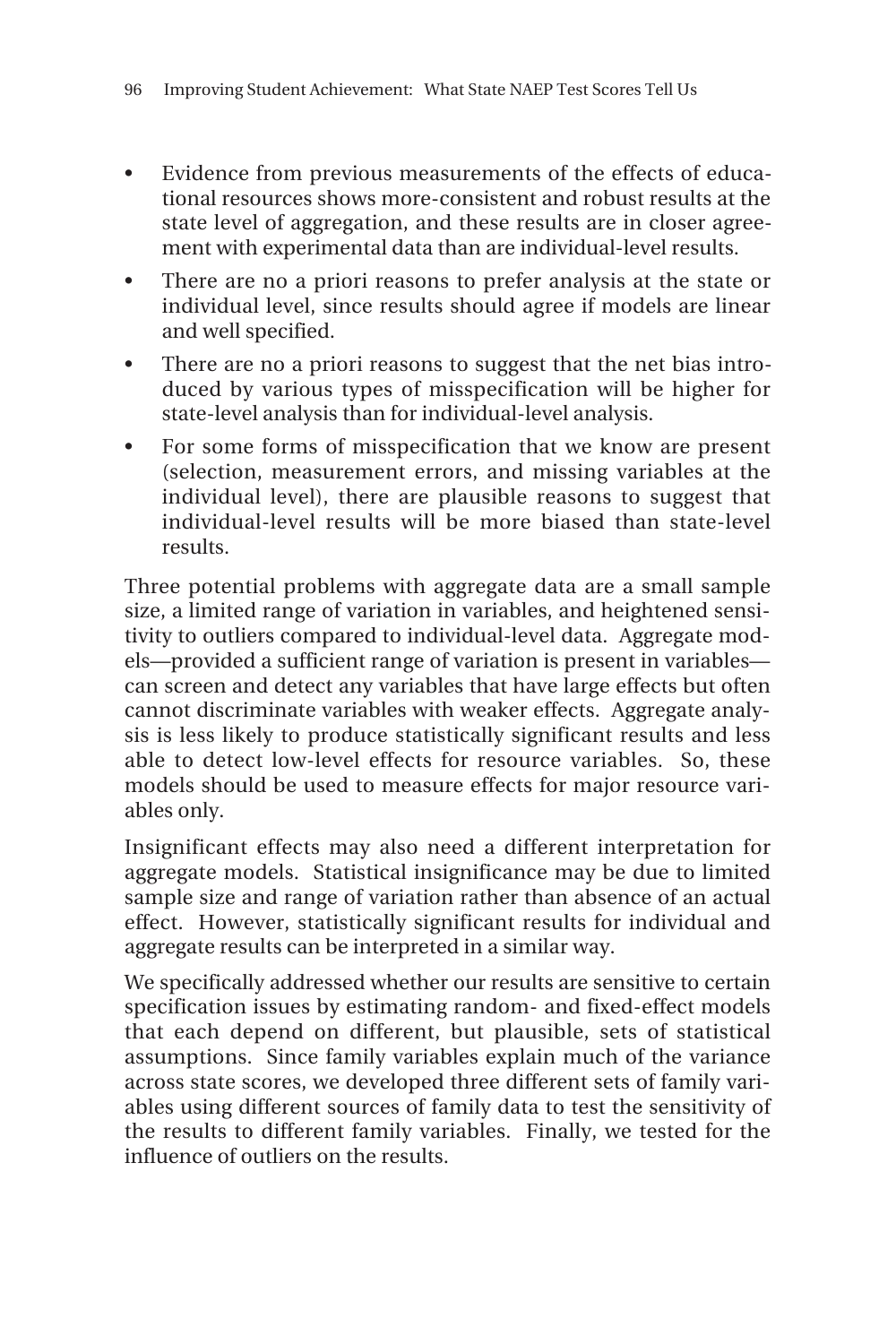- Evidence from previous measurements of the effects of educational resources shows more-consistent and robust results at the state level of aggregation, and these results are in closer agreement with experimental data than are individual-level results.
- There are no a priori reasons to prefer analysis at the state or individual level, since results should agree if models are linear and well specified.
- There are no a priori reasons to suggest that the net bias introduced by various types of misspecification will be higher for state-level analysis than for individual-level analysis.
- For some forms of misspecification that we know are present (selection, measurement errors, and missing variables at the individual level), there are plausible reasons to suggest that individual-level results will be more biased than state-level results.

Three potential problems with aggregate data are a small sample size, a limited range of variation in variables, and heightened sensitivity to outliers compared to individual-level data. Aggregate models—provided a sufficient range of variation is present in variables—can screen and detect any variables that have large effects but often cannot discriminate variables with weaker effects. Aggregate analysis is less likely to produce statistically significant results and less able to detect low-level effects for resource variables. So, these models should be used to measure effects for major resource variables only.

Insignificant effects may also need a different interpretation for aggregate models. Statistical insignificance may be due to limited sample size and range of variation rather than absence of an actual effect. However, statistically significant results for individual and aggregate results can be interpreted in a similar way.

We specifically addressed whether our results are sensitive to certain specification issues by estimating random- and fixed-effect models that each depend on different, but plausible, sets of statistical assumptions. Since family variables explain much of the variance across state scores, we developed three different sets of family variables using different sources of family data to test the sensitivity of the results to different family variables. Finally, we tested for the influence of outliers on the results.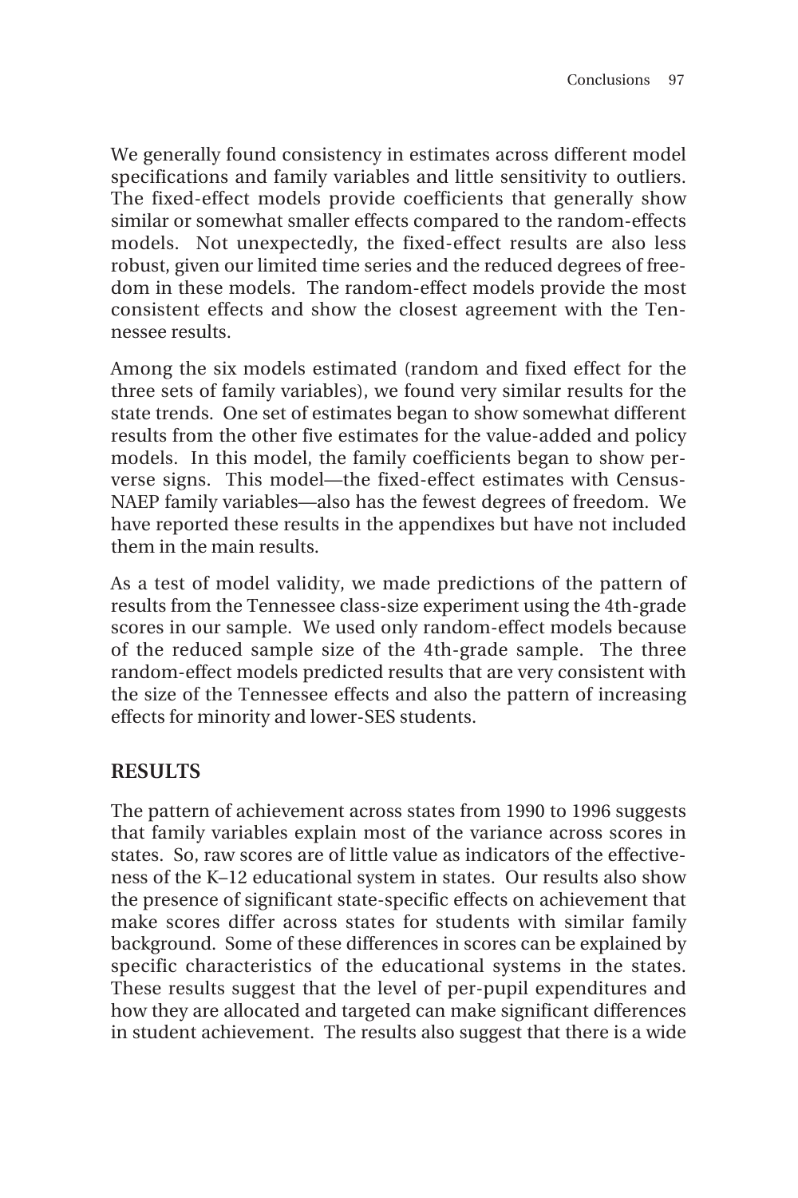We generally found consistency in estimates across different model specifications and family variables and little sensitivity to outliers. The fixed-effect models provide coefficients that generally show similar or somewhat smaller effects compared to the random-effects models. Not unexpectedly, the fixed-effect results are also less robust, given our limited time series and the reduced degrees of freedom in these models. The random-effect models provide the most consistent effects and show the closest agreement with the Tennessee results.

Among the six models estimated (random and fixed effect for the three sets of family variables), we found very similar results for the state trends. One set of estimates began to show somewhat different results from the other five estimates for the value-added and policy models. In this model, the family coefficients began to show perverse signs. This model—the fixed-effect estimates with Census-NAEP family variables—also has the fewest degrees of freedom. We have reported these results in the appendixes but have not included them in the main results.

As a test of model validity, we made predictions of the pattern of results from the Tennessee class-size experiment using the 4th-grade scores in our sample. We used only random-effect models because of the reduced sample size of the 4th-grade sample. The three random-effect models predicted results that are very consistent with the size of the Tennessee effects and also the pattern of increasing effects for minority and lower-SES students.

## RESULTS

The pattern of achievement across states from 1990 to 1996 suggests that family variables explain most of the variance across scores in states. So, raw scores are of little value as indicators of the effectiveness of the K–12 educational system in states. Our results also show the presence of significant state-specific effects on achievement that make scores differ across states for students with similar family background. Some of these differences in scores can be explained by specific characteristics of the educational systems in the states. These results suggest that the level of per-pupil expenditures and how they are allocated and targeted can make significant differences in student achievement. The results also suggest that there is a wide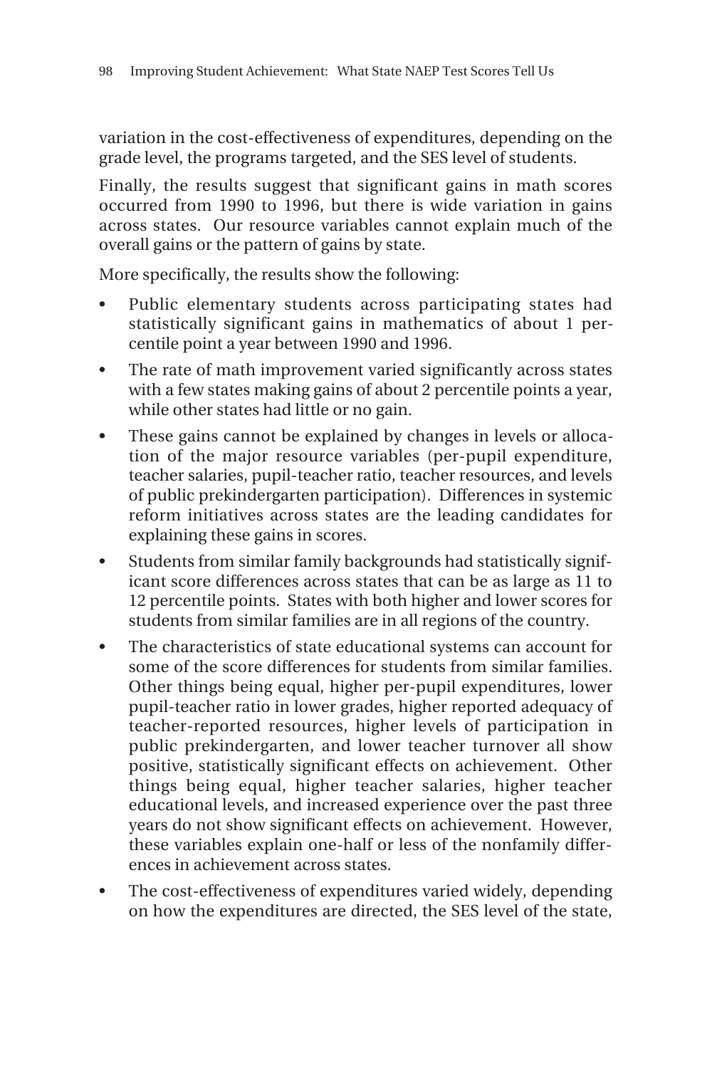variation in the cost-effectiveness of expenditures, depending on the grade level, the programs targeted, and the SES level of students.

Finally, the results suggest that significant gains in math scores occurred from 1990 to 1996, but there is wide variation in gains across states. Our resource variables cannot explain much of the overall gains or the pattern of gains by state.

More specifically, the results show the following:

- Public elementary students across participating states had statistically significant gains in mathematics of about 1 percentile point a year between 1990 and 1996.
- The rate of math improvement varied significantly across states with a few states making gains of about 2 percentile points a year, while other states had little or no gain.
- These gains cannot be explained by changes in levels or allocation of the major resource variables (per-pupil expenditure, teacher salaries, pupil-teacher ratio, teacher resources, and levels of public prekindergarten participation). Differences in systemic reform initiatives across states are the leading candidates for explaining these gains in scores.
- Students from similar family backgrounds had statistically significant score differences across states that can be as large as 11 to 12 percentile points. States with both higher and lower scores for students from similar families are in all regions of the country.
- The characteristics of state educational systems can account for some of the score differences for students from similar families. Other things being equal, higher per-pupil expenditures, lower pupil-teacher ratio in lower grades, higher reported adequacy of teacher-reported resources, higher levels of participation in public prekindergarten, and lower teacher turnover all show positive, statistically significant effects on achievement. Other things being equal, higher teacher salaries, higher teacher educational levels, and increased experience over the past three years do not show significant effects on achievement. However, these variables explain one-half or less of the nonfamily differences in achievement across states.
- The cost-effectiveness of expenditures varied widely, depending on how the expenditures are directed, the SES level of the state,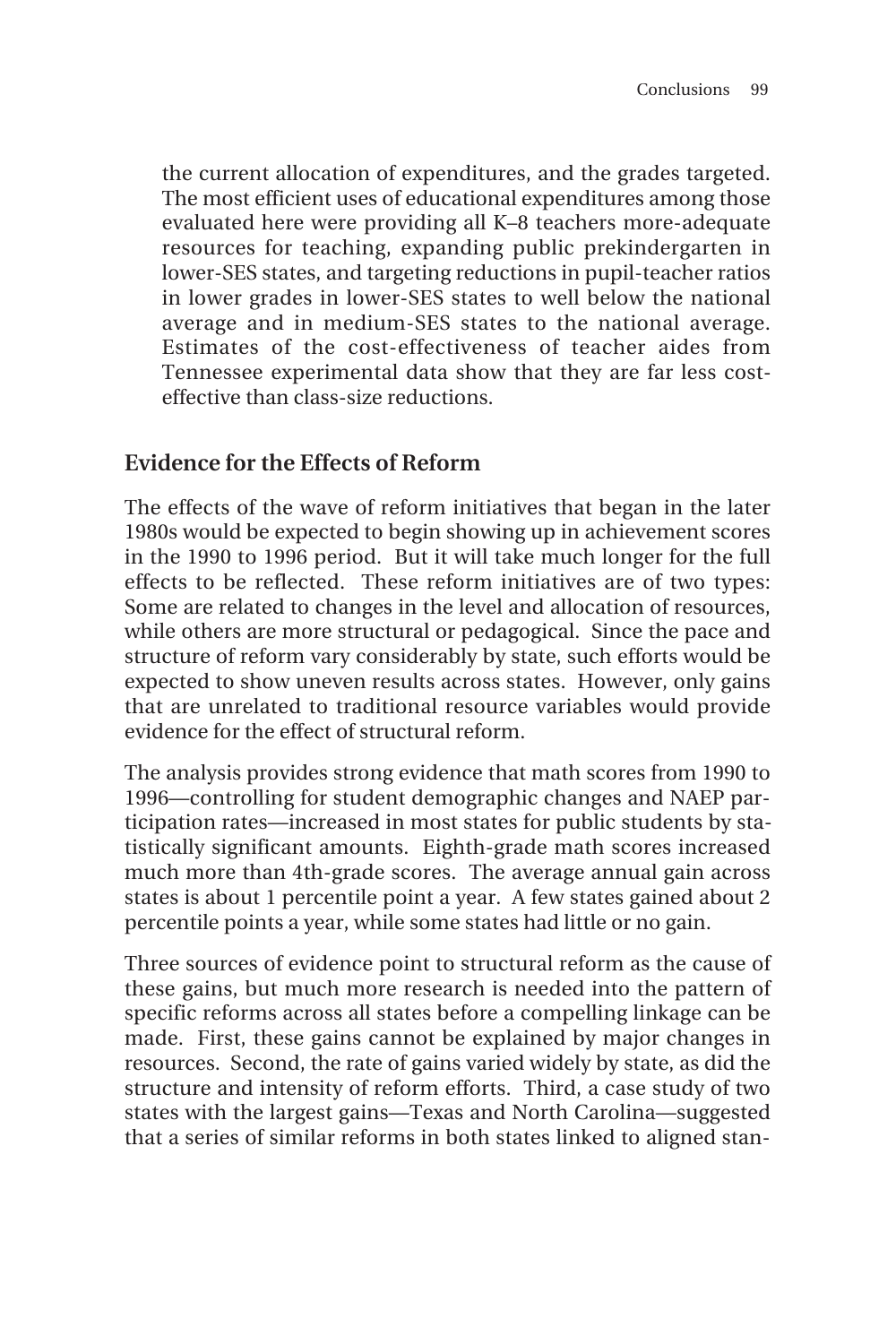the current allocation of expenditures, and the grades targeted. The most efficient uses of educational expenditures among those evaluated here were providing all K–8 teachers more-adequate resources for teaching, expanding public prekindergarten in lower-SES states, and targeting reductions in pupil-teacher ratios in lower grades in lower-SES states to well below the national average and in medium-SES states to the national average. Estimates of the cost-effectiveness of teacher aides from Tennessee experimental data show that they are far less cost-effective than class-size reductions.

## Evidence for the Effects of Reform

The effects of the wave of reform initiatives that began in the later 1980s would be expected to begin showing up in achievement scores in the 1990 to 1996 period. But it will take much longer for the full effects to be reflected. These reform initiatives are of two types: Some are related to changes in the level and allocation of resources, while others are more structural or pedagogical. Since the pace and structure of reform vary considerably by state, such efforts would be expected to show uneven results across states. However, only gains that are unrelated to traditional resource variables would provide evidence for the effect of structural reform.

The analysis provides strong evidence that math scores from 1990 to 1996—controlling for student demographic changes and NAEP participation rates—increased in most states for public students by statistically significant amounts. Eighth-grade math scores increased much more than 4th-grade scores. The average annual gain across states is about 1 percentile point a year. A few states gained about 2 percentile points a year, while some states had little or no gain.

Three sources of evidence point to structural reform as the cause of these gains, but much more research is needed into the pattern of specific reforms across all states before a compelling linkage can be made. First, these gains cannot be explained by major changes in resources. Second, the rate of gains varied widely by state, as did the structure and intensity of reform efforts. Third, a case study of two states with the largest gains—Texas and North Carolina—suggested that a series of similar reforms in both states linked to aligned stan-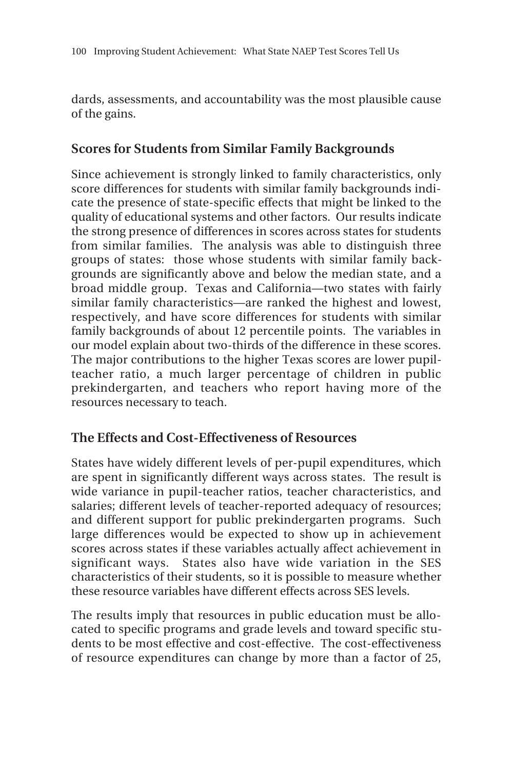dards, assessments, and accountability was the most plausible cause of the gains.

## Scores for Students from Similar Family Backgrounds

Since achievement is strongly linked to family characteristics, only score differences for students with similar family backgrounds indicate the presence of state-specific effects that might be linked to the quality of educational systems and other factors. Our results indicate the strong presence of differences in scores across states for students from similar families. The analysis was able to distinguish three groups of states: those whose students with similar family backgrounds are significantly above and below the median state, and a broad middle group. Texas and California—two states with fairly similar family characteristics—are ranked the highest and lowest, respectively, and have score differences for students with similar family backgrounds of about 12 percentile points. The variables in our model explain about two-thirds of the difference in these scores. The major contributions to the higher Texas scores are lower pupil-teacher ratio, a much larger percentage of children in public prekindergarten, and teachers who report having more of the resources necessary to teach.

## The Effects and Cost-Effectiveness of Resources

States have widely different levels of per-pupil expenditures, which are spent in significantly different ways across states. The result is wide variance in pupil-teacher ratios, teacher characteristics, and salaries; different levels of teacher-reported adequacy of resources; and different support for public prekindergarten programs. Such large differences would be expected to show up in achievement scores across states if these variables actually affect achievement in significant ways. States also have wide variation in the SES characteristics of their students, so it is possible to measure whether these resource variables have different effects across SES levels.

The results imply that resources in public education must be allocated to specific programs and grade levels and toward specific students to be most effective and cost-effective. The cost-effectiveness of resource expenditures can change by more than a factor of 25,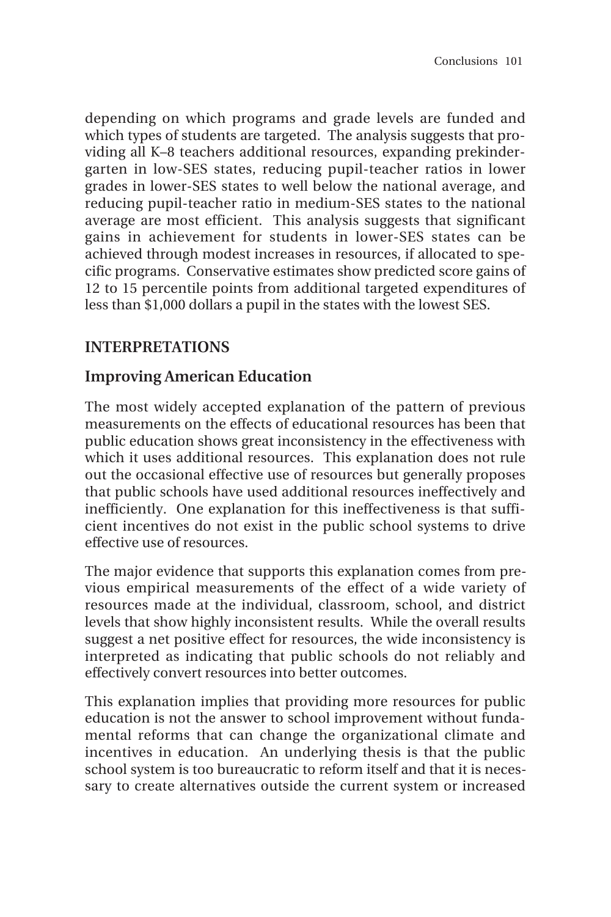depending on which programs and grade levels are funded and which types of students are targeted. The analysis suggests that providing all K–8 teachers additional resources, expanding prekindergarten in low-SES states, reducing pupil-teacher ratios in lower grades in lower-SES states to well below the national average, and reducing pupil-teacher ratio in medium-SES states to the national average are most efficient. This analysis suggests that significant gains in achievement for students in lower-SES states can be achieved through modest increases in resources, if allocated to specific programs. Conservative estimates show predicted score gains of 12 to 15 percentile points from additional targeted expenditures of less than $1,000 dollars a pupil in the states with the lowest SES.

## INTERPRETATIONS

### Improving American Education

The most widely accepted explanation of the pattern of previous measurements on the effects of educational resources has been that public education shows great inconsistency in the effectiveness with which it uses additional resources. This explanation does not rule out the occasional effective use of resources but generally proposes that public schools have used additional resources ineffectively and inefficiently. One explanation for this ineffectiveness is that sufficient incentives do not exist in the public school systems to drive effective use of resources.

The major evidence that supports this explanation comes from previous empirical measurements of the effect of a wide variety of resources made at the individual, classroom, school, and district levels that show highly inconsistent results. While the overall results suggest a net positive effect for resources, the wide inconsistency is interpreted as indicating that public schools do not reliably and effectively convert resources into better outcomes.

This explanation implies that providing more resources for public education is not the answer to school improvement without fundamental reforms that can change the organizational climate and incentives in education. An underlying thesis is that the public school system is too bureaucratic to reform itself and that it is necessary to create alternatives outside the current system or increased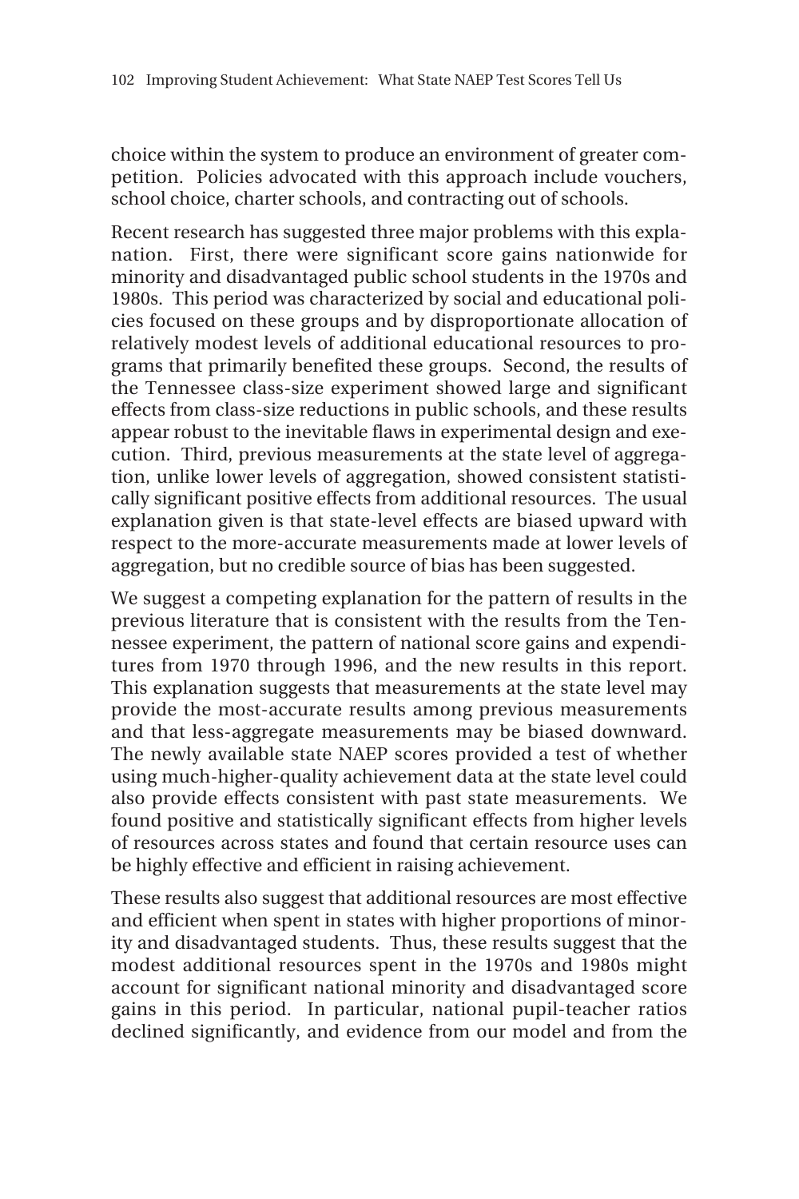choice within the system to produce an environment of greater competition. Policies advocated with this approach include vouchers, school choice, charter schools, and contracting out of schools.

Recent research has suggested three major problems with this explanation. First, there were significant score gains nationwide for minority and disadvantaged public school students in the 1970s and 1980s. This period was characterized by social and educational policies focused on these groups and by disproportionate allocation of relatively modest levels of additional educational resources to programs that primarily benefited these groups. Second, the results of the Tennessee class-size experiment showed large and significant effects from class-size reductions in public schools, and these results appear robust to the inevitable flaws in experimental design and execution. Third, previous measurements at the state level of aggregation, unlike lower levels of aggregation, showed consistent statistically significant positive effects from additional resources. The usual explanation given is that state-level effects are biased upward with respect to the more-accurate measurements made at lower levels of aggregation, but no credible source of bias has been suggested.

We suggest a competing explanation for the pattern of results in the previous literature that is consistent with the results from the Tennessee experiment, the pattern of national score gains and expenditures from 1970 through 1996, and the new results in this report. This explanation suggests that measurements at the state level may provide the most-accurate results among previous measurements and that less-aggregate measurements may be biased downward. The newly available state NAEP scores provided a test of whether using much-higher-quality achievement data at the state level could also provide effects consistent with past state measurements. We found positive and statistically significant effects from higher levels of resources across states and found that certain resource uses can be highly effective and efficient in raising achievement.

These results also suggest that additional resources are most effective and efficient when spent in states with higher proportions of minority and disadvantaged students. Thus, these results suggest that the modest additional resources spent in the 1970s and 1980s might account for significant national minority and disadvantaged score gains in this period. In particular, national pupil-teacher ratios declined significantly, and evidence from our model and from the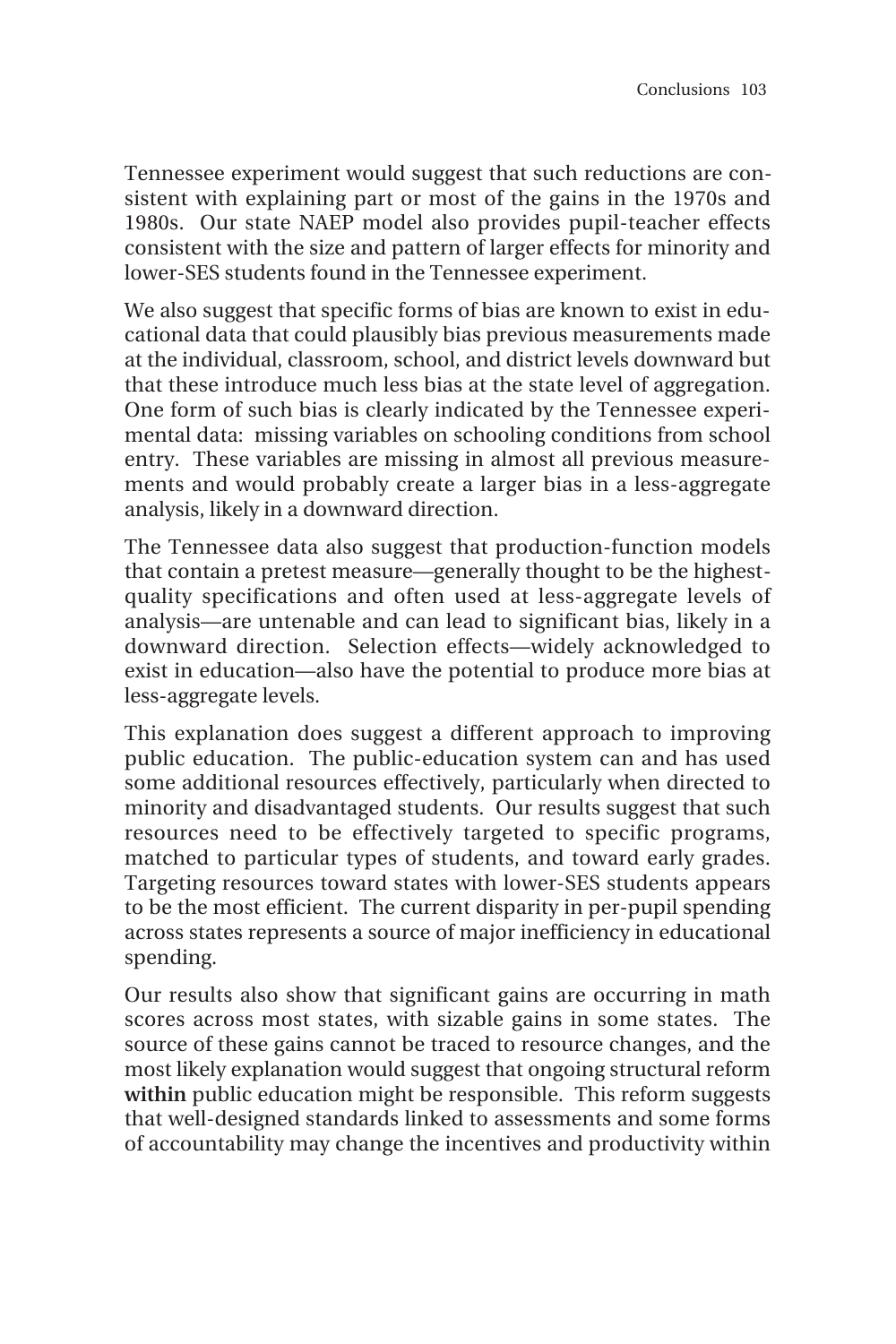Tennessee experiment would suggest that such reductions are consistent with explaining part or most of the gains in the 1970s and 1980s. Our state NAEP model also provides pupil-teacher effects consistent with the size and pattern of larger effects for minority and lower-SES students found in the Tennessee experiment.

We also suggest that specific forms of bias are known to exist in educational data that could plausibly bias previous measurements made at the individual, classroom, school, and district levels downward but that these introduce much less bias at the state level of aggregation. One form of such bias is clearly indicated by the Tennessee experimental data: missing variables on schooling conditions from school entry. These variables are missing in almost all previous measurements and would probably create a larger bias in a less-aggregate analysis, likely in a downward direction.

The Tennessee data also suggest that production-function models that contain a pretest measure—generally thought to be the highest-quality specifications and often used at less-aggregate levels of analysis—are untenable and can lead to significant bias, likely in a downward direction. Selection effects—widely acknowledged to exist in education—also have the potential to produce more bias at less-aggregate levels.

This explanation does suggest a different approach to improving public education. The public-education system can and has used some additional resources effectively, particularly when directed to minority and disadvantaged students. Our results suggest that such resources need to be effectively targeted to specific programs, matched to particular types of students, and toward early grades. Targeting resources toward states with lower-SES students appears to be the most efficient. The current disparity in per-pupil spending across states represents a source of major inefficiency in educational spending.

Our results also show that significant gains are occurring in math scores across most states, with sizable gains in some states. The source of these gains cannot be traced to resource changes, and the most likely explanation would suggest that ongoing structural reform **within** public education might be responsible. This reform suggests that well-designed standards linked to assessments and some forms of accountability may change the incentives and productivity within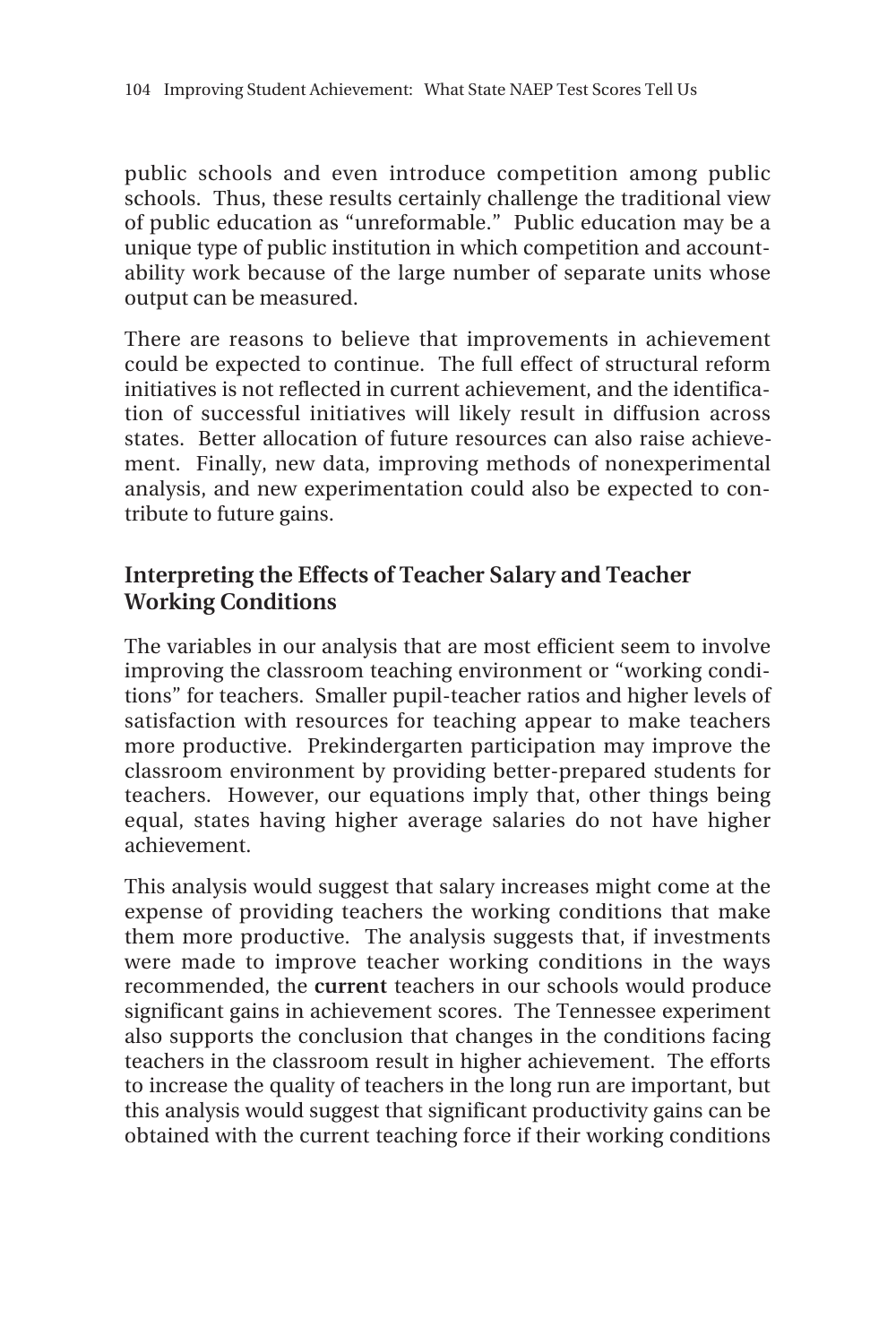public schools and even introduce competition among public schools. Thus, these results certainly challenge the traditional view of public education as "unreformable." Public education may be a unique type of public institution in which competition and accountability work because of the large number of separate units whose output can be measured.

There are reasons to believe that improvements in achievement could be expected to continue. The full effect of structural reform initiatives is not reflected in current achievement, and the identification of successful initiatives will likely result in diffusion across states. Better allocation of future resources can also raise achievement. Finally, new data, improving methods of nonexperimental analysis, and new experimentation could also be expected to contribute to future gains.

## Interpreting the Effects of Teacher Salary and Teacher Working Conditions

The variables in our analysis that are most efficient seem to involve improving the classroom teaching environment or "working conditions" for teachers. Smaller pupil-teacher ratios and higher levels of satisfaction with resources for teaching appear to make teachers more productive. Prekindergarten participation may improve the classroom environment by providing better-prepared students for teachers. However, our equations imply that, other things being equal, states having higher average salaries do not have higher achievement.

This analysis would suggest that salary increases might come at the expense of providing teachers the working conditions that make them more productive. The analysis suggests that, if investments were made to improve teacher working conditions in the ways recommended, the **current** teachers in our schools would produce significant gains in achievement scores. The Tennessee experiment also supports the conclusion that changes in the conditions facing teachers in the classroom result in higher achievement. The efforts to increase the quality of teachers in the long run are important, but this analysis would suggest that significant productivity gains can be obtained with the current teaching force if their working conditions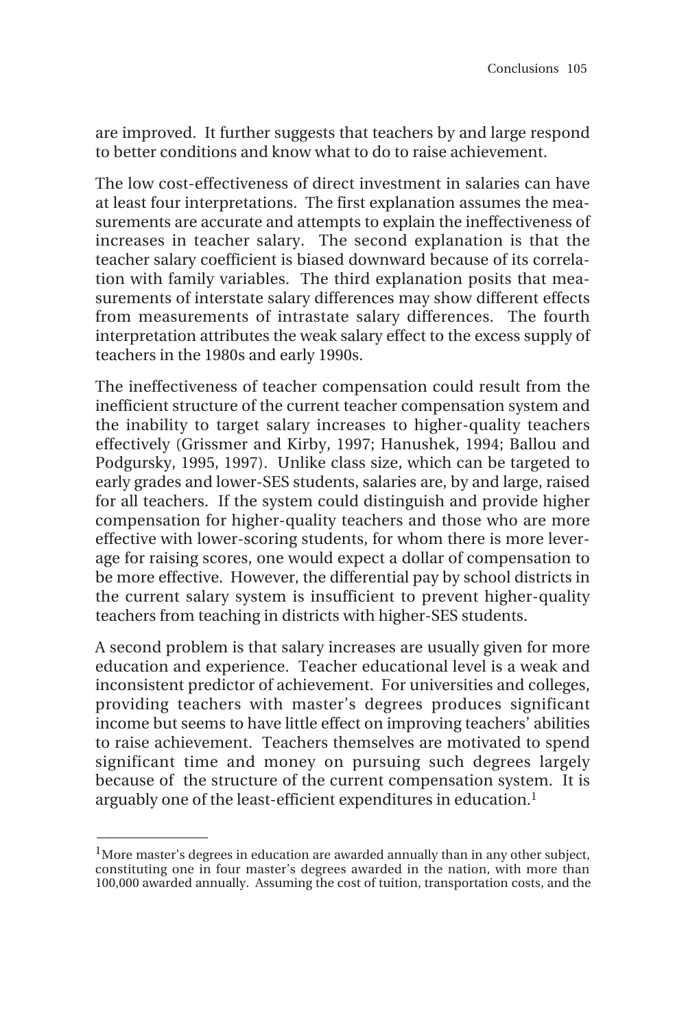are improved. It further suggests that teachers by and large respond to better conditions and know what to do to raise achievement.

The low cost-effectiveness of direct investment in salaries can have at least four interpretations. The first explanation assumes the measurements are accurate and attempts to explain the ineffectiveness of increases in teacher salary. The second explanation is that the teacher salary coefficient is biased downward because of its correlation with family variables. The third explanation posits that measurements of interstate salary differences may show different effects from measurements of intrastate salary differences. The fourth interpretation attributes the weak salary effect to the excess supply of teachers in the 1980s and early 1990s.

The ineffectiveness of teacher compensation could result from the inefficient structure of the current teacher compensation system and the inability to target salary increases to higher-quality teachers effectively (Grissmer and Kirby, 1997; Hanushek, 1994; Ballou and Podgursky, 1995, 1997). Unlike class size, which can be targeted to early grades and lower-SES students, salaries are, by and large, raised for all teachers. If the system could distinguish and provide higher compensation for higher-quality teachers and those who are more effective with lower-scoring students, for whom there is more leverage for raising scores, one would expect a dollar of compensation to be more effective. However, the differential pay by school districts in the current salary system is insufficient to prevent higher-quality teachers from teaching in districts with higher-SES students.

A second problem is that salary increases are usually given for more education and experience. Teacher educational level is a weak and inconsistent predictor of achievement. For universities and colleges, providing teachers with master's degrees produces significant income but seems to have little effect on improving teachers' abilities to raise achievement. Teachers themselves are motivated to spend significant time and money on pursuing such degrees largely because of the structure of the current compensation system. It is arguably one of the least-efficient expenditures in education.[1]

---

[1]More master's degrees in education are awarded annually than in any other subject, constituting one in four master's degrees awarded in the nation, with more than 100,000 awarded annually. Assuming the cost of tuition, transportation costs, and the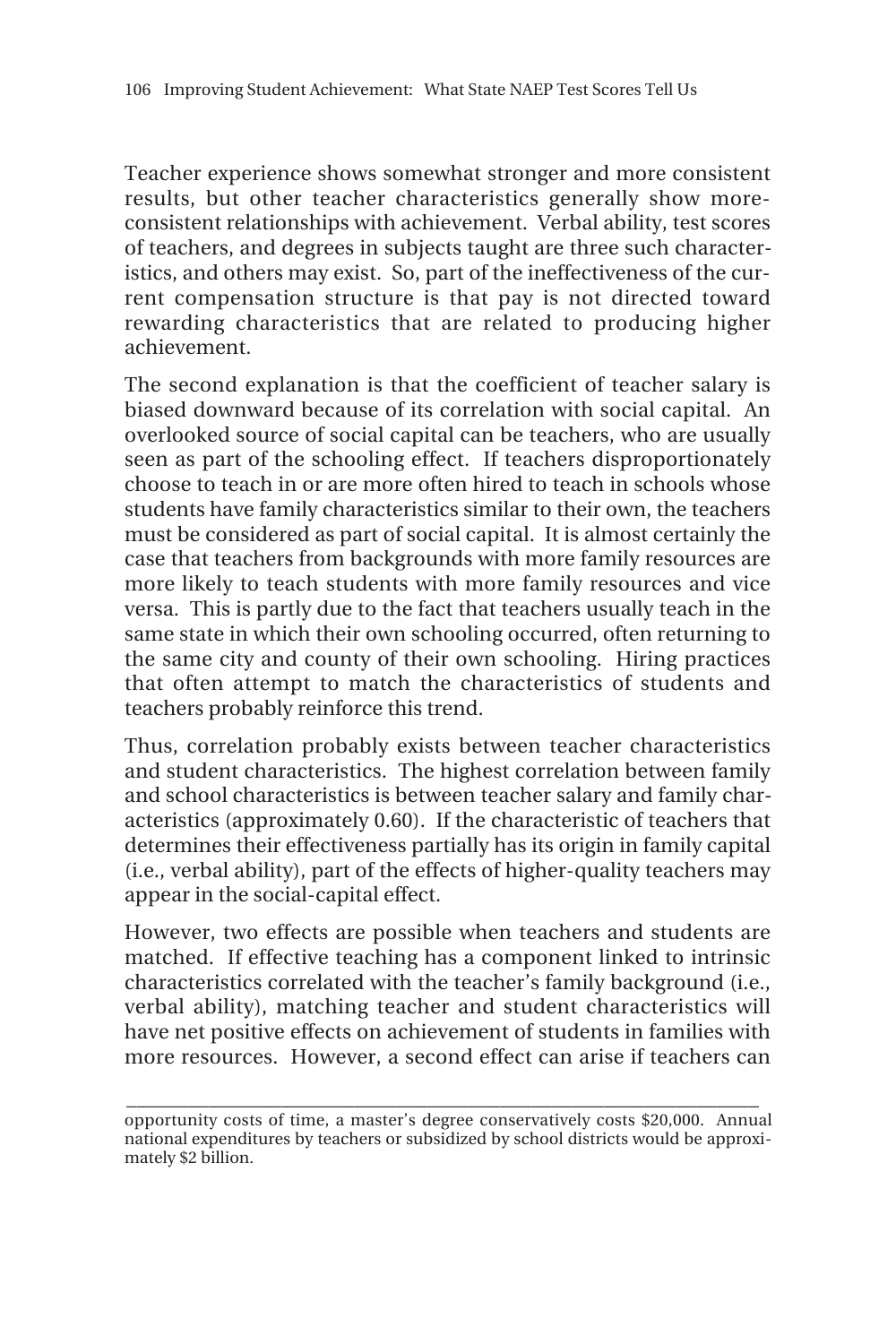Teacher experience shows somewhat stronger and more consistent results, but other teacher characteristics generally show more-consistent relationships with achievement. Verbal ability, test scores of teachers, and degrees in subjects taught are three such characteristics, and others may exist. So, part of the ineffectiveness of the current compensation structure is that pay is not directed toward rewarding characteristics that are related to producing higher achievement.

The second explanation is that the coefficient of teacher salary is biased downward because of its correlation with social capital. An overlooked source of social capital can be teachers, who are usually seen as part of the schooling effect. If teachers disproportionately choose to teach in or are more often hired to teach in schools whose students have family characteristics similar to their own, the teachers must be considered as part of social capital. It is almost certainly the case that teachers from backgrounds with more family resources are more likely to teach students with more family resources and vice versa. This is partly due to the fact that teachers usually teach in the same state in which their own schooling occurred, often returning to the same city and county of their own schooling. Hiring practices that often attempt to match the characteristics of students and teachers probably reinforce this trend.

Thus, correlation probably exists between teacher characteristics and student characteristics. The highest correlation between family and school characteristics is between teacher salary and family characteristics (approximately 0.60). If the characteristic of teachers that determines their effectiveness partially has its origin in family capital (i.e., verbal ability), part of the effects of higher-quality teachers may appear in the social-capital effect.

However, two effects are possible when teachers and students are matched. If effective teaching has a component linked to intrinsic characteristics correlated with the teacher's family background (i.e., verbal ability), matching teacher and student characteristics will have net positive effects on achievement of students in families with more resources. However, a second effect can arise if teachers can

---

opportunity costs of time, a master's degree conservatively costs $20,000. Annual national expenditures by teachers or subsidized by school districts would be approximately $2 billion.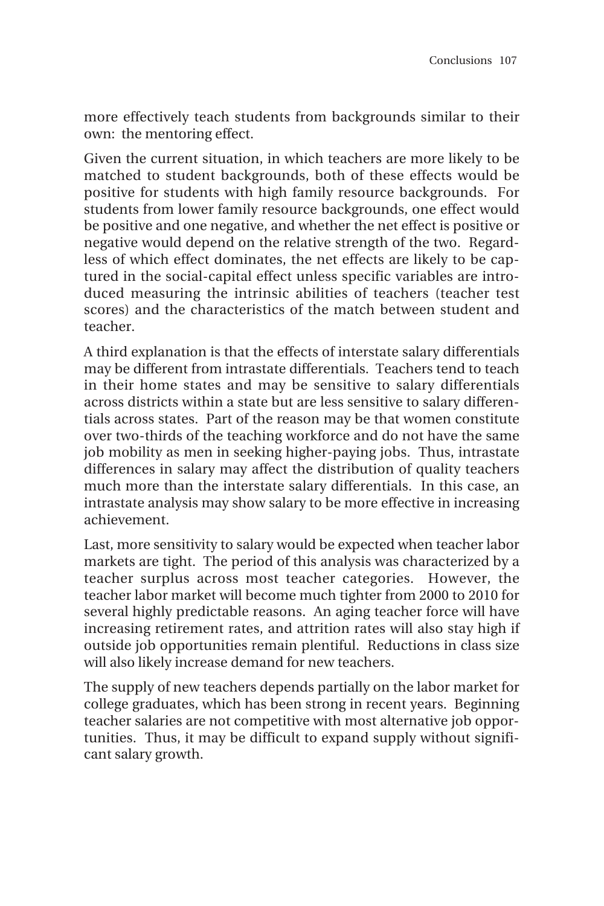more effectively teach students from backgrounds similar to their own: the mentoring effect.

Given the current situation, in which teachers are more likely to be matched to student backgrounds, both of these effects would be positive for students with high family resource backgrounds. For students from lower family resource backgrounds, one effect would be positive and one negative, and whether the net effect is positive or negative would depend on the relative strength of the two. Regardless of which effect dominates, the net effects are likely to be captured in the social-capital effect unless specific variables are introduced measuring the intrinsic abilities of teachers (teacher test scores) and the characteristics of the match between student and teacher.

A third explanation is that the effects of interstate salary differentials may be different from intrastate differentials. Teachers tend to teach in their home states and may be sensitive to salary differentials across districts within a state but are less sensitive to salary differentials across states. Part of the reason may be that women constitute over two-thirds of the teaching workforce and do not have the same job mobility as men in seeking higher-paying jobs. Thus, intrastate differences in salary may affect the distribution of quality teachers much more than the interstate salary differentials. In this case, an intrastate analysis may show salary to be more effective in increasing achievement.

Last, more sensitivity to salary would be expected when teacher labor markets are tight. The period of this analysis was characterized by a teacher surplus across most teacher categories. However, the teacher labor market will become much tighter from 2000 to 2010 for several highly predictable reasons. An aging teacher force will have increasing retirement rates, and attrition rates will also stay high if outside job opportunities remain plentiful. Reductions in class size will also likely increase demand for new teachers.

The supply of new teachers depends partially on the labor market for college graduates, which has been strong in recent years. Beginning teacher salaries are not competitive with most alternative job opportunities. Thus, it may be difficult to expand supply without significant salary growth.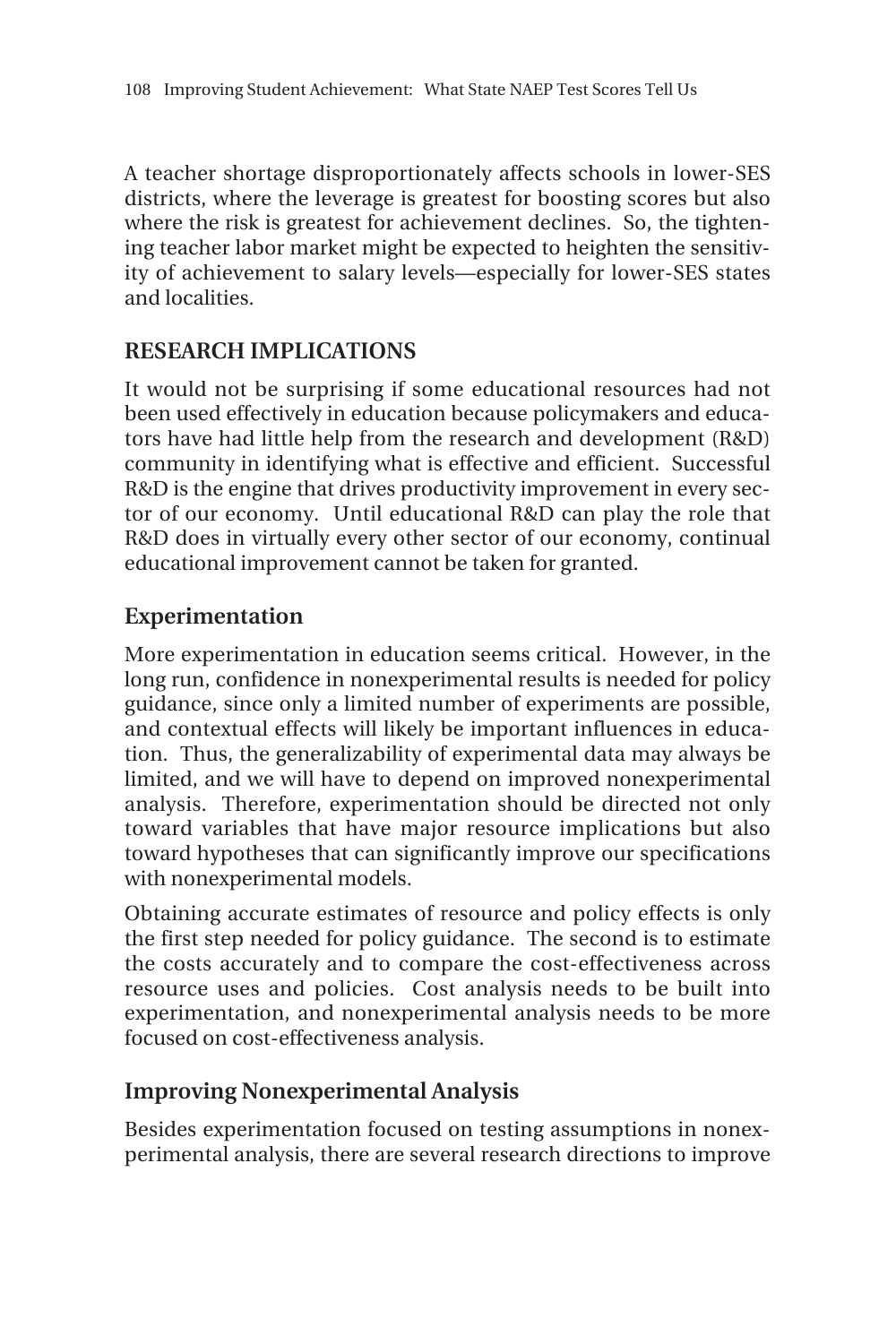A teacher shortage disproportionately affects schools in lower-SES districts, where the leverage is greatest for boosting scores but also where the risk is greatest for achievement declines. So, the tightening teacher labor market might be expected to heighten the sensitivity of achievement to salary levels—especially for lower-SES states and localities.

## RESEARCH IMPLICATIONS

It would not be surprising if some educational resources had not been used effectively in education because policymakers and educators have had little help from the research and development (R&D) community in identifying what is effective and efficient. Successful R&D is the engine that drives productivity improvement in every sector of our economy. Until educational R&D can play the role that R&D does in virtually every other sector of our economy, continual educational improvement cannot be taken for granted.

### Experimentation

More experimentation in education seems critical. However, in the long run, confidence in nonexperimental results is needed for policy guidance, since only a limited number of experiments are possible, and contextual effects will likely be important influences in education. Thus, the generalizability of experimental data may always be limited, and we will have to depend on improved nonexperimental analysis. Therefore, experimentation should be directed not only toward variables that have major resource implications but also toward hypotheses that can significantly improve our specifications with nonexperimental models.

Obtaining accurate estimates of resource and policy effects is only the first step needed for policy guidance. The second is to estimate the costs accurately and to compare the cost-effectiveness across resource uses and policies. Cost analysis needs to be built into experimentation, and nonexperimental analysis needs to be more focused on cost-effectiveness analysis.

### Improving Nonexperimental Analysis

Besides experimentation focused on testing assumptions in nonexperimental analysis, there are several research directions to improve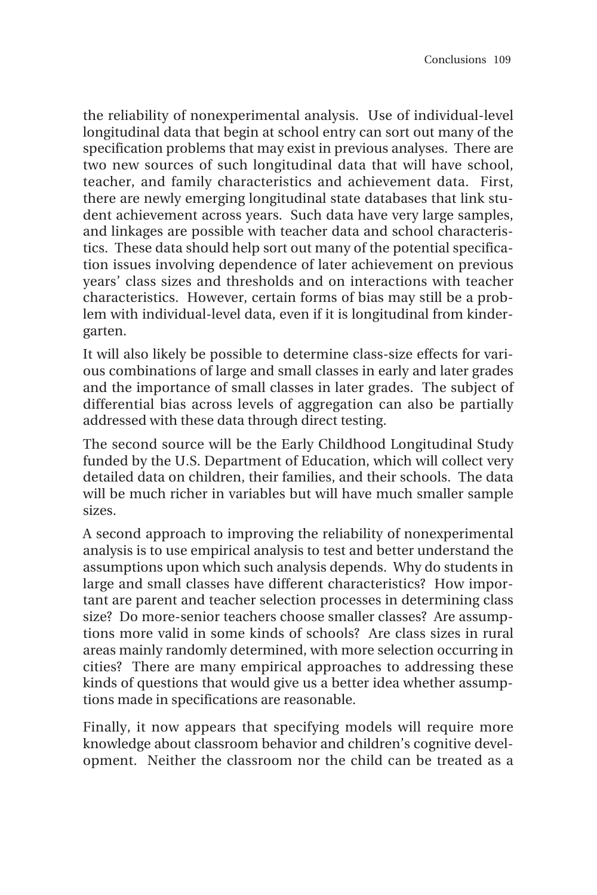the reliability of nonexperimental analysis. Use of individual-level longitudinal data that begin at school entry can sort out many of the specification problems that may exist in previous analyses. There are two new sources of such longitudinal data that will have school, teacher, and family characteristics and achievement data. First, there are newly emerging longitudinal state databases that link student achievement across years. Such data have very large samples, and linkages are possible with teacher data and school characteristics. These data should help sort out many of the potential specification issues involving dependence of later achievement on previous years' class sizes and thresholds and on interactions with teacher characteristics. However, certain forms of bias may still be a problem with individual-level data, even if it is longitudinal from kindergarten.

It will also likely be possible to determine class-size effects for various combinations of large and small classes in early and later grades and the importance of small classes in later grades. The subject of differential bias across levels of aggregation can also be partially addressed with these data through direct testing.

The second source will be the Early Childhood Longitudinal Study funded by the U.S. Department of Education, which will collect very detailed data on children, their families, and their schools. The data will be much richer in variables but will have much smaller sample sizes.

A second approach to improving the reliability of nonexperimental analysis is to use empirical analysis to test and better understand the assumptions upon which such analysis depends. Why do students in large and small classes have different characteristics? How important are parent and teacher selection processes in determining class size? Do more-senior teachers choose smaller classes? Are assumptions more valid in some kinds of schools? Are class sizes in rural areas mainly randomly determined, with more selection occurring in cities? There are many empirical approaches to addressing these kinds of questions that would give us a better idea whether assumptions made in specifications are reasonable.

Finally, it now appears that specifying models will require more knowledge about classroom behavior and children's cognitive development. Neither the classroom nor the child can be treated as a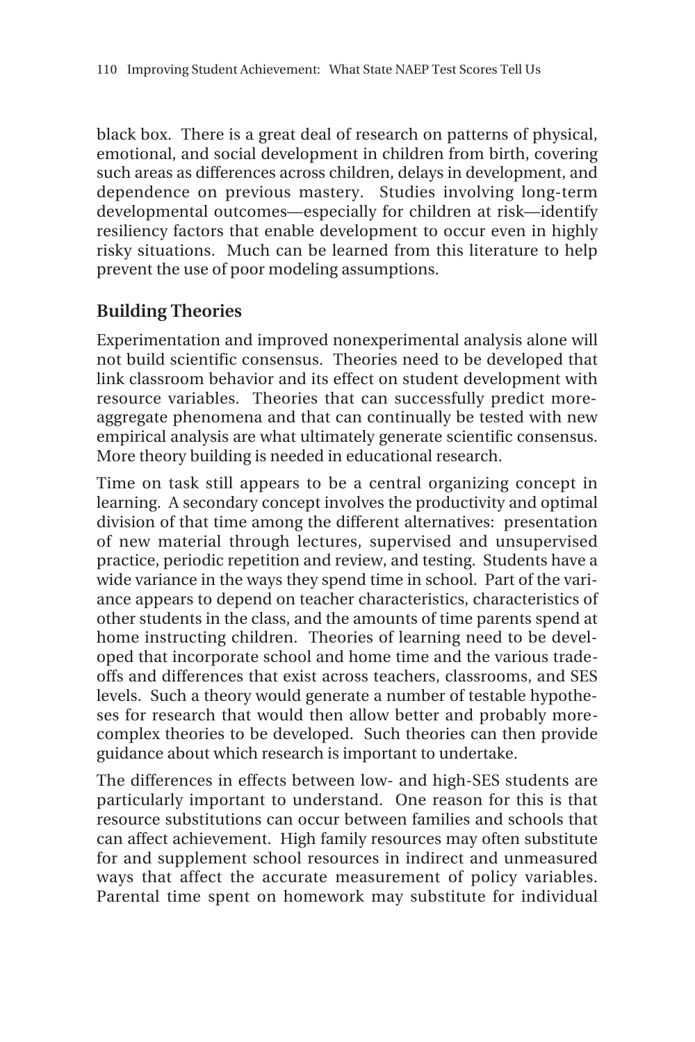black box. There is a great deal of research on patterns of physical, emotional, and social development in children from birth, covering such areas as differences across children, delays in development, and dependence on previous mastery. Studies involving long-term developmental outcomes—especially for children at risk—identify resiliency factors that enable development to occur even in highly risky situations. Much can be learned from this literature to help prevent the use of poor modeling assumptions.

## Building Theories

Experimentation and improved nonexperimental analysis alone will not build scientific consensus. Theories need to be developed that link classroom behavior and its effect on student development with resource variables. Theories that can successfully predict more-aggregate phenomena and that can continually be tested with new empirical analysis are what ultimately generate scientific consensus. More theory building is needed in educational research.

Time on task still appears to be a central organizing concept in learning. A secondary concept involves the productivity and optimal division of that time among the different alternatives: presentation of new material through lectures, supervised and unsupervised practice, periodic repetition and review, and testing. Students have a wide variance in the ways they spend time in school. Part of the variance appears to depend on teacher characteristics, characteristics of other students in the class, and the amounts of time parents spend at home instructing children. Theories of learning need to be developed that incorporate school and home time and the various trade-offs and differences that exist across teachers, classrooms, and SES levels. Such a theory would generate a number of testable hypotheses for research that would then allow better and probably more-complex theories to be developed. Such theories can then provide guidance about which research is important to undertake.

The differences in effects between low- and high-SES students are particularly important to understand. One reason for this is that resource substitutions can occur between families and schools that can affect achievement. High family resources may often substitute for and supplement school resources in indirect and unmeasured ways that affect the accurate measurement of policy variables. Parental time spent on homework may substitute for individual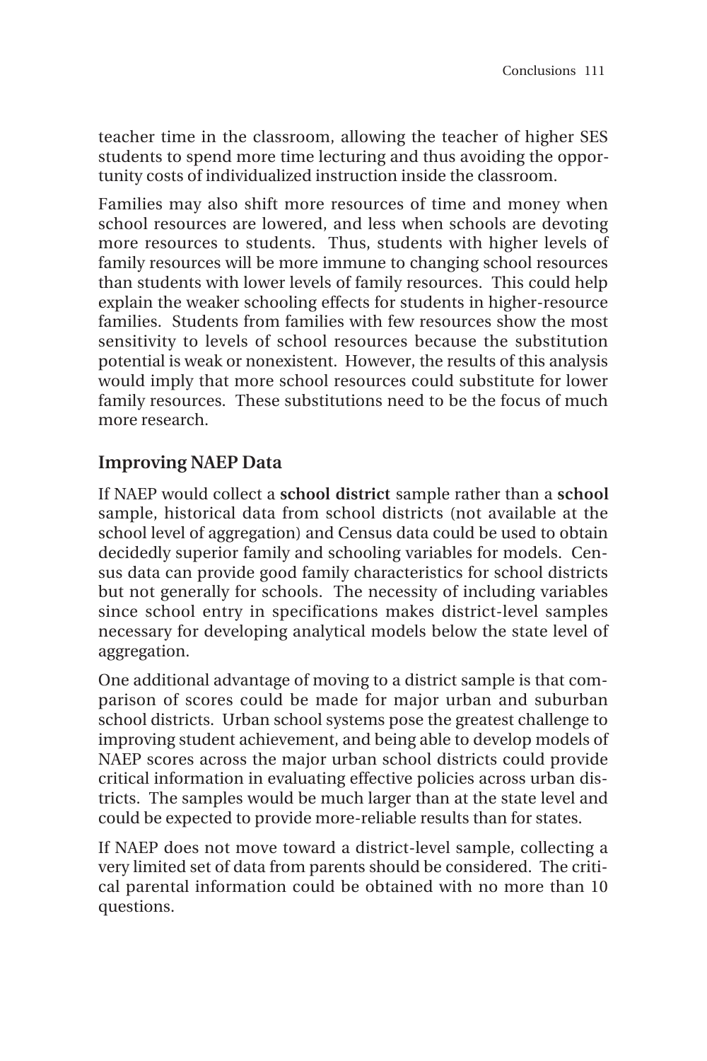teacher time in the classroom, allowing the teacher of higher SES students to spend more time lecturing and thus avoiding the opportunity costs of individualized instruction inside the classroom.

Families may also shift more resources of time and money when school resources are lowered, and less when schools are devoting more resources to students. Thus, students with higher levels of family resources will be more immune to changing school resources than students with lower levels of family resources. This could help explain the weaker schooling effects for students in higher-resource families. Students from families with few resources show the most sensitivity to levels of school resources because the substitution potential is weak or nonexistent. However, the results of this analysis would imply that more school resources could substitute for lower family resources. These substitutions need to be the focus of much more research.

## Improving NAEP Data

If NAEP would collect a **school district** sample rather than a **school** sample, historical data from school districts (not available at the school level of aggregation) and Census data could be used to obtain decidedly superior family and schooling variables for models. Census data can provide good family characteristics for school districts but not generally for schools. The necessity of including variables since school entry in specifications makes district-level samples necessary for developing analytical models below the state level of aggregation.

One additional advantage of moving to a district sample is that comparison of scores could be made for major urban and suburban school districts. Urban school systems pose the greatest challenge to improving student achievement, and being able to develop models of NAEP scores across the major urban school districts could provide critical information in evaluating effective policies across urban districts. The samples would be much larger than at the state level and could be expected to provide more-reliable results than for states.

If NAEP does not move toward a district-level sample, collecting a very limited set of data from parents should be considered. The critical parental information could be obtained with no more than 10 questions.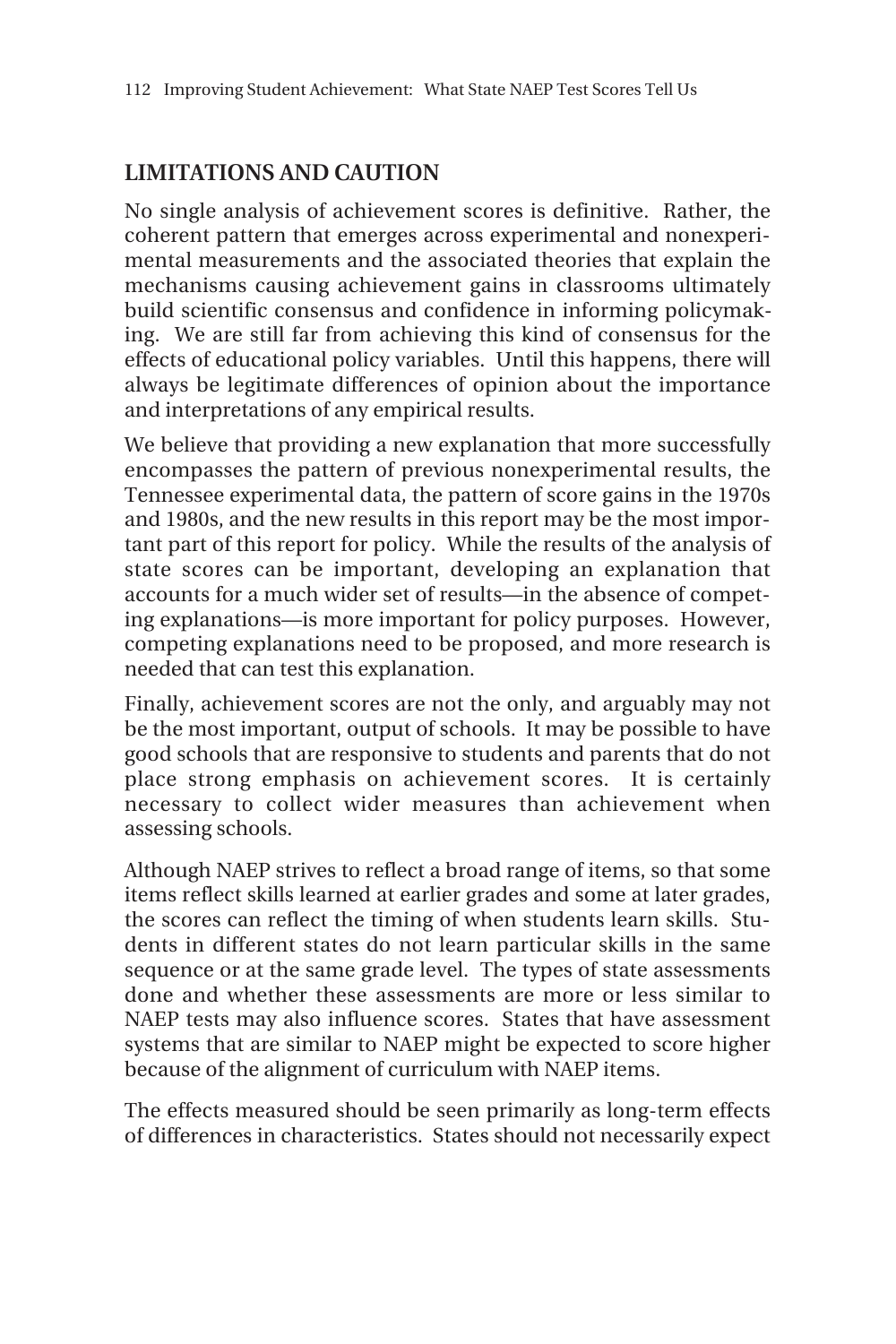## LIMITATIONS AND CAUTION

No single analysis of achievement scores is definitive. Rather, the coherent pattern that emerges across experimental and nonexperimental measurements and the associated theories that explain the mechanisms causing achievement gains in classrooms ultimately build scientific consensus and confidence in informing policymaking. We are still far from achieving this kind of consensus for the effects of educational policy variables. Until this happens, there will always be legitimate differences of opinion about the importance and interpretations of any empirical results.

We believe that providing a new explanation that more successfully encompasses the pattern of previous nonexperimental results, the Tennessee experimental data, the pattern of score gains in the 1970s and 1980s, and the new results in this report may be the most important part of this report for policy. While the results of the analysis of state scores can be important, developing an explanation that accounts for a much wider set of results—in the absence of competing explanations—is more important for policy purposes. However, competing explanations need to be proposed, and more research is needed that can test this explanation.

Finally, achievement scores are not the only, and arguably may not be the most important, output of schools. It may be possible to have good schools that are responsive to students and parents that do not place strong emphasis on achievement scores. It is certainly necessary to collect wider measures than achievement when assessing schools.

Although NAEP strives to reflect a broad range of items, so that some items reflect skills learned at earlier grades and some at later grades, the scores can reflect the timing of when students learn skills. Students in different states do not learn particular skills in the same sequence or at the same grade level. The types of state assessments done and whether these assessments are more or less similar to NAEP tests may also influence scores. States that have assessment systems that are similar to NAEP might be expected to score higher because of the alignment of curriculum with NAEP items.

The effects measured should be seen primarily as long-term effects of differences in characteristics. States should not necessarily expect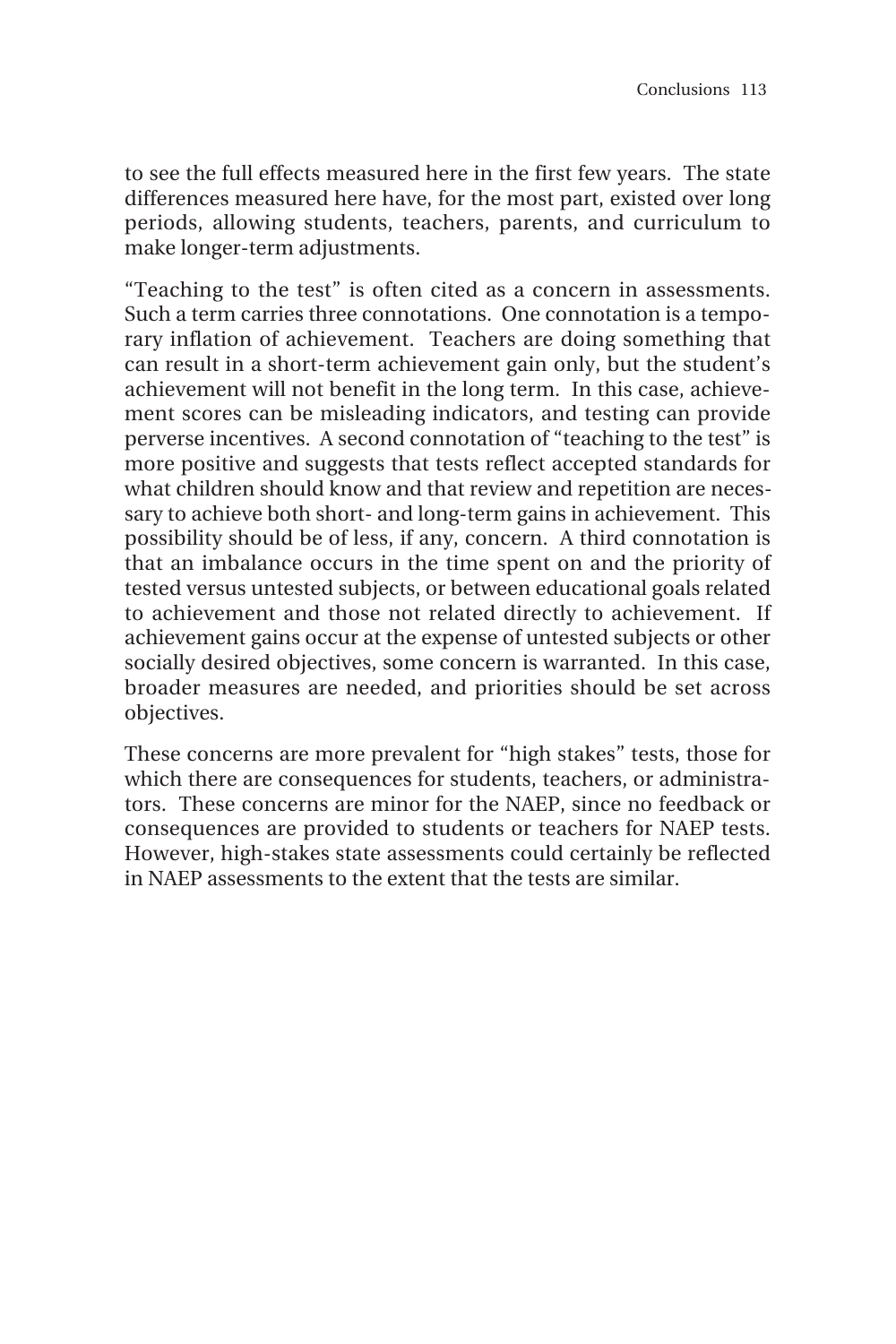to see the full effects measured here in the first few years. The state differences measured here have, for the most part, existed over long periods, allowing students, teachers, parents, and curriculum to make longer-term adjustments.

"Teaching to the test" is often cited as a concern in assessments. Such a term carries three connotations. One connotation is a temporary inflation of achievement. Teachers are doing something that can result in a short-term achievement gain only, but the student's achievement will not benefit in the long term. In this case, achievement scores can be misleading indicators, and testing can provide perverse incentives. A second connotation of "teaching to the test" is more positive and suggests that tests reflect accepted standards for what children should know and that review and repetition are necessary to achieve both short- and long-term gains in achievement. This possibility should be of less, if any, concern. A third connotation is that an imbalance occurs in the time spent on and the priority of tested versus untested subjects, or between educational goals related to achievement and those not related directly to achievement. If achievement gains occur at the expense of untested subjects or other socially desired objectives, some concern is warranted. In this case, broader measures are needed, and priorities should be set across objectives.

These concerns are more prevalent for "high stakes" tests, those for which there are consequences for students, teachers, or administrators. These concerns are minor for the NAEP, since no feedback or consequences are provided to students or teachers for NAEP tests. However, high-stakes state assessments could certainly be reflected in NAEP assessments to the extent that the tests are similar.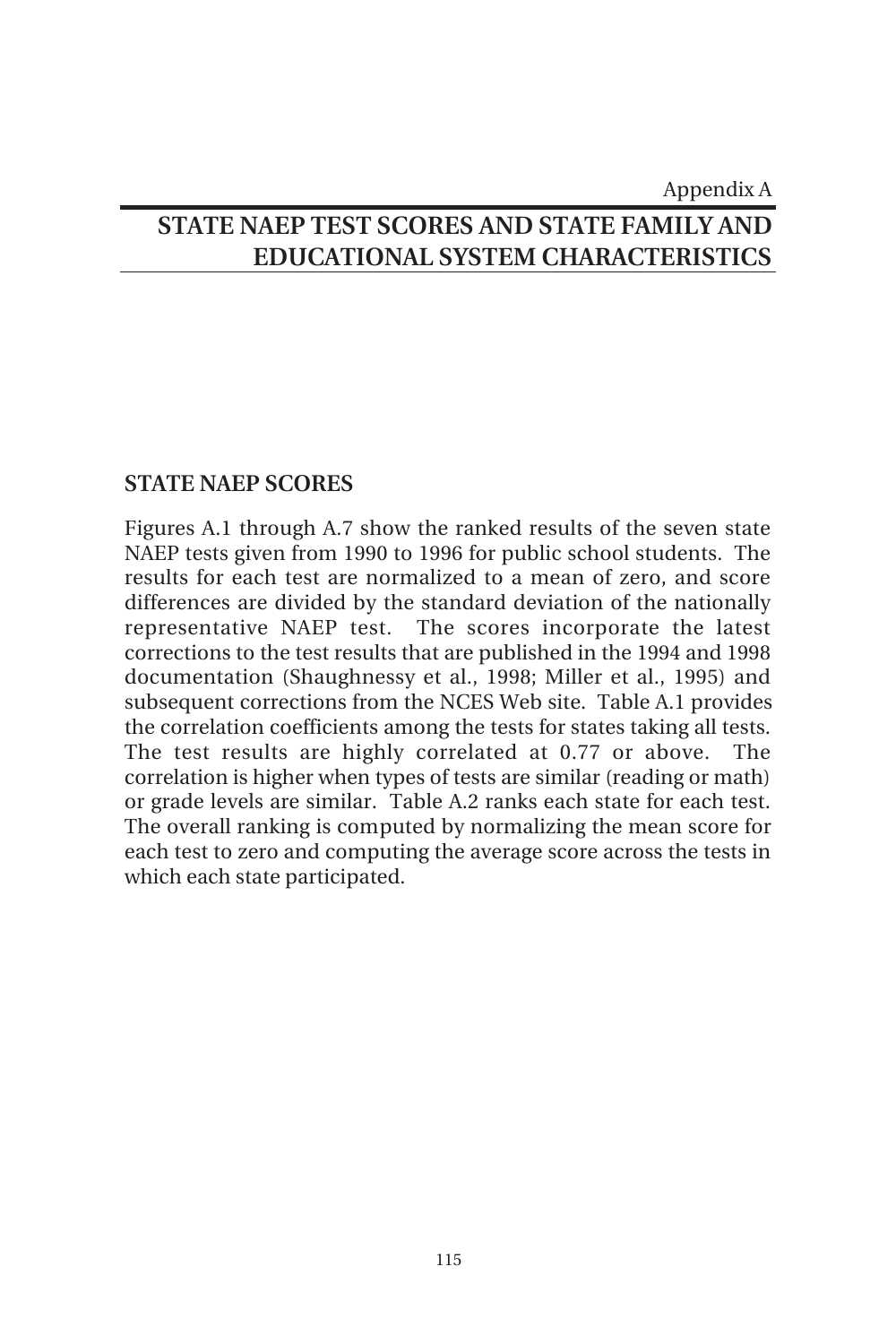Appendix A

# STATE NAEP TEST SCORES AND STATE FAMILY AND EDUCATIONAL SYSTEM CHARACTERISTICS

## STATE NAEP SCORES

Figures A.1 through A.7 show the ranked results of the seven state NAEP tests given from 1990 to 1996 for public school students. The results for each test are normalized to a mean of zero, and score differences are divided by the standard deviation of the nationally representative NAEP test. The scores incorporate the latest corrections to the test results that are published in the 1994 and 1998 documentation (Shaughnessy et al., 1998; Miller et al., 1995) and subsequent corrections from the NCES Web site. Table A.1 provides the correlation coefficients among the tests for states taking all tests. The test results are highly correlated at 0.77 or above. The correlation is higher when types of tests are similar (reading or math) or grade levels are similar. Table A.2 ranks each state for each test. The overall ranking is computed by normalizing the mean score for each test to zero and computing the average score across the tests in which each state participated.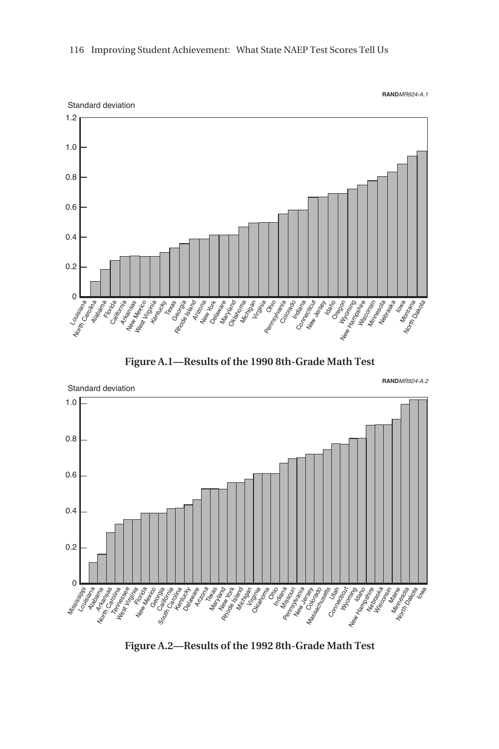Figure A.1—Results of the 1990 8th-Grade Math Test

Figure A.2—Results of the 1992 8th-Grade Math Test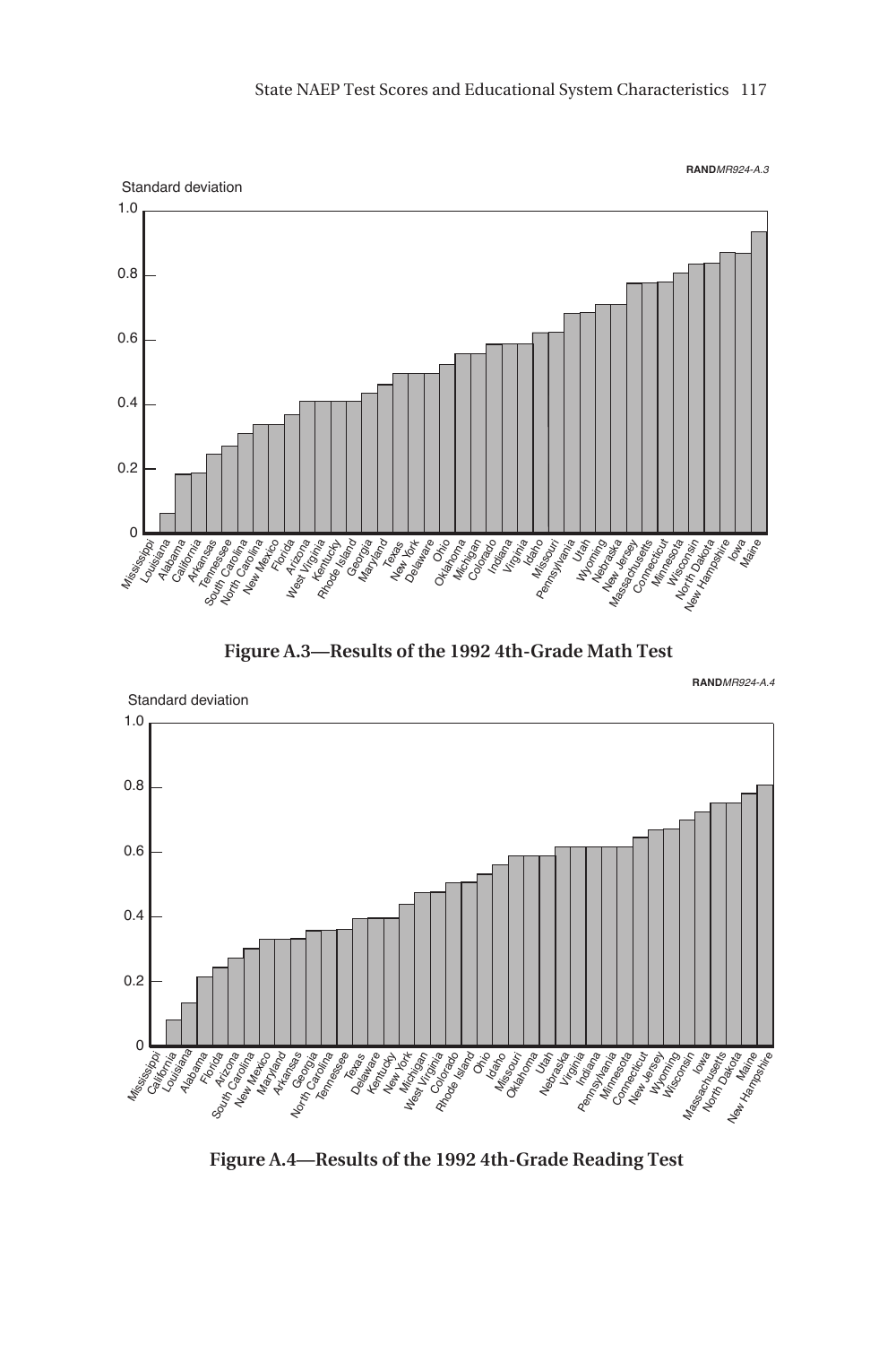RANDMR924-A.3

Standard deviation

Figure A.3—Results of the 1992 4th-Grade Math Test

RANDMR924-A.4

Standard deviation

Figure A.4—Results of the 1992 4th-Grade Reading Test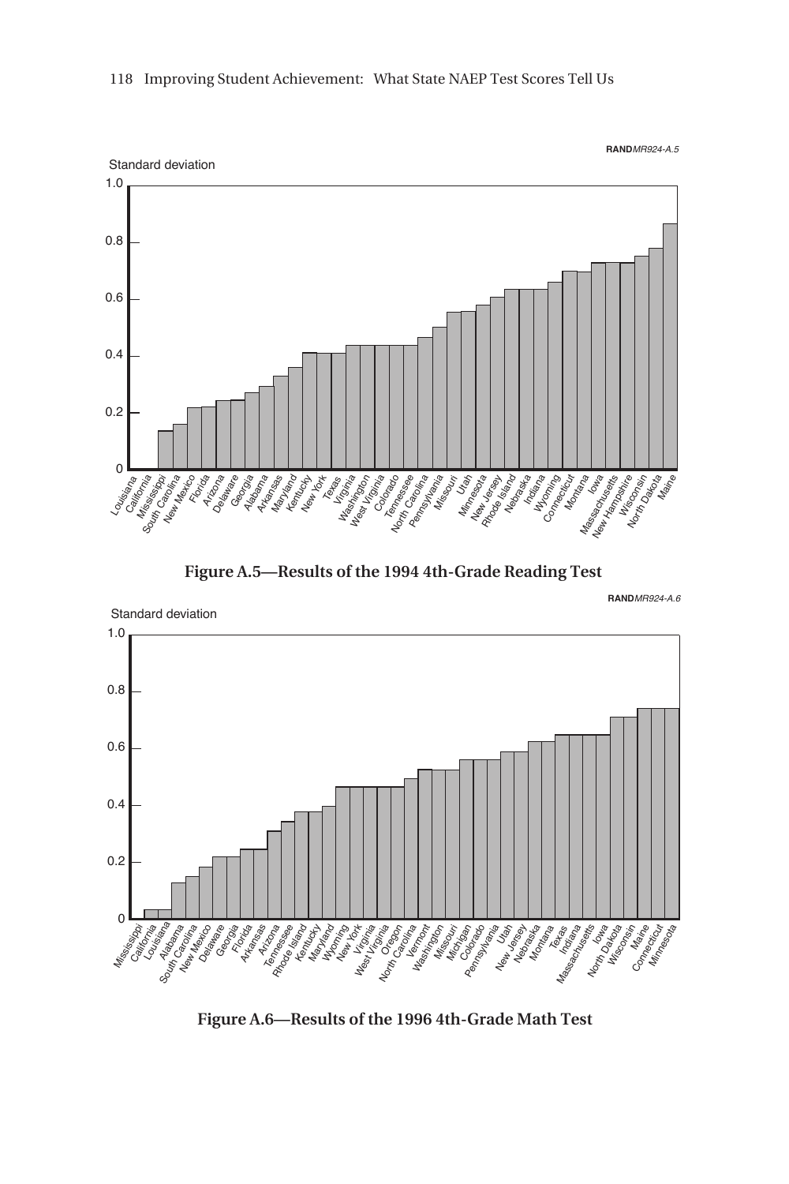RANDMR924-A.5

Standard deviation

**Figure A.5—Results of the 1994 4th-Grade Reading Test**

RANDMR924-A.6

Standard deviation

**Figure A.6—Results of the 1996 4th-Grade Math Test**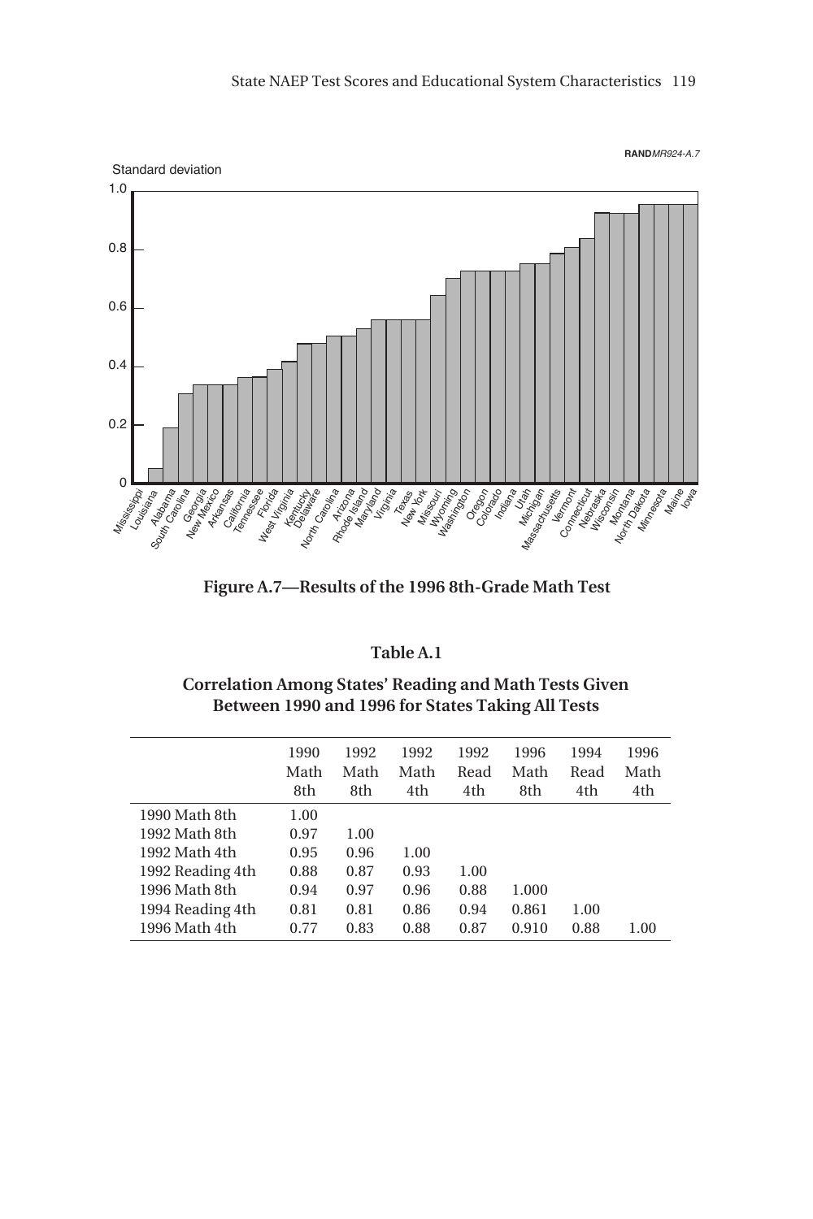RANDMR924-A.7

Standard deviation

Figure A.7—Results of the 1996 8th-Grade Math Test

**Table A.1**

**Correlation Among States' Reading and Math Tests Given Between 1990 and 1996 for States Taking All Tests**

| | 1990 Math 8th | 1992 Math 8th | 1992 Math 4th | 1992 Read 4th | 1996 Math 8th | 1994 Read 4th | 1996 Math 4th |
|---|---|---|---|---|---|---|---|
| 1990 Math 8th | 1.00 | | | | | | |
| 1992 Math 8th | 0.97 | 1.00 | | | | | |
| 1992 Math 4th | 0.95 | 0.96 | 1.00 | | | | |
| 1992 Reading 4th | 0.88 | 0.87 | 0.93 | 1.00 | | | |
| 1996 Math 8th | 0.94 | 0.97 | 0.96 | 0.88 | 1.000 | | |
| 1994 Reading 4th | 0.81 | 0.81 | 0.86 | 0.94 | 0.861 | 1.00 | |
| 1996 Math 4th | 0.77 | 0.83 | 0.88 | 0.87 | 0.910 | 0.88 | 1.00 |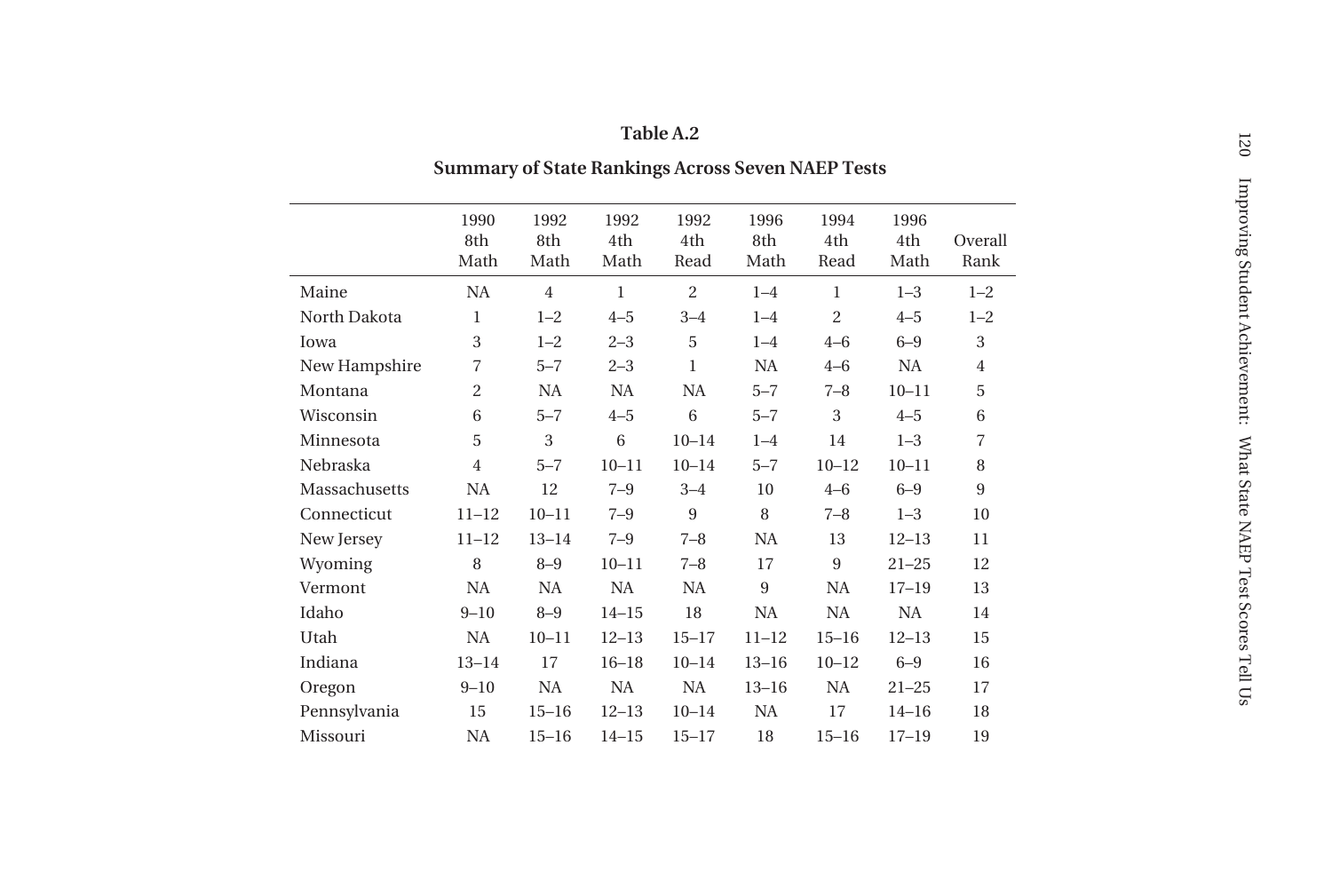**Table A.2**

**Summary of State Rankings Across Seven NAEP Tests**

| | 1990 8th Math | 1992 8th Math | 1992 4th Math | 1992 4th Read | 1996 8th Math | 1994 4th Read | 1996 4th Math | Overall Rank |
|---|---|---|---|---|---|---|---|---|
| Maine | NA | 4 | 1 | 2 | 1–4 | 1 | 1–3 | 1–2 |
| North Dakota | 1 | 1–2 | 4–5 | 3–4 | 1–4 | 2 | 4–5 | 1–2 |
| Iowa | 3 | 1–2 | 2–3 | 5 | 1–4 | 4–6 | 6–9 | 3 |
| New Hampshire | 7 | 5–7 | 2–3 | 1 | NA | 4–6 | NA | 4 |
| Montana | 2 | NA | NA | NA | 5–7 | 7–8 | 10–11 | 5 |
| Wisconsin | 6 | 5–7 | 4–5 | 6 | 5–7 | 3 | 4–5 | 6 |
| Minnesota | 5 | 3 | 6 | 10–14 | 1–4 | 14 | 1–3 | 7 |
| Nebraska | 4 | 5–7 | 10–11 | 10–14 | 5–7 | 10–12 | 10–11 | 8 |
| Massachusetts | NA | 12 | 7–9 | 3–4 | 10 | 4–6 | 6–9 | 9 |
| Connecticut | 11–12 | 10–11 | 7–9 | 9 | 8 | 7–8 | 1–3 | 10 |
| New Jersey | 11–12 | 13–14 | 7–9 | 7–8 | NA | 13 | 12–13 | 11 |
| Wyoming | 8 | 8–9 | 10–11 | 7–8 | 17 | 9 | 21–25 | 12 |
| Vermont | NA | NA | NA | NA | 9 | NA | 17–19 | 13 |
| Idaho | 9–10 | 8–9 | 14–15 | 18 | NA | NA | NA | 14 |
| Utah | NA | 10–11 | 12–13 | 15–17 | 11–12 | 15–16 | 12–13 | 15 |
| Indiana | 13–14 | 17 | 16–18 | 10–14 | 13–16 | 10–12 | 6–9 | 16 |
| Oregon | 9–10 | NA | NA | NA | 13–16 | NA | 21–25 | 17 |
| Pennsylvania | 15 | 15–16 | 12–13 | 10–14 | NA | 17 | 14–16 | 18 |
| Missouri | NA | 15–16 | 14–15 | 15–17 | 18 | 15–16 | 17–19 | 19 |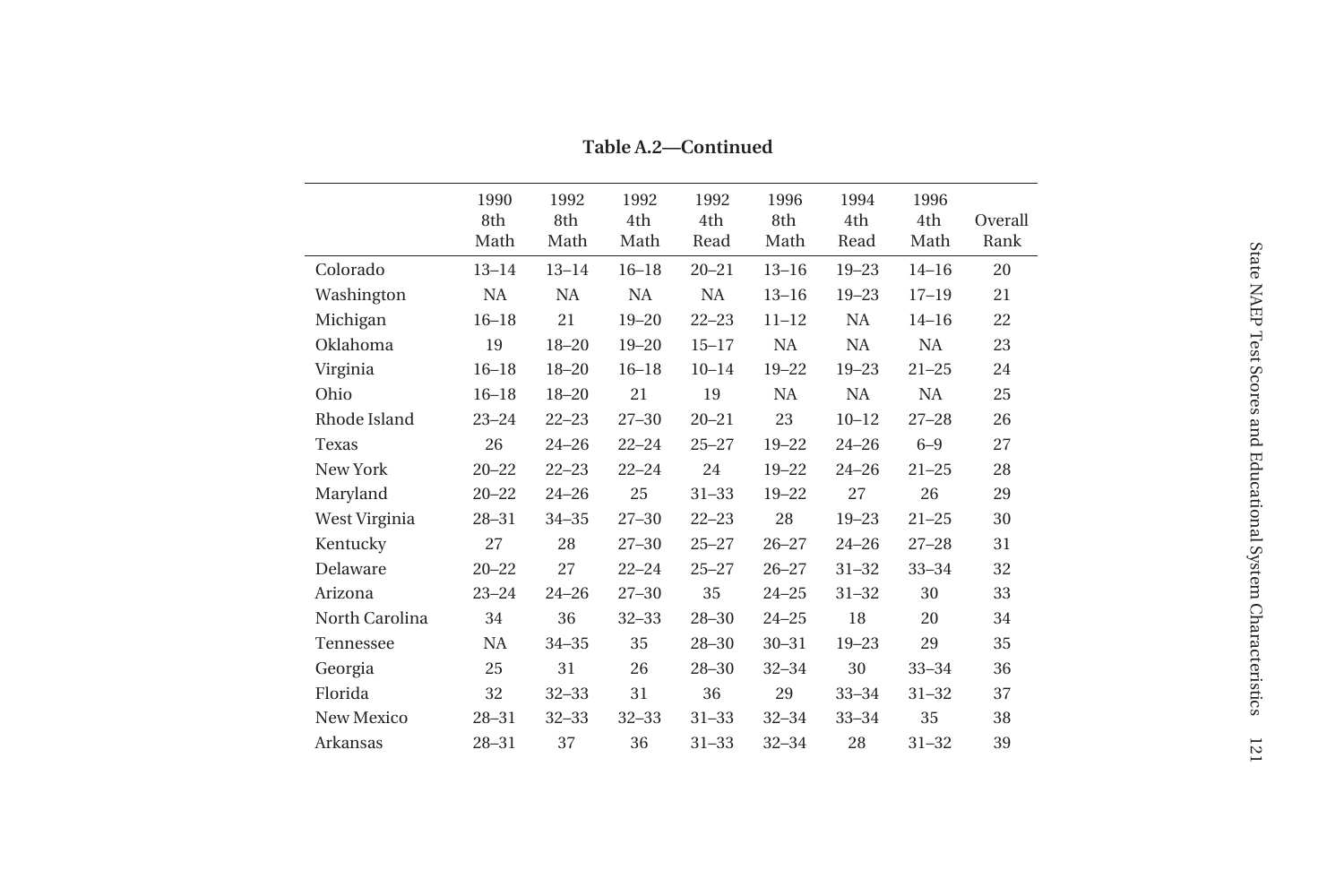**Table A.2—Continued**

| | 1990 8th Math | 1992 8th Math | 1992 4th Math | 1992 4th Read | 1996 8th Math | 1994 4th Read | 1996 4th Math | Overall Rank |
|---|---|---|---|---|---|---|---|---|
| Colorado | 13–14 | 13–14 | 16–18 | 20–21 | 13–16 | 19–23 | 14–16 | 20 |
| Washington | NA | NA | NA | NA | 13–16 | 19–23 | 17–19 | 21 |
| Michigan | 16–18 | 21 | 19–20 | 22–23 | 11–12 | NA | 14–16 | 22 |
| Oklahoma | 19 | 18–20 | 19–20 | 15–17 | NA | NA | NA | 23 |
| Virginia | 16–18 | 18–20 | 16–18 | 10–14 | 19–22 | 19–23 | 21–25 | 24 |
| Ohio | 16–18 | 18–20 | 21 | 19 | NA | NA | NA | 25 |
| Rhode Island | 23–24 | 22–23 | 27–30 | 20–21 | 23 | 10–12 | 27–28 | 26 |
| Texas | 26 | 24–26 | 22–24 | 25–27 | 19–22 | 24–26 | 6–9 | 27 |
| New York | 20–22 | 22–23 | 22–24 | 24 | 19–22 | 24–26 | 21–25 | 28 |
| Maryland | 20–22 | 24–26 | 25 | 31–33 | 19–22 | 27 | 26 | 29 |
| West Virginia | 28–31 | 34–35 | 27–30 | 22–23 | 28 | 19–23 | 21–25 | 30 |
| Kentucky | 27 | 28 | 27–30 | 25–27 | 26–27 | 24–26 | 27–28 | 31 |
| Delaware | 20–22 | 27 | 22–24 | 25–27 | 26–27 | 31–32 | 33–34 | 32 |
| Arizona | 23–24 | 24–26 | 27–30 | 35 | 24–25 | 31–32 | 30 | 33 |
| North Carolina | 34 | 36 | 32–33 | 28–30 | 24–25 | 18 | 20 | 34 |
| Tennessee | NA | 34–35 | 35 | 28–30 | 30–31 | 19–23 | 29 | 35 |
| Georgia | 25 | 31 | 26 | 28–30 | 32–34 | 30 | 33–34 | 36 |
| Florida | 32 | 32–33 | 31 | 36 | 29 | 33–34 | 31–32 | 37 |
| New Mexico | 28–31 | 32–33 | 32–33 | 31–33 | 32–34 | 33–34 | 35 | 38 |
| Arkansas | 28–31 | 37 | 36 | 31–33 | 32–34 | 28 | 31–32 | 39 |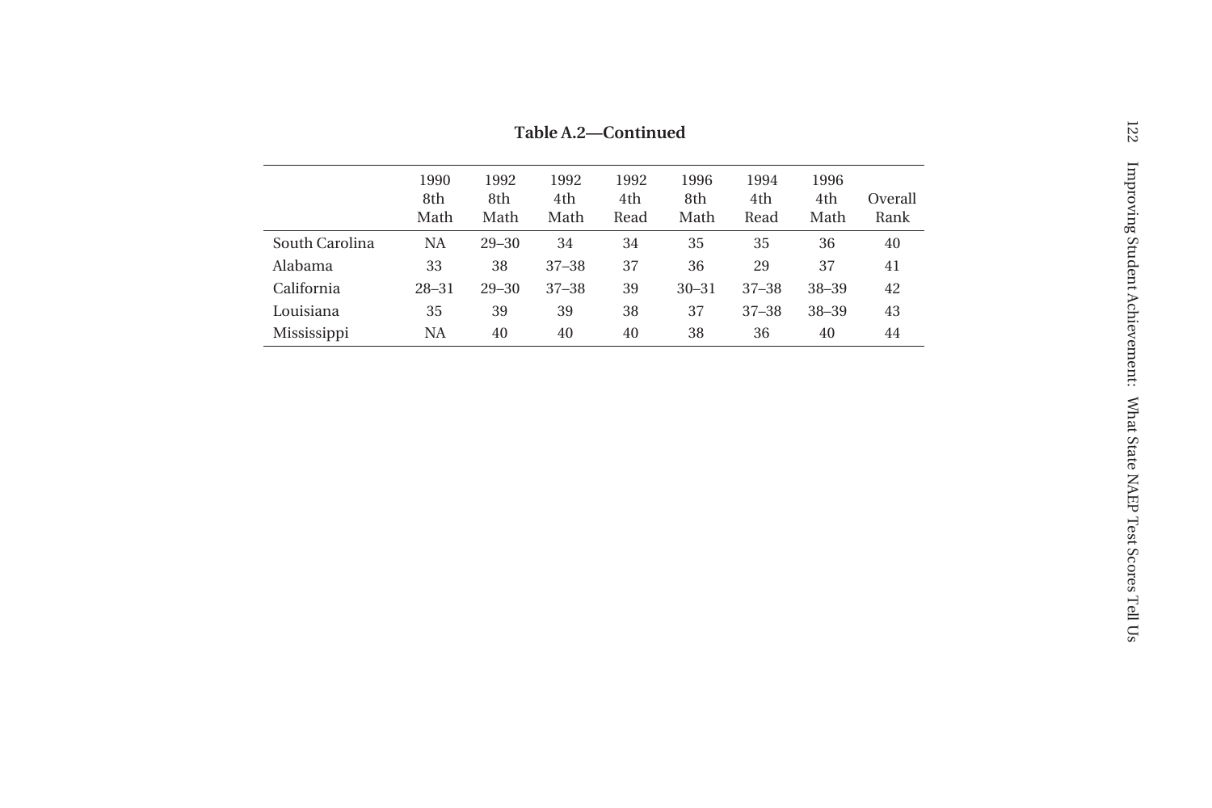**Table A.2—Continued**

| | 1990 8th Math | 1992 8th Math | 1992 4th Math | 1992 4th Read | 1996 8th Math | 1994 4th Read | 1996 4th Math | Overall Rank |
|---|---|---|---|---|---|---|---|---|
| South Carolina | NA | 29–30 | 34 | 34 | 35 | 35 | 36 | 40 |
| Alabama | 33 | 38 | 37–38 | 37 | 36 | 29 | 37 | 41 |
| California | 28–31 | 29–30 | 37–38 | 39 | 30–31 | 37–38 | 38–39 | 42 |
| Louisiana | 35 | 39 | 39 | 38 | 37 | 37–38 | 38–39 | 43 |
| Mississippi | NA | 40 | 40 | 40 | 38 | 36 | 40 | 44 |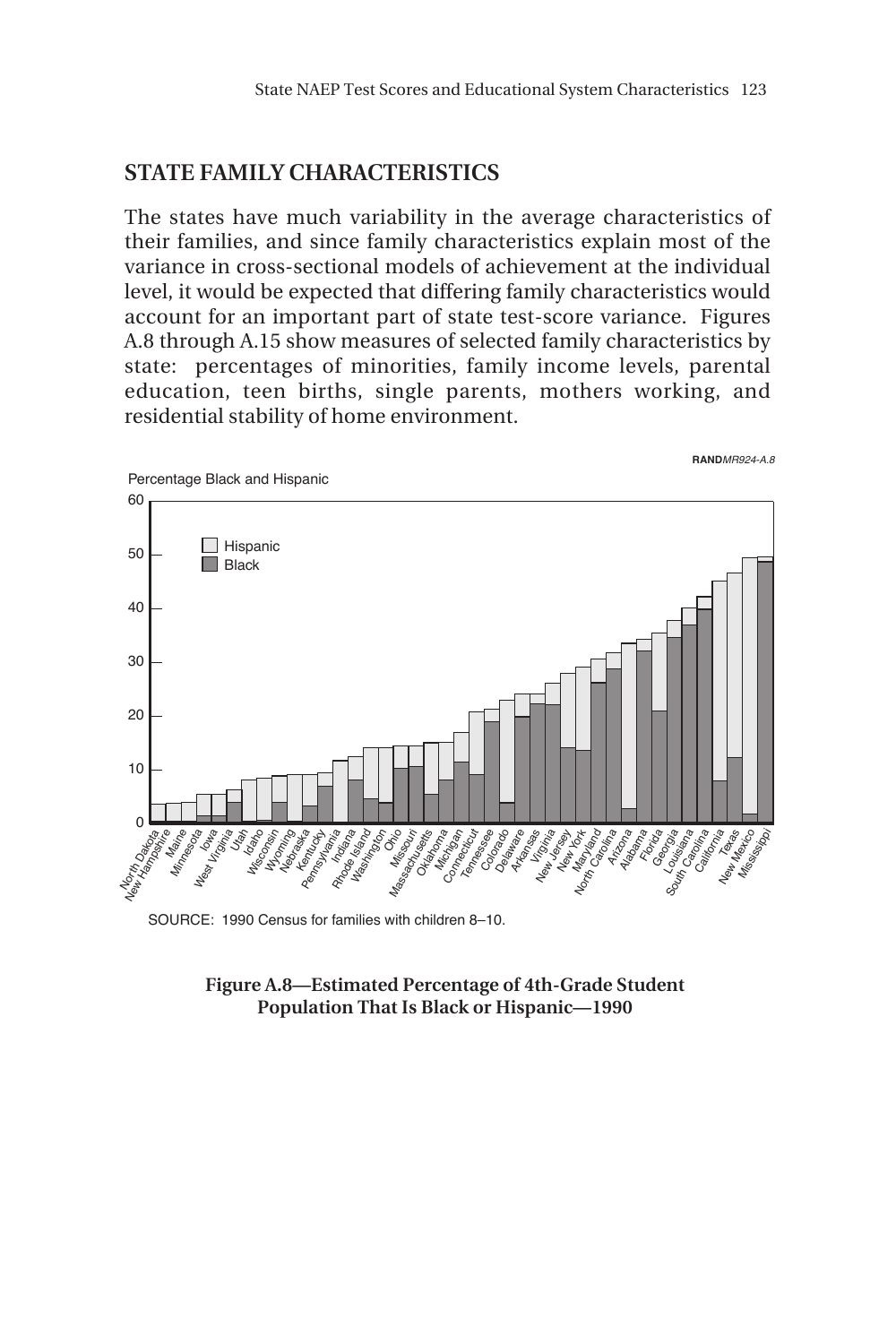## STATE FAMILY CHARACTERISTICS

The states have much variability in the average characteristics of their families, and since family characteristics explain most of the variance in cross-sectional models of achievement at the individual level, it would be expected that differing family characteristics would account for an important part of state test-score variance. Figures A.8 through A.15 show measures of selected family characteristics by state: percentages of minorities, family income levels, parental education, teen births, single parents, mothers working, and residential stability of home environment.

SOURCE: 1990 Census for families with children 8–10.

**Figure A.8—Estimated Percentage of 4th-Grade Student Population That Is Black or Hispanic—1990**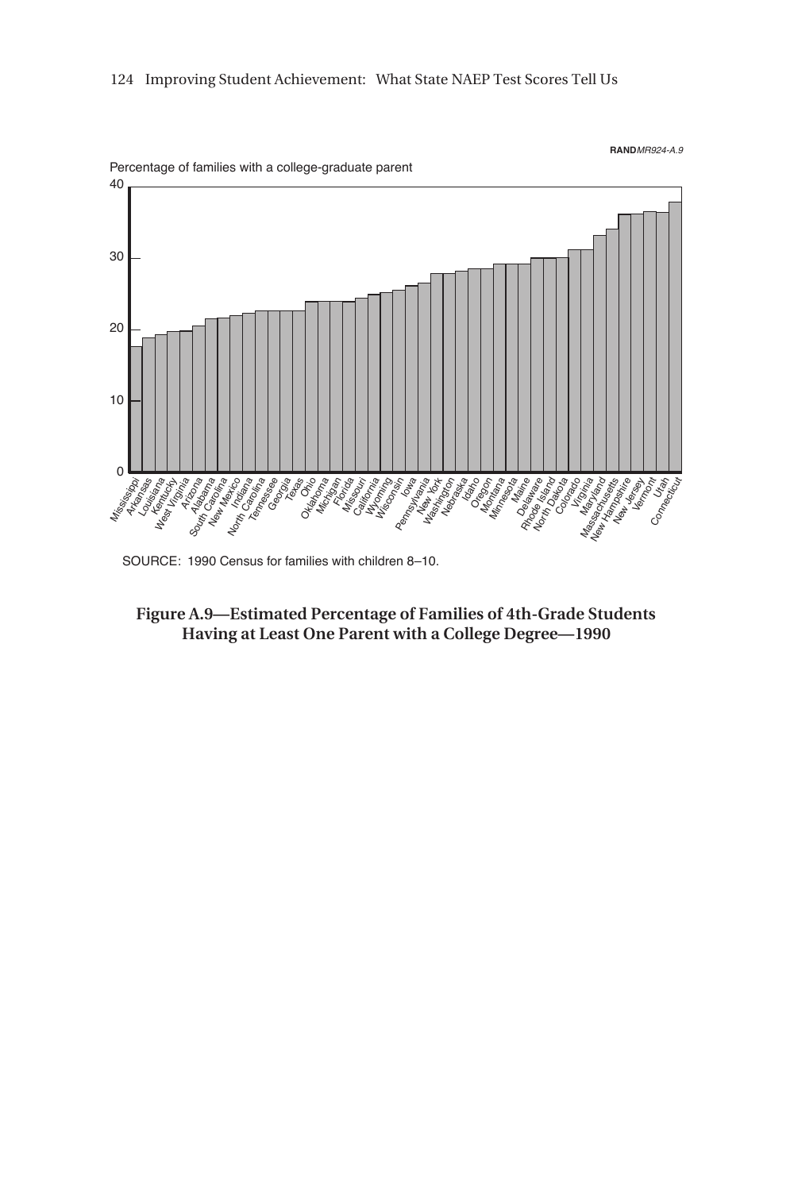RANDMR924-A.9

Percentage of families with a college-graduate parent

SOURCE: 1990 Census for families with children 8–10.

**Figure A.9—Estimated Percentage of Families of 4th-Grade Students Having at Least One Parent with a College Degree—1990**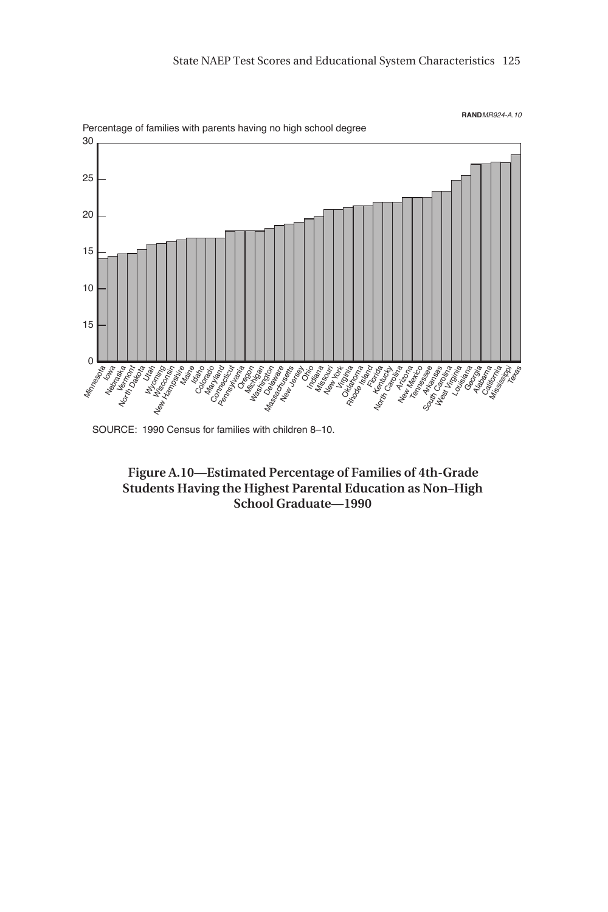RANDMR924-A.10

Percentage of families with parents having no high school degree

SOURCE: 1990 Census for families with children 8–10.

**Figure A.10—Estimated Percentage of Families of 4th-Grade Students Having the Highest Parental Education as Non–High School Graduate—1990**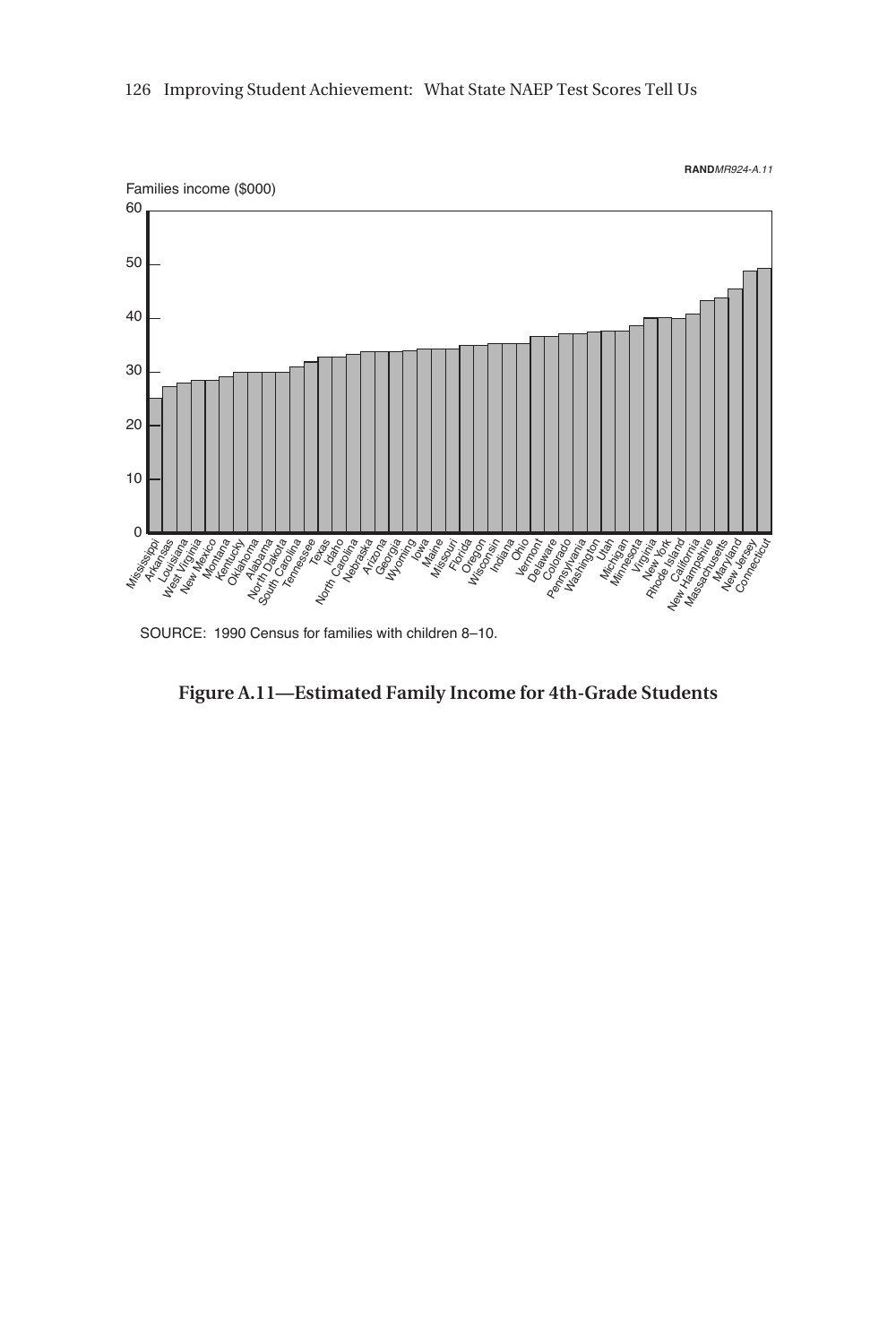RANDMR924-A.11

Families income ($000)

SOURCE: 1990 Census for families with children 8–10.

**Figure A.11—Estimated Family Income for 4th-Grade Students**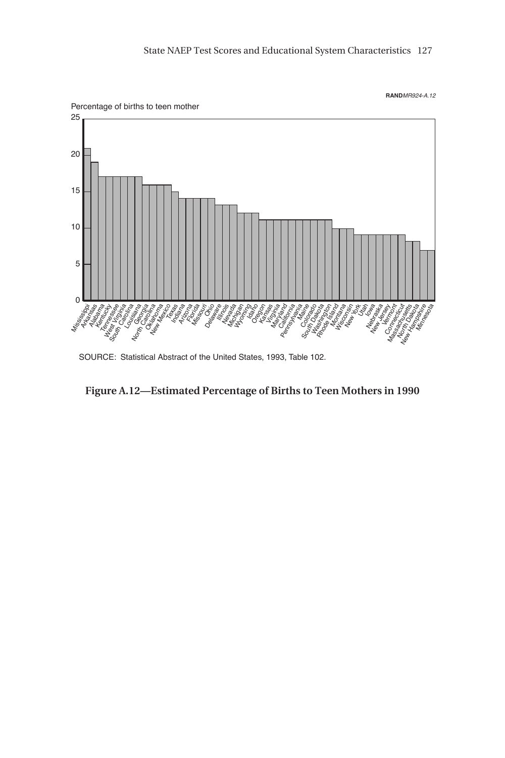RANDMR924-A.12

Percentage of births to teen mother

SOURCE: Statistical Abstract of the United States, 1993, Table 102.

**Figure A.12—Estimated Percentage of Births to Teen Mothers in 1990**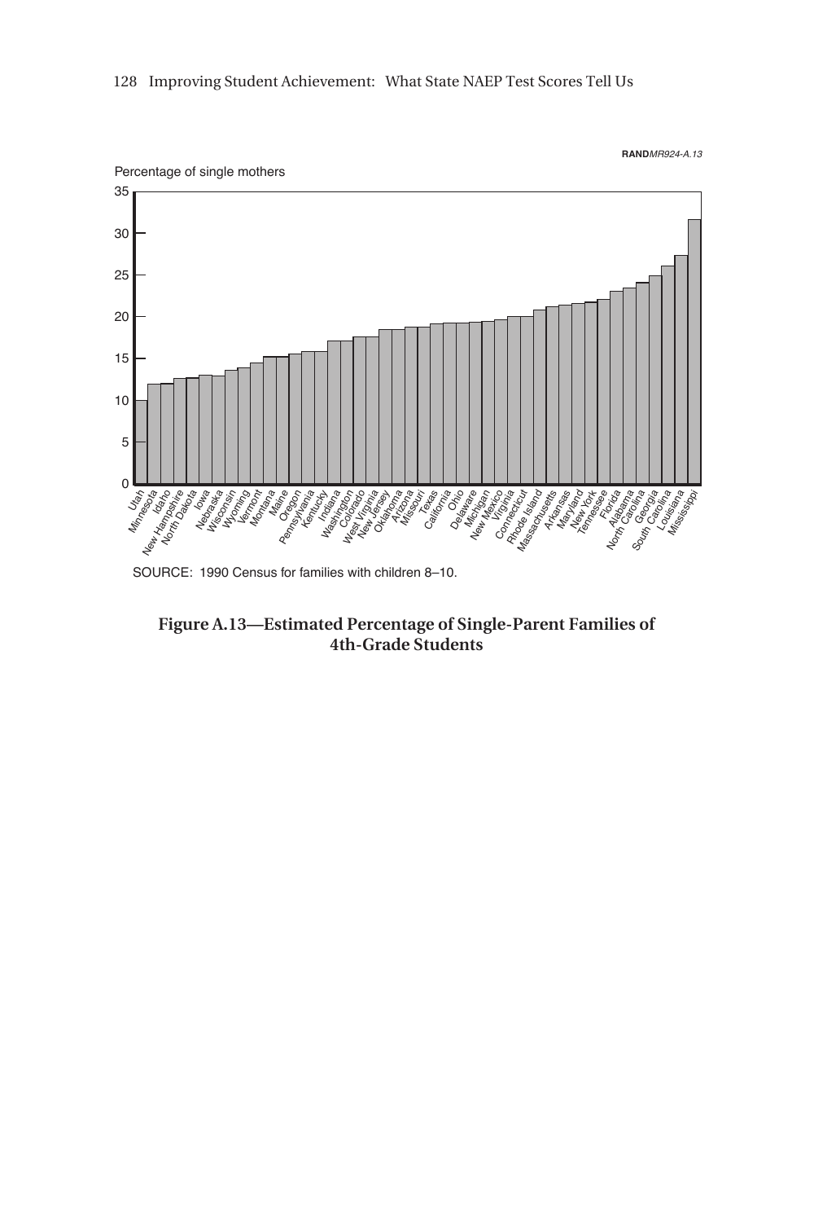RANDMR924-A.13

Percentage of single mothers

SOURCE: 1990 Census for families with children 8–10.

**Figure A.13—Estimated Percentage of Single-Parent Families of 4th-Grade Students**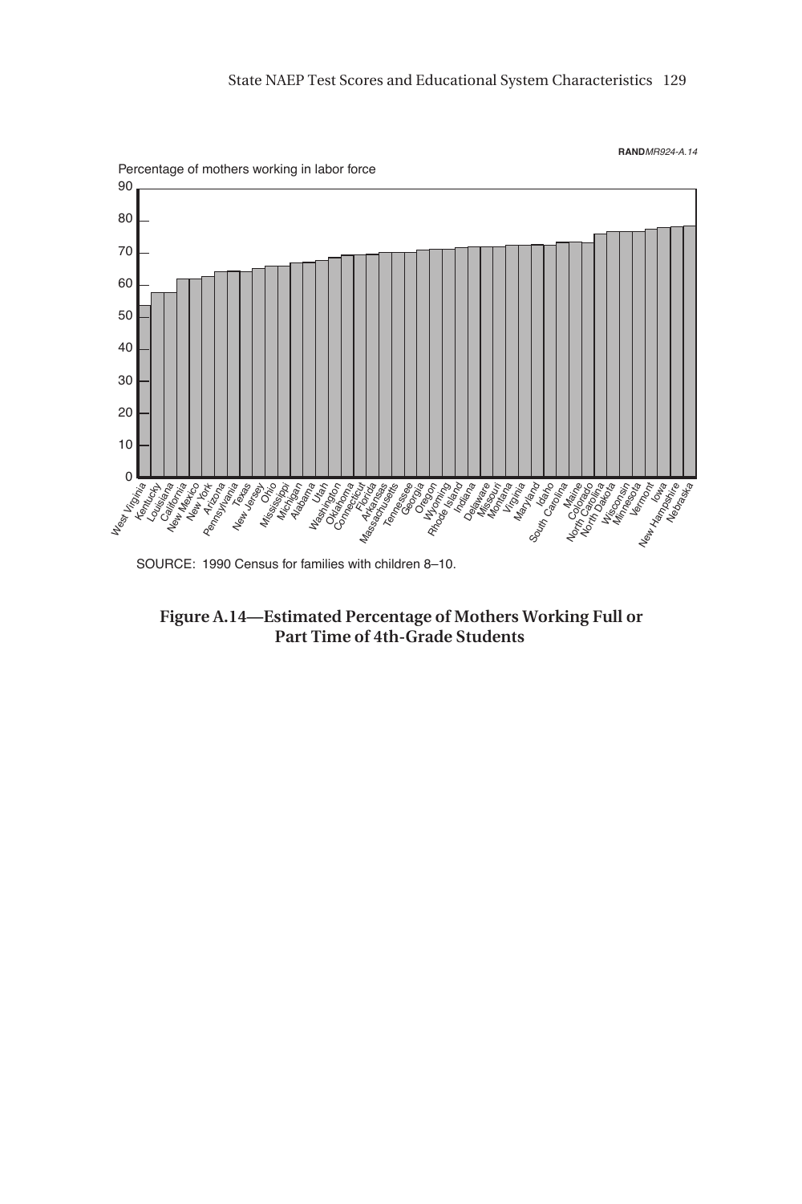RAND MR924-A.14

Percentage of mothers working in labor force

SOURCE: 1990 Census for families with children 8–10.

**Figure A.14—Estimated Percentage of Mothers Working Full or Part Time of 4th-Grade Students**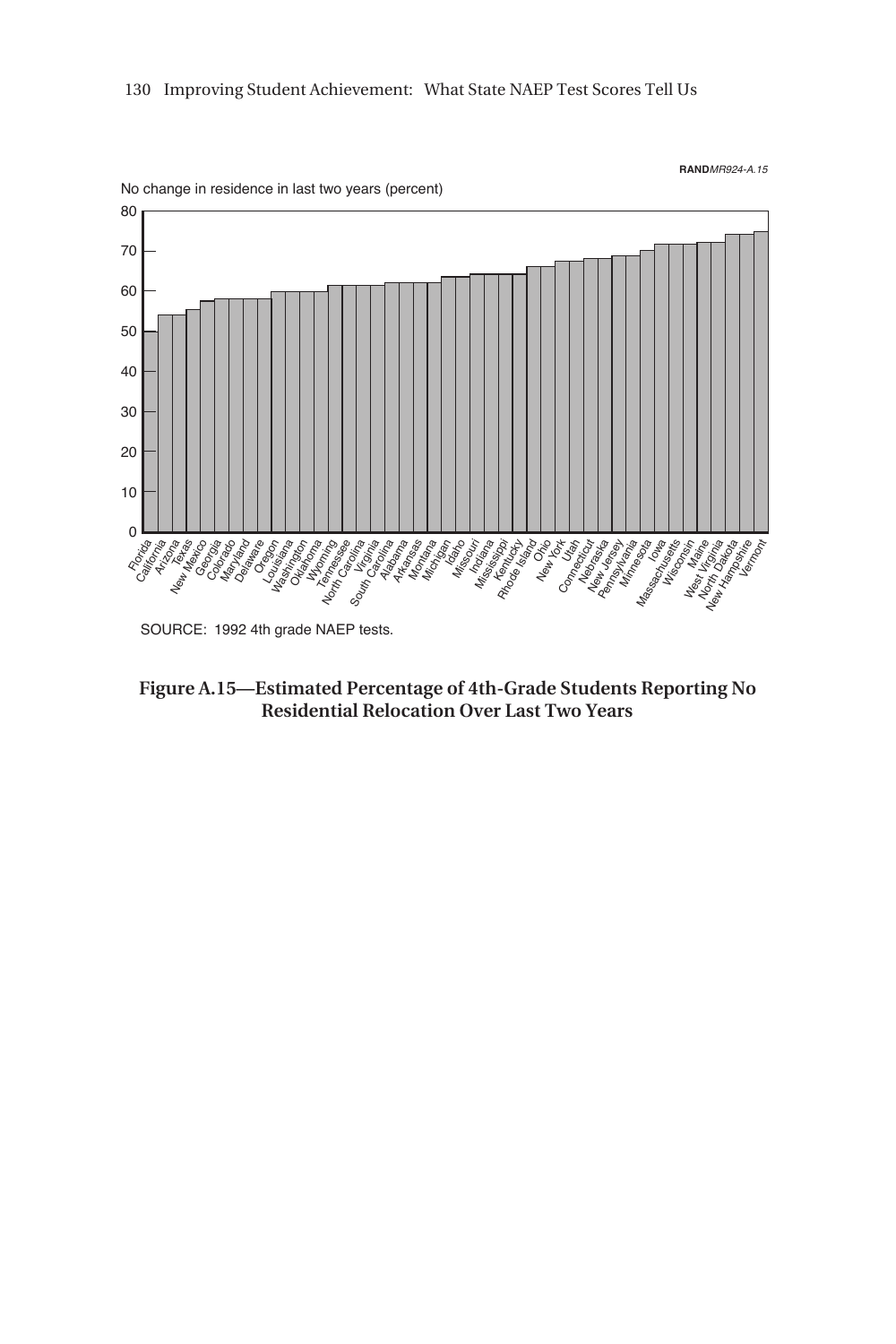RAND*MR924-A.15*

No change in residence in last two years (percent)

SOURCE: 1992 4th grade NAEP tests.

**Figure A.15—Estimated Percentage of 4th-Grade Students Reporting No Residential Relocation Over Last Two Years**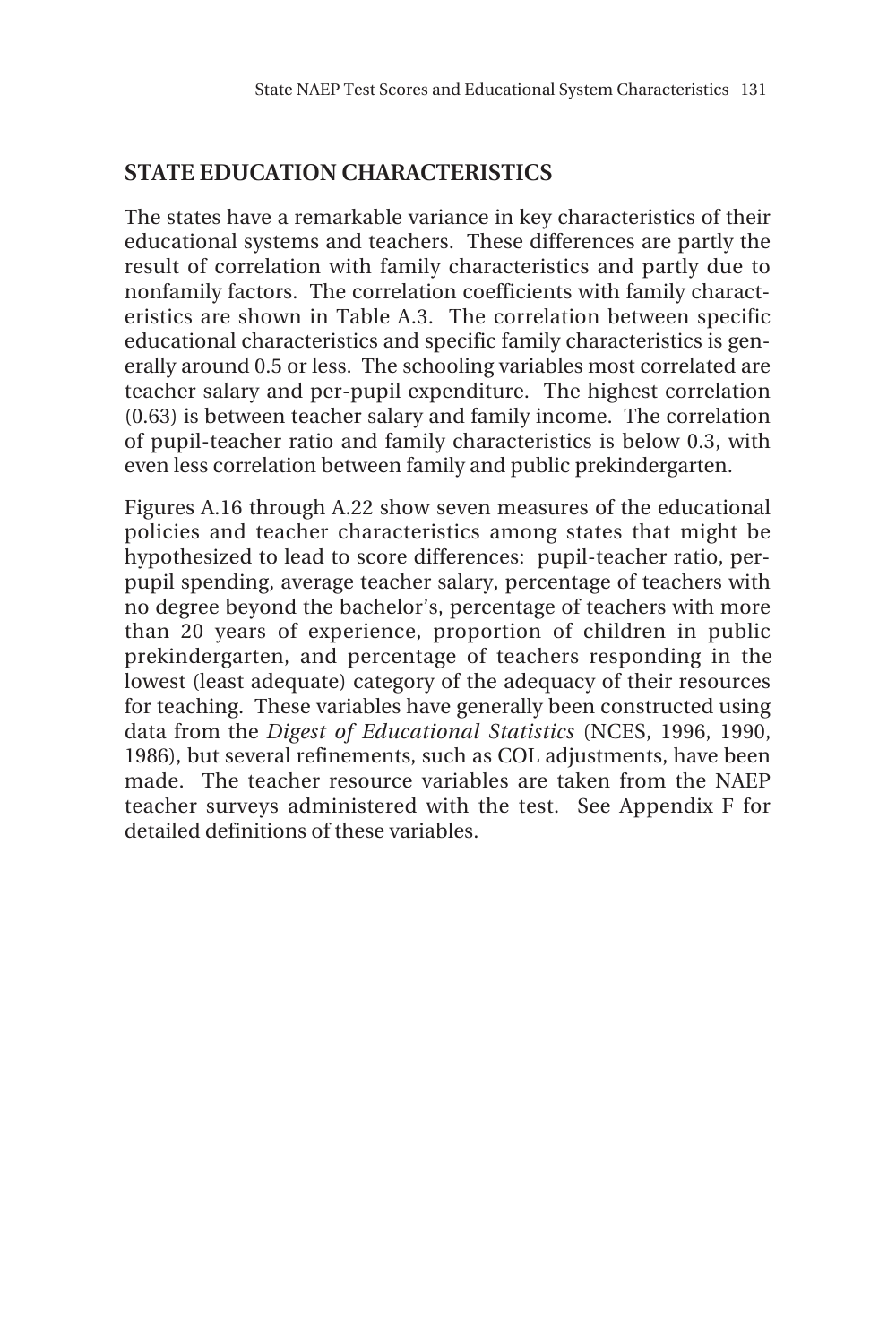## STATE EDUCATION CHARACTERISTICS

The states have a remarkable variance in key characteristics of their educational systems and teachers. These differences are partly the result of correlation with family characteristics and partly due to nonfamily factors. The correlation coefficients with family characteristics are shown in Table A.3. The correlation between specific educational characteristics and specific family characteristics is generally around 0.5 or less. The schooling variables most correlated are teacher salary and per-pupil expenditure. The highest correlation (0.63) is between teacher salary and family income. The correlation of pupil-teacher ratio and family characteristics is below 0.3, with even less correlation between family and public prekindergarten.

Figures A.16 through A.22 show seven measures of the educational policies and teacher characteristics among states that might be hypothesized to lead to score differences: pupil-teacher ratio, per-pupil spending, average teacher salary, percentage of teachers with no degree beyond the bachelor's, percentage of teachers with more than 20 years of experience, proportion of children in public prekindergarten, and percentage of teachers responding in the lowest (least adequate) category of the adequacy of their resources for teaching. These variables have generally been constructed using data from the *Digest of Educational Statistics* (NCES, 1996, 1990, 1986), but several refinements, such as COL adjustments, have been made. The teacher resource variables are taken from the NAEP teacher surveys administered with the test. See Appendix F for detailed definitions of these variables.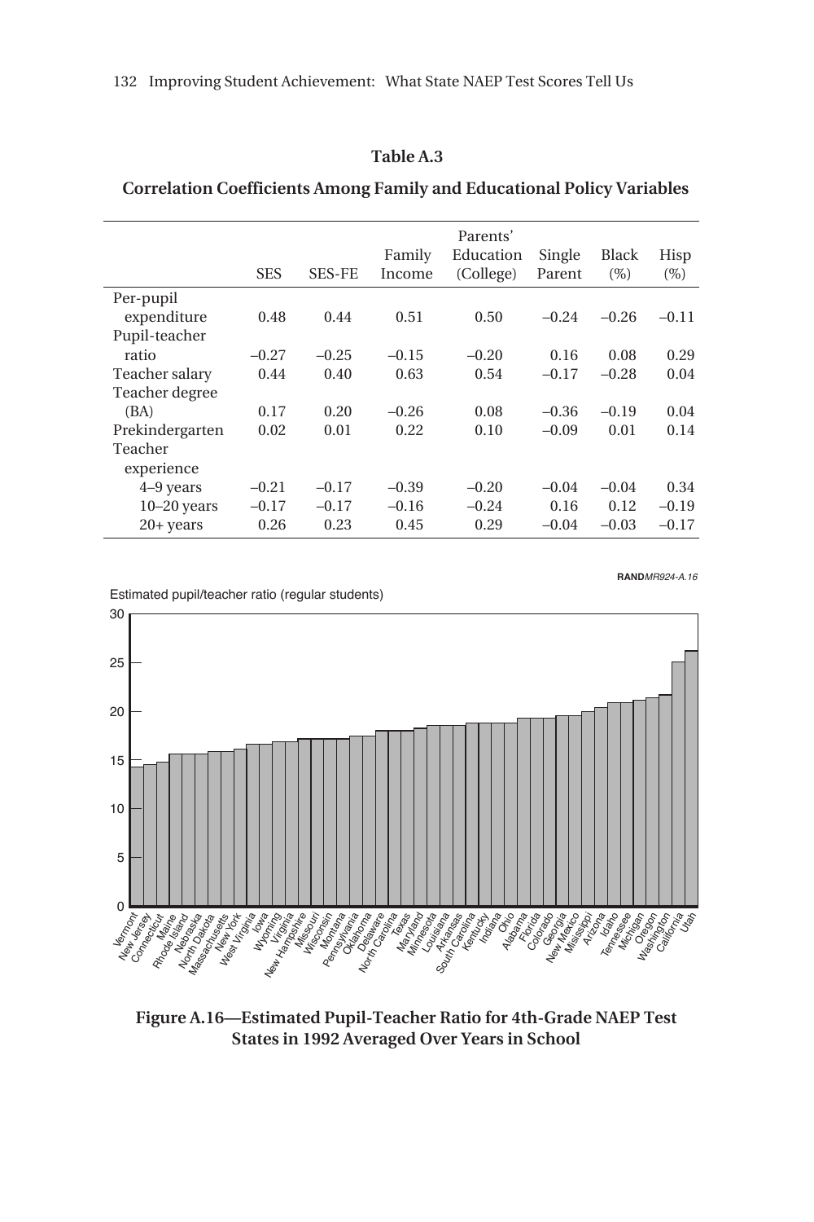**Table A.3**

**Correlation Coefficients Among Family and Educational Policy Variables**

| | SES | SES-FE | Family Income | Parents' Education (College) | Single Parent | Black (%) | Hisp (%) |
|---|---|---|---|---|---|---|---|
| Per-pupil expenditure | 0.48 | 0.44 | 0.51 | 0.50 | –0.24 | –0.26 | –0.11 |
| Pupil-teacher ratio | –0.27 | –0.25 | –0.15 | –0.20 | 0.16 | 0.08 | 0.29 |
| Teacher salary | 0.44 | 0.40 | 0.63 | 0.54 | –0.17 | –0.28 | 0.04 |
| Teacher degree (BA) | 0.17 | 0.20 | –0.26 | 0.08 | –0.36 | –0.19 | 0.04 |
| Prekindergarten | 0.02 | 0.01 | 0.22 | 0.10 | –0.09 | 0.01 | 0.14 |
| Teacher experience | | | | | | | |
| 4–9 years | –0.21 | –0.17 | –0.39 | –0.20 | –0.04 | –0.04 | 0.34 |
| 10–20 years | –0.17 | –0.17 | –0.16 | –0.24 | 0.16 | 0.12 | –0.19 |
| 20+ years | 0.26 | 0.23 | 0.45 | 0.29 | –0.04 | –0.03 | –0.17 |

**Figure A.16—Estimated Pupil-Teacher Ratio for 4th-Grade NAEP Test States in 1992 Averaged Over Years in School**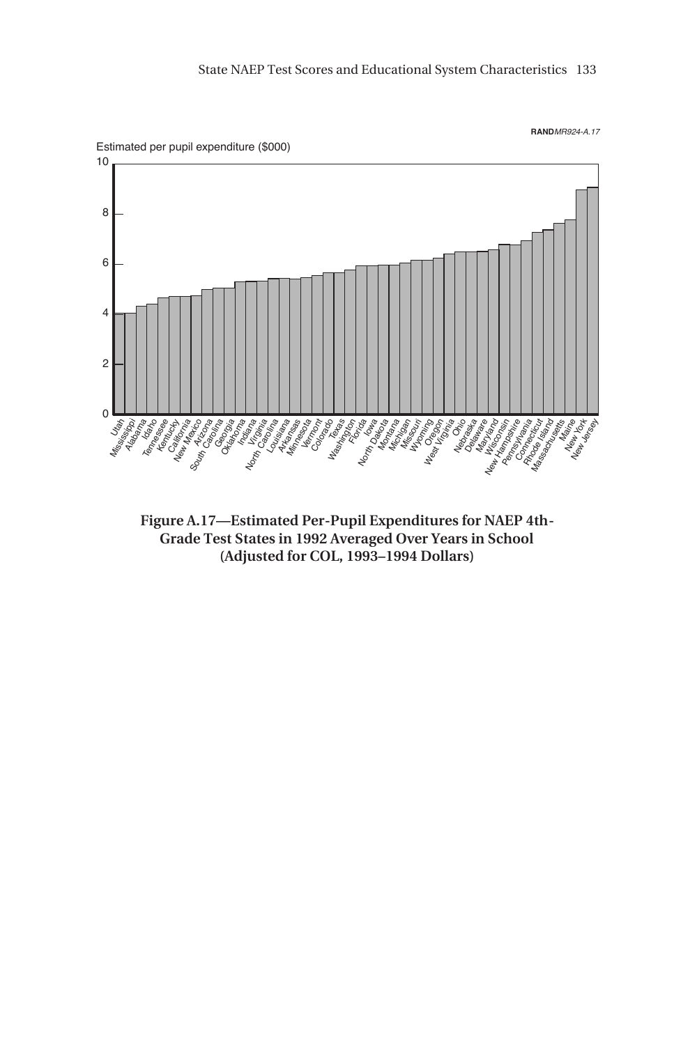RANDMR924-A.17

Estimated per pupil expenditure ($000)

10
8
6
4
2
0

Utah, Mississippi, Alabama, Idaho, Tennessee, Kentucky, California, New Mexico, Arizona, South Carolina, Georgia, Oklahoma, Indiana, Virginia, North Carolina, Louisiana, Arkansas, Minnesota, Vermont, Colorado, Texas, Washington, Florida, Iowa, North Dakota, Montana, Michigan, Missouri, Wyoming, Oregon, West Virginia, Ohio, Nebraska, Delaware, Maryland, Wisconsin, New Hampshire, Pennsylvania, Connecticut, Rhode Island, Massachusetts, Maine, New York, New Jersey

**Figure A.17—Estimated Per-Pupil Expenditures for NAEP 4th-Grade Test States in 1992 Averaged Over Years in School (Adjusted for COL, 1993–1994 Dollars)**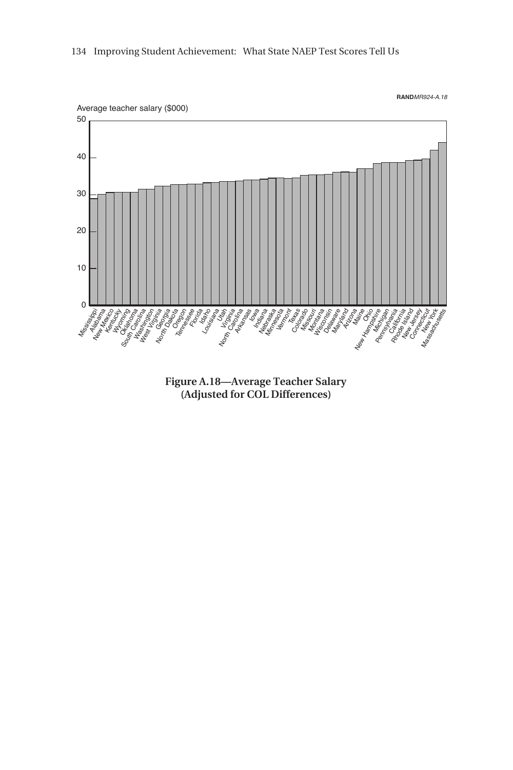RANDMR924-A.18

Average teacher salary ($000)

50

40

30

20

10

0

Mississippi, Alabama, New Mexico, Kentucky, Wyoming, Oklahoma, South Carolina, Washington, West Virginia, Georgia, North Dakota, Oregon, Tennessee, Florida, Idaho, Louisiana, Utah, Virginia, North Carolina, Arkansas, Iowa, Indiana, Nebraska, Minnesota, Vermont, Texas, Colorado, Missouri, Montana, Wisconsin, Delaware, Maryland, Arizona, Maine, Ohio, New Hampshire, Michigan, Pennsylvania, California, Rhode Island, New Jersey, Connecticut, New York, Massachusetts

**Figure A.18—Average Teacher Salary (Adjusted for COL Differences)**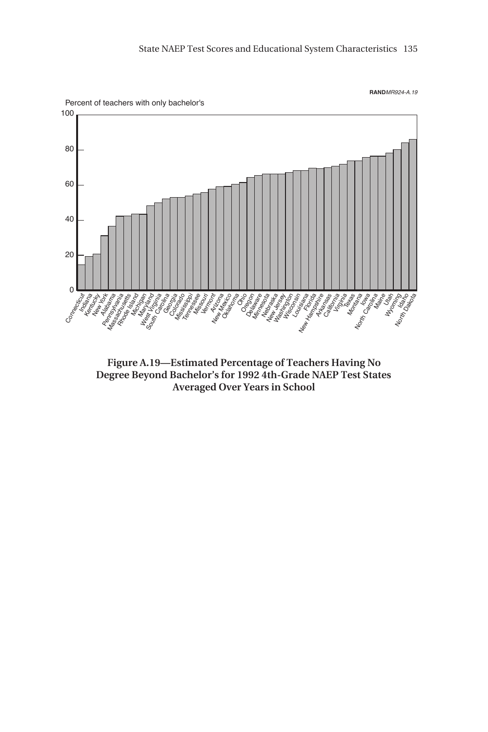RANDMR924-A.19

Percent of teachers with only bachelor's

Figure A.19—Estimated Percentage of Teachers Having No Degree Beyond Bachelor's for 1992 4th-Grade NAEP Test States Averaged Over Years in School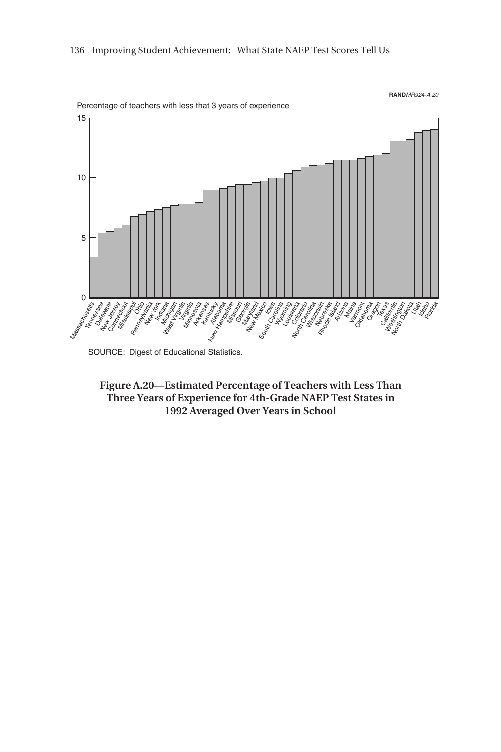RANDMR924-A.20

Percentage of teachers with less that 3 years of experience

SOURCE: Digest of Educational Statistics.

**Figure A.20—Estimated Percentage of Teachers with Less Than Three Years of Experience for 4th-Grade NAEP Test States in 1992 Averaged Over Years in School**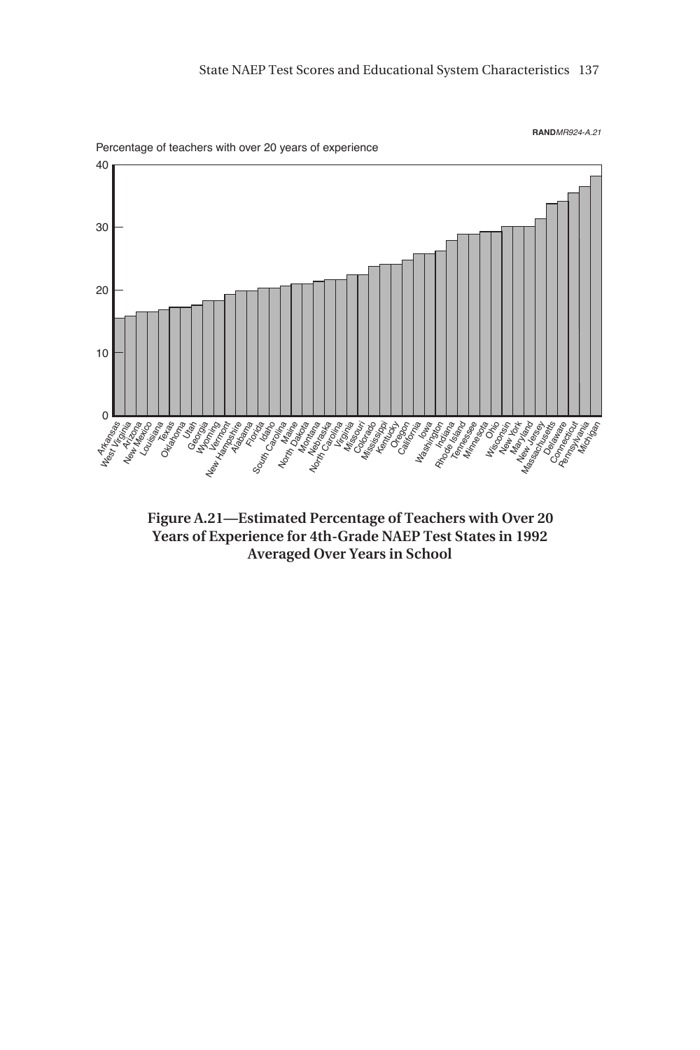RANDMR924-A.21

Percentage of teachers with over 20 years of experience

Figure A.21—Estimated Percentage of Teachers with Over 20 Years of Experience for 4th-Grade NAEP Test States in 1992 Averaged Over Years in School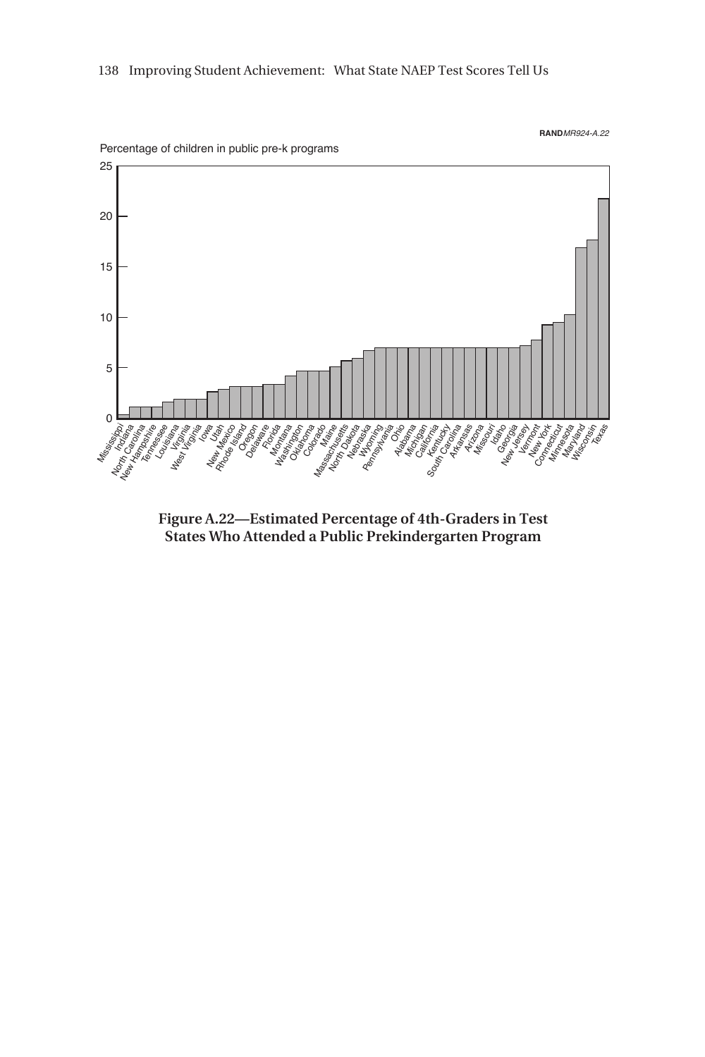RAND*MR924-A.22*

Percentage of children in public pre-k programs

**Figure A.22—Estimated Percentage of 4th-Graders in Test States Who Attended a Public Prekindergarten Program**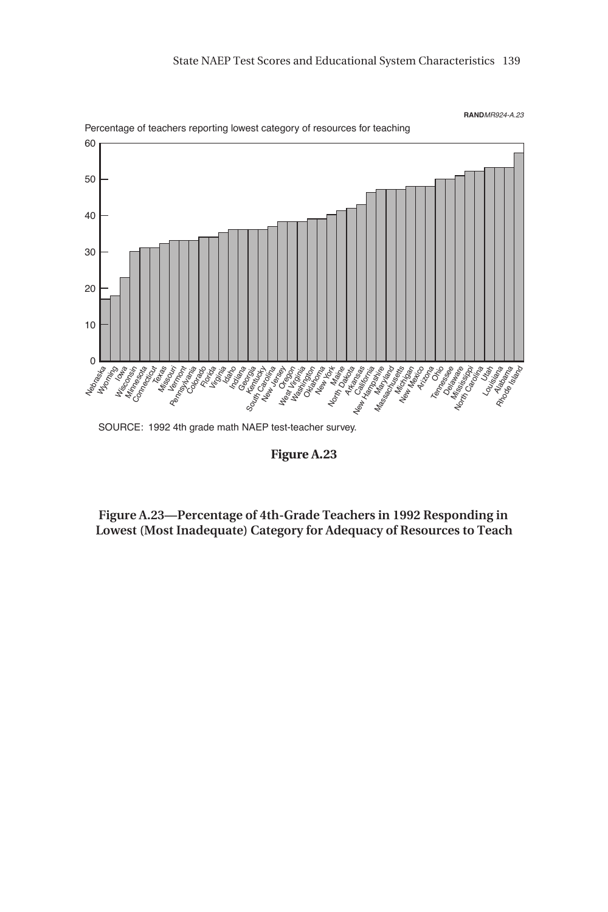RANDMR924-A.23

Percentage of teachers reporting lowest category of resources for teaching

SOURCE: 1992 4th grade math NAEP test-teacher survey.

**Figure A.23**

**Figure A.23—Percentage of 4th-Grade Teachers in 1992 Responding in Lowest (Most Inadequate) Category for Adequacy of Resources to Teach**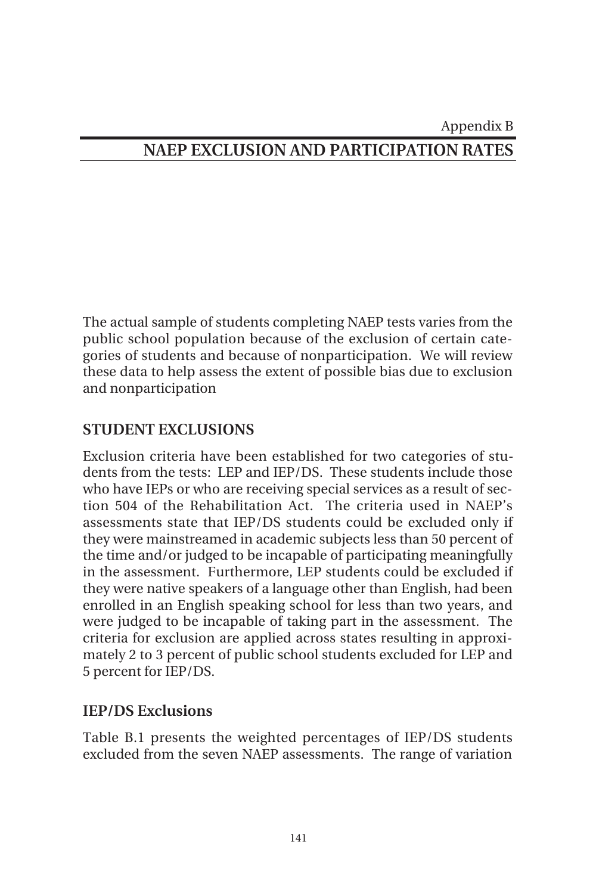Appendix B

# NAEP EXCLUSION AND PARTICIPATION RATES

The actual sample of students completing NAEP tests varies from the public school population because of the exclusion of certain categories of students and because of nonparticipation. We will review these data to help assess the extent of possible bias due to exclusion and nonparticipation

## STUDENT EXCLUSIONS

Exclusion criteria have been established for two categories of students from the tests: LEP and IEP/DS. These students include those who have IEPs or who are receiving special services as a result of section 504 of the Rehabilitation Act. The criteria used in NAEP's assessments state that IEP/DS students could be excluded only if they were mainstreamed in academic subjects less than 50 percent of the time and/or judged to be incapable of participating meaningfully in the assessment. Furthermore, LEP students could be excluded if they were native speakers of a language other than English, had been enrolled in an English speaking school for less than two years, and were judged to be incapable of taking part in the assessment. The criteria for exclusion are applied across states resulting in approximately 2 to 3 percent of public school students excluded for LEP and 5 percent for IEP/DS.

### IEP/DS Exclusions

Table B.1 presents the weighted percentages of IEP/DS students excluded from the seven NAEP assessments. The range of variation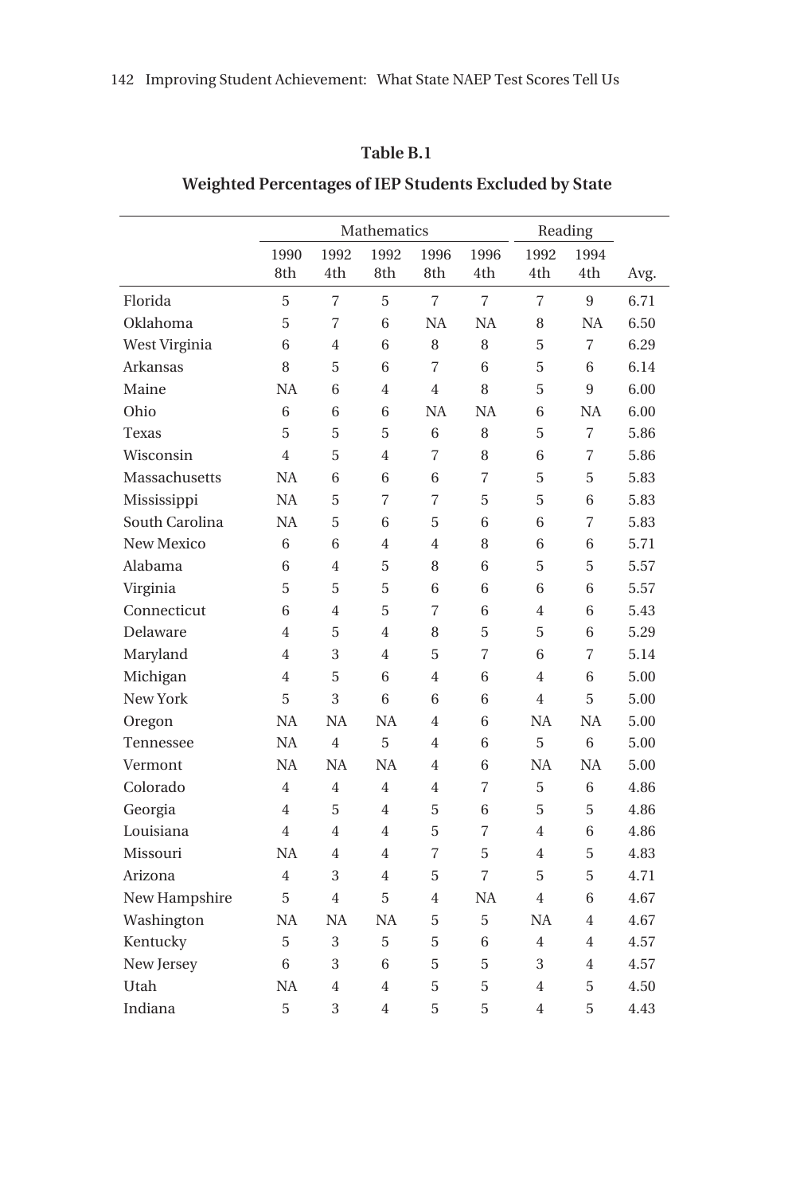**Table B.1**

**Weighted Percentages of IEP Students Excluded by State**

| | Mathematics | | | | | Reading | | |
|---|---|---|---|---|---|---|---|---|
| | 1990 8th | 1992 4th | 1992 8th | 1996 8th | 1996 4th | 1992 4th | 1994 4th | Avg. |
| Florida | 5 | 7 | 5 | 7 | 7 | 7 | 9 | 6.71 |
| Oklahoma | 5 | 7 | 6 | NA | NA | 8 | NA | 6.50 |
| West Virginia | 6 | 4 | 6 | 8 | 8 | 5 | 7 | 6.29 |
| Arkansas | 8 | 5 | 6 | 7 | 6 | 5 | 6 | 6.14 |
| Maine | NA | 6 | 4 | 4 | 8 | 5 | 9 | 6.00 |
| Ohio | 6 | 6 | 6 | NA | NA | 6 | NA | 6.00 |
| Texas | 5 | 5 | 5 | 6 | 8 | 5 | 7 | 5.86 |
| Wisconsin | 4 | 5 | 4 | 7 | 8 | 6 | 7 | 5.86 |
| Massachusetts | NA | 6 | 6 | 6 | 7 | 5 | 5 | 5.83 |
| Mississippi | NA | 5 | 7 | 7 | 5 | 5 | 6 | 5.83 |
| South Carolina | NA | 5 | 6 | 5 | 6 | 6 | 7 | 5.83 |
| New Mexico | 6 | 6 | 4 | 4 | 8 | 6 | 6 | 5.71 |
| Alabama | 6 | 4 | 5 | 8 | 6 | 5 | 5 | 5.57 |
| Virginia | 5 | 5 | 5 | 6 | 6 | 6 | 6 | 5.57 |
| Connecticut | 6 | 4 | 5 | 7 | 6 | 4 | 6 | 5.43 |
| Delaware | 4 | 5 | 4 | 8 | 5 | 5 | 6 | 5.29 |
| Maryland | 4 | 3 | 4 | 5 | 7 | 6 | 7 | 5.14 |
| Michigan | 4 | 5 | 6 | 4 | 6 | 4 | 6 | 5.00 |
| New York | 5 | 3 | 6 | 6 | 6 | 4 | 5 | 5.00 |
| Oregon | NA | NA | NA | 4 | 6 | NA | NA | 5.00 |
| Tennessee | NA | 4 | 5 | 4 | 6 | 5 | 6 | 5.00 |
| Vermont | NA | NA | NA | 4 | 6 | NA | NA | 5.00 |
| Colorado | 4 | 4 | 4 | 4 | 7 | 5 | 6 | 4.86 |
| Georgia | 4 | 5 | 4 | 5 | 6 | 5 | 5 | 4.86 |
| Louisiana | 4 | 4 | 4 | 5 | 7 | 4 | 6 | 4.86 |
| Missouri | NA | 4 | 4 | 7 | 5 | 4 | 5 | 4.83 |
| Arizona | 4 | 3 | 4 | 5 | 7 | 5 | 5 | 4.71 |
| New Hampshire | 5 | 4 | 5 | 4 | NA | 4 | 6 | 4.67 |
| Washington | NA | NA | NA | 5 | 5 | NA | 4 | 4.67 |
| Kentucky | 5 | 3 | 5 | 5 | 6 | 4 | 4 | 4.57 |
| New Jersey | 6 | 3 | 6 | 5 | 5 | 3 | 4 | 4.57 |
| Utah | NA | 4 | 4 | 5 | 5 | 4 | 5 | 4.50 |
| Indiana | 5 | 3 | 4 | 5 | 5 | 4 | 5 | 4.43 |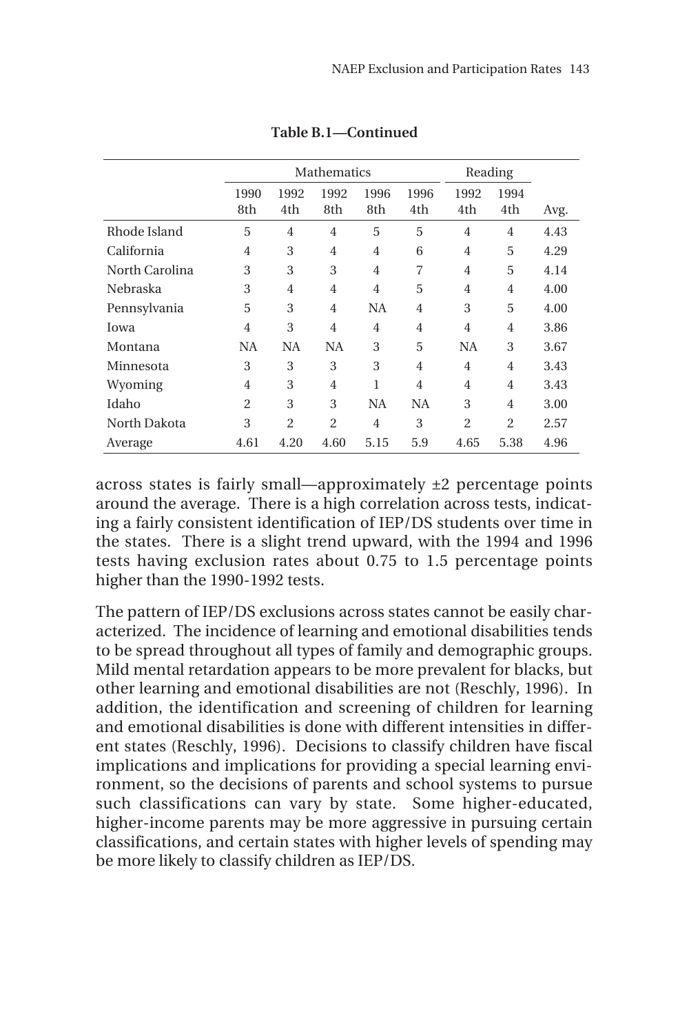**Table B.1—Continued**

| | Mathematics | | | | | Reading | | |
|---|---|---|---|---|---|---|---|---|
| | 1990 8th | 1992 4th | 1992 8th | 1996 8th | 1996 4th | 1992 4th | 1994 4th | Avg. |
| Rhode Island | 5 | 4 | 4 | 5 | 5 | 4 | 4 | 4.43 |
| California | 4 | 3 | 4 | 4 | 6 | 4 | 5 | 4.29 |
| North Carolina | 3 | 3 | 3 | 4 | 7 | 4 | 5 | 4.14 |
| Nebraska | 3 | 4 | 4 | 4 | 5 | 4 | 4 | 4.00 |
| Pennsylvania | 5 | 3 | 4 | NA | 4 | 3 | 5 | 4.00 |
| Iowa | 4 | 3 | 4 | 4 | 4 | 4 | 4 | 3.86 |
| Montana | NA | NA | NA | 3 | 5 | NA | 3 | 3.67 |
| Minnesota | 3 | 3 | 3 | 3 | 4 | 4 | 4 | 3.43 |
| Wyoming | 4 | 3 | 4 | 1 | 4 | 4 | 4 | 3.43 |
| Idaho | 2 | 3 | 3 | NA | NA | 3 | 4 | 3.00 |
| North Dakota | 3 | 2 | 2 | 4 | 3 | 2 | 2 | 2.57 |
| Average | 4.61 | 4.20 | 4.60 | 5.15 | 5.9 | 4.65 | 5.38 | 4.96 |

across states is fairly small—approximately ±2 percentage points around the average. There is a high correlation across tests, indicating a fairly consistent identification of IEP/DS students over time in the states. There is a slight trend upward, with the 1994 and 1996 tests having exclusion rates about 0.75 to 1.5 percentage points higher than the 1990-1992 tests.

The pattern of IEP/DS exclusions across states cannot be easily characterized. The incidence of learning and emotional disabilities tends to be spread throughout all types of family and demographic groups. Mild mental retardation appears to be more prevalent for blacks, but other learning and emotional disabilities are not (Reschly, 1996). In addition, the identification and screening of children for learning and emotional disabilities is done with different intensities in different states (Reschly, 1996). Decisions to classify children have fiscal implications and implications for providing a special learning environment, so the decisions of parents and school systems to pursue such classifications can vary by state. Some higher-educated, higher-income parents may be more aggressive in pursuing certain classifications, and certain states with higher levels of spending may be more likely to classify children as IEP/DS.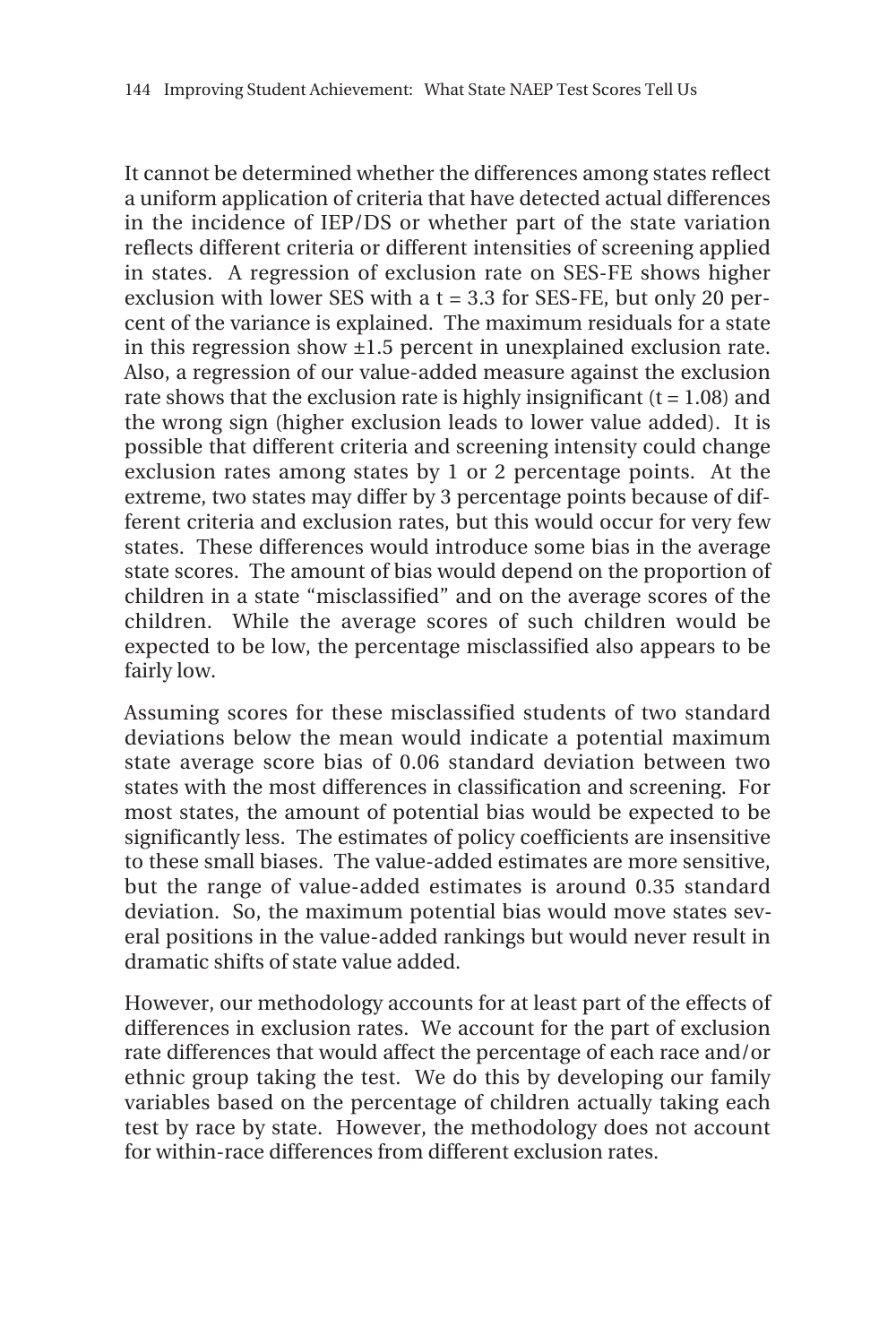It cannot be determined whether the differences among states reflect a uniform application of criteria that have detected actual differences in the incidence of IEP/DS or whether part of the state variation reflects different criteria or different intensities of screening applied in states. A regression of exclusion rate on SES-FE shows higher exclusion with lower SES with a $t = 3.3$ for SES-FE, but only 20 percent of the variance is explained. The maximum residuals for a state in this regression show $\pm 1.5$ percent in unexplained exclusion rate. Also, a regression of our value-added measure against the exclusion rate shows that the exclusion rate is highly insignificant ($t = 1.08$) and the wrong sign (higher exclusion leads to lower value added). It is possible that different criteria and screening intensity could change exclusion rates among states by 1 or 2 percentage points. At the extreme, two states may differ by 3 percentage points because of different criteria and exclusion rates, but this would occur for very few states. These differences would introduce some bias in the average state scores. The amount of bias would depend on the proportion of children in a state "misclassified" and on the average scores of the children. While the average scores of such children would be expected to be low, the percentage misclassified also appears to be fairly low.

Assuming scores for these misclassified students of two standard deviations below the mean would indicate a potential maximum state average score bias of 0.06 standard deviation between two states with the most differences in classification and screening. For most states, the amount of potential bias would be expected to be significantly less. The estimates of policy coefficients are insensitive to these small biases. The value-added estimates are more sensitive, but the range of value-added estimates is around 0.35 standard deviation. So, the maximum potential bias would move states several positions in the value-added rankings but would never result in dramatic shifts of state value added.

However, our methodology accounts for at least part of the effects of differences in exclusion rates. We account for the part of exclusion rate differences that would affect the percentage of each race and/or ethnic group taking the test. We do this by developing our family variables based on the percentage of children actually taking each test by race by state. However, the methodology does not account for within-race differences from different exclusion rates.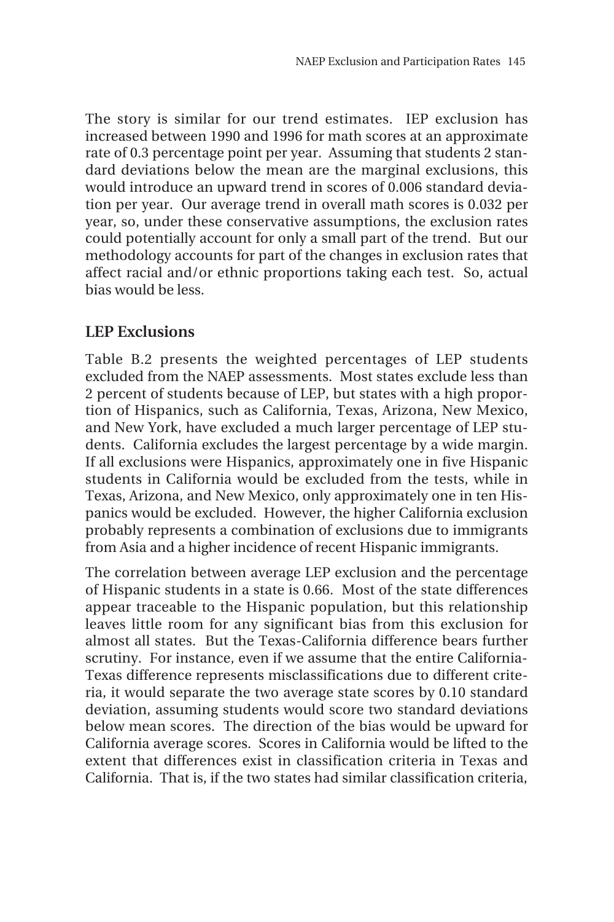The story is similar for our trend estimates. IEP exclusion has increased between 1990 and 1996 for math scores at an approximate rate of 0.3 percentage point per year. Assuming that students 2 standard deviations below the mean are the marginal exclusions, this would introduce an upward trend in scores of 0.006 standard deviation per year. Our average trend in overall math scores is 0.032 per year, so, under these conservative assumptions, the exclusion rates could potentially account for only a small part of the trend. But our methodology accounts for part of the changes in exclusion rates that affect racial and/or ethnic proportions taking each test. So, actual bias would be less.

## LEP Exclusions

Table B.2 presents the weighted percentages of LEP students excluded from the NAEP assessments. Most states exclude less than 2 percent of students because of LEP, but states with a high proportion of Hispanics, such as California, Texas, Arizona, New Mexico, and New York, have excluded a much larger percentage of LEP students. California excludes the largest percentage by a wide margin. If all exclusions were Hispanics, approximately one in five Hispanic students in California would be excluded from the tests, while in Texas, Arizona, and New Mexico, only approximately one in ten Hispanics would be excluded. However, the higher California exclusion probably represents a combination of exclusions due to immigrants from Asia and a higher incidence of recent Hispanic immigrants.

The correlation between average LEP exclusion and the percentage of Hispanic students in a state is 0.66. Most of the state differences appear traceable to the Hispanic population, but this relationship leaves little room for any significant bias from this exclusion for almost all states. But the Texas-California difference bears further scrutiny. For instance, even if we assume that the entire California-Texas difference represents misclassifications due to different criteria, it would separate the two average state scores by 0.10 standard deviation, assuming students would score two standard deviations below mean scores. The direction of the bias would be upward for California average scores. Scores in California would be lifted to the extent that differences exist in classification criteria in Texas and California. That is, if the two states had similar classification criteria,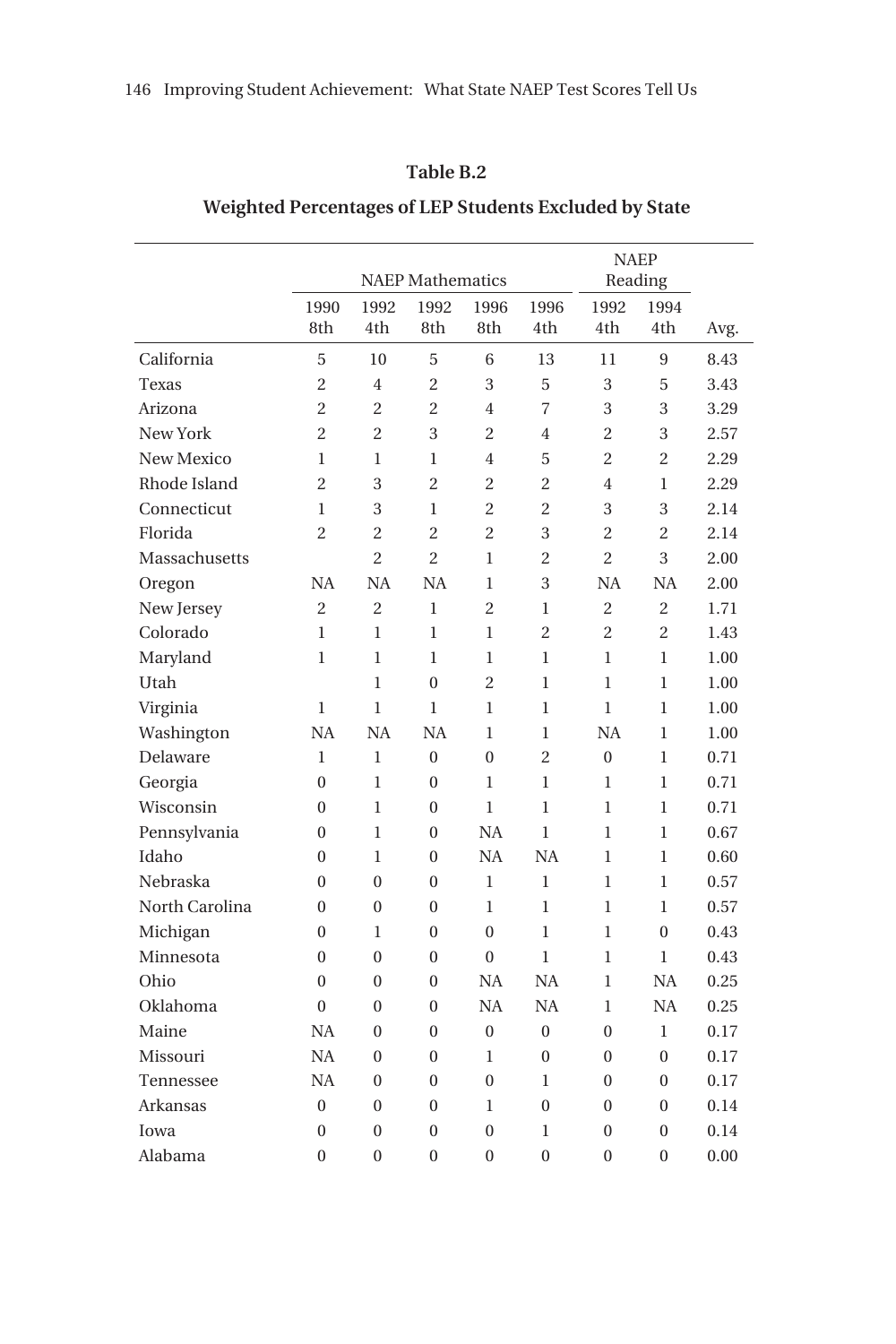**Table B.2**

**Weighted Percentages of LEP Students Excluded by State**

| | NAEP Mathematics | | | | | NAEP Reading | | |
|---|---|---|---|---|---|---|---|---|
| | 1990 8th | 1992 4th | 1992 8th | 1996 8th | 1996 4th | 1992 4th | 1994 4th | Avg. |
| California | 5 | 10 | 5 | 6 | 13 | 11 | 9 | 8.43 |
| Texas | 2 | 4 | 2 | 3 | 5 | 3 | 5 | 3.43 |
| Arizona | 2 | 2 | 2 | 4 | 7 | 3 | 3 | 3.29 |
| New York | 2 | 2 | 3 | 2 | 4 | 2 | 3 | 2.57 |
| New Mexico | 1 | 1 | 1 | 4 | 5 | 2 | 2 | 2.29 |
| Rhode Island | 2 | 3 | 2 | 2 | 2 | 4 | 1 | 2.29 |
| Connecticut | 1 | 3 | 1 | 2 | 2 | 3 | 3 | 2.14 |
| Florida | 2 | 2 | 2 | 2 | 3 | 2 | 2 | 2.14 |
| Massachusetts | | 2 | 2 | 1 | 2 | 2 | 3 | 2.00 |
| Oregon | NA | NA | NA | 1 | 3 | NA | NA | 2.00 |
| New Jersey | 2 | 2 | 1 | 2 | 1 | 2 | 2 | 1.71 |
| Colorado | 1 | 1 | 1 | 1 | 2 | 2 | 2 | 1.43 |
| Maryland | 1 | 1 | 1 | 1 | 1 | 1 | 1 | 1.00 |
| Utah | | 1 | 0 | 2 | 1 | 1 | 1 | 1.00 |
| Virginia | 1 | 1 | 1 | 1 | 1 | 1 | 1 | 1.00 |
| Washington | NA | NA | NA | 1 | 1 | NA | 1 | 1.00 |
| Delaware | 1 | 1 | 0 | 0 | 2 | 0 | 1 | 0.71 |
| Georgia | 0 | 1 | 0 | 1 | 1 | 1 | 1 | 0.71 |
| Wisconsin | 0 | 1 | 0 | 1 | 1 | 1 | 1 | 0.71 |
| Pennsylvania | 0 | 1 | 0 | NA | 1 | 1 | 1 | 0.67 |
| Idaho | 0 | 1 | 0 | NA | NA | 1 | 1 | 0.60 |
| Nebraska | 0 | 0 | 0 | 1 | 1 | 1 | 1 | 0.57 |
| North Carolina | 0 | 0 | 0 | 1 | 1 | 1 | 1 | 0.57 |
| Michigan | 0 | 1 | 0 | 0 | 1 | 1 | 0 | 0.43 |
| Minnesota | 0 | 0 | 0 | 0 | 1 | 1 | 1 | 0.43 |
| Ohio | 0 | 0 | 0 | NA | NA | 1 | NA | 0.25 |
| Oklahoma | 0 | 0 | 0 | NA | NA | 1 | NA | 0.25 |
| Maine | NA | 0 | 0 | 0 | 0 | 0 | 1 | 0.17 |
| Missouri | NA | 0 | 0 | 1 | 0 | 0 | 0 | 0.17 |
| Tennessee | NA | 0 | 0 | 0 | 1 | 0 | 0 | 0.17 |
| Arkansas | 0 | 0 | 0 | 1 | 0 | 0 | 0 | 0.14 |
| Iowa | 0 | 0 | 0 | 0 | 1 | 0 | 0 | 0.14 |
| Alabama | 0 | 0 | 0 | 0 | 0 | 0 | 0 | 0.00 |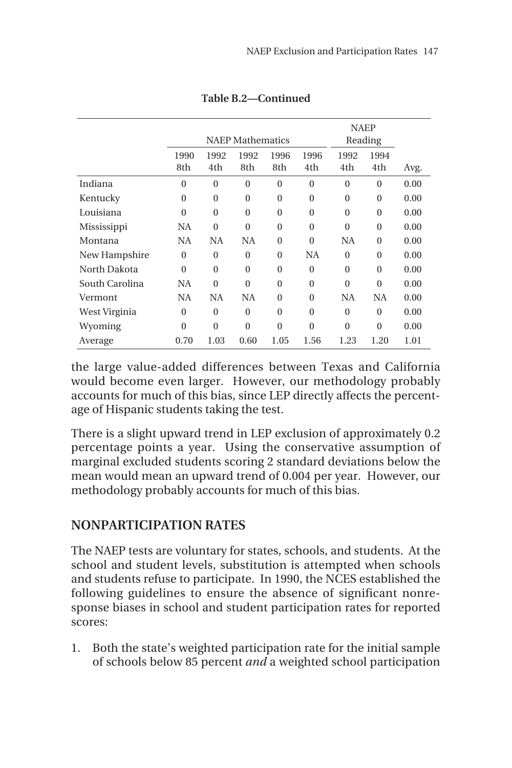**Table B.2—Continued**

| | NAEP Mathematics | | | | | NAEP Reading | | |
|---|---|---|---|---|---|---|---|---|
| | 1990 8th | 1992 4th | 1992 8th | 1996 8th | 1996 4th | 1992 4th | 1994 4th | Avg. |
| Indiana | 0 | 0 | 0 | 0 | 0 | 0 | 0 | 0.00 |
| Kentucky | 0 | 0 | 0 | 0 | 0 | 0 | 0 | 0.00 |
| Louisiana | 0 | 0 | 0 | 0 | 0 | 0 | 0 | 0.00 |
| Mississippi | NA | 0 | 0 | 0 | 0 | 0 | 0 | 0.00 |
| Montana | NA | NA | NA | 0 | 0 | NA | 0 | 0.00 |
| New Hampshire | 0 | 0 | 0 | 0 | NA | 0 | 0 | 0.00 |
| North Dakota | 0 | 0 | 0 | 0 | 0 | 0 | 0 | 0.00 |
| South Carolina | NA | 0 | 0 | 0 | 0 | 0 | 0 | 0.00 |
| Vermont | NA | NA | NA | 0 | 0 | NA | NA | 0.00 |
| West Virginia | 0 | 0 | 0 | 0 | 0 | 0 | 0 | 0.00 |
| Wyoming | 0 | 0 | 0 | 0 | 0 | 0 | 0 | 0.00 |
| Average | 0.70 | 1.03 | 0.60 | 1.05 | 1.56 | 1.23 | 1.20 | 1.01 |

the large value-added differences between Texas and California would become even larger. However, our methodology probably accounts for much of this bias, since LEP directly affects the percentage of Hispanic students taking the test.

There is a slight upward trend in LEP exclusion of approximately 0.2 percentage points a year. Using the conservative assumption of marginal excluded students scoring 2 standard deviations below the mean would mean an upward trend of 0.004 per year. However, our methodology probably accounts for much of this bias.

## NONPARTICIPATION RATES

The NAEP tests are voluntary for states, schools, and students. At the school and student levels, substitution is attempted when schools and students refuse to participate. In 1990, the NCES established the following guidelines to ensure the absence of significant nonresponse biases in school and student participation rates for reported scores:

1. Both the state's weighted participation rate for the initial sample of schools below 85 percent *and* a weighted school participation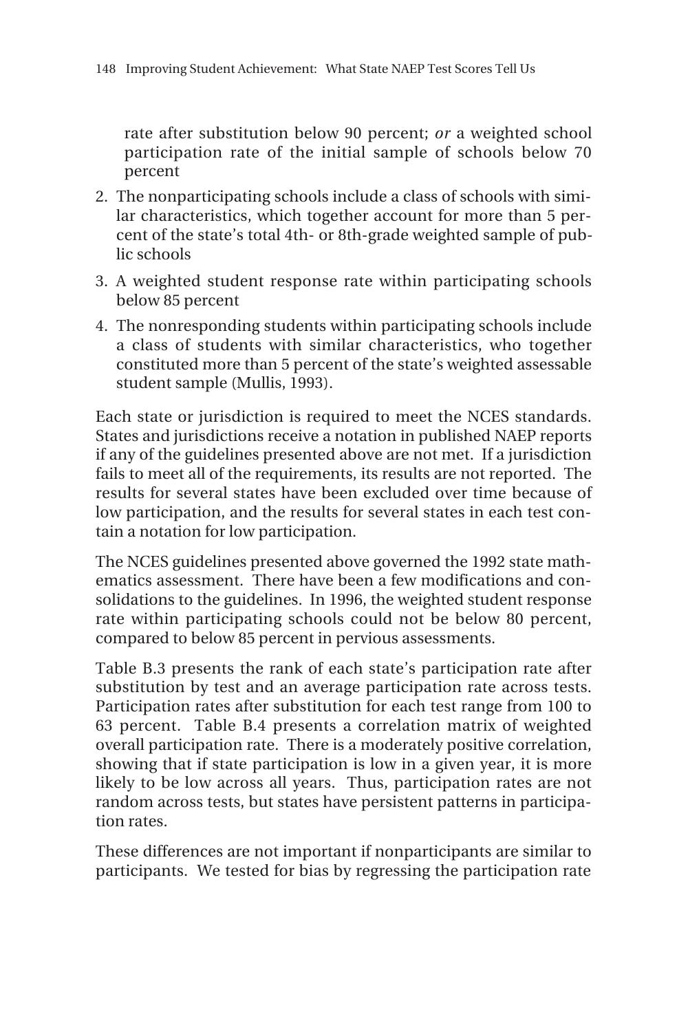rate after substitution below 90 percent; *or* a weighted school participation rate of the initial sample of schools below 70 percent

2. The nonparticipating schools include a class of schools with similar characteristics, which together account for more than 5 percent of the state's total 4th- or 8th-grade weighted sample of public schools
3. A weighted student response rate within participating schools below 85 percent
4. The nonresponding students within participating schools include a class of students with similar characteristics, who together constituted more than 5 percent of the state's weighted assessable student sample (Mullis, 1993).

Each state or jurisdiction is required to meet the NCES standards. States and jurisdictions receive a notation in published NAEP reports if any of the guidelines presented above are not met. If a jurisdiction fails to meet all of the requirements, its results are not reported. The results for several states have been excluded over time because of low participation, and the results for several states in each test contain a notation for low participation.

The NCES guidelines presented above governed the 1992 state mathematics assessment. There have been a few modifications and consolidations to the guidelines. In 1996, the weighted student response rate within participating schools could not be below 80 percent, compared to below 85 percent in pervious assessments.

Table B.3 presents the rank of each state's participation rate after substitution by test and an average participation rate across tests. Participation rates after substitution for each test range from 100 to 63 percent. Table B.4 presents a correlation matrix of weighted overall participation rate. There is a moderately positive correlation, showing that if state participation is low in a given year, it is more likely to be low across all years. Thus, participation rates are not random across tests, but states have persistent patterns in participation rates.

These differences are not important if nonparticipants are similar to participants. We tested for bias by regressing the participation rate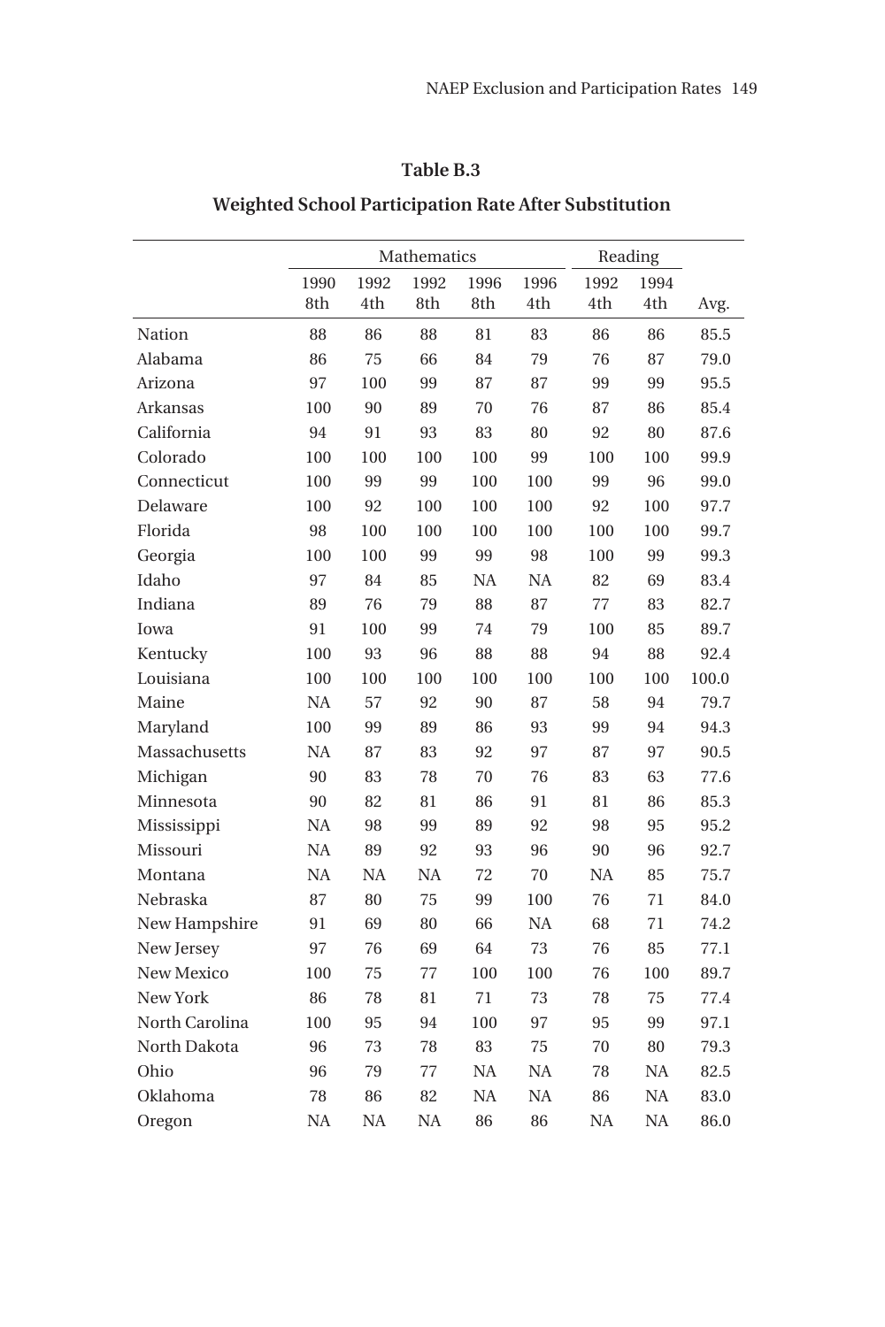**Table B.3**

**Weighted School Participation Rate After Substitution**

| | Mathematics | | | | | Reading | | |
|---|---|---|---|---|---|---|---|---|
| | 1990 8th | 1992 4th | 1992 8th | 1996 8th | 1996 4th | 1992 4th | 1994 4th | Avg. |
| Nation | 88 | 86 | 88 | 81 | 83 | 86 | 86 | 85.5 |
| Alabama | 86 | 75 | 66 | 84 | 79 | 76 | 87 | 79.0 |
| Arizona | 97 | 100 | 99 | 87 | 87 | 99 | 99 | 95.5 |
| Arkansas | 100 | 90 | 89 | 70 | 76 | 87 | 86 | 85.4 |
| California | 94 | 91 | 93 | 83 | 80 | 92 | 80 | 87.6 |
| Colorado | 100 | 100 | 100 | 100 | 99 | 100 | 100 | 99.9 |
| Connecticut | 100 | 99 | 99 | 100 | 100 | 99 | 96 | 99.0 |
| Delaware | 100 | 92 | 100 | 100 | 100 | 92 | 100 | 97.7 |
| Florida | 98 | 100 | 100 | 100 | 100 | 100 | 100 | 99.7 |
| Georgia | 100 | 100 | 99 | 99 | 98 | 100 | 99 | 99.3 |
| Idaho | 97 | 84 | 85 | NA | NA | 82 | 69 | 83.4 |
| Indiana | 89 | 76 | 79 | 88 | 87 | 77 | 83 | 82.7 |
| Iowa | 91 | 100 | 99 | 74 | 79 | 100 | 85 | 89.7 |
| Kentucky | 100 | 93 | 96 | 88 | 88 | 94 | 88 | 92.4 |
| Louisiana | 100 | 100 | 100 | 100 | 100 | 100 | 100 | 100.0 |
| Maine | NA | 57 | 92 | 90 | 87 | 58 | 94 | 79.7 |
| Maryland | 100 | 99 | 89 | 86 | 93 | 99 | 94 | 94.3 |
| Massachusetts | NA | 87 | 83 | 92 | 97 | 87 | 97 | 90.5 |
| Michigan | 90 | 83 | 78 | 70 | 76 | 83 | 63 | 77.6 |
| Minnesota | 90 | 82 | 81 | 86 | 91 | 81 | 86 | 85.3 |
| Mississippi | NA | 98 | 99 | 89 | 92 | 98 | 95 | 95.2 |
| Missouri | NA | 89 | 92 | 93 | 96 | 90 | 96 | 92.7 |
| Montana | NA | NA | NA | 72 | 70 | NA | 85 | 75.7 |
| Nebraska | 87 | 80 | 75 | 99 | 100 | 76 | 71 | 84.0 |
| New Hampshire | 91 | 69 | 80 | 66 | NA | 68 | 71 | 74.2 |
| New Jersey | 97 | 76 | 69 | 64 | 73 | 76 | 85 | 77.1 |
| New Mexico | 100 | 75 | 77 | 100 | 100 | 76 | 100 | 89.7 |
| New York | 86 | 78 | 81 | 71 | 73 | 78 | 75 | 77.4 |
| North Carolina | 100 | 95 | 94 | 100 | 97 | 95 | 99 | 97.1 |
| North Dakota | 96 | 73 | 78 | 83 | 75 | 70 | 80 | 79.3 |
| Ohio | 96 | 79 | 77 | NA | NA | 78 | NA | 82.5 |
| Oklahoma | 78 | 86 | 82 | NA | NA | 86 | NA | 83.0 |
| Oregon | NA | NA | NA | 86 | 86 | NA | NA | 86.0 |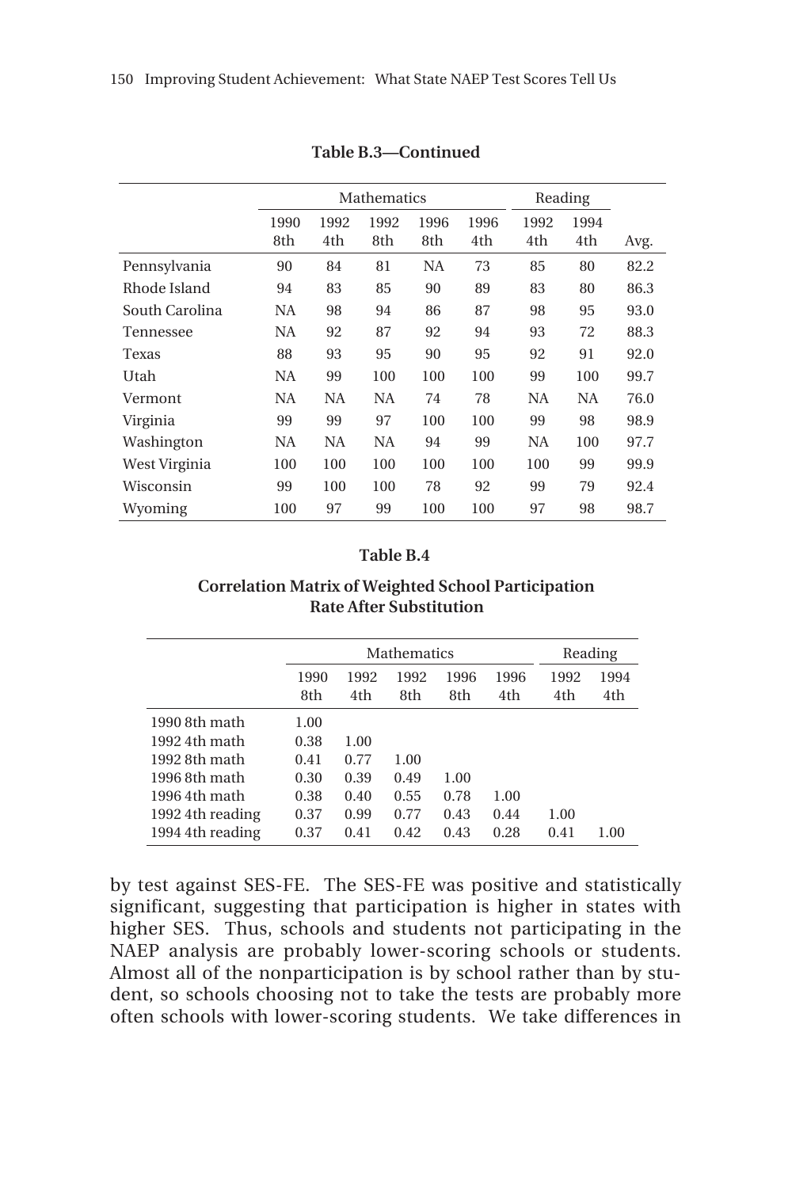**Table B.3—Continued**

| | Mathematics | | | | | Reading | | |
|---|---|---|---|---|---|---|---|---|
| | 1990 8th | 1992 4th | 1992 8th | 1996 8th | 1996 4th | 1992 4th | 1994 4th | Avg. |
| Pennsylvania | 90 | 84 | 81 | NA | 73 | 85 | 80 | 82.2 |
| Rhode Island | 94 | 83 | 85 | 90 | 89 | 83 | 80 | 86.3 |
| South Carolina | NA | 98 | 94 | 86 | 87 | 98 | 95 | 93.0 |
| Tennessee | NA | 92 | 87 | 92 | 94 | 93 | 72 | 88.3 |
| Texas | 88 | 93 | 95 | 90 | 95 | 92 | 91 | 92.0 |
| Utah | NA | 99 | 100 | 100 | 100 | 99 | 100 | 99.7 |
| Vermont | NA | NA | NA | 74 | 78 | NA | NA | 76.0 |
| Virginia | 99 | 99 | 97 | 100 | 100 | 99 | 98 | 98.9 |
| Washington | NA | NA | NA | 94 | 99 | NA | 100 | 97.7 |
| West Virginia | 100 | 100 | 100 | 100 | 100 | 100 | 99 | 99.9 |
| Wisconsin | 99 | 100 | 100 | 78 | 92 | 99 | 79 | 92.4 |
| Wyoming | 100 | 97 | 99 | 100 | 100 | 97 | 98 | 98.7 |

**Table B.4**

**Correlation Matrix of Weighted School Participation Rate After Substitution**

| | Mathematics | | | | | Reading | |
|---|---|---|---|---|---|---|---|
| | 1990 8th | 1992 4th | 1992 8th | 1996 8th | 1996 4th | 1992 4th | 1994 4th |
| 1990 8th math | 1.00 | | | | | | |
| 1992 4th math | 0.38 | 1.00 | | | | | |
| 1992 8th math | 0.41 | 0.77 | 1.00 | | | | |
| 1996 8th math | 0.30 | 0.39 | 0.49 | 1.00 | | | |
| 1996 4th math | 0.38 | 0.40 | 0.55 | 0.78 | 1.00 | | |
| 1992 4th reading | 0.37 | 0.99 | 0.77 | 0.43 | 0.44 | 1.00 | |
| 1994 4th reading | 0.37 | 0.41 | 0.42 | 0.43 | 0.28 | 0.41 | 1.00 |

by test against SES-FE. The SES-FE was positive and statistically significant, suggesting that participation is higher in states with higher SES. Thus, schools and students not participating in the NAEP analysis are probably lower-scoring schools or students. Almost all of the nonparticipation is by school rather than by student, so schools choosing not to take the tests are probably more often schools with lower-scoring students. We take differences in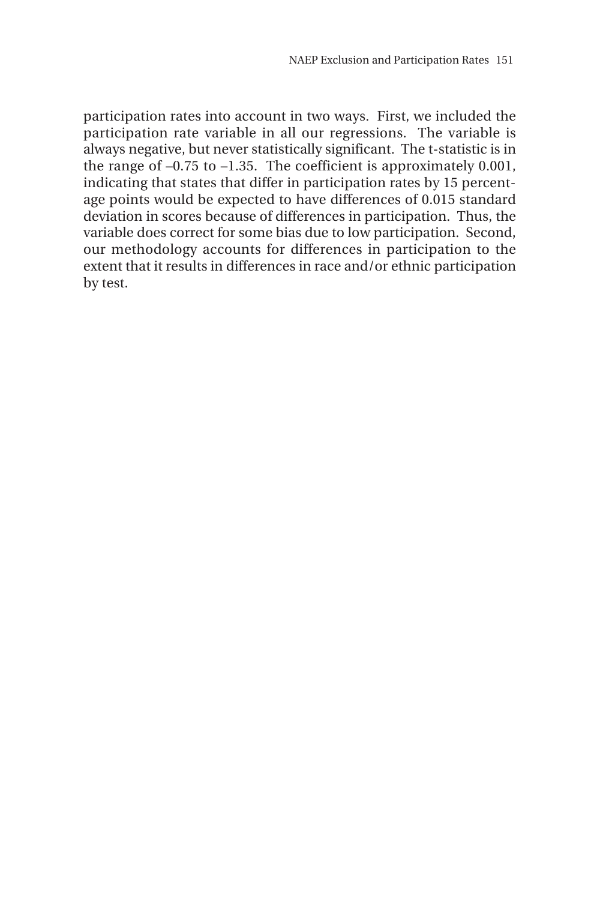participation rates into account in two ways. First, we included the participation rate variable in all our regressions. The variable is always negative, but never statistically significant. The t-statistic is in the range of –0.75 to –1.35. The coefficient is approximately 0.001, indicating that states that differ in participation rates by 15 percentage points would be expected to have differences of 0.015 standard deviation in scores because of differences in participation. Thus, the variable does correct for some bias due to low participation. Second, our methodology accounts for differences in participation to the extent that it results in differences in race and/or ethnic participation by test.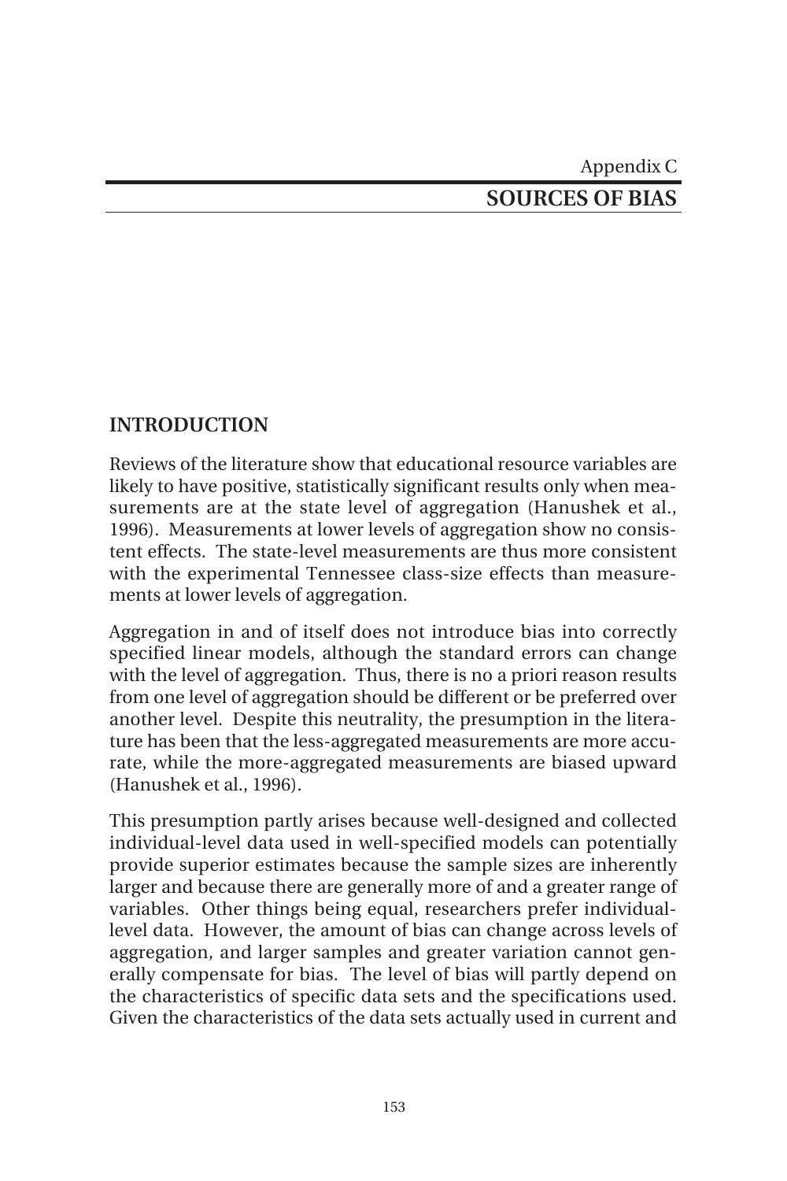Appendix C

# SOURCES OF BIAS

## INTRODUCTION

Reviews of the literature show that educational resource variables are likely to have positive, statistically significant results only when measurements are at the state level of aggregation (Hanushek et al., 1996). Measurements at lower levels of aggregation show no consistent effects. The state-level measurements are thus more consistent with the experimental Tennessee class-size effects than measurements at lower levels of aggregation.

Aggregation in and of itself does not introduce bias into correctly specified linear models, although the standard errors can change with the level of aggregation. Thus, there is no a priori reason results from one level of aggregation should be different or be preferred over another level. Despite this neutrality, the presumption in the literature has been that the less-aggregated measurements are more accurate, while the more-aggregated measurements are biased upward (Hanushek et al., 1996).

This presumption partly arises because well-designed and collected individual-level data used in well-specified models can potentially provide superior estimates because the sample sizes are inherently larger and because there are generally more of and a greater range of variables. Other things being equal, researchers prefer individual-level data. However, the amount of bias can change across levels of aggregation, and larger samples and greater variation cannot generally compensate for bias. The level of bias will partly depend on the characteristics of specific data sets and the specifications used. Given the characteristics of the data sets actually used in current and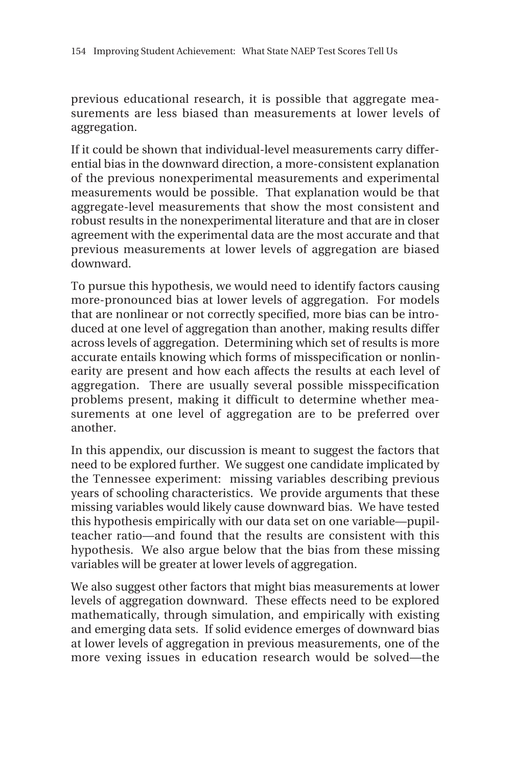previous educational research, it is possible that aggregate measurements are less biased than measurements at lower levels of aggregation.

If it could be shown that individual-level measurements carry differential bias in the downward direction, a more-consistent explanation of the previous nonexperimental measurements and experimental measurements would be possible. That explanation would be that aggregate-level measurements that show the most consistent and robust results in the nonexperimental literature and that are in closer agreement with the experimental data are the most accurate and that previous measurements at lower levels of aggregation are biased downward.

To pursue this hypothesis, we would need to identify factors causing more-pronounced bias at lower levels of aggregation. For models that are nonlinear or not correctly specified, more bias can be introduced at one level of aggregation than another, making results differ across levels of aggregation. Determining which set of results is more accurate entails knowing which forms of misspecification or nonlinearity are present and how each affects the results at each level of aggregation. There are usually several possible misspecification problems present, making it difficult to determine whether measurements at one level of aggregation are to be preferred over another.

In this appendix, our discussion is meant to suggest the factors that need to be explored further. We suggest one candidate implicated by the Tennessee experiment: missing variables describing previous years of schooling characteristics. We provide arguments that these missing variables would likely cause downward bias. We have tested this hypothesis empirically with our data set on one variable—pupil-teacher ratio—and found that the results are consistent with this hypothesis. We also argue below that the bias from these missing variables will be greater at lower levels of aggregation.

We also suggest other factors that might bias measurements at lower levels of aggregation downward. These effects need to be explored mathematically, through simulation, and empirically with existing and emerging data sets. If solid evidence emerges of downward bias at lower levels of aggregation in previous measurements, one of the more vexing issues in education research would be solved—the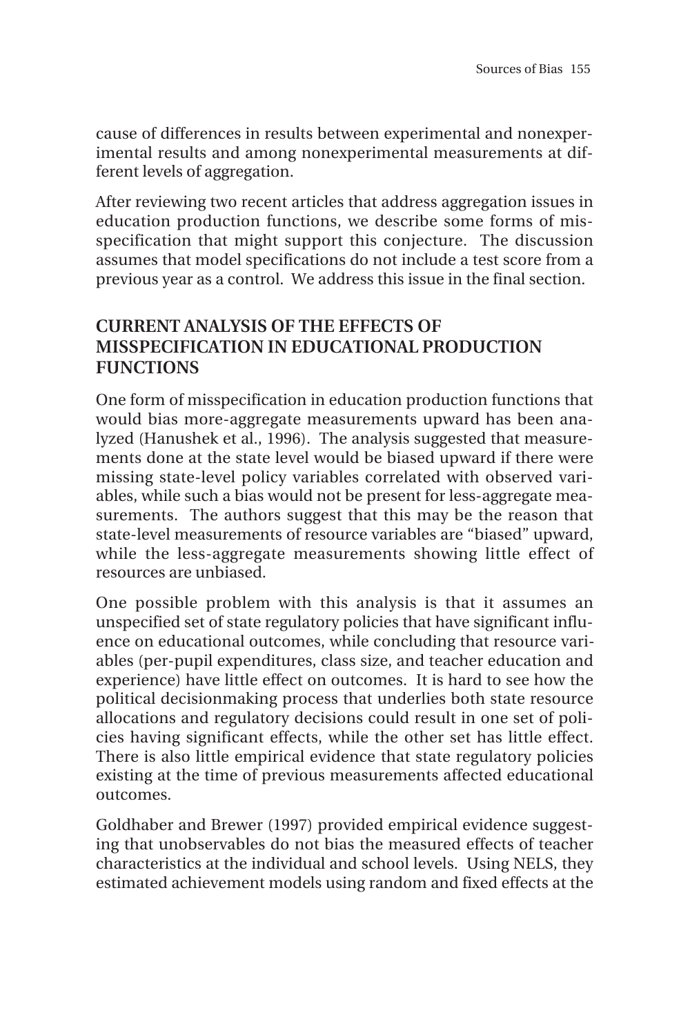cause of differences in results between experimental and nonexperimental results and among nonexperimental measurements at different levels of aggregation.

After reviewing two recent articles that address aggregation issues in education production functions, we describe some forms of misspecification that might support this conjecture. The discussion assumes that model specifications do not include a test score from a previous year as a control. We address this issue in the final section.

## CURRENT ANALYSIS OF THE EFFECTS OF MISSPECIFICATION IN EDUCATIONAL PRODUCTION FUNCTIONS

One form of misspecification in education production functions that would bias more-aggregate measurements upward has been analyzed (Hanushek et al., 1996). The analysis suggested that measurements done at the state level would be biased upward if there were missing state-level policy variables correlated with observed variables, while such a bias would not be present for less-aggregate measurements. The authors suggest that this may be the reason that state-level measurements of resource variables are "biased" upward, while the less-aggregate measurements showing little effect of resources are unbiased.

One possible problem with this analysis is that it assumes an unspecified set of state regulatory policies that have significant influence on educational outcomes, while concluding that resource variables (per-pupil expenditures, class size, and teacher education and experience) have little effect on outcomes. It is hard to see how the political decisionmaking process that underlies both state resource allocations and regulatory decisions could result in one set of policies having significant effects, while the other set has little effect. There is also little empirical evidence that state regulatory policies existing at the time of previous measurements affected educational outcomes.

Goldhaber and Brewer (1997) provided empirical evidence suggesting that unobservables do not bias the measured effects of teacher characteristics at the individual and school levels. Using NELS, they estimated achievement models using random and fixed effects at the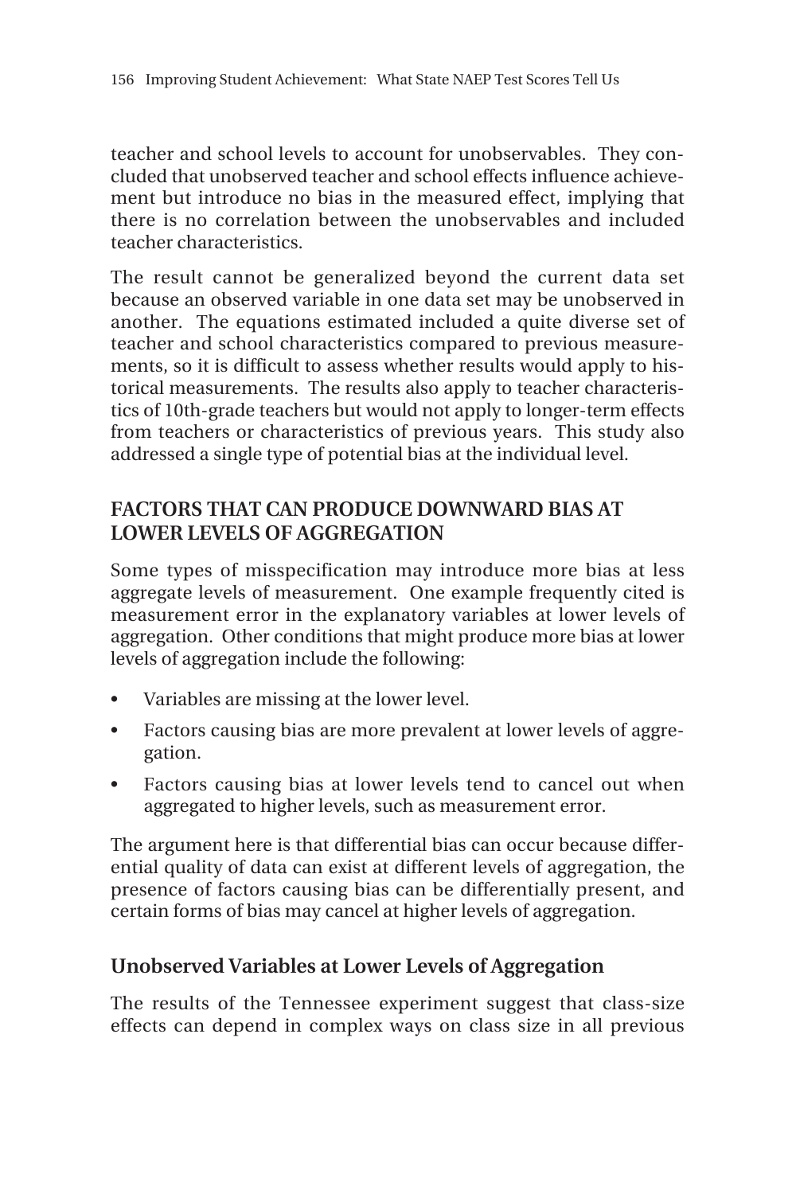teacher and school levels to account for unobservables. They concluded that unobserved teacher and school effects influence achievement but introduce no bias in the measured effect, implying that there is no correlation between the unobservables and included teacher characteristics.

The result cannot be generalized beyond the current data set because an observed variable in one data set may be unobserved in another. The equations estimated included a quite diverse set of teacher and school characteristics compared to previous measurements, so it is difficult to assess whether results would apply to historical measurements. The results also apply to teacher characteristics of 10th-grade teachers but would not apply to longer-term effects from teachers or characteristics of previous years. This study also addressed a single type of potential bias at the individual level.

## FACTORS THAT CAN PRODUCE DOWNWARD BIAS AT LOWER LEVELS OF AGGREGATION

Some types of misspecification may introduce more bias at less aggregate levels of measurement. One example frequently cited is measurement error in the explanatory variables at lower levels of aggregation. Other conditions that might produce more bias at lower levels of aggregation include the following:

- Variables are missing at the lower level.
- Factors causing bias are more prevalent at lower levels of aggregation.
- Factors causing bias at lower levels tend to cancel out when aggregated to higher levels, such as measurement error.

The argument here is that differential bias can occur because differential quality of data can exist at different levels of aggregation, the presence of factors causing bias can be differentially present, and certain forms of bias may cancel at higher levels of aggregation.

### Unobserved Variables at Lower Levels of Aggregation

The results of the Tennessee experiment suggest that class-size effects can depend in complex ways on class size in all previous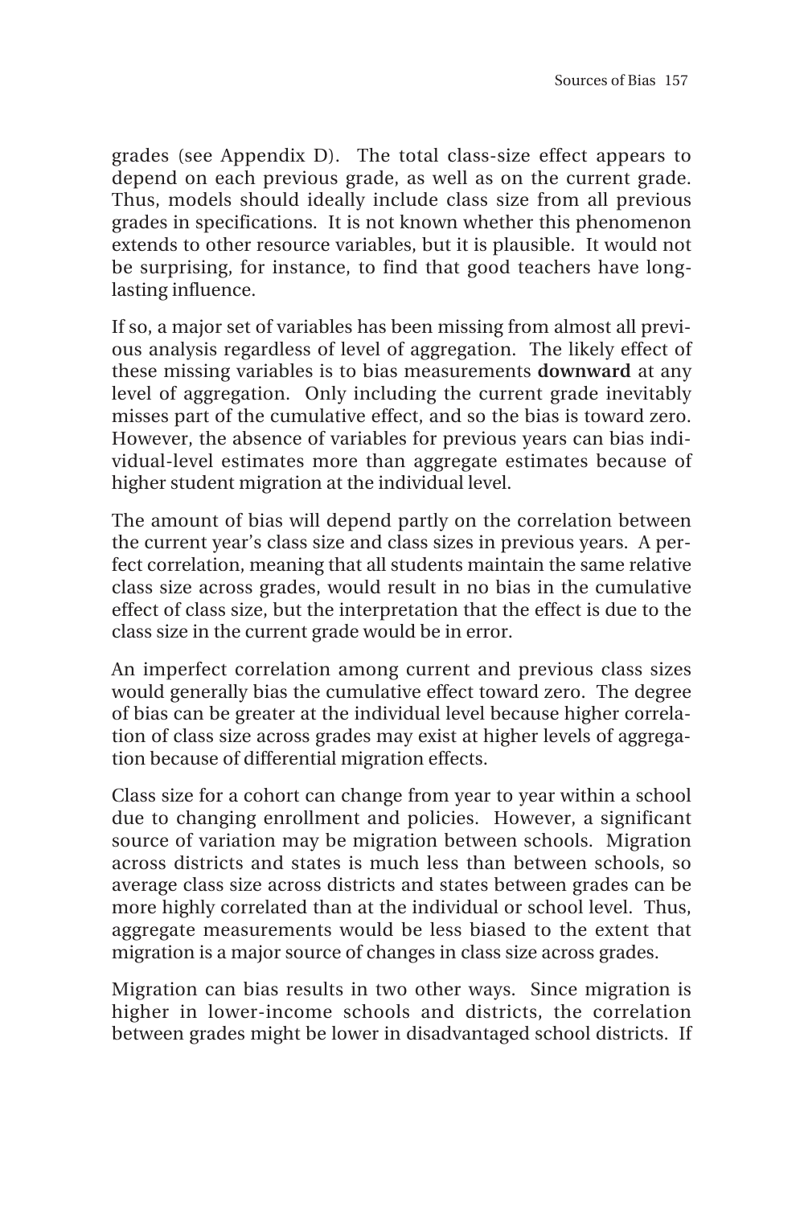grades (see Appendix D). The total class-size effect appears to depend on each previous grade, as well as on the current grade. Thus, models should ideally include class size from all previous grades in specifications. It is not known whether this phenomenon extends to other resource variables, but it is plausible. It would not be surprising, for instance, to find that good teachers have long-lasting influence.

If so, a major set of variables has been missing from almost all previous analysis regardless of level of aggregation. The likely effect of these missing variables is to bias measurements **downward** at any level of aggregation. Only including the current grade inevitably misses part of the cumulative effect, and so the bias is toward zero. However, the absence of variables for previous years can bias individual-level estimates more than aggregate estimates because of higher student migration at the individual level.

The amount of bias will depend partly on the correlation between the current year's class size and class sizes in previous years. A perfect correlation, meaning that all students maintain the same relative class size across grades, would result in no bias in the cumulative effect of class size, but the interpretation that the effect is due to the class size in the current grade would be in error.

An imperfect correlation among current and previous class sizes would generally bias the cumulative effect toward zero. The degree of bias can be greater at the individual level because higher correlation of class size across grades may exist at higher levels of aggregation because of differential migration effects.

Class size for a cohort can change from year to year within a school due to changing enrollment and policies. However, a significant source of variation may be migration between schools. Migration across districts and states is much less than between schools, so average class size across districts and states between grades can be more highly correlated than at the individual or school level. Thus, aggregate measurements would be less biased to the extent that migration is a major source of changes in class size across grades.

Migration can bias results in two other ways. Since migration is higher in lower-income schools and districts, the correlation between grades might be lower in disadvantaged school districts. If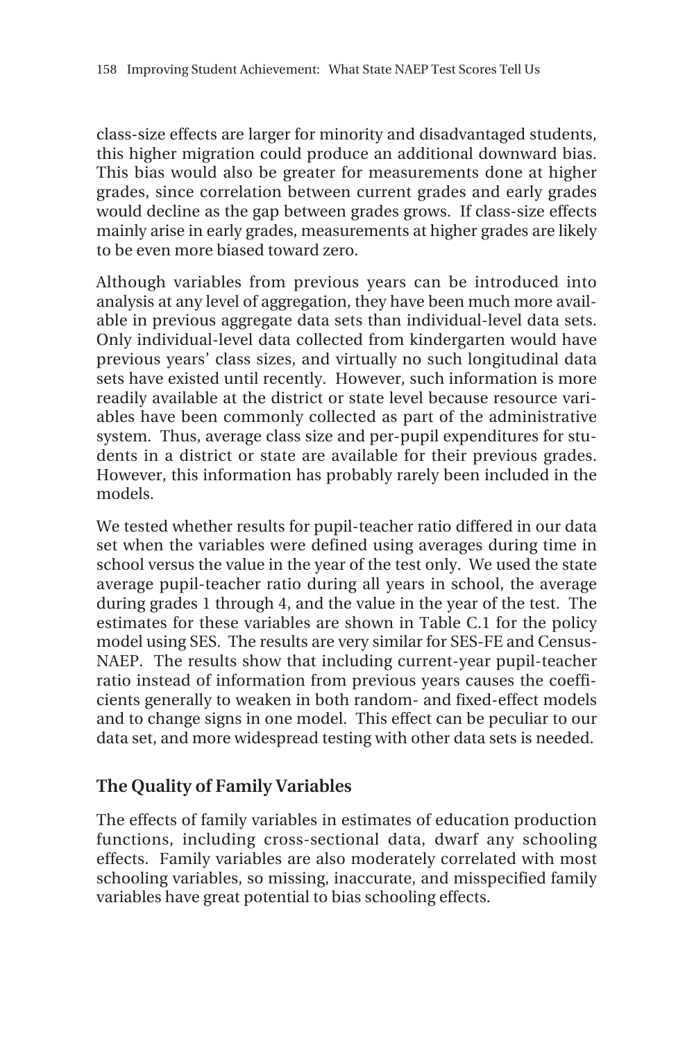class-size effects are larger for minority and disadvantaged students, this higher migration could produce an additional downward bias. This bias would also be greater for measurements done at higher grades, since correlation between current grades and early grades would decline as the gap between grades grows. If class-size effects mainly arise in early grades, measurements at higher grades are likely to be even more biased toward zero.

Although variables from previous years can be introduced into analysis at any level of aggregation, they have been much more available in previous aggregate data sets than individual-level data sets. Only individual-level data collected from kindergarten would have previous years' class sizes, and virtually no such longitudinal data sets have existed until recently. However, such information is more readily available at the district or state level because resource variables have been commonly collected as part of the administrative system. Thus, average class size and per-pupil expenditures for students in a district or state are available for their previous grades. However, this information has probably rarely been included in the models.

We tested whether results for pupil-teacher ratio differed in our data set when the variables were defined using averages during time in school versus the value in the year of the test only. We used the state average pupil-teacher ratio during all years in school, the average during grades 1 through 4, and the value in the year of the test. The estimates for these variables are shown in Table C.1 for the policy model using SES. The results are very similar for SES-FE and Census-NAEP. The results show that including current-year pupil-teacher ratio instead of information from previous years causes the coefficients generally to weaken in both random- and fixed-effect models and to change signs in one model. This effect can be peculiar to our data set, and more widespread testing with other data sets is needed.

## The Quality of Family Variables

The effects of family variables in estimates of education production functions, including cross-sectional data, dwarf any schooling effects. Family variables are also moderately correlated with most schooling variables, so missing, inaccurate, and misspecified family variables have great potential to bias schooling effects.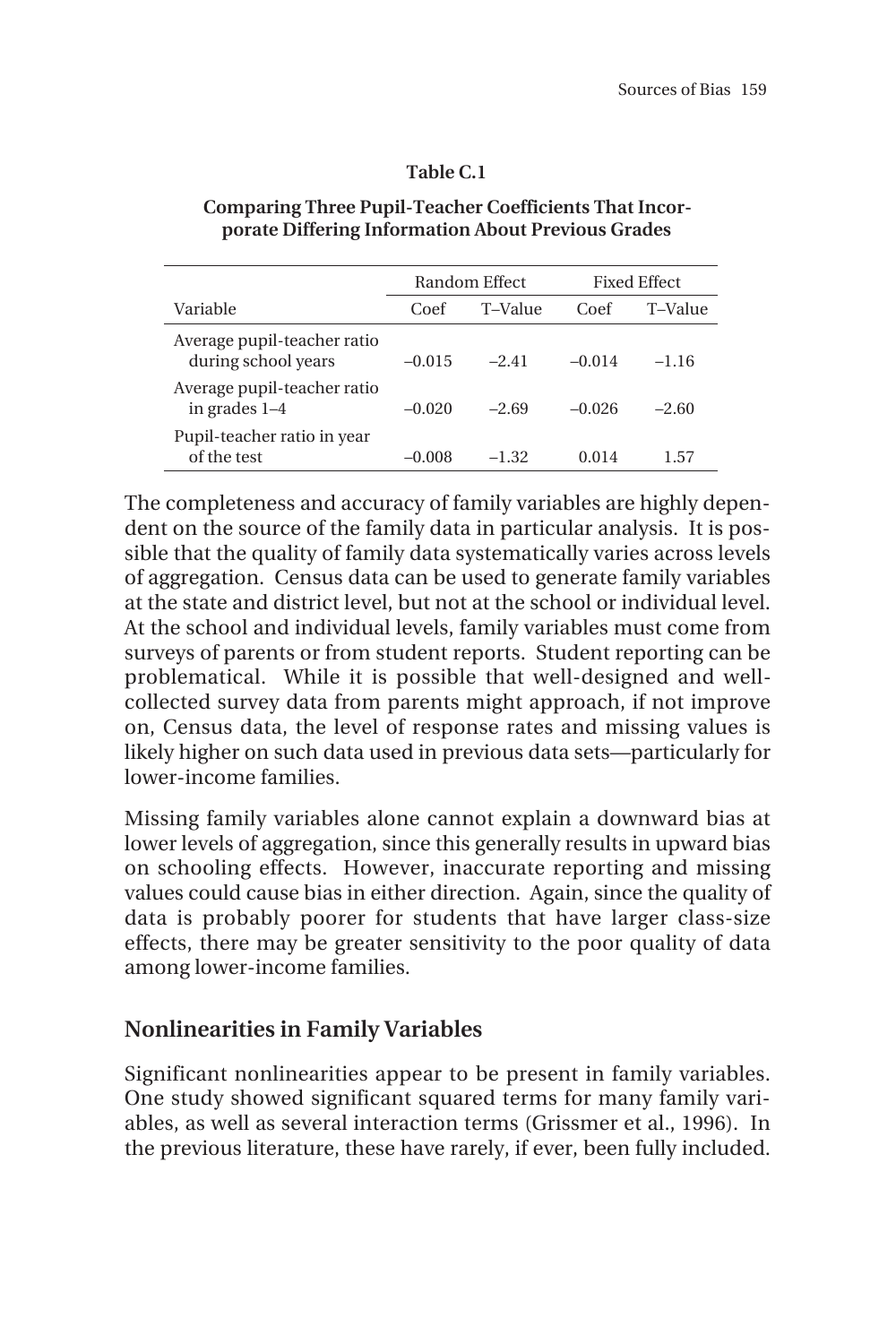**Table C.1**

**Comparing Three Pupil-Teacher Coefficients That Incorporate Differing Information About Previous Grades**

| | Random Effect | | Fixed Effect | |
|---|---|---|---|---|
| Variable | Coef | T–Value | Coef | T–Value |
| Average pupil-teacher ratio during school years | –0.015 | –2.41 | –0.014 | –1.16 |
| Average pupil-teacher ratio in grades 1–4 | –0.020 | –2.69 | –0.026 | –2.60 |
| Pupil-teacher ratio in year of the test | –0.008 | –1.32 | 0.014 | 1.57 |

The completeness and accuracy of family variables are highly dependent on the source of the family data in particular analysis. It is possible that the quality of family data systematically varies across levels of aggregation. Census data can be used to generate family variables at the state and district level, but not at the school or individual level. At the school and individual levels, family variables must come from surveys of parents or from student reports. Student reporting can be problematical. While it is possible that well-designed and well-collected survey data from parents might approach, if not improve on, Census data, the level of response rates and missing values is likely higher on such data used in previous data sets—particularly for lower-income families.

Missing family variables alone cannot explain a downward bias at lower levels of aggregation, since this generally results in upward bias on schooling effects. However, inaccurate reporting and missing values could cause bias in either direction. Again, since the quality of data is probably poorer for students that have larger class-size effects, there may be greater sensitivity to the poor quality of data among lower-income families.

## Nonlinearities in Family Variables

Significant nonlinearities appear to be present in family variables. One study showed significant squared terms for many family variables, as well as several interaction terms (Grissmer et al., 1996). In the previous literature, these have rarely, if ever, been fully included.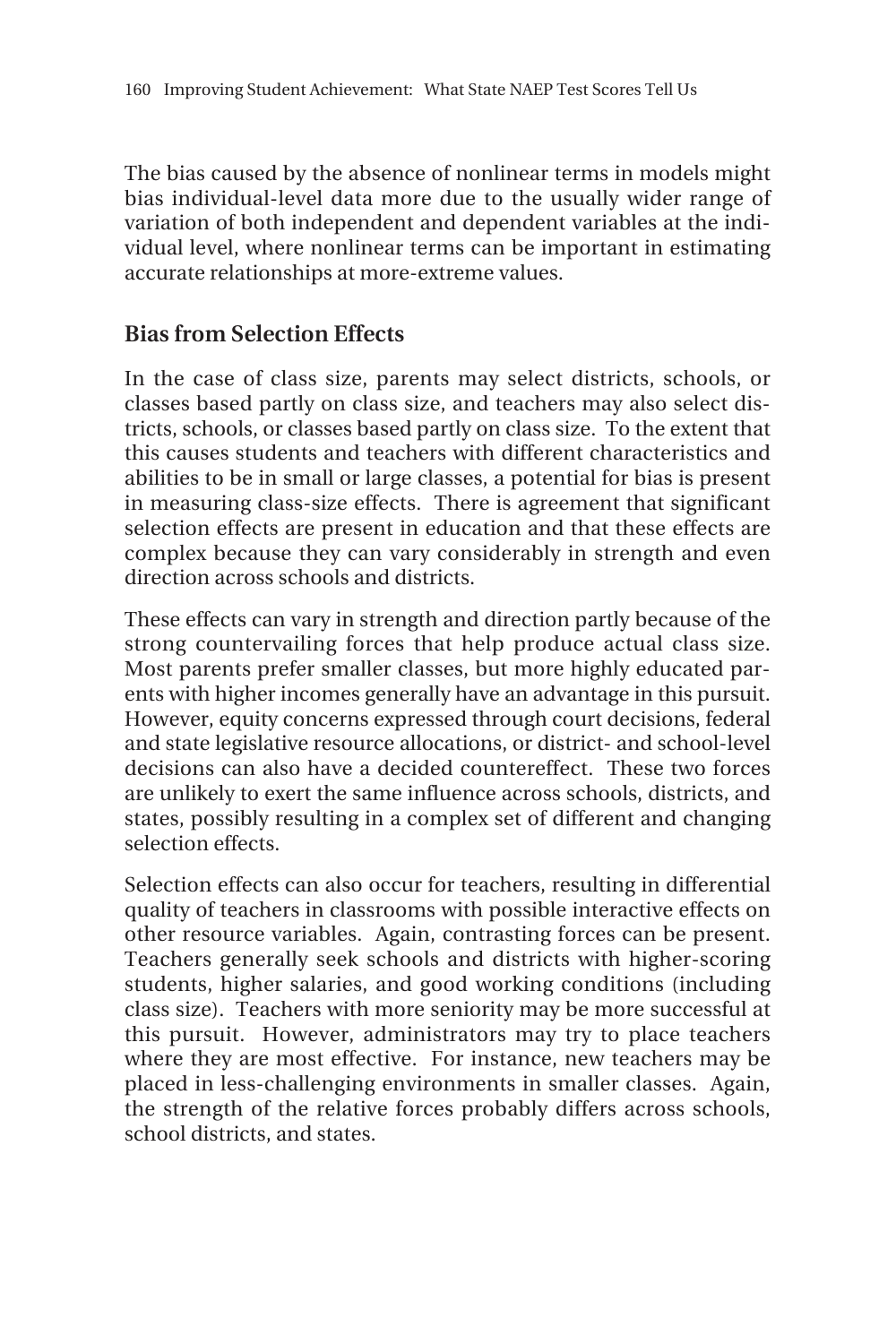The bias caused by the absence of nonlinear terms in models might bias individual-level data more due to the usually wider range of variation of both independent and dependent variables at the individual level, where nonlinear terms can be important in estimating accurate relationships at more-extreme values.

## Bias from Selection Effects

In the case of class size, parents may select districts, schools, or classes based partly on class size, and teachers may also select districts, schools, or classes based partly on class size. To the extent that this causes students and teachers with different characteristics and abilities to be in small or large classes, a potential for bias is present in measuring class-size effects. There is agreement that significant selection effects are present in education and that these effects are complex because they can vary considerably in strength and even direction across schools and districts.

These effects can vary in strength and direction partly because of the strong countervailing forces that help produce actual class size. Most parents prefer smaller classes, but more highly educated parents with higher incomes generally have an advantage in this pursuit. However, equity concerns expressed through court decisions, federal and state legislative resource allocations, or district- and school-level decisions can also have a decided countereffect. These two forces are unlikely to exert the same influence across schools, districts, and states, possibly resulting in a complex set of different and changing selection effects.

Selection effects can also occur for teachers, resulting in differential quality of teachers in classrooms with possible interactive effects on other resource variables. Again, contrasting forces can be present. Teachers generally seek schools and districts with higher-scoring students, higher salaries, and good working conditions (including class size). Teachers with more seniority may be more successful at this pursuit. However, administrators may try to place teachers where they are most effective. For instance, new teachers may be placed in less-challenging environments in smaller classes. Again, the strength of the relative forces probably differs across schools, school districts, and states.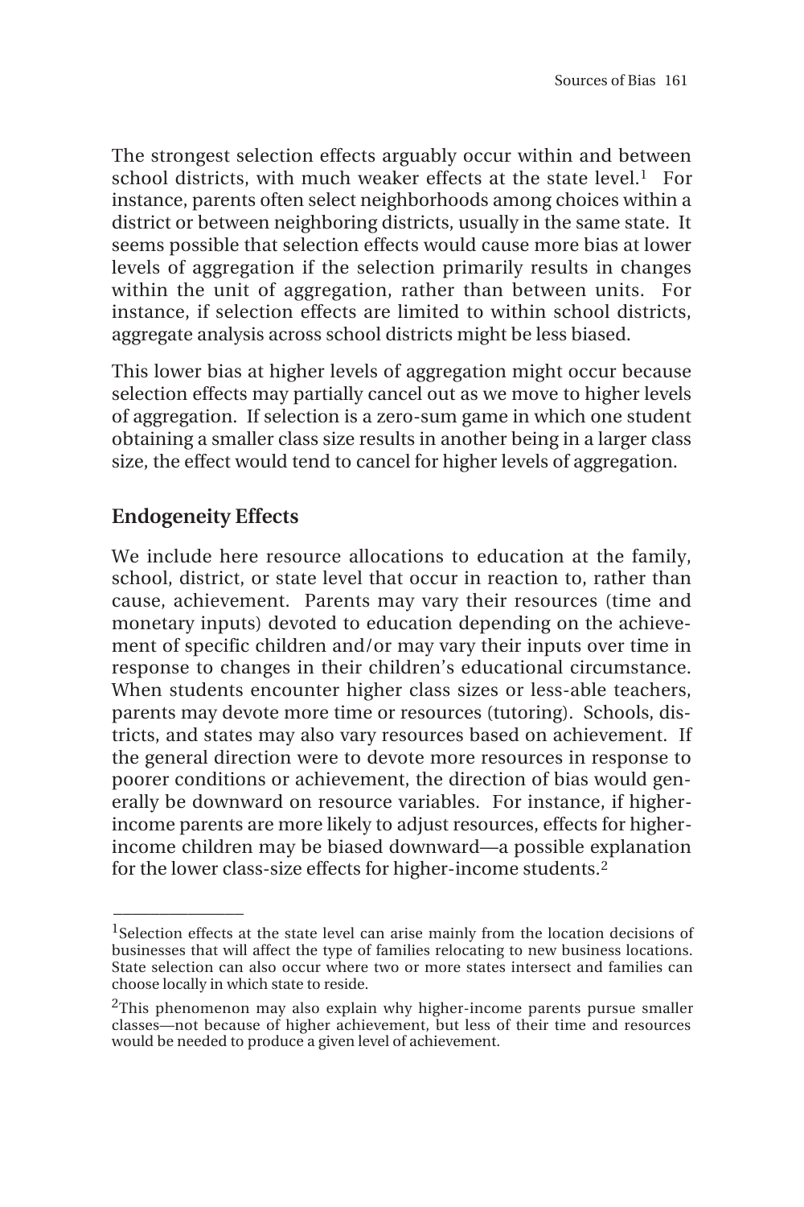The strongest selection effects arguably occur within and between school districts, with much weaker effects at the state level.[1] For instance, parents often select neighborhoods among choices within a district or between neighboring districts, usually in the same state. It seems possible that selection effects would cause more bias at lower levels of aggregation if the selection primarily results in changes within the unit of aggregation, rather than between units. For instance, if selection effects are limited to within school districts, aggregate analysis across school districts might be less biased.

This lower bias at higher levels of aggregation might occur because selection effects may partially cancel out as we move to higher levels of aggregation. If selection is a zero-sum game in which one student obtaining a smaller class size results in another being in a larger class size, the effect would tend to cancel for higher levels of aggregation.

## Endogeneity Effects

We include here resource allocations to education at the family, school, district, or state level that occur in reaction to, rather than cause, achievement. Parents may vary their resources (time and monetary inputs) devoted to education depending on the achievement of specific children and/or may vary their inputs over time in response to changes in their children's educational circumstance. When students encounter higher class sizes or less-able teachers, parents may devote more time or resources (tutoring). Schools, districts, and states may also vary resources based on achievement. If the general direction were to devote more resources in response to poorer conditions or achievement, the direction of bias would generally be downward on resource variables. For instance, if higher-income parents are more likely to adjust resources, effects for higher-income children may be biased downward—a possible explanation for the lower class-size effects for higher-income students.[2]

---

[1] Selection effects at the state level can arise mainly from the location decisions of businesses that will affect the type of families relocating to new business locations. State selection can also occur where two or more states intersect and families can choose locally in which state to reside.

[2] This phenomenon may also explain why higher-income parents pursue smaller classes—not because of higher achievement, but less of their time and resources would be needed to produce a given level of achievement.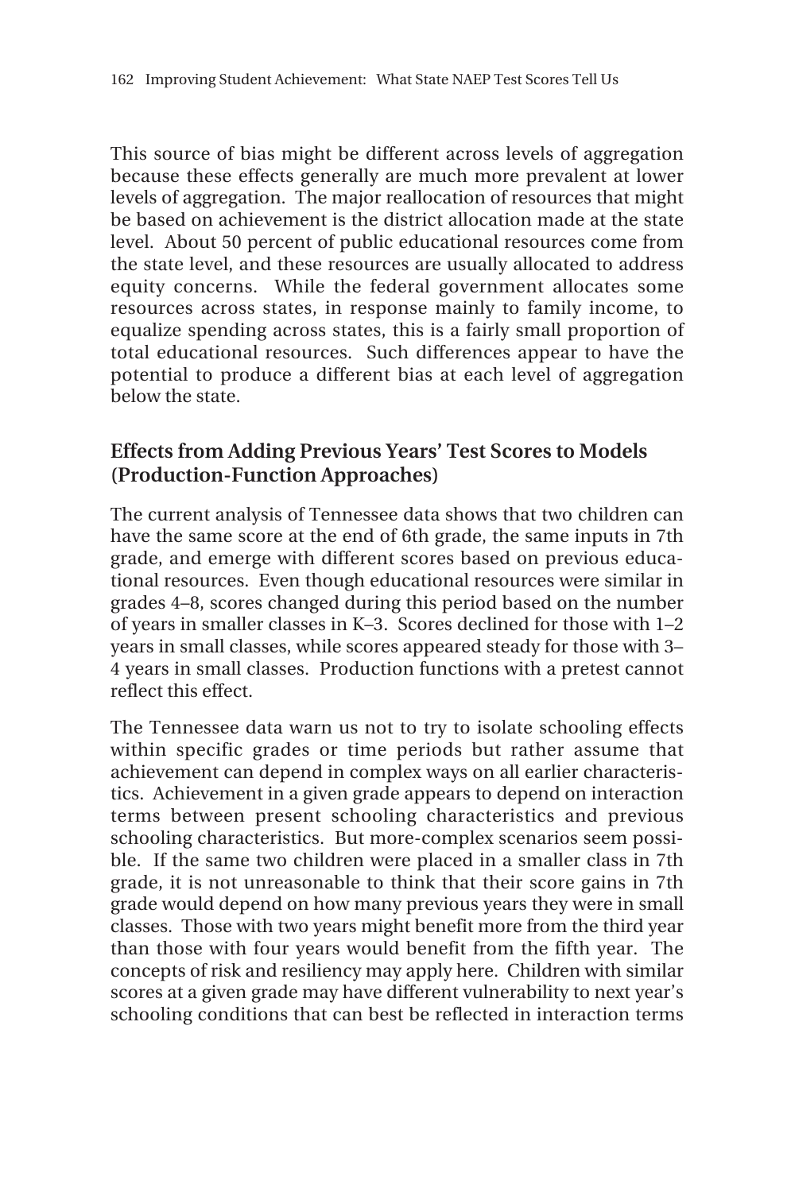This source of bias might be different across levels of aggregation because these effects generally are much more prevalent at lower levels of aggregation. The major reallocation of resources that might be based on achievement is the district allocation made at the state level. About 50 percent of public educational resources come from the state level, and these resources are usually allocated to address equity concerns. While the federal government allocates some resources across states, in response mainly to family income, to equalize spending across states, this is a fairly small proportion of total educational resources. Such differences appear to have the potential to produce a different bias at each level of aggregation below the state.

### Effects from Adding Previous Years' Test Scores to Models (Production-Function Approaches)

The current analysis of Tennessee data shows that two children can have the same score at the end of 6th grade, the same inputs in 7th grade, and emerge with different scores based on previous educational resources. Even though educational resources were similar in grades 4–8, scores changed during this period based on the number of years in smaller classes in K–3. Scores declined for those with 1–2 years in small classes, while scores appeared steady for those with 3–4 years in small classes. Production functions with a pretest cannot reflect this effect.

The Tennessee data warn us not to try to isolate schooling effects within specific grades or time periods but rather assume that achievement can depend in complex ways on all earlier characteristics. Achievement in a given grade appears to depend on interaction terms between present schooling characteristics and previous schooling characteristics. But more-complex scenarios seem possible. If the same two children were placed in a smaller class in 7th grade, it is not unreasonable to think that their score gains in 7th grade would depend on how many previous years they were in small classes. Those with two years might benefit more from the third year than those with four years would benefit from the fifth year. The concepts of risk and resiliency may apply here. Children with similar scores at a given grade may have different vulnerability to next year's schooling conditions that can best be reflected in interaction terms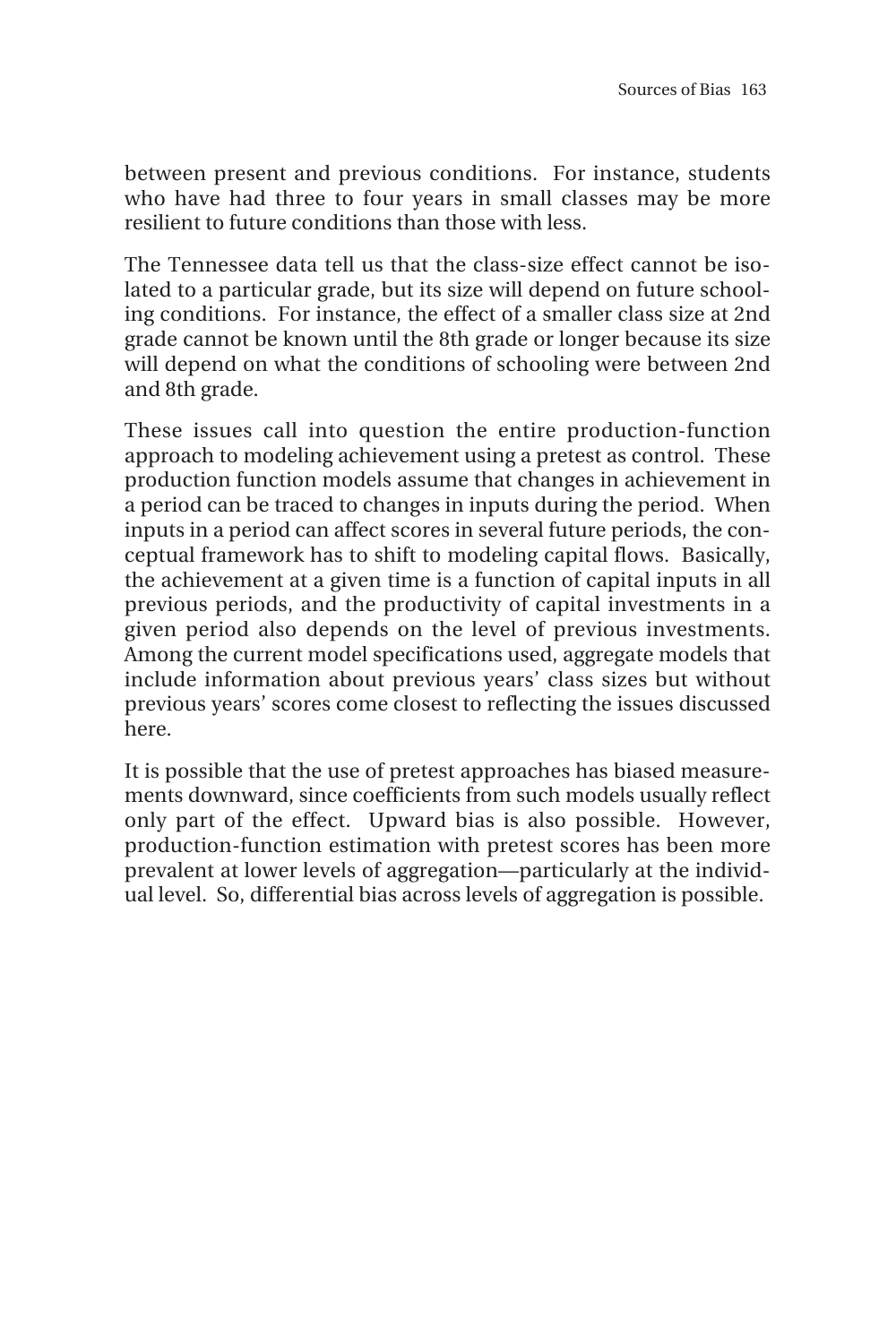between present and previous conditions. For instance, students who have had three to four years in small classes may be more resilient to future conditions than those with less.

The Tennessee data tell us that the class-size effect cannot be isolated to a particular grade, but its size will depend on future schooling conditions. For instance, the effect of a smaller class size at 2nd grade cannot be known until the 8th grade or longer because its size will depend on what the conditions of schooling were between 2nd and 8th grade.

These issues call into question the entire production-function approach to modeling achievement using a pretest as control. These production function models assume that changes in achievement in a period can be traced to changes in inputs during the period. When inputs in a period can affect scores in several future periods, the conceptual framework has to shift to modeling capital flows. Basically, the achievement at a given time is a function of capital inputs in all previous periods, and the productivity of capital investments in a given period also depends on the level of previous investments. Among the current model specifications used, aggregate models that include information about previous years' class sizes but without previous years' scores come closest to reflecting the issues discussed here.

It is possible that the use of pretest approaches has biased measurements downward, since coefficients from such models usually reflect only part of the effect. Upward bias is also possible. However, production-function estimation with pretest scores has been more prevalent at lower levels of aggregation—particularly at the individual level. So, differential bias across levels of aggregation is possible.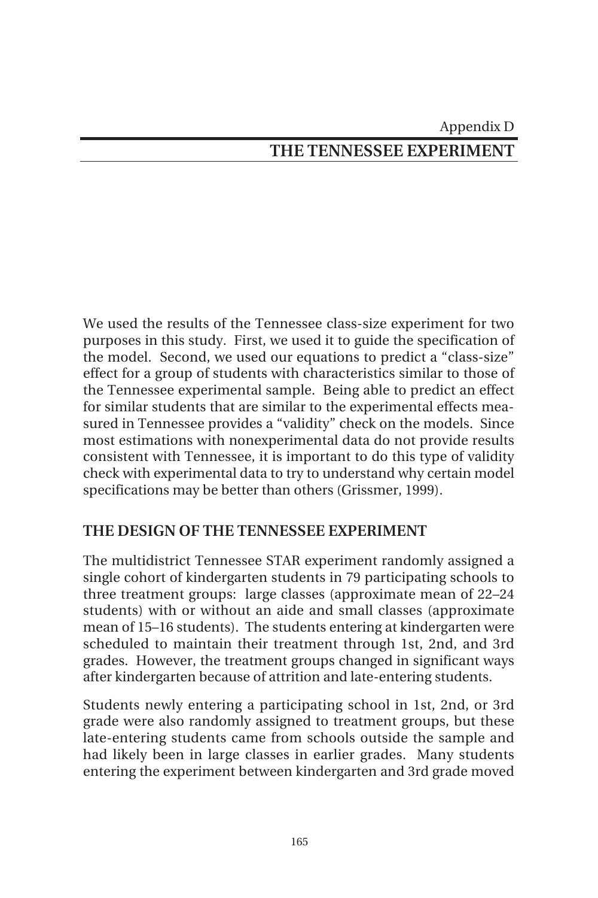Appendix D

# THE TENNESSEE EXPERIMENT

We used the results of the Tennessee class-size experiment for two purposes in this study. First, we used it to guide the specification of the model. Second, we used our equations to predict a "class-size" effect for a group of students with characteristics similar to those of the Tennessee experimental sample. Being able to predict an effect for similar students that are similar to the experimental effects measured in Tennessee provides a "validity" check on the models. Since most estimations with nonexperimental data do not provide results consistent with Tennessee, it is important to do this type of validity check with experimental data to try to understand why certain model specifications may be better than others (Grissmer, 1999).

## THE DESIGN OF THE TENNESSEE EXPERIMENT

The multidistrict Tennessee STAR experiment randomly assigned a single cohort of kindergarten students in 79 participating schools to three treatment groups: large classes (approximate mean of 22–24 students) with or without an aide and small classes (approximate mean of 15–16 students). The students entering at kindergarten were scheduled to maintain their treatment through 1st, 2nd, and 3rd grades. However, the treatment groups changed in significant ways after kindergarten because of attrition and late-entering students.

Students newly entering a participating school in 1st, 2nd, or 3rd grade were also randomly assigned to treatment groups, but these late-entering students came from schools outside the sample and had likely been in large classes in earlier grades. Many students entering the experiment between kindergarten and 3rd grade moved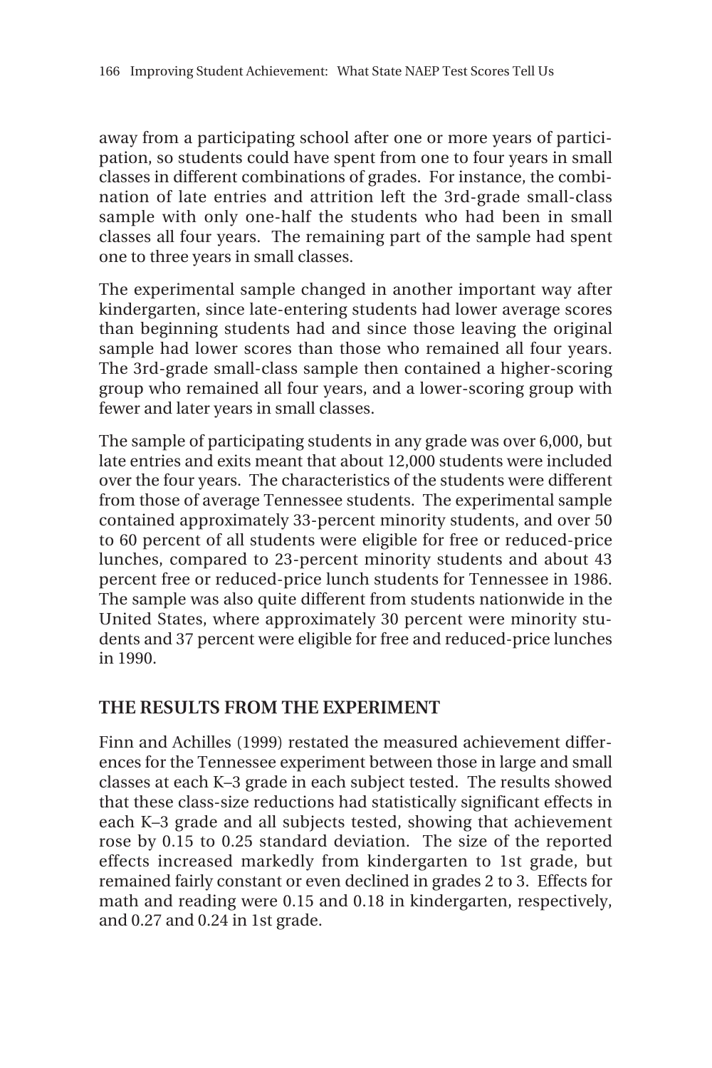away from a participating school after one or more years of participation, so students could have spent from one to four years in small classes in different combinations of grades. For instance, the combination of late entries and attrition left the 3rd-grade small-class sample with only one-half the students who had been in small classes all four years. The remaining part of the sample had spent one to three years in small classes.

The experimental sample changed in another important way after kindergarten, since late-entering students had lower average scores than beginning students had and since those leaving the original sample had lower scores than those who remained all four years. The 3rd-grade small-class sample then contained a higher-scoring group who remained all four years, and a lower-scoring group with fewer and later years in small classes.

The sample of participating students in any grade was over 6,000, but late entries and exits meant that about 12,000 students were included over the four years. The characteristics of the students were different from those of average Tennessee students. The experimental sample contained approximately 33-percent minority students, and over 50 to 60 percent of all students were eligible for free or reduced-price lunches, compared to 23-percent minority students and about 43 percent free or reduced-price lunch students for Tennessee in 1986. The sample was also quite different from students nationwide in the United States, where approximately 30 percent were minority students and 37 percent were eligible for free and reduced-price lunches in 1990.

## THE RESULTS FROM THE EXPERIMENT

Finn and Achilles (1999) restated the measured achievement differences for the Tennessee experiment between those in large and small classes at each K–3 grade in each subject tested. The results showed that these class-size reductions had statistically significant effects in each K–3 grade and all subjects tested, showing that achievement rose by 0.15 to 0.25 standard deviation. The size of the reported effects increased markedly from kindergarten to 1st grade, but remained fairly constant or even declined in grades 2 to 3. Effects for math and reading were 0.15 and 0.18 in kindergarten, respectively, and 0.27 and 0.24 in 1st grade.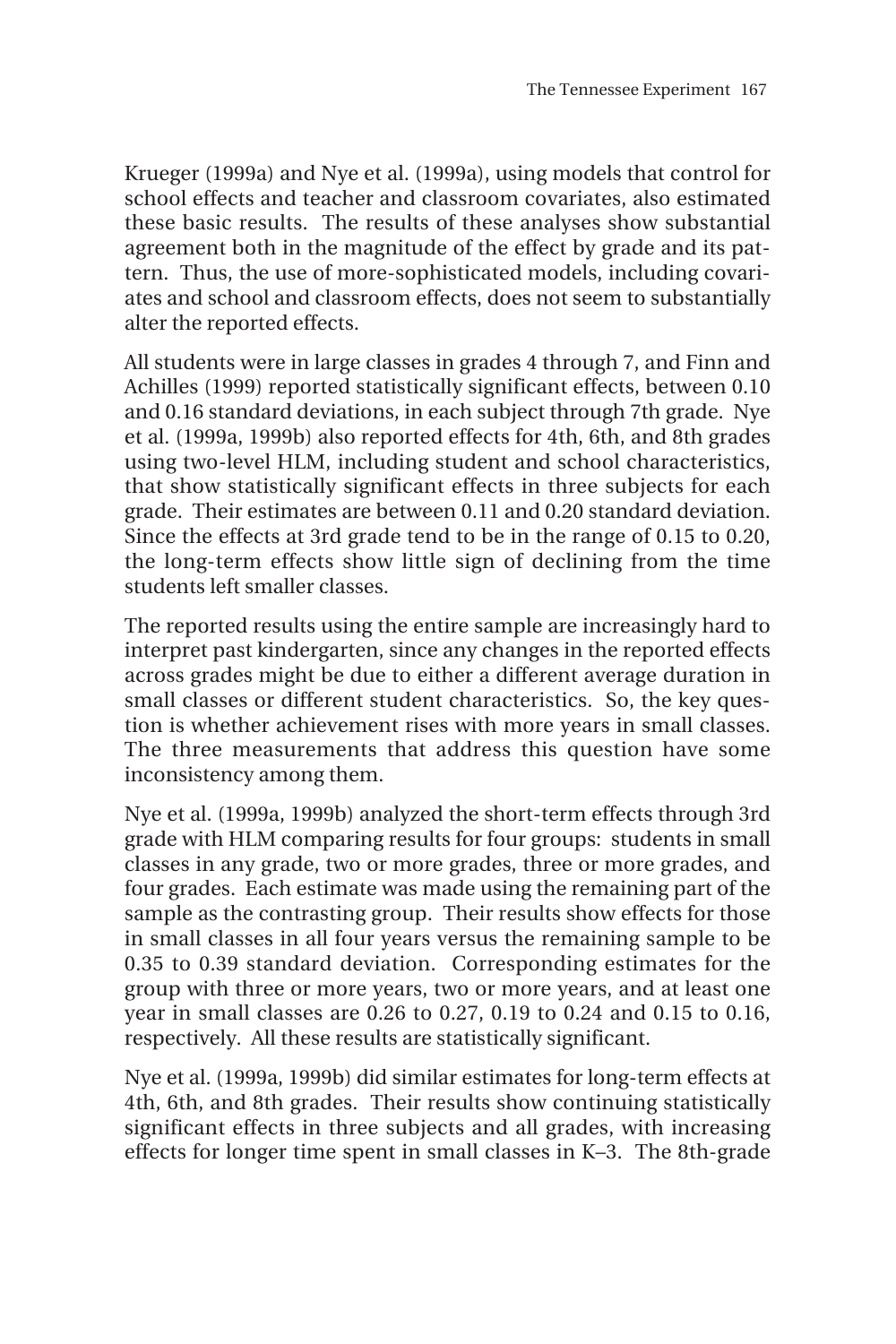Krueger (1999a) and Nye et al. (1999a), using models that control for school effects and teacher and classroom covariates, also estimated these basic results. The results of these analyses show substantial agreement both in the magnitude of the effect by grade and its pattern. Thus, the use of more-sophisticated models, including covariates and school and classroom effects, does not seem to substantially alter the reported effects.

All students were in large classes in grades 4 through 7, and Finn and Achilles (1999) reported statistically significant effects, between 0.10 and 0.16 standard deviations, in each subject through 7th grade. Nye et al. (1999a, 1999b) also reported effects for 4th, 6th, and 8th grades using two-level HLM, including student and school characteristics, that show statistically significant effects in three subjects for each grade. Their estimates are between 0.11 and 0.20 standard deviation. Since the effects at 3rd grade tend to be in the range of 0.15 to 0.20, the long-term effects show little sign of declining from the time students left smaller classes.

The reported results using the entire sample are increasingly hard to interpret past kindergarten, since any changes in the reported effects across grades might be due to either a different average duration in small classes or different student characteristics. So, the key question is whether achievement rises with more years in small classes. The three measurements that address this question have some inconsistency among them.

Nye et al. (1999a, 1999b) analyzed the short-term effects through 3rd grade with HLM comparing results for four groups: students in small classes in any grade, two or more grades, three or more grades, and four grades. Each estimate was made using the remaining part of the sample as the contrasting group. Their results show effects for those in small classes in all four years versus the remaining sample to be 0.35 to 0.39 standard deviation. Corresponding estimates for the group with three or more years, two or more years, and at least one year in small classes are 0.26 to 0.27, 0.19 to 0.24 and 0.15 to 0.16, respectively. All these results are statistically significant.

Nye et al. (1999a, 1999b) did similar estimates for long-term effects at 4th, 6th, and 8th grades. Their results show continuing statistically significant effects in three subjects and all grades, with increasing effects for longer time spent in small classes in K–3. The 8th-grade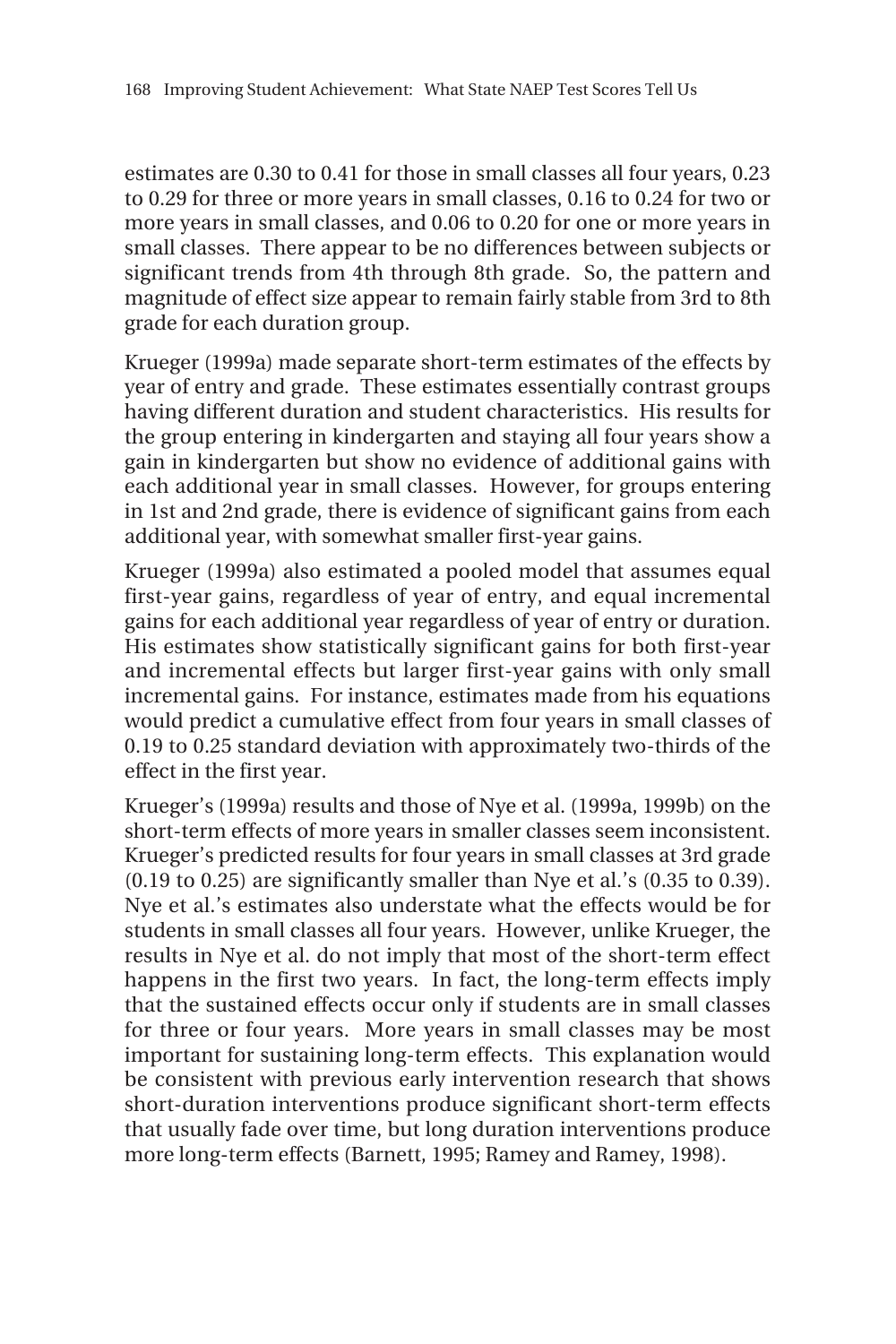estimates are 0.30 to 0.41 for those in small classes all four years, 0.23 to 0.29 for three or more years in small classes, 0.16 to 0.24 for two or more years in small classes, and 0.06 to 0.20 for one or more years in small classes. There appear to be no differences between subjects or significant trends from 4th through 8th grade. So, the pattern and magnitude of effect size appear to remain fairly stable from 3rd to 8th grade for each duration group.

Krueger (1999a) made separate short-term estimates of the effects by year of entry and grade. These estimates essentially contrast groups having different duration and student characteristics. His results for the group entering in kindergarten and staying all four years show a gain in kindergarten but show no evidence of additional gains with each additional year in small classes. However, for groups entering in 1st and 2nd grade, there is evidence of significant gains from each additional year, with somewhat smaller first-year gains.

Krueger (1999a) also estimated a pooled model that assumes equal first-year gains, regardless of year of entry, and equal incremental gains for each additional year regardless of year of entry or duration. His estimates show statistically significant gains for both first-year and incremental effects but larger first-year gains with only small incremental gains. For instance, estimates made from his equations would predict a cumulative effect from four years in small classes of 0.19 to 0.25 standard deviation with approximately two-thirds of the effect in the first year.

Krueger's (1999a) results and those of Nye et al. (1999a, 1999b) on the short-term effects of more years in smaller classes seem inconsistent. Krueger's predicted results for four years in small classes at 3rd grade (0.19 to 0.25) are significantly smaller than Nye et al.'s (0.35 to 0.39). Nye et al.'s estimates also understate what the effects would be for students in small classes all four years. However, unlike Krueger, the results in Nye et al. do not imply that most of the short-term effect happens in the first two years. In fact, the long-term effects imply that the sustained effects occur only if students are in small classes for three or four years. More years in small classes may be most important for sustaining long-term effects. This explanation would be consistent with previous early intervention research that shows short-duration interventions produce significant short-term effects that usually fade over time, but long duration interventions produce more long-term effects (Barnett, 1995; Ramey and Ramey, 1998).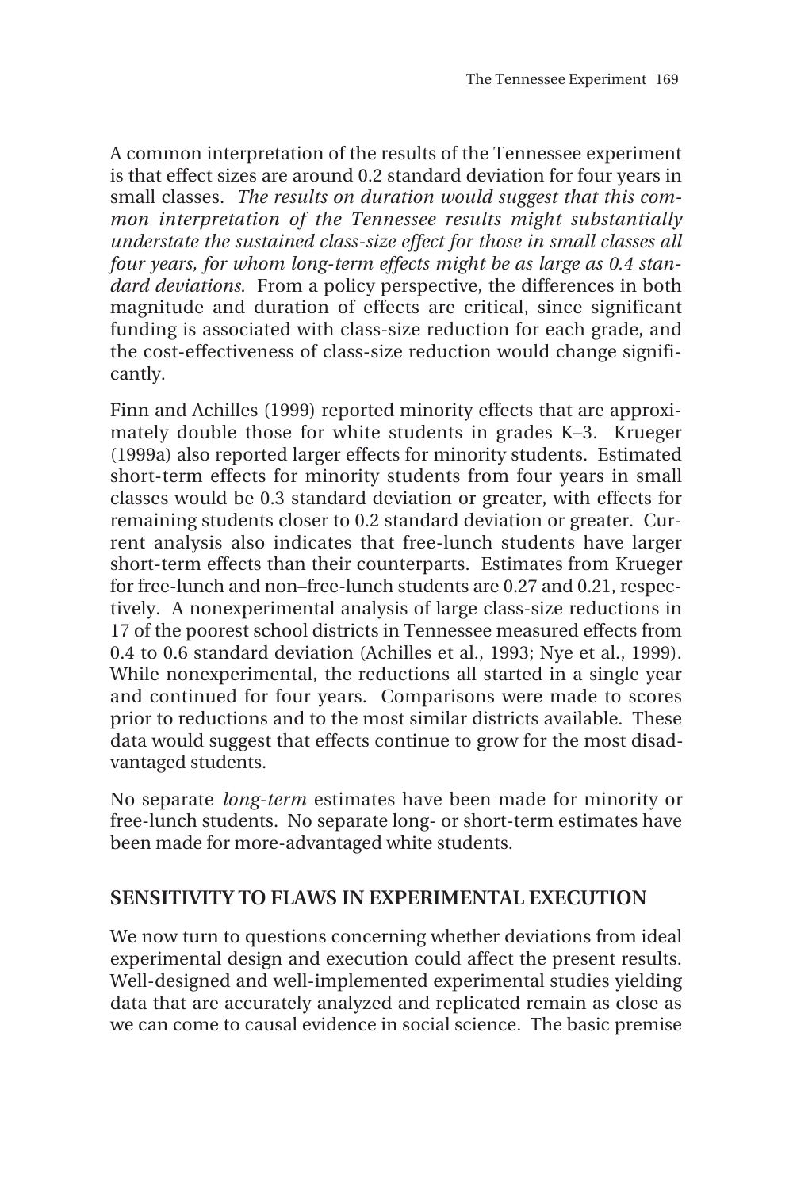A common interpretation of the results of the Tennessee experiment is that effect sizes are around 0.2 standard deviation for four years in small classes. *The results on duration would suggest that this common interpretation of the Tennessee results might substantially understate the sustained class-size effect for those in small classes all four years, for whom long-term effects might be as large as 0.4 standard deviations.* From a policy perspective, the differences in both magnitude and duration of effects are critical, since significant funding is associated with class-size reduction for each grade, and the cost-effectiveness of class-size reduction would change significantly.

Finn and Achilles (1999) reported minority effects that are approximately double those for white students in grades K–3. Krueger (1999a) also reported larger effects for minority students. Estimated short-term effects for minority students from four years in small classes would be 0.3 standard deviation or greater, with effects for remaining students closer to 0.2 standard deviation or greater. Current analysis also indicates that free-lunch students have larger short-term effects than their counterparts. Estimates from Krueger for free-lunch and non–free-lunch students are 0.27 and 0.21, respectively. A nonexperimental analysis of large class-size reductions in 17 of the poorest school districts in Tennessee measured effects from 0.4 to 0.6 standard deviation (Achilles et al., 1993; Nye et al., 1999). While nonexperimental, the reductions all started in a single year and continued for four years. Comparisons were made to scores prior to reductions and to the most similar districts available. These data would suggest that effects continue to grow for the most disadvantaged students.

No separate *long-term* estimates have been made for minority or free-lunch students. No separate long- or short-term estimates have been made for more-advantaged white students.

## SENSITIVITY TO FLAWS IN EXPERIMENTAL EXECUTION

We now turn to questions concerning whether deviations from ideal experimental design and execution could affect the present results. Well-designed and well-implemented experimental studies yielding data that are accurately analyzed and replicated remain as close as we can come to causal evidence in social science. The basic premise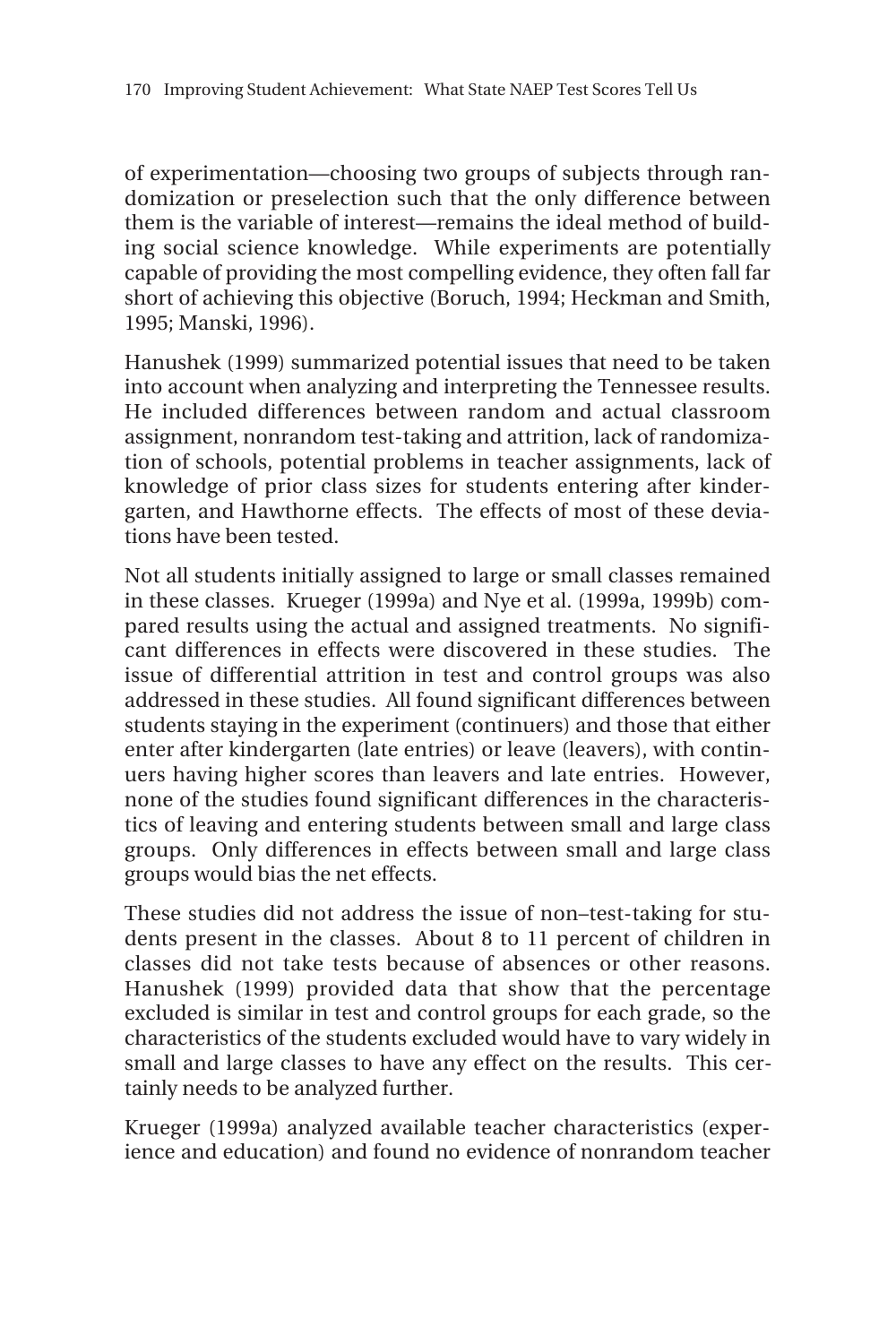of experimentation—choosing two groups of subjects through randomization or preselection such that the only difference between them is the variable of interest—remains the ideal method of building social science knowledge. While experiments are potentially capable of providing the most compelling evidence, they often fall far short of achieving this objective (Boruch, 1994; Heckman and Smith, 1995; Manski, 1996).

Hanushek (1999) summarized potential issues that need to be taken into account when analyzing and interpreting the Tennessee results. He included differences between random and actual classroom assignment, nonrandom test-taking and attrition, lack of randomization of schools, potential problems in teacher assignments, lack of knowledge of prior class sizes for students entering after kindergarten, and Hawthorne effects. The effects of most of these deviations have been tested.

Not all students initially assigned to large or small classes remained in these classes. Krueger (1999a) and Nye et al. (1999a, 1999b) compared results using the actual and assigned treatments. No significant differences in effects were discovered in these studies. The issue of differential attrition in test and control groups was also addressed in these studies. All found significant differences between students staying in the experiment (continuers) and those that either enter after kindergarten (late entries) or leave (leavers), with continuers having higher scores than leavers and late entries. However, none of the studies found significant differences in the characteristics of leaving and entering students between small and large class groups. Only differences in effects between small and large class groups would bias the net effects.

These studies did not address the issue of non–test-taking for students present in the classes. About 8 to 11 percent of children in classes did not take tests because of absences or other reasons. Hanushek (1999) provided data that show that the percentage excluded is similar in test and control groups for each grade, so the characteristics of the students excluded would have to vary widely in small and large classes to have any effect on the results. This certainly needs to be analyzed further.

Krueger (1999a) analyzed available teacher characteristics (experience and education) and found no evidence of nonrandom teacher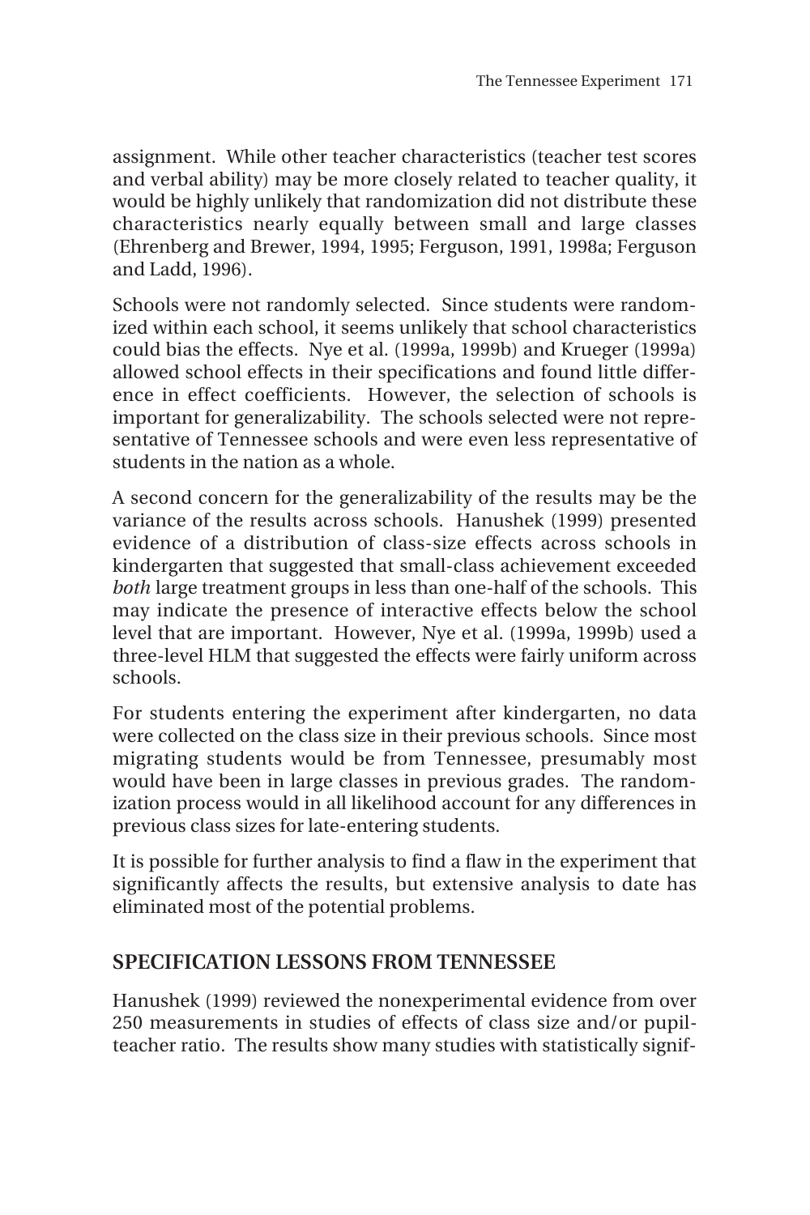assignment. While other teacher characteristics (teacher test scores and verbal ability) may be more closely related to teacher quality, it would be highly unlikely that randomization did not distribute these characteristics nearly equally between small and large classes (Ehrenberg and Brewer, 1994, 1995; Ferguson, 1991, 1998a; Ferguson and Ladd, 1996).

Schools were not randomly selected. Since students were randomized within each school, it seems unlikely that school characteristics could bias the effects. Nye et al. (1999a, 1999b) and Krueger (1999a) allowed school effects in their specifications and found little difference in effect coefficients. However, the selection of schools is important for generalizability. The schools selected were not representative of Tennessee schools and were even less representative of students in the nation as a whole.

A second concern for the generalizability of the results may be the variance of the results across schools. Hanushek (1999) presented evidence of a distribution of class-size effects across schools in kindergarten that suggested that small-class achievement exceeded *both* large treatment groups in less than one-half of the schools. This may indicate the presence of interactive effects below the school level that are important. However, Nye et al. (1999a, 1999b) used a three-level HLM that suggested the effects were fairly uniform across schools.

For students entering the experiment after kindergarten, no data were collected on the class size in their previous schools. Since most migrating students would be from Tennessee, presumably most would have been in large classes in previous grades. The randomization process would in all likelihood account for any differences in previous class sizes for late-entering students.

It is possible for further analysis to find a flaw in the experiment that significantly affects the results, but extensive analysis to date has eliminated most of the potential problems.

## SPECIFICATION LESSONS FROM TENNESSEE

Hanushek (1999) reviewed the nonexperimental evidence from over 250 measurements in studies of effects of class size and/or pupil-teacher ratio. The results show many studies with statistically signif-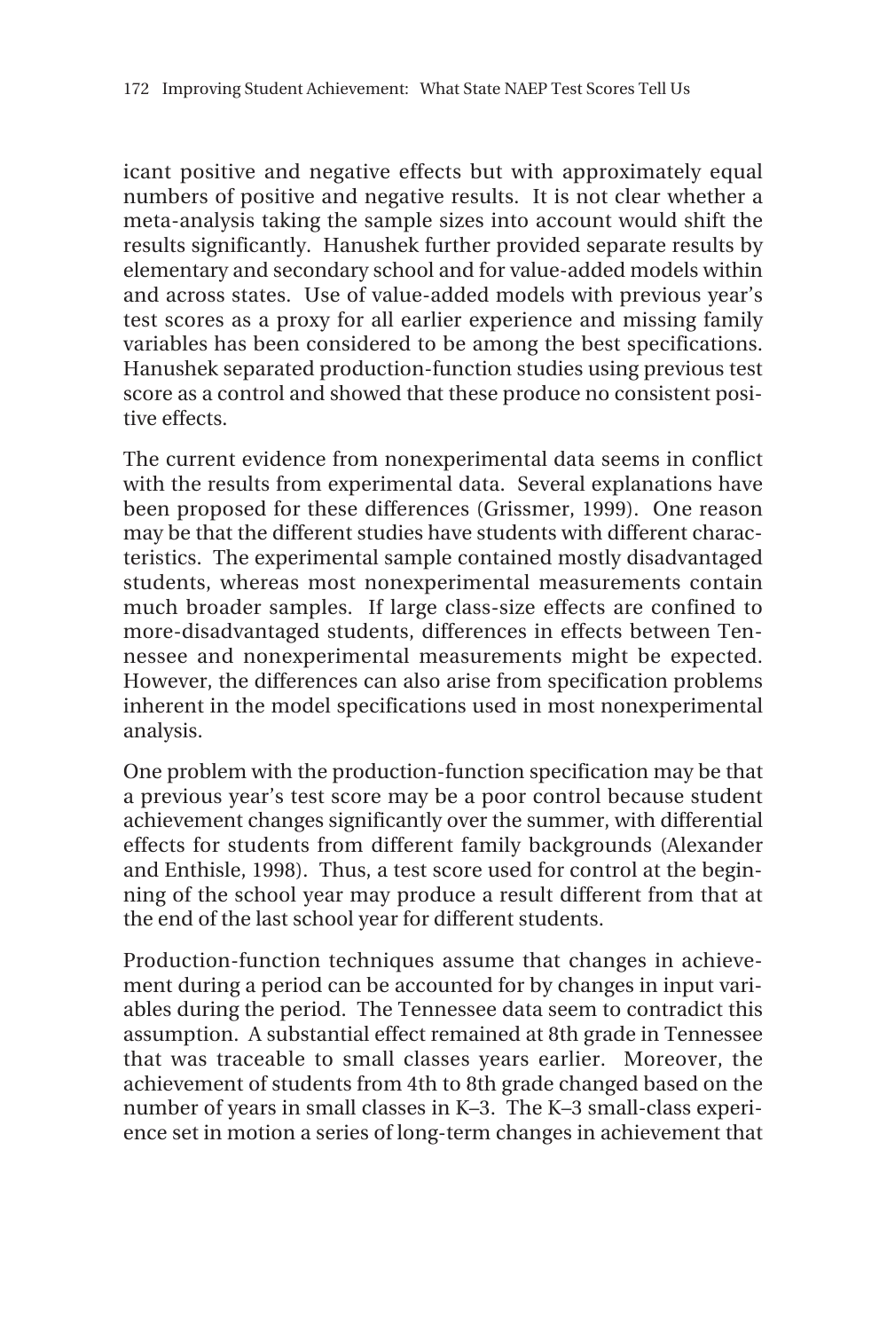icant positive and negative effects but with approximately equal numbers of positive and negative results. It is not clear whether a meta-analysis taking the sample sizes into account would shift the results significantly. Hanushek further provided separate results by elementary and secondary school and for value-added models within and across states. Use of value-added models with previous year's test scores as a proxy for all earlier experience and missing family variables has been considered to be among the best specifications. Hanushek separated production-function studies using previous test score as a control and showed that these produce no consistent positive effects.

The current evidence from nonexperimental data seems in conflict with the results from experimental data. Several explanations have been proposed for these differences (Grissmer, 1999). One reason may be that the different studies have students with different characteristics. The experimental sample contained mostly disadvantaged students, whereas most nonexperimental measurements contain much broader samples. If large class-size effects are confined to more-disadvantaged students, differences in effects between Tennessee and nonexperimental measurements might be expected. However, the differences can also arise from specification problems inherent in the model specifications used in most nonexperimental analysis.

One problem with the production-function specification may be that a previous year's test score may be a poor control because student achievement changes significantly over the summer, with differential effects for students from different family backgrounds (Alexander and Enthisle, 1998). Thus, a test score used for control at the beginning of the school year may produce a result different from that at the end of the last school year for different students.

Production-function techniques assume that changes in achievement during a period can be accounted for by changes in input variables during the period. The Tennessee data seem to contradict this assumption. A substantial effect remained at 8th grade in Tennessee that was traceable to small classes years earlier. Moreover, the achievement of students from 4th to 8th grade changed based on the number of years in small classes in K–3. The K–3 small-class experience set in motion a series of long-term changes in achievement that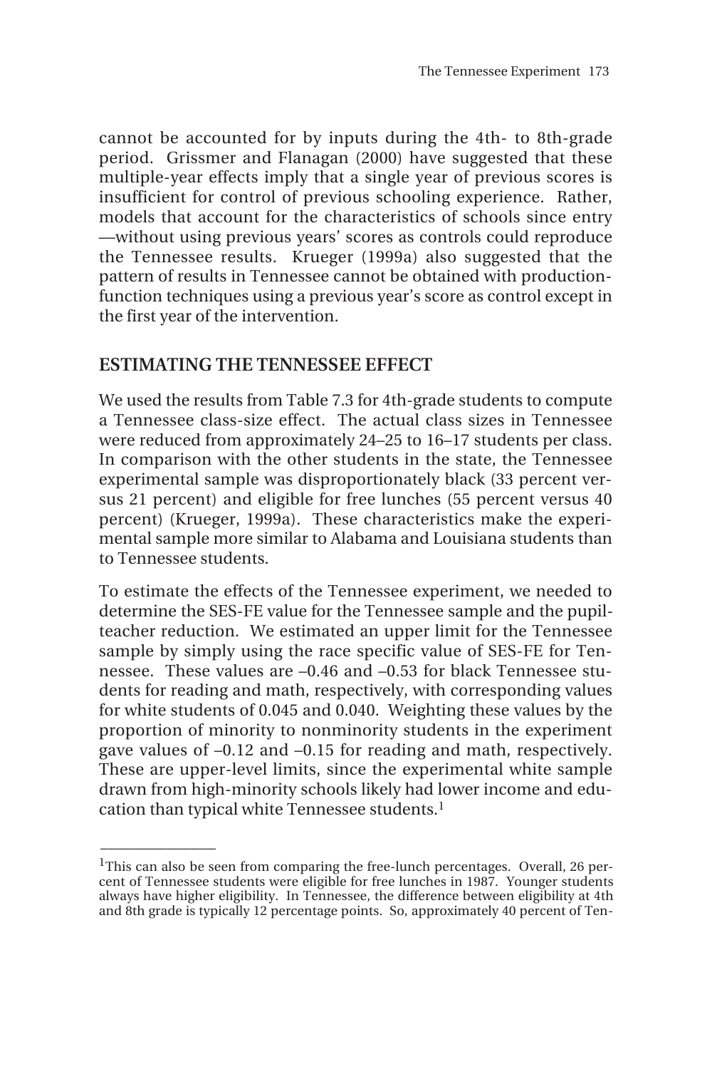cannot be accounted for by inputs during the 4th- to 8th-grade period. Grissmer and Flanagan (2000) have suggested that these multiple-year effects imply that a single year of previous scores is insufficient for control of previous schooling experience. Rather, models that account for the characteristics of schools since entry —without using previous years' scores as controls could reproduce the Tennessee results. Krueger (1999a) also suggested that the pattern of results in Tennessee cannot be obtained with production-function techniques using a previous year's score as control except in the first year of the intervention.

## ESTIMATING THE TENNESSEE EFFECT

We used the results from Table 7.3 for 4th-grade students to compute a Tennessee class-size effect. The actual class sizes in Tennessee were reduced from approximately 24–25 to 16–17 students per class. In comparison with the other students in the state, the Tennessee experimental sample was disproportionately black (33 percent versus 21 percent) and eligible for free lunches (55 percent versus 40 percent) (Krueger, 1999a). These characteristics make the experimental sample more similar to Alabama and Louisiana students than to Tennessee students.

To estimate the effects of the Tennessee experiment, we needed to determine the SES-FE value for the Tennessee sample and the pupil-teacher reduction. We estimated an upper limit for the Tennessee sample by simply using the race specific value of SES-FE for Tennessee. These values are –0.46 and –0.53 for black Tennessee students for reading and math, respectively, with corresponding values for white students of 0.045 and 0.040. Weighting these values by the proportion of minority to nonminority students in the experiment gave values of –0.12 and –0.15 for reading and math, respectively. These are upper-level limits, since the experimental white sample drawn from high-minority schools likely had lower income and education than typical white Tennessee students.[1]

---

[1]This can also be seen from comparing the free-lunch percentages. Overall, 26 percent of Tennessee students were eligible for free lunches in 1987. Younger students always have higher eligibility. In Tennessee, the difference between eligibility at 4th and 8th grade is typically 12 percentage points. So, approximately 40 percent of Ten-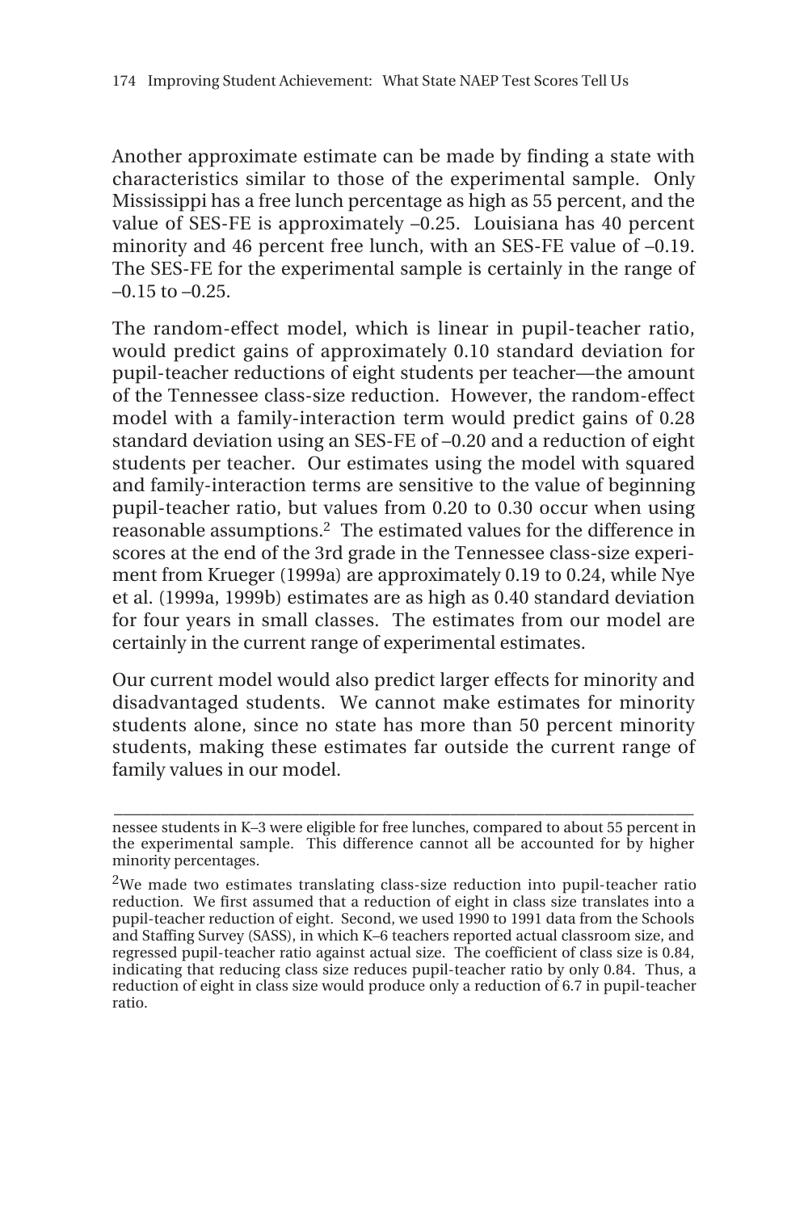Another approximate estimate can be made by finding a state with characteristics similar to those of the experimental sample. Only Mississippi has a free lunch percentage as high as 55 percent, and the value of SES-FE is approximately –0.25. Louisiana has 40 percent minority and 46 percent free lunch, with an SES-FE value of –0.19. The SES-FE for the experimental sample is certainly in the range of –0.15 to –0.25.

The random-effect model, which is linear in pupil-teacher ratio, would predict gains of approximately 0.10 standard deviation for pupil-teacher reductions of eight students per teacher—the amount of the Tennessee class-size reduction. However, the random-effect model with a family-interaction term would predict gains of 0.28 standard deviation using an SES-FE of –0.20 and a reduction of eight students per teacher. Our estimates using the model with squared and family-interaction terms are sensitive to the value of beginning pupil-teacher ratio, but values from 0.20 to 0.30 occur when using reasonable assumptions.[2] The estimated values for the difference in scores at the end of the 3rd grade in the Tennessee class-size experiment from Krueger (1999a) are approximately 0.19 to 0.24, while Nye et al. (1999a, 1999b) estimates are as high as 0.40 standard deviation for four years in small classes. The estimates from our model are certainly in the current range of experimental estimates.

Our current model would also predict larger effects for minority and disadvantaged students. We cannot make estimates for minority students alone, since no state has more than 50 percent minority students, making these estimates far outside the current range of family values in our model.

---

nessee students in K–3 were eligible for free lunches, compared to about 55 percent in the experimental sample. This difference cannot all be accounted for by higher minority percentages.

[2]We made two estimates translating class-size reduction into pupil-teacher ratio reduction. We first assumed that a reduction of eight in class size translates into a pupil-teacher reduction of eight. Second, we used 1990 to 1991 data from the Schools and Staffing Survey (SASS), in which K–6 teachers reported actual classroom size, and regressed pupil-teacher ratio against actual size. The coefficient of class size is 0.84, indicating that reducing class size reduces pupil-teacher ratio by only 0.84. Thus, a reduction of eight in class size would produce only a reduction of 6.7 in pupil-teacher ratio.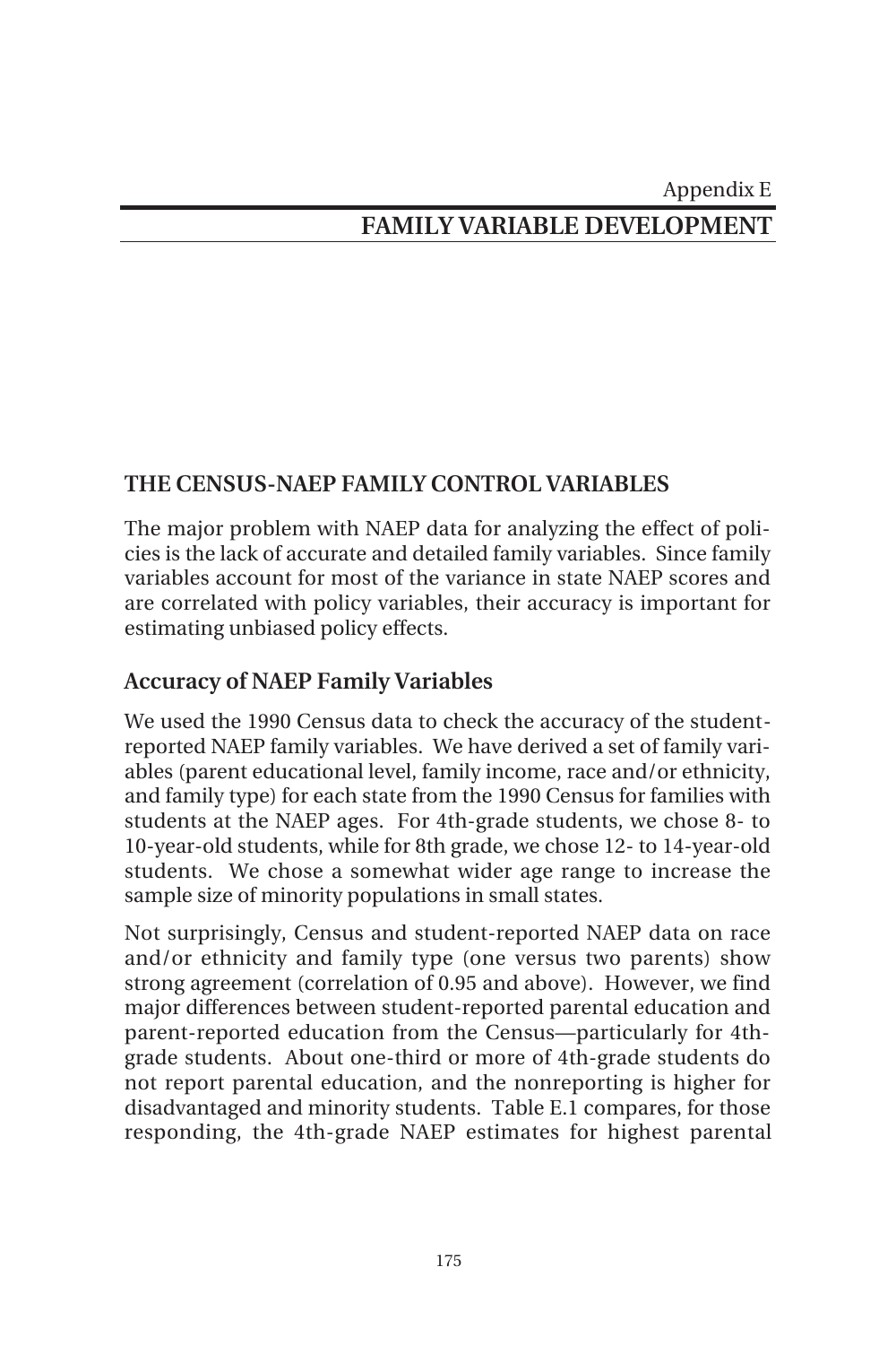Appendix E

# FAMILY VARIABLE DEVELOPMENT

## THE CENSUS-NAEP FAMILY CONTROL VARIABLES

The major problem with NAEP data for analyzing the effect of policies is the lack of accurate and detailed family variables. Since family variables account for most of the variance in state NAEP scores and are correlated with policy variables, their accuracy is important for estimating unbiased policy effects.

### Accuracy of NAEP Family Variables

We used the 1990 Census data to check the accuracy of the student-reported NAEP family variables. We have derived a set of family variables (parent educational level, family income, race and/or ethnicity, and family type) for each state from the 1990 Census for families with students at the NAEP ages. For 4th-grade students, we chose 8- to 10-year-old students, while for 8th grade, we chose 12- to 14-year-old students. We chose a somewhat wider age range to increase the sample size of minority populations in small states.

Not surprisingly, Census and student-reported NAEP data on race and/or ethnicity and family type (one versus two parents) show strong agreement (correlation of 0.95 and above). However, we find major differences between student-reported parental education and parent-reported education from the Census—particularly for 4th-grade students. About one-third or more of 4th-grade students do not report parental education, and the nonreporting is higher for disadvantaged and minority students. Table E.1 compares, for those responding, the 4th-grade NAEP estimates for highest parental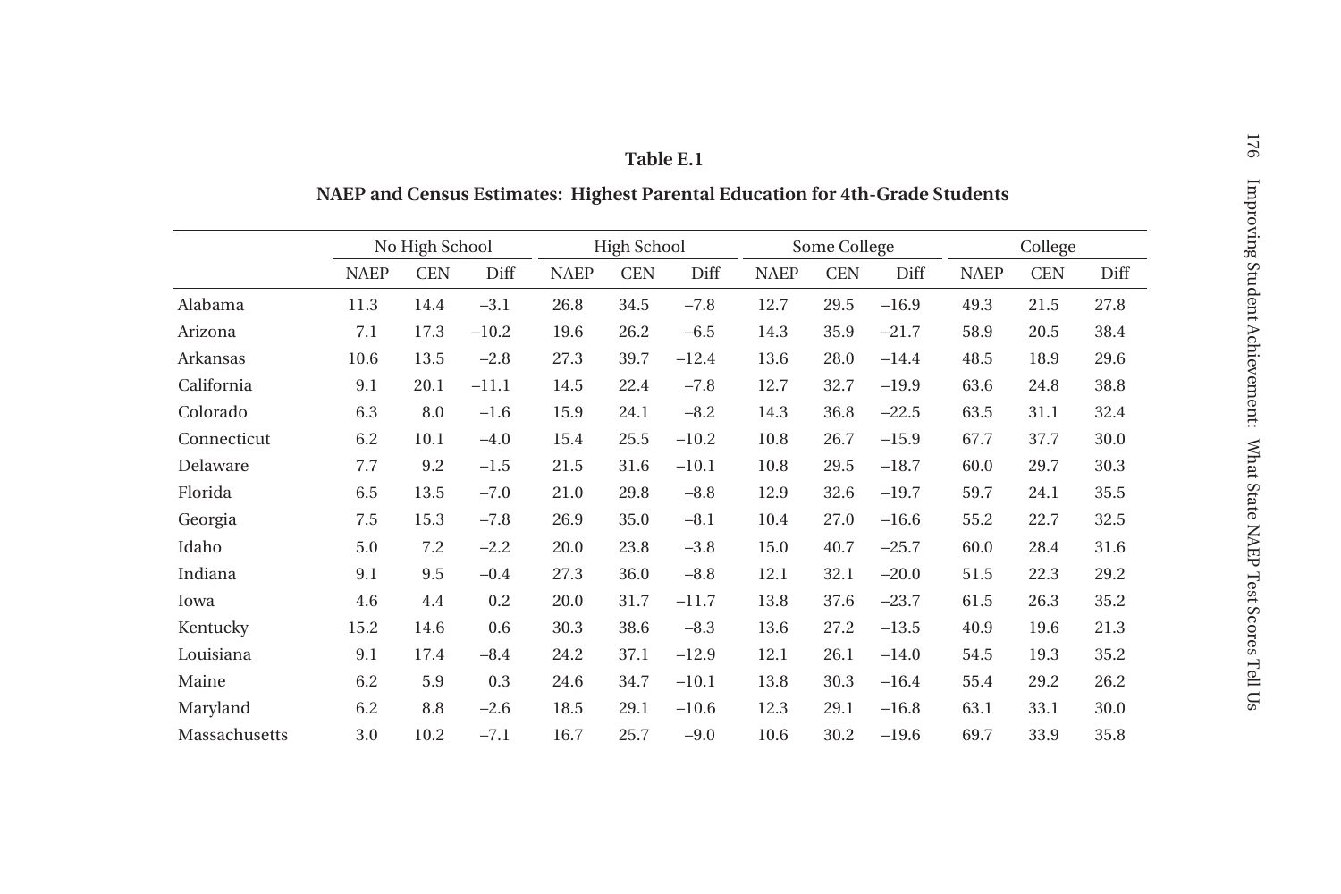**Table E.1**

**NAEP and Census Estimates: Highest Parental Education for 4th-Grade Students**

| | No High School | | | High School | | | Some College | | | College | | |
|---|---|---|---|---|---|---|---|---|---|---|---|---|
| | NAEP | CEN | Diff | NAEP | CEN | Diff | NAEP | CEN | Diff | NAEP | CEN | Diff |
| Alabama | 11.3 | 14.4 | –3.1 | 26.8 | 34.5 | –7.8 | 12.7 | 29.5 | –16.9 | 49.3 | 21.5 | 27.8 |
| Arizona | 7.1 | 17.3 | –10.2 | 19.6 | 26.2 | –6.5 | 14.3 | 35.9 | –21.7 | 58.9 | 20.5 | 38.4 |
| Arkansas | 10.6 | 13.5 | –2.8 | 27.3 | 39.7 | –12.4 | 13.6 | 28.0 | –14.4 | 48.5 | 18.9 | 29.6 |
| California | 9.1 | 20.1 | –11.1 | 14.5 | 22.4 | –7.8 | 12.7 | 32.7 | –19.9 | 63.6 | 24.8 | 38.8 |
| Colorado | 6.3 | 8.0 | –1.6 | 15.9 | 24.1 | –8.2 | 14.3 | 36.8 | –22.5 | 63.5 | 31.1 | 32.4 |
| Connecticut | 6.2 | 10.1 | –4.0 | 15.4 | 25.5 | –10.2 | 10.8 | 26.7 | –15.9 | 67.7 | 37.7 | 30.0 |
| Delaware | 7.7 | 9.2 | –1.5 | 21.5 | 31.6 | –10.1 | 10.8 | 29.5 | –18.7 | 60.0 | 29.7 | 30.3 |
| Florida | 6.5 | 13.5 | –7.0 | 21.0 | 29.8 | –8.8 | 12.9 | 32.6 | –19.7 | 59.7 | 24.1 | 35.5 |
| Georgia | 7.5 | 15.3 | –7.8 | 26.9 | 35.0 | –8.1 | 10.4 | 27.0 | –16.6 | 55.2 | 22.7 | 32.5 |
| Idaho | 5.0 | 7.2 | –2.2 | 20.0 | 23.8 | –3.8 | 15.0 | 40.7 | –25.7 | 60.0 | 28.4 | 31.6 |
| Indiana | 9.1 | 9.5 | –0.4 | 27.3 | 36.0 | –8.8 | 12.1 | 32.1 | –20.0 | 51.5 | 22.3 | 29.2 |
| Iowa | 4.6 | 4.4 | 0.2 | 20.0 | 31.7 | –11.7 | 13.8 | 37.6 | –23.7 | 61.5 | 26.3 | 35.2 |
| Kentucky | 15.2 | 14.6 | 0.6 | 30.3 | 38.6 | –8.3 | 13.6 | 27.2 | –13.5 | 40.9 | 19.6 | 21.3 |
| Louisiana | 9.1 | 17.4 | –8.4 | 24.2 | 37.1 | –12.9 | 12.1 | 26.1 | –14.0 | 54.5 | 19.3 | 35.2 |
| Maine | 6.2 | 5.9 | 0.3 | 24.6 | 34.7 | –10.1 | 13.8 | 30.3 | –16.4 | 55.4 | 29.2 | 26.2 |
| Maryland | 6.2 | 8.8 | –2.6 | 18.5 | 29.1 | –10.6 | 12.3 | 29.1 | –16.8 | 63.1 | 33.1 | 30.0 |
| Massachusetts | 3.0 | 10.2 | –7.1 | 16.7 | 25.7 | –9.0 | 10.6 | 30.2 | –19.6 | 69.7 | 33.9 | 35.8 |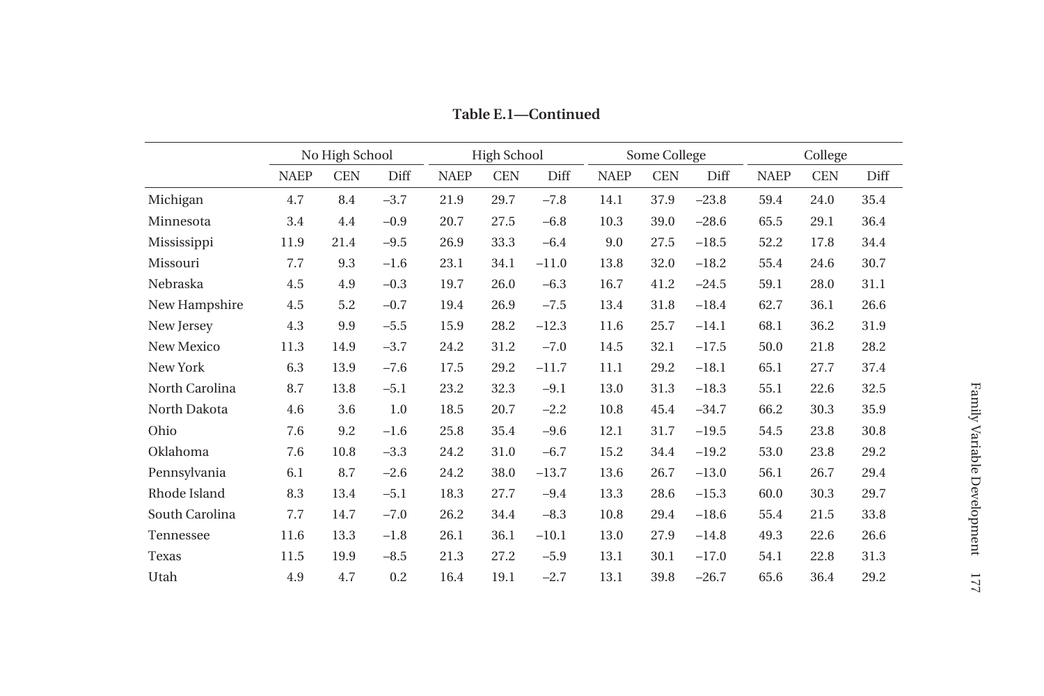**Table E.1—Continued**

| | No High School | | | High School | | | Some College | | | College | | |
|---|---|---|---|---|---|---|---|---|---|---|---|---|
| | NAEP | CEN | Diff | NAEP | CEN | Diff | NAEP | CEN | Diff | NAEP | CEN | Diff |
| Michigan | 4.7 | 8.4 | –3.7 | 21.9 | 29.7 | –7.8 | 14.1 | 37.9 | –23.8 | 59.4 | 24.0 | 35.4 |
| Minnesota | 3.4 | 4.4 | –0.9 | 20.7 | 27.5 | –6.8 | 10.3 | 39.0 | –28.6 | 65.5 | 29.1 | 36.4 |
| Mississippi | 11.9 | 21.4 | –9.5 | 26.9 | 33.3 | –6.4 | 9.0 | 27.5 | –18.5 | 52.2 | 17.8 | 34.4 |
| Missouri | 7.7 | 9.3 | –1.6 | 23.1 | 34.1 | –11.0 | 13.8 | 32.0 | –18.2 | 55.4 | 24.6 | 30.7 |
| Nebraska | 4.5 | 4.9 | –0.3 | 19.7 | 26.0 | –6.3 | 16.7 | 41.2 | –24.5 | 59.1 | 28.0 | 31.1 |
| New Hampshire | 4.5 | 5.2 | –0.7 | 19.4 | 26.9 | –7.5 | 13.4 | 31.8 | –18.4 | 62.7 | 36.1 | 26.6 |
| New Jersey | 4.3 | 9.9 | –5.5 | 15.9 | 28.2 | –12.3 | 11.6 | 25.7 | –14.1 | 68.1 | 36.2 | 31.9 |
| New Mexico | 11.3 | 14.9 | –3.7 | 24.2 | 31.2 | –7.0 | 14.5 | 32.1 | –17.5 | 50.0 | 21.8 | 28.2 |
| New York | 6.3 | 13.9 | –7.6 | 17.5 | 29.2 | –11.7 | 11.1 | 29.2 | –18.1 | 65.1 | 27.7 | 37.4 |
| North Carolina | 8.7 | 13.8 | –5.1 | 23.2 | 32.3 | –9.1 | 13.0 | 31.3 | –18.3 | 55.1 | 22.6 | 32.5 |
| North Dakota | 4.6 | 3.6 | 1.0 | 18.5 | 20.7 | –2.2 | 10.8 | 45.4 | –34.7 | 66.2 | 30.3 | 35.9 |
| Ohio | 7.6 | 9.2 | –1.6 | 25.8 | 35.4 | –9.6 | 12.1 | 31.7 | –19.5 | 54.5 | 23.8 | 30.8 |
| Oklahoma | 7.6 | 10.8 | –3.3 | 24.2 | 31.0 | –6.7 | 15.2 | 34.4 | –19.2 | 53.0 | 23.8 | 29.2 |
| Pennsylvania | 6.1 | 8.7 | –2.6 | 24.2 | 38.0 | –13.7 | 13.6 | 26.7 | –13.0 | 56.1 | 26.7 | 29.4 |
| Rhode Island | 8.3 | 13.4 | –5.1 | 18.3 | 27.7 | –9.4 | 13.3 | 28.6 | –15.3 | 60.0 | 30.3 | 29.7 |
| South Carolina | 7.7 | 14.7 | –7.0 | 26.2 | 34.4 | –8.3 | 10.8 | 29.4 | –18.6 | 55.4 | 21.5 | 33.8 |
| Tennessee | 11.6 | 13.3 | –1.8 | 26.1 | 36.1 | –10.1 | 13.0 | 27.9 | –14.8 | 49.3 | 22.6 | 26.6 |
| Texas | 11.5 | 19.9 | –8.5 | 21.3 | 27.2 | –5.9 | 13.1 | 30.1 | –17.0 | 54.1 | 22.8 | 31.3 |
| Utah | 4.9 | 4.7 | 0.2 | 16.4 | 19.1 | –2.7 | 13.1 | 39.8 | –26.7 | 65.6 | 36.4 | 29.2 |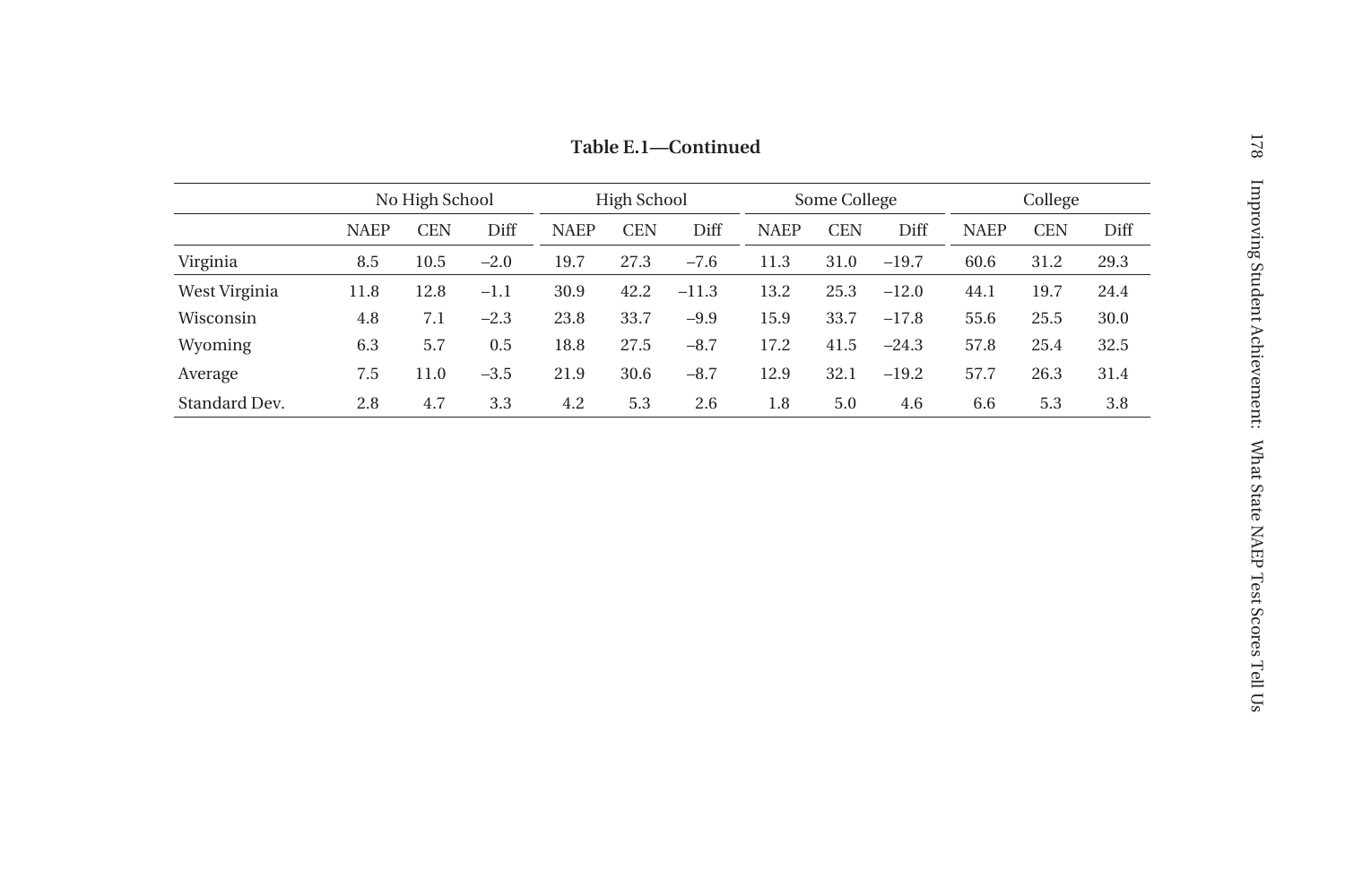**Table E.1—Continued**

| | No High School | | | High School | | | Some College | | | College | | |
|---|---|---|---|---|---|---|---|---|---|---|---|---|
| | NAEP | CEN | Diff | NAEP | CEN | Diff | NAEP | CEN | Diff | NAEP | CEN | Diff |
| Virginia | 8.5 | 10.5 | –2.0 | 19.7 | 27.3 | –7.6 | 11.3 | 31.0 | –19.7 | 60.6 | 31.2 | 29.3 |
| West Virginia | 11.8 | 12.8 | –1.1 | 30.9 | 42.2 | –11.3 | 13.2 | 25.3 | –12.0 | 44.1 | 19.7 | 24.4 |
| Wisconsin | 4.8 | 7.1 | –2.3 | 23.8 | 33.7 | –9.9 | 15.9 | 33.7 | –17.8 | 55.6 | 25.5 | 30.0 |
| Wyoming | 6.3 | 5.7 | 0.5 | 18.8 | 27.5 | –8.7 | 17.2 | 41.5 | –24.3 | 57.8 | 25.4 | 32.5 |
| Average | 7.5 | 11.0 | –3.5 | 21.9 | 30.6 | –8.7 | 12.9 | 32.1 | –19.2 | 57.7 | 26.3 | 31.4 |
| Standard Dev. | 2.8 | 4.7 | 3.3 | 4.2 | 5.3 | 2.6 | 1.8 | 5.0 | 4.6 | 6.6 | 5.3 | 3.8 |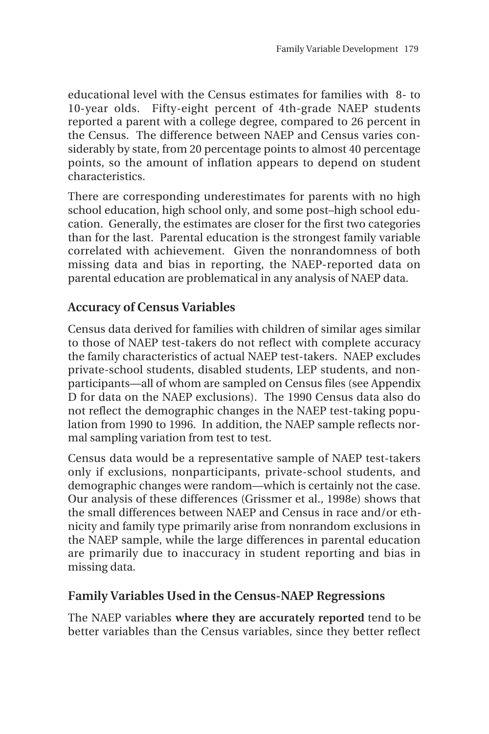educational level with the Census estimates for families with 8- to 10-year olds. Fifty-eight percent of 4th-grade NAEP students reported a parent with a college degree, compared to 26 percent in the Census. The difference between NAEP and Census varies considerably by state, from 20 percentage points to almost 40 percentage points, so the amount of inflation appears to depend on student characteristics.

There are corresponding underestimates for parents with no high school education, high school only, and some post–high school education. Generally, the estimates are closer for the first two categories than for the last. Parental education is the strongest family variable correlated with achievement. Given the nonrandomness of both missing data and bias in reporting, the NAEP-reported data on parental education are problematical in any analysis of NAEP data.

## Accuracy of Census Variables

Census data derived for families with children of similar ages similar to those of NAEP test-takers do not reflect with complete accuracy the family characteristics of actual NAEP test-takers. NAEP excludes private-school students, disabled students, LEP students, and nonparticipants—all of whom are sampled on Census files (see Appendix D for data on the NAEP exclusions). The 1990 Census data also do not reflect the demographic changes in the NAEP test-taking population from 1990 to 1996. In addition, the NAEP sample reflects normal sampling variation from test to test.

Census data would be a representative sample of NAEP test-takers only if exclusions, nonparticipants, private-school students, and demographic changes were random—which is certainly not the case. Our analysis of these differences (Grissmer et al., 1998e) shows that the small differences between NAEP and Census in race and/or ethnicity and family type primarily arise from nonrandom exclusions in the NAEP sample, while the large differences in parental education are primarily due to inaccuracy in student reporting and bias in missing data.

## Family Variables Used in the Census-NAEP Regressions

The NAEP variables **where they are accurately reported** tend to be better variables than the Census variables, since they better reflect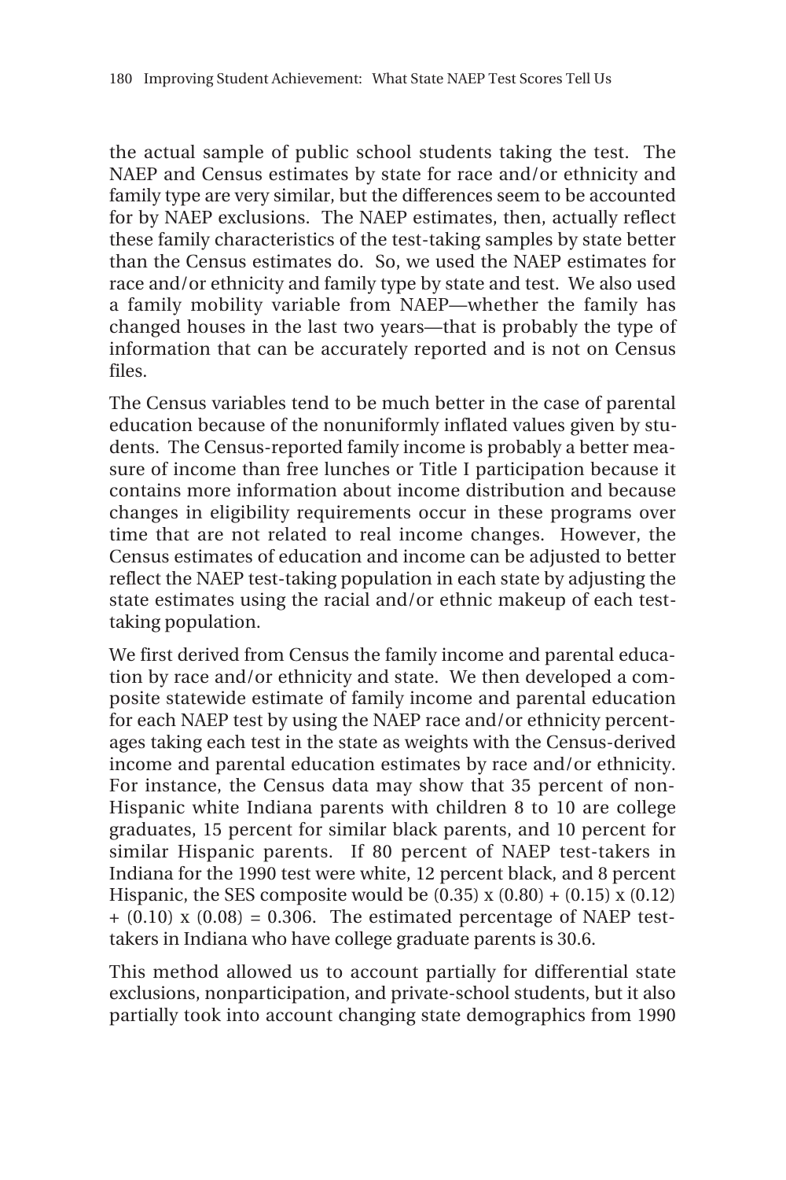the actual sample of public school students taking the test. The NAEP and Census estimates by state for race and/or ethnicity and family type are very similar, but the differences seem to be accounted for by NAEP exclusions. The NAEP estimates, then, actually reflect these family characteristics of the test-taking samples by state better than the Census estimates do. So, we used the NAEP estimates for race and/or ethnicity and family type by state and test. We also used a family mobility variable from NAEP—whether the family has changed houses in the last two years—that is probably the type of information that can be accurately reported and is not on Census files.

The Census variables tend to be much better in the case of parental education because of the nonuniformly inflated values given by students. The Census-reported family income is probably a better measure of income than free lunches or Title I participation because it contains more information about income distribution and because changes in eligibility requirements occur in these programs over time that are not related to real income changes. However, the Census estimates of education and income can be adjusted to better reflect the NAEP test-taking population in each state by adjusting the state estimates using the racial and/or ethnic makeup of each test-taking population.

We first derived from Census the family income and parental education by race and/or ethnicity and state. We then developed a composite statewide estimate of family income and parental education for each NAEP test by using the NAEP race and/or ethnicity percentages taking each test in the state as weights with the Census-derived income and parental education estimates by race and/or ethnicity. For instance, the Census data may show that 35 percent of non-Hispanic white Indiana parents with children 8 to 10 are college graduates, 15 percent for similar black parents, and 10 percent for similar Hispanic parents. If 80 percent of NAEP test-takers in Indiana for the 1990 test were white, 12 percent black, and 8 percent Hispanic, the SES composite would be $(0.35) \times (0.80) + (0.15) \times (0.12) + (0.10) \times (0.08) = 0.306$. The estimated percentage of NAEP test-takers in Indiana who have college graduate parents is 30.6.

This method allowed us to account partially for differential state exclusions, nonparticipation, and private-school students, but it also partially took into account changing state demographics from 1990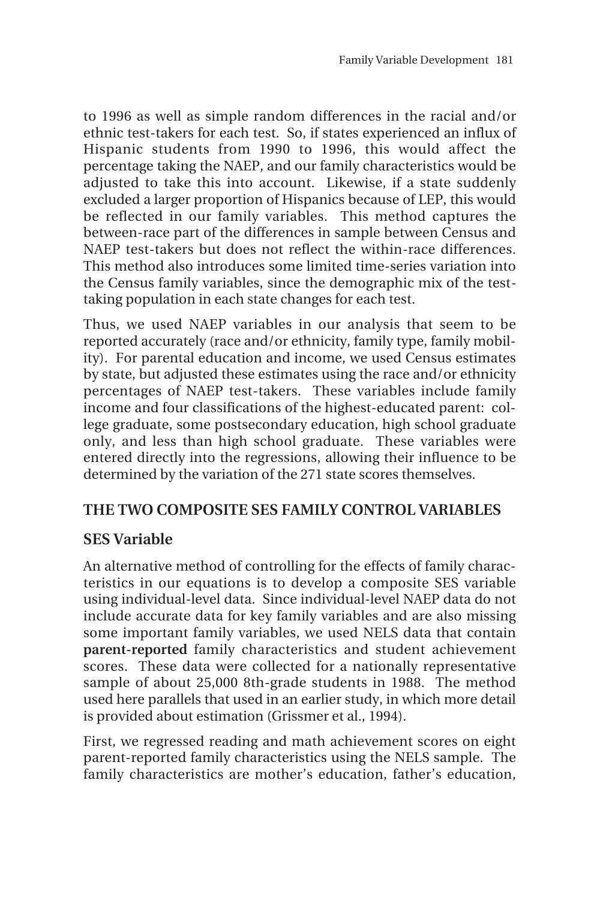to 1996 as well as simple random differences in the racial and/or ethnic test-takers for each test. So, if states experienced an influx of Hispanic students from 1990 to 1996, this would affect the percentage taking the NAEP, and our family characteristics would be adjusted to take this into account. Likewise, if a state suddenly excluded a larger proportion of Hispanics because of LEP, this would be reflected in our family variables. This method captures the between-race part of the differences in sample between Census and NAEP test-takers but does not reflect the within-race differences. This method also introduces some limited time-series variation into the Census family variables, since the demographic mix of the test-taking population in each state changes for each test.

Thus, we used NAEP variables in our analysis that seem to be reported accurately (race and/or ethnicity, family type, family mobility). For parental education and income, we used Census estimates by state, but adjusted these estimates using the race and/or ethnicity percentages of NAEP test-takers. These variables include family income and four classifications of the highest-educated parent: college graduate, some postsecondary education, high school graduate only, and less than high school graduate. These variables were entered directly into the regressions, allowing their influence to be determined by the variation of the 271 state scores themselves.

## THE TWO COMPOSITE SES FAMILY CONTROL VARIABLES

### SES Variable

An alternative method of controlling for the effects of family characteristics in our equations is to develop a composite SES variable using individual-level data. Since individual-level NAEP data do not include accurate data for key family variables and are also missing some important family variables, we used NELS data that contain **parent-reported** family characteristics and student achievement scores. These data were collected for a nationally representative sample of about 25,000 8th-grade students in 1988. The method used here parallels that used in an earlier study, in which more detail is provided about estimation (Grissmer et al., 1994).

First, we regressed reading and math achievement scores on eight parent-reported family characteristics using the NELS sample. The family characteristics are mother's education, father's education,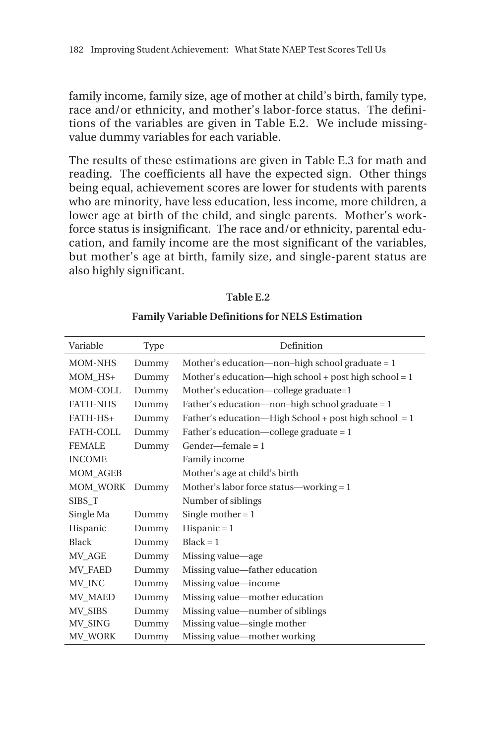family income, family size, age of mother at child's birth, family type, race and/or ethnicity, and mother's labor-force status. The definitions of the variables are given in Table E.2. We include missing-value dummy variables for each variable.

The results of these estimations are given in Table E.3 for math and reading. The coefficients all have the expected sign. Other things being equal, achievement scores are lower for students with parents who are minority, have less education, less income, more children, a lower age at birth of the child, and single parents. Mother's workforce status is insignificant. The race and/or ethnicity, parental education, and family income are the most significant of the variables, but mother's age at birth, family size, and single-parent status are also highly significant.

**Table E.2**

**Family Variable Definitions for NELS Estimation**

| Variable | Type | Definition |
|---|---|---|
| MOM-NHS | Dummy | Mother's education—non–high school graduate = 1 |
| MOM_HS+ | Dummy | Mother's education—high school + post high school = 1 |
| MOM-COLL | Dummy | Mother's education—college graduate=1 |
| FATH-NHS | Dummy | Father's education—non–high school graduate = 1 |
| FATH-HS+ | Dummy | Father's education—High School + post high school = 1 |
| FATH-COLL | Dummy | Father's education—college graduate = 1 |
| FEMALE | Dummy | Gender—female = 1 |
| INCOME | | Family income |
| MOM_AGEB | | Mother's age at child's birth |
| MOM_WORK | Dummy | Mother's labor force status—working = 1 |
| SIBS_T | | Number of siblings |
| Single Ma | Dummy | Single mother = 1 |
| Hispanic | Dummy | Hispanic = 1 |
| Black | Dummy | Black = 1 |
| MV_AGE | Dummy | Missing value—age |
| MV_FAED | Dummy | Missing value—father education |
| MV_INC | Dummy | Missing value—income |
| MV_MAED | Dummy | Missing value—mother education |
| MV_SIBS | Dummy | Missing value—number of siblings |
| MV_SING | Dummy | Missing value—single mother |
| MV_WORK | Dummy | Missing value—mother working |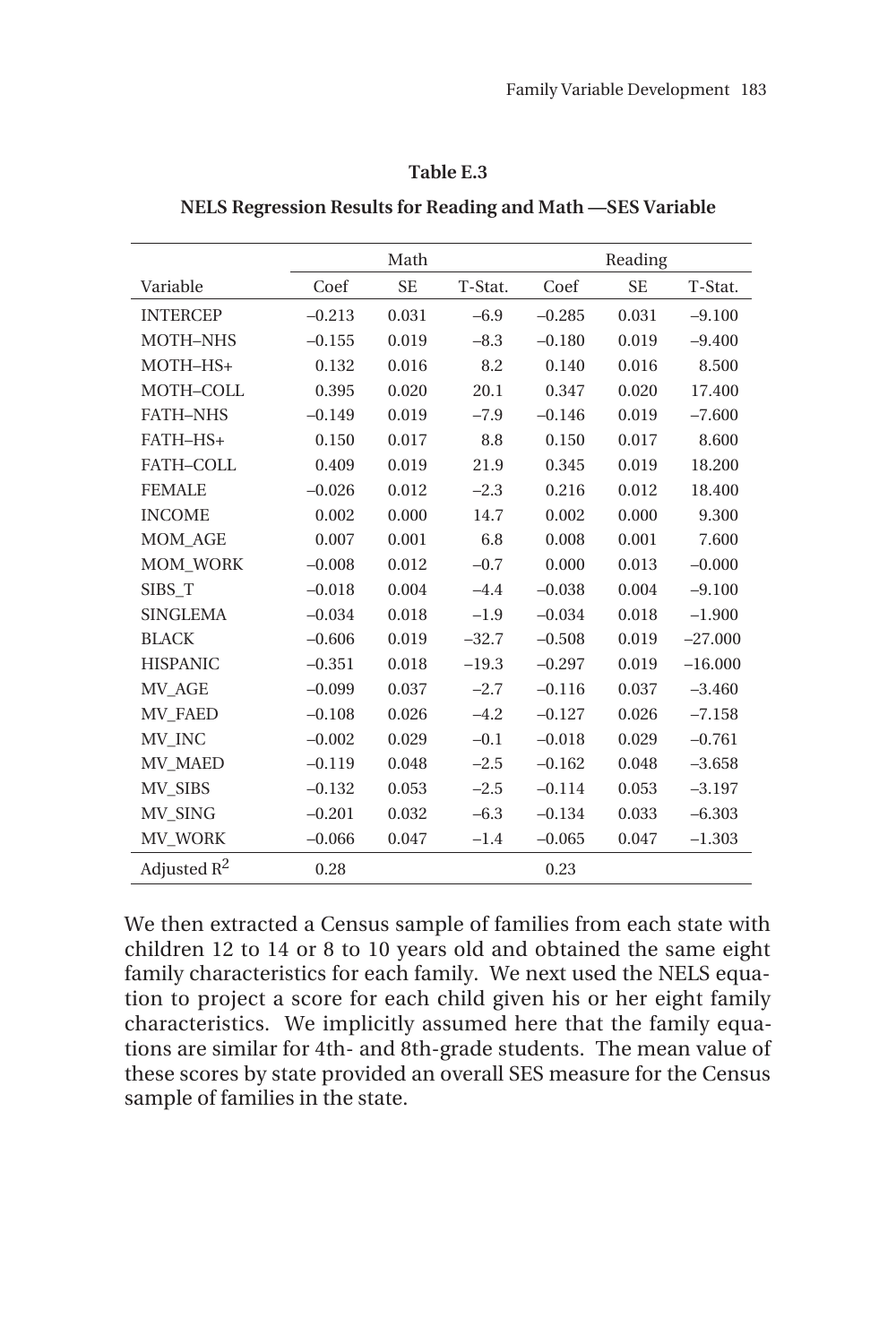**Table E.3**

**NELS Regression Results for Reading and Math —SES Variable**

| | Math | | | Reading | | |
|---|---|---|---|---|---|---|
| Variable | Coef | SE | T-Stat. | Coef | SE | T-Stat. |
| INTERCEP | –0.213 | 0.031 | –6.9 | –0.285 | 0.031 | –9.100 |
| MOTH–NHS | –0.155 | 0.019 | –8.3 | –0.180 | 0.019 | –9.400 |
| MOTH–HS+ | 0.132 | 0.016 | 8.2 | 0.140 | 0.016 | 8.500 |
| MOTH–COLL | 0.395 | 0.020 | 20.1 | 0.347 | 0.020 | 17.400 |
| FATH–NHS | –0.149 | 0.019 | –7.9 | –0.146 | 0.019 | –7.600 |
| FATH–HS+ | 0.150 | 0.017 | 8.8 | 0.150 | 0.017 | 8.600 |
| FATH–COLL | 0.409 | 0.019 | 21.9 | 0.345 | 0.019 | 18.200 |
| FEMALE | –0.026 | 0.012 | –2.3 | 0.216 | 0.012 | 18.400 |
| INCOME | 0.002 | 0.000 | 14.7 | 0.002 | 0.000 | 9.300 |
| MOM_AGE | 0.007 | 0.001 | 6.8 | 0.008 | 0.001 | 7.600 |
| MOM_WORK | –0.008 | 0.012 | –0.7 | 0.000 | 0.013 | –0.000 |
| SIBS_T | –0.018 | 0.004 | –4.4 | –0.038 | 0.004 | –9.100 |
| SINGLEMA | –0.034 | 0.018 | –1.9 | –0.034 | 0.018 | –1.900 |
| BLACK | –0.606 | 0.019 | –32.7 | –0.508 | 0.019 | –27.000 |
| HISPANIC | –0.351 | 0.018 | –19.3 | –0.297 | 0.019 | –16.000 |
| MV_AGE | –0.099 | 0.037 | –2.7 | –0.116 | 0.037 | –3.460 |
| MV_FAED | –0.108 | 0.026 | –4.2 | –0.127 | 0.026 | –7.158 |
| MV_INC | –0.002 | 0.029 | –0.1 | –0.018 | 0.029 | –0.761 |
| MV_MAED | –0.119 | 0.048 | –2.5 | –0.162 | 0.048 | –3.658 |
| MV_SIBS | –0.132 | 0.053 | –2.5 | –0.114 | 0.053 | –3.197 |
| MV_SING | –0.201 | 0.032 | –6.3 | –0.134 | 0.033 | –6.303 |
| MV_WORK | –0.066 | 0.047 | –1.4 | –0.065 | 0.047 | –1.303 |
| Adjusted $R^2$ | 0.28 | | | 0.23 | | |

We then extracted a Census sample of families from each state with children 12 to 14 or 8 to 10 years old and obtained the same eight family characteristics for each family. We next used the NELS equation to project a score for each child given his or her eight family characteristics. We implicitly assumed here that the family equations are similar for 4th- and 8th-grade students. The mean value of these scores by state provided an overall SES measure for the Census sample of families in the state.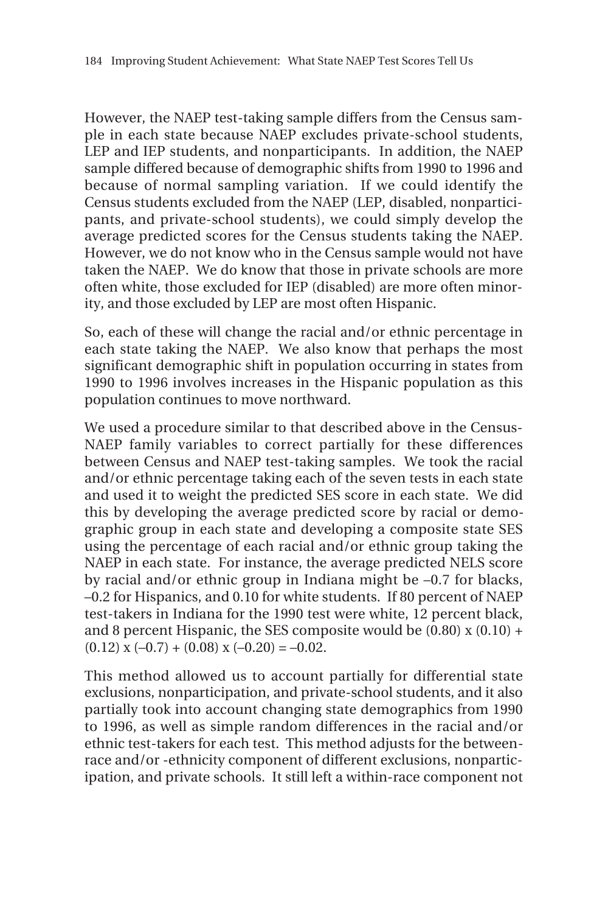However, the NAEP test-taking sample differs from the Census sample in each state because NAEP excludes private-school students, LEP and IEP students, and nonparticipants. In addition, the NAEP sample differed because of demographic shifts from 1990 to 1996 and because of normal sampling variation. If we could identify the Census students excluded from the NAEP (LEP, disabled, nonparticipants, and private-school students), we could simply develop the average predicted scores for the Census students taking the NAEP. However, we do not know who in the Census sample would not have taken the NAEP. We do know that those in private schools are more often white, those excluded for IEP (disabled) are more often minority, and those excluded by LEP are most often Hispanic.

So, each of these will change the racial and/or ethnic percentage in each state taking the NAEP. We also know that perhaps the most significant demographic shift in population occurring in states from 1990 to 1996 involves increases in the Hispanic population as this population continues to move northward.

We used a procedure similar to that described above in the Census-NAEP family variables to correct partially for these differences between Census and NAEP test-taking samples. We took the racial and/or ethnic percentage taking each of the seven tests in each state and used it to weight the predicted SES score in each state. We did this by developing the average predicted score by racial or demographic group in each state and developing a composite state SES using the percentage of each racial and/or ethnic group taking the NAEP in each state. For instance, the average predicted NELS score by racial and/or ethnic group in Indiana might be –0.7 for blacks, –0.2 for Hispanics, and 0.10 for white students. If 80 percent of NAEP test-takers in Indiana for the 1990 test were white, 12 percent black, and 8 percent Hispanic, the SES composite would be $(0.80) \times (0.10) + (0.12) \times (-0.7) + (0.08) \times (-0.20) = -0.02$.

This method allowed us to account partially for differential state exclusions, nonparticipation, and private-school students, and it also partially took into account changing state demographics from 1990 to 1996, as well as simple random differences in the racial and/or ethnic test-takers for each test. This method adjusts for the between-race and/or -ethnicity component of different exclusions, nonparticipation, and private schools. It still left a within-race component not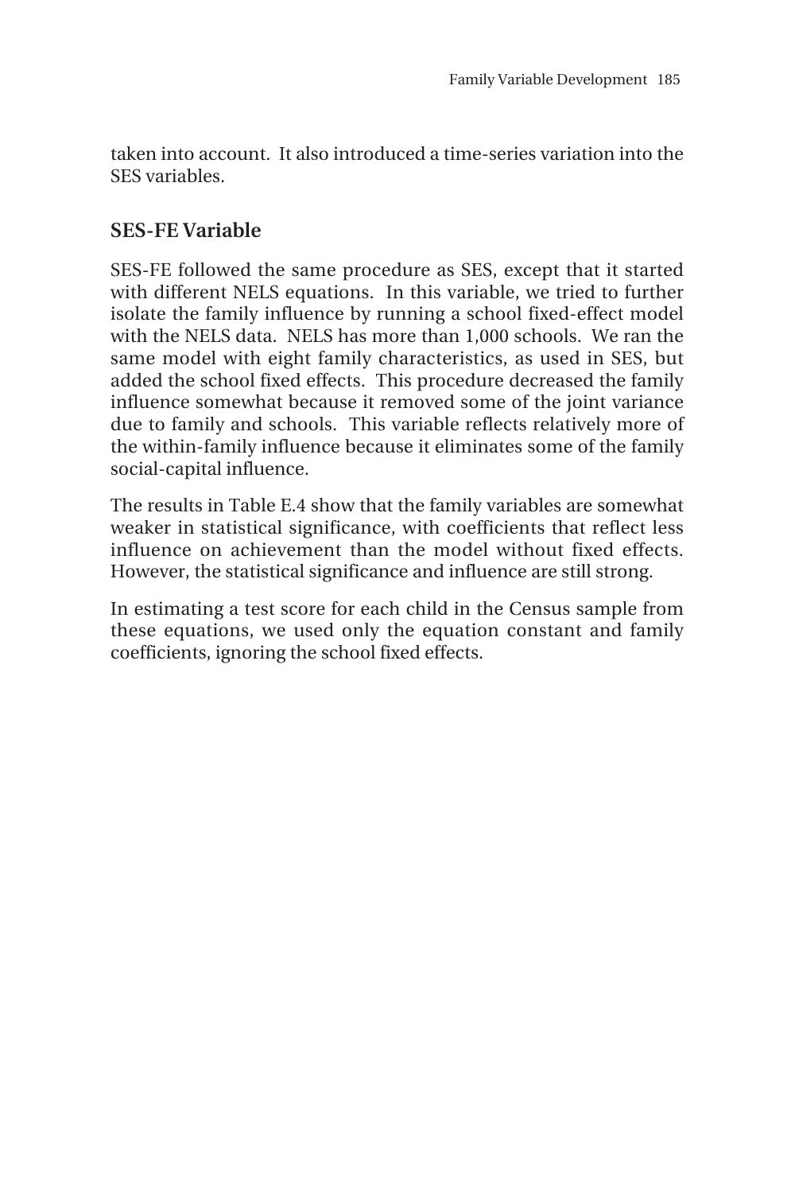taken into account. It also introduced a time-series variation into the SES variables.

## SES-FE Variable

SES-FE followed the same procedure as SES, except that it started with different NELS equations. In this variable, we tried to further isolate the family influence by running a school fixed-effect model with the NELS data. NELS has more than 1,000 schools. We ran the same model with eight family characteristics, as used in SES, but added the school fixed effects. This procedure decreased the family influence somewhat because it removed some of the joint variance due to family and schools. This variable reflects relatively more of the within-family influence because it eliminates some of the family social-capital influence.

The results in Table E.4 show that the family variables are somewhat weaker in statistical significance, with coefficients that reflect less influence on achievement than the model without fixed effects. However, the statistical significance and influence are still strong.

In estimating a test score for each child in the Census sample from these equations, we used only the equation constant and family coefficients, ignoring the school fixed effects.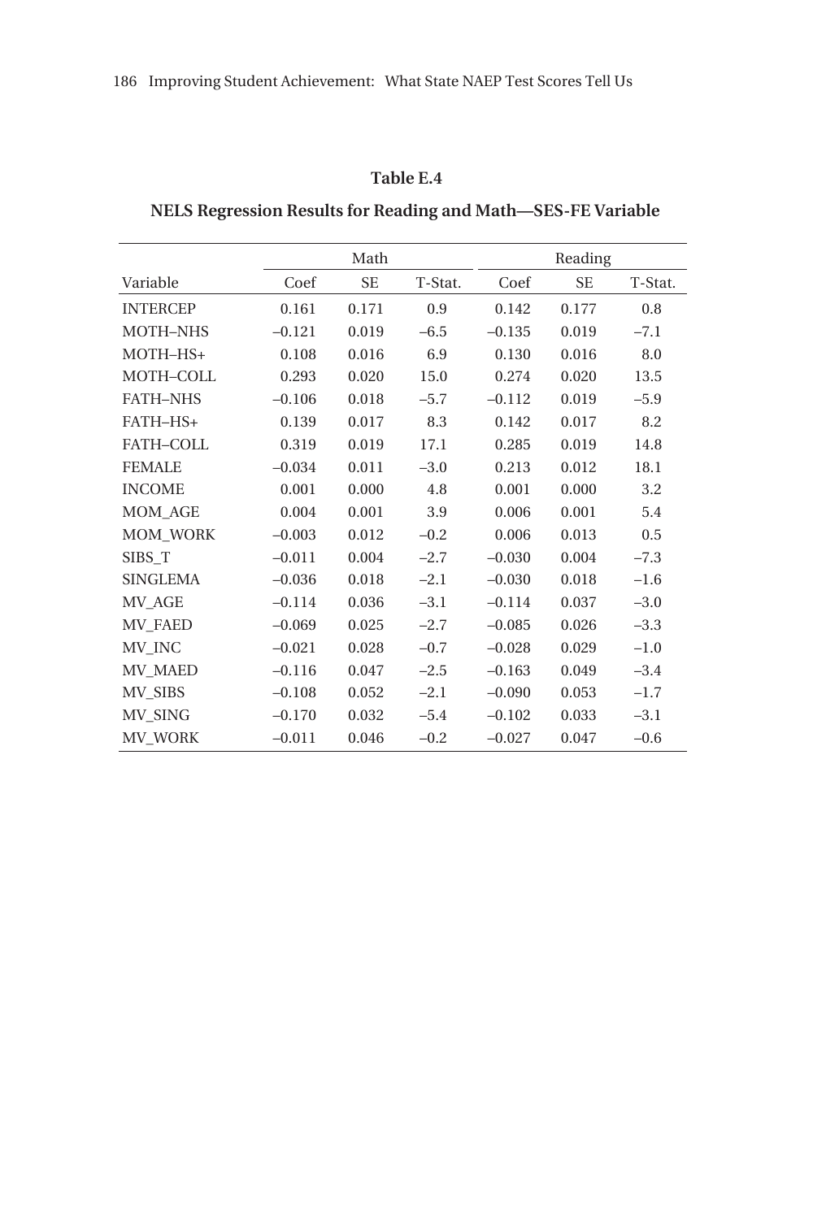**Table E.4**

**NELS Regression Results for Reading and Math—SES-FE Variable**

| | Math | | | Reading | | |
|---|---|---|---|---|---|---|
| Variable | Coef | SE | T-Stat. | Coef | SE | T-Stat. |
| INTERCEP | 0.161 | 0.171 | 0.9 | 0.142 | 0.177 | 0.8 |
| MOTH–NHS | –0.121 | 0.019 | –6.5 | –0.135 | 0.019 | –7.1 |
| MOTH–HS+ | 0.108 | 0.016 | 6.9 | 0.130 | 0.016 | 8.0 |
| MOTH–COLL | 0.293 | 0.020 | 15.0 | 0.274 | 0.020 | 13.5 |
| FATH–NHS | –0.106 | 0.018 | –5.7 | –0.112 | 0.019 | –5.9 |
| FATH–HS+ | 0.139 | 0.017 | 8.3 | 0.142 | 0.017 | 8.2 |
| FATH–COLL | 0.319 | 0.019 | 17.1 | 0.285 | 0.019 | 14.8 |
| FEMALE | –0.034 | 0.011 | –3.0 | 0.213 | 0.012 | 18.1 |
| INCOME | 0.001 | 0.000 | 4.8 | 0.001 | 0.000 | 3.2 |
| MOM_AGE | 0.004 | 0.001 | 3.9 | 0.006 | 0.001 | 5.4 |
| MOM_WORK | –0.003 | 0.012 | –0.2 | 0.006 | 0.013 | 0.5 |
| SIBS_T | –0.011 | 0.004 | –2.7 | –0.030 | 0.004 | –7.3 |
| SINGLEMA | –0.036 | 0.018 | –2.1 | –0.030 | 0.018 | –1.6 |
| MV_AGE | –0.114 | 0.036 | –3.1 | –0.114 | 0.037 | –3.0 |
| MV_FAED | –0.069 | 0.025 | –2.7 | –0.085 | 0.026 | –3.3 |
| MV_INC | –0.021 | 0.028 | –0.7 | –0.028 | 0.029 | –1.0 |
| MV_MAED | –0.116 | 0.047 | –2.5 | –0.163 | 0.049 | –3.4 |
| MV_SIBS | –0.108 | 0.052 | –2.1 | –0.090 | 0.053 | –1.7 |
| MV_SING | –0.170 | 0.032 | –5.4 | –0.102 | 0.033 | –3.1 |
| MV_WORK | –0.011 | 0.046 | –0.2 | –0.027 | 0.047 | –0.6 |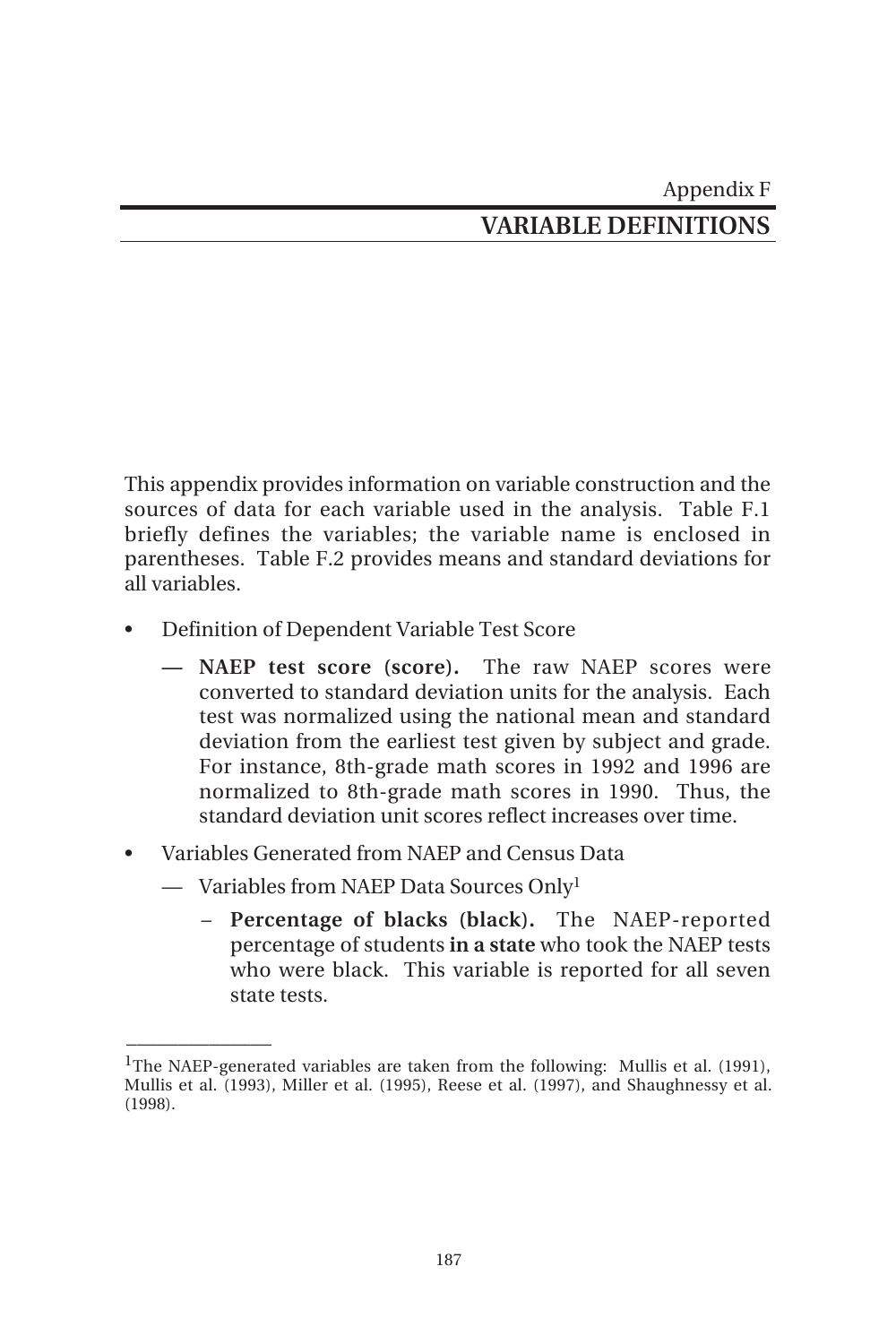Appendix F

# VARIABLE DEFINITIONS

This appendix provides information on variable construction and the sources of data for each variable used in the analysis. Table F.1 briefly defines the variables; the variable name is enclosed in parentheses. Table F.2 provides means and standard deviations for all variables.

- Definition of Dependent Variable Test Score
  - **NAEP test score (score).** The raw NAEP scores were converted to standard deviation units for the analysis. Each test was normalized using the national mean and standard deviation from the earliest test given by subject and grade. For instance, 8th-grade math scores in 1992 and 1996 are normalized to 8th-grade math scores in 1990. Thus, the standard deviation unit scores reflect increases over time.
- Variables Generated from NAEP and Census Data
  - Variables from NAEP Data Sources Only[1]
    - **Percentage of blacks (black).** The NAEP-reported percentage of students **in a state** who took the NAEP tests who were black. This variable is reported for all seven state tests.

---

[1]The NAEP-generated variables are taken from the following: Mullis et al. (1991), Mullis et al. (1993), Miller et al. (1995), Reese et al. (1997), and Shaughnessy et al. (1998).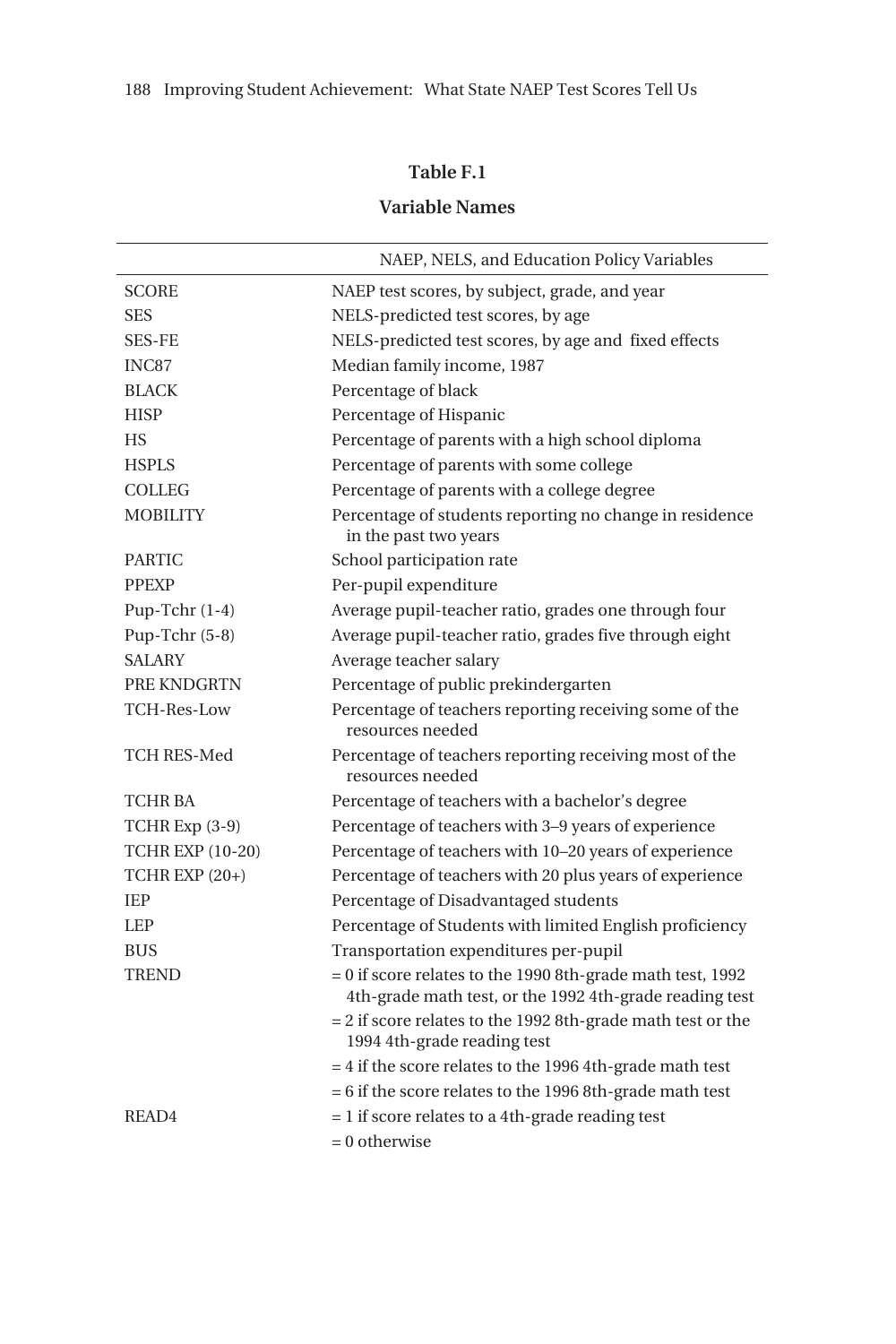**Table F.1**

**Variable Names**

| | NAEP, NELS, and Education Policy Variables |
|---|---|
| SCORE | NAEP test scores, by subject, grade, and year |
| SES | NELS-predicted test scores, by age |
| SES-FE | NELS-predicted test scores, by age and fixed effects |
| INC87 | Median family income, 1987 |
| BLACK | Percentage of black |
| HISP | Percentage of Hispanic |
| HS | Percentage of parents with a high school diploma |
| HSPLS | Percentage of parents with some college |
| COLLEG | Percentage of parents with a college degree |
| MOBILITY | Percentage of students reporting no change in residence in the past two years |
| PARTIC | School participation rate |
| PPEXP | Per-pupil expenditure |
| Pup-Tchr (1-4) | Average pupil-teacher ratio, grades one through four |
| Pup-Tchr (5-8) | Average pupil-teacher ratio, grades five through eight |
| SALARY | Average teacher salary |
| PRE KNDGRTN | Percentage of public prekindergarten |
| TCH-Res-Low | Percentage of teachers reporting receiving some of the resources needed |
| TCH RES-Med | Percentage of teachers reporting receiving most of the resources needed |
| TCHR BA | Percentage of teachers with a bachelor's degree |
| TCHR Exp (3-9) | Percentage of teachers with 3–9 years of experience |
| TCHR EXP (10-20) | Percentage of teachers with 10–20 years of experience |
| TCHR EXP (20+) | Percentage of teachers with 20 plus years of experience |
| IEP | Percentage of Disadvantaged students |
| LEP | Percentage of Students with limited English proficiency |
| BUS | Transportation expenditures per-pupil |
| TREND | = 0 if score relates to the 1990 8th-grade math test, 1992 4th-grade math test, or the 1992 4th-grade reading test |
| | = 2 if score relates to the 1992 8th-grade math test or the 1994 4th-grade reading test |
| | = 4 if the score relates to the 1996 4th-grade math test |
| | = 6 if the score relates to the 1996 8th-grade math test |
| READ4 | = 1 if score relates to a 4th-grade reading test |
| | = 0 otherwise |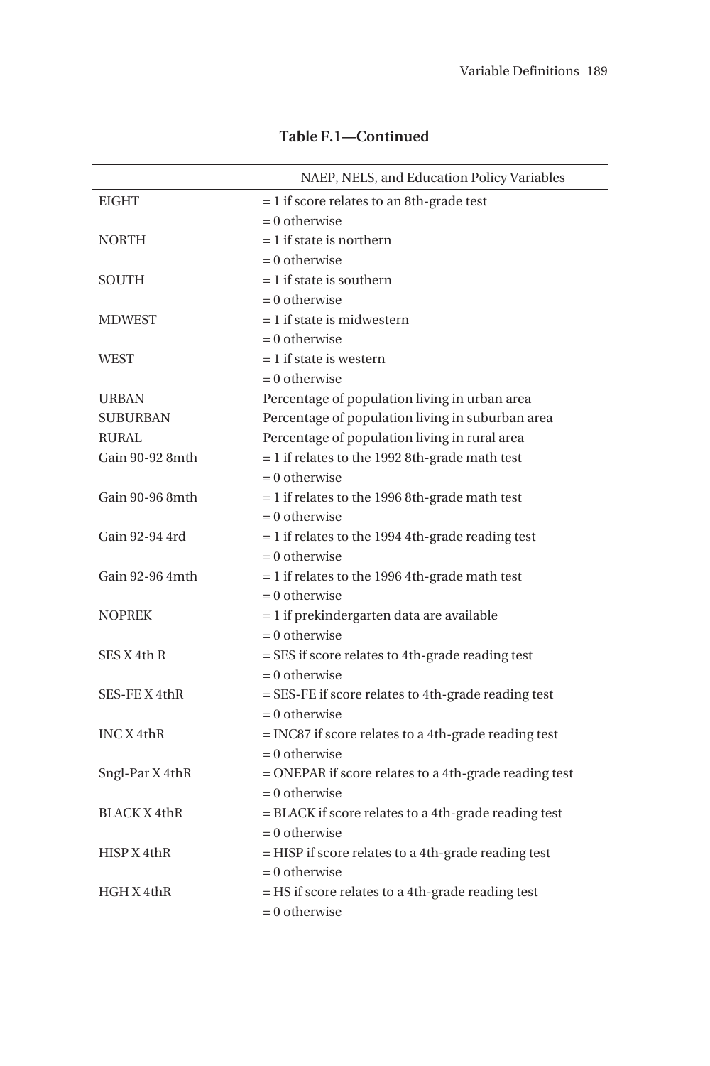**Table F.1—Continued**

| | NAEP, NELS, and Education Policy Variables |
|---|---|
| EIGHT | = 1 if score relates to an 8th-grade test |
| | = 0 otherwise |
| NORTH | = 1 if state is northern |
| | = 0 otherwise |
| SOUTH | = 1 if state is southern |
| | = 0 otherwise |
| MDWEST | = 1 if state is midwestern |
| | = 0 otherwise |
| WEST | = 1 if state is western |
| | = 0 otherwise |
| URBAN | Percentage of population living in urban area |
| SUBURBAN | Percentage of population living in suburban area |
| RURAL | Percentage of population living in rural area |
| Gain 90-92 8mth | = 1 if relates to the 1992 8th-grade math test |
| | = 0 otherwise |
| Gain 90-96 8mth | = 1 if relates to the 1996 8th-grade math test |
| | = 0 otherwise |
| Gain 92-94 4rd | = 1 if relates to the 1994 4th-grade reading test |
| | = 0 otherwise |
| Gain 92-96 4mth | = 1 if relates to the 1996 4th-grade math test |
| | = 0 otherwise |
| NOPREK | = 1 if prekindergarten data are available |
| | = 0 otherwise |
| SES X 4th R | = SES if score relates to 4th-grade reading test |
| | = 0 otherwise |
| SES-FE X 4thR | = SES-FE if score relates to 4th-grade reading test |
| | = 0 otherwise |
| INC X 4thR | = INC87 if score relates to a 4th-grade reading test |
| | = 0 otherwise |
| Sngl-Par X 4thR | = ONEPAR if score relates to a 4th-grade reading test |
| | = 0 otherwise |
| BLACK X 4thR | = BLACK if score relates to a 4th-grade reading test |
| | = 0 otherwise |
| HISP X 4thR | = HISP if score relates to a 4th-grade reading test |
| | = 0 otherwise |
| HGH X 4thR | = HS if score relates to a 4th-grade reading test |
| | = 0 otherwise |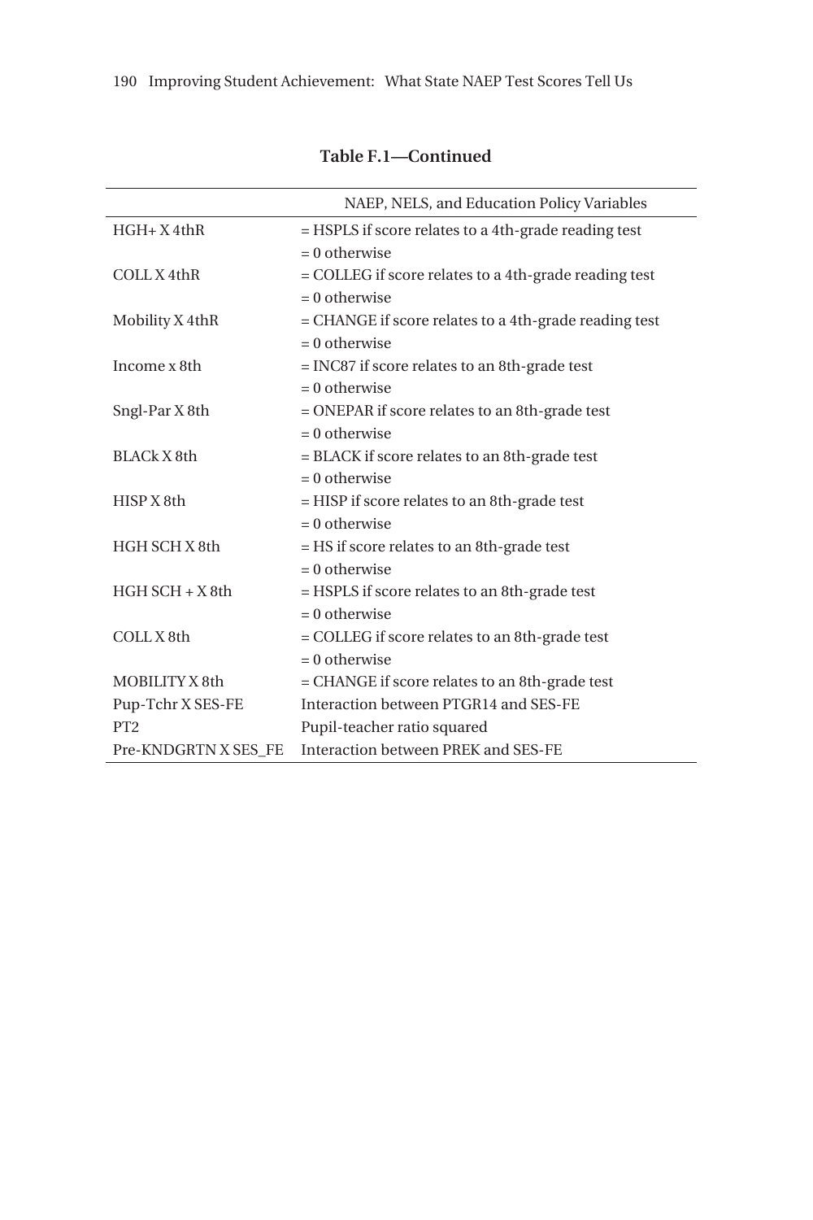**Table F.1—Continued**

| | NAEP, NELS, and Education Policy Variables |
|---|---|
| HGH+ X 4thR | = HSPLS if score relates to a 4th-grade reading test |
| | = 0 otherwise |
| COLL X 4thR | = COLLEG if score relates to a 4th-grade reading test |
| | = 0 otherwise |
| Mobility X 4thR | = CHANGE if score relates to a 4th-grade reading test |
| | = 0 otherwise |
| Income x 8th | = INC87 if score relates to an 8th-grade test |
| | = 0 otherwise |
| Sngl-Par X 8th | = ONEPAR if score relates to an 8th-grade test |
| | = 0 otherwise |
| BLACk X 8th | = BLACK if score relates to an 8th-grade test |
| | = 0 otherwise |
| HISP X 8th | = HISP if score relates to an 8th-grade test |
| | = 0 otherwise |
| HGH SCH X 8th | = HS if score relates to an 8th-grade test |
| | = 0 otherwise |
| HGH SCH + X 8th | = HSPLS if score relates to an 8th-grade test |
| | = 0 otherwise |
| COLL X 8th | = COLLEG if score relates to an 8th-grade test |
| | = 0 otherwise |
| MOBILITY X 8th | = CHANGE if score relates to an 8th-grade test |
| Pup-Tchr X SES-FE | Interaction between PTGR14 and SES-FE |
| PT2 | Pupil-teacher ratio squared |
| Pre-KNDGRTN X SES_FE | Interaction between PREK and SES-FE |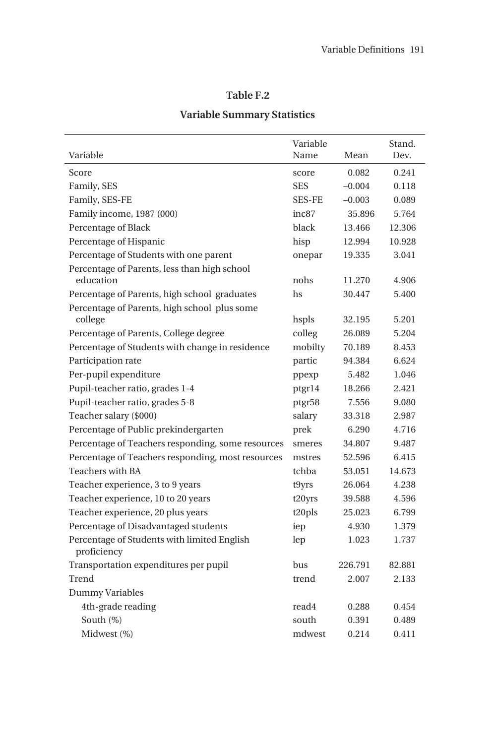**Table F.2**

**Variable Summary Statistics**

| Variable | Variable Name | Mean | Stand. Dev. |
|---|---|---|---|
| Score | score | 0.082 | 0.241 |
| Family, SES | SES | –0.004 | 0.118 |
| Family, SES-FE | SES-FE | –0.003 | 0.089 |
| Family income, 1987 (000) | inc87 | 35.896 | 5.764 |
| Percentage of Black | black | 13.466 | 12.306 |
| Percentage of Hispanic | hisp | 12.994 | 10.928 |
| Percentage of Students with one parent | onepar | 19.335 | 3.041 |
| Percentage of Parents, less than high school education | nohs | 11.270 | 4.906 |
| Percentage of Parents, high school graduates | hs | 30.447 | 5.400 |
| Percentage of Parents, high school plus some college | hspls | 32.195 | 5.201 |
| Percentage of Parents, College degree | colleg | 26.089 | 5.204 |
| Percentage of Students with change in residence | mobilty | 70.189 | 8.453 |
| Participation rate | partic | 94.384 | 6.624 |
| Per-pupil expenditure | ppexp | 5.482 | 1.046 |
| Pupil-teacher ratio, grades 1-4 | ptgr14 | 18.266 | 2.421 |
| Pupil-teacher ratio, grades 5-8 | ptgr58 | 7.556 | 9.080 |
| Teacher salary ($000) | salary | 33.318 | 2.987 |
| Percentage of Public prekindergarten | prek | 6.290 | 4.716 |
| Percentage of Teachers responding, some resources | smeres | 34.807 | 9.487 |
| Percentage of Teachers responding, most resources | mstres | 52.596 | 6.415 |
| Teachers with BA | tchba | 53.051 | 14.673 |
| Teacher experience, 3 to 9 years | t9yrs | 26.064 | 4.238 |
| Teacher experience, 10 to 20 years | t20yrs | 39.588 | 4.596 |
| Teacher experience, 20 plus years | t20pls | 25.023 | 6.799 |
| Percentage of Disadvantaged students | iep | 4.930 | 1.379 |
| Percentage of Students with limited English proficiency | lep | 1.023 | 1.737 |
| Transportation expenditures per pupil | bus | 226.791 | 82.881 |
| Trend | trend | 2.007 | 2.133 |
| Dummy Variables | | | |
| 4th-grade reading | read4 | 0.288 | 0.454 |
| South (%) | south | 0.391 | 0.489 |
| Midwest (%) | mdwest | 0.214 | 0.411 |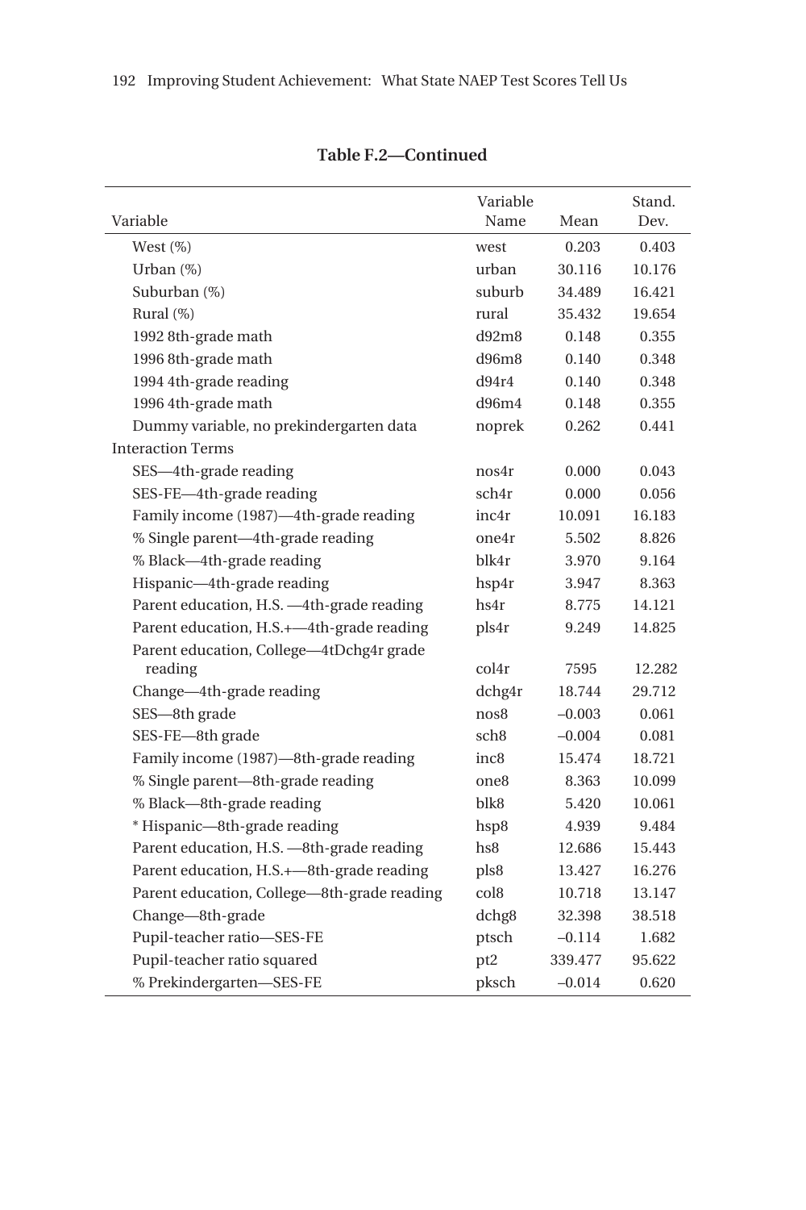**Table F.2—Continued**

| Variable | Variable Name | Mean | Stand. Dev. |
|---|---|---|---|
| West (%) | west | 0.203 | 0.403 |
| Urban (%) | urban | 30.116 | 10.176 |
| Suburban (%) | suburb | 34.489 | 16.421 |
| Rural (%) | rural | 35.432 | 19.654 |
| 1992 8th-grade math | d92m8 | 0.148 | 0.355 |
| 1996 8th-grade math | d96m8 | 0.140 | 0.348 |
| 1994 4th-grade reading | d94r4 | 0.140 | 0.348 |
| 1996 4th-grade math | d96m4 | 0.148 | 0.355 |
| Dummy variable, no prekindergarten data | noprek | 0.262 | 0.441 |
| Interaction Terms | | | |
| SES—4th-grade reading | nos4r | 0.000 | 0.043 |
| SES-FE—4th-grade reading | sch4r | 0.000 | 0.056 |
| Family income (1987)—4th-grade reading | inc4r | 10.091 | 16.183 |
| % Single parent—4th-grade reading | one4r | 5.502 | 8.826 |
| % Black—4th-grade reading | blk4r | 3.970 | 9.164 |
| Hispanic—4th-grade reading | hsp4r | 3.947 | 8.363 |
| Parent education, H.S. —4th-grade reading | hs4r | 8.775 | 14.121 |
| Parent education, H.S.+—4th-grade reading | pls4r | 9.249 | 14.825 |
| Parent education, College—4tDchg4r grade reading | col4r | 7595 | 12.282 |
| Change—4th-grade reading | dchg4r | 18.744 | 29.712 |
| SES—8th grade | nos8 | –0.003 | 0.061 |
| SES-FE—8th grade | sch8 | –0.004 | 0.081 |
| Family income (1987)—8th-grade reading | inc8 | 15.474 | 18.721 |
| % Single parent—8th-grade reading | one8 | 8.363 | 10.099 |
| % Black—8th-grade reading | blk8 | 5.420 | 10.061 |
| * Hispanic—8th-grade reading | hsp8 | 4.939 | 9.484 |
| Parent education, H.S. —8th-grade reading | hs8 | 12.686 | 15.443 |
| Parent education, H.S.+—8th-grade reading | pls8 | 13.427 | 16.276 |
| Parent education, College—8th-grade reading | col8 | 10.718 | 13.147 |
| Change—8th-grade | dchg8 | 32.398 | 38.518 |
| Pupil-teacher ratio—SES-FE | ptsch | –0.114 | 1.682 |
| Pupil-teacher ratio squared | pt2 | 339.477 | 95.622 |
| % Prekindergarten—SES-FE | pksch | –0.014 | 0.620 |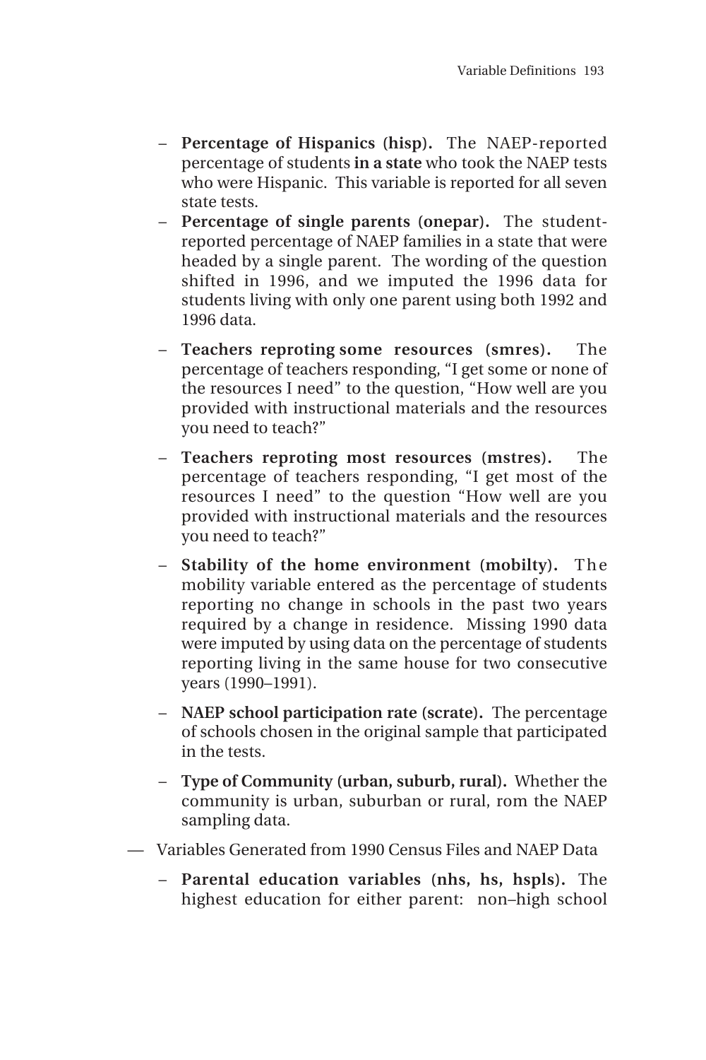- **Percentage of Hispanics (hisp).** The NAEP-reported percentage of students **in a state** who took the NAEP tests who were Hispanic. This variable is reported for all seven state tests.
- **Percentage of single parents (onepar).** The student-reported percentage of NAEP families in a state that were headed by a single parent. The wording of the question shifted in 1996, and we imputed the 1996 data for students living with only one parent using both 1992 and 1996 data.
- **Teachers reproting some resources (smres).** The percentage of teachers responding, "I get some or none of the resources I need" to the question, "How well are you provided with instructional materials and the resources you need to teach?"
- **Teachers reproting most resources (mstres).** The percentage of teachers responding, "I get most of the resources I need" to the question "How well are you provided with instructional materials and the resources you need to teach?"
- **Stability of the home environment (mobilty).** The mobility variable entered as the percentage of students reporting no change in schools in the past two years required by a change in residence. Missing 1990 data were imputed by using data on the percentage of students reporting living in the same house for two consecutive years (1990–1991).
- **NAEP school participation rate (scrate).** The percentage of schools chosen in the original sample that participated in the tests.
- **Type of Community (urban, suburb, rural).** Whether the community is urban, suburban or rural, rom the NAEP sampling data.

— Variables Generated from 1990 Census Files and NAEP Data

- **Parental education variables (nhs, hs, hspls).** The highest education for either parent: non–high school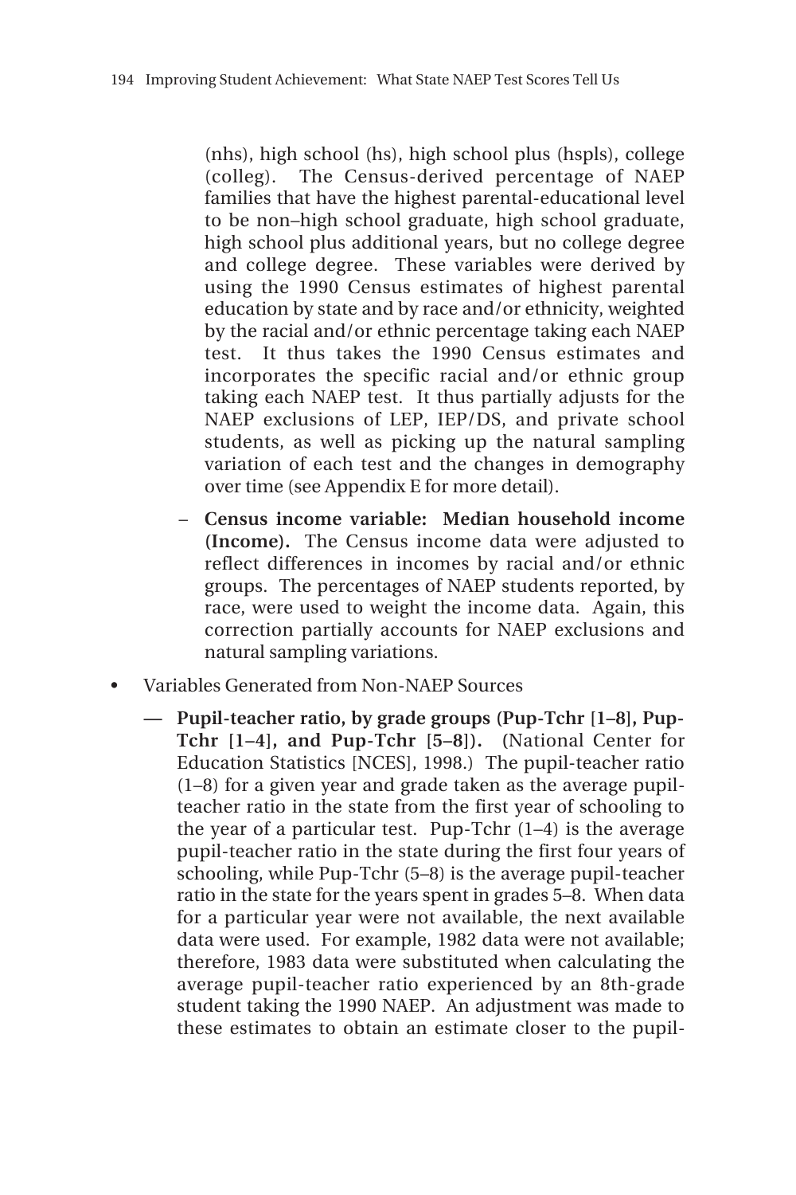(nhs), high school (hs), high school plus (hspls), college (colleg). The Census-derived percentage of NAEP families that have the highest parental-educational level to be non–high school graduate, high school graduate, high school plus additional years, but no college degree and college degree. These variables were derived by using the 1990 Census estimates of highest parental education by state and by race and/or ethnicity, weighted by the racial and/or ethnic percentage taking each NAEP test. It thus takes the 1990 Census estimates and incorporates the specific racial and/or ethnic group taking each NAEP test. It thus partially adjusts for the NAEP exclusions of LEP, IEP/DS, and private school students, as well as picking up the natural sampling variation of each test and the changes in demography over time (see Appendix E for more detail).

  – **Census income variable: Median household income (Income).** The Census income data were adjusted to reflect differences in incomes by racial and/or ethnic groups. The percentages of NAEP students reported, by race, were used to weight the income data. Again, this correction partially accounts for NAEP exclusions and natural sampling variations.

- Variables Generated from Non-NAEP Sources

  — **Pupil-teacher ratio, by grade groups (Pup-Tchr [1–8], Pup-Tchr [1–4], and Pup-Tchr [5–8]).** (National Center for Education Statistics [NCES], 1998.) The pupil-teacher ratio (1–8) for a given year and grade taken as the average pupil-teacher ratio in the state from the first year of schooling to the year of a particular test. Pup-Tchr (1–4) is the average pupil-teacher ratio in the state during the first four years of schooling, while Pup-Tchr (5–8) is the average pupil-teacher ratio in the state for the years spent in grades 5–8. When data for a particular year were not available, the next available data were used. For example, 1982 data were not available; therefore, 1983 data were substituted when calculating the average pupil-teacher ratio experienced by an 8th-grade student taking the 1990 NAEP. An adjustment was made to these estimates to obtain an estimate closer to the pupil-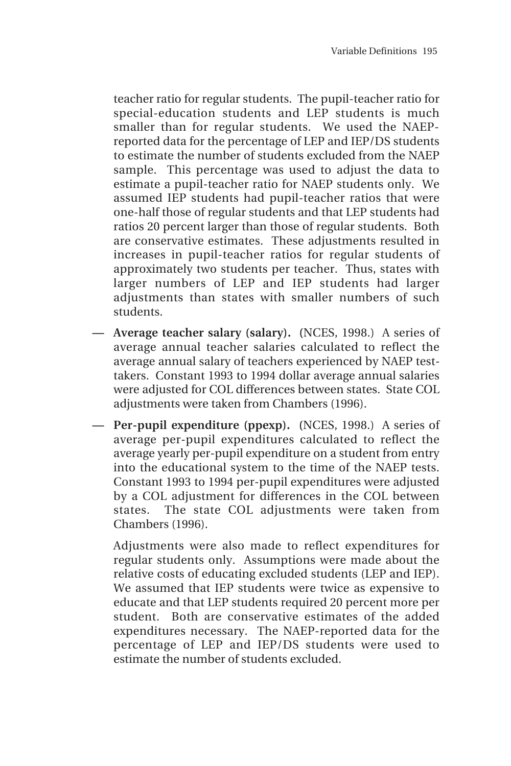teacher ratio for regular students. The pupil-teacher ratio for special-education students and LEP students is much smaller than for regular students. We used the NAEP-reported data for the percentage of LEP and IEP/DS students to estimate the number of students excluded from the NAEP sample. This percentage was used to adjust the data to estimate a pupil-teacher ratio for NAEP students only. We assumed IEP students had pupil-teacher ratios that were one-half those of regular students and that LEP students had ratios 20 percent larger than those of regular students. Both are conservative estimates. These adjustments resulted in increases in pupil-teacher ratios for regular students of approximately two students per teacher. Thus, states with larger numbers of LEP and IEP students had larger adjustments than states with smaller numbers of such students.

— **Average teacher salary (salary).** (NCES, 1998.) A series of average annual teacher salaries calculated to reflect the average annual salary of teachers experienced by NAEP test-takers. Constant 1993 to 1994 dollar average annual salaries were adjusted for COL differences between states. State COL adjustments were taken from Chambers (1996).

— **Per-pupil expenditure (ppexp).** (NCES, 1998.) A series of average per-pupil expenditures calculated to reflect the average yearly per-pupil expenditure on a student from entry into the educational system to the time of the NAEP tests. Constant 1993 to 1994 per-pupil expenditures were adjusted by a COL adjustment for differences in the COL between states. The state COL adjustments were taken from Chambers (1996).

Adjustments were also made to reflect expenditures for regular students only. Assumptions were made about the relative costs of educating excluded students (LEP and IEP). We assumed that IEP students were twice as expensive to educate and that LEP students required 20 percent more per student. Both are conservative estimates of the added expenditures necessary. The NAEP-reported data for the percentage of LEP and IEP/DS students were used to estimate the number of students excluded.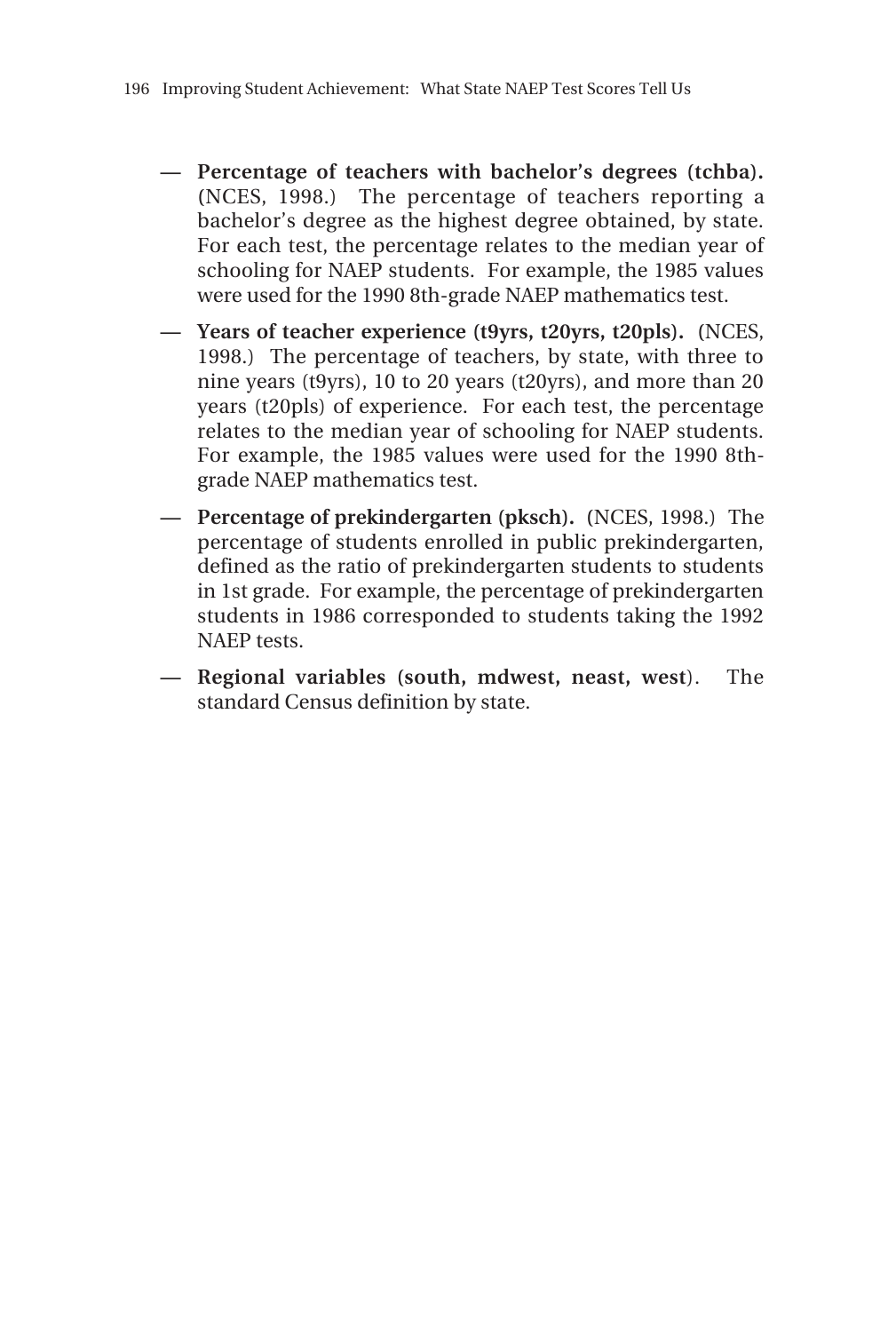- — **Percentage of teachers with bachelor's degrees (tchba).** (NCES, 1998.) The percentage of teachers reporting a bachelor's degree as the highest degree obtained, by state. For each test, the percentage relates to the median year of schooling for NAEP students. For example, the 1985 values were used for the 1990 8th-grade NAEP mathematics test.

- — **Years of teacher experience (t9yrs, t20yrs, t20pls).** (NCES, 1998.) The percentage of teachers, by state, with three to nine years (t9yrs), 10 to 20 years (t20yrs), and more than 20 years (t20pls) of experience. For each test, the percentage relates to the median year of schooling for NAEP students. For example, the 1985 values were used for the 1990 8th-grade NAEP mathematics test.

- — **Percentage of prekindergarten (pksch).** (NCES, 1998.) The percentage of students enrolled in public prekindergarten, defined as the ratio of prekindergarten students to students in 1st grade. For example, the percentage of prekindergarten students in 1986 corresponded to students taking the 1992 NAEP tests.

- — **Regional variables (south, mdwest, neast, west).** The standard Census definition by state.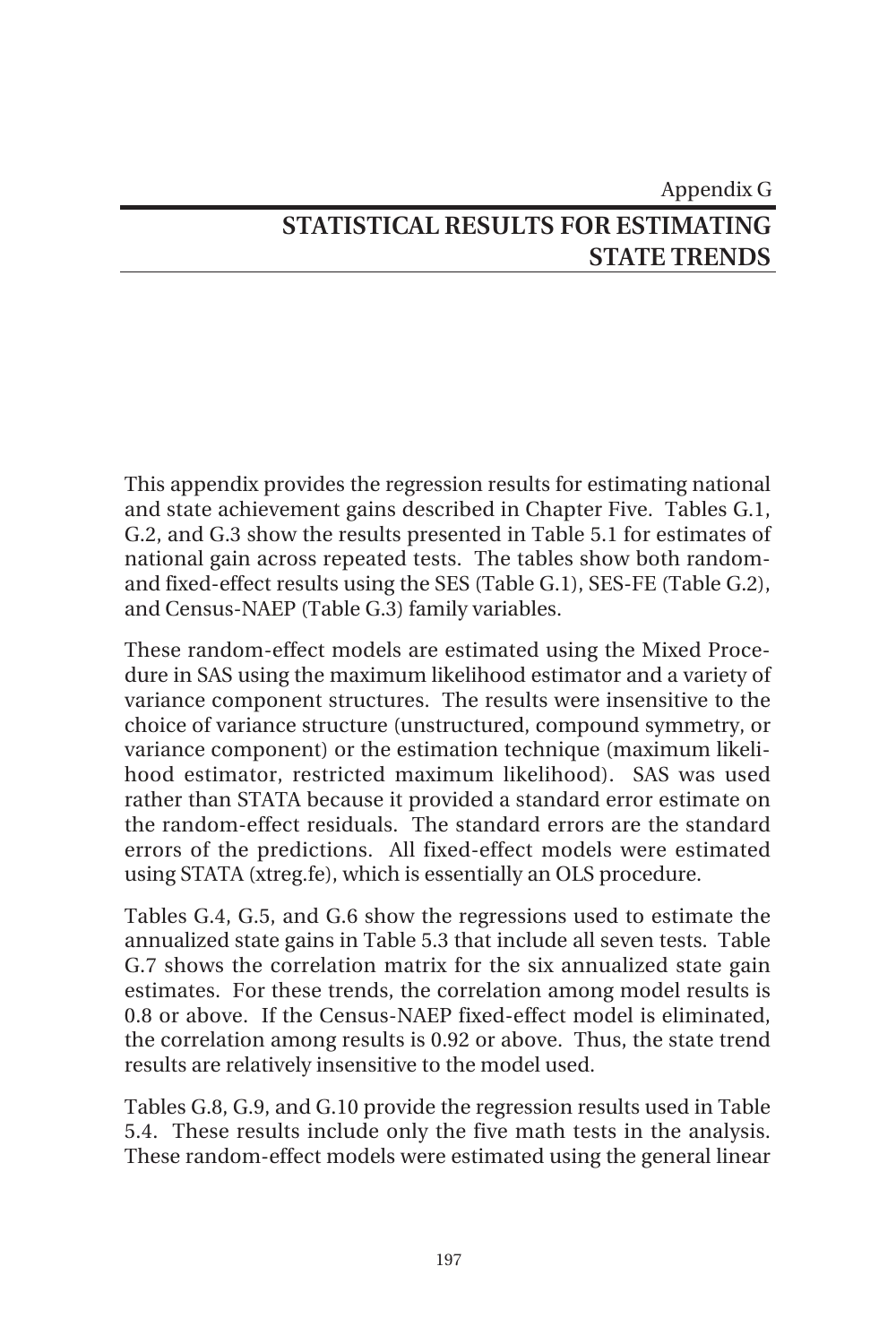Appendix G

# STATISTICAL RESULTS FOR ESTIMATING STATE TRENDS

This appendix provides the regression results for estimating national and state achievement gains described in Chapter Five. Tables G.1, G.2, and G.3 show the results presented in Table 5.1 for estimates of national gain across repeated tests. The tables show both random- and fixed-effect results using the SES (Table G.1), SES-FE (Table G.2), and Census-NAEP (Table G.3) family variables.

These random-effect models are estimated using the Mixed Procedure in SAS using the maximum likelihood estimator and a variety of variance component structures. The results were insensitive to the choice of variance structure (unstructured, compound symmetry, or variance component) or the estimation technique (maximum likelihood estimator, restricted maximum likelihood). SAS was used rather than STATA because it provided a standard error estimate on the random-effect residuals. The standard errors are the standard errors of the predictions. All fixed-effect models were estimated using STATA (xtreg.fe), which is essentially an OLS procedure.

Tables G.4, G.5, and G.6 show the regressions used to estimate the annualized state gains in Table 5.3 that include all seven tests. Table G.7 shows the correlation matrix for the six annualized state gain estimates. For these trends, the correlation among model results is 0.8 or above. If the Census-NAEP fixed-effect model is eliminated, the correlation among results is 0.92 or above. Thus, the state trend results are relatively insensitive to the model used.

Tables G.8, G.9, and G.10 provide the regression results used in Table 5.4. These results include only the five math tests in the analysis. These random-effect models were estimated using the general linear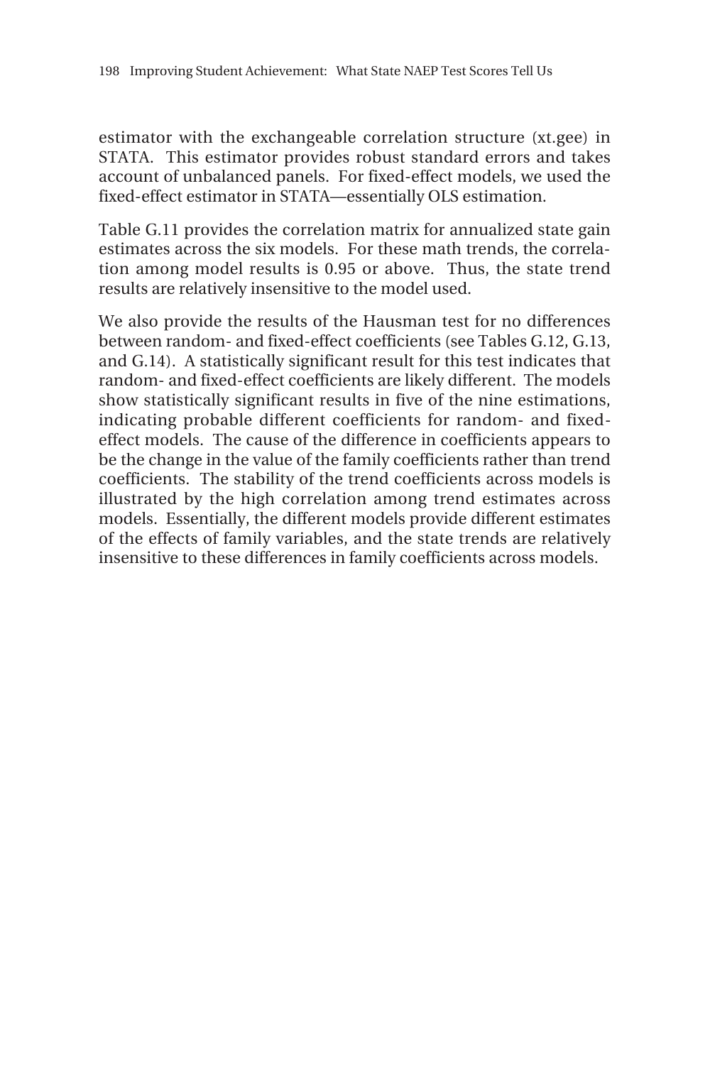estimator with the exchangeable correlation structure (xt.gee) in STATA. This estimator provides robust standard errors and takes account of unbalanced panels. For fixed-effect models, we used the fixed-effect estimator in STATA—essentially OLS estimation.

Table G.11 provides the correlation matrix for annualized state gain estimates across the six models. For these math trends, the correlation among model results is 0.95 or above. Thus, the state trend results are relatively insensitive to the model used.

We also provide the results of the Hausman test for no differences between random- and fixed-effect coefficients (see Tables G.12, G.13, and G.14). A statistically significant result for this test indicates that random- and fixed-effect coefficients are likely different. The models show statistically significant results in five of the nine estimations, indicating probable different coefficients for random- and fixed-effect models. The cause of the difference in coefficients appears to be the change in the value of the family coefficients rather than trend coefficients. The stability of the trend coefficients across models is illustrated by the high correlation among trend estimates across models. Essentially, the different models provide different estimates of the effects of family variables, and the state trends are relatively insensitive to these differences in family coefficients across models.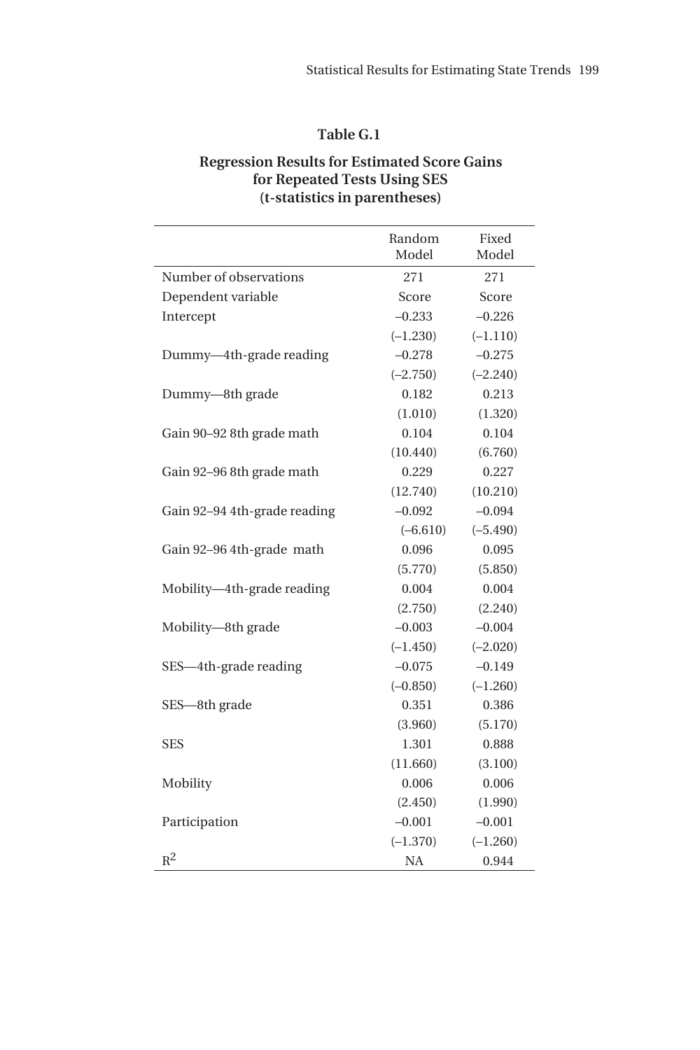**Table G.1**

**Regression Results for Estimated Score Gains for Repeated Tests Using SES (t-statistics in parentheses)**

| | Random Model | Fixed Model |
|---|---|---|
| Number of observations | 271 | 271 |
| Dependent variable | Score | Score |
| Intercept | –0.233 | –0.226 |
| | (–1.230) | (–1.110) |
| Dummy—4th-grade reading | –0.278 | –0.275 |
| | (–2.750) | (–2.240) |
| Dummy—8th grade | 0.182 | 0.213 |
| | (1.010) | (1.320) |
| Gain 90–92 8th grade math | 0.104 | 0.104 |
| | (10.440) | (6.760) |
| Gain 92–96 8th grade math | 0.229 | 0.227 |
| | (12.740) | (10.210) |
| Gain 92–94 4th-grade reading | –0.092 | –0.094 |
| | (–6.610) | (–5.490) |
| Gain 92–96 4th-grade math | 0.096 | 0.095 |
| | (5.770) | (5.850) |
| Mobility—4th-grade reading | 0.004 | 0.004 |
| | (2.750) | (2.240) |
| Mobility—8th grade | –0.003 | –0.004 |
| | (–1.450) | (–2.020) |
| SES—4th-grade reading | –0.075 | –0.149 |
| | (–0.850) | (–1.260) |
| SES—8th grade | 0.351 | 0.386 |
| | (3.960) | (5.170) |
| SES | 1.301 | 0.888 |
| | (11.660) | (3.100) |
| Mobility | 0.006 | 0.006 |
| | (2.450) | (1.990) |
| Participation | –0.001 | –0.001 |
| | (–1.370) | (–1.260) |
| $R^2$ | NA | 0.944 |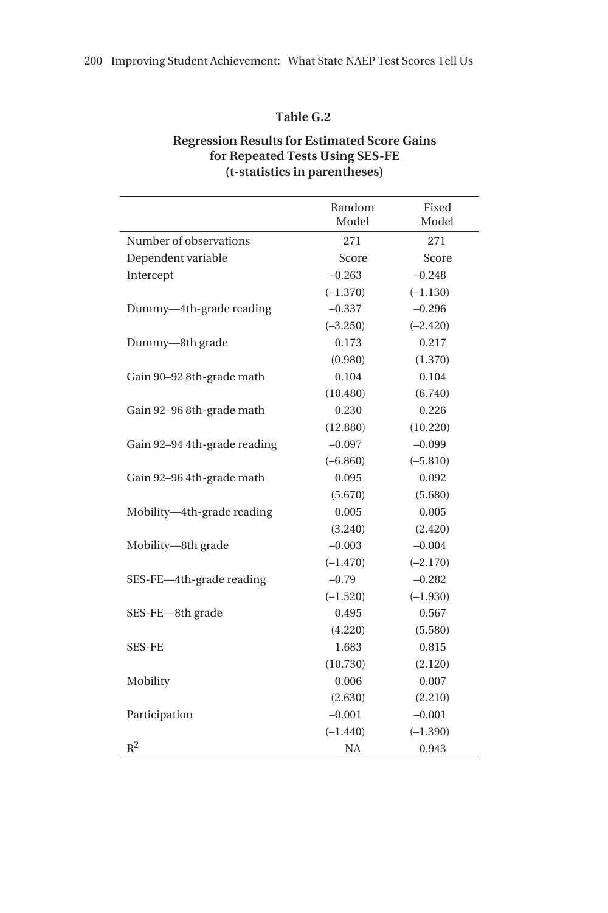**Table G.2**

**Regression Results for Estimated Score Gains for Repeated Tests Using SES-FE (t-statistics in parentheses)**

| | Random Model | Fixed Model |
|---|---|---|
| Number of observations | 271 | 271 |
| Dependent variable | Score | Score |
| Intercept | –0.263 | –0.248 |
| | (–1.370) | (–1.130) |
| Dummy—4th-grade reading | –0.337 | –0.296 |
| | (–3.250) | (–2.420) |
| Dummy—8th grade | 0.173 | 0.217 |
| | (0.980) | (1.370) |
| Gain 90–92 8th-grade math | 0.104 | 0.104 |
| | (10.480) | (6.740) |
| Gain 92–96 8th-grade math | 0.230 | 0.226 |
| | (12.880) | (10.220) |
| Gain 92–94 4th-grade reading | –0.097 | –0.099 |
| | (–6.860) | (–5.810) |
| Gain 92–96 4th-grade math | 0.095 | 0.092 |
| | (5.670) | (5.680) |
| Mobility—4th-grade reading | 0.005 | 0.005 |
| | (3.240) | (2.420) |
| Mobility—8th grade | –0.003 | –0.004 |
| | (–1.470) | (–2.170) |
| SES-FE—4th-grade reading | –0.79 | –0.282 |
| | (–1.520) | (–1.930) |
| SES-FE—8th grade | 0.495 | 0.567 |
| | (4.220) | (5.580) |
| SES-FE | 1.683 | 0.815 |
| | (10.730) | (2.120) |
| Mobility | 0.006 | 0.007 |
| | (2.630) | (2.210) |
| Participation | –0.001 | –0.001 |
| | (–1.440) | (–1.390) |
| $R^2$ | NA | 0.943 |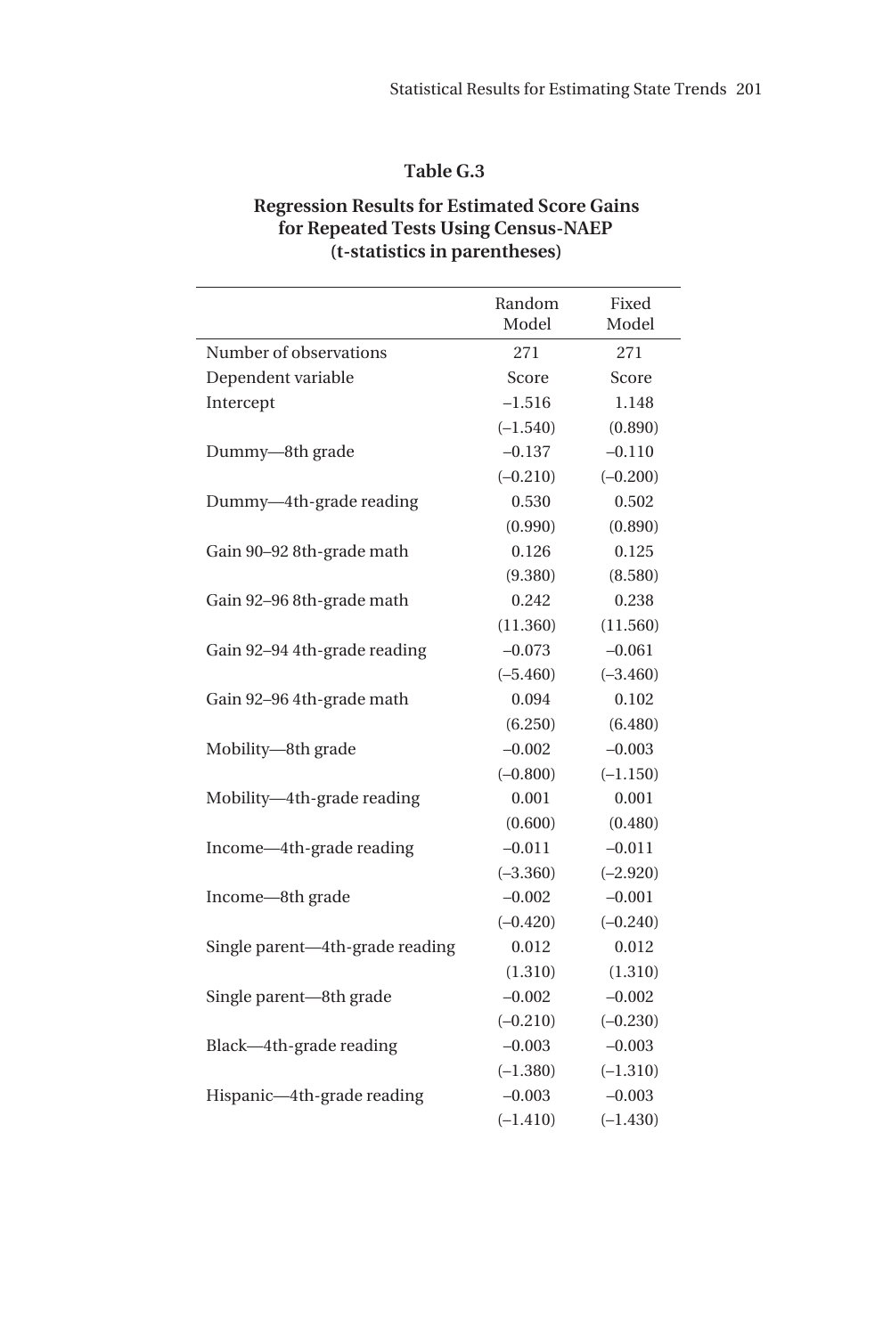**Table G.3**

**Regression Results for Estimated Score Gains for Repeated Tests Using Census-NAEP (t-statistics in parentheses)**

| | Random Model | Fixed Model |
|---|---|---|
| Number of observations | 271 | 271 |
| Dependent variable | Score | Score |
| Intercept | –1.516 | 1.148 |
| | (–1.540) | (0.890) |
| Dummy—8th grade | –0.137 | –0.110 |
| | (–0.210) | (–0.200) |
| Dummy—4th-grade reading | 0.530 | 0.502 |
| | (0.990) | (0.890) |
| Gain 90–92 8th-grade math | 0.126 | 0.125 |
| | (9.380) | (8.580) |
| Gain 92–96 8th-grade math | 0.242 | 0.238 |
| | (11.360) | (11.560) |
| Gain 92–94 4th-grade reading | –0.073 | –0.061 |
| | (–5.460) | (–3.460) |
| Gain 92–96 4th-grade math | 0.094 | 0.102 |
| | (6.250) | (6.480) |
| Mobility—8th grade | –0.002 | –0.003 |
| | (–0.800) | (–1.150) |
| Mobility—4th-grade reading | 0.001 | 0.001 |
| | (0.600) | (0.480) |
| Income—4th-grade reading | –0.011 | –0.011 |
| | (–3.360) | (–2.920) |
| Income—8th grade | –0.002 | –0.001 |
| | (–0.420) | (–0.240) |
| Single parent—4th-grade reading | 0.012 | 0.012 |
| | (1.310) | (1.310) |
| Single parent—8th grade | –0.002 | –0.002 |
| | (–0.210) | (–0.230) |
| Black—4th-grade reading | –0.003 | –0.003 |
| | (–1.380) | (–1.310) |
| Hispanic—4th-grade reading | –0.003 | –0.003 |
| | (–1.410) | (–1.430) |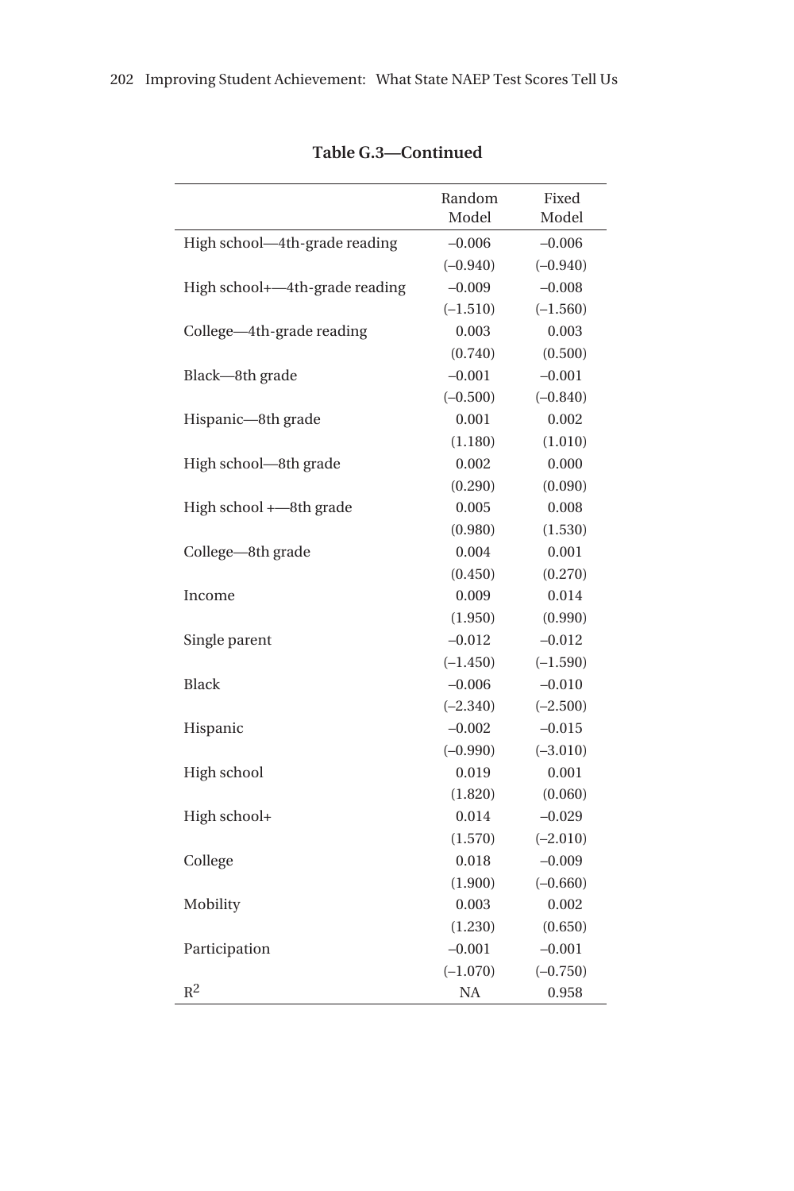**Table G.3—Continued**

| | Random Model | Fixed Model |
|---|---|---|
| High school—4th-grade reading | –0.006 | –0.006 |
| | (–0.940) | (–0.940) |
| High school+—4th-grade reading | –0.009 | –0.008 |
| | (–1.510) | (–1.560) |
| College—4th-grade reading | 0.003 | 0.003 |
| | (0.740) | (0.500) |
| Black—8th grade | –0.001 | –0.001 |
| | (–0.500) | (–0.840) |
| Hispanic—8th grade | 0.001 | 0.002 |
| | (1.180) | (1.010) |
| High school—8th grade | 0.002 | 0.000 |
| | (0.290) | (0.090) |
| High school +—8th grade | 0.005 | 0.008 |
| | (0.980) | (1.530) |
| College—8th grade | 0.004 | 0.001 |
| | (0.450) | (0.270) |
| Income | 0.009 | 0.014 |
| | (1.950) | (0.990) |
| Single parent | –0.012 | –0.012 |
| | (–1.450) | (–1.590) |
| Black | –0.006 | –0.010 |
| | (–2.340) | (–2.500) |
| Hispanic | –0.002 | –0.015 |
| | (–0.990) | (–3.010) |
| High school | 0.019 | 0.001 |
| | (1.820) | (0.060) |
| High school+ | 0.014 | –0.029 |
| | (1.570) | (–2.010) |
| College | 0.018 | –0.009 |
| | (1.900) | (–0.660) |
| Mobility | 0.003 | 0.002 |
| | (1.230) | (0.650) |
| Participation | –0.001 | –0.001 |
| | (–1.070) | (–0.750) |
| $R^2$ | NA | 0.958 |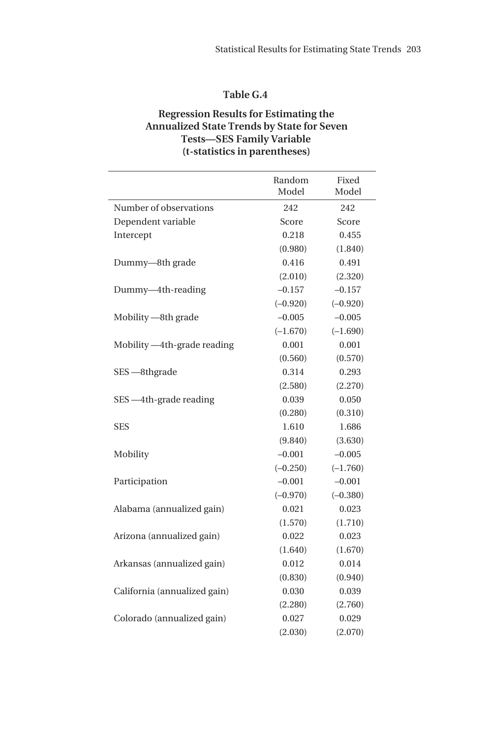**Table G.4**

**Regression Results for Estimating the Annualized State Trends by State for Seven Tests—SES Family Variable (t-statistics in parentheses)**

| | Random Model | Fixed Model |
|---|---|---|
| Number of observations | 242 | 242 |
| Dependent variable | Score | Score |
| Intercept | 0.218 | 0.455 |
| | (0.980) | (1.840) |
| Dummy—8th grade | 0.416 | 0.491 |
| | (2.010) | (2.320) |
| Dummy—4th-reading | –0.157 | –0.157 |
| | (–0.920) | (–0.920) |
| Mobility —8th grade | –0.005 | –0.005 |
| | (–1.670) | (–1.690) |
| Mobility —4th-grade reading | 0.001 | 0.001 |
| | (0.560) | (0.570) |
| SES —8thgrade | 0.314 | 0.293 |
| | (2.580) | (2.270) |
| SES —4th-grade reading | 0.039 | 0.050 |
| | (0.280) | (0.310) |
| SES | 1.610 | 1.686 |
| | (9.840) | (3.630) |
| Mobility | –0.001 | –0.005 |
| | (–0.250) | (–1.760) |
| Participation | –0.001 | –0.001 |
| | (–0.970) | (–0.380) |
| Alabama (annualized gain) | 0.021 | 0.023 |
| | (1.570) | (1.710) |
| Arizona (annualized gain) | 0.022 | 0.023 |
| | (1.640) | (1.670) |
| Arkansas (annualized gain) | 0.012 | 0.014 |
| | (0.830) | (0.940) |
| California (annualized gain) | 0.030 | 0.039 |
| | (2.280) | (2.760) |
| Colorado (annualized gain) | 0.027 | 0.029 |
| | (2.030) | (2.070) |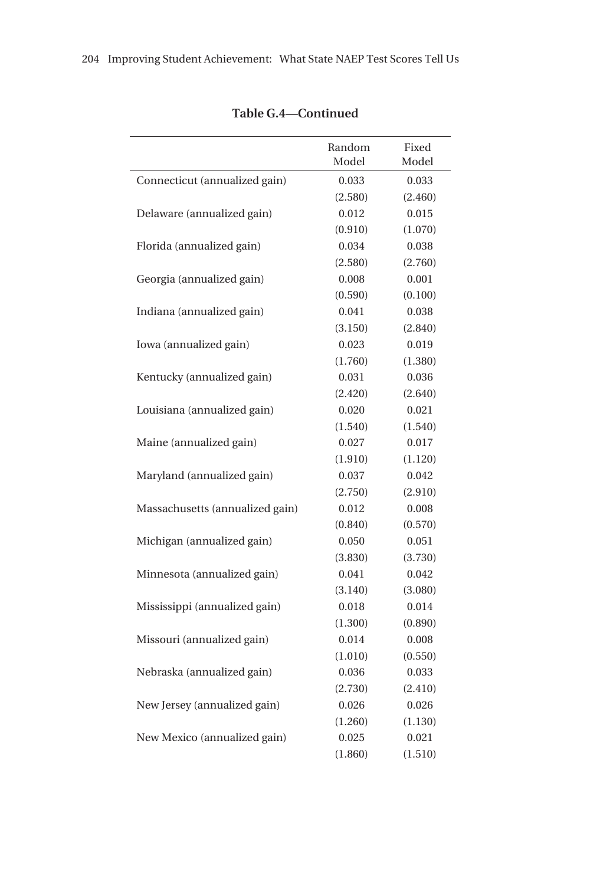**Table G.4—Continued**

| | Random Model | Fixed Model |
|---|---|---|
| Connecticut (annualized gain) | 0.033 | 0.033 |
| | (2.580) | (2.460) |
| Delaware (annualized gain) | 0.012 | 0.015 |
| | (0.910) | (1.070) |
| Florida (annualized gain) | 0.034 | 0.038 |
| | (2.580) | (2.760) |
| Georgia (annualized gain) | 0.008 | 0.001 |
| | (0.590) | (0.100) |
| Indiana (annualized gain) | 0.041 | 0.038 |
| | (3.150) | (2.840) |
| Iowa (annualized gain) | 0.023 | 0.019 |
| | (1.760) | (1.380) |
| Kentucky (annualized gain) | 0.031 | 0.036 |
| | (2.420) | (2.640) |
| Louisiana (annualized gain) | 0.020 | 0.021 |
| | (1.540) | (1.540) |
| Maine (annualized gain) | 0.027 | 0.017 |
| | (1.910) | (1.120) |
| Maryland (annualized gain) | 0.037 | 0.042 |
| | (2.750) | (2.910) |
| Massachusetts (annualized gain) | 0.012 | 0.008 |
| | (0.840) | (0.570) |
| Michigan (annualized gain) | 0.050 | 0.051 |
| | (3.830) | (3.730) |
| Minnesota (annualized gain) | 0.041 | 0.042 |
| | (3.140) | (3.080) |
| Mississippi (annualized gain) | 0.018 | 0.014 |
| | (1.300) | (0.890) |
| Missouri (annualized gain) | 0.014 | 0.008 |
| | (1.010) | (0.550) |
| Nebraska (annualized gain) | 0.036 | 0.033 |
| | (2.730) | (2.410) |
| New Jersey (annualized gain) | 0.026 | 0.026 |
| | (1.260) | (1.130) |
| New Mexico (annualized gain) | 0.025 | 0.021 |
| | (1.860) | (1.510) |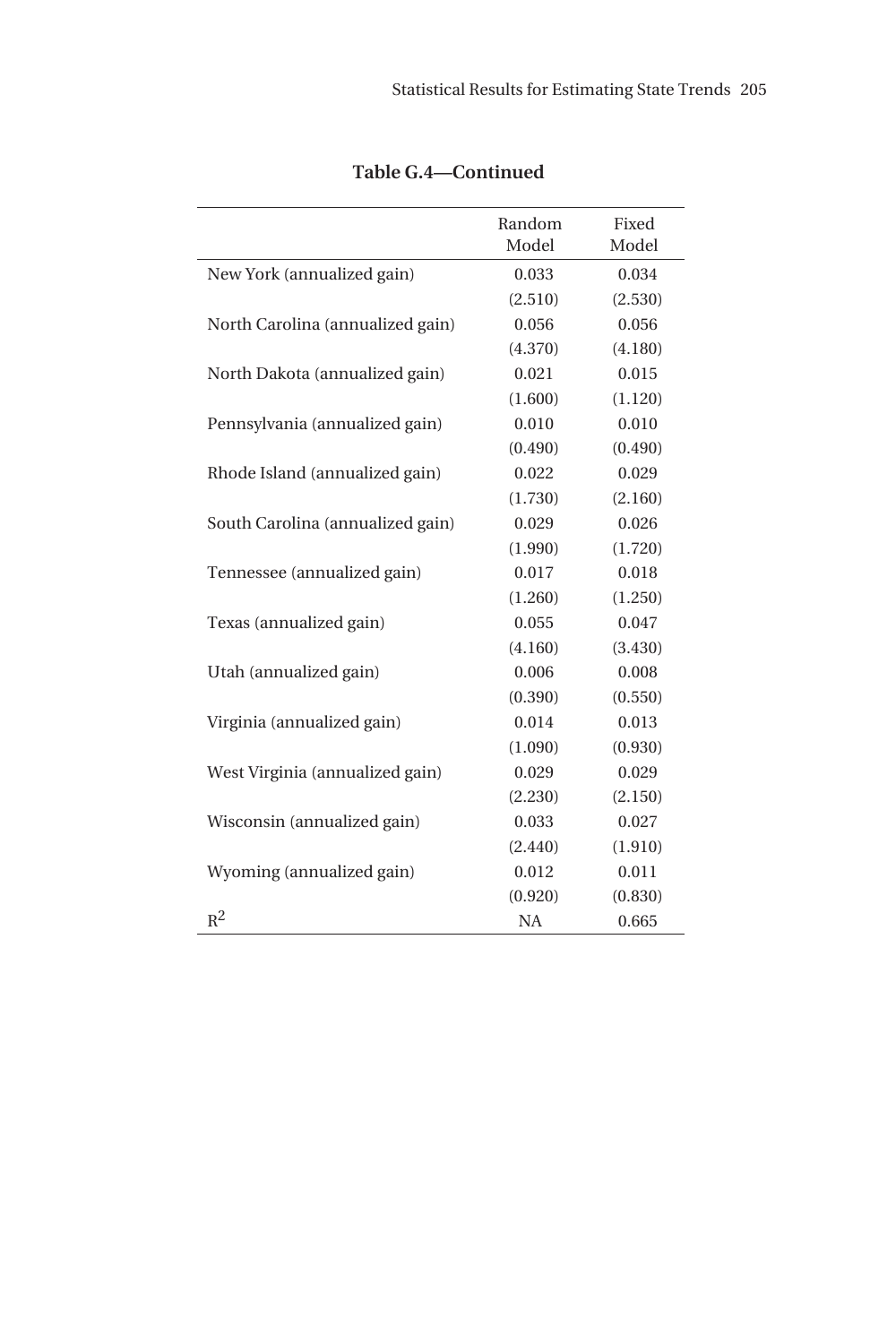**Table G.4—Continued**

| | Random Model | Fixed Model |
|---|---|---|
| New York (annualized gain) | 0.033 | 0.034 |
| | (2.510) | (2.530) |
| North Carolina (annualized gain) | 0.056 | 0.056 |
| | (4.370) | (4.180) |
| North Dakota (annualized gain) | 0.021 | 0.015 |
| | (1.600) | (1.120) |
| Pennsylvania (annualized gain) | 0.010 | 0.010 |
| | (0.490) | (0.490) |
| Rhode Island (annualized gain) | 0.022 | 0.029 |
| | (1.730) | (2.160) |
| South Carolina (annualized gain) | 0.029 | 0.026 |
| | (1.990) | (1.720) |
| Tennessee (annualized gain) | 0.017 | 0.018 |
| | (1.260) | (1.250) |
| Texas (annualized gain) | 0.055 | 0.047 |
| | (4.160) | (3.430) |
| Utah (annualized gain) | 0.006 | 0.008 |
| | (0.390) | (0.550) |
| Virginia (annualized gain) | 0.014 | 0.013 |
| | (1.090) | (0.930) |
| West Virginia (annualized gain) | 0.029 | 0.029 |
| | (2.230) | (2.150) |
| Wisconsin (annualized gain) | 0.033 | 0.027 |
| | (2.440) | (1.910) |
| Wyoming (annualized gain) | 0.012 | 0.011 |
| | (0.920) | (0.830) |
| $R^2$ | NA | 0.665 |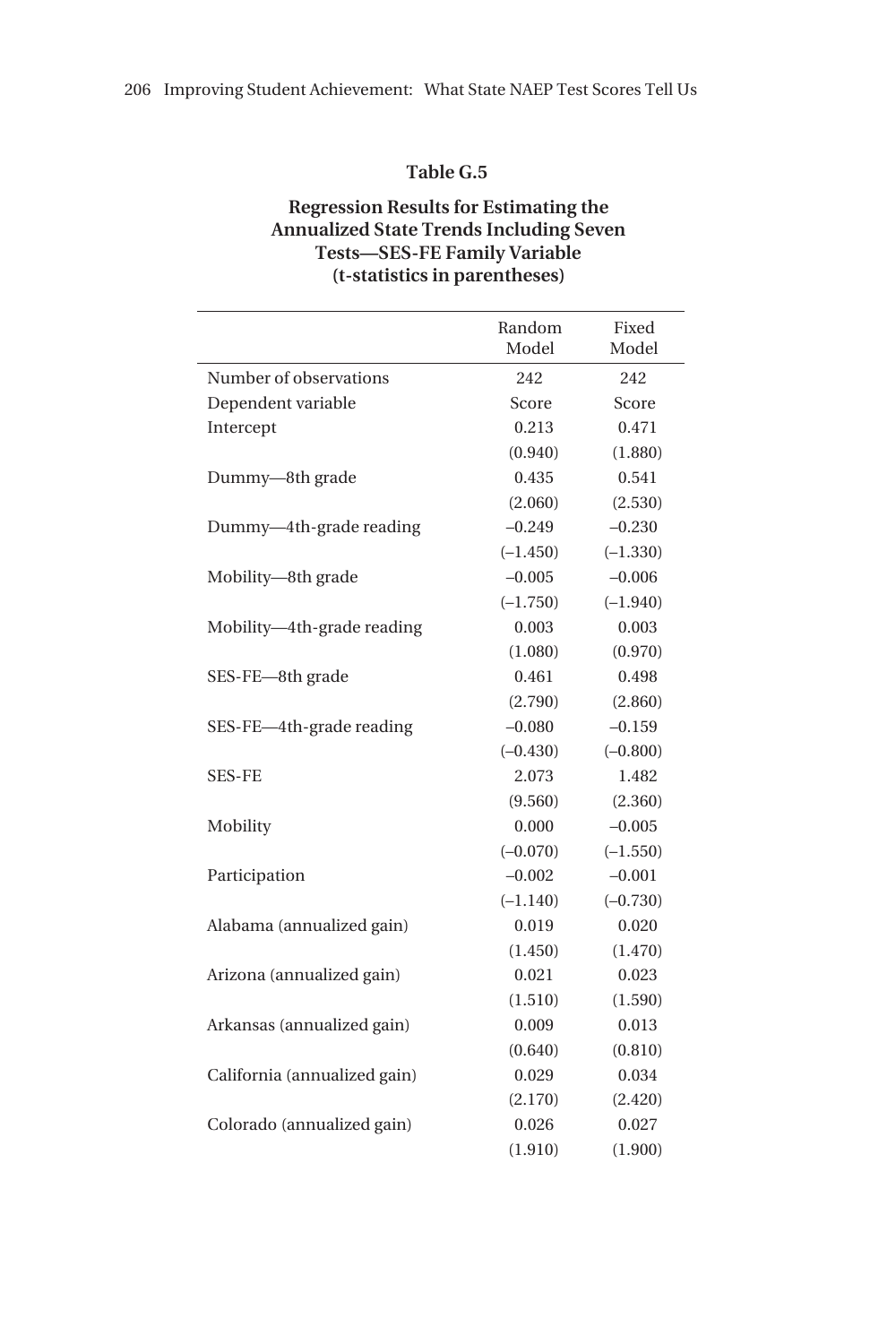**Table G.5**

**Regression Results for Estimating the Annualized State Trends Including Seven Tests—SES-FE Family Variable (t-statistics in parentheses)**

| | Random Model | Fixed Model |
|---|---|---|
| Number of observations | 242 | 242 |
| Dependent variable | Score | Score |
| Intercept | 0.213 | 0.471 |
| | (0.940) | (1.880) |
| Dummy—8th grade | 0.435 | 0.541 |
| | (2.060) | (2.530) |
| Dummy—4th-grade reading | –0.249 | –0.230 |
| | (–1.450) | (–1.330) |
| Mobility—8th grade | –0.005 | –0.006 |
| | (–1.750) | (–1.940) |
| Mobility—4th-grade reading | 0.003 | 0.003 |
| | (1.080) | (0.970) |
| SES-FE—8th grade | 0.461 | 0.498 |
| | (2.790) | (2.860) |
| SES-FE—4th-grade reading | –0.080 | –0.159 |
| | (–0.430) | (–0.800) |
| SES-FE | 2.073 | 1.482 |
| | (9.560) | (2.360) |
| Mobility | 0.000 | –0.005 |
| | (–0.070) | (–1.550) |
| Participation | –0.002 | –0.001 |
| | (–1.140) | (–0.730) |
| Alabama (annualized gain) | 0.019 | 0.020 |
| | (1.450) | (1.470) |
| Arizona (annualized gain) | 0.021 | 0.023 |
| | (1.510) | (1.590) |
| Arkansas (annualized gain) | 0.009 | 0.013 |
| | (0.640) | (0.810) |
| California (annualized gain) | 0.029 | 0.034 |
| | (2.170) | (2.420) |
| Colorado (annualized gain) | 0.026 | 0.027 |
| | (1.910) | (1.900) |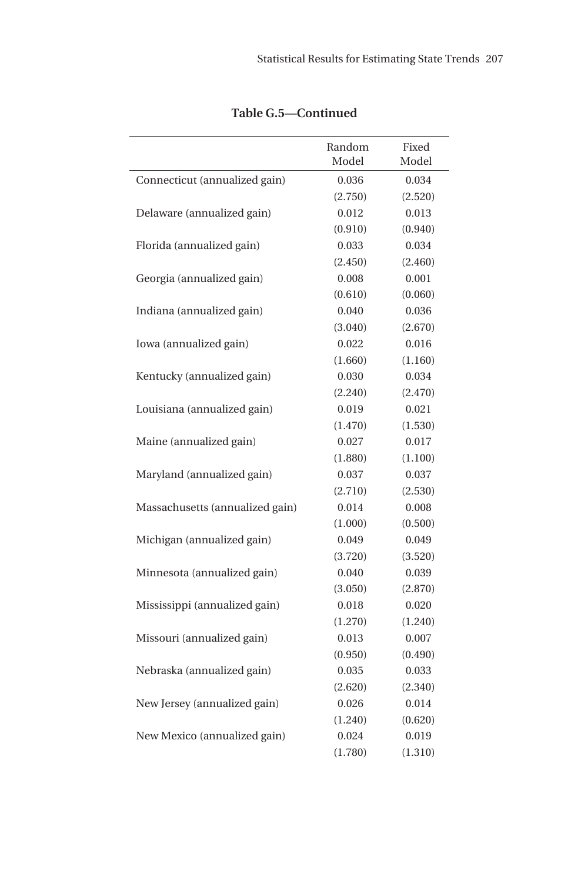**Table G.5—Continued**

| | Random Model | Fixed Model |
|---|---|---|
| Connecticut (annualized gain) | 0.036 | 0.034 |
| | (2.750) | (2.520) |
| Delaware (annualized gain) | 0.012 | 0.013 |
| | (0.910) | (0.940) |
| Florida (annualized gain) | 0.033 | 0.034 |
| | (2.450) | (2.460) |
| Georgia (annualized gain) | 0.008 | 0.001 |
| | (0.610) | (0.060) |
| Indiana (annualized gain) | 0.040 | 0.036 |
| | (3.040) | (2.670) |
| Iowa (annualized gain) | 0.022 | 0.016 |
| | (1.660) | (1.160) |
| Kentucky (annualized gain) | 0.030 | 0.034 |
| | (2.240) | (2.470) |
| Louisiana (annualized gain) | 0.019 | 0.021 |
| | (1.470) | (1.530) |
| Maine (annualized gain) | 0.027 | 0.017 |
| | (1.880) | (1.100) |
| Maryland (annualized gain) | 0.037 | 0.037 |
| | (2.710) | (2.530) |
| Massachusetts (annualized gain) | 0.014 | 0.008 |
| | (1.000) | (0.500) |
| Michigan (annualized gain) | 0.049 | 0.049 |
| | (3.720) | (3.520) |
| Minnesota (annualized gain) | 0.040 | 0.039 |
| | (3.050) | (2.870) |
| Mississippi (annualized gain) | 0.018 | 0.020 |
| | (1.270) | (1.240) |
| Missouri (annualized gain) | 0.013 | 0.007 |
| | (0.950) | (0.490) |
| Nebraska (annualized gain) | 0.035 | 0.033 |
| | (2.620) | (2.340) |
| New Jersey (annualized gain) | 0.026 | 0.014 |
| | (1.240) | (0.620) |
| New Mexico (annualized gain) | 0.024 | 0.019 |
| | (1.780) | (1.310) |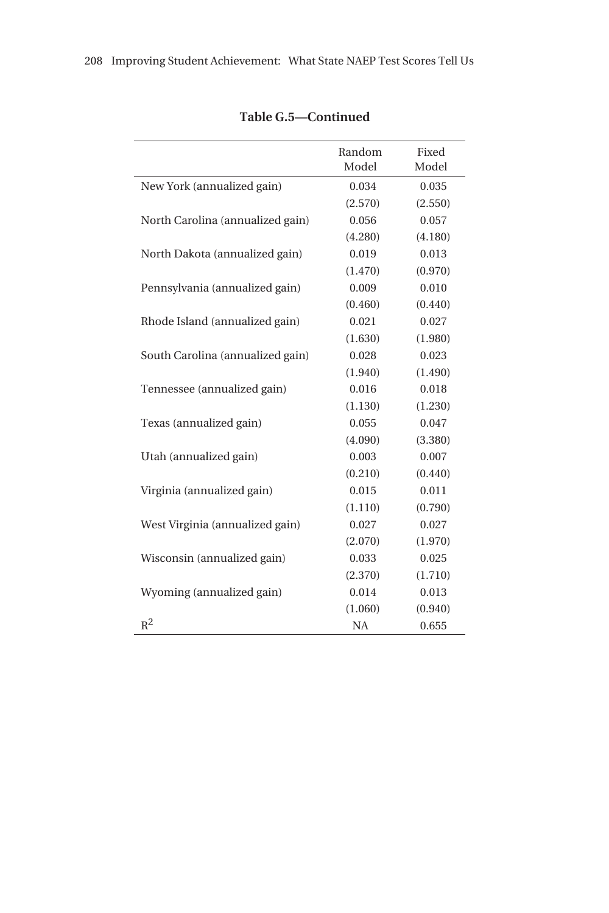**Table G.5—Continued**

| | Random Model | Fixed Model |
|---|---|---|
| New York (annualized gain) | 0.034 | 0.035 |
| | (2.570) | (2.550) |
| North Carolina (annualized gain) | 0.056 | 0.057 |
| | (4.280) | (4.180) |
| North Dakota (annualized gain) | 0.019 | 0.013 |
| | (1.470) | (0.970) |
| Pennsylvania (annualized gain) | 0.009 | 0.010 |
| | (0.460) | (0.440) |
| Rhode Island (annualized gain) | 0.021 | 0.027 |
| | (1.630) | (1.980) |
| South Carolina (annualized gain) | 0.028 | 0.023 |
| | (1.940) | (1.490) |
| Tennessee (annualized gain) | 0.016 | 0.018 |
| | (1.130) | (1.230) |
| Texas (annualized gain) | 0.055 | 0.047 |
| | (4.090) | (3.380) |
| Utah (annualized gain) | 0.003 | 0.007 |
| | (0.210) | (0.440) |
| Virginia (annualized gain) | 0.015 | 0.011 |
| | (1.110) | (0.790) |
| West Virginia (annualized gain) | 0.027 | 0.027 |
| | (2.070) | (1.970) |
| Wisconsin (annualized gain) | 0.033 | 0.025 |
| | (2.370) | (1.710) |
| Wyoming (annualized gain) | 0.014 | 0.013 |
| | (1.060) | (0.940) |
| $R^2$ | NA | 0.655 |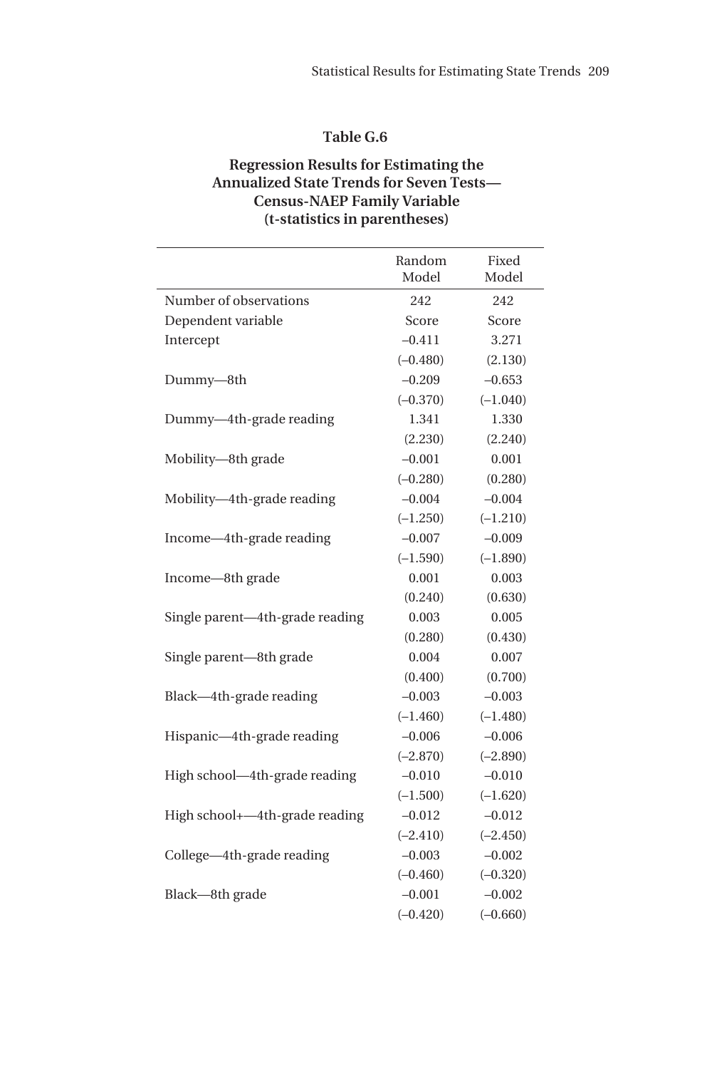**Table G.6**

**Regression Results for Estimating the Annualized State Trends for Seven Tests—Census-NAEP Family Variable (t-statistics in parentheses)**

| | Random Model | Fixed Model |
|---|---|---|
| Number of observations | 242 | 242 |
| Dependent variable | Score | Score |
| Intercept | –0.411 | 3.271 |
| | (–0.480) | (2.130) |
| Dummy—8th | –0.209 | –0.653 |
| | (–0.370) | (–1.040) |
| Dummy—4th-grade reading | 1.341 | 1.330 |
| | (2.230) | (2.240) |
| Mobility—8th grade | –0.001 | 0.001 |
| | (–0.280) | (0.280) |
| Mobility—4th-grade reading | –0.004 | –0.004 |
| | (–1.250) | (–1.210) |
| Income—4th-grade reading | –0.007 | –0.009 |
| | (–1.590) | (–1.890) |
| Income—8th grade | 0.001 | 0.003 |
| | (0.240) | (0.630) |
| Single parent—4th-grade reading | 0.003 | 0.005 |
| | (0.280) | (0.430) |
| Single parent—8th grade | 0.004 | 0.007 |
| | (0.400) | (0.700) |
| Black—4th-grade reading | –0.003 | –0.003 |
| | (–1.460) | (–1.480) |
| Hispanic—4th-grade reading | –0.006 | –0.006 |
| | (–2.870) | (–2.890) |
| High school—4th-grade reading | –0.010 | –0.010 |
| | (–1.500) | (–1.620) |
| High school+—4th-grade reading | –0.012 | –0.012 |
| | (–2.410) | (–2.450) |
| College—4th-grade reading | –0.003 | –0.002 |
| | (–0.460) | (–0.320) |
| Black—8th grade | –0.001 | –0.002 |
| | (–0.420) | (–0.660) |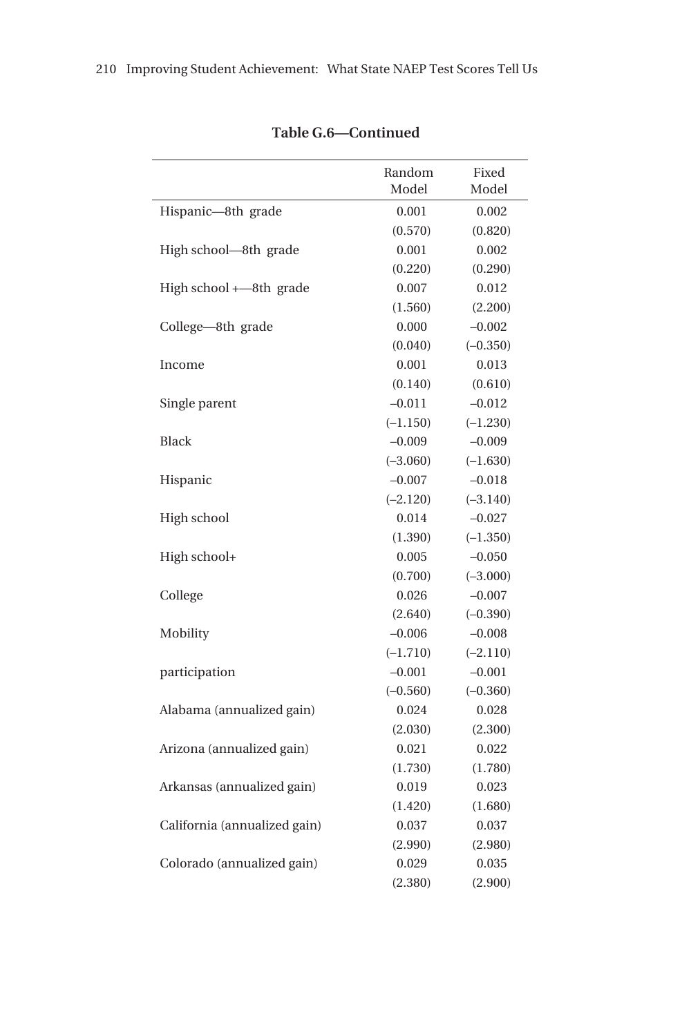**Table G.6—Continued**

| | Random Model | Fixed Model |
|---|---|---|
| Hispanic—8th grade | 0.001 | 0.002 |
| | (0.570) | (0.820) |
| High school—8th grade | 0.001 | 0.002 |
| | (0.220) | (0.290) |
| High school +—8th grade | 0.007 | 0.012 |
| | (1.560) | (2.200) |
| College—8th grade | 0.000 | –0.002 |
| | (0.040) | (–0.350) |
| Income | 0.001 | 0.013 |
| | (0.140) | (0.610) |
| Single parent | –0.011 | –0.012 |
| | (–1.150) | (–1.230) |
| Black | –0.009 | –0.009 |
| | (–3.060) | (–1.630) |
| Hispanic | –0.007 | –0.018 |
| | (–2.120) | (–3.140) |
| High school | 0.014 | –0.027 |
| | (1.390) | (–1.350) |
| High school+ | 0.005 | –0.050 |
| | (0.700) | (–3.000) |
| College | 0.026 | –0.007 |
| | (2.640) | (–0.390) |
| Mobility | –0.006 | –0.008 |
| | (–1.710) | (–2.110) |
| participation | –0.001 | –0.001 |
| | (–0.560) | (–0.360) |
| Alabama (annualized gain) | 0.024 | 0.028 |
| | (2.030) | (2.300) |
| Arizona (annualized gain) | 0.021 | 0.022 |
| | (1.730) | (1.780) |
| Arkansas (annualized gain) | 0.019 | 0.023 |
| | (1.420) | (1.680) |
| California (annualized gain) | 0.037 | 0.037 |
| | (2.990) | (2.980) |
| Colorado (annualized gain) | 0.029 | 0.035 |
| | (2.380) | (2.900) |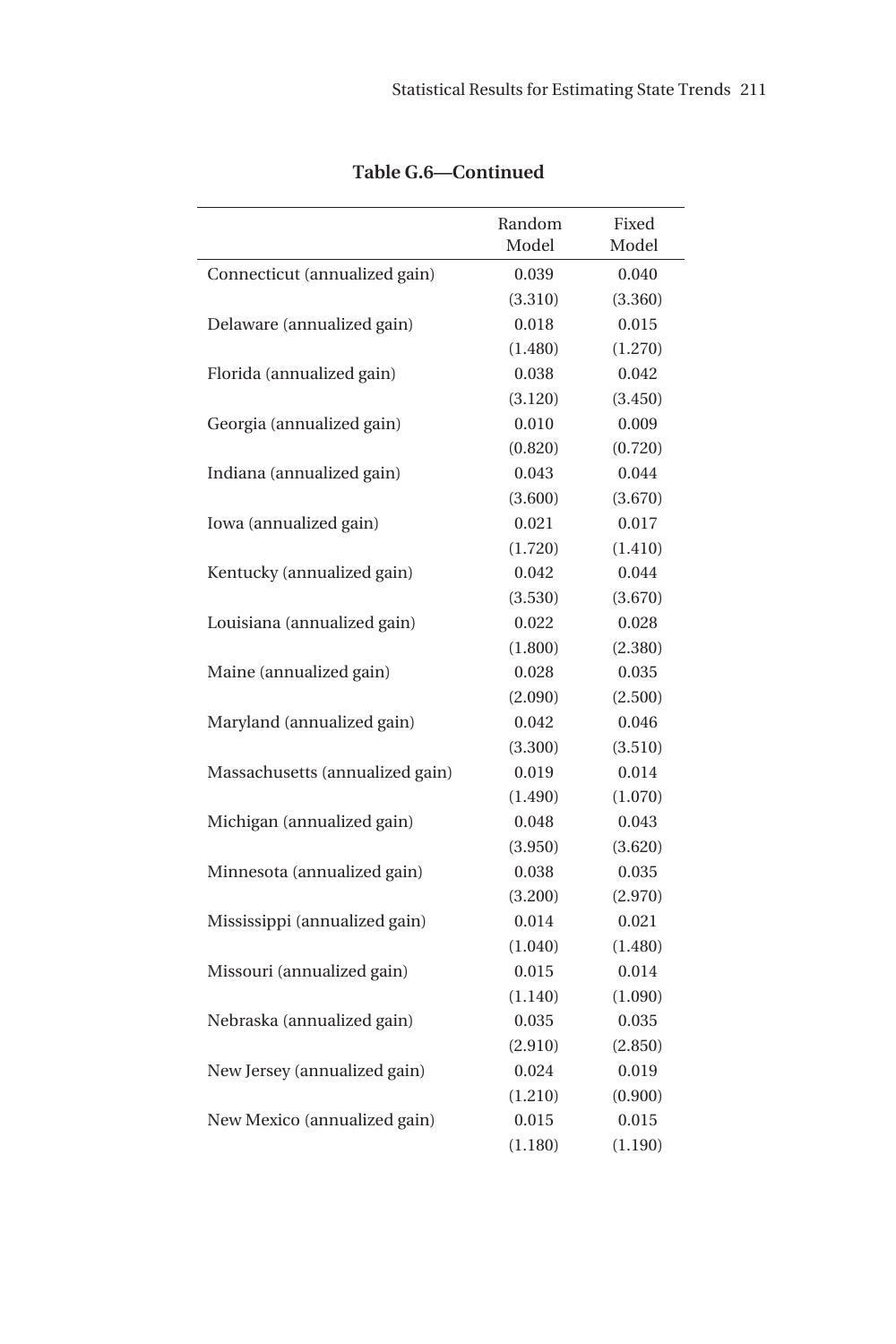**Table G.6—Continued**

| | Random Model | Fixed Model |
|---|---|---|
| Connecticut (annualized gain) | 0.039 | 0.040 |
| | (3.310) | (3.360) |
| Delaware (annualized gain) | 0.018 | 0.015 |
| | (1.480) | (1.270) |
| Florida (annualized gain) | 0.038 | 0.042 |
| | (3.120) | (3.450) |
| Georgia (annualized gain) | 0.010 | 0.009 |
| | (0.820) | (0.720) |
| Indiana (annualized gain) | 0.043 | 0.044 |
| | (3.600) | (3.670) |
| Iowa (annualized gain) | 0.021 | 0.017 |
| | (1.720) | (1.410) |
| Kentucky (annualized gain) | 0.042 | 0.044 |
| | (3.530) | (3.670) |
| Louisiana (annualized gain) | 0.022 | 0.028 |
| | (1.800) | (2.380) |
| Maine (annualized gain) | 0.028 | 0.035 |
| | (2.090) | (2.500) |
| Maryland (annualized gain) | 0.042 | 0.046 |
| | (3.300) | (3.510) |
| Massachusetts (annualized gain) | 0.019 | 0.014 |
| | (1.490) | (1.070) |
| Michigan (annualized gain) | 0.048 | 0.043 |
| | (3.950) | (3.620) |
| Minnesota (annualized gain) | 0.038 | 0.035 |
| | (3.200) | (2.970) |
| Mississippi (annualized gain) | 0.014 | 0.021 |
| | (1.040) | (1.480) |
| Missouri (annualized gain) | 0.015 | 0.014 |
| | (1.140) | (1.090) |
| Nebraska (annualized gain) | 0.035 | 0.035 |
| | (2.910) | (2.850) |
| New Jersey (annualized gain) | 0.024 | 0.019 |
| | (1.210) | (0.900) |
| New Mexico (annualized gain) | 0.015 | 0.015 |
| | (1.180) | (1.190) |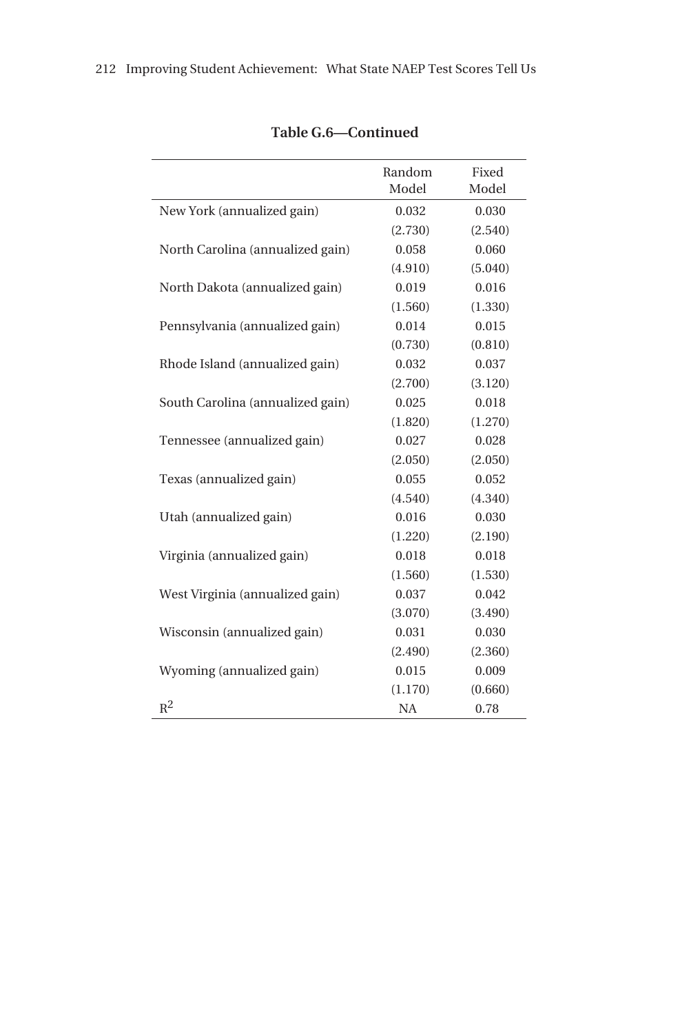**Table G.6—Continued**

| | Random Model | Fixed Model |
|---|---|---|
| New York (annualized gain) | 0.032 | 0.030 |
| | (2.730) | (2.540) |
| North Carolina (annualized gain) | 0.058 | 0.060 |
| | (4.910) | (5.040) |
| North Dakota (annualized gain) | 0.019 | 0.016 |
| | (1.560) | (1.330) |
| Pennsylvania (annualized gain) | 0.014 | 0.015 |
| | (0.730) | (0.810) |
| Rhode Island (annualized gain) | 0.032 | 0.037 |
| | (2.700) | (3.120) |
| South Carolina (annualized gain) | 0.025 | 0.018 |
| | (1.820) | (1.270) |
| Tennessee (annualized gain) | 0.027 | 0.028 |
| | (2.050) | (2.050) |
| Texas (annualized gain) | 0.055 | 0.052 |
| | (4.540) | (4.340) |
| Utah (annualized gain) | 0.016 | 0.030 |
| | (1.220) | (2.190) |
| Virginia (annualized gain) | 0.018 | 0.018 |
| | (1.560) | (1.530) |
| West Virginia (annualized gain) | 0.037 | 0.042 |
| | (3.070) | (3.490) |
| Wisconsin (annualized gain) | 0.031 | 0.030 |
| | (2.490) | (2.360) |
| Wyoming (annualized gain) | 0.015 | 0.009 |
| | (1.170) | (0.660) |
| $R^2$ | NA | 0.78 |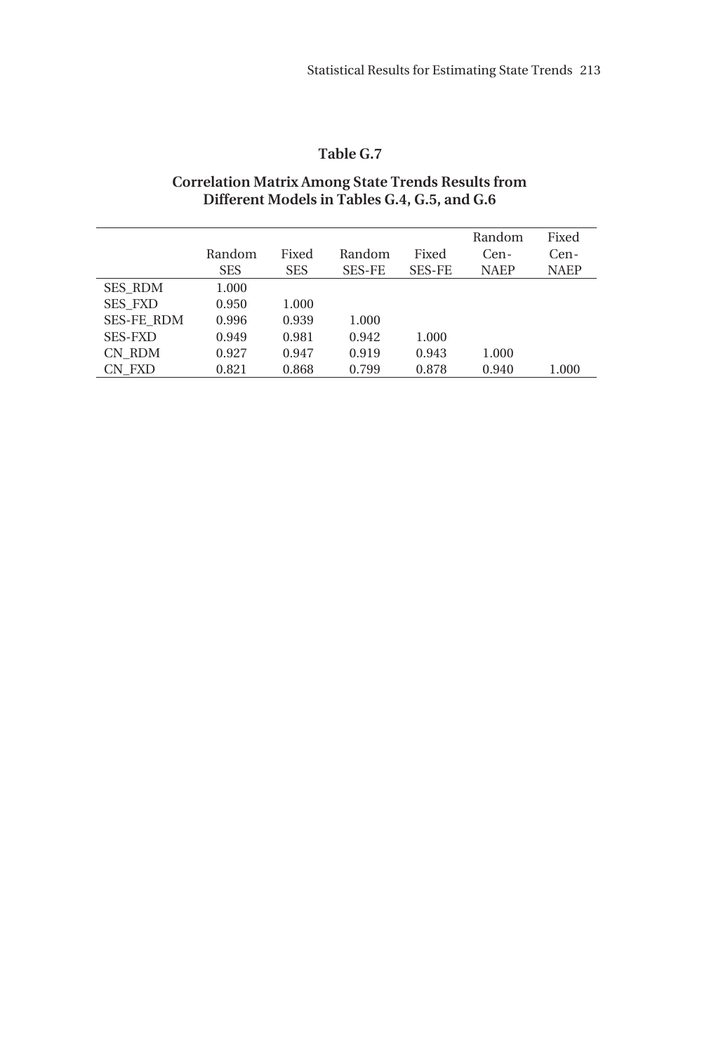### Table G.7

**Correlation Matrix Among State Trends Results from Different Models in Tables G.4, G.5, and G.6**

| | Random SES | Fixed SES | Random SES-FE | Fixed SES-FE | Random Cen-NAEP | Fixed Cen-NAEP |
|---|---|---|---|---|---|---|
| SES_RDM | 1.000 | | | | | |
| SES_FXD | 0.950 | 1.000 | | | | |
| SES-FE_RDM | 0.996 | 0.939 | 1.000 | | | |
| SES-FXD | 0.949 | 0.981 | 0.942 | 1.000 | | |
| CN_RDM | 0.927 | 0.947 | 0.919 | 0.943 | 1.000 | |
| CN_FXD | 0.821 | 0.868 | 0.799 | 0.878 | 0.940 | 1.000 |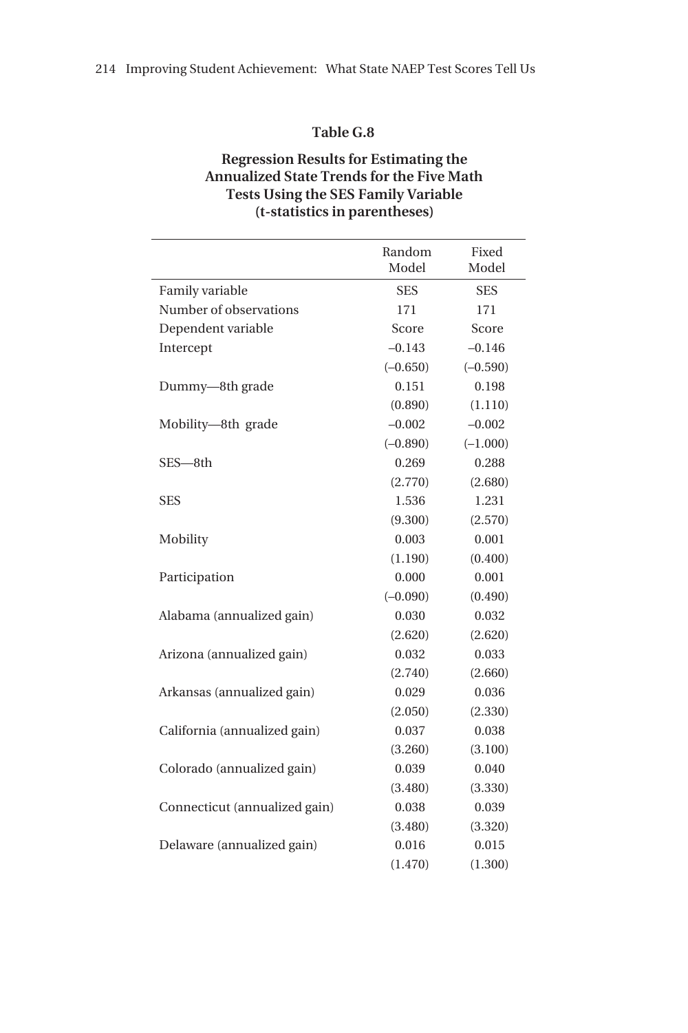## Table G.8

**Regression Results for Estimating the Annualized State Trends for the Five Math Tests Using the SES Family Variable (t-statistics in parentheses)**

| | Random Model | Fixed Model |
|---|---|---|
| Family variable | SES | SES |
| Number of observations | 171 | 171 |
| Dependent variable | Score | Score |
| Intercept | –0.143 | –0.146 |
| | (–0.650) | (–0.590) |
| Dummy—8th grade | 0.151 | 0.198 |
| | (0.890) | (1.110) |
| Mobility—8th grade | –0.002 | –0.002 |
| | (–0.890) | (–1.000) |
| SES—8th | 0.269 | 0.288 |
| | (2.770) | (2.680) |
| SES | 1.536 | 1.231 |
| | (9.300) | (2.570) |
| Mobility | 0.003 | 0.001 |
| | (1.190) | (0.400) |
| Participation | 0.000 | 0.001 |
| | (–0.090) | (0.490) |
| Alabama (annualized gain) | 0.030 | 0.032 |
| | (2.620) | (2.620) |
| Arizona (annualized gain) | 0.032 | 0.033 |
| | (2.740) | (2.660) |
| Arkansas (annualized gain) | 0.029 | 0.036 |
| | (2.050) | (2.330) |
| California (annualized gain) | 0.037 | 0.038 |
| | (3.260) | (3.100) |
| Colorado (annualized gain) | 0.039 | 0.040 |
| | (3.480) | (3.330) |
| Connecticut (annualized gain) | 0.038 | 0.039 |
| | (3.480) | (3.320) |
| Delaware (annualized gain) | 0.016 | 0.015 |
| | (1.470) | (1.300) |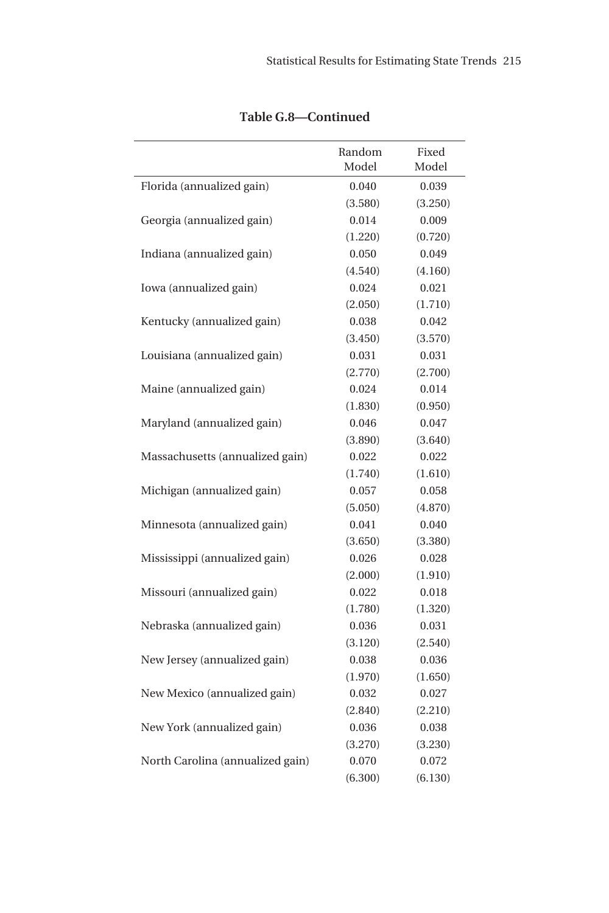**Table G.8—Continued**

| | Random Model | Fixed Model |
|---|---|---|
| Florida (annualized gain) | 0.040 | 0.039 |
| | (3.580) | (3.250) |
| Georgia (annualized gain) | 0.014 | 0.009 |
| | (1.220) | (0.720) |
| Indiana (annualized gain) | 0.050 | 0.049 |
| | (4.540) | (4.160) |
| Iowa (annualized gain) | 0.024 | 0.021 |
| | (2.050) | (1.710) |
| Kentucky (annualized gain) | 0.038 | 0.042 |
| | (3.450) | (3.570) |
| Louisiana (annualized gain) | 0.031 | 0.031 |
| | (2.770) | (2.700) |
| Maine (annualized gain) | 0.024 | 0.014 |
| | (1.830) | (0.950) |
| Maryland (annualized gain) | 0.046 | 0.047 |
| | (3.890) | (3.640) |
| Massachusetts (annualized gain) | 0.022 | 0.022 |
| | (1.740) | (1.610) |
| Michigan (annualized gain) | 0.057 | 0.058 |
| | (5.050) | (4.870) |
| Minnesota (annualized gain) | 0.041 | 0.040 |
| | (3.650) | (3.380) |
| Mississippi (annualized gain) | 0.026 | 0.028 |
| | (2.000) | (1.910) |
| Missouri (annualized gain) | 0.022 | 0.018 |
| | (1.780) | (1.320) |
| Nebraska (annualized gain) | 0.036 | 0.031 |
| | (3.120) | (2.540) |
| New Jersey (annualized gain) | 0.038 | 0.036 |
| | (1.970) | (1.650) |
| New Mexico (annualized gain) | 0.032 | 0.027 |
| | (2.840) | (2.210) |
| New York (annualized gain) | 0.036 | 0.038 |
| | (3.270) | (3.230) |
| North Carolina (annualized gain) | 0.070 | 0.072 |
| | (6.300) | (6.130) |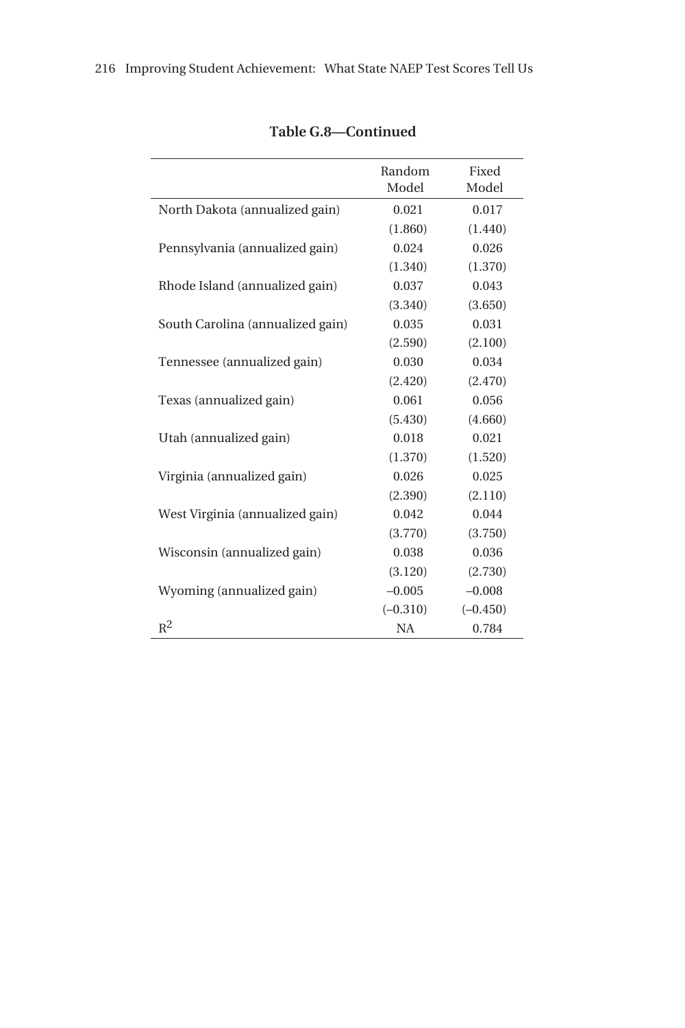**Table G.8—Continued**

| | Random Model | Fixed Model |
|---|---|---|
| North Dakota (annualized gain) | 0.021 | 0.017 |
| | (1.860) | (1.440) |
| Pennsylvania (annualized gain) | 0.024 | 0.026 |
| | (1.340) | (1.370) |
| Rhode Island (annualized gain) | 0.037 | 0.043 |
| | (3.340) | (3.650) |
| South Carolina (annualized gain) | 0.035 | 0.031 |
| | (2.590) | (2.100) |
| Tennessee (annualized gain) | 0.030 | 0.034 |
| | (2.420) | (2.470) |
| Texas (annualized gain) | 0.061 | 0.056 |
| | (5.430) | (4.660) |
| Utah (annualized gain) | 0.018 | 0.021 |
| | (1.370) | (1.520) |
| Virginia (annualized gain) | 0.026 | 0.025 |
| | (2.390) | (2.110) |
| West Virginia (annualized gain) | 0.042 | 0.044 |
| | (3.770) | (3.750) |
| Wisconsin (annualized gain) | 0.038 | 0.036 |
| | (3.120) | (2.730) |
| Wyoming (annualized gain) | –0.005 | –0.008 |
| | (–0.310) | (–0.450) |
| $R^2$ | NA | 0.784 |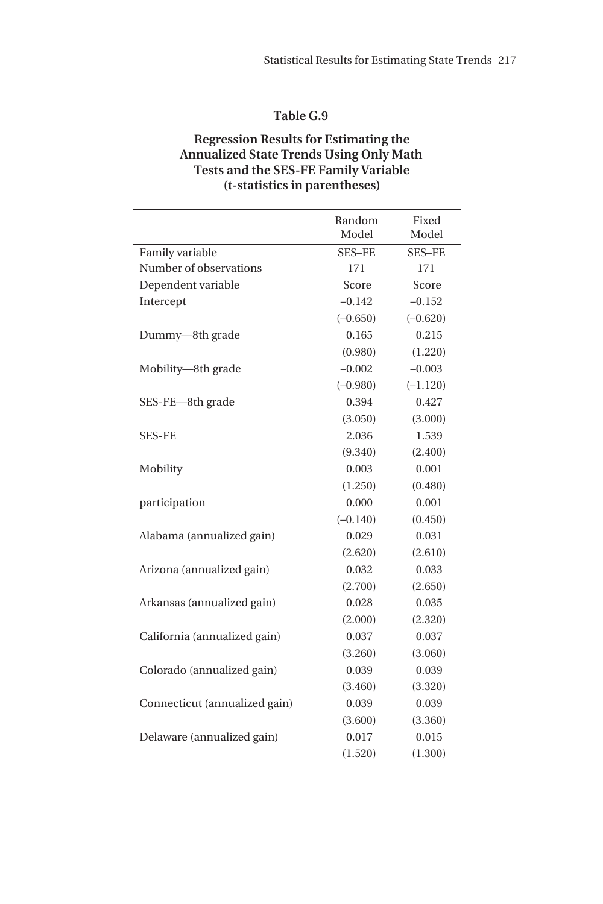**Table G.9**

**Regression Results for Estimating the Annualized State Trends Using Only Math Tests and the SES-FE Family Variable (t-statistics in parentheses)**

| | Random Model | Fixed Model |
|---|---|---|
| Family variable | SES–FE | SES–FE |
| Number of observations | 171 | 171 |
| Dependent variable | Score | Score |
| Intercept | –0.142 | –0.152 |
| | (–0.650) | (–0.620) |
| Dummy—8th grade | 0.165 | 0.215 |
| | (0.980) | (1.220) |
| Mobility—8th grade | –0.002 | –0.003 |
| | (–0.980) | (–1.120) |
| SES-FE—8th grade | 0.394 | 0.427 |
| | (3.050) | (3.000) |
| SES-FE | 2.036 | 1.539 |
| | (9.340) | (2.400) |
| Mobility | 0.003 | 0.001 |
| | (1.250) | (0.480) |
| participation | 0.000 | 0.001 |
| | (–0.140) | (0.450) |
| Alabama (annualized gain) | 0.029 | 0.031 |
| | (2.620) | (2.610) |
| Arizona (annualized gain) | 0.032 | 0.033 |
| | (2.700) | (2.650) |
| Arkansas (annualized gain) | 0.028 | 0.035 |
| | (2.000) | (2.320) |
| California (annualized gain) | 0.037 | 0.037 |
| | (3.260) | (3.060) |
| Colorado (annualized gain) | 0.039 | 0.039 |
| | (3.460) | (3.320) |
| Connecticut (annualized gain) | 0.039 | 0.039 |
| | (3.600) | (3.360) |
| Delaware (annualized gain) | 0.017 | 0.015 |
| | (1.520) | (1.300) |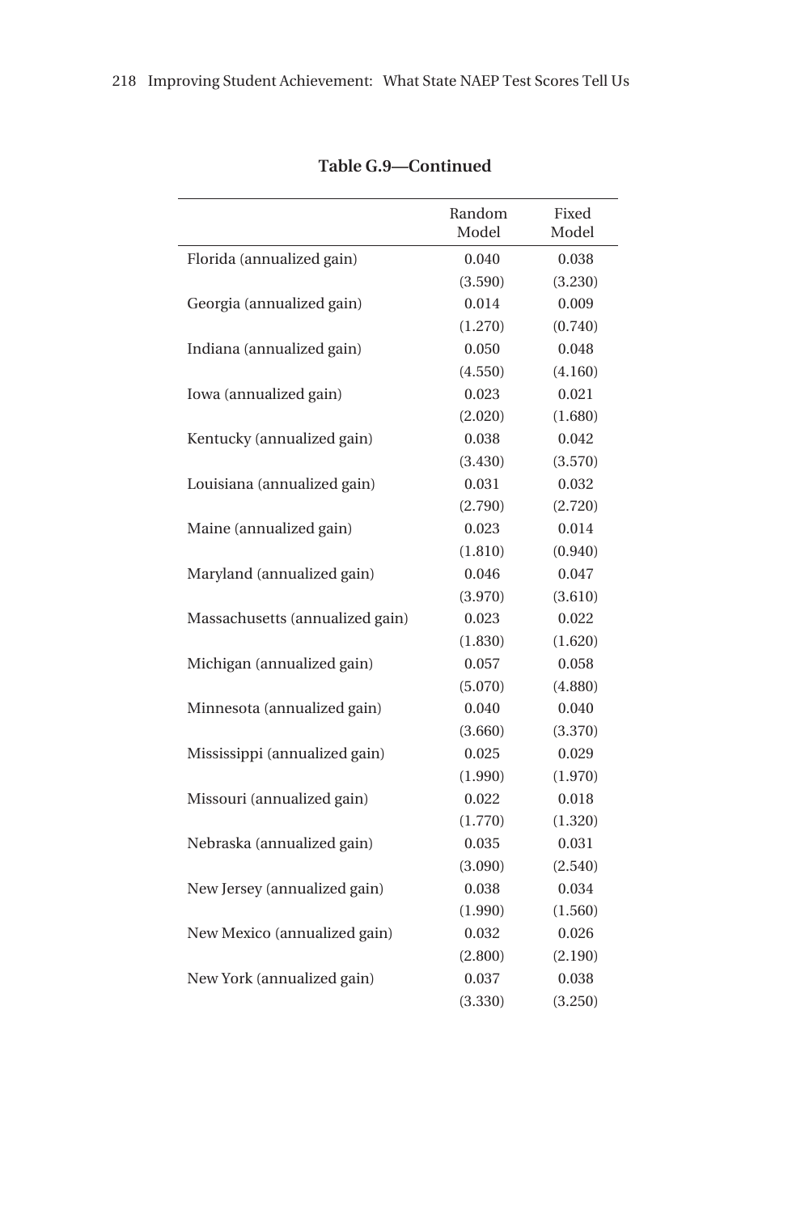**Table G.9—Continued**

| | Random Model | Fixed Model |
|---|---|---|
| Florida (annualized gain) | 0.040 | 0.038 |
| | (3.590) | (3.230) |
| Georgia (annualized gain) | 0.014 | 0.009 |
| | (1.270) | (0.740) |
| Indiana (annualized gain) | 0.050 | 0.048 |
| | (4.550) | (4.160) |
| Iowa (annualized gain) | 0.023 | 0.021 |
| | (2.020) | (1.680) |
| Kentucky (annualized gain) | 0.038 | 0.042 |
| | (3.430) | (3.570) |
| Louisiana (annualized gain) | 0.031 | 0.032 |
| | (2.790) | (2.720) |
| Maine (annualized gain) | 0.023 | 0.014 |
| | (1.810) | (0.940) |
| Maryland (annualized gain) | 0.046 | 0.047 |
| | (3.970) | (3.610) |
| Massachusetts (annualized gain) | 0.023 | 0.022 |
| | (1.830) | (1.620) |
| Michigan (annualized gain) | 0.057 | 0.058 |
| | (5.070) | (4.880) |
| Minnesota (annualized gain) | 0.040 | 0.040 |
| | (3.660) | (3.370) |
| Mississippi (annualized gain) | 0.025 | 0.029 |
| | (1.990) | (1.970) |
| Missouri (annualized gain) | 0.022 | 0.018 |
| | (1.770) | (1.320) |
| Nebraska (annualized gain) | 0.035 | 0.031 |
| | (3.090) | (2.540) |
| New Jersey (annualized gain) | 0.038 | 0.034 |
| | (1.990) | (1.560) |
| New Mexico (annualized gain) | 0.032 | 0.026 |
| | (2.800) | (2.190) |
| New York (annualized gain) | 0.037 | 0.038 |
| | (3.330) | (3.250) |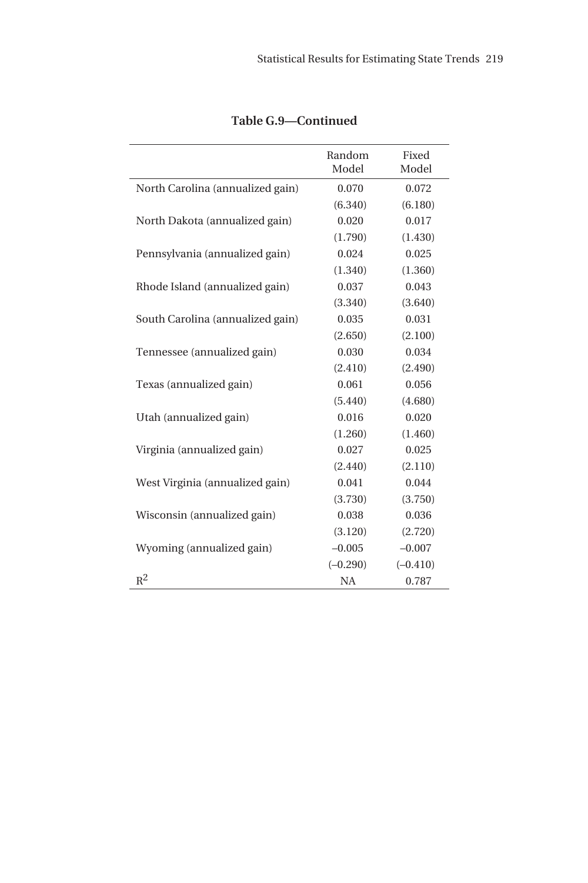**Table G.9—Continued**

| | Random Model | Fixed Model |
|---|---|---|
| North Carolina (annualized gain) | 0.070 | 0.072 |
| | (6.340) | (6.180) |
| North Dakota (annualized gain) | 0.020 | 0.017 |
| | (1.790) | (1.430) |
| Pennsylvania (annualized gain) | 0.024 | 0.025 |
| | (1.340) | (1.360) |
| Rhode Island (annualized gain) | 0.037 | 0.043 |
| | (3.340) | (3.640) |
| South Carolina (annualized gain) | 0.035 | 0.031 |
| | (2.650) | (2.100) |
| Tennessee (annualized gain) | 0.030 | 0.034 |
| | (2.410) | (2.490) |
| Texas (annualized gain) | 0.061 | 0.056 |
| | (5.440) | (4.680) |
| Utah (annualized gain) | 0.016 | 0.020 |
| | (1.260) | (1.460) |
| Virginia (annualized gain) | 0.027 | 0.025 |
| | (2.440) | (2.110) |
| West Virginia (annualized gain) | 0.041 | 0.044 |
| | (3.730) | (3.750) |
| Wisconsin (annualized gain) | 0.038 | 0.036 |
| | (3.120) | (2.720) |
| Wyoming (annualized gain) | –0.005 | –0.007 |
| | (–0.290) | (–0.410) |
| $R^2$ | NA | 0.787 |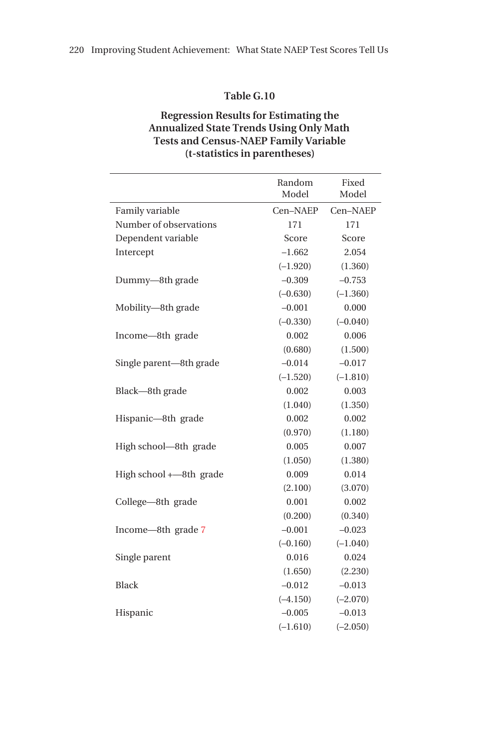**Table G.10**

**Regression Results for Estimating the Annualized State Trends Using Only Math Tests and Census-NAEP Family Variable (t-statistics in parentheses)**

| | Random Model | Fixed Model |
|---|---|---|
| Family variable | Cen–NAEP | Cen–NAEP |
| Number of observations | 171 | 171 |
| Dependent variable | Score | Score |
| Intercept | –1.662 | 2.054 |
| | (–1.920) | (1.360) |
| Dummy—8th grade | –0.309 | –0.753 |
| | (–0.630) | (–1.360) |
| Mobility—8th grade | –0.001 | 0.000 |
| | (–0.330) | (–0.040) |
| Income—8th grade | 0.002 | 0.006 |
| | (0.680) | (1.500) |
| Single parent—8th grade | –0.014 | –0.017 |
| | (–1.520) | (–1.810) |
| Black—8th grade | 0.002 | 0.003 |
| | (1.040) | (1.350) |
| Hispanic—8th grade | 0.002 | 0.002 |
| | (0.970) | (1.180) |
| High school—8th grade | 0.005 | 0.007 |
| | (1.050) | (1.380) |
| High school +—8th grade | 0.009 | 0.014 |
| | (2.100) | (3.070) |
| College—8th grade | 0.001 | 0.002 |
| | (0.200) | (0.340) |
| Income—8th grade 7 | –0.001 | –0.023 |
| | (–0.160) | (–1.040) |
| Single parent | 0.016 | 0.024 |
| | (1.650) | (2.230) |
| Black | –0.012 | –0.013 |
| | (–4.150) | (–2.070) |
| Hispanic | –0.005 | –0.013 |
| | (–1.610) | (–2.050) |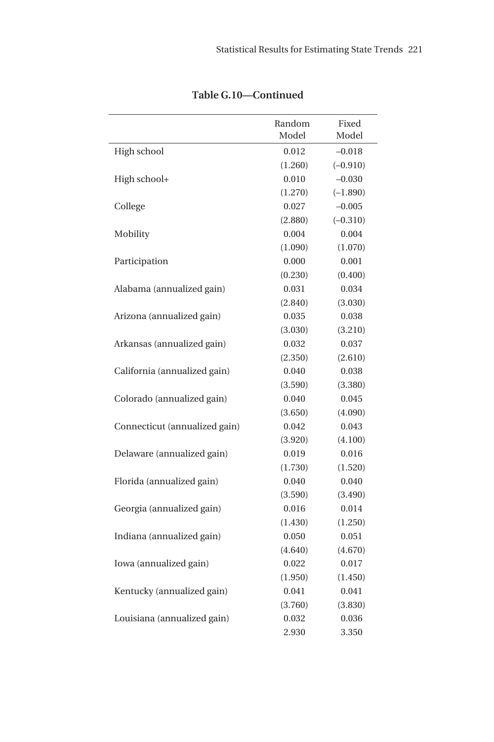**Table G.10—Continued**

| | Random Model | Fixed Model |
|---|---|---|
| High school | 0.012 | –0.018 |
| | (1.260) | (–0.910) |
| High school+ | 0.010 | –0.030 |
| | (1.270) | (–1.890) |
| College | 0.027 | –0.005 |
| | (2.880) | (–0.310) |
| Mobility | 0.004 | 0.004 |
| | (1.090) | (1.070) |
| Participation | 0.000 | 0.001 |
| | (0.230) | (0.400) |
| Alabama (annualized gain) | 0.031 | 0.034 |
| | (2.840) | (3.030) |
| Arizona (annualized gain) | 0.035 | 0.038 |
| | (3.030) | (3.210) |
| Arkansas (annualized gain) | 0.032 | 0.037 |
| | (2.350) | (2.610) |
| California (annualized gain) | 0.040 | 0.038 |
| | (3.590) | (3.380) |
| Colorado (annualized gain) | 0.040 | 0.045 |
| | (3.650) | (4.090) |
| Connecticut (annualized gain) | 0.042 | 0.043 |
| | (3.920) | (4.100) |
| Delaware (annualized gain) | 0.019 | 0.016 |
| | (1.730) | (1.520) |
| Florida (annualized gain) | 0.040 | 0.040 |
| | (3.590) | (3.490) |
| Georgia (annualized gain) | 0.016 | 0.014 |
| | (1.430) | (1.250) |
| Indiana (annualized gain) | 0.050 | 0.051 |
| | (4.640) | (4.670) |
| Iowa (annualized gain) | 0.022 | 0.017 |
| | (1.950) | (1.450) |
| Kentucky (annualized gain) | 0.041 | 0.041 |
| | (3.760) | (3.830) |
| Louisiana (annualized gain) | 0.032 | 0.036 |
| | 2.930 | 3.350 |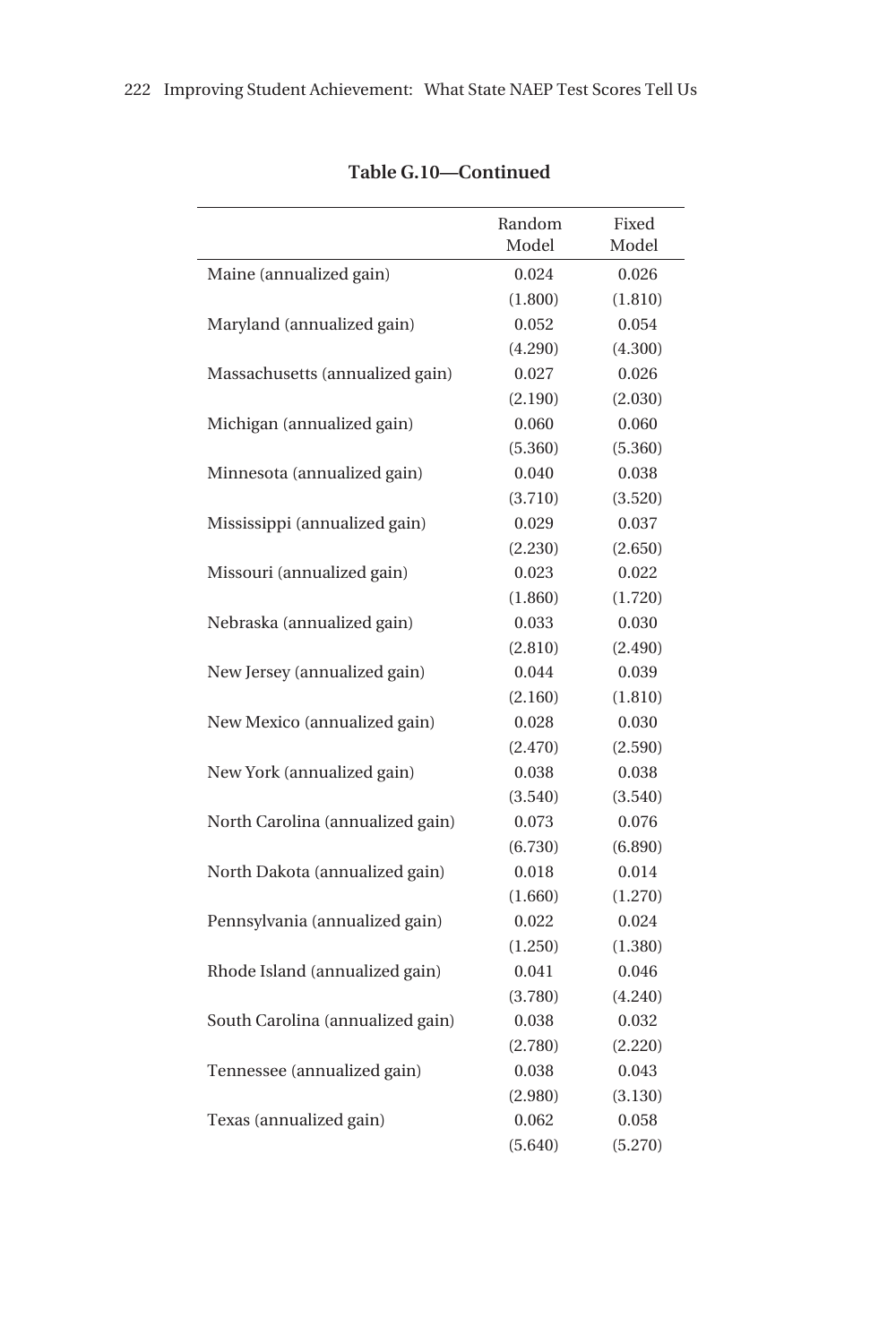**Table G.10—Continued**

| | Random Model | Fixed Model |
|---|---|---|
| Maine (annualized gain) | 0.024 | 0.026 |
| | (1.800) | (1.810) |
| Maryland (annualized gain) | 0.052 | 0.054 |
| | (4.290) | (4.300) |
| Massachusetts (annualized gain) | 0.027 | 0.026 |
| | (2.190) | (2.030) |
| Michigan (annualized gain) | 0.060 | 0.060 |
| | (5.360) | (5.360) |
| Minnesota (annualized gain) | 0.040 | 0.038 |
| | (3.710) | (3.520) |
| Mississippi (annualized gain) | 0.029 | 0.037 |
| | (2.230) | (2.650) |
| Missouri (annualized gain) | 0.023 | 0.022 |
| | (1.860) | (1.720) |
| Nebraska (annualized gain) | 0.033 | 0.030 |
| | (2.810) | (2.490) |
| New Jersey (annualized gain) | 0.044 | 0.039 |
| | (2.160) | (1.810) |
| New Mexico (annualized gain) | 0.028 | 0.030 |
| | (2.470) | (2.590) |
| New York (annualized gain) | 0.038 | 0.038 |
| | (3.540) | (3.540) |
| North Carolina (annualized gain) | 0.073 | 0.076 |
| | (6.730) | (6.890) |
| North Dakota (annualized gain) | 0.018 | 0.014 |
| | (1.660) | (1.270) |
| Pennsylvania (annualized gain) | 0.022 | 0.024 |
| | (1.250) | (1.380) |
| Rhode Island (annualized gain) | 0.041 | 0.046 |
| | (3.780) | (4.240) |
| South Carolina (annualized gain) | 0.038 | 0.032 |
| | (2.780) | (2.220) |
| Tennessee (annualized gain) | 0.038 | 0.043 |
| | (2.980) | (3.130) |
| Texas (annualized gain) | 0.062 | 0.058 |
| | (5.640) | (5.270) |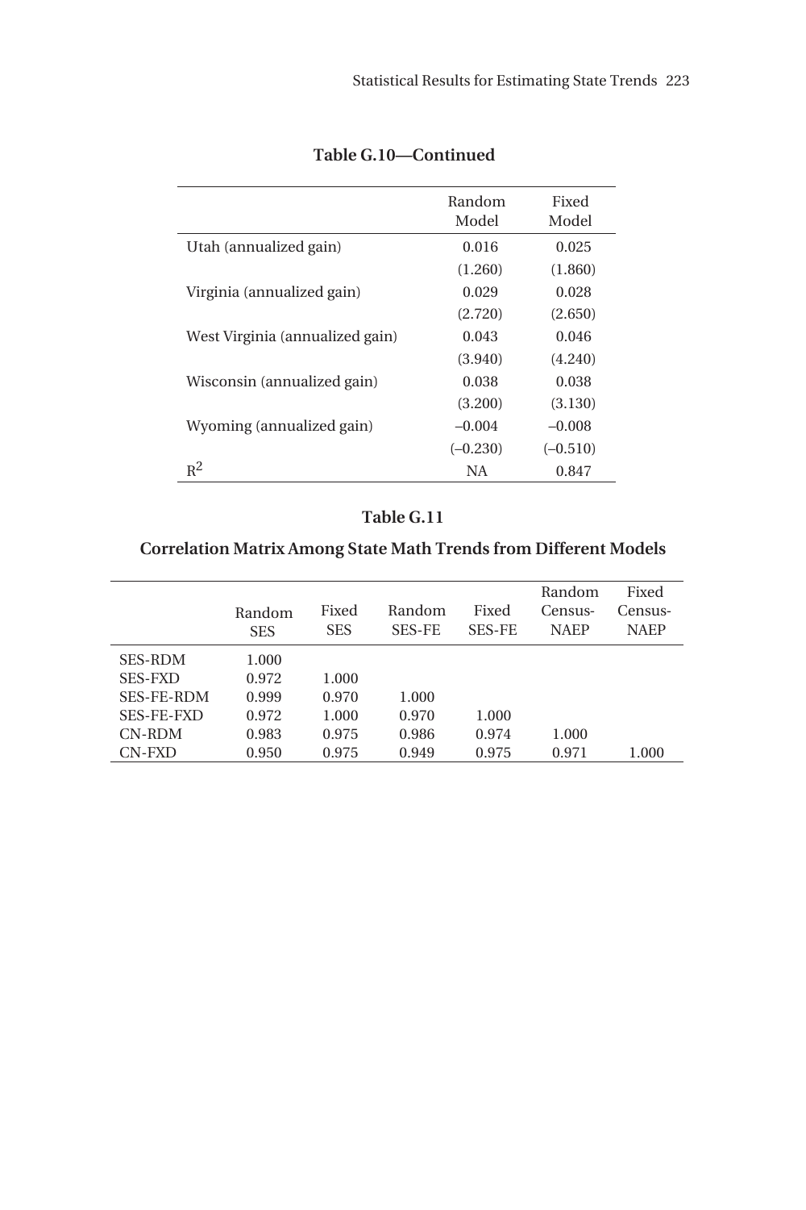**Table G.10—Continued**

| | Random Model | Fixed Model |
|---|---|---|
| Utah (annualized gain) | 0.016 | 0.025 |
| | (1.260) | (1.860) |
| Virginia (annualized gain) | 0.029 | 0.028 |
| | (2.720) | (2.650) |
| West Virginia (annualized gain) | 0.043 | 0.046 |
| | (3.940) | (4.240) |
| Wisconsin (annualized gain) | 0.038 | 0.038 |
| | (3.200) | (3.130) |
| Wyoming (annualized gain) | –0.004 | –0.008 |
| | (–0.230) | (–0.510) |
| $R^2$ | NA | 0.847 |

**Table G.11**

**Correlation Matrix Among State Math Trends from Different Models**

| | Random SES | Fixed SES | Random SES-FE | Fixed SES-FE | Random Census-NAEP | Fixed Census-NAEP |
|---|---|---|---|---|---|---|
| SES-RDM | 1.000 | | | | | |
| SES-FXD | 0.972 | 1.000 | | | | |
| SES-FE-RDM | 0.999 | 0.970 | 1.000 | | | |
| SES-FE-FXD | 0.972 | 1.000 | 0.970 | 1.000 | | |
| CN-RDM | 0.983 | 0.975 | 0.986 | 0.974 | 1.000 | |
| CN-FXD | 0.950 | 0.975 | 0.949 | 0.975 | 0.971 | 1.000 |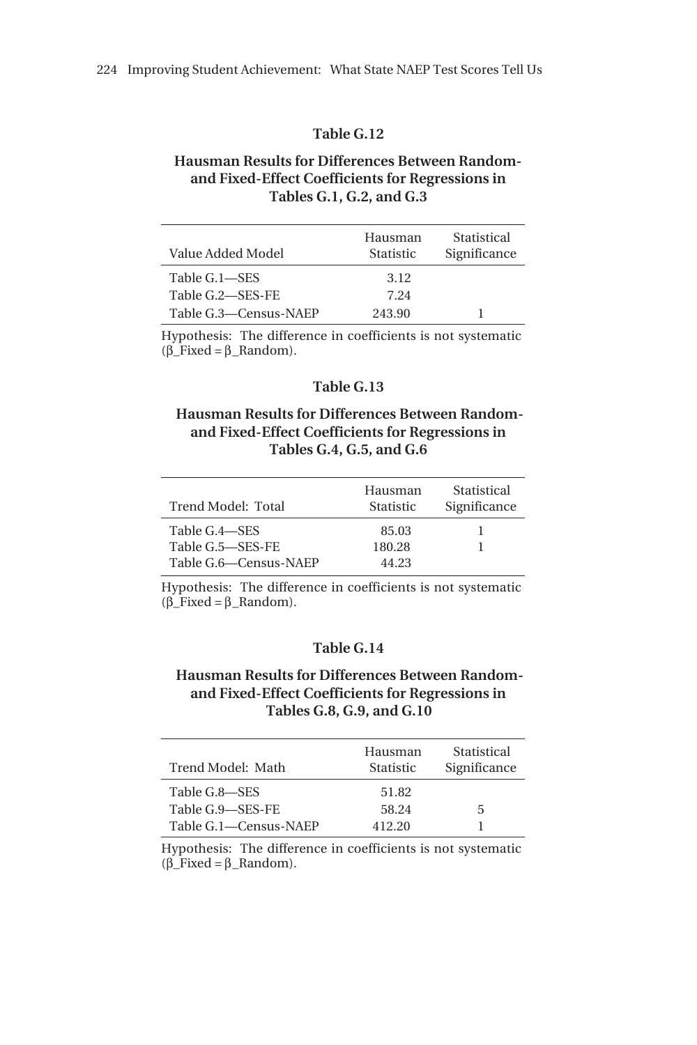**Table G.12**

**Hausman Results for Differences Between Random- and Fixed-Effect Coefficients for Regressions in Tables G.1, G.2, and G.3**

| Value Added Model | Hausman Statistic | Statistical Significance |
|---|---|---|
| Table G.1—SES | 3.12 | |
| Table G.2—SES-FE | 7.24 | |
| Table G.3—Census-NAEP | 243.90 | 1 |

Hypothesis: The difference in coefficients is not systematic (β_Fixed = β_Random).

**Table G.13**

**Hausman Results for Differences Between Random- and Fixed-Effect Coefficients for Regressions in Tables G.4, G.5, and G.6**

| Trend Model: Total | Hausman Statistic | Statistical Significance |
|---|---|---|
| Table G.4—SES | 85.03 | 1 |
| Table G.5—SES-FE | 180.28 | 1 |
| Table G.6—Census-NAEP | 44.23 | |

Hypothesis: The difference in coefficients is not systematic (β_Fixed = β_Random).

**Table G.14**

**Hausman Results for Differences Between Random- and Fixed-Effect Coefficients for Regressions in Tables G.8, G.9, and G.10**

| Trend Model: Math | Hausman Statistic | Statistical Significance |
|---|---|---|
| Table G.8—SES | 51.82 | |
| Table G.9—SES-FE | 58.24 | 5 |
| Table G.1—Census-NAEP | 412.20 | 1 |

Hypothesis: The difference in coefficients is not systematic (β_Fixed = β_Random).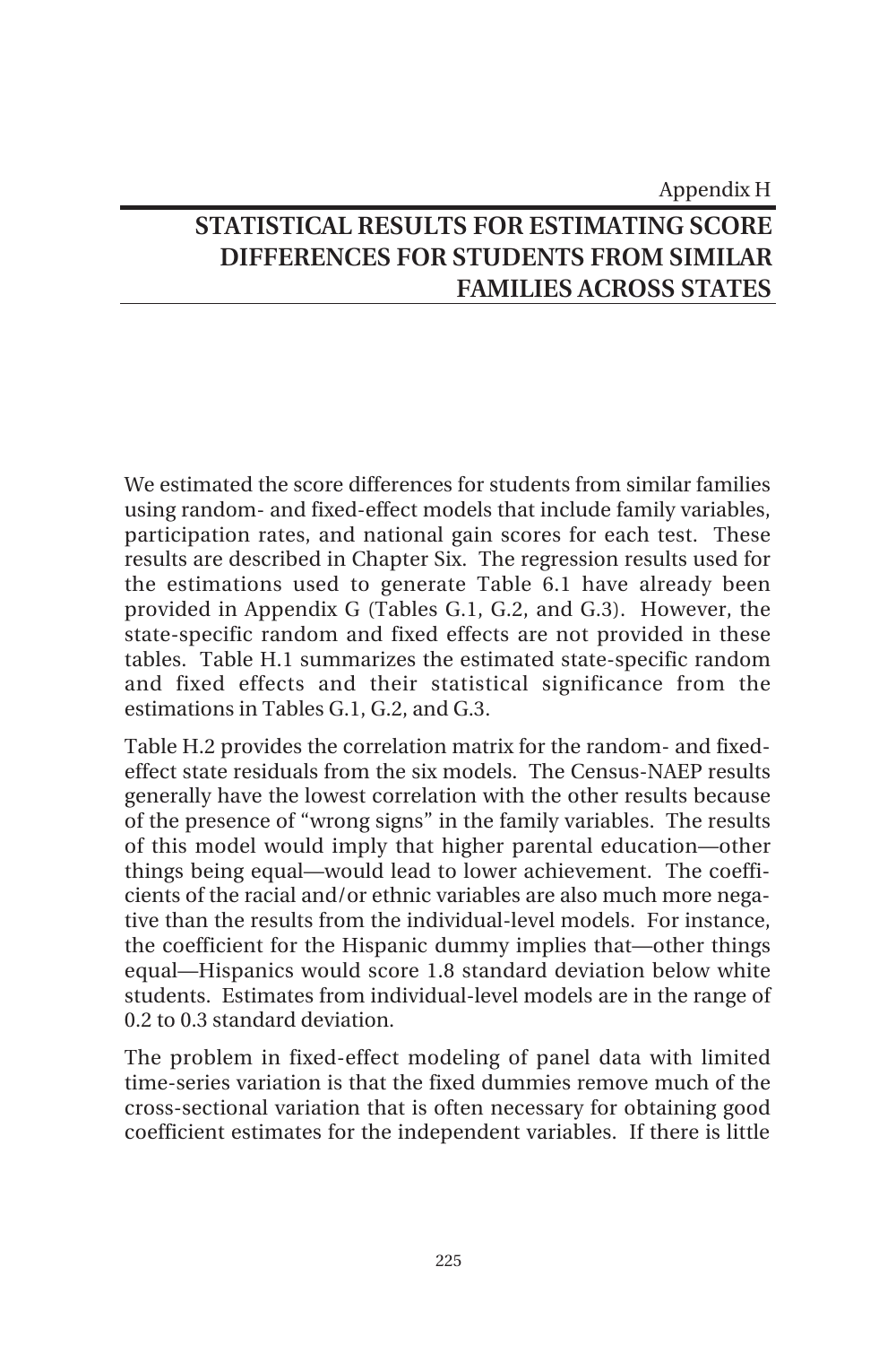Appendix H

# STATISTICAL RESULTS FOR ESTIMATING SCORE DIFFERENCES FOR STUDENTS FROM SIMILAR FAMILIES ACROSS STATES

We estimated the score differences for students from similar families using random- and fixed-effect models that include family variables, participation rates, and national gain scores for each test. These results are described in Chapter Six. The regression results used for the estimations used to generate Table 6.1 have already been provided in Appendix G (Tables G.1, G.2, and G.3). However, the state-specific random and fixed effects are not provided in these tables. Table H.1 summarizes the estimated state-specific random and fixed effects and their statistical significance from the estimations in Tables G.1, G.2, and G.3.

Table H.2 provides the correlation matrix for the random- and fixed-effect state residuals from the six models. The Census-NAEP results generally have the lowest correlation with the other results because of the presence of "wrong signs" in the family variables. The results of this model would imply that higher parental education—other things being equal—would lead to lower achievement. The coefficients of the racial and/or ethnic variables are also much more negative than the results from the individual-level models. For instance, the coefficient for the Hispanic dummy implies that—other things equal—Hispanics would score 1.8 standard deviation below white students. Estimates from individual-level models are in the range of 0.2 to 0.3 standard deviation.

The problem in fixed-effect modeling of panel data with limited time-series variation is that the fixed dummies remove much of the cross-sectional variation that is often necessary for obtaining good coefficient estimates for the independent variables. If there is little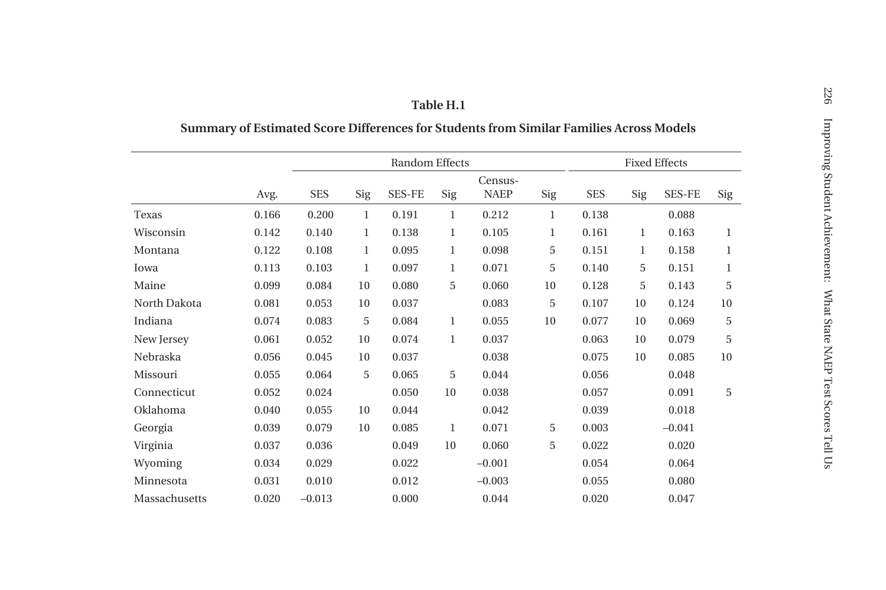**Table H.1**

**Summary of Estimated Score Differences for Students from Similar Families Across Models**

| | | Random Effects | | | | | | Fixed Effects | | | |
|---|---|---|---|---|---|---|---|---|---|---|---|
| | Avg. | SES | Sig | SES-FE | Sig | Census-NAEP | Sig | SES | Sig | SES-FE | Sig |
| Texas | 0.166 | 0.200 | 1 | 0.191 | 1 | 0.212 | 1 | 0.138 | | 0.088 | |
| Wisconsin | 0.142 | 0.140 | 1 | 0.138 | 1 | 0.105 | 1 | 0.161 | 1 | 0.163 | 1 |
| Montana | 0.122 | 0.108 | 1 | 0.095 | 1 | 0.098 | 5 | 0.151 | 1 | 0.158 | 1 |
| Iowa | 0.113 | 0.103 | 1 | 0.097 | 1 | 0.071 | 5 | 0.140 | 5 | 0.151 | 1 |
| Maine | 0.099 | 0.084 | 10 | 0.080 | 5 | 0.060 | 10 | 0.128 | 5 | 0.143 | 5 |
| North Dakota | 0.081 | 0.053 | 10 | 0.037 | | 0.083 | 5 | 0.107 | 10 | 0.124 | 10 |
| Indiana | 0.074 | 0.083 | 5 | 0.084 | 1 | 0.055 | 10 | 0.077 | 10 | 0.069 | 5 |
| New Jersey | 0.061 | 0.052 | 10 | 0.074 | 1 | 0.037 | | 0.063 | 10 | 0.079 | 5 |
| Nebraska | 0.056 | 0.045 | 10 | 0.037 | | 0.038 | | 0.075 | 10 | 0.085 | 10 |
| Missouri | 0.055 | 0.064 | 5 | 0.065 | 5 | 0.044 | | 0.056 | | 0.048 | |
| Connecticut | 0.052 | 0.024 | | 0.050 | 10 | 0.038 | | 0.057 | | 0.091 | 5 |
| Oklahoma | 0.040 | 0.055 | 10 | 0.044 | | 0.042 | | 0.039 | | 0.018 | |
| Georgia | 0.039 | 0.079 | 10 | 0.085 | 1 | 0.071 | 5 | 0.003 | | –0.041 | |
| Virginia | 0.037 | 0.036 | | 0.049 | 10 | 0.060 | 5 | 0.022 | | 0.020 | |
| Wyoming | 0.034 | 0.029 | | 0.022 | | –0.001 | | 0.054 | | 0.064 | |
| Minnesota | 0.031 | 0.010 | | 0.012 | | –0.003 | | 0.055 | | 0.080 | |
| Massachusetts | 0.020 | –0.013 | | 0.000 | | 0.044 | | 0.020 | | 0.047 | |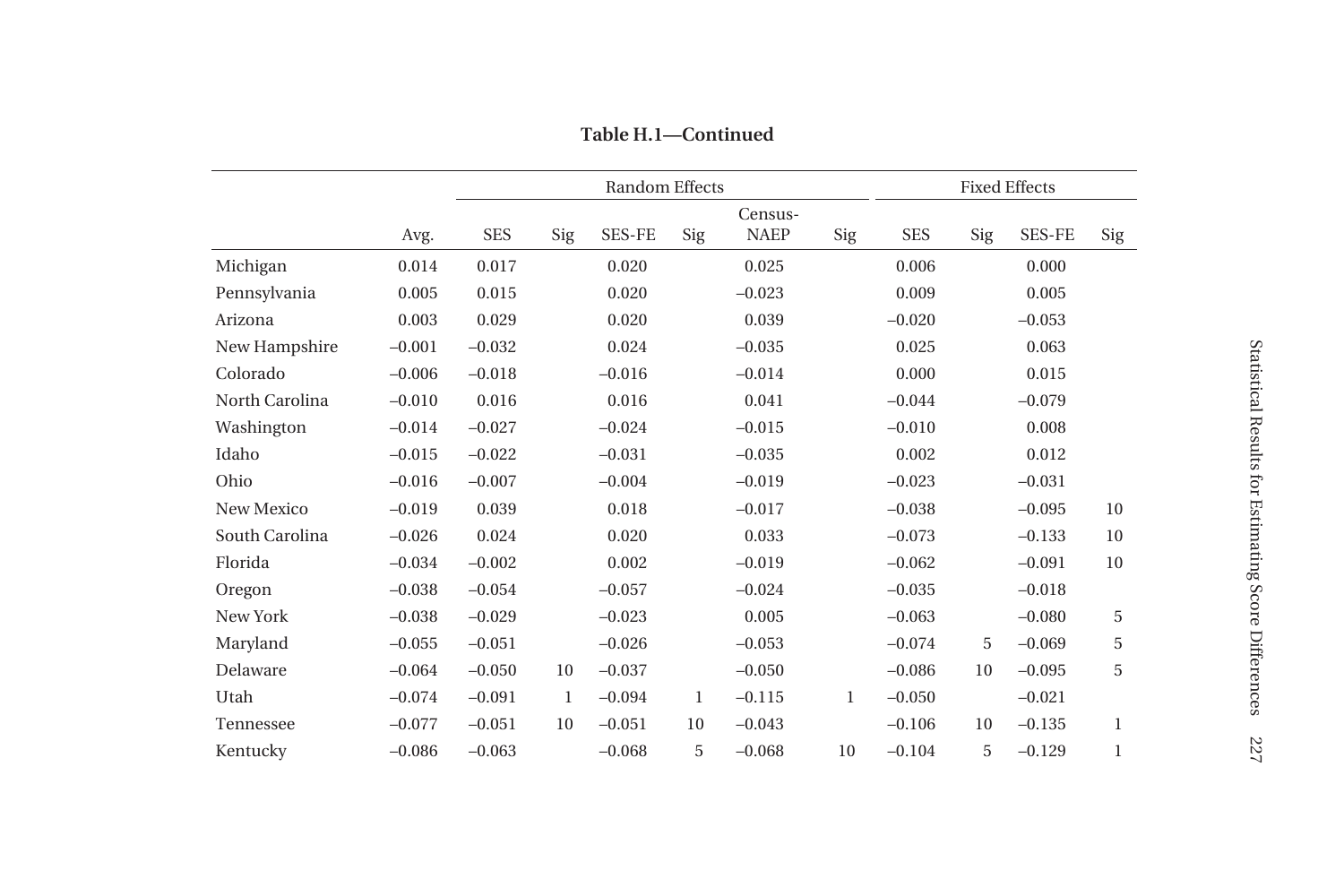**Table H.1—Continued**

| | Avg. | Random Effects | | | | | | Fixed Effects | | | |
|---|---|---|---|---|---|---|---|---|---|---|---|
| | | SES | Sig | SES-FE | Sig | Census-NAEP | Sig | SES | Sig | SES-FE | Sig |
| Michigan | 0.014 | 0.017 | | 0.020 | | 0.025 | | 0.006 | | 0.000 | |
| Pennsylvania | 0.005 | 0.015 | | 0.020 | | –0.023 | | 0.009 | | 0.005 | |
| Arizona | 0.003 | 0.029 | | 0.020 | | 0.039 | | –0.020 | | –0.053 | |
| New Hampshire | –0.001 | –0.032 | | 0.024 | | –0.035 | | 0.025 | | 0.063 | |
| Colorado | –0.006 | –0.018 | | –0.016 | | –0.014 | | 0.000 | | 0.015 | |
| North Carolina | –0.010 | 0.016 | | 0.016 | | 0.041 | | –0.044 | | –0.079 | |
| Washington | –0.014 | –0.027 | | –0.024 | | –0.015 | | –0.010 | | 0.008 | |
| Idaho | –0.015 | –0.022 | | –0.031 | | –0.035 | | 0.002 | | 0.012 | |
| Ohio | –0.016 | –0.007 | | –0.004 | | –0.019 | | –0.023 | | –0.031 | |
| New Mexico | –0.019 | 0.039 | | 0.018 | | –0.017 | | –0.038 | | –0.095 | 10 |
| South Carolina | –0.026 | 0.024 | | 0.020 | | 0.033 | | –0.073 | | –0.133 | 10 |
| Florida | –0.034 | –0.002 | | 0.002 | | –0.019 | | –0.062 | | –0.091 | 10 |
| Oregon | –0.038 | –0.054 | | –0.057 | | –0.024 | | –0.035 | | –0.018 | |
| New York | –0.038 | –0.029 | | –0.023 | | 0.005 | | –0.063 | | –0.080 | 5 |
| Maryland | –0.055 | –0.051 | | –0.026 | | –0.053 | | –0.074 | 5 | –0.069 | 5 |
| Delaware | –0.064 | –0.050 | 10 | –0.037 | | –0.050 | | –0.086 | 10 | –0.095 | 5 |
| Utah | –0.074 | –0.091 | 1 | –0.094 | 1 | –0.115 | 1 | –0.050 | | –0.021 | |
| Tennessee | –0.077 | –0.051 | 10 | –0.051 | 10 | –0.043 | | –0.106 | 10 | –0.135 | 1 |
| Kentucky | –0.086 | –0.063 | | –0.068 | 5 | –0.068 | 10 | –0.104 | 5 | –0.129 | 1 |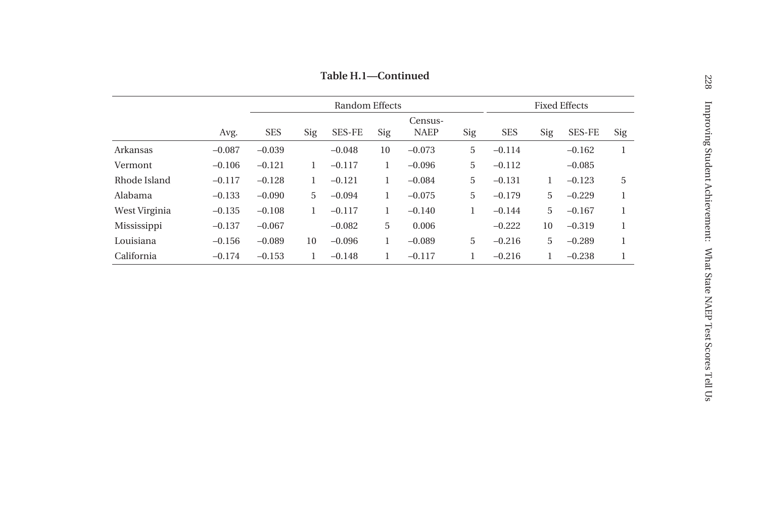**Table H.1—Continued**

| | | Random Effects | | | | | | Fixed Effects | | | |
|---|---|---|---|---|---|---|---|---|---|---|---|
| | Avg. | SES | Sig | SES-FE | Sig | Census-NAEP | Sig | SES | Sig | SES-FE | Sig |
| Arkansas | –0.087 | –0.039 | | –0.048 | 10 | –0.073 | 5 | –0.114 | | –0.162 | 1 |
| Vermont | –0.106 | –0.121 | 1 | –0.117 | 1 | –0.096 | 5 | –0.112 | | –0.085 | |
| Rhode Island | –0.117 | –0.128 | 1 | –0.121 | 1 | –0.084 | 5 | –0.131 | 1 | –0.123 | 5 |
| Alabama | –0.133 | –0.090 | 5 | –0.094 | 1 | –0.075 | 5 | –0.179 | 5 | –0.229 | 1 |
| West Virginia | –0.135 | –0.108 | 1 | –0.117 | 1 | –0.140 | 1 | –0.144 | 5 | –0.167 | 1 |
| Mississippi | –0.137 | –0.067 | | –0.082 | 5 | 0.006 | | –0.222 | 10 | –0.319 | 1 |
| Louisiana | –0.156 | –0.089 | 10 | –0.096 | 1 | –0.089 | 5 | –0.216 | 5 | –0.289 | 1 |
| California | –0.174 | –0.153 | 1 | –0.148 | 1 | –0.117 | 1 | –0.216 | 1 | –0.238 | 1 |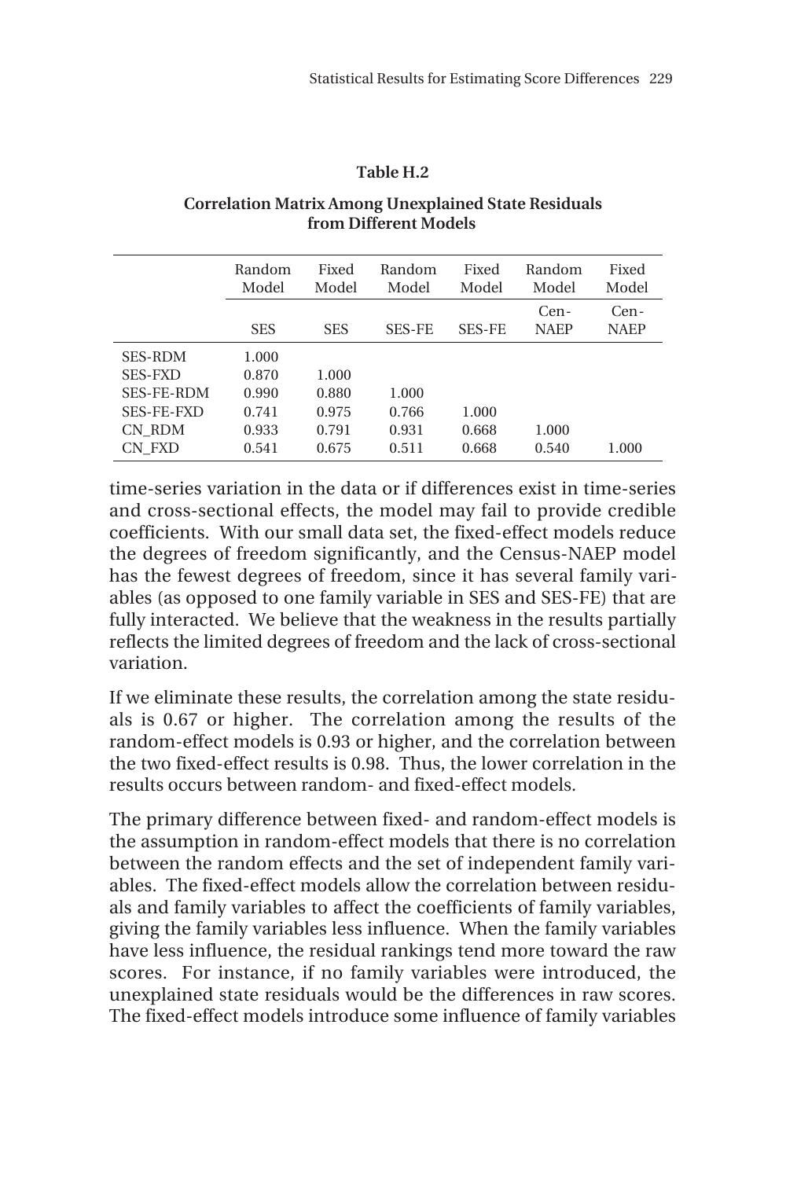**Table H.2**

**Correlation Matrix Among Unexplained State Residuals from Different Models**

| | Random Model | Fixed Model | Random Model | Fixed Model | Random Model | Fixed Model |
|---|---|---|---|---|---|---|
| | SES | SES | SES-FE | SES-FE | Cen-NAEP | Cen-NAEP |
| SES-RDM | 1.000 | | | | | |
| SES-FXD | 0.870 | 1.000 | | | | |
| SES-FE-RDM | 0.990 | 0.880 | 1.000 | | | |
| SES-FE-FXD | 0.741 | 0.975 | 0.766 | 1.000 | | |
| CN_RDM | 0.933 | 0.791 | 0.931 | 0.668 | 1.000 | |
| CN_FXD | 0.541 | 0.675 | 0.511 | 0.668 | 0.540 | 1.000 |

time-series variation in the data or if differences exist in time-series and cross-sectional effects, the model may fail to provide credible coefficients. With our small data set, the fixed-effect models reduce the degrees of freedom significantly, and the Census-NAEP model has the fewest degrees of freedom, since it has several family variables (as opposed to one family variable in SES and SES-FE) that are fully interacted. We believe that the weakness in the results partially reflects the limited degrees of freedom and the lack of cross-sectional variation.

If we eliminate these results, the correlation among the state residuals is 0.67 or higher. The correlation among the results of the random-effect models is 0.93 or higher, and the correlation between the two fixed-effect results is 0.98. Thus, the lower correlation in the results occurs between random- and fixed-effect models.

The primary difference between fixed- and random-effect models is the assumption in random-effect models that there is no correlation between the random effects and the set of independent family variables. The fixed-effect models allow the correlation between residuals and family variables to affect the coefficients of family variables, giving the family variables less influence. When the family variables have less influence, the residual rankings tend more toward the raw scores. For instance, if no family variables were introduced, the unexplained state residuals would be the differences in raw scores. The fixed-effect models introduce some influence of family variables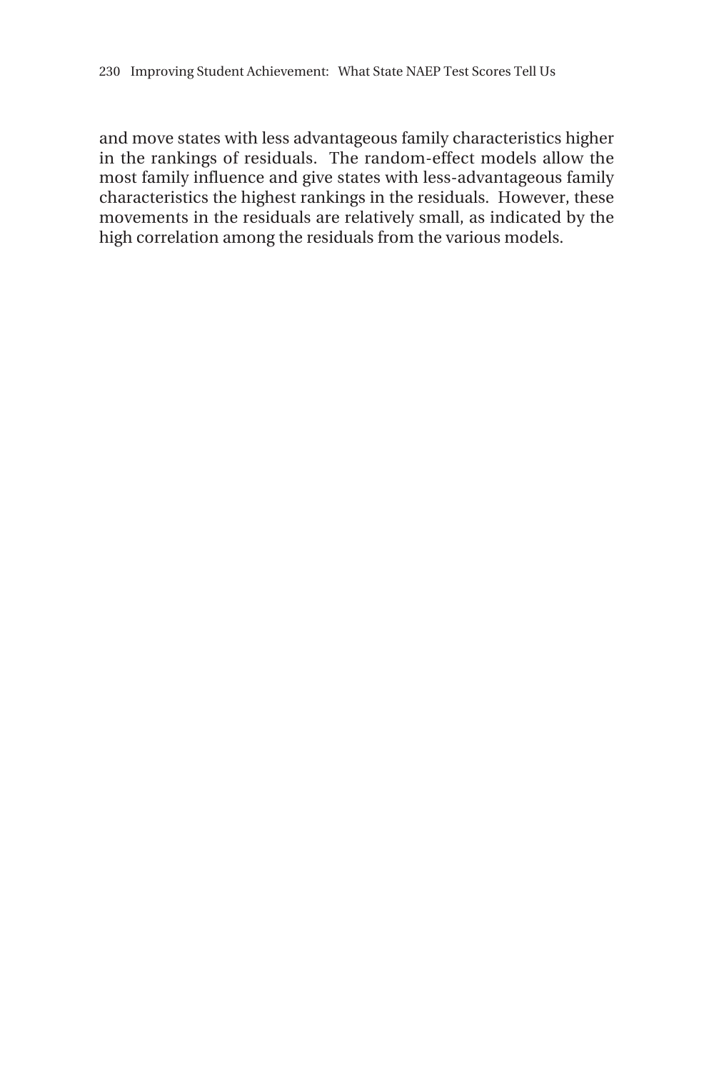and move states with less advantageous family characteristics higher in the rankings of residuals. The random-effect models allow the most family influence and give states with less-advantageous family characteristics the highest rankings in the residuals. However, these movements in the residuals are relatively small, as indicated by the high correlation among the residuals from the various models.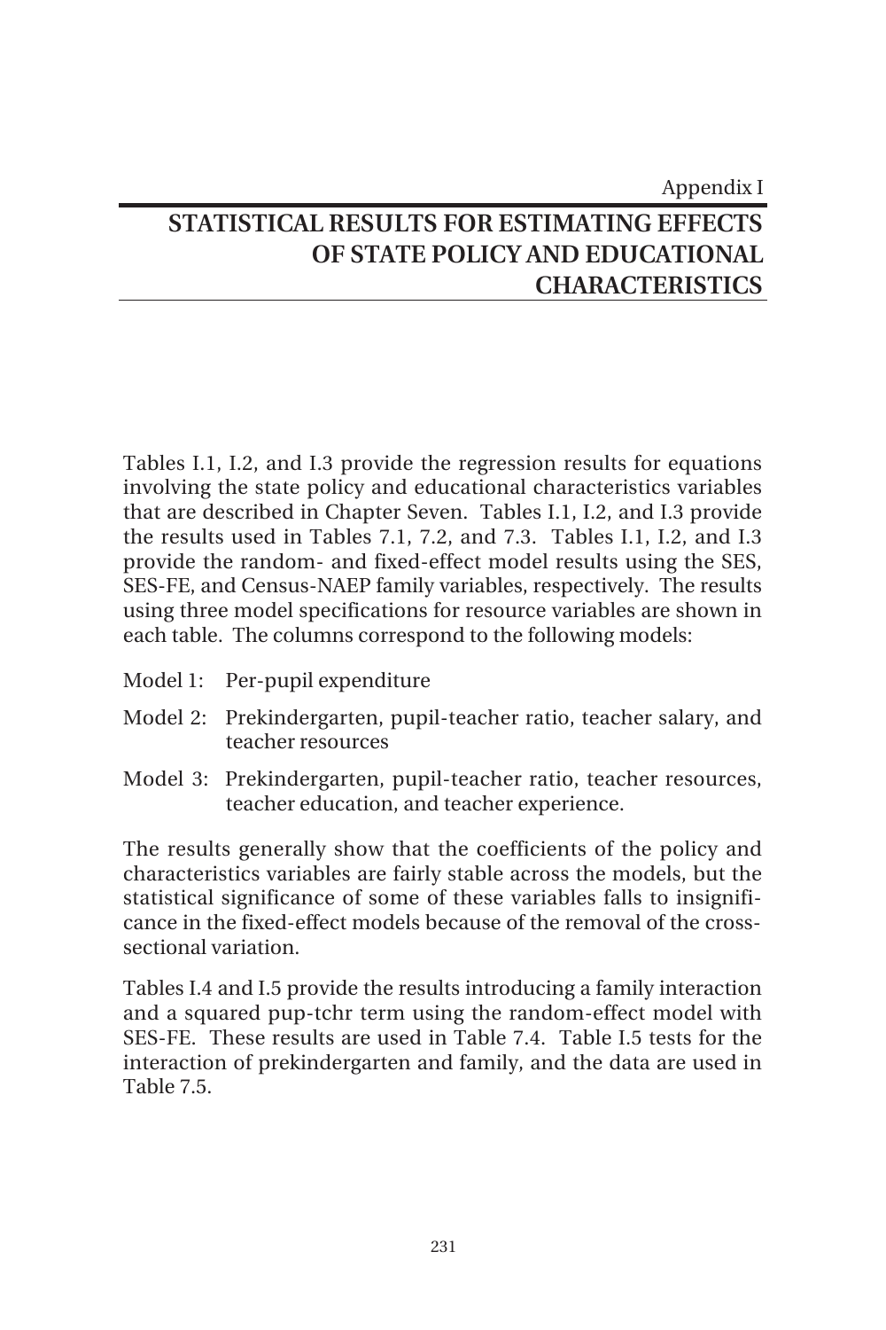Appendix I

# STATISTICAL RESULTS FOR ESTIMATING EFFECTS OF STATE POLICY AND EDUCATIONAL CHARACTERISTICS

Tables I.1, I.2, and I.3 provide the regression results for equations involving the state policy and educational characteristics variables that are described in Chapter Seven. Tables I.1, I.2, and I.3 provide the results used in Tables 7.1, 7.2, and 7.3. Tables I.1, I.2, and I.3 provide the random- and fixed-effect model results using the SES, SES-FE, and Census-NAEP family variables, respectively. The results using three model specifications for resource variables are shown in each table. The columns correspond to the following models:

- Model 1: Per-pupil expenditure
- Model 2: Prekindergarten, pupil-teacher ratio, teacher salary, and teacher resources
- Model 3: Prekindergarten, pupil-teacher ratio, teacher resources, teacher education, and teacher experience.

The results generally show that the coefficients of the policy and characteristics variables are fairly stable across the models, but the statistical significance of some of these variables falls to insignificance in the fixed-effect models because of the removal of the cross-sectional variation.

Tables I.4 and I.5 provide the results introducing a family interaction and a squared pup-tchr term using the random-effect model with SES-FE. These results are used in Table 7.4. Table I.5 tests for the interaction of prekindergarten and family, and the data are used in Table 7.5.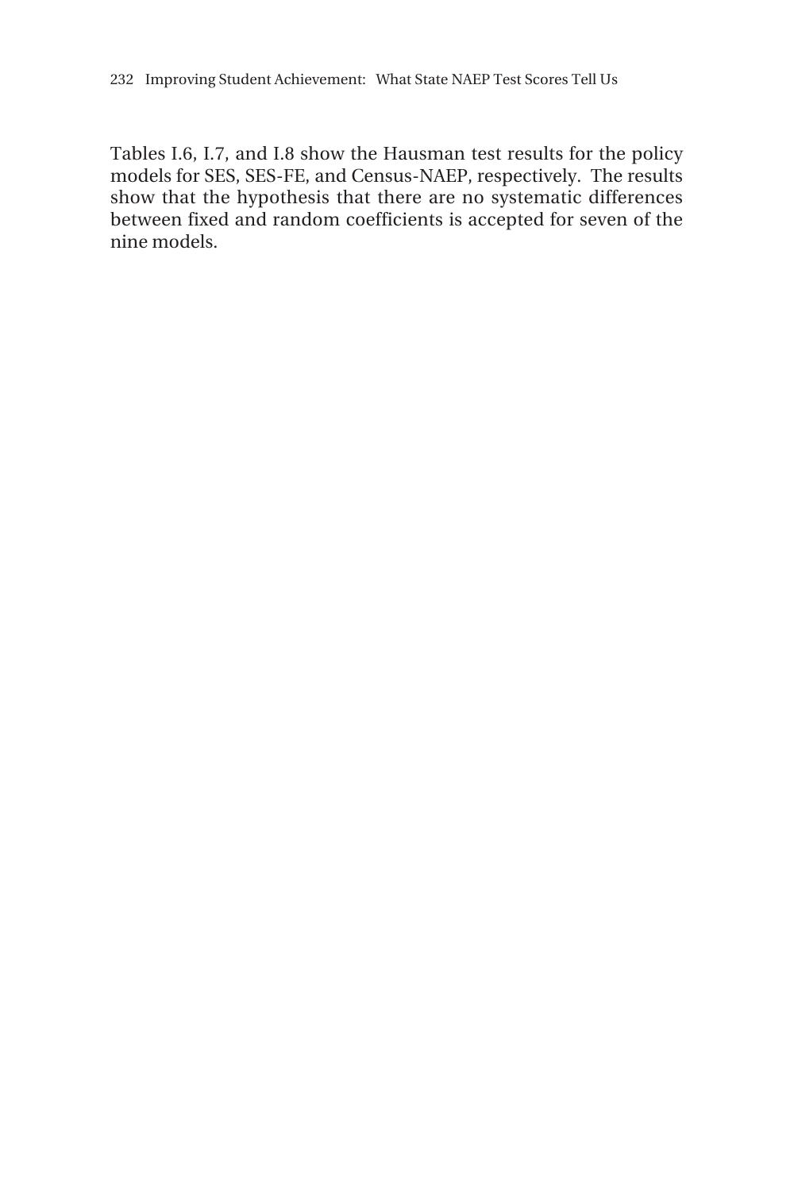Tables I.6, I.7, and I.8 show the Hausman test results for the policy models for SES, SES-FE, and Census-NAEP, respectively. The results show that the hypothesis that there are no systematic differences between fixed and random coefficients is accepted for seven of the nine models.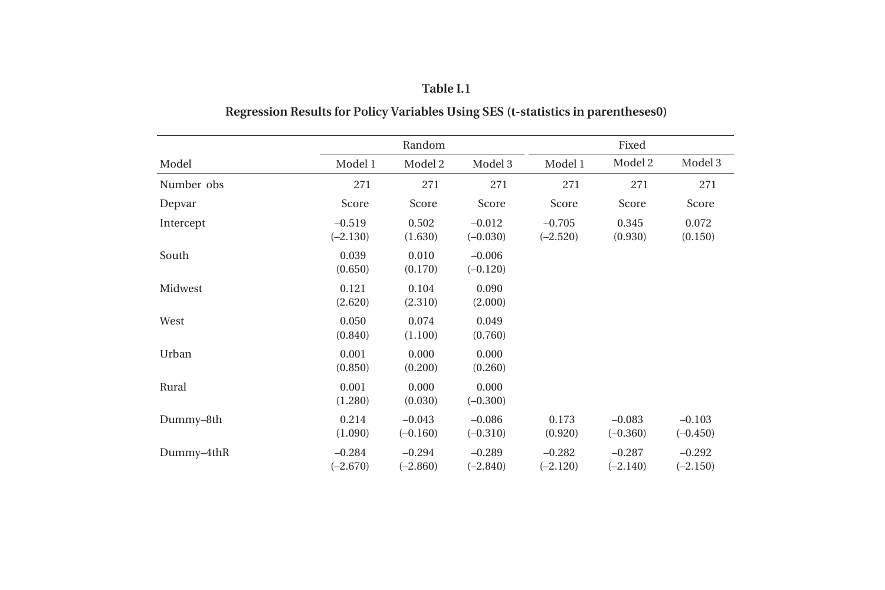**Table I.1**

**Regression Results for Policy Variables Using SES (t-statistics in parentheses0)**

| Model | Random | | | Fixed | | |
|---|---|---|---|---|---|---|
| | Model 1 | Model 2 | Model 3 | Model 1 | Model 2 | Model 3 |
| Number obs | 271 | 271 | 271 | 271 | 271 | 271 |
| Depvar | Score | Score | Score | Score | Score | Score |
| Intercept | –0.519<br>(–2.130) | 0.502<br>(1.630) | –0.012<br>(–0.030) | –0.705<br>(–2.520) | 0.345<br>(0.930) | 0.072<br>(0.150) |
| South | 0.039<br>(0.650) | 0.010<br>(0.170) | –0.006<br>(–0.120) | | | |
| Midwest | 0.121<br>(2.620) | 0.104<br>(2.310) | 0.090<br>(2.000) | | | |
| West | 0.050<br>(0.840) | 0.074<br>(1.100) | 0.049<br>(0.760) | | | |
| Urban | 0.001<br>(0.850) | 0.000<br>(0.200) | 0.000<br>(0.260) | | | |
| Rural | 0.001<br>(1.280) | 0.000<br>(0.030) | 0.000<br>(–0.300) | | | |
| Dummy–8th | 0.214<br>(1.090) | –0.043<br>(–0.160) | –0.086<br>(–0.310) | 0.173<br>(0.920) | –0.083<br>(–0.360) | –0.103<br>(–0.450) |
| Dummy–4thR | –0.284<br>(–2.670) | –0.294<br>(–2.860) | –0.289<br>(–2.840) | –0.282<br>(–2.120) | –0.287<br>(–2.140) | –0.292<br>(–2.150) |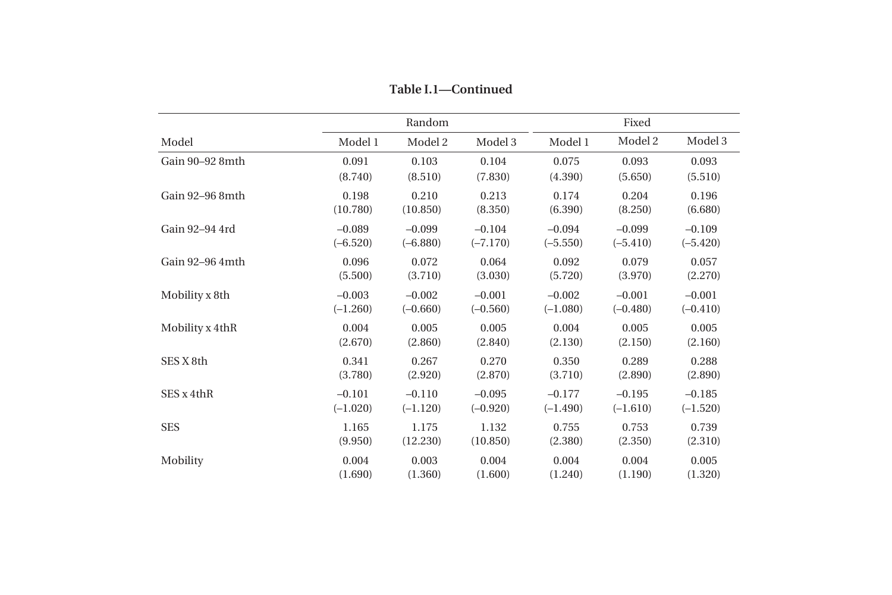**Table I.1—Continued**

| Model | Random | | | Fixed | | |
|---|---|---|---|---|---|---|
| | Model 1 | Model 2 | Model 3 | Model 1 | Model 2 | Model 3 |
| Gain 90–92 8mth | 0.091 | 0.103 | 0.104 | 0.075 | 0.093 | 0.093 |
| | (8.740) | (8.510) | (7.830) | (4.390) | (5.650) | (5.510) |
| Gain 92–96 8mth | 0.198 | 0.210 | 0.213 | 0.174 | 0.204 | 0.196 |
| | (10.780) | (10.850) | (8.350) | (6.390) | (8.250) | (6.680) |
| Gain 92–94 4rd | –0.089 | –0.099 | –0.104 | –0.094 | –0.099 | –0.109 |
| | (–6.520) | (–6.880) | (–7.170) | (–5.550) | (–5.410) | (–5.420) |
| Gain 92–96 4mth | 0.096 | 0.072 | 0.064 | 0.092 | 0.079 | 0.057 |
| | (5.500) | (3.710) | (3.030) | (5.720) | (3.970) | (2.270) |
| Mobility x 8th | –0.003 | –0.002 | –0.001 | –0.002 | –0.001 | –0.001 |
| | (–1.260) | (–0.660) | (–0.560) | (–1.080) | (–0.480) | (–0.410) |
| Mobility x 4thR | 0.004 | 0.005 | 0.005 | 0.004 | 0.005 | 0.005 |
| | (2.670) | (2.860) | (2.840) | (2.130) | (2.150) | (2.160) |
| SES X 8th | 0.341 | 0.267 | 0.270 | 0.350 | 0.289 | 0.288 |
| | (3.780) | (2.920) | (2.870) | (3.710) | (2.890) | (2.890) |
| SES x 4thR | –0.101 | –0.110 | –0.095 | –0.177 | –0.195 | –0.185 |
| | (–1.020) | (–1.120) | (–0.920) | (–1.490) | (–1.610) | (–1.520) |
| SES | 1.165 | 1.175 | 1.132 | 0.755 | 0.753 | 0.739 |
| | (9.950) | (12.230) | (10.850) | (2.380) | (2.350) | (2.310) |
| Mobility | 0.004 | 0.003 | 0.004 | 0.004 | 0.004 | 0.005 |
| | (1.690) | (1.360) | (1.600) | (1.240) | (1.190) | (1.320) |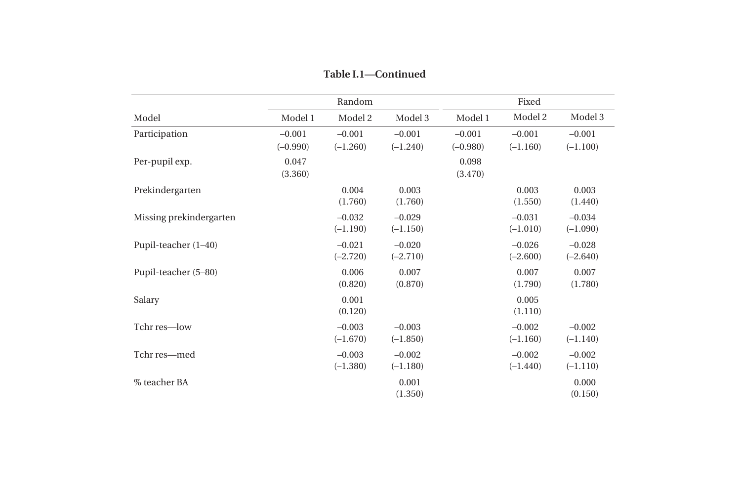**Table I.1—Continued**

| Model | Random | | | Fixed | | |
|---|---|---|---|---|---|---|
| | Model 1 | Model 2 | Model 3 | Model 1 | Model 2 | Model 3 |
| Participation | –0.001<br>(–0.990) | –0.001<br>(–1.260) | –0.001<br>(–1.240) | –0.001<br>(–0.980) | –0.001<br>(–1.160) | –0.001<br>(–1.100) |
| Per-pupil exp. | 0.047<br>(3.360) | | | 0.098<br>(3.470) | | |
| Prekindergarten | | 0.004<br>(1.760) | 0.003<br>(1.760) | | 0.003<br>(1.550) | 0.003<br>(1.440) |
| Missing prekindergarten | | –0.032<br>(–1.190) | –0.029<br>(–1.150) | | –0.031<br>(–1.010) | –0.034<br>(–1.090) |
| Pupil-teacher (1–40) | | –0.021<br>(–2.720) | –0.020<br>(–2.710) | | –0.026<br>(–2.600) | –0.028<br>(–2.640) |
| Pupil-teacher (5–80) | | 0.006<br>(0.820) | 0.007<br>(0.870) | | 0.007<br>(1.790) | 0.007<br>(1.780) |
| Salary | | 0.001<br>(0.120) | | | 0.005<br>(1.110) | |
| Tchr res—low | | –0.003<br>(–1.670) | –0.003<br>(–1.850) | | –0.002<br>(–1.160) | –0.002<br>(–1.140) |
| Tchr res—med | | –0.003<br>(–1.380) | –0.002<br>(–1.180) | | –0.002<br>(–1.440) | –0.002<br>(–1.110) |
| % teacher BA | | | 0.001<br>(1.350) | | | 0.000<br>(0.150) |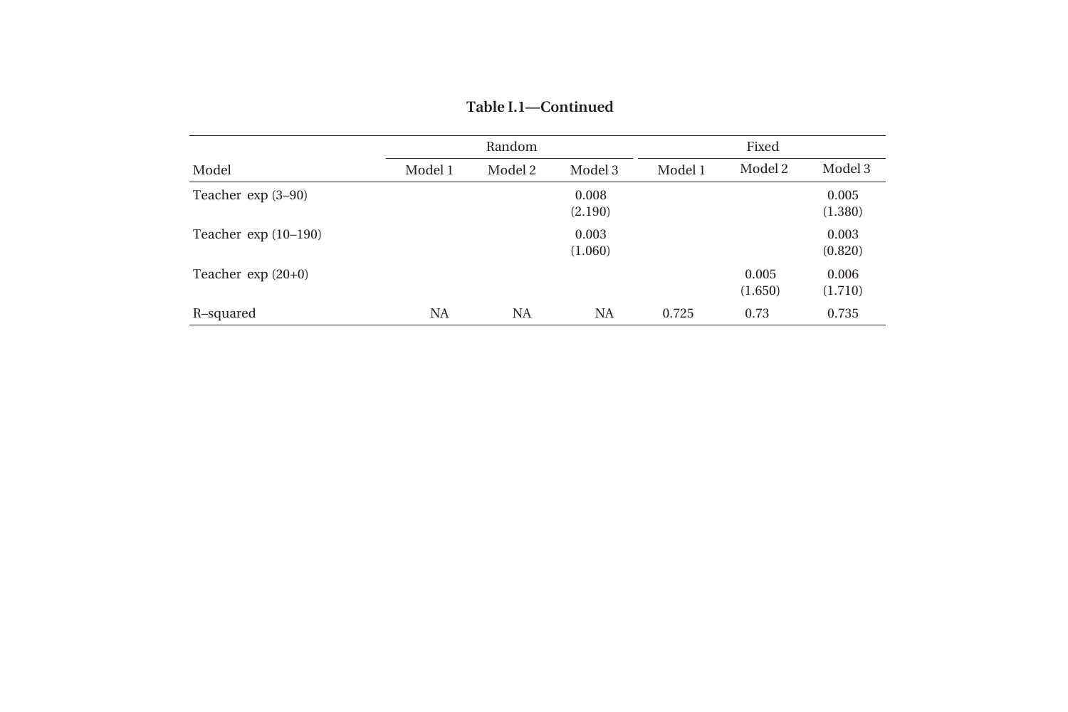**Table I.1—Continued**

| Model | Random | | | Fixed | | |
|---|---|---|---|---|---|---|
| | Model 1 | Model 2 | Model 3 | Model 1 | Model 2 | Model 3 |
| Teacher exp (3–90) | | | 0.008<br>(2.190) | | | 0.005<br>(1.380) |
| Teacher exp (10–190) | | | 0.003<br>(1.060) | | | 0.003<br>(0.820) |
| Teacher exp (20+0) | | | | | 0.005<br>(1.650) | 0.006<br>(1.710) |
| R–squared | NA | NA | NA | 0.725 | 0.73 | 0.735 |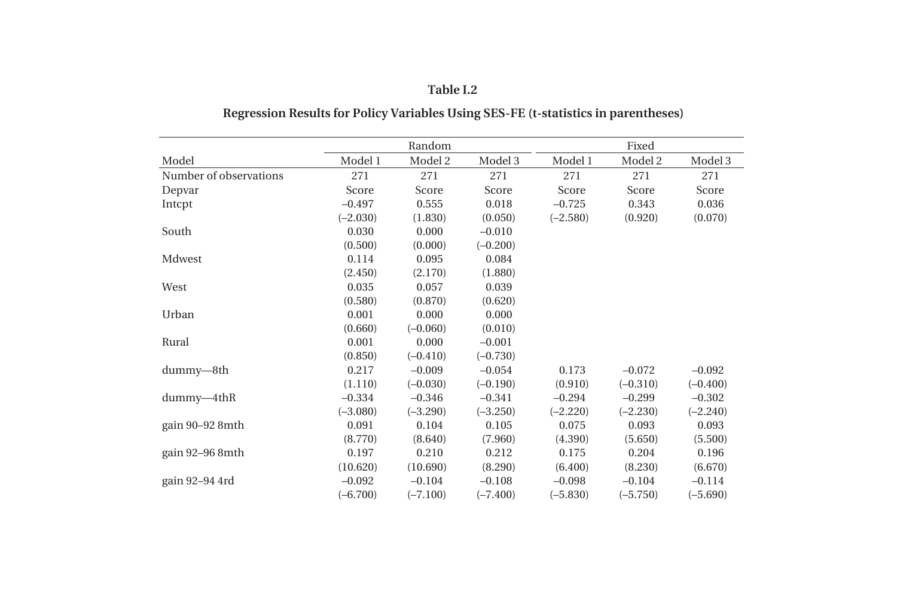**Table I.2**

**Regression Results for Policy Variables Using SES-FE (t-statistics in parentheses)**

| | Random | | | Fixed | | |
|---|---|---|---|---|---|---|
| Model | Model 1 | Model 2 | Model 3 | Model 1 | Model 2 | Model 3 |
| Number of observations | 271 | 271 | 271 | 271 | 271 | 271 |
| Depvar | Score | Score | Score | Score | Score | Score |
| Intcpt | –0.497 | 0.555 | 0.018 | –0.725 | 0.343 | 0.036 |
| | (–2.030) | (1.830) | (0.050) | (–2.580) | (0.920) | (0.070) |
| South | 0.030 | 0.000 | –0.010 | | | |
| | (0.500) | (0.000) | (–0.200) | | | |
| Mdwest | 0.114 | 0.095 | 0.084 | | | |
| | (2.450) | (2.170) | (1.880) | | | |
| West | 0.035 | 0.057 | 0.039 | | | |
| | (0.580) | (0.870) | (0.620) | | | |
| Urban | 0.001 | 0.000 | 0.000 | | | |
| | (0.660) | (–0.060) | (0.010) | | | |
| Rural | 0.001 | 0.000 | –0.001 | | | |
| | (0.850) | (–0.410) | (–0.730) | | | |
| dummy—8th | 0.217 | –0.009 | –0.054 | 0.173 | –0.072 | –0.092 |
| | (1.110) | (–0.030) | (–0.190) | (0.910) | (–0.310) | (–0.400) |
| dummy—4thR | –0.334 | –0.346 | –0.341 | –0.294 | –0.299 | –0.302 |
| | (–3.080) | (–3.290) | (–3.250) | (–2.220) | (–2.230) | (–2.240) |
| gain 90–92 8mth | 0.091 | 0.104 | 0.105 | 0.075 | 0.093 | 0.093 |
| | (8.770) | (8.640) | (7.960) | (4.390) | (5.650) | (5.500) |
| gain 92–96 8mth | 0.197 | 0.210 | 0.212 | 0.175 | 0.204 | 0.196 |
| | (10.620) | (10.690) | (8.290) | (6.400) | (8.230) | (6.670) |
| gain 92–94 4rd | –0.092 | –0.104 | –0.108 | –0.098 | –0.104 | –0.114 |
| | (–6.700) | (–7.100) | (–7.400) | (–5.830) | (–5.750) | (–5.690) |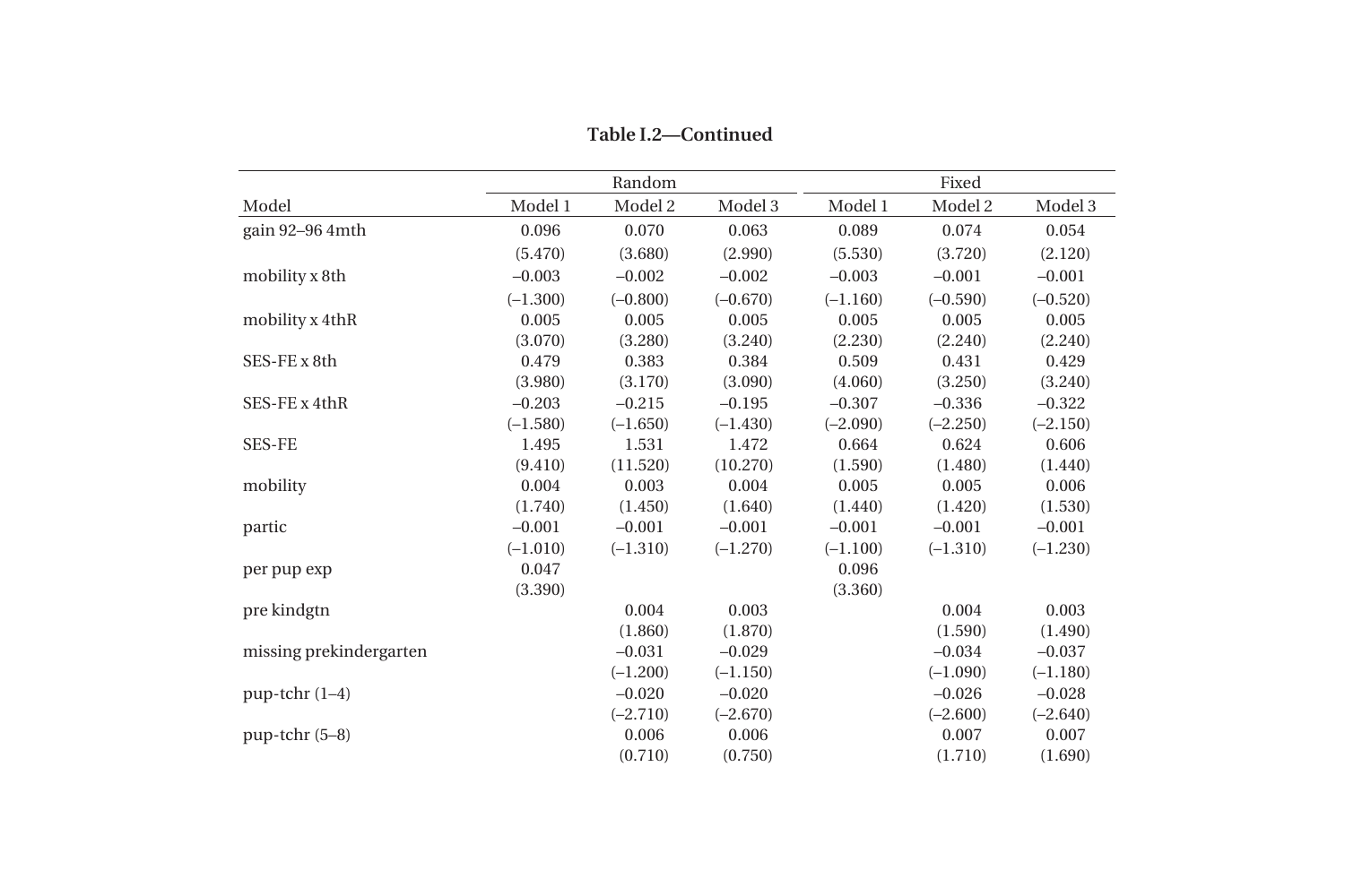**Table I.2—Continued**

| Model | Random | | | Fixed | | |
|---|---|---|---|---|---|---|
| | Model 1 | Model 2 | Model 3 | Model 1 | Model 2 | Model 3 |
| gain 92–96 4mth | 0.096 | 0.070 | 0.063 | 0.089 | 0.074 | 0.054 |
| | (5.470) | (3.680) | (2.990) | (5.530) | (3.720) | (2.120) |
| mobility x 8th | –0.003 | –0.002 | –0.002 | –0.003 | –0.001 | –0.001 |
| | (–1.300) | (–0.800) | (–0.670) | (–1.160) | (–0.590) | (–0.520) |
| mobility x 4thR | 0.005 | 0.005 | 0.005 | 0.005 | 0.005 | 0.005 |
| | (3.070) | (3.280) | (3.240) | (2.230) | (2.240) | (2.240) |
| SES-FE x 8th | 0.479 | 0.383 | 0.384 | 0.509 | 0.431 | 0.429 |
| | (3.980) | (3.170) | (3.090) | (4.060) | (3.250) | (3.240) |
| SES-FE x 4thR | –0.203 | –0.215 | –0.195 | –0.307 | –0.336 | –0.322 |
| | (–1.580) | (–1.650) | (–1.430) | (–2.090) | (–2.250) | (–2.150) |
| SES-FE | 1.495 | 1.531 | 1.472 | 0.664 | 0.624 | 0.606 |
| | (9.410) | (11.520) | (10.270) | (1.590) | (1.480) | (1.440) |
| mobility | 0.004 | 0.003 | 0.004 | 0.005 | 0.005 | 0.006 |
| | (1.740) | (1.450) | (1.640) | (1.440) | (1.420) | (1.530) |
| partic | –0.001 | –0.001 | –0.001 | –0.001 | –0.001 | –0.001 |
| | (–1.010) | (–1.310) | (–1.270) | (–1.100) | (–1.310) | (–1.230) |
| per pup exp | 0.047 | | | 0.096 | | |
| | (3.390) | | | (3.360) | | |
| pre kindgtn | | 0.004 | 0.003 | | 0.004 | 0.003 |
| | | (1.860) | (1.870) | | (1.590) | (1.490) |
| missing prekindergarten | | –0.031 | –0.029 | | –0.034 | –0.037 |
| | | (–1.200) | (–1.150) | | (–1.090) | (–1.180) |
| pup-tchr (1–4) | | –0.020 | –0.020 | | –0.026 | –0.028 |
| | | (–2.710) | (–2.670) | | (–2.600) | (–2.640) |
| pup-tchr (5–8) | | 0.006 | 0.006 | | 0.007 | 0.007 |
| | | (0.710) | (0.750) | | (1.710) | (1.690) |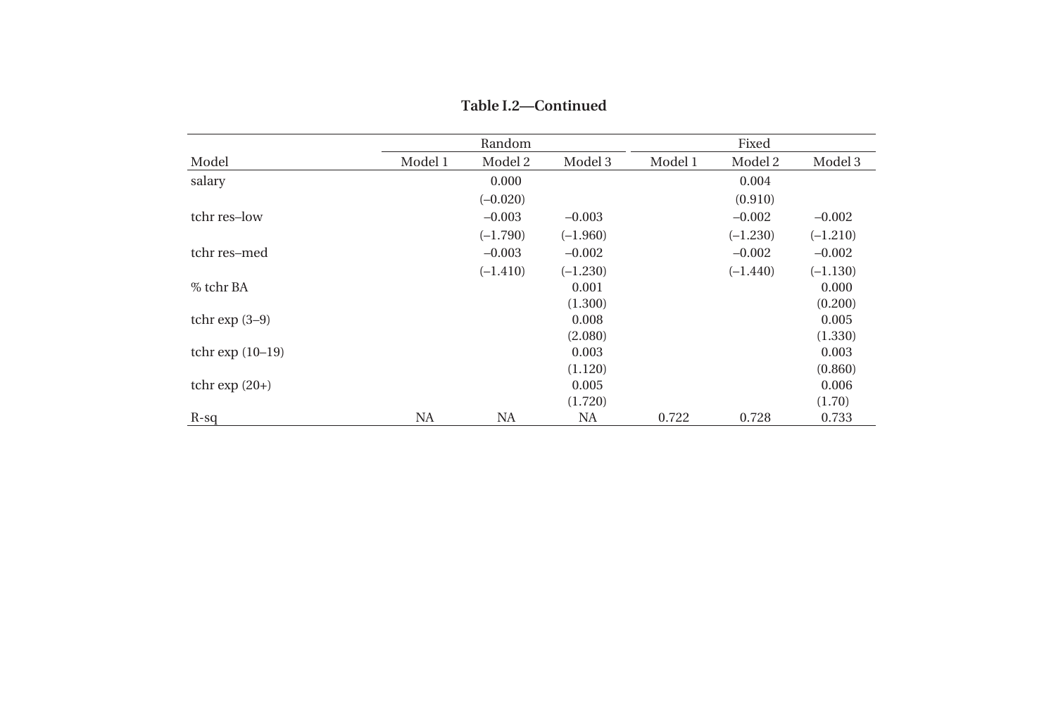**Table I.2—Continued**

| Model | Random | | | Fixed | | |
|---|---|---|---|---|---|---|
| | Model 1 | Model 2 | Model 3 | Model 1 | Model 2 | Model 3 |
| salary | | 0.000 | | | 0.004 | |
| | | (–0.020) | | | (0.910) | |
| tchr res–low | | –0.003 | –0.003 | | –0.002 | –0.002 |
| | | (–1.790) | (–1.960) | | (–1.230) | (–1.210) |
| tchr res–med | | –0.003 | –0.002 | | –0.002 | –0.002 |
| | | (–1.410) | (–1.230) | | (–1.440) | (–1.130) |
| % tchr BA | | | 0.001 | | | 0.000 |
| | | | (1.300) | | | (0.200) |
| tchr exp (3–9) | | | 0.008 | | | 0.005 |
| | | | (2.080) | | | (1.330) |
| tchr exp (10–19) | | | 0.003 | | | 0.003 |
| | | | (1.120) | | | (0.860) |
| tchr exp (20+) | | | 0.005 | | | 0.006 |
| | | | (1.720) | | | (1.70) |
| R-sq | NA | NA | NA | 0.722 | 0.728 | 0.733 |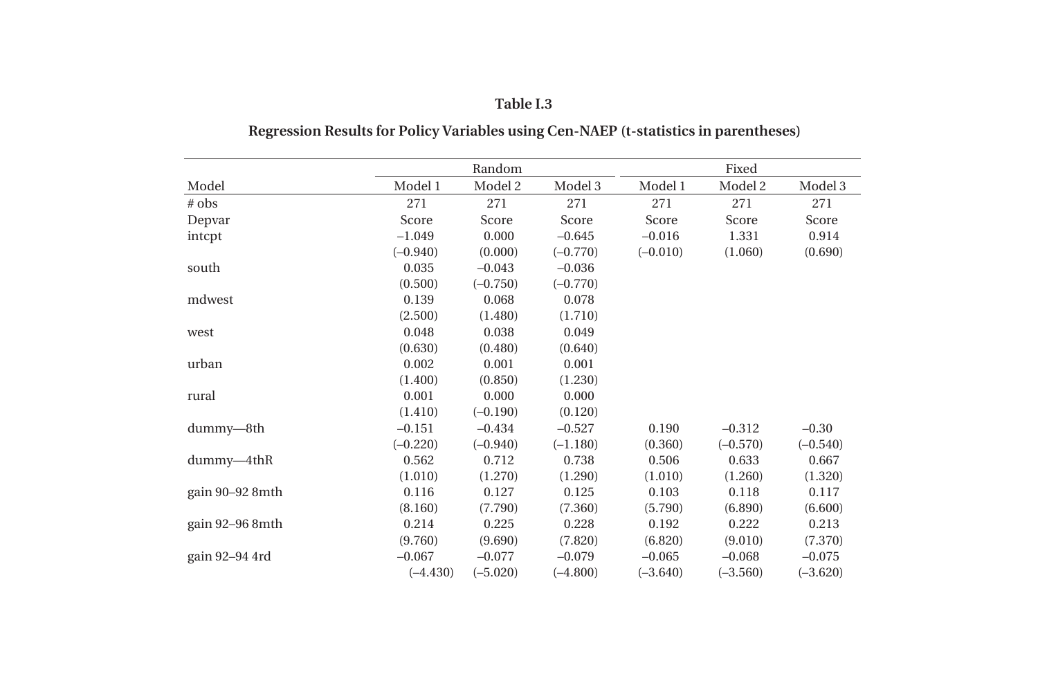**Table I.3**

**Regression Results for Policy Variables using Cen-NAEP (t-statistics in parentheses)**

| | Random | | | Fixed | | |
|---|---|---|---|---|---|---|
| Model | Model 1 | Model 2 | Model 3 | Model 1 | Model 2 | Model 3 |
| # obs | 271 | 271 | 271 | 271 | 271 | 271 |
| Depvar | Score | Score | Score | Score | Score | Score |
| intcpt | –1.049 | 0.000 | –0.645 | –0.016 | 1.331 | 0.914 |
| | (–0.940) | (0.000) | (–0.770) | (–0.010) | (1.060) | (0.690) |
| south | 0.035 | –0.043 | –0.036 | | | |
| | (0.500) | (–0.750) | (–0.770) | | | |
| mdwest | 0.139 | 0.068 | 0.078 | | | |
| | (2.500) | (1.480) | (1.710) | | | |
| west | 0.048 | 0.038 | 0.049 | | | |
| | (0.630) | (0.480) | (0.640) | | | |
| urban | 0.002 | 0.001 | 0.001 | | | |
| | (1.400) | (0.850) | (1.230) | | | |
| rural | 0.001 | 0.000 | 0.000 | | | |
| | (1.410) | (–0.190) | (0.120) | | | |
| dummy—8th | –0.151 | –0.434 | –0.527 | 0.190 | –0.312 | –0.30 |
| | (–0.220) | (–0.940) | (–1.180) | (0.360) | (–0.570) | (–0.540) |
| dummy—4thR | 0.562 | 0.712 | 0.738 | 0.506 | 0.633 | 0.667 |
| | (1.010) | (1.270) | (1.290) | (1.010) | (1.260) | (1.320) |
| gain 90–92 8mth | 0.116 | 0.127 | 0.125 | 0.103 | 0.118 | 0.117 |
| | (8.160) | (7.790) | (7.360) | (5.790) | (6.890) | (6.600) |
| gain 92–96 8mth | 0.214 | 0.225 | 0.228 | 0.192 | 0.222 | 0.213 |
| | (9.760) | (9.690) | (7.820) | (6.820) | (9.010) | (7.370) |
| gain 92–94 4rd | –0.067 | –0.077 | –0.079 | –0.065 | –0.068 | –0.075 |
| | (–4.430) | (–5.020) | (–4.800) | (–3.640) | (–3.560) | (–3.620) |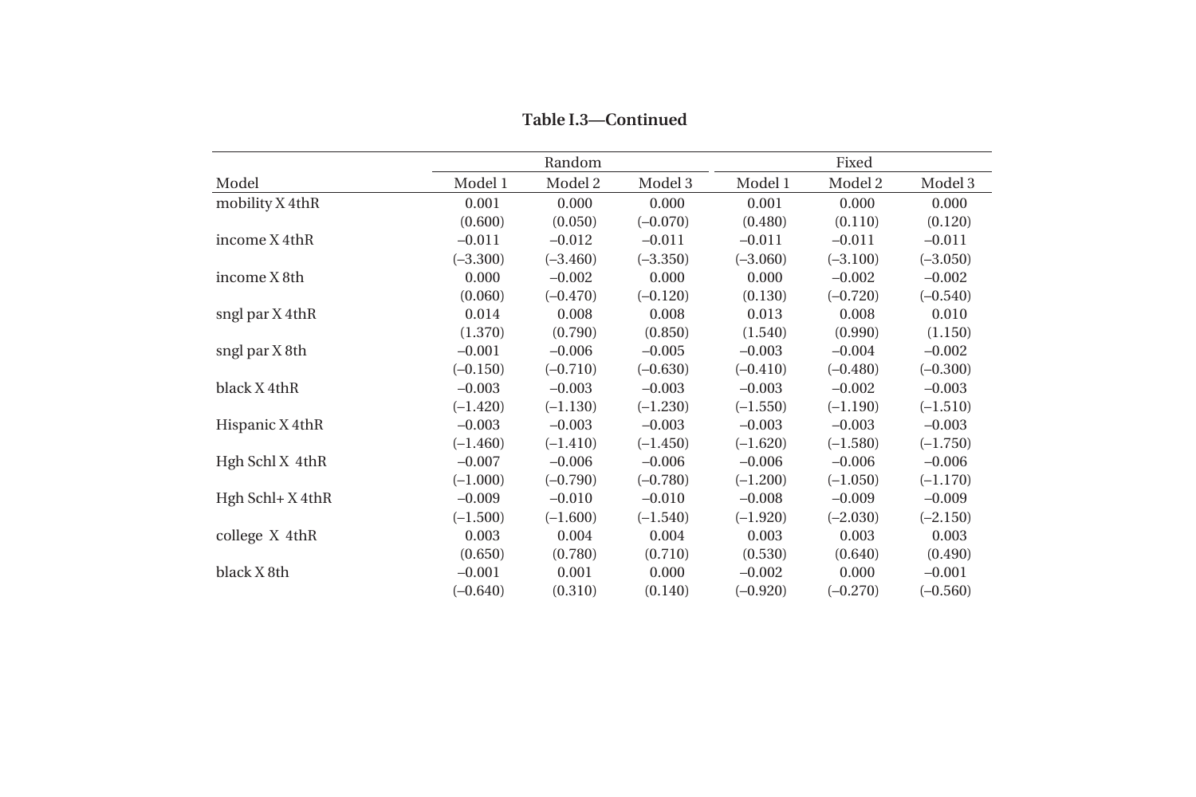**Table I.3—Continued**

| Model | Random | | | Fixed | | |
|---|---|---|---|---|---|---|
| | Model 1 | Model 2 | Model 3 | Model 1 | Model 2 | Model 3 |
| mobility X 4thR | 0.001 | 0.000 | 0.000 | 0.001 | 0.000 | 0.000 |
| | (0.600) | (0.050) | (–0.070) | (0.480) | (0.110) | (0.120) |
| income X 4thR | –0.011 | –0.012 | –0.011 | –0.011 | –0.011 | –0.011 |
| | (–3.300) | (–3.460) | (–3.350) | (–3.060) | (–3.100) | (–3.050) |
| income X 8th | 0.000 | –0.002 | 0.000 | 0.000 | –0.002 | –0.002 |
| | (0.060) | (–0.470) | (–0.120) | (0.130) | (–0.720) | (–0.540) |
| sngl par X 4thR | 0.014 | 0.008 | 0.008 | 0.013 | 0.008 | 0.010 |
| | (1.370) | (0.790) | (0.850) | (1.540) | (0.990) | (1.150) |
| sngl par X 8th | –0.001 | –0.006 | –0.005 | –0.003 | –0.004 | –0.002 |
| | (–0.150) | (–0.710) | (–0.630) | (–0.410) | (–0.480) | (–0.300) |
| black X 4thR | –0.003 | –0.003 | –0.003 | –0.003 | –0.002 | –0.003 |
| | (–1.420) | (–1.130) | (–1.230) | (–1.550) | (–1.190) | (–1.510) |
| Hispanic X 4thR | –0.003 | –0.003 | –0.003 | –0.003 | –0.003 | –0.003 |
| | (–1.460) | (–1.410) | (–1.450) | (–1.620) | (–1.580) | (–1.750) |
| Hgh Schl X 4thR | –0.007 | –0.006 | –0.006 | –0.006 | –0.006 | –0.006 |
| | (–1.000) | (–0.790) | (–0.780) | (–1.200) | (–1.050) | (–1.170) |
| Hgh Schl+ X 4thR | –0.009 | –0.010 | –0.010 | –0.008 | –0.009 | –0.009 |
| | (–1.500) | (–1.600) | (–1.540) | (–1.920) | (–2.030) | (–2.150) |
| college X 4thR | 0.003 | 0.004 | 0.004 | 0.003 | 0.003 | 0.003 |
| | (0.650) | (0.780) | (0.710) | (0.530) | (0.640) | (0.490) |
| black X 8th | –0.001 | 0.001 | 0.000 | –0.002 | 0.000 | –0.001 |
| | (–0.640) | (0.310) | (0.140) | (–0.920) | (–0.270) | (–0.560) |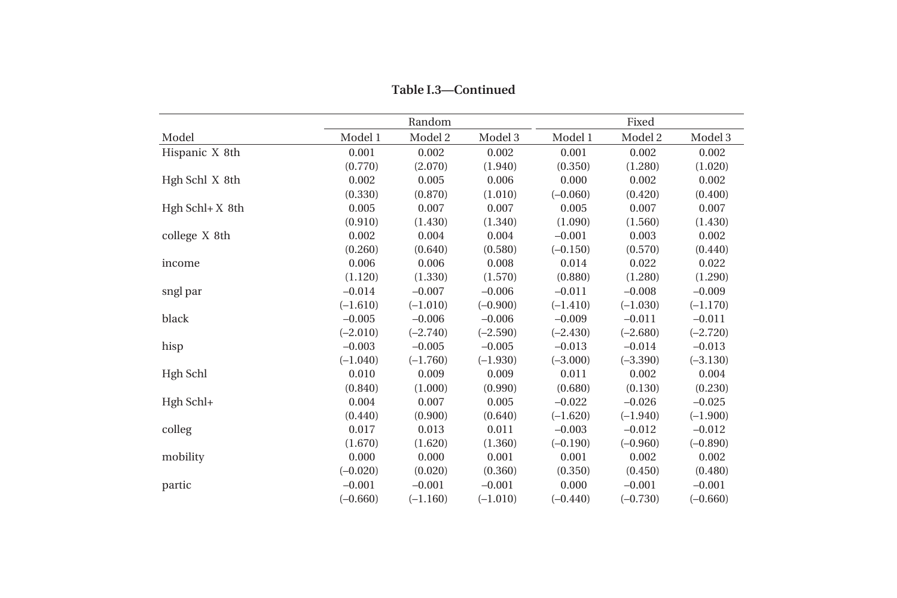**Table I.3—Continued**

| Model | Random | | | Fixed | | |
|---|---|---|---|---|---|---|
| | Model 1 | Model 2 | Model 3 | Model 1 | Model 2 | Model 3 |
| Hispanic X 8th | 0.001 | 0.002 | 0.002 | 0.001 | 0.002 | 0.002 |
| | (0.770) | (2.070) | (1.940) | (0.350) | (1.280) | (1.020) |
| Hgh Schl X 8th | 0.002 | 0.005 | 0.006 | 0.000 | 0.002 | 0.002 |
| | (0.330) | (0.870) | (1.010) | (–0.060) | (0.420) | (0.400) |
| Hgh Schl+ X 8th | 0.005 | 0.007 | 0.007 | 0.005 | 0.007 | 0.007 |
| | (0.910) | (1.430) | (1.340) | (1.090) | (1.560) | (1.430) |
| college X 8th | 0.002 | 0.004 | 0.004 | –0.001 | 0.003 | 0.002 |
| | (0.260) | (0.640) | (0.580) | (–0.150) | (0.570) | (0.440) |
| income | 0.006 | 0.006 | 0.008 | 0.014 | 0.022 | 0.022 |
| | (1.120) | (1.330) | (1.570) | (0.880) | (1.280) | (1.290) |
| sngl par | –0.014 | –0.007 | –0.006 | –0.011 | –0.008 | –0.009 |
| | (–1.610) | (–1.010) | (–0.900) | (–1.410) | (–1.030) | (–1.170) |
| black | –0.005 | –0.006 | –0.006 | –0.009 | –0.011 | –0.011 |
| | (–2.010) | (–2.740) | (–2.590) | (–2.430) | (–2.680) | (–2.720) |
| hisp | –0.003 | –0.005 | –0.005 | –0.013 | –0.014 | –0.013 |
| | (–1.040) | (–1.760) | (–1.930) | (–3.000) | (–3.390) | (–3.130) |
| Hgh Schl | 0.010 | 0.009 | 0.009 | 0.011 | 0.002 | 0.004 |
| | (0.840) | (1.000) | (0.990) | (0.680) | (0.130) | (0.230) |
| Hgh Schl+ | 0.004 | 0.007 | 0.005 | –0.022 | –0.026 | –0.025 |
| | (0.440) | (0.900) | (0.640) | (–1.620) | (–1.940) | (–1.900) |
| colleg | 0.017 | 0.013 | 0.011 | –0.003 | –0.012 | –0.012 |
| | (1.670) | (1.620) | (1.360) | (–0.190) | (–0.960) | (–0.890) |
| mobility | 0.000 | 0.000 | 0.001 | 0.001 | 0.002 | 0.002 |
| | (–0.020) | (0.020) | (0.360) | (0.350) | (0.450) | (0.480) |
| partic | –0.001 | –0.001 | –0.001 | 0.000 | –0.001 | –0.001 |
| | (–0.660) | (–1.160) | (–1.010) | (–0.440) | (–0.730) | (–0.660) |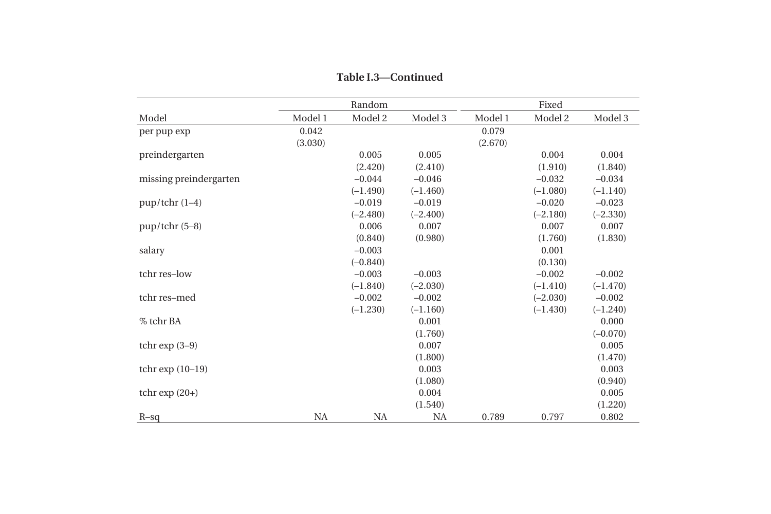**Table I.3—Continued**

| Model | Random | | | Fixed | | |
|---|---|---|---|---|---|---|
| | Model 1 | Model 2 | Model 3 | Model 1 | Model 2 | Model 3 |
| per pup exp | 0.042 | | | 0.079 | | |
| | (3.030) | | | (2.670) | | |
| preindergarten | | 0.005 | 0.005 | | 0.004 | 0.004 |
| | | (2.420) | (2.410) | | (1.910) | (1.840) |
| missing preindergarten | | –0.044 | –0.046 | | –0.032 | –0.034 |
| | | (–1.490) | (–1.460) | | (–1.080) | (–1.140) |
| pup/tchr (1–4) | | –0.019 | –0.019 | | –0.020 | –0.023 |
| | | (–2.480) | (–2.400) | | (–2.180) | (–2.330) |
| pup/tchr (5–8) | | 0.006 | 0.007 | | 0.007 | 0.007 |
| | | (0.840) | (0.980) | | (1.760) | (1.830) |
| salary | | –0.003 | | | 0.001 | |
| | | (–0.840) | | | (0.130) | |
| tchr res–low | | –0.003 | –0.003 | | –0.002 | –0.002 |
| | | (–1.840) | (–2.030) | | (–1.410) | (–1.470) |
| tchr res–med | | –0.002 | –0.002 | | (–2.030) | –0.002 |
| | | (–1.230) | (–1.160) | | (–1.430) | (–1.240) |
| % tchr BA | | | 0.001 | | | 0.000 |
| | | | (1.760) | | | (–0.070) |
| tchr exp (3–9) | | | 0.007 | | | 0.005 |
| | | | (1.800) | | | (1.470) |
| tchr exp (10–19) | | | 0.003 | | | 0.003 |
| | | | (1.080) | | | (0.940) |
| tchr exp (20+) | | | 0.004 | | | 0.005 |
| | | | (1.540) | | | (1.220) |
| R–sq | NA | NA | NA | 0.789 | 0.797 | 0.802 |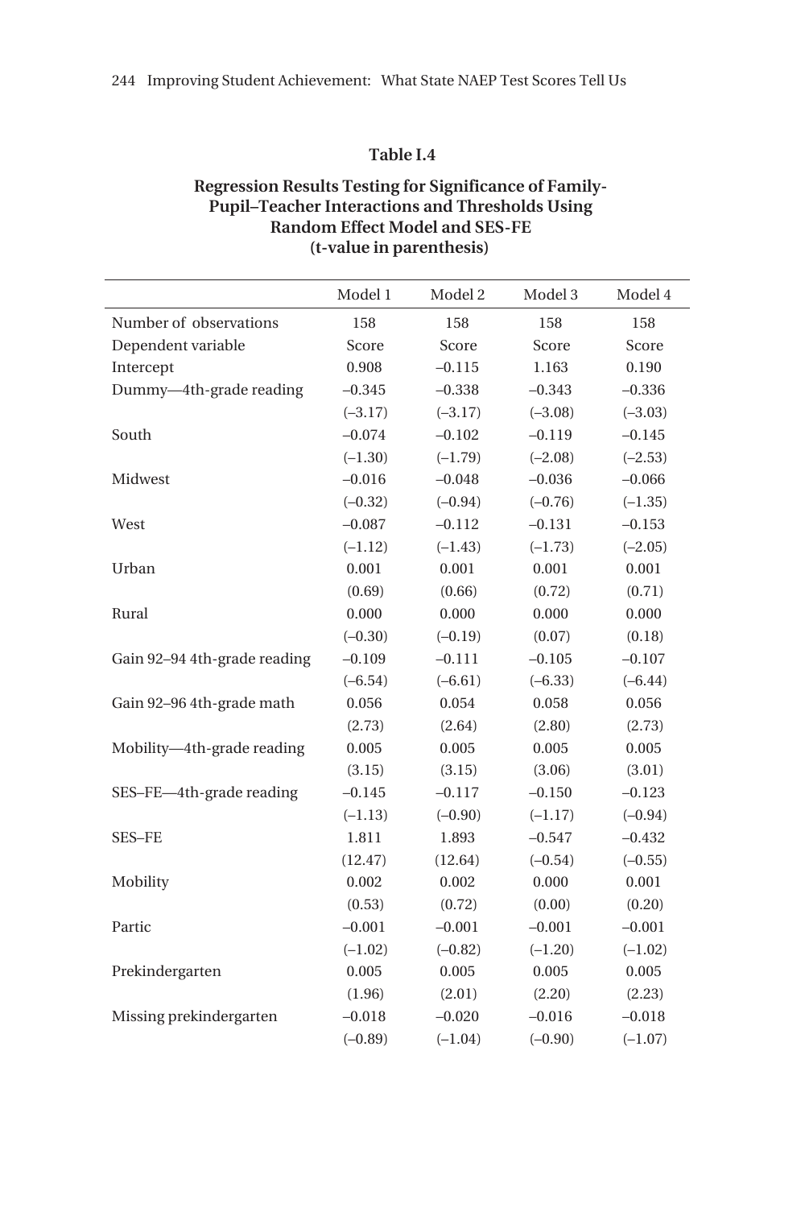## Table I.4

**Regression Results Testing for Significance of Family-Pupil–Teacher Interactions and Thresholds Using Random Effect Model and SES-FE (t-value in parenthesis)**

| | Model 1 | Model 2 | Model 3 | Model 4 |
|---|---|---|---|---|
| Number of observations | 158 | 158 | 158 | 158 |
| Dependent variable | Score | Score | Score | Score |
| Intercept | 0.908 | –0.115 | 1.163 | 0.190 |
| Dummy—4th-grade reading | –0.345 | –0.338 | –0.343 | –0.336 |
| | (–3.17) | (–3.17) | (–3.08) | (–3.03) |
| South | –0.074 | –0.102 | –0.119 | –0.145 |
| | (–1.30) | (–1.79) | (–2.08) | (–2.53) |
| Midwest | –0.016 | –0.048 | –0.036 | –0.066 |
| | (–0.32) | (–0.94) | (–0.76) | (–1.35) |
| West | –0.087 | –0.112 | –0.131 | –0.153 |
| | (–1.12) | (–1.43) | (–1.73) | (–2.05) |
| Urban | 0.001 | 0.001 | 0.001 | 0.001 |
| | (0.69) | (0.66) | (0.72) | (0.71) |
| Rural | 0.000 | 0.000 | 0.000 | 0.000 |
| | (–0.30) | (–0.19) | (0.07) | (0.18) |
| Gain 92–94 4th-grade reading | –0.109 | –0.111 | –0.105 | –0.107 |
| | (–6.54) | (–6.61) | (–6.33) | (–6.44) |
| Gain 92–96 4th-grade math | 0.056 | 0.054 | 0.058 | 0.056 |
| | (2.73) | (2.64) | (2.80) | (2.73) |
| Mobility—4th-grade reading | 0.005 | 0.005 | 0.005 | 0.005 |
| | (3.15) | (3.15) | (3.06) | (3.01) |
| SES–FE—4th-grade reading | –0.145 | –0.117 | –0.150 | –0.123 |
| | (–1.13) | (–0.90) | (–1.17) | (–0.94) |
| SES–FE | 1.811 | 1.893 | –0.547 | –0.432 |
| | (12.47) | (12.64) | (–0.54) | (–0.55) |
| Mobility | 0.002 | 0.002 | 0.000 | 0.001 |
| | (0.53) | (0.72) | (0.00) | (0.20) |
| Partic | –0.001 | –0.001 | –0.001 | –0.001 |
| | (–1.02) | (–0.82) | (–1.20) | (–1.02) |
| Prekindergarten | 0.005 | 0.005 | 0.005 | 0.005 |
| | (1.96) | (2.01) | (2.20) | (2.23) |
| Missing prekindergarten | –0.018 | –0.020 | –0.016 | –0.018 |
| | (–0.89) | (–1.04) | (–0.90) | (–1.07) |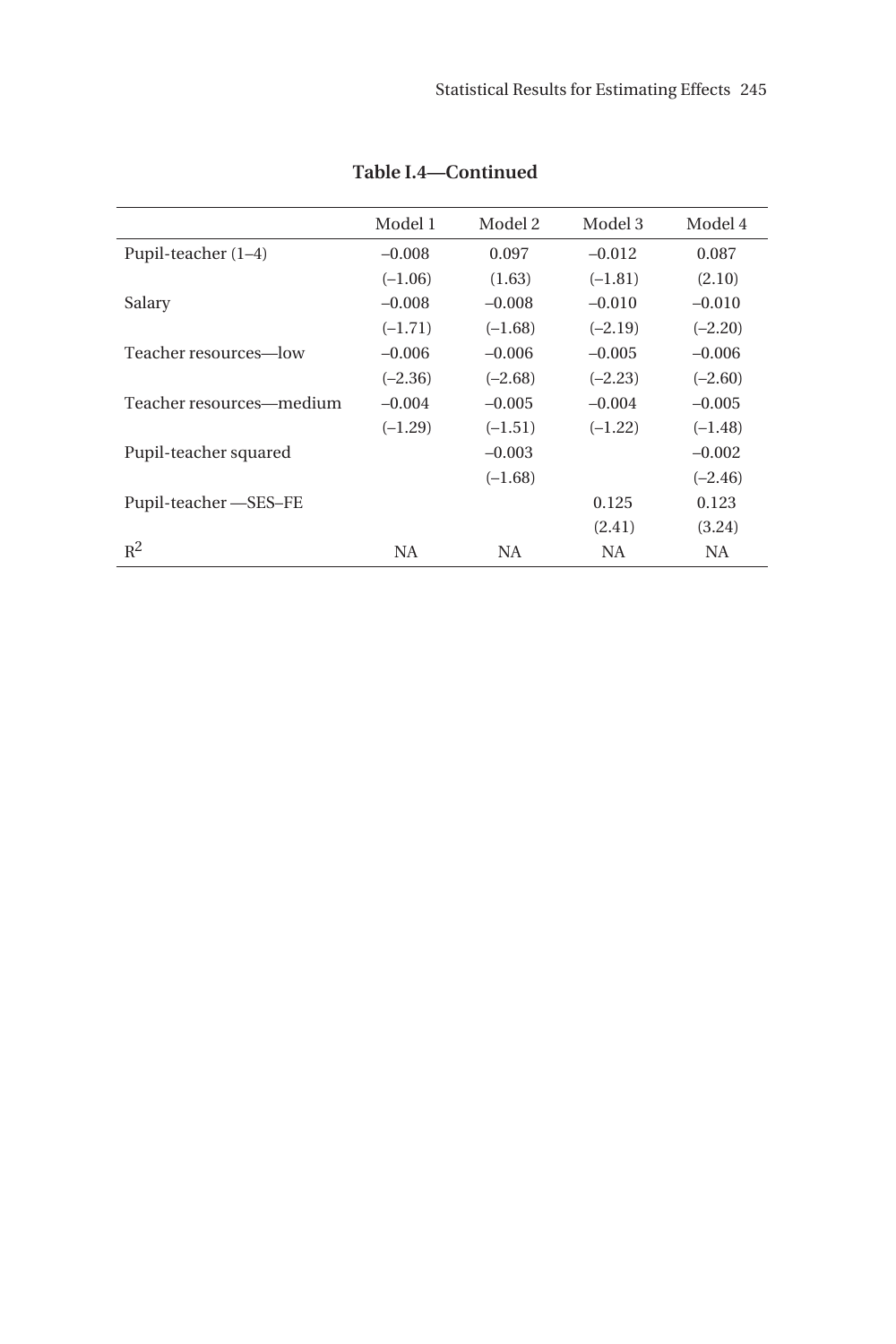**Table I.4—Continued**

| | Model 1 | Model 2 | Model 3 | Model 4 |
|---|---|---|---|---|
| Pupil-teacher (1–4) | –0.008 | 0.097 | –0.012 | 0.087 |
| | (–1.06) | (1.63) | (–1.81) | (2.10) |
| Salary | –0.008 | –0.008 | –0.010 | –0.010 |
| | (–1.71) | (–1.68) | (–2.19) | (–2.20) |
| Teacher resources—low | –0.006 | –0.006 | –0.005 | –0.006 |
| | (–2.36) | (–2.68) | (–2.23) | (–2.60) |
| Teacher resources—medium | –0.004 | –0.005 | –0.004 | –0.005 |
| | (–1.29) | (–1.51) | (–1.22) | (–1.48) |
| Pupil-teacher squared | | –0.003 | | –0.002 |
| | | (–1.68) | | (–2.46) |
| Pupil-teacher —SES–FE | | | 0.125 | 0.123 |
| | | | (2.41) | (3.24) |
| $R^2$ | NA | NA | NA | NA |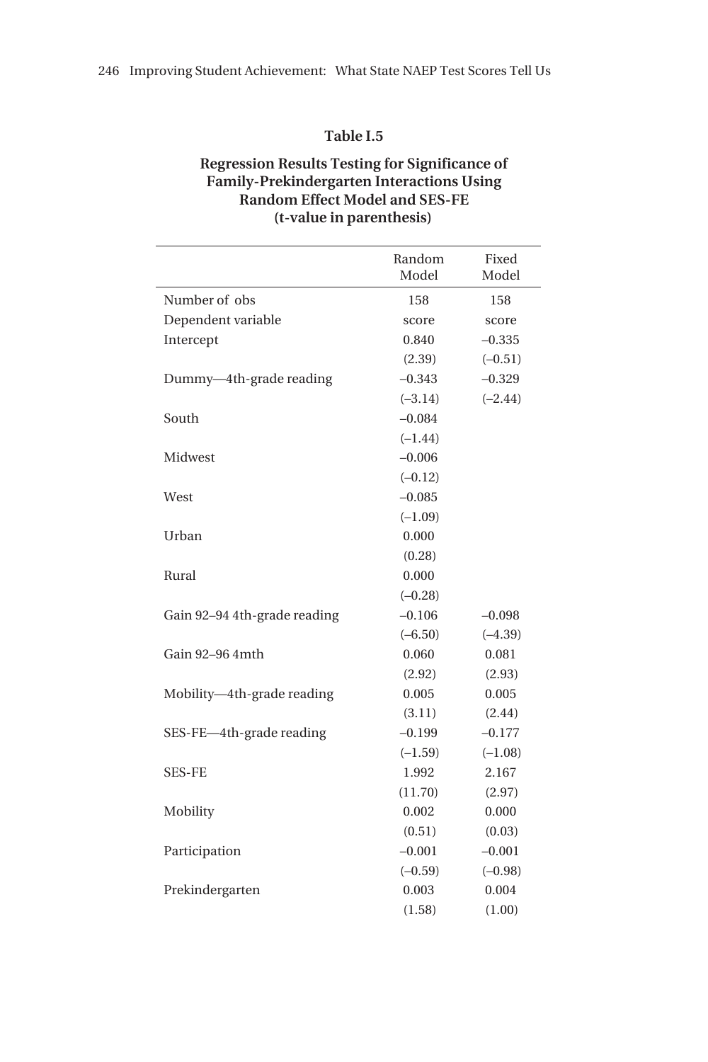**Table I.5**

**Regression Results Testing for Significance of Family-Prekindergarten Interactions Using Random Effect Model and SES-FE (t-value in parenthesis)**

| | Random Model | Fixed Model |
|---|---|---|
| Number of obs | 158 | 158 |
| Dependent variable | score | score |
| Intercept | 0.840 | –0.335 |
| | (2.39) | (–0.51) |
| Dummy—4th-grade reading | –0.343 | –0.329 |
| | (–3.14) | (–2.44) |
| South | –0.084 | |
| | (–1.44) | |
| Midwest | –0.006 | |
| | (–0.12) | |
| West | –0.085 | |
| | (–1.09) | |
| Urban | 0.000 | |
| | (0.28) | |
| Rural | 0.000 | |
| | (–0.28) | |
| Gain 92–94 4th-grade reading | –0.106 | –0.098 |
| | (–6.50) | (–4.39) |
| Gain 92–96 4mth | 0.060 | 0.081 |
| | (2.92) | (2.93) |
| Mobility—4th-grade reading | 0.005 | 0.005 |
| | (3.11) | (2.44) |
| SES-FE—4th-grade reading | –0.199 | –0.177 |
| | (–1.59) | (–1.08) |
| SES-FE | 1.992 | 2.167 |
| | (11.70) | (2.97) |
| Mobility | 0.002 | 0.000 |
| | (0.51) | (0.03) |
| Participation | –0.001 | –0.001 |
| | (–0.59) | (–0.98) |
| Prekindergarten | 0.003 | 0.004 |
| | (1.58) | (1.00) |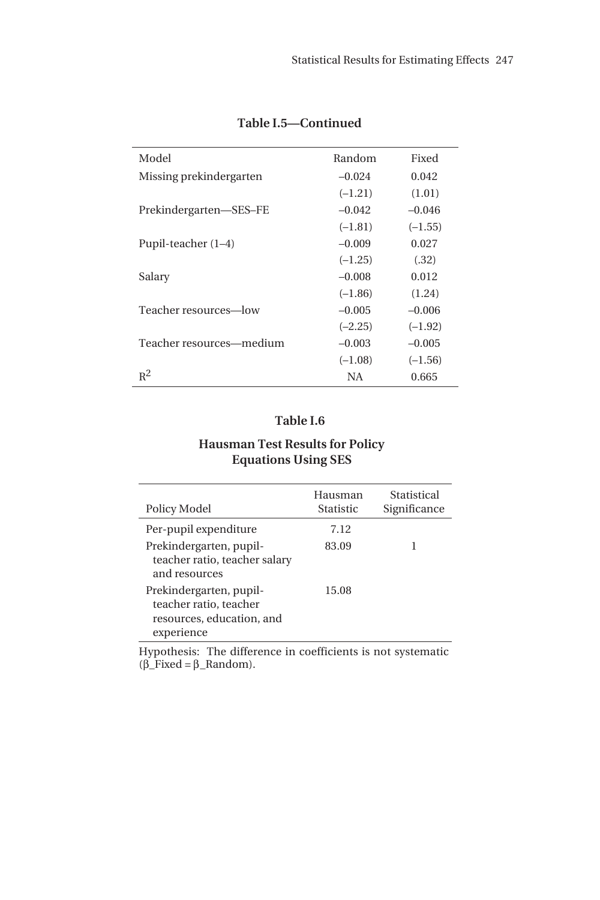**Table I.5—Continued**

| Model | Random | Fixed |
|---|---|---|
| Missing prekindergarten | –0.024 | 0.042 |
| | (–1.21) | (1.01) |
| Prekindergarten—SES–FE | –0.042 | –0.046 |
| | (–1.81) | (–1.55) |
| Pupil-teacher (1–4) | –0.009 | 0.027 |
| | (–1.25) | (.32) |
| Salary | –0.008 | 0.012 |
| | (–1.86) | (1.24) |
| Teacher resources—low | –0.005 | –0.006 |
| | (–2.25) | (–1.92) |
| Teacher resources—medium | –0.003 | –0.005 |
| | (–1.08) | (–1.56) |
| $R^2$ | NA | 0.665 |

## Table I.6

## Hausman Test Results for Policy Equations Using SES

| Policy Model | Hausman Statistic | Statistical Significance |
|---|---|---|
| Per-pupil expenditure | 7.12 | |
| Prekindergarten, pupil-teacher ratio, teacher salary and resources | 83.09 | 1 |
| Prekindergarten, pupil-teacher ratio, teacher resources, education, and experience | 15.08 | |

Hypothesis: The difference in coefficients is not systematic (β_Fixed = β_Random).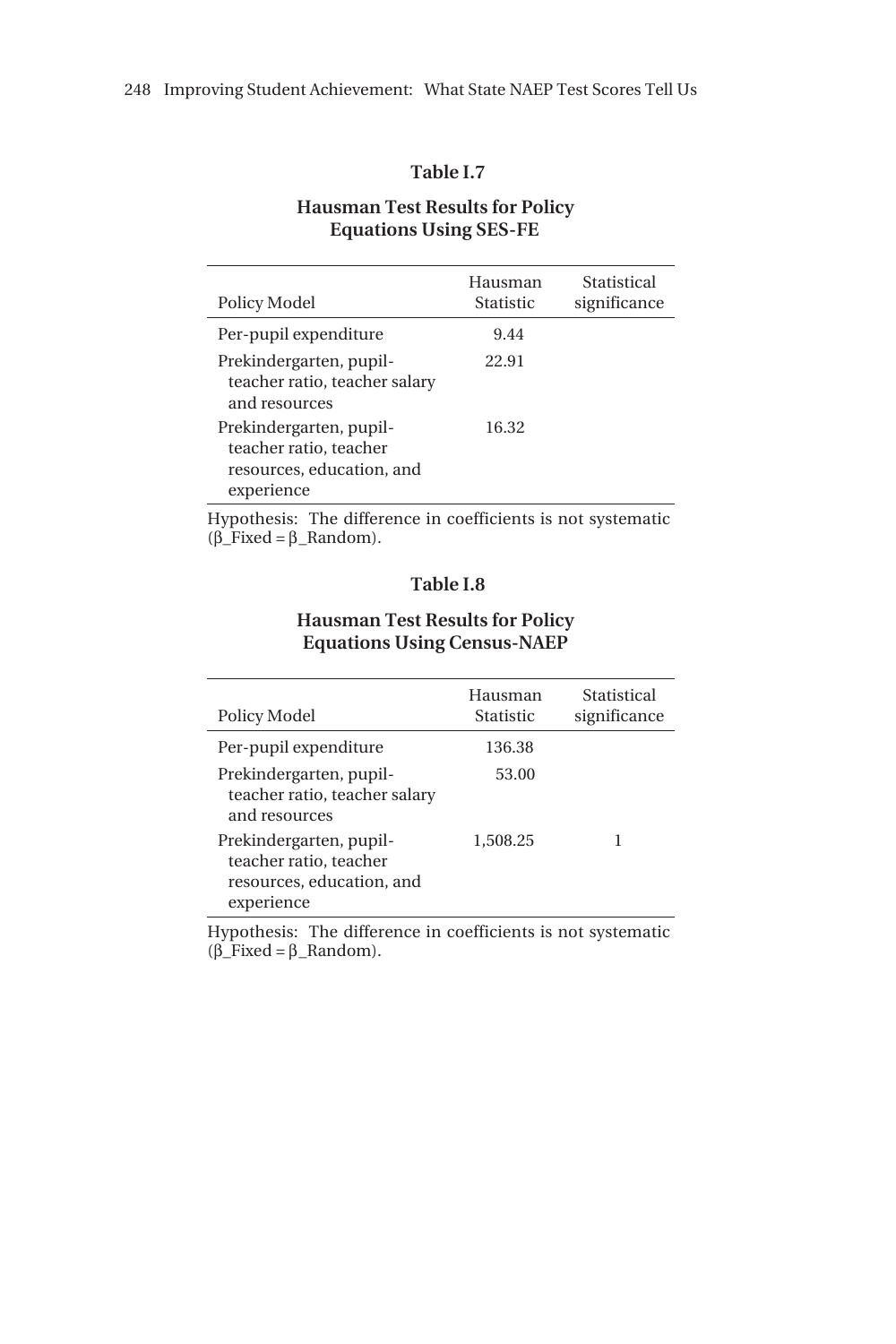### Table I.7

**Hausman Test Results for Policy Equations Using SES-FE**

| Policy Model | Hausman Statistic | Statistical significance |
|---|---|---|
| Per-pupil expenditure | 9.44 | |
| Prekindergarten, pupil-teacher ratio, teacher salary and resources | 22.91 | |
| Prekindergarten, pupil-teacher ratio, teacher resources, education, and experience | 16.32 | |

Hypothesis: The difference in coefficients is not systematic (β_Fixed = β_Random).

### Table I.8

**Hausman Test Results for Policy Equations Using Census-NAEP**

| Policy Model | Hausman Statistic | Statistical significance |
|---|---|---|
| Per-pupil expenditure | 136.38 | |
| Prekindergarten, pupil-teacher ratio, teacher salary and resources | 53.00 | |
| Prekindergarten, pupil-teacher ratio, teacher resources, education, and experience | 1,508.25 | 1 |

Hypothesis: The difference in coefficients is not systematic (β_Fixed = β_Random).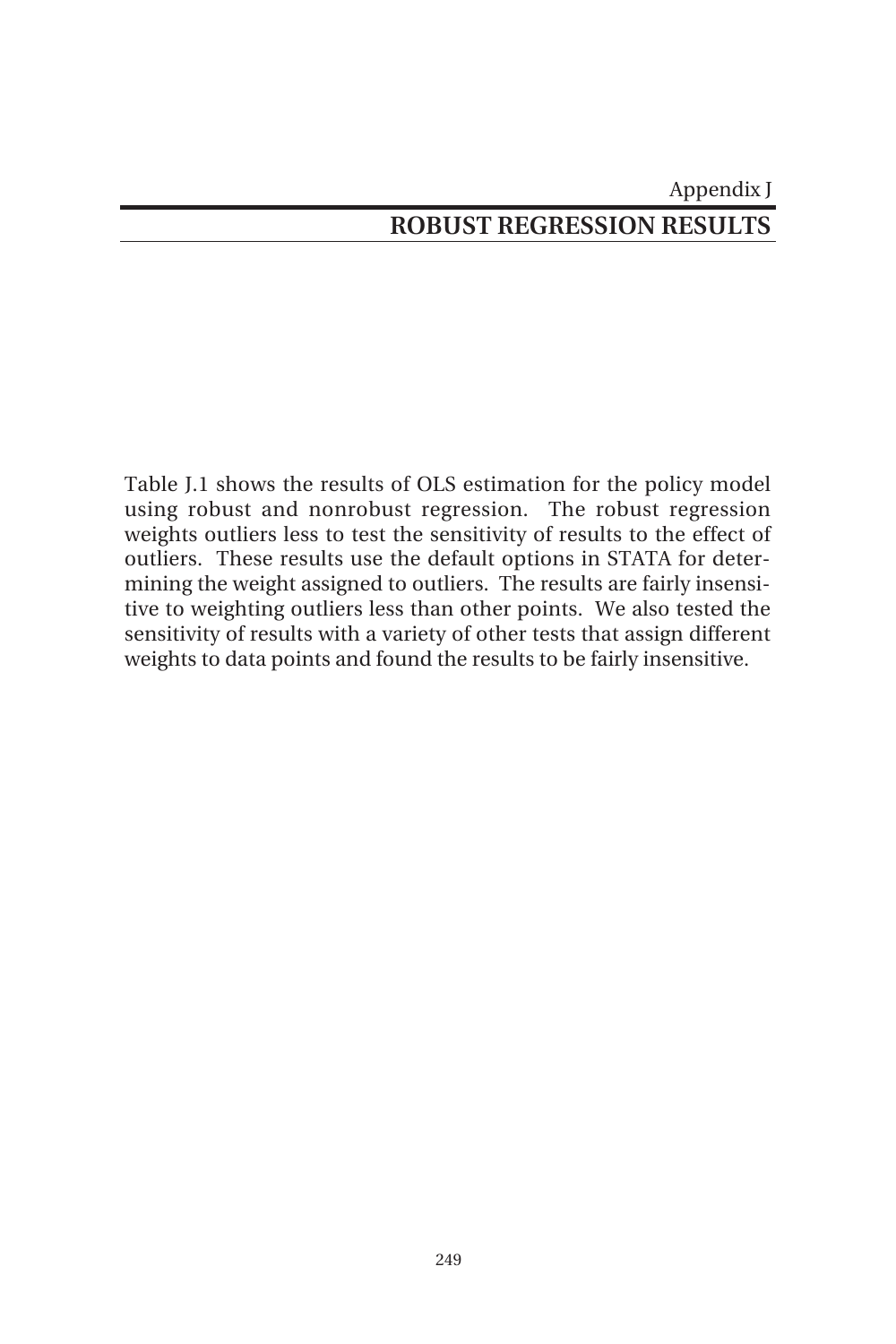Appendix J

# ROBUST REGRESSION RESULTS

Table J.1 shows the results of OLS estimation for the policy model using robust and nonrobust regression. The robust regression weights outliers less to test the sensitivity of results to the effect of outliers. These results use the default options in STATA for determining the weight assigned to outliers. The results are fairly insensitive to weighting outliers less than other points. We also tested the sensitivity of results with a variety of other tests that assign different weights to data points and found the results to be fairly insensitive.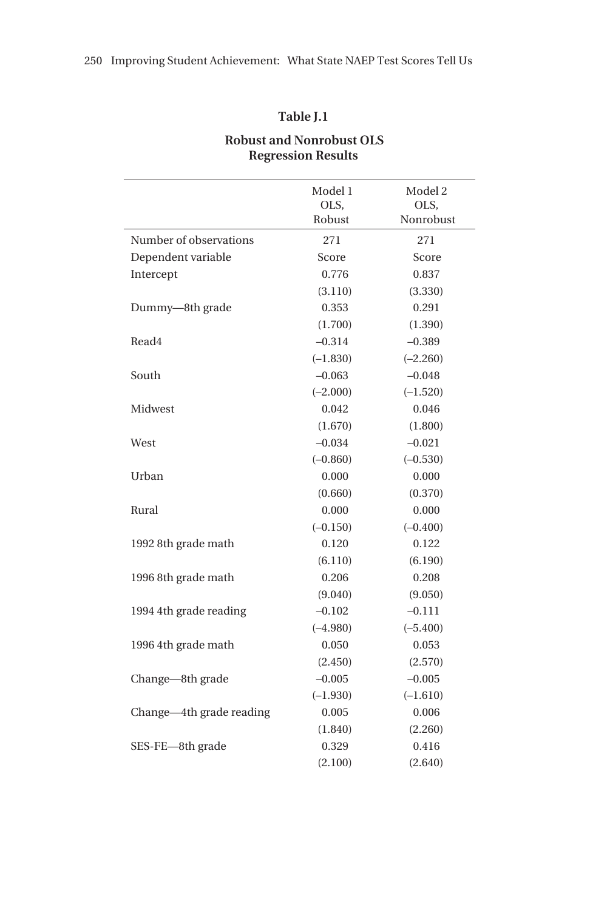**Table J.1**

**Robust and Nonrobust OLS Regression Results**

| | Model 1 OLS, Robust | Model 2 OLS, Nonrobust |
|---|---|---|
| Number of observations | 271 | 271 |
| Dependent variable | Score | Score |
| Intercept | 0.776 | 0.837 |
| | (3.110) | (3.330) |
| Dummy—8th grade | 0.353 | 0.291 |
| | (1.700) | (1.390) |
| Read4 | –0.314 | –0.389 |
| | (–1.830) | (–2.260) |
| South | –0.063 | –0.048 |
| | (–2.000) | (–1.520) |
| Midwest | 0.042 | 0.046 |
| | (1.670) | (1.800) |
| West | –0.034 | –0.021 |
| | (–0.860) | (–0.530) |
| Urban | 0.000 | 0.000 |
| | (0.660) | (0.370) |
| Rural | 0.000 | 0.000 |
| | (–0.150) | (–0.400) |
| 1992 8th grade math | 0.120 | 0.122 |
| | (6.110) | (6.190) |
| 1996 8th grade math | 0.206 | 0.208 |
| | (9.040) | (9.050) |
| 1994 4th grade reading | –0.102 | –0.111 |
| | (–4.980) | (–5.400) |
| 1996 4th grade math | 0.050 | 0.053 |
| | (2.450) | (2.570) |
| Change—8th grade | –0.005 | –0.005 |
| | (–1.930) | (–1.610) |
| Change—4th grade reading | 0.005 | 0.006 |
| | (1.840) | (2.260) |
| SES-FE—8th grade | 0.329 | 0.416 |
| | (2.100) | (2.640) |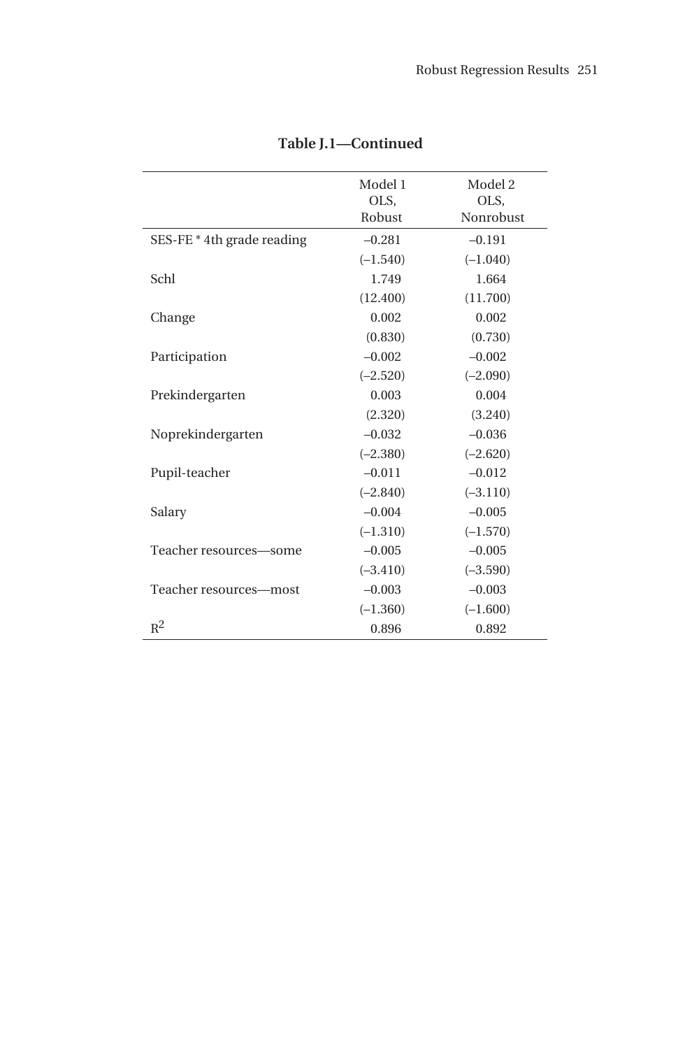**Table J.1—Continued**

| | Model 1 OLS, Robust | Model 2 OLS, Nonrobust |
|---|---|---|
| SES-FE * 4th grade reading | –0.281 | –0.191 |
| | (–1.540) | (–1.040) |
| Schl | 1.749 | 1.664 |
| | (12.400) | (11.700) |
| Change | 0.002 | 0.002 |
| | (0.830) | (0.730) |
| Participation | –0.002 | –0.002 |
| | (–2.520) | (–2.090) |
| Prekindergarten | 0.003 | 0.004 |
| | (2.320) | (3.240) |
| Noprekindergarten | –0.032 | –0.036 |
| | (–2.380) | (–2.620) |
| Pupil-teacher | –0.011 | –0.012 |
| | (–2.840) | (–3.110) |
| Salary | –0.004 | –0.005 |
| | (–1.310) | (–1.570) |
| Teacher resources—some | –0.005 | –0.005 |
| | (–3.410) | (–3.590) |
| Teacher resources—most | –0.003 | –0.003 |
| | (–1.360) | (–1.600) |
| $R^2$ | 0.896 | 0.892 |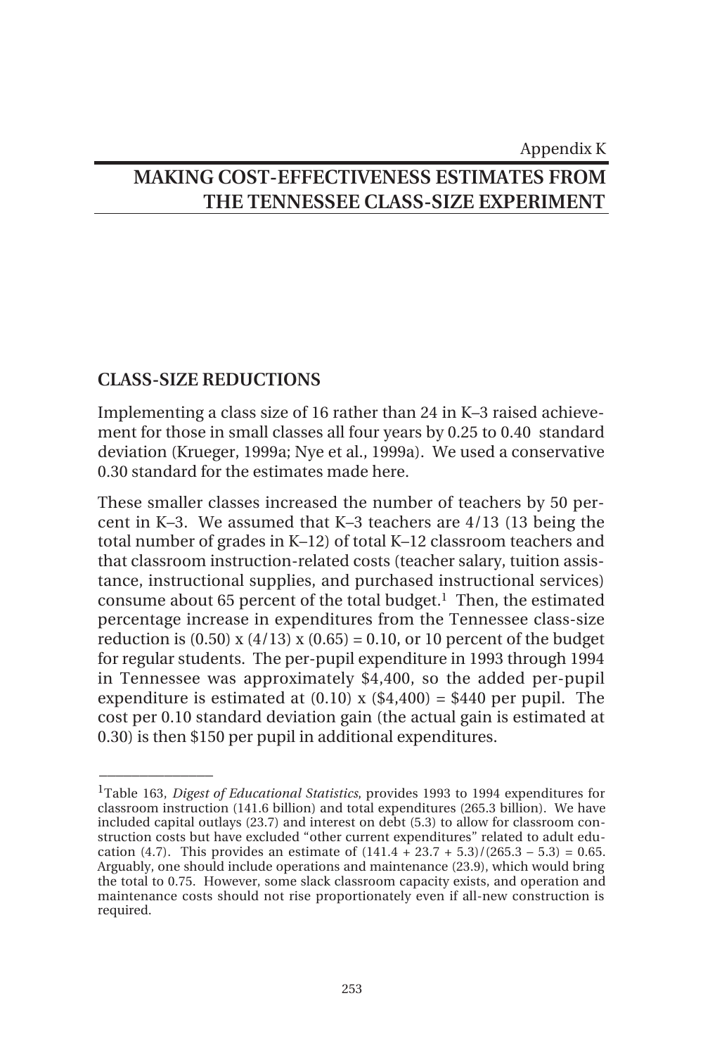Appendix K

# MAKING COST-EFFECTIVENESS ESTIMATES FROM THE TENNESSEE CLASS-SIZE EXPERIMENT

## CLASS-SIZE REDUCTIONS

Implementing a class size of 16 rather than 24 in K–3 raised achievement for those in small classes all four years by 0.25 to 0.40 standard deviation (Krueger, 1999a; Nye et al., 1999a). We used a conservative 0.30 standard for the estimates made here.

These smaller classes increased the number of teachers by 50 percent in K–3. We assumed that K–3 teachers are 4/13 (13 being the total number of grades in K–12) of total K–12 classroom teachers and that classroom instruction-related costs (teacher salary, tuition assistance, instructional supplies, and purchased instructional services) consume about 65 percent of the total budget.[1] Then, the estimated percentage increase in expenditures from the Tennessee class-size reduction is (0.50) x (4/13) x (0.65) = 0.10, or 10 percent of the budget for regular students. The per-pupil expenditure in 1993 through 1994 in Tennessee was approximately $4,400, so the added per-pupil expenditure is estimated at (0.10) x ($4,400) = $440 per pupil. The cost per 0.10 standard deviation gain (the actual gain is estimated at 0.30) is then $150 per pupil in additional expenditures.

---

[1]Table 163, *Digest of Educational Statistics*, provides 1993 to 1994 expenditures for classroom instruction (141.6 billion) and total expenditures (265.3 billion). We have included capital outlays (23.7) and interest on debt (5.3) to allow for classroom construction costs but have excluded "other current expenditures" related to adult education (4.7). This provides an estimate of (141.4 + 23.7 + 5.3)/(265.3 – 5.3) = 0.65. Arguably, one should include operations and maintenance (23.9), which would bring the total to 0.75. However, some slack classroom capacity exists, and operation and maintenance costs should not rise proportionately even if all-new construction is required.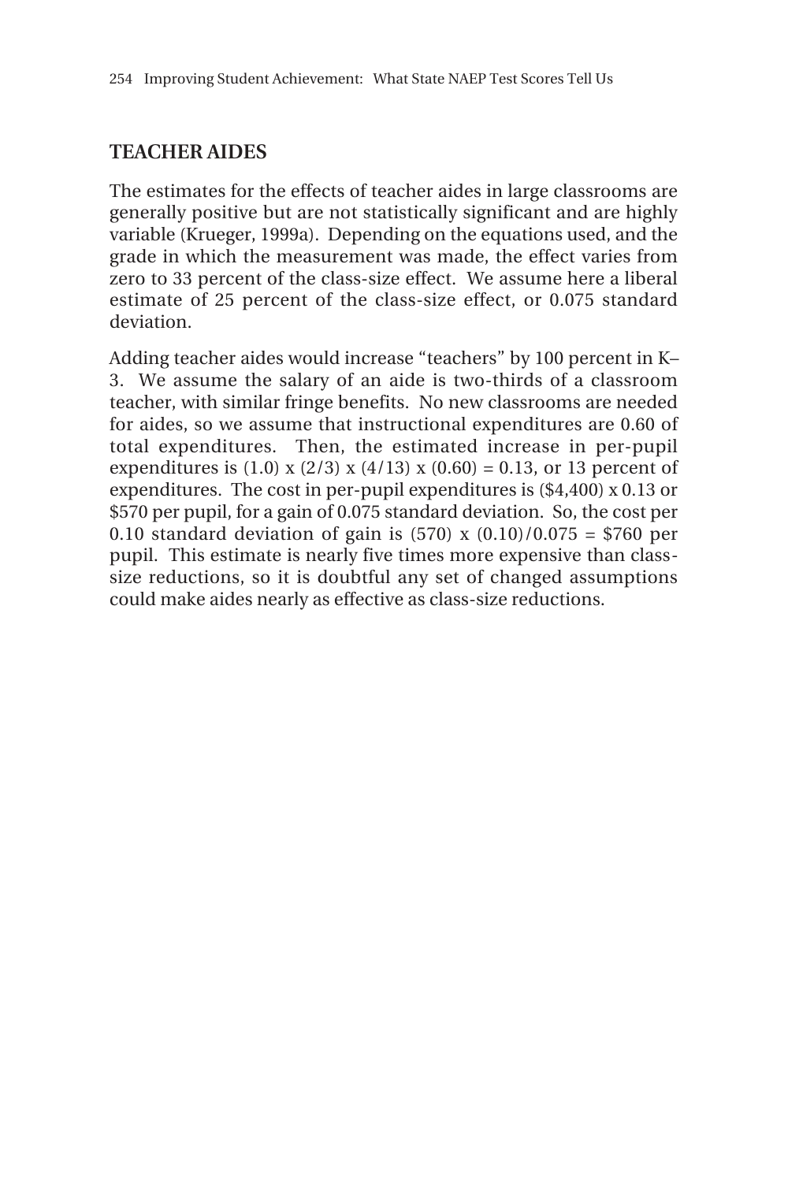## TEACHER AIDES

The estimates for the effects of teacher aides in large classrooms are generally positive but are not statistically significant and are highly variable (Krueger, 1999a). Depending on the equations used, and the grade in which the measurement was made, the effect varies from zero to 33 percent of the class-size effect. We assume here a liberal estimate of 25 percent of the class-size effect, or 0.075 standard deviation.

Adding teacher aides would increase "teachers" by 100 percent in K–3. We assume the salary of an aide is two-thirds of a classroom teacher, with similar fringe benefits. No new classrooms are needed for aides, so we assume that instructional expenditures are 0.60 of total expenditures. Then, the estimated increase in per-pupil expenditures is $(1.0) \times (2/3) \times (4/13) \times (0.60) = 0.13$, or 13 percent of expenditures. The cost in per-pupil expenditures is (\$4,400) x 0.13 or \$570 per pupil, for a gain of 0.075 standard deviation. So, the cost per 0.10 standard deviation of gain is $(570) \times (0.10)/0.075 = \$760$ per pupil. This estimate is nearly five times more expensive than class-size reductions, so it is doubtful any set of changed assumptions could make aides nearly as effective as class-size reductions.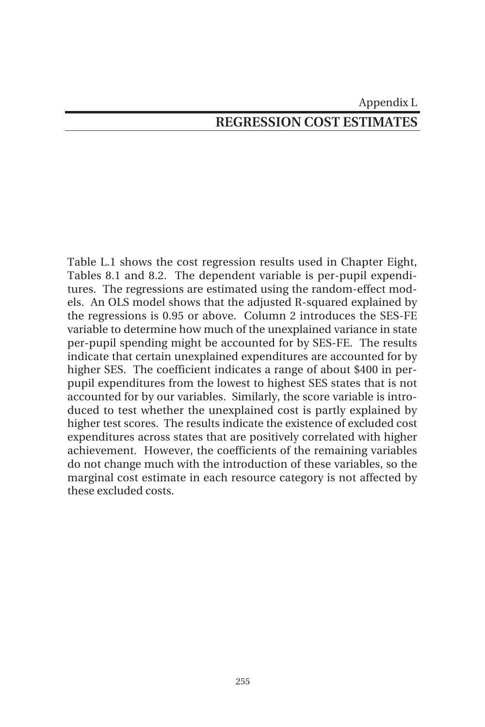Appendix L

# REGRESSION COST ESTIMATES

Table L.1 shows the cost regression results used in Chapter Eight, Tables 8.1 and 8.2. The dependent variable is per-pupil expenditures. The regressions are estimated using the random-effect models. An OLS model shows that the adjusted R-squared explained by the regressions is 0.95 or above. Column 2 introduces the SES-FE variable to determine how much of the unexplained variance in state per-pupil spending might be accounted for by SES-FE. The results indicate that certain unexplained expenditures are accounted for by higher SES. The coefficient indicates a range of about $400 in per-pupil expenditures from the lowest to highest SES states that is not accounted for by our variables. Similarly, the score variable is introduced to test whether the unexplained cost is partly explained by higher test scores. The results indicate the existence of excluded cost expenditures across states that are positively correlated with higher achievement. However, the coefficients of the remaining variables do not change much with the introduction of these variables, so the marginal cost estimate in each resource category is not affected by these excluded costs.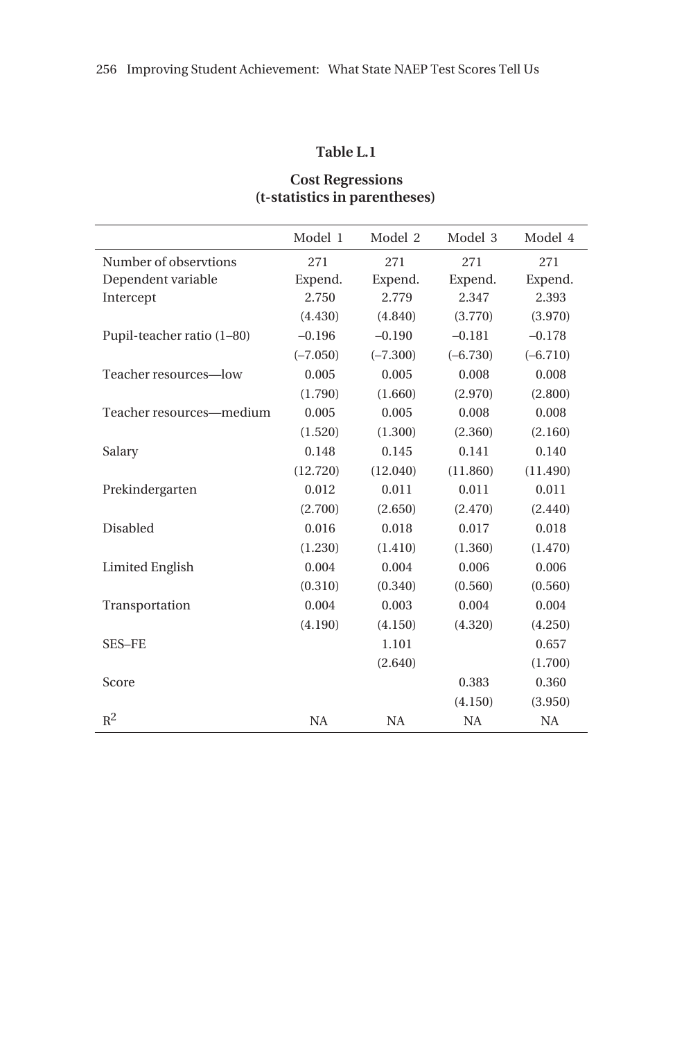**Table L.1**

**Cost Regressions**
**(t-statistics in parentheses)**

| | Model 1 | Model 2 | Model 3 | Model 4 |
|---|---|---|---|---|
| Number of observtions | 271 | 271 | 271 | 271 |
| Dependent variable | Expend. | Expend. | Expend. | Expend. |
| Intercept | 2.750 | 2.779 | 2.347 | 2.393 |
| | (4.430) | (4.840) | (3.770) | (3.970) |
| Pupil-teacher ratio (1–80) | –0.196 | –0.190 | –0.181 | –0.178 |
| | (–7.050) | (–7.300) | (–6.730) | (–6.710) |
| Teacher resources—low | 0.005 | 0.005 | 0.008 | 0.008 |
| | (1.790) | (1.660) | (2.970) | (2.800) |
| Teacher resources—medium | 0.005 | 0.005 | 0.008 | 0.008 |
| | (1.520) | (1.300) | (2.360) | (2.160) |
| Salary | 0.148 | 0.145 | 0.141 | 0.140 |
| | (12.720) | (12.040) | (11.860) | (11.490) |
| Prekindergarten | 0.012 | 0.011 | 0.011 | 0.011 |
| | (2.700) | (2.650) | (2.470) | (2.440) |
| Disabled | 0.016 | 0.018 | 0.017 | 0.018 |
| | (1.230) | (1.410) | (1.360) | (1.470) |
| Limited English | 0.004 | 0.004 | 0.006 | 0.006 |
| | (0.310) | (0.340) | (0.560) | (0.560) |
| Transportation | 0.004 | 0.003 | 0.004 | 0.004 |
| | (4.190) | (4.150) | (4.320) | (4.250) |
| SES–FE | | 1.101 | | 0.657 |
| | | (2.640) | | (1.700) |
| Score | | | 0.383 | 0.360 |
| | | | (4.150) | (3.950) |
| $R^2$ | NA | NA | NA | NA |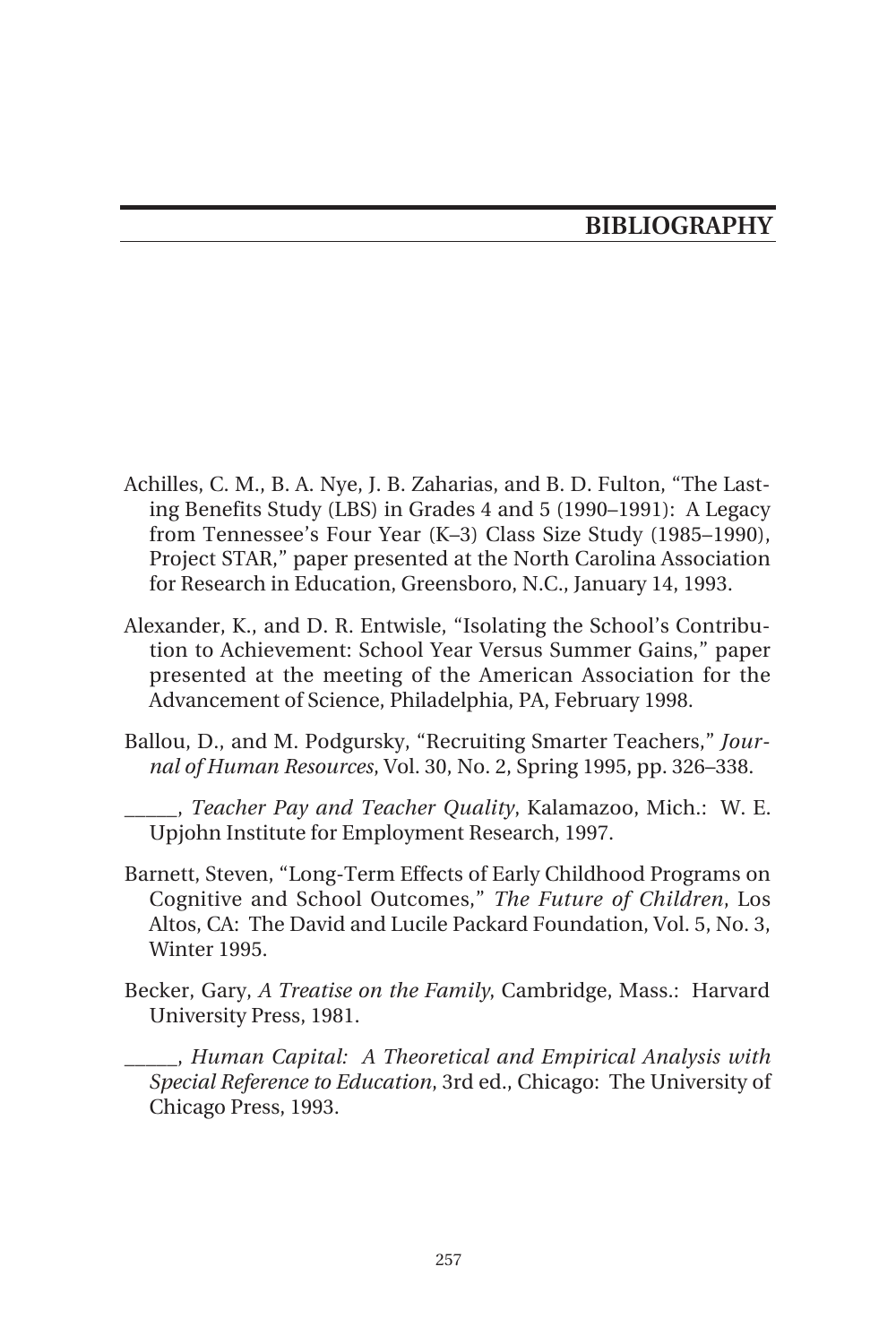# BIBLIOGRAPHY

Achilles, C. M., B. A. Nye, J. B. Zaharias, and B. D. Fulton, "The Lasting Benefits Study (LBS) in Grades 4 and 5 (1990–1991): A Legacy from Tennessee's Four Year (K–3) Class Size Study (1985–1990), Project STAR," paper presented at the North Carolina Association for Research in Education, Greensboro, N.C., January 14, 1993.

Alexander, K., and D. R. Entwisle, "Isolating the School's Contribution to Achievement: School Year Versus Summer Gains," paper presented at the meeting of the American Association for the Advancement of Science, Philadelphia, PA, February 1998.

Ballou, D., and M. Podgursky, "Recruiting Smarter Teachers," *Journal of Human Resources*, Vol. 30, No. 2, Spring 1995, pp. 326–338.

_____, *Teacher Pay and Teacher Quality*, Kalamazoo, Mich.: W. E. Upjohn Institute for Employment Research, 1997.

Barnett, Steven, "Long-Term Effects of Early Childhood Programs on Cognitive and School Outcomes," *The Future of Children*, Los Altos, CA: The David and Lucile Packard Foundation, Vol. 5, No. 3, Winter 1995.

Becker, Gary, *A Treatise on the Family*, Cambridge, Mass.: Harvard University Press, 1981.

_____, *Human Capital: A Theoretical and Empirical Analysis with Special Reference to Education*, 3rd ed., Chicago: The University of Chicago Press, 1993.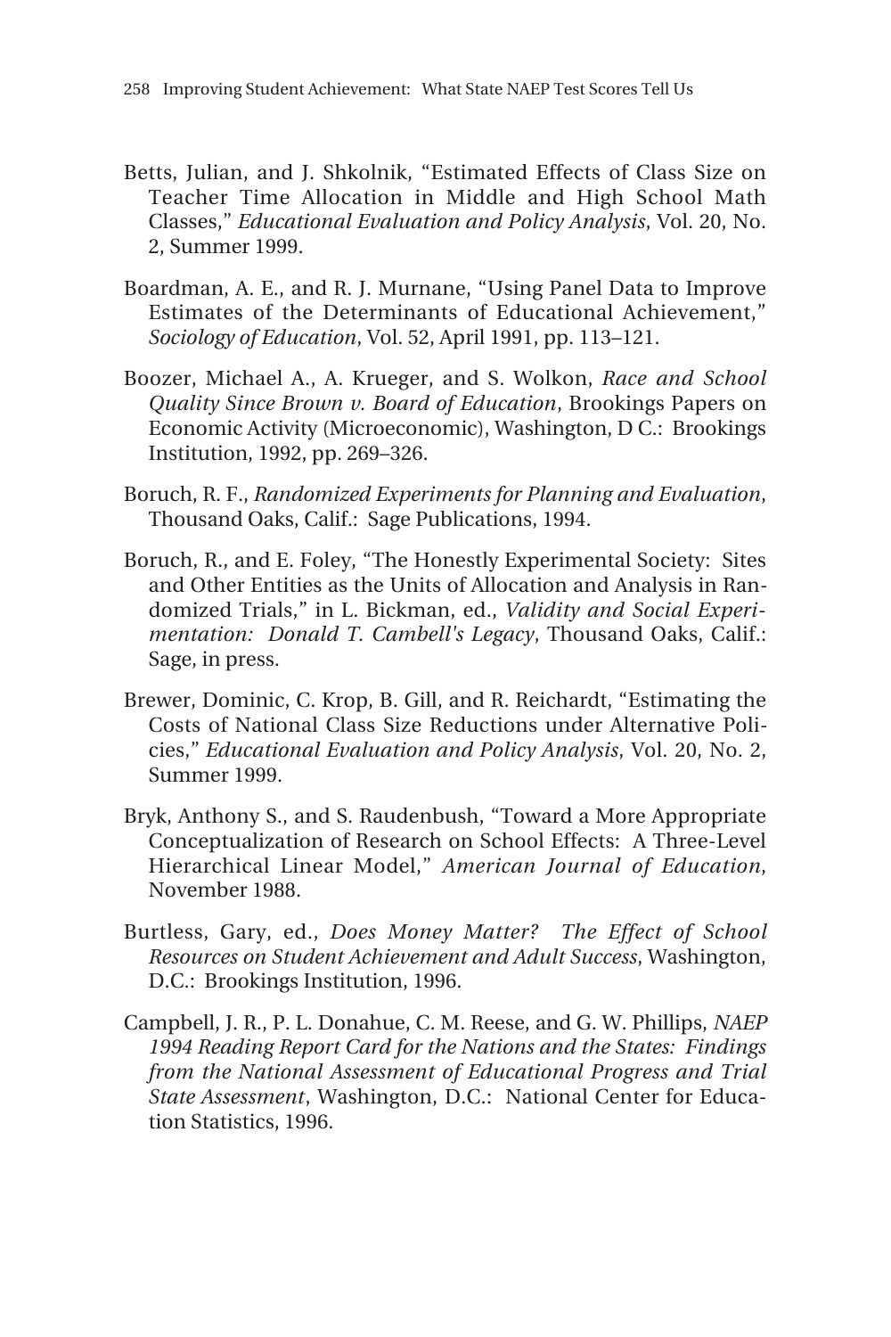Betts, Julian, and J. Shkolnik, "Estimated Effects of Class Size on Teacher Time Allocation in Middle and High School Math Classes," *Educational Evaluation and Policy Analysis*, Vol. 20, No. 2, Summer 1999.

Boardman, A. E., and R. J. Murnane, "Using Panel Data to Improve Estimates of the Determinants of Educational Achievement," *Sociology of Education*, Vol. 52, April 1991, pp. 113–121.

Boozer, Michael A., A. Krueger, and S. Wolkon, *Race and School Quality Since Brown v. Board of Education*, Brookings Papers on Economic Activity (Microeconomic), Washington, D C.: Brookings Institution, 1992, pp. 269–326.

Boruch, R. F., *Randomized Experiments for Planning and Evaluation*, Thousand Oaks, Calif.: Sage Publications, 1994.

Boruch, R., and E. Foley, "The Honestly Experimental Society: Sites and Other Entities as the Units of Allocation and Analysis in Randomized Trials," in L. Bickman, ed., *Validity and Social Experimentation: Donald T. Cambell's Legacy*, Thousand Oaks, Calif.: Sage, in press.

Brewer, Dominic, C. Krop, B. Gill, and R. Reichardt, "Estimating the Costs of National Class Size Reductions under Alternative Policies," *Educational Evaluation and Policy Analysis*, Vol. 20, No. 2, Summer 1999.

Bryk, Anthony S., and S. Raudenbush, "Toward a More Appropriate Conceptualization of Research on School Effects: A Three-Level Hierarchical Linear Model," *American Journal of Education*, November 1988.

Burtless, Gary, ed., *Does Money Matter? The Effect of School Resources on Student Achievement and Adult Success*, Washington, D.C.: Brookings Institution, 1996.

Campbell, J. R., P. L. Donahue, C. M. Reese, and G. W. Phillips, *NAEP 1994 Reading Report Card for the Nations and the States: Findings from the National Assessment of Educational Progress and Trial State Assessment*, Washington, D.C.: National Center for Education Statistics, 1996.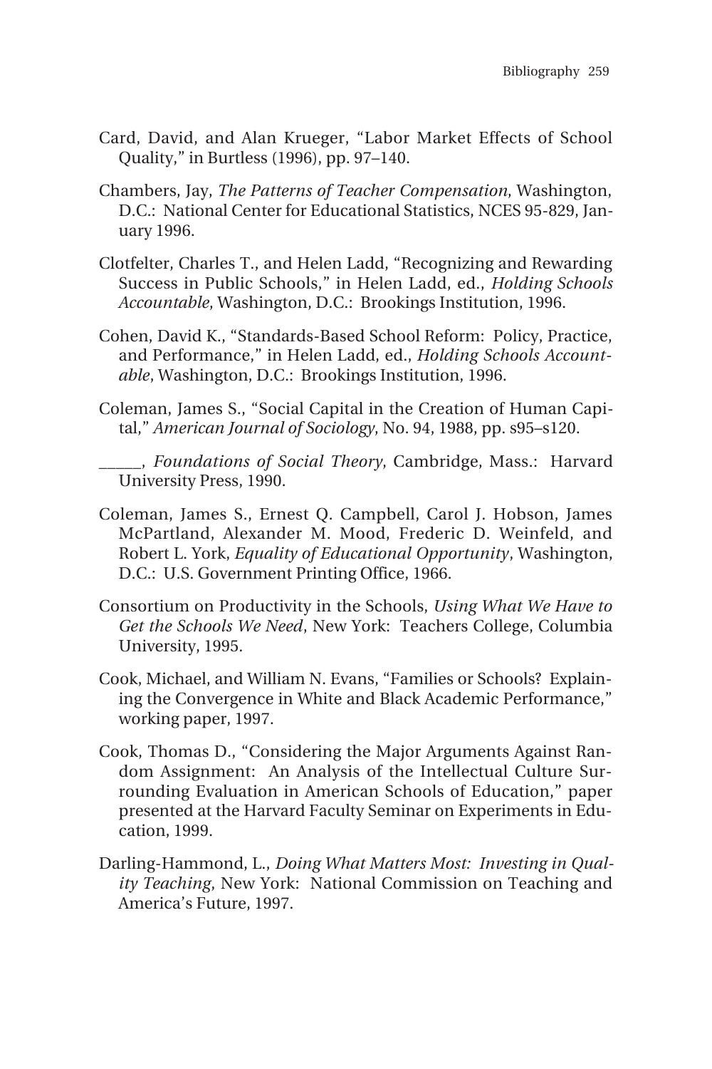Card, David, and Alan Krueger, "Labor Market Effects of School Quality," in Burtless (1996), pp. 97–140.

Chambers, Jay, *The Patterns of Teacher Compensation*, Washington, D.C.: National Center for Educational Statistics, NCES 95-829, January 1996.

Clotfelter, Charles T., and Helen Ladd, "Recognizing and Rewarding Success in Public Schools," in Helen Ladd, ed., *Holding Schools Accountable*, Washington, D.C.: Brookings Institution, 1996.

Cohen, David K., "Standards-Based School Reform: Policy, Practice, and Performance," in Helen Ladd, ed., *Holding Schools Accountable*, Washington, D.C.: Brookings Institution, 1996.

Coleman, James S., "Social Capital in the Creation of Human Capital," *American Journal of Sociology*, No. 94, 1988, pp. s95–s120.

_____, *Foundations of Social Theory*, Cambridge, Mass.: Harvard University Press, 1990.

Coleman, James S., Ernest Q. Campbell, Carol J. Hobson, James McPartland, Alexander M. Mood, Frederic D. Weinfeld, and Robert L. York, *Equality of Educational Opportunity*, Washington, D.C.: U.S. Government Printing Office, 1966.

Consortium on Productivity in the Schools, *Using What We Have to Get the Schools We Need*, New York: Teachers College, Columbia University, 1995.

Cook, Michael, and William N. Evans, "Families or Schools? Explaining the Convergence in White and Black Academic Performance," working paper, 1997.

Cook, Thomas D., "Considering the Major Arguments Against Random Assignment: An Analysis of the Intellectual Culture Surrounding Evaluation in American Schools of Education," paper presented at the Harvard Faculty Seminar on Experiments in Education, 1999.

Darling-Hammond, L., *Doing What Matters Most: Investing in Quality Teaching*, New York: National Commission on Teaching and America's Future, 1997.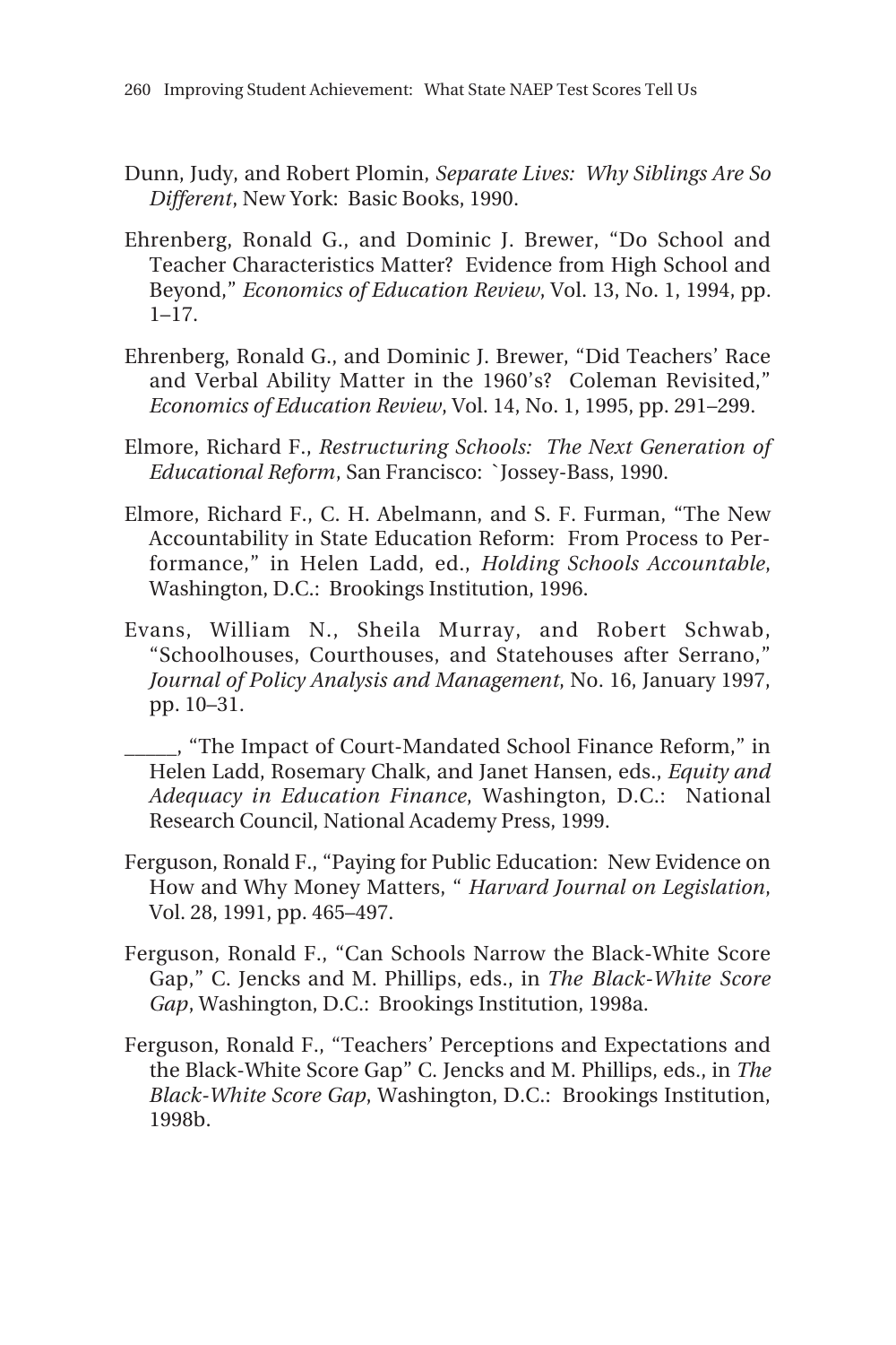Dunn, Judy, and Robert Plomin, *Separate Lives: Why Siblings Are So Different*, New York: Basic Books, 1990.

Ehrenberg, Ronald G., and Dominic J. Brewer, "Do School and Teacher Characteristics Matter? Evidence from High School and Beyond," *Economics of Education Review*, Vol. 13, No. 1, 1994, pp. 1–17.

Ehrenberg, Ronald G., and Dominic J. Brewer, "Did Teachers' Race and Verbal Ability Matter in the 1960's? Coleman Revisited," *Economics of Education Review*, Vol. 14, No. 1, 1995, pp. 291–299.

Elmore, Richard F., *Restructuring Schools: The Next Generation of Educational Reform*, San Francisco: `Jossey-Bass, 1990.

Elmore, Richard F., C. H. Abelmann, and S. F. Furman, "The New Accountability in State Education Reform: From Process to Performance," in Helen Ladd, ed., *Holding Schools Accountable*, Washington, D.C.: Brookings Institution, 1996.

Evans, William N., Sheila Murray, and Robert Schwab, "Schoolhouses, Courthouses, and Statehouses after Serrano," *Journal of Policy Analysis and Management*, No. 16, January 1997, pp. 10–31.

_____, "The Impact of Court-Mandated School Finance Reform," in Helen Ladd, Rosemary Chalk, and Janet Hansen, eds., *Equity and Adequacy in Education Finance*, Washington, D.C.: National Research Council, National Academy Press, 1999.

Ferguson, Ronald F., "Paying for Public Education: New Evidence on How and Why Money Matters, " *Harvard Journal on Legislation*, Vol. 28, 1991, pp. 465–497.

Ferguson, Ronald F., "Can Schools Narrow the Black-White Score Gap," C. Jencks and M. Phillips, eds., in *The Black-White Score Gap*, Washington, D.C.: Brookings Institution, 1998a.

Ferguson, Ronald F., "Teachers' Perceptions and Expectations and the Black-White Score Gap" C. Jencks and M. Phillips, eds., in *The Black-White Score Gap*, Washington, D.C.: Brookings Institution, 1998b.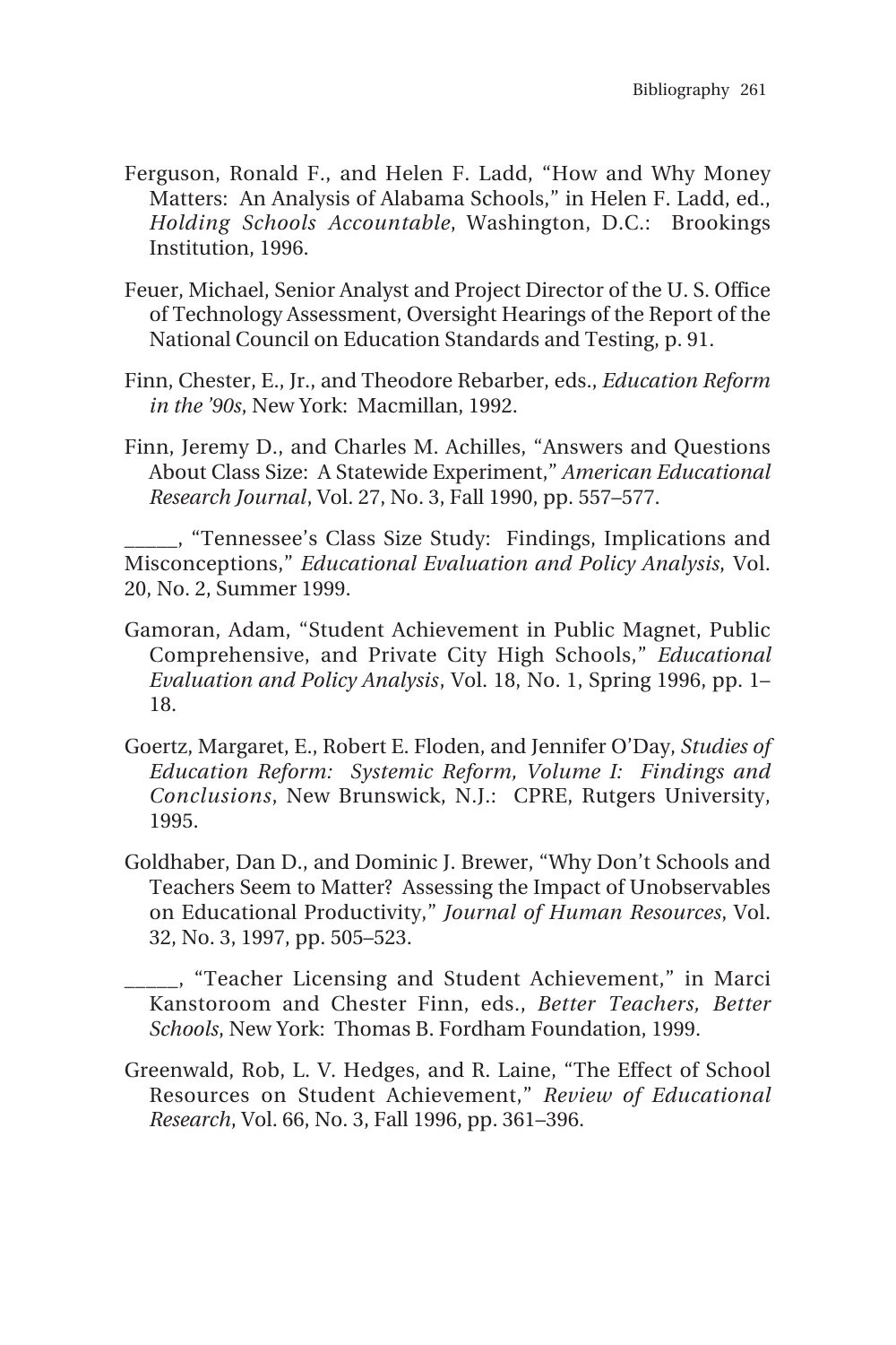Ferguson, Ronald F., and Helen F. Ladd, "How and Why Money Matters: An Analysis of Alabama Schools," in Helen F. Ladd, ed., *Holding Schools Accountable*, Washington, D.C.: Brookings Institution, 1996.

Feuer, Michael, Senior Analyst and Project Director of the U. S. Office of Technology Assessment, Oversight Hearings of the Report of the National Council on Education Standards and Testing, p. 91.

Finn, Chester, E., Jr., and Theodore Rebarber, eds., *Education Reform in the '90s*, New York: Macmillan, 1992.

Finn, Jeremy D., and Charles M. Achilles, "Answers and Questions About Class Size: A Statewide Experiment," *American Educational Research Journal*, Vol. 27, No. 3, Fall 1990, pp. 557–577.

_____, "Tennessee's Class Size Study: Findings, Implications and Misconceptions," *Educational Evaluation and Policy Analysis*, Vol. 20, No. 2, Summer 1999.

Gamoran, Adam, "Student Achievement in Public Magnet, Public Comprehensive, and Private City High Schools," *Educational Evaluation and Policy Analysis*, Vol. 18, No. 1, Spring 1996, pp. 1–18.

Goertz, Margaret, E., Robert E. Floden, and Jennifer O'Day, *Studies of Education Reform: Systemic Reform, Volume I: Findings and Conclusions*, New Brunswick, N.J.: CPRE, Rutgers University, 1995.

Goldhaber, Dan D., and Dominic J. Brewer, "Why Don't Schools and Teachers Seem to Matter? Assessing the Impact of Unobservables on Educational Productivity," *Journal of Human Resources*, Vol. 32, No. 3, 1997, pp. 505–523.

_____, "Teacher Licensing and Student Achievement," in Marci Kanstoroom and Chester Finn, eds., *Better Teachers, Better Schools*, New York: Thomas B. Fordham Foundation, 1999.

Greenwald, Rob, L. V. Hedges, and R. Laine, "The Effect of School Resources on Student Achievement," *Review of Educational Research*, Vol. 66, No. 3, Fall 1996, pp. 361–396.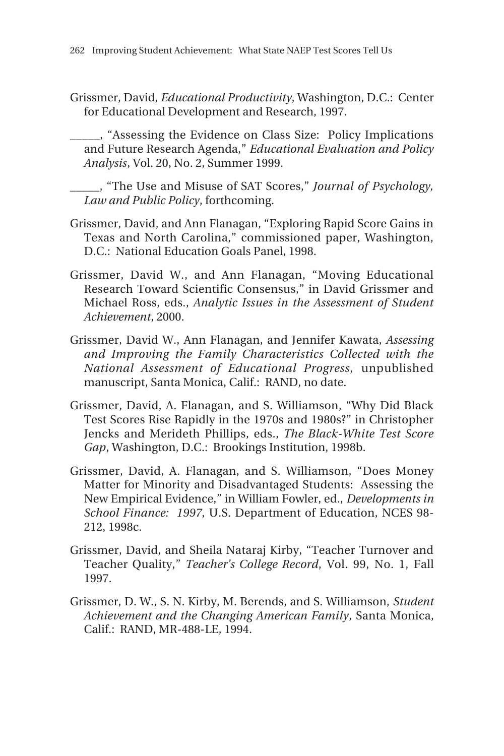Grissmer, David, *Educational Productivity*, Washington, D.C.: Center for Educational Development and Research, 1997.

_____, "Assessing the Evidence on Class Size: Policy Implications and Future Research Agenda," *Educational Evaluation and Policy Analysis*, Vol. 20, No. 2, Summer 1999.

_____, "The Use and Misuse of SAT Scores," *Journal of Psychology, Law and Public Policy*, forthcoming.

Grissmer, David, and Ann Flanagan, "Exploring Rapid Score Gains in Texas and North Carolina," commissioned paper, Washington, D.C.: National Education Goals Panel, 1998.

Grissmer, David W., and Ann Flanagan, "Moving Educational Research Toward Scientific Consensus," in David Grissmer and Michael Ross, eds., *Analytic Issues in the Assessment of Student Achievement*, 2000.

Grissmer, David W., Ann Flanagan, and Jennifer Kawata, *Assessing and Improving the Family Characteristics Collected with the National Assessment of Educational Progress*, unpublished manuscript, Santa Monica, Calif.: RAND, no date.

Grissmer, David, A. Flanagan, and S. Williamson, "Why Did Black Test Scores Rise Rapidly in the 1970s and 1980s?" in Christopher Jencks and Merideth Phillips, eds., *The Black-White Test Score Gap*, Washington, D.C.: Brookings Institution, 1998b.

Grissmer, David, A. Flanagan, and S. Williamson, "Does Money Matter for Minority and Disadvantaged Students: Assessing the New Empirical Evidence," in William Fowler, ed., *Developments in School Finance: 1997*, U.S. Department of Education, NCES 98-212, 1998c.

Grissmer, David, and Sheila Nataraj Kirby, "Teacher Turnover and Teacher Quality," *Teacher's College Record*, Vol. 99, No. 1, Fall 1997.

Grissmer, D. W., S. N. Kirby, M. Berends, and S. Williamson, *Student Achievement and the Changing American Family*, Santa Monica, Calif.: RAND, MR-488-LE, 1994.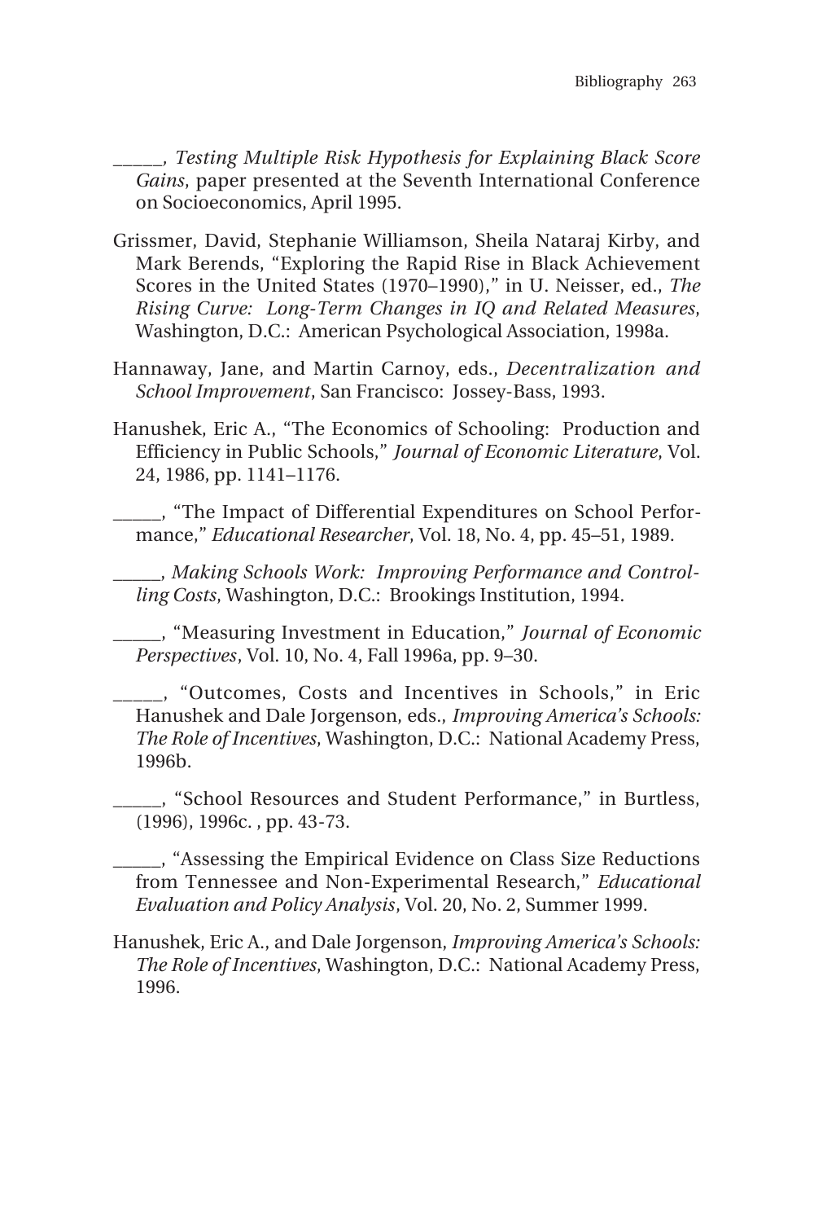_____, *Testing Multiple Risk Hypothesis for Explaining Black Score Gains*, paper presented at the Seventh International Conference on Socioeconomics, April 1995.

Grissmer, David, Stephanie Williamson, Sheila Nataraj Kirby, and Mark Berends, "Exploring the Rapid Rise in Black Achievement Scores in the United States (1970–1990)," in U. Neisser, ed., *The Rising Curve: Long-Term Changes in IQ and Related Measures*, Washington, D.C.: American Psychological Association, 1998a.

Hannaway, Jane, and Martin Carnoy, eds., *Decentralization and School Improvement*, San Francisco: Jossey-Bass, 1993.

Hanushek, Eric A., "The Economics of Schooling: Production and Efficiency in Public Schools," *Journal of Economic Literature*, Vol. 24, 1986, pp. 1141–1176.

_____, "The Impact of Differential Expenditures on School Performance," *Educational Researcher*, Vol. 18, No. 4, pp. 45–51, 1989.

_____, *Making Schools Work: Improving Performance and Controlling Costs*, Washington, D.C.: Brookings Institution, 1994.

_____, "Measuring Investment in Education," *Journal of Economic Perspectives*, Vol. 10, No. 4, Fall 1996a, pp. 9–30.

_____, "Outcomes, Costs and Incentives in Schools," in Eric Hanushek and Dale Jorgenson, eds., *Improving America's Schools: The Role of Incentives*, Washington, D.C.: National Academy Press, 1996b.

_____, "School Resources and Student Performance," in Burtless, (1996), 1996c. , pp. 43-73.

_____, "Assessing the Empirical Evidence on Class Size Reductions from Tennessee and Non-Experimental Research," *Educational Evaluation and Policy Analysis*, Vol. 20, No. 2, Summer 1999.

Hanushek, Eric A., and Dale Jorgenson, *Improving America's Schools: The Role of Incentives*, Washington, D.C.: National Academy Press, 1996.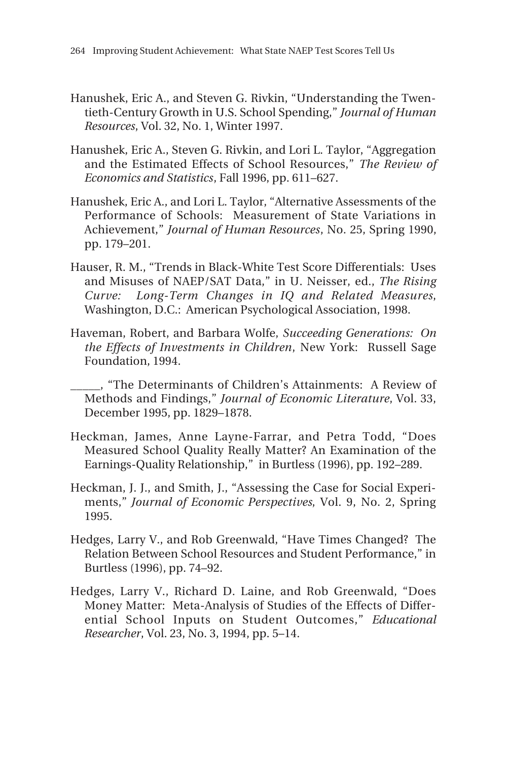Hanushek, Eric A., and Steven G. Rivkin, "Understanding the Twentieth-Century Growth in U.S. School Spending," *Journal of Human Resources*, Vol. 32, No. 1, Winter 1997.

Hanushek, Eric A., Steven G. Rivkin, and Lori L. Taylor, "Aggregation and the Estimated Effects of School Resources," *The Review of Economics and Statistics*, Fall 1996, pp. 611–627.

Hanushek, Eric A., and Lori L. Taylor, "Alternative Assessments of the Performance of Schools: Measurement of State Variations in Achievement," *Journal of Human Resources*, No. 25, Spring 1990, pp. 179–201.

Hauser, R. M., "Trends in Black-White Test Score Differentials: Uses and Misuses of NAEP/SAT Data," in U. Neisser, ed., *The Rising Curve: Long-Term Changes in IQ and Related Measures*, Washington, D.C.: American Psychological Association, 1998.

Haveman, Robert, and Barbara Wolfe, *Succeeding Generations: On the Effects of Investments in Children*, New York: Russell Sage Foundation, 1994.

_____, "The Determinants of Children's Attainments: A Review of Methods and Findings," *Journal of Economic Literature*, Vol. 33, December 1995, pp. 1829–1878.

Heckman, James, Anne Layne-Farrar, and Petra Todd, "Does Measured School Quality Really Matter? An Examination of the Earnings-Quality Relationship," in Burtless (1996), pp. 192–289.

Heckman, J. J., and Smith, J., "Assessing the Case for Social Experiments," *Journal of Economic Perspectives*, Vol. 9, No. 2, Spring 1995.

Hedges, Larry V., and Rob Greenwald, "Have Times Changed? The Relation Between School Resources and Student Performance," in Burtless (1996), pp. 74–92.

Hedges, Larry V., Richard D. Laine, and Rob Greenwald, "Does Money Matter: Meta-Analysis of Studies of the Effects of Differential School Inputs on Student Outcomes," *Educational Researcher*, Vol. 23, No. 3, 1994, pp. 5–14.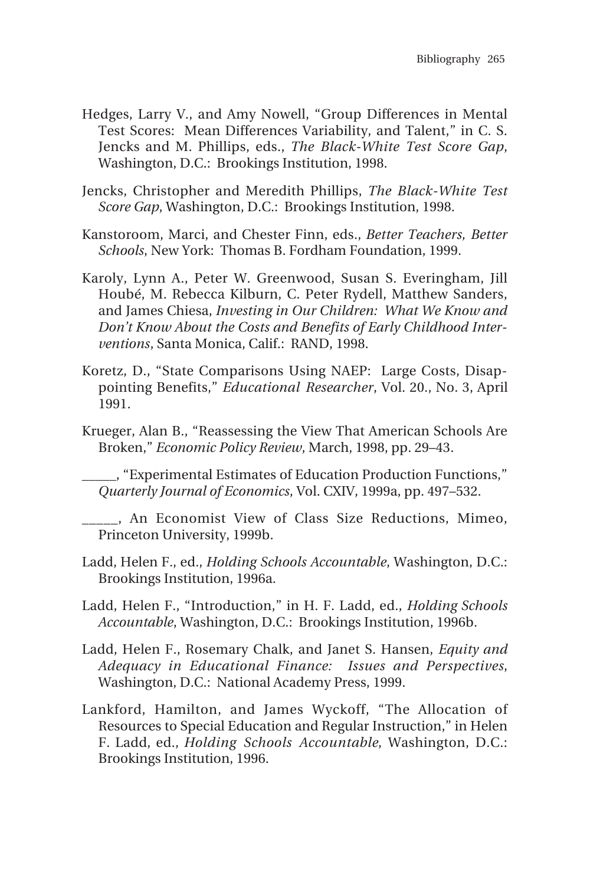Hedges, Larry V., and Amy Nowell, "Group Differences in Mental Test Scores: Mean Differences Variability, and Talent," in C. S. Jencks and M. Phillips, eds., *The Black-White Test Score Gap*, Washington, D.C.: Brookings Institution, 1998.

Jencks, Christopher and Meredith Phillips, *The Black-White Test Score Gap*, Washington, D.C.: Brookings Institution, 1998.

Kanstoroom, Marci, and Chester Finn, eds., *Better Teachers, Better Schools*, New York: Thomas B. Fordham Foundation, 1999.

Karoly, Lynn A., Peter W. Greenwood, Susan S. Everingham, Jill Houbé, M. Rebecca Kilburn, C. Peter Rydell, Matthew Sanders, and James Chiesa, *Investing in Our Children: What We Know and Don't Know About the Costs and Benefits of Early Childhood Interventions*, Santa Monica, Calif.: RAND, 1998.

Koretz, D., "State Comparisons Using NAEP: Large Costs, Disappointing Benefits," *Educational Researcher*, Vol. 20., No. 3, April 1991.

Krueger, Alan B., "Reassessing the View That American Schools Are Broken," *Economic Policy Review*, March, 1998, pp. 29–43.

_____, "Experimental Estimates of Education Production Functions," *Quarterly Journal of Economics*, Vol. CXIV, 1999a, pp. 497–532.

_____, An Economist View of Class Size Reductions, Mimeo, Princeton University, 1999b.

Ladd, Helen F., ed., *Holding Schools Accountable*, Washington, D.C.: Brookings Institution, 1996a.

Ladd, Helen F., "Introduction," in H. F. Ladd, ed., *Holding Schools Accountable*, Washington, D.C.: Brookings Institution, 1996b.

Ladd, Helen F., Rosemary Chalk, and Janet S. Hansen, *Equity and Adequacy in Educational Finance: Issues and Perspectives*, Washington, D.C.: National Academy Press, 1999.

Lankford, Hamilton, and James Wyckoff, "The Allocation of Resources to Special Education and Regular Instruction," in Helen F. Ladd, ed., *Holding Schools Accountable*, Washington, D.C.: Brookings Institution, 1996.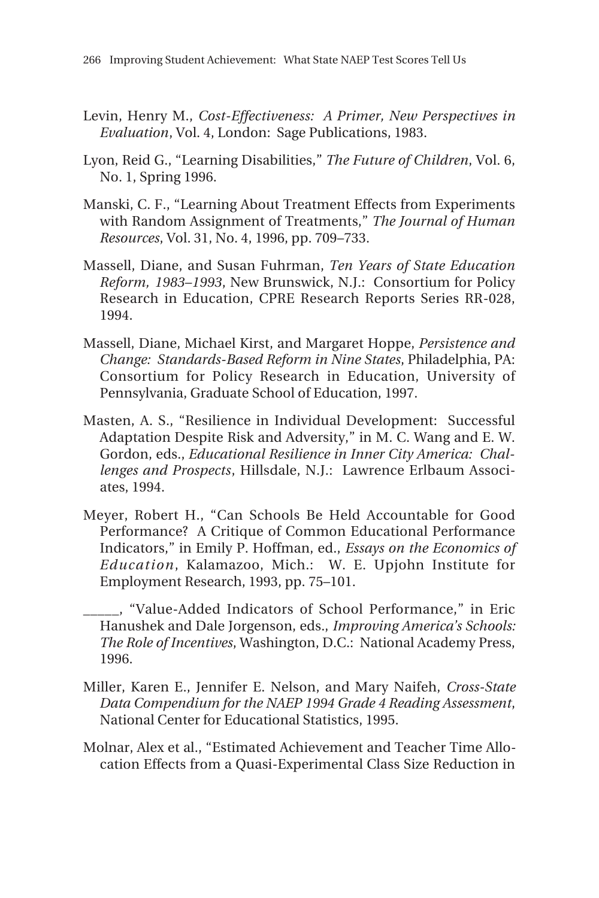Levin, Henry M., *Cost-Effectiveness: A Primer, New Perspectives in Evaluation*, Vol. 4, London: Sage Publications, 1983.

Lyon, Reid G., "Learning Disabilities," *The Future of Children*, Vol. 6, No. 1, Spring 1996.

Manski, C. F., "Learning About Treatment Effects from Experiments with Random Assignment of Treatments," *The Journal of Human Resources*, Vol. 31, No. 4, 1996, pp. 709–733.

Massell, Diane, and Susan Fuhrman, *Ten Years of State Education Reform, 1983–1993*, New Brunswick, N.J.: Consortium for Policy Research in Education, CPRE Research Reports Series RR-028, 1994.

Massell, Diane, Michael Kirst, and Margaret Hoppe, *Persistence and Change: Standards-Based Reform in Nine States*, Philadelphia, PA: Consortium for Policy Research in Education, University of Pennsylvania, Graduate School of Education, 1997.

Masten, A. S., "Resilience in Individual Development: Successful Adaptation Despite Risk and Adversity," in M. C. Wang and E. W. Gordon, eds., *Educational Resilience in Inner City America: Challenges and Prospects*, Hillsdale, N.J.: Lawrence Erlbaum Associates, 1994.

Meyer, Robert H., "Can Schools Be Held Accountable for Good Performance? A Critique of Common Educational Performance Indicators," in Emily P. Hoffman, ed., *Essays on the Economics of Education*, Kalamazoo, Mich.: W. E. Upjohn Institute for Employment Research, 1993, pp. 75–101.

_____, "Value-Added Indicators of School Performance," in Eric Hanushek and Dale Jorgenson, eds., *Improving America's Schools: The Role of Incentives*, Washington, D.C.: National Academy Press, 1996.

Miller, Karen E., Jennifer E. Nelson, and Mary Naifeh, *Cross-State Data Compendium for the NAEP 1994 Grade 4 Reading Assessment*, National Center for Educational Statistics, 1995.

Molnar, Alex et al., "Estimated Achievement and Teacher Time Allocation Effects from a Quasi-Experimental Class Size Reduction in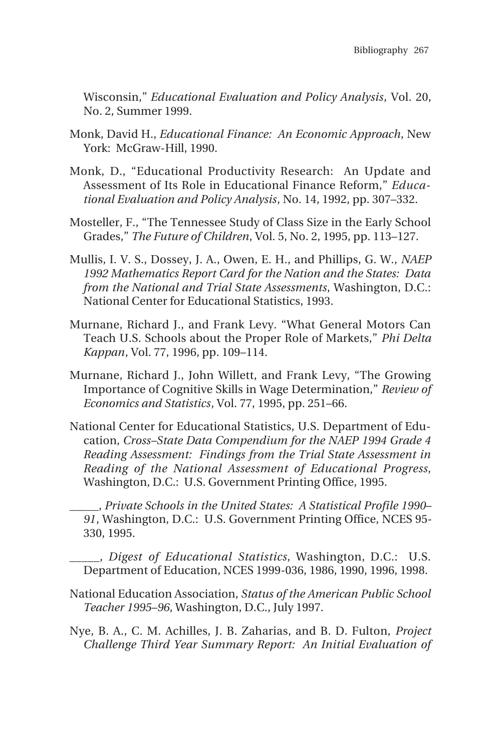Wisconsin," *Educational Evaluation and Policy Analysis*, Vol. 20, No. 2, Summer 1999.

Monk, David H., *Educational Finance: An Economic Approach*, New York: McGraw-Hill, 1990.

Monk, D., "Educational Productivity Research: An Update and Assessment of Its Role in Educational Finance Reform," *Educational Evaluation and Policy Analysis*, No. 14, 1992, pp. 307–332.

Mosteller, F., "The Tennessee Study of Class Size in the Early School Grades," *The Future of Children*, Vol. 5, No. 2, 1995, pp. 113–127.

Mullis, I. V. S., Dossey, J. A., Owen, E. H., and Phillips, G. W., *NAEP 1992 Mathematics Report Card for the Nation and the States: Data from the National and Trial State Assessments*, Washington, D.C.: National Center for Educational Statistics, 1993.

Murnane, Richard J., and Frank Levy. "What General Motors Can Teach U.S. Schools about the Proper Role of Markets," *Phi Delta Kappan*, Vol. 77, 1996, pp. 109–114.

Murnane, Richard J., John Willett, and Frank Levy, "The Growing Importance of Cognitive Skills in Wage Determination," *Review of Economics and Statistics*, Vol. 77, 1995, pp. 251–66.

National Center for Educational Statistics, U.S. Department of Education, *Cross–State Data Compendium for the NAEP 1994 Grade 4 Reading Assessment: Findings from the Trial State Assessment in Reading of the National Assessment of Educational Progress*, Washington, D.C.: U.S. Government Printing Office, 1995.

_____, *Private Schools in the United States: A Statistical Profile 1990–91*, Washington, D.C.: U.S. Government Printing Office, NCES 95-330, 1995.

_____, *Digest of Educational Statistics*, Washington, D.C.: U.S. Department of Education, NCES 1999-036, 1986, 1990, 1996, 1998.

National Education Association, *Status of the American Public School Teacher 1995–96*, Washington, D.C., July 1997.

Nye, B. A., C. M. Achilles, J. B. Zaharias, and B. D. Fulton, *Project Challenge Third Year Summary Report: An Initial Evaluation of*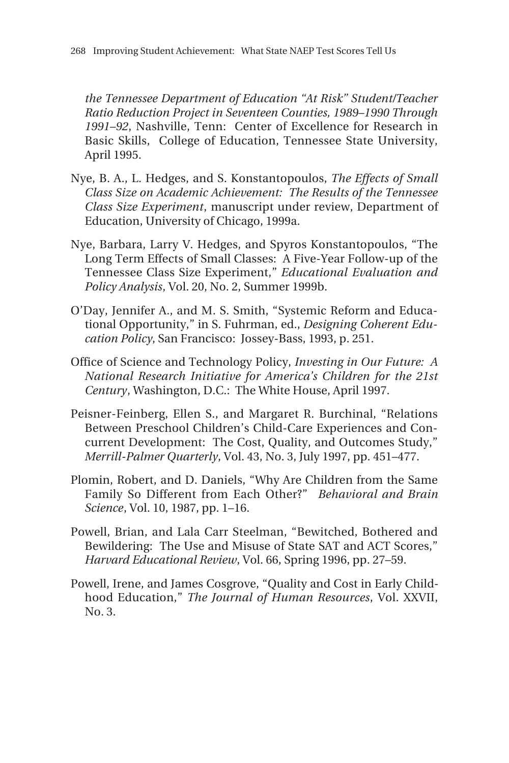*the Tennessee Department of Education "At Risk" Student/Teacher Ratio Reduction Project in Seventeen Counties, 1989–1990 Through 1991–92*, Nashville, Tenn: Center of Excellence for Research in Basic Skills, College of Education, Tennessee State University, April 1995.

Nye, B. A., L. Hedges, and S. Konstantopoulos, *The Effects of Small Class Size on Academic Achievement: The Results of the Tennessee Class Size Experiment*, manuscript under review, Department of Education, University of Chicago, 1999a.

Nye, Barbara, Larry V. Hedges, and Spyros Konstantopoulos, "The Long Term Effects of Small Classes: A Five-Year Follow-up of the Tennessee Class Size Experiment," *Educational Evaluation and Policy Analysis*, Vol. 20, No. 2, Summer 1999b.

O'Day, Jennifer A., and M. S. Smith, "Systemic Reform and Educational Opportunity," in S. Fuhrman, ed., *Designing Coherent Education Policy*, San Francisco: Jossey-Bass, 1993, p. 251.

Office of Science and Technology Policy, *Investing in Our Future: A National Research Initiative for America's Children for the 21st Century*, Washington, D.C.: The White House, April 1997.

Peisner-Feinberg, Ellen S., and Margaret R. Burchinal, "Relations Between Preschool Children's Child-Care Experiences and Concurrent Development: The Cost, Quality, and Outcomes Study," *Merrill-Palmer Quarterly*, Vol. 43, No. 3, July 1997, pp. 451–477.

Plomin, Robert, and D. Daniels, "Why Are Children from the Same Family So Different from Each Other?" *Behavioral and Brain Science*, Vol. 10, 1987, pp. 1–16.

Powell, Brian, and Lala Carr Steelman, "Bewitched, Bothered and Bewildering: The Use and Misuse of State SAT and ACT Scores," *Harvard Educational Review*, Vol. 66, Spring 1996, pp. 27–59.

Powell, Irene, and James Cosgrove, "Quality and Cost in Early Childhood Education," *The Journal of Human Resources*, Vol. XXVII, No. 3.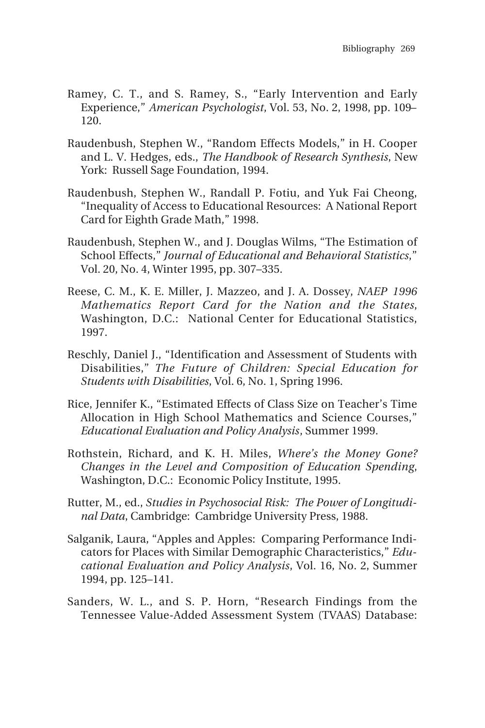Ramey, C. T., and S. Ramey, S., "Early Intervention and Early Experience," *American Psychologist*, Vol. 53, No. 2, 1998, pp. 109–120.

Raudenbush, Stephen W., "Random Effects Models," in H. Cooper and L. V. Hedges, eds., *The Handbook of Research Synthesis*, New York: Russell Sage Foundation, 1994.

Raudenbush, Stephen W., Randall P. Fotiu, and Yuk Fai Cheong, "Inequality of Access to Educational Resources: A National Report Card for Eighth Grade Math," 1998.

Raudenbush, Stephen W., and J. Douglas Wilms, "The Estimation of School Effects," *Journal of Educational and Behavioral Statistics*," Vol. 20, No. 4, Winter 1995, pp. 307–335.

Reese, C. M., K. E. Miller, J. Mazzeo, and J. A. Dossey, *NAEP 1996 Mathematics Report Card for the Nation and the States*, Washington, D.C.: National Center for Educational Statistics, 1997.

Reschly, Daniel J., "Identification and Assessment of Students with Disabilities," *The Future of Children: Special Education for Students with Disabilities*, Vol. 6, No. 1, Spring 1996.

Rice, Jennifer K., "Estimated Effects of Class Size on Teacher's Time Allocation in High School Mathematics and Science Courses," *Educational Evaluation and Policy Analysis*, Summer 1999.

Rothstein, Richard, and K. H. Miles, *Where's the Money Gone? Changes in the Level and Composition of Education Spending*, Washington, D.C.: Economic Policy Institute, 1995.

Rutter, M., ed., *Studies in Psychosocial Risk: The Power of Longitudinal Data*, Cambridge: Cambridge University Press, 1988.

Salganik, Laura, "Apples and Apples: Comparing Performance Indicators for Places with Similar Demographic Characteristics," *Educational Evaluation and Policy Analysis*, Vol. 16, No. 2, Summer 1994, pp. 125–141.

Sanders, W. L., and S. P. Horn, "Research Findings from the Tennessee Value-Added Assessment System (TVAAS) Database: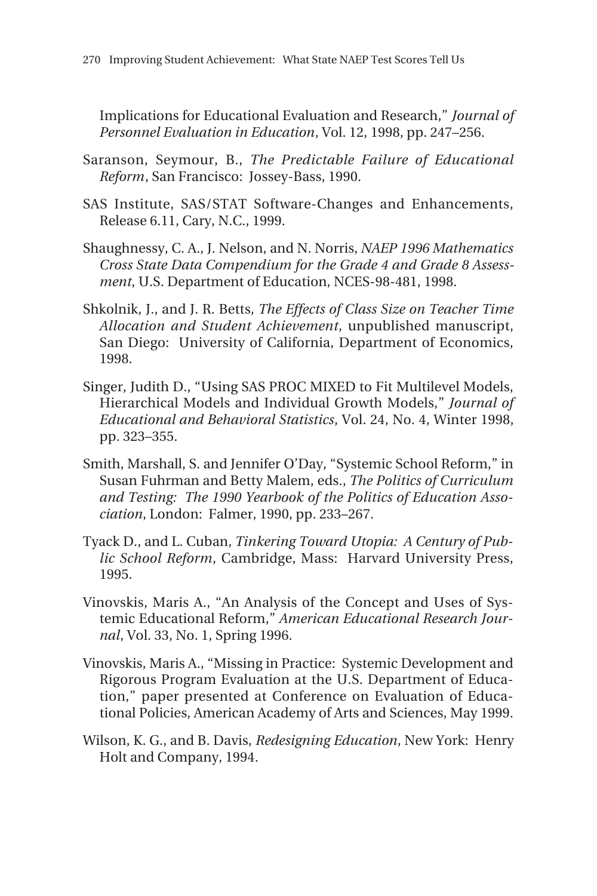Implications for Educational Evaluation and Research," *Journal of Personnel Evaluation in Education*, Vol. 12, 1998, pp. 247–256.

Saranson, Seymour, B., *The Predictable Failure of Educational Reform*, San Francisco: Jossey-Bass, 1990.

SAS Institute, SAS/STAT Software-Changes and Enhancements, Release 6.11, Cary, N.C., 1999.

Shaughnessy, C. A., J. Nelson, and N. Norris, *NAEP 1996 Mathematics Cross State Data Compendium for the Grade 4 and Grade 8 Assessment*, U.S. Department of Education, NCES-98-481, 1998.

Shkolnik, J., and J. R. Betts, *The Effects of Class Size on Teacher Time Allocation and Student Achievement*, unpublished manuscript, San Diego: University of California, Department of Economics, 1998.

Singer, Judith D., "Using SAS PROC MIXED to Fit Multilevel Models, Hierarchical Models and Individual Growth Models," *Journal of Educational and Behavioral Statistics*, Vol. 24, No. 4, Winter 1998, pp. 323–355.

Smith, Marshall, S. and Jennifer O'Day, "Systemic School Reform," in Susan Fuhrman and Betty Malem, eds., *The Politics of Curriculum and Testing: The 1990 Yearbook of the Politics of Education Association*, London: Falmer, 1990, pp. 233–267.

Tyack D., and L. Cuban, *Tinkering Toward Utopia: A Century of Public School Reform*, Cambridge, Mass: Harvard University Press, 1995.

Vinovskis, Maris A., "An Analysis of the Concept and Uses of Systemic Educational Reform," *American Educational Research Journal*, Vol. 33, No. 1, Spring 1996.

Vinovskis, Maris A., "Missing in Practice: Systemic Development and Rigorous Program Evaluation at the U.S. Department of Education," paper presented at Conference on Evaluation of Educational Policies, American Academy of Arts and Sciences, May 1999.

Wilson, K. G., and B. Davis, *Redesigning Education*, New York: Henry Holt and Company, 1994.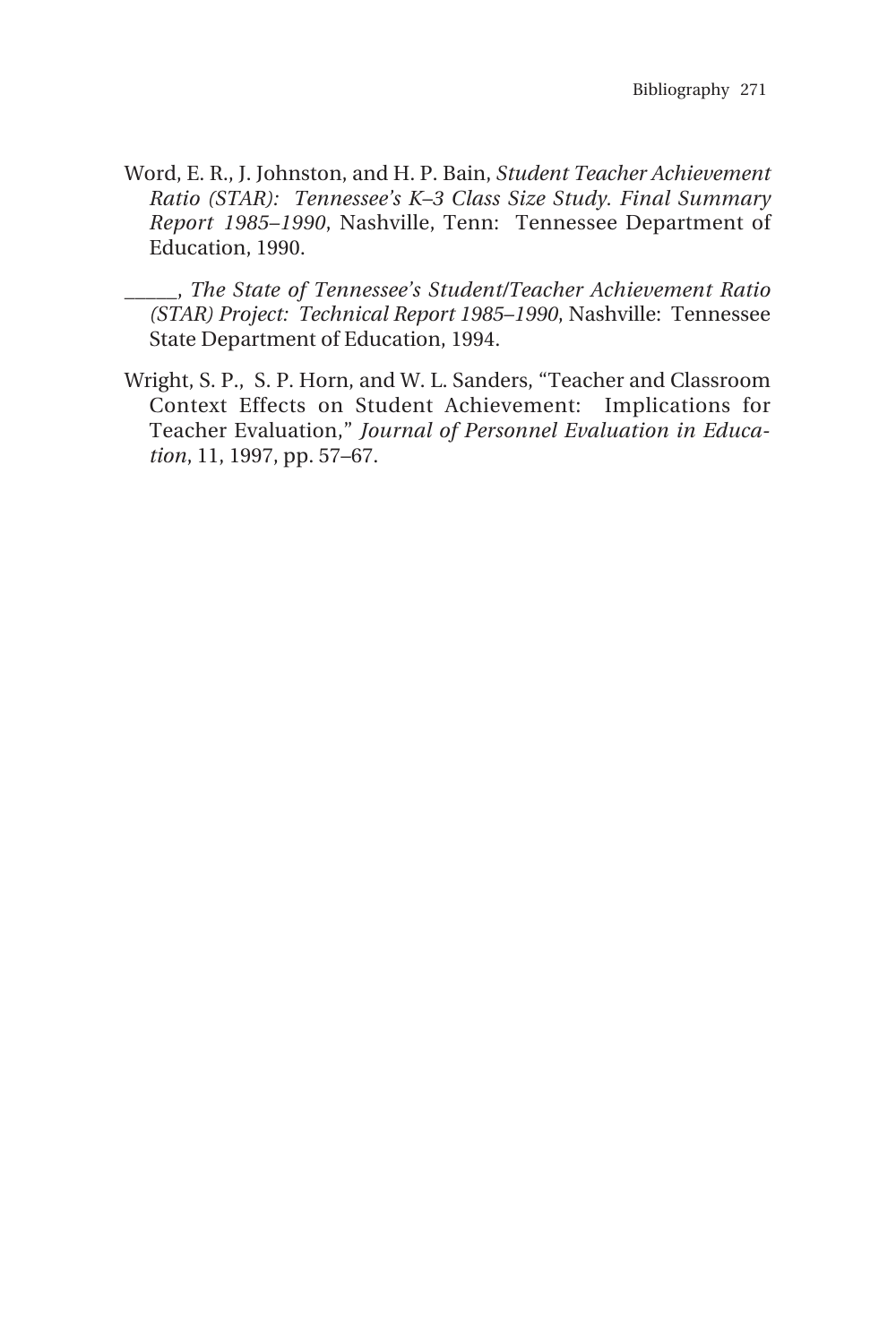Word, E. R., J. Johnston, and H. P. Bain, *Student Teacher Achievement Ratio (STAR): Tennessee's K–3 Class Size Study. Final Summary Report 1985–1990*, Nashville, Tenn: Tennessee Department of Education, 1990.

_____, *The State of Tennessee's Student/Teacher Achievement Ratio (STAR) Project: Technical Report 1985–1990*, Nashville: Tennessee State Department of Education, 1994.

Wright, S. P., S. P. Horn, and W. L. Sanders, "Teacher and Classroom Context Effects on Student Achievement: Implications for Teacher Evaluation," *Journal of Personnel Evaluation in Education*, 11, 1997, pp. 57–67.